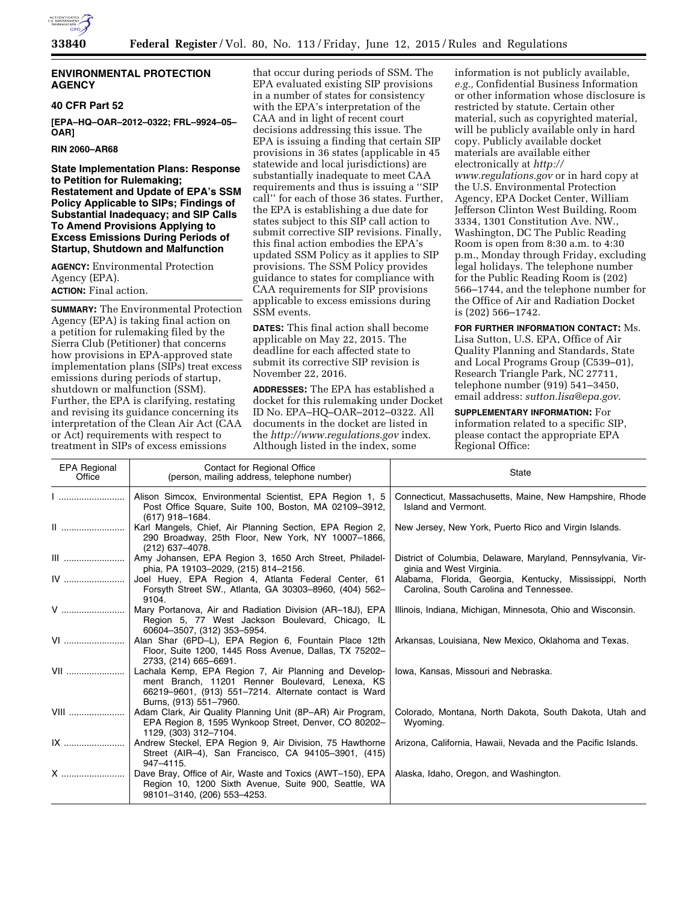## ENVIRONMENTAL PROTECTION AGENCY

### 40 CFR Part 52

**[EPA–HQ–OAR–2012–0322; FRL–9924–05–OAR]**

**RIN 2060–AR68**

# State Implementation Plans: Response to Petition for Rulemaking; Restatement and Update of EPA's SSM Policy Applicable to SIPs; Findings of Substantial Inadequacy; and SIP Calls To Amend Provisions Applying to Excess Emissions During Periods of Startup, Shutdown and Malfunction

**AGENCY:** Environmental Protection Agency (EPA).

**ACTION:** Final action.

**SUMMARY:** The Environmental Protection Agency (EPA) is taking final action on a petition for rulemaking filed by the Sierra Club (Petitioner) that concerns how provisions in EPA-approved state implementation plans (SIPs) treat excess emissions during periods of startup, shutdown or malfunction (SSM). Further, the EPA is clarifying, restating and revising its guidance concerning its interpretation of the Clean Air Act (CAA or Act) requirements with respect to treatment in SIPs of excess emissions that occur during periods of SSM. The EPA evaluated existing SIP provisions in a number of states for consistency with the EPA's interpretation of the CAA and in light of recent court decisions addressing this issue. The EPA is issuing a finding that certain SIP provisions in 36 states (applicable in 45 statewide and local jurisdictions) are substantially inadequate to meet CAA requirements and thus is issuing a ''SIP call'' for each of those 36 states. Further, the EPA is establishing a due date for states subject to this SIP call action to submit corrective SIP revisions. Finally, this final action embodies the EPA's updated SSM Policy as it applies to SIP provisions. The SSM Policy provides guidance to states for compliance with CAA requirements for SIP provisions applicable to excess emissions during SSM events.

**DATES:** This final action shall become applicable on May 22, 2015. The deadline for each affected state to submit its corrective SIP revision is November 22, 2016.

**ADDRESSES:** The EPA has established a docket for this rulemaking under Docket ID No. EPA–HQ–OAR–2012–0322. All documents in the docket are listed in the *http://www.regulations.gov* index. Although listed in the index, some information is not publicly available, *e.g.,* Confidential Business Information or other information whose disclosure is restricted by statute. Certain other material, such as copyrighted material, will be publicly available only in hard copy. Publicly available docket materials are available either electronically at *http://www.regulations.gov* or in hard copy at the U.S. Environmental Protection Agency, EPA Docket Center, William Jefferson Clinton West Building, Room 3334, 1301 Constitution Ave. NW., Washington, DC The Public Reading Room is open from 8:30 a.m. to 4:30 p.m., Monday through Friday, excluding legal holidays. The telephone number for the Public Reading Room is (202) 566–1744, and the telephone number for the Office of Air and Radiation Docket is (202) 566–1742.

**FOR FURTHER INFORMATION CONTACT:** Ms. Lisa Sutton, U.S. EPA, Office of Air Quality Planning and Standards, State and Local Programs Group (C539–01), Research Triangle Park, NC 27711, telephone number (919) 541–3450, email address: *sutton.lisa@epa.gov*.

**SUPPLEMENTARY INFORMATION:** For information related to a specific SIP, please contact the appropriate EPA Regional Office:

| EPA Regional Office | Contact for Regional Office (person, mailing address, telephone number) | State |
| --- | --- | --- |
| I | Alison Simcox, Environmental Scientist, EPA Region 1, 5 Post Office Square, Suite 100, Boston, MA 02109–3912, (617) 918–1684. | Connecticut, Massachusetts, Maine, New Hampshire, Rhode Island and Vermont. |
| II | Karl Mangels, Chief, Air Planning Section, EPA Region 2, 290 Broadway, 25th Floor, New York, NY 10007–1866, (212) 637–4078. | New Jersey, New York, Puerto Rico and Virgin Islands. |
| III | Amy Johansen, EPA Region 3, 1650 Arch Street, Philadelphia, PA 19103–2029, (215) 814–2156. | District of Columbia, Delaware, Maryland, Pennsylvania, Virginia and West Virginia. |
| IV | Joel Huey, EPA Region 4, Atlanta Federal Center, 61 Forsyth Street SW., Atlanta, GA 30303–8960, (404) 562–9104. | Alabama, Florida, Georgia, Kentucky, Mississippi, North Carolina, South Carolina and Tennessee. |
| V | Mary Portanova, Air and Radiation Division (AR–18J), EPA Region 5, 77 West Jackson Boulevard, Chicago, IL 60604–3507, (312) 353–5954. | Illinois, Indiana, Michigan, Minnesota, Ohio and Wisconsin. |
| VI | Alan Shar (6PD–L), EPA Region 6, Fountain Place 12th Floor, Suite 1200, 1445 Ross Avenue, Dallas, TX 75202–2733, (214) 665–6691. | Arkansas, Louisiana, New Mexico, Oklahoma and Texas. |
| VII | Lachala Kemp, EPA Region 7, Air Planning and Development Branch, 11201 Renner Boulevard, Lenexa, KS 66219–9601, (913) 551–7214. Alternate contact is Ward Burns, (913) 551–7960. | Iowa, Kansas, Missouri and Nebraska. |
| VIII | Adam Clark, Air Quality Planning Unit (8P–AR) Air Program, EPA Region 8, 1595 Wynkoop Street, Denver, CO 80202–1129, (303) 312–7104. | Colorado, Montana, North Dakota, South Dakota, Utah and Wyoming. |
| IX | Andrew Steckel, EPA Region 9, Air Division, 75 Hawthorne Street (AIR–4), San Francisco, CA 94105–3901, (415) 947–4115. | Arizona, California, Hawaii, Nevada and the Pacific Islands. |
| X | Dave Bray, Office of Air, Waste and Toxics (AWT–150), EPA Region 10, 1200 Sixth Avenue, Suite 900, Seattle, WA 98101–3140, (206) 553–4253. | Alaska, Idaho, Oregon, and Washington. |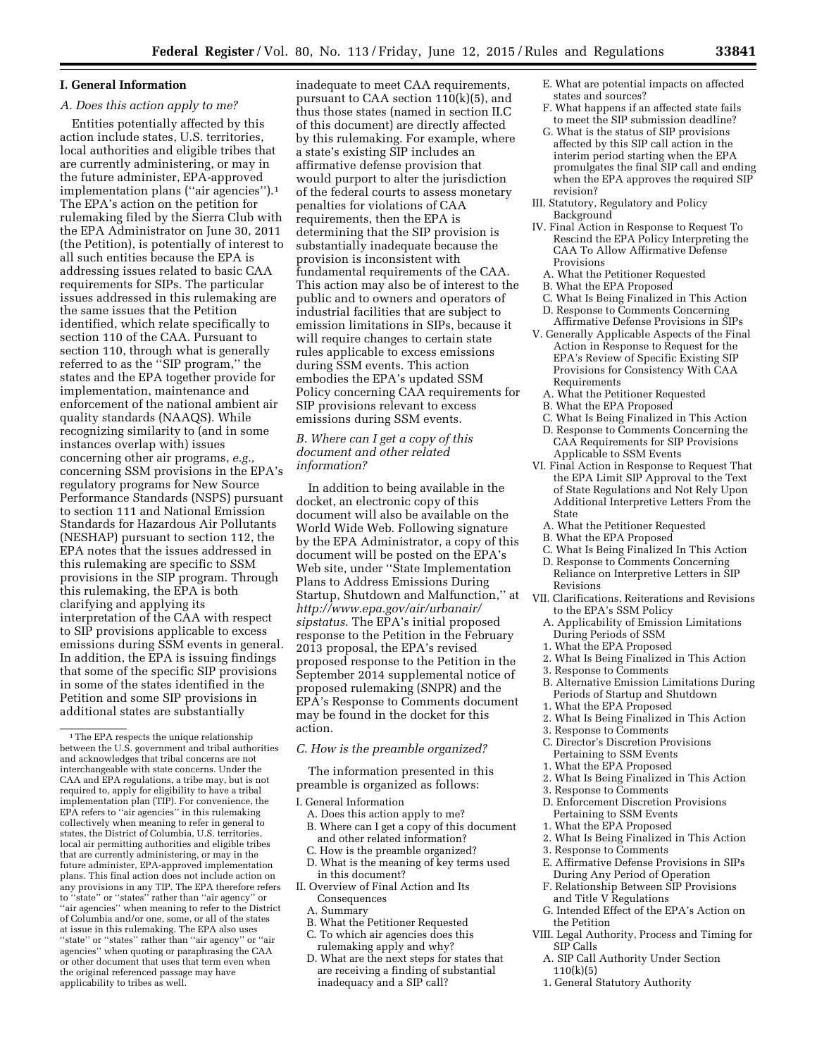## I. General Information

### A. Does this action apply to me?

Entities potentially affected by this action include states, U.S. territories, local authorities and eligible tribes that are currently administering, or may in the future administer, EPA-approved implementation plans (''air agencies'').[1] The EPA's action on the petition for rulemaking filed by the Sierra Club with the EPA Administrator on June 30, 2011 (the Petition), is potentially of interest to all such entities because the EPA is addressing issues related to basic CAA requirements for SIPs. The particular issues addressed in this rulemaking are the same issues that the Petition identified, which relate specifically to section 110 of the CAA. Pursuant to section 110, through what is generally referred to as the ''SIP program,'' the states and the EPA together provide for implementation, maintenance and enforcement of the national ambient air quality standards (NAAQS). While recognizing similarity to (and in some instances overlap with) issues concerning other air programs, *e.g.,* concerning SSM provisions in the EPA's regulatory programs for New Source Performance Standards (NSPS) pursuant to section 111 and National Emission Standards for Hazardous Air Pollutants (NESHAP) pursuant to section 112, the EPA notes that the issues addressed in this rulemaking are specific to SSM provisions in the SIP program. Through this rulemaking, the EPA is both clarifying and applying its interpretation of the CAA with respect to SIP provisions applicable to excess emissions during SSM events in general. In addition, the EPA is issuing findings that some of the specific SIP provisions in some of the states identified in the Petition and some SIP provisions in additional states are substantially inadequate to meet CAA requirements, pursuant to CAA section 110(k)(5), and thus those states (named in section II.C of this document) are directly affected by this rulemaking. For example, where a state's existing SIP includes an affirmative defense provision that would purport to alter the jurisdiction of the federal courts to assess monetary penalties for violations of CAA requirements, then the EPA is determining that the SIP provision is substantially inadequate because the provision is inconsistent with fundamental requirements of the CAA. This action may also be of interest to the public and to owners and operators of industrial facilities that are subject to emission limitations in SIPs, because it will require changes to certain state rules applicable to excess emissions during SSM events. This action embodies the EPA's updated SSM Policy concerning CAA requirements for SIP provisions relevant to excess emissions during SSM events.

### B. Where can I get a copy of this document and other related information?

In addition to being available in the docket, an electronic copy of this document will also be available on the World Wide Web. Following signature by the EPA Administrator, a copy of this document will be posted on the EPA's Web site, under ''State Implementation Plans to Address Emissions During Startup, Shutdown and Malfunction,'' at *http://www.epa.gov/air/urbanair/sipstatus.* The EPA's initial proposed response to the Petition in the February 2013 proposal, the EPA's revised proposed response to the Petition in the September 2014 supplemental notice of proposed rulemaking (SNPR) and the EPA's Response to Comments document may be found in the docket for this action.

### C. How is the preamble organized?

The information presented in this preamble is organized as follows:

- I. General Information
  - A. Does this action apply to me?
  - B. Where can I get a copy of this document and other related information?
  - C. How is the preamble organized?
  - D. What is the meaning of key terms used in this document?
- II. Overview of Final Action and Its Consequences
  - A. Summary
  - B. What the Petitioner Requested
  - C. To which air agencies does this rulemaking apply and why?
  - D. What are the next steps for states that are receiving a finding of substantial inadequacy and a SIP call?
  - E. What are potential impacts on affected states and sources?
  - F. What happens if an affected state fails to meet the SIP submission deadline?
  - G. What is the status of SIP provisions affected by this SIP call action in the interim period starting when the EPA promulgates the final SIP call and ending when the EPA approves the required SIP revision?
- III. Statutory, Regulatory and Policy Background
- IV. Final Action in Response to Request To Rescind the EPA Policy Interpreting the CAA To Allow Affirmative Defense Provisions
  - A. What the Petitioner Requested
  - B. What the EPA Proposed
  - C. What Is Being Finalized in This Action
  - D. Response to Comments Concerning Affirmative Defense Provisions in SIPs
- V. Generally Applicable Aspects of the Final Action in Response to Request for the EPA's Review of Specific Existing SIP Provisions for Consistency With CAA Requirements
  - A. What the Petitioner Requested
  - B. What the EPA Proposed
  - C. What Is Being Finalized in This Action
  - D. Response to Comments Concerning the CAA Requirements for SIP Provisions Applicable to SSM Events
- VI. Final Action in Response to Request That the EPA Limit SIP Approval to the Text of State Regulations and Not Rely Upon Additional Interpretive Letters From the State
  - A. What the Petitioner Requested
  - B. What the EPA Proposed
  - C. What Is Being Finalized In This Action
  - D. Response to Comments Concerning Reliance on Interpretive Letters in SIP Revisions
- VII. Clarifications, Reiterations and Revisions to the EPA's SSM Policy
  - A. Applicability of Emission Limitations During Periods of SSM
    1. What the EPA Proposed
    2. What Is Being Finalized in This Action
    3. Response to Comments
  - B. Alternative Emission Limitations During Periods of Startup and Shutdown
    1. What the EPA Proposed
    2. What Is Being Finalized in This Action
    3. Response to Comments
  - C. Director's Discretion Provisions Pertaining to SSM Events
    1. What the EPA Proposed
    2. What Is Being Finalized in This Action
    3. Response to Comments
  - D. Enforcement Discretion Provisions Pertaining to SSM Events
    1. What the EPA Proposed
    2. What Is Being Finalized in This Action
    3. Response to Comments
  - E. Affirmative Defense Provisions in SIPs During Any Period of Operation
  - F. Relationship Between SIP Provisions and Title V Regulations
  - G. Intended Effect of the EPA's Action on the Petition
- VIII. Legal Authority, Process and Timing for SIP Calls
  - A. SIP Call Authority Under Section 110(k)(5)
    1. General Statutory Authority

---

[1] The EPA respects the unique relationship between the U.S. government and tribal authorities and acknowledges that tribal concerns are not interchangeable with state concerns. Under the CAA and EPA regulations, a tribe may, but is not required to, apply for eligibility to have a tribal implementation plan (TIP). For convenience, the EPA refers to ''air agencies'' in this rulemaking collectively when meaning to refer in general to states, the District of Columbia, U.S. territories, local air permitting authorities and eligible tribes that are currently administering, or may in the future administer, EPA-approved implementation plans. This final action does not include action on any provisions in any TIP. The EPA therefore refers to ''state'' or ''states'' rather than ''air agency'' or ''air agencies'' when meaning to refer to the District of Columbia and/or one, some, or all of the states at issue in this rulemaking. The EPA also uses ''state'' or ''states'' rather than ''air agency'' or ''air agencies'' when quoting or paraphrasing the CAA or other document that uses that term even when the original referenced passage may have applicability to tribes as well.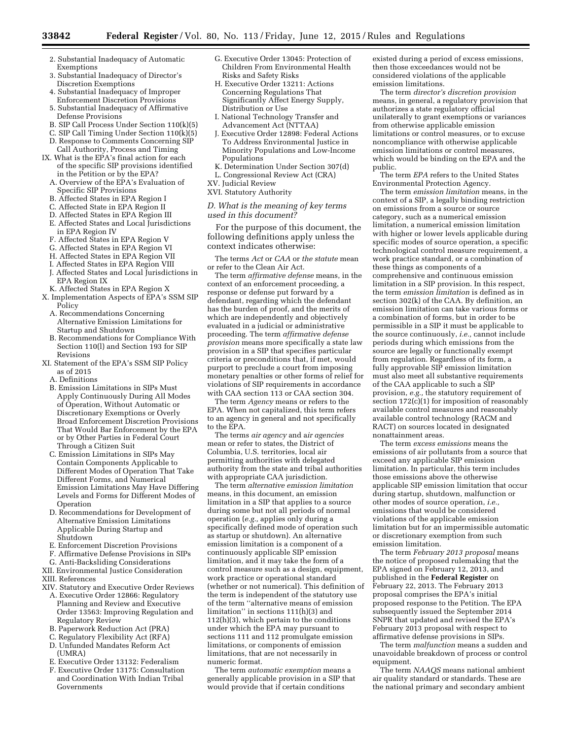2. Substantial Inadequacy of Automatic Exemptions
3. Substantial Inadequacy of Director's Discretion Exemptions
4. Substantial Inadequacy of Improper Enforcement Discretion Provisions
5. Substantial Inadequacy of Affirmative Defense Provisions

B. SIP Call Process Under Section 110(k)(5)
C. SIP Call Timing Under Section 110(k)(5)
D. Response to Comments Concerning SIP Call Authority, Process and Timing

IX. What is the EPA's final action for each of the specific SIP provisions identified in the Petition or by the EPA?
A. Overview of the EPA's Evaluation of Specific SIP Provisions
B. Affected States in EPA Region I
C. Affected State in EPA Region II
D. Affected States in EPA Region III
E. Affected States and Local Jurisdictions in EPA Region IV
F. Affected States in EPA Region V
G. Affected States in EPA Region VI
H. Affected States in EPA Region VII
I. Affected States in EPA Region VIII
J. Affected States and Local Jurisdictions in EPA Region IX
K. Affected States in EPA Region X

X. Implementation Aspects of EPA's SSM SIP Policy
A. Recommendations Concerning Alternative Emission Limitations for Startup and Shutdown
B. Recommendations for Compliance With Section 110(l) and Section 193 for SIP Revisions

XI. Statement of the EPA's SSM SIP Policy as of 2015
A. Definitions
B. Emission Limitations in SIPs Must Apply Continuously During All Modes of Operation, Without Automatic or Discretionary Exemptions or Overly Broad Enforcement Discretion Provisions That Would Bar Enforcement by the EPA or by Other Parties in Federal Court Through a Citizen Suit
C. Emission Limitations in SIPs May Contain Components Applicable to Different Modes of Operation That Take Different Forms, and Numerical Emission Limitations May Have Differing Levels and Forms for Different Modes of Operation
D. Recommendations for Development of Alternative Emission Limitations Applicable During Startup and Shutdown
E. Enforcement Discretion Provisions
F. Affirmative Defense Provisions in SIPs
G. Anti-Backsliding Considerations

XII. Environmental Justice Consideration
XIII. References
XIV. Statutory and Executive Order Reviews
A. Executive Order 12866: Regulatory Planning and Review and Executive Order 13563: Improving Regulation and Regulatory Review
B. Paperwork Reduction Act (PRA)
C. Regulatory Flexibility Act (RFA)
D. Unfunded Mandates Reform Act (UMRA)
E. Executive Order 13132: Federalism
F. Executive Order 13175: Consultation and Coordination With Indian Tribal Governments
G. Executive Order 13045: Protection of Children From Environmental Health Risks and Safety Risks
H. Executive Order 13211: Actions Concerning Regulations That Significantly Affect Energy Supply, Distribution or Use
I. National Technology Transfer and Advancement Act (NTTAA)
J. Executive Order 12898: Federal Actions To Address Environmental Justice in Minority Populations and Low-Income Populations
K. Determination Under Section 307(d)
L. Congressional Review Act (CRA)

XV. Judicial Review
XVI. Statutory Authority

### *D. What is the meaning of key terms used in this document?*

For the purpose of this document, the following definitions apply unless the context indicates otherwise:

The terms *Act* or *CAA* or *the statute* mean or refer to the Clean Air Act.

The term *affirmative defense* means, in the context of an enforcement proceeding, a response or defense put forward by a defendant, regarding which the defendant has the burden of proof, and the merits of which are independently and objectively evaluated in a judicial or administrative proceeding. The term *affirmative defense provision* means more specifically a state law provision in a SIP that specifies particular criteria or preconditions that, if met, would purport to preclude a court from imposing monetary penalties or other forms of relief for violations of SIP requirements in accordance with CAA section 113 or CAA section 304.

The term *Agency* means or refers to the EPA. When not capitalized, this term refers to an agency in general and not specifically to the EPA.

The terms *air agency* and *air agencies* mean or refer to states, the District of Columbia, U.S. territories, local air permitting authorities with delegated authority from the state and tribal authorities with appropriate CAA jurisdiction.

The term *alternative emission limitation* means, in this document, an emission limitation in a SIP that applies to a source during some but not all periods of normal operation (*e.g.,* applies only during a specifically defined mode of operation such as startup or shutdown). An alternative emission limitation is a component of a continuously applicable SIP emission limitation, and it may take the form of a control measure such as a design, equipment, work practice or operational standard (whether or not numerical). This definition of the term is independent of the statutory use of the term "alternative means of emission limitation" in sections 111(h)(3) and 112(h)(3), which pertain to the conditions under which the EPA may pursuant to sections 111 and 112 promulgate emission limitations, or components of emission limitations, that are not necessarily in numeric format.

The term *automatic exemption* means a generally applicable provision in a SIP that would provide that if certain conditions existed during a period of excess emissions, then those exceedances would not be considered violations of the applicable emission limitations.

The term *director's discretion provision* means, in general, a regulatory provision that authorizes a state regulatory official unilaterally to grant exemptions or variances from otherwise applicable emission limitations or control measures, or to excuse noncompliance with otherwise applicable emission limitations or control measures, which would be binding on the EPA and the public.

The term *EPA* refers to the United States Environmental Protection Agency.

The term *emission limitation* means, in the context of a SIP, a legally binding restriction on emissions from a source or source category, such as a numerical emission limitation, a numerical emission limitation with higher or lower levels applicable during specific modes of source operation, a specific technological control measure requirement, a work practice standard, or a combination of these things as components of a comprehensive and continuous emission limitation in a SIP provision. In this respect, the term *emission limitation* is defined as in section 302(k) of the CAA. By definition, an emission limitation can take various forms or a combination of forms, but in order to be permissible in a SIP it must be applicable to the source continuously, *i.e.,* cannot include periods during which emissions from the source are legally or functionally exempt from regulation. Regardless of its form, a fully approvable SIP emission limitation must also meet all substantive requirements of the CAA applicable to such a SIP provision, *e.g.,* the statutory requirement of section 172(c)(1) for imposition of reasonably available control measures and reasonably available control technology (RACM and RACT) on sources located in designated nonattainment areas.

The term *excess emissions* means the emissions of air pollutants from a source that exceed any applicable SIP emission limitation. In particular, this term includes those emissions above the otherwise applicable SIP emission limitation that occur during startup, shutdown, malfunction or other modes of source operation, *i.e.,* emissions that would be considered violations of the applicable emission limitation but for an impermissible automatic or discretionary exemption from such emission limitation.

The term *February 2013 proposal* means the notice of proposed rulemaking that the EPA signed on February 12, 2013, and published in the **Federal Register** on February 22, 2013. The February 2013 proposal comprises the EPA's initial proposed response to the Petition. The EPA subsequently issued the September 2014 SNPR that updated and revised the EPA's February 2013 proposal with respect to affirmative defense provisions in SIPs.

The term *malfunction* means a sudden and unavoidable breakdown of process or control equipment.

The term *NAAQS* means national ambient air quality standard or standards. These are the national primary and secondary ambient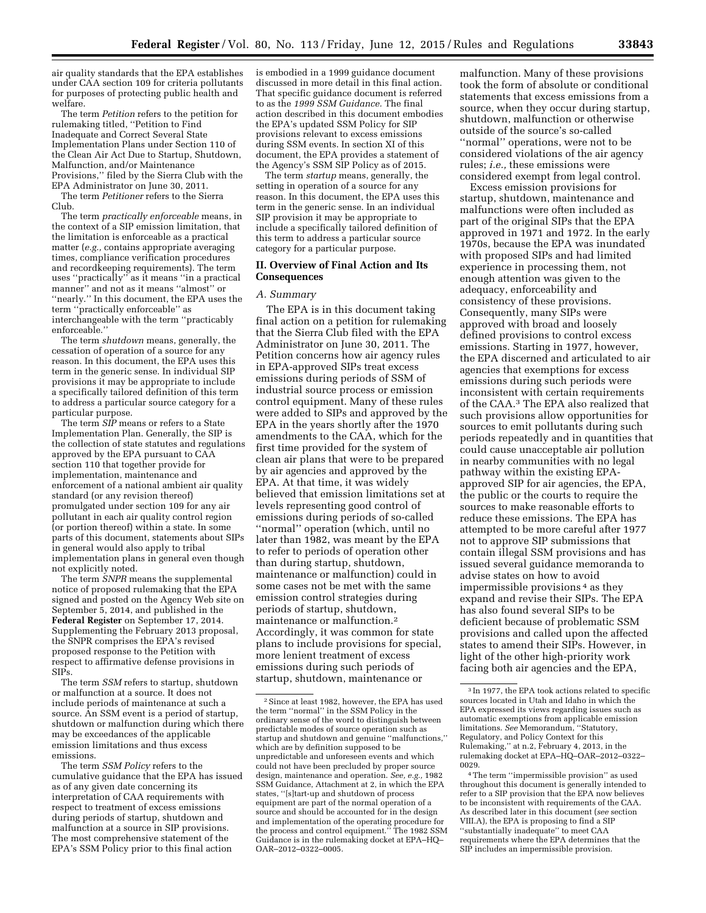air quality standards that the EPA establishes under CAA section 109 for criteria pollutants for purposes of protecting public health and welfare.

The term *Petition* refers to the petition for rulemaking titled, ''Petition to Find Inadequate and Correct Several State Implementation Plans under Section 110 of the Clean Air Act Due to Startup, Shutdown, Malfunction, and/or Maintenance Provisions,'' filed by the Sierra Club with the EPA Administrator on June 30, 2011.

The term *Petitioner* refers to the Sierra Club.

The term *practically enforceable* means, in the context of a SIP emission limitation, that the limitation is enforceable as a practical matter (*e.g.,* contains appropriate averaging times, compliance verification procedures and recordkeeping requirements). The term uses ''practically'' as it means ''in a practical manner'' and not as it means ''almost'' or ''nearly.'' In this document, the EPA uses the term ''practically enforceable'' as interchangeable with the term ''practicably enforceable.''

The term *shutdown* means, generally, the cessation of operation of a source for any reason. In this document, the EPA uses this term in the generic sense. In individual SIP provisions it may be appropriate to include a specifically tailored definition of this term to address a particular source category for a particular purpose.

The term *SIP* means or refers to a State Implementation Plan. Generally, the SIP is the collection of state statutes and regulations approved by the EPA pursuant to CAA section 110 that together provide for implementation, maintenance and enforcement of a national ambient air quality standard (or any revision thereof) promulgated under section 109 for any air pollutant in each air quality control region (or portion thereof) within a state. In some parts of this document, statements about SIPs in general would also apply to tribal implementation plans in general even though not explicitly noted.

The term *SNPR* means the supplemental notice of proposed rulemaking that the EPA signed and posted on the Agency Web site on September 5, 2014, and published in the **Federal Register** on September 17, 2014. Supplementing the February 2013 proposal, the SNPR comprises the EPA's revised proposed response to the Petition with respect to affirmative defense provisions in SIPs.

The term *SSM* refers to startup, shutdown or malfunction at a source. It does not include periods of maintenance at such a source. An SSM event is a period of startup, shutdown or malfunction during which there may be exceedances of the applicable emission limitations and thus excess emissions.

The term *SSM Policy* refers to the cumulative guidance that the EPA has issued as of any given date concerning its interpretation of CAA requirements with respect to treatment of excess emissions during periods of startup, shutdown and malfunction at a source in SIP provisions. The most comprehensive statement of the EPA's SSM Policy prior to this final action is embodied in a 1999 guidance document discussed in more detail in this final action. That specific guidance document is referred to as the *1999 SSM Guidance.* The final action described in this document embodies the EPA's updated SSM Policy for SIP provisions relevant to excess emissions during SSM events. In section XI of this document, the EPA provides a statement of the Agency's SSM SIP Policy as of 2015.

The term *startup* means, generally, the setting in operation of a source for any reason. In this document, the EPA uses this term in the generic sense. In an individual SIP provision it may be appropriate to include a specifically tailored definition of this term to address a particular source category for a particular purpose.

## II. Overview of Final Action and Its Consequences

### *A. Summary*

The EPA is in this document taking final action on a petition for rulemaking that the Sierra Club filed with the EPA Administrator on June 30, 2011. The Petition concerns how air agency rules in EPA-approved SIPs treat excess emissions during periods of SSM of industrial source process or emission control equipment. Many of these rules were added to SIPs and approved by the EPA in the years shortly after the 1970 amendments to the CAA, which for the first time provided for the system of clean air plans that were to be prepared by air agencies and approved by the EPA. At that time, it was widely believed that emission limitations set at levels representing good control of emissions during periods of so-called ''normal'' operation (which, until no later than 1982, was meant by the EPA to refer to periods of operation other than during startup, shutdown, maintenance or malfunction) could in some cases not be met with the same emission control strategies during periods of startup, shutdown, maintenance or malfunction.[2] Accordingly, it was common for state plans to include provisions for special, more lenient treatment of excess emissions during such periods of startup, shutdown, maintenance or malfunction. Many of these provisions took the form of absolute or conditional statements that excess emissions from a source, when they occur during startup, shutdown, malfunction or otherwise outside of the source's so-called ''normal'' operations, were not to be considered violations of the air agency rules; *i.e.,* these emissions were considered exempt from legal control.

Excess emission provisions for startup, shutdown, maintenance and malfunctions were often included as part of the original SIPs that the EPA approved in 1971 and 1972. In the early 1970s, because the EPA was inundated with proposed SIPs and had limited experience in processing them, not enough attention was given to the adequacy, enforceability and consistency of these provisions. Consequently, many SIPs were approved with broad and loosely defined provisions to control excess emissions. Starting in 1977, however, the EPA discerned and articulated to air agencies that exemptions for excess emissions during such periods were inconsistent with certain requirements of the CAA.[3] The EPA also realized that such provisions allow opportunities for sources to emit pollutants during such periods repeatedly and in quantities that could cause unacceptable air pollution in nearby communities with no legal pathway within the existing EPA-approved SIP for air agencies, the EPA, the public or the courts to require the sources to make reasonable efforts to reduce these emissions. The EPA has attempted to be more careful after 1977 not to approve SIP submissions that contain illegal SSM provisions and has issued several guidance memoranda to advise states on how to avoid impermissible provisions[4] as they expand and revise their SIPs. The EPA has also found several SIPs to be deficient because of problematic SSM provisions and called upon the affected states to amend their SIPs. However, in light of the other high-priority work facing both air agencies and the EPA,

---

[2] Since at least 1982, however, the EPA has used the term ''normal'' in the SSM Policy in the ordinary sense of the word to distinguish between predictable modes of source operation such as startup and shutdown and genuine ''malfunctions,'' which are by definition supposed to be unpredictable and unforeseen events and which could not have been precluded by proper source design, maintenance and operation. *See, e.g.,* 1982 SSM Guidance, Attachment at 2, in which the EPA states, ''[s]tart-up and shutdown of process equipment are part of the normal operation of a source and should be accounted for in the design and implementation of the operating procedure for the process and control equipment.'' The 1982 SSM Guidance is in the rulemaking docket at EPA–HQ–OAR–2012–0322–0005.

[3] In 1977, the EPA took actions related to specific sources located in Utah and Idaho in which the EPA expressed its views regarding issues such as automatic exemptions from applicable emission limitations. *See* Memorandum, ''Statutory, Regulatory, and Policy Context for this Rulemaking,'' at n.2, February 4, 2013, in the rulemaking docket at EPA–HQ–OAR–2012–0322–0029.

[4] The term ''impermissible provision'' as used throughout this document is generally intended to refer to a SIP provision that the EPA now believes to be inconsistent with requirements of the CAA. As described later in this document (*see* section VIII.A), the EPA is proposing to find a SIP ''substantially inadequate'' to meet CAA requirements where the EPA determines that the SIP includes an impermissible provision.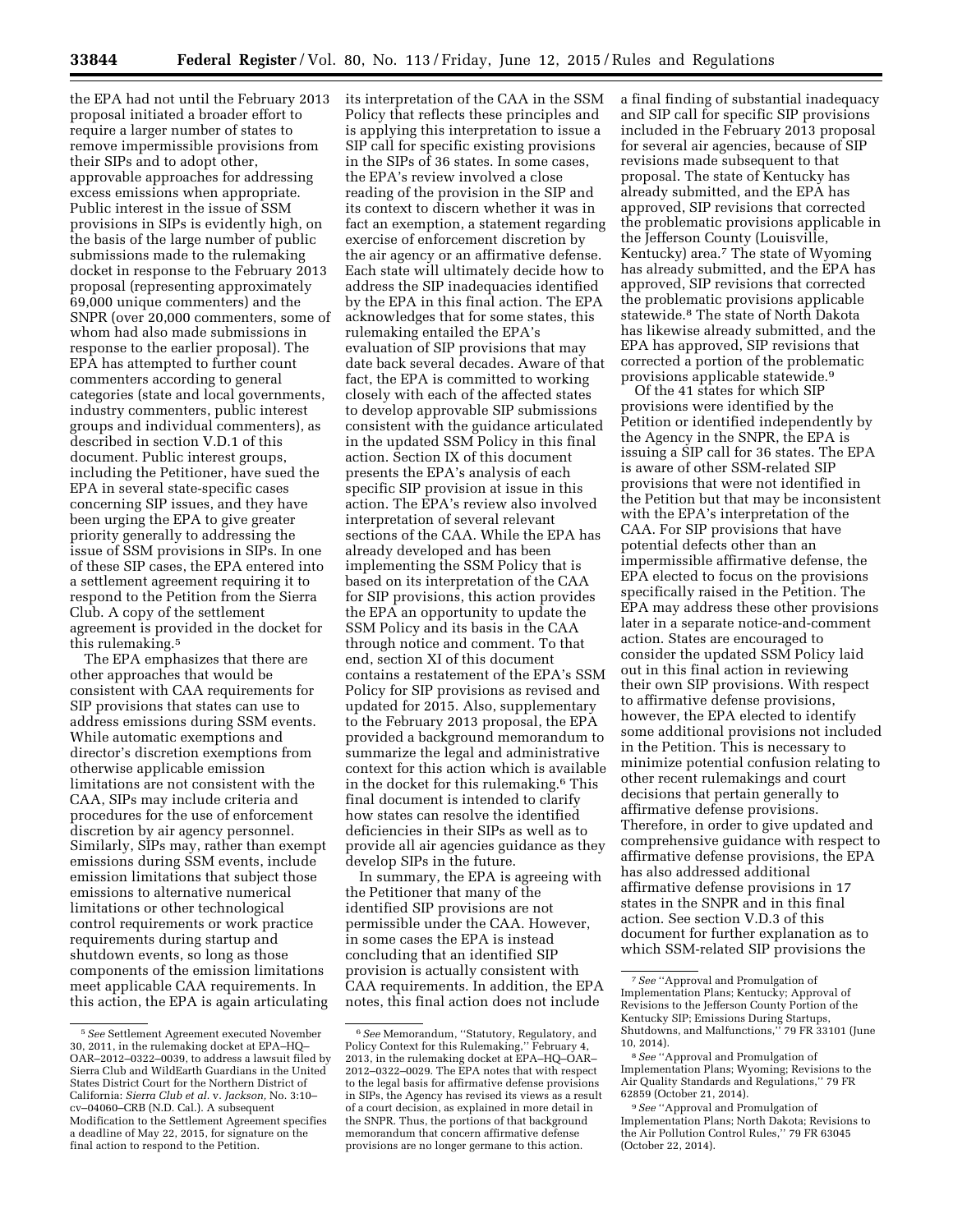the EPA had not until the February 2013 proposal initiated a broader effort to require a larger number of states to remove impermissible provisions from their SIPs and to adopt other, approvable approaches for addressing excess emissions when appropriate. Public interest in the issue of SSM provisions in SIPs is evidently high, on the basis of the large number of public submissions made to the rulemaking docket in response to the February 2013 proposal (representing approximately 69,000 unique commenters) and the SNPR (over 20,000 commenters, some of whom had also made submissions in response to the earlier proposal). The EPA has attempted to further count commenters according to general categories (state and local governments, industry commenters, public interest groups and individual commenters), as described in section V.D.1 of this document. Public interest groups, including the Petitioner, have sued the EPA in several state-specific cases concerning SIP issues, and they have been urging the EPA to give greater priority generally to addressing the issue of SSM provisions in SIPs. In one of these SIP cases, the EPA entered into a settlement agreement requiring it to respond to the Petition from the Sierra Club. A copy of the settlement agreement is provided in the docket for this rulemaking.[5]

The EPA emphasizes that there are other approaches that would be consistent with CAA requirements for SIP provisions that states can use to address emissions during SSM events. While automatic exemptions and director's discretion exemptions from otherwise applicable emission limitations are not consistent with the CAA, SIPs may include criteria and procedures for the use of enforcement discretion by air agency personnel. Similarly, SIPs may, rather than exempt emissions during SSM events, include emission limitations that subject those emissions to alternative numerical limitations or other technological control requirements or work practice requirements during startup and shutdown events, so long as those components of the emission limitations meet applicable CAA requirements. In this action, the EPA is again articulating its interpretation of the CAA in the SSM Policy that reflects these principles and is applying this interpretation to issue a SIP call for specific existing provisions in the SIPs of 36 states. In some cases, the EPA's review involved a close reading of the provision in the SIP and its context to discern whether it was in fact an exemption, a statement regarding exercise of enforcement discretion by the air agency or an affirmative defense. Each state will ultimately decide how to address the SIP inadequacies identified by the EPA in this final action. The EPA acknowledges that for some states, this rulemaking entailed the EPA's evaluation of SIP provisions that may date back several decades. Aware of that fact, the EPA is committed to working closely with each of the affected states to develop approvable SIP submissions consistent with the guidance articulated in the updated SSM Policy in this final action. Section IX of this document presents the EPA's analysis of each specific SIP provision at issue in this action. The EPA's review also involved interpretation of several relevant sections of the CAA. While the EPA has already developed and has been implementing the SSM Policy that is based on its interpretation of the CAA for SIP provisions, this action provides the EPA an opportunity to update the SSM Policy and its basis in the CAA through notice and comment. To that end, section XI of this document contains a restatement of the EPA's SSM Policy for SIP provisions as revised and updated for 2015. Also, supplementary to the February 2013 proposal, the EPA provided a background memorandum to summarize the legal and administrative context for this action which is available in the docket for this rulemaking.[6] This final document is intended to clarify how states can resolve the identified deficiencies in their SIPs as well as to provide all air agencies guidance as they develop SIPs in the future.

In summary, the EPA is agreeing with the Petitioner that many of the identified SIP provisions are not permissible under the CAA. However, in some cases the EPA is instead concluding that an identified SIP provision is actually consistent with CAA requirements. In addition, the EPA notes, this final action does not include a final finding of substantial inadequacy and SIP call for specific SIP provisions included in the February 2013 proposal for several air agencies, because of SIP revisions made subsequent to that proposal. The state of Kentucky has already submitted, and the EPA has approved, SIP revisions that corrected the problematic provisions applicable in the Jefferson County (Louisville, Kentucky) area.[7] The state of Wyoming has already submitted, and the EPA has approved, SIP revisions that corrected the problematic provisions applicable statewide.[8] The state of North Dakota has likewise already submitted, and the EPA has approved, SIP revisions that corrected a portion of the problematic provisions applicable statewide.[9]

Of the 41 states for which SIP provisions were identified by the Petition or identified independently by the Agency in the SNPR, the EPA is issuing a SIP call for 36 states. The EPA is aware of other SSM-related SIP provisions that were not identified in the Petition but that may be inconsistent with the EPA's interpretation of the CAA. For SIP provisions that have potential defects other than an impermissible affirmative defense, the EPA elected to focus on the provisions specifically raised in the Petition. The EPA may address these other provisions later in a separate notice-and-comment action. States are encouraged to consider the updated SSM Policy laid out in this final action in reviewing their own SIP provisions. With respect to affirmative defense provisions, however, the EPA elected to identify some additional provisions not included in the Petition. This is necessary to minimize potential confusion relating to other recent rulemakings and court decisions that pertain generally to affirmative defense provisions. Therefore, in order to give updated and comprehensive guidance with respect to affirmative defense provisions, the EPA has also addressed additional affirmative defense provisions in 17 states in the SNPR and in this final action. See section V.D.3 of this document for further explanation as to which SSM-related SIP provisions the

[5] *See* Settlement Agreement executed November 30, 2011, in the rulemaking docket at EPA–HQ–OAR–2012–0322–0039, to address a lawsuit filed by Sierra Club and WildEarth Guardians in the United States District Court for the Northern District of California: *Sierra Club et al.* v. *Jackson,* No. 3:10–cv–04060–CRB (N.D. Cal.). A subsequent Modification to the Settlement Agreement specifies a deadline of May 22, 2015, for signature on the final action to respond to the Petition.

[6] *See* Memorandum, ''Statutory, Regulatory, and Policy Context for this Rulemaking,'' February 4, 2013, in the rulemaking docket at EPA–HQ–OAR–2012–0322–0029. The EPA notes that with respect to the legal basis for affirmative defense provisions in SIPs, the Agency has revised its views as a result of a court decision, as explained in more detail in the SNPR. Thus, the portions of that background memorandum that concern affirmative defense provisions are no longer germane to this action.

[7] *See* ''Approval and Promulgation of Implementation Plans; Kentucky; Approval of Revisions to the Jefferson County Portion of the Kentucky SIP; Emissions During Startups, Shutdowns, and Malfunctions,'' 79 FR 33101 (June 10, 2014).

[8] *See* ''Approval and Promulgation of Implementation Plans; Wyoming; Revisions to the Air Quality Standards and Regulations,'' 79 FR 62859 (October 21, 2014).

[9] *See* ''Approval and Promulgation of Implementation Plans; North Dakota; Revisions to the Air Pollution Control Rules,'' 79 FR 63045 (October 22, 2014).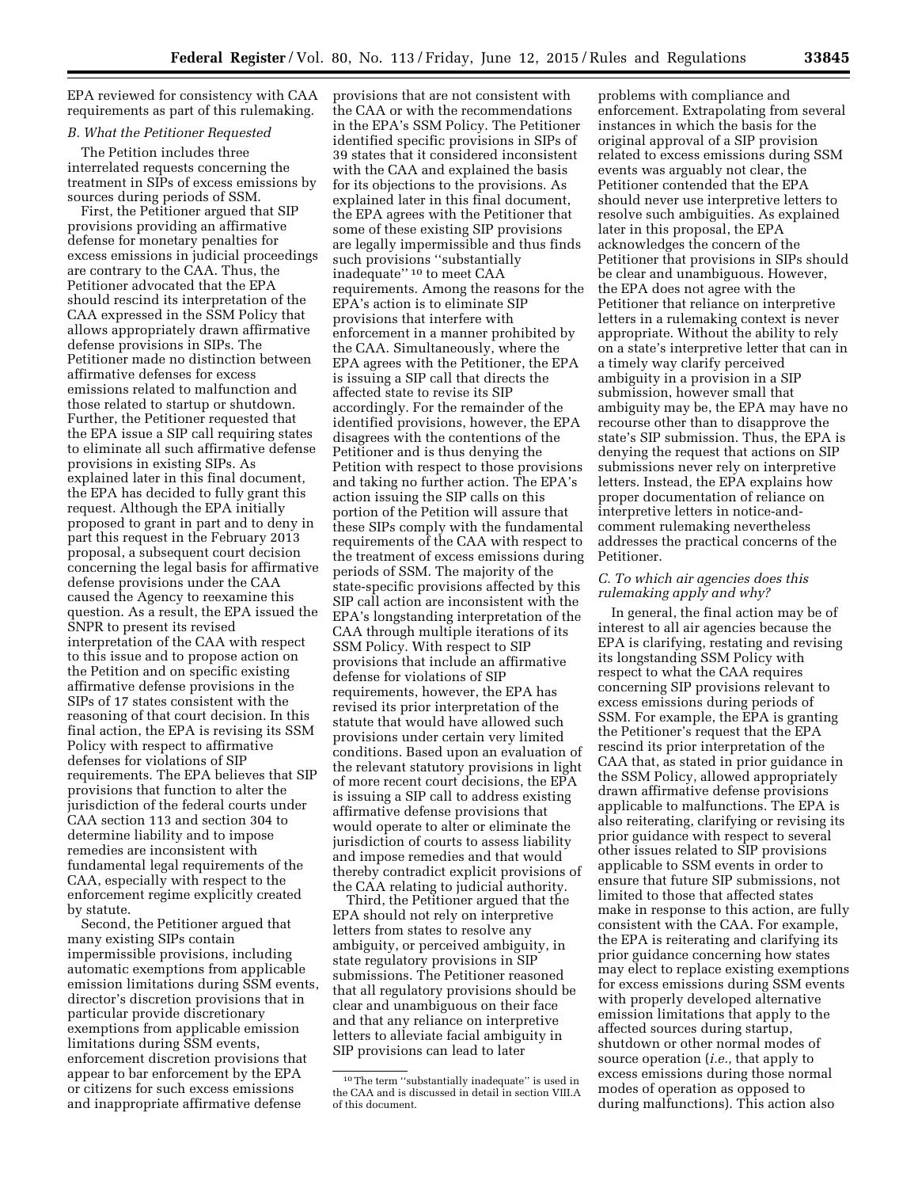EPA reviewed for consistency with CAA requirements as part of this rulemaking.

### *B. What the Petitioner Requested*

The Petition includes three interrelated requests concerning the treatment in SIPs of excess emissions by sources during periods of SSM.

First, the Petitioner argued that SIP provisions providing an affirmative defense for monetary penalties for excess emissions in judicial proceedings are contrary to the CAA. Thus, the Petitioner advocated that the EPA should rescind its interpretation of the CAA expressed in the SSM Policy that allows appropriately drawn affirmative defense provisions in SIPs. The Petitioner made no distinction between affirmative defenses for excess emissions related to malfunction and those related to startup or shutdown. Further, the Petitioner requested that the EPA issue a SIP call requiring states to eliminate all such affirmative defense provisions in existing SIPs. As explained later in this final document, the EPA has decided to fully grant this request. Although the EPA initially proposed to grant in part and to deny in part this request in the February 2013 proposal, a subsequent court decision concerning the legal basis for affirmative defense provisions under the CAA caused the Agency to reexamine this question. As a result, the EPA issued the SNPR to present its revised interpretation of the CAA with respect to this issue and to propose action on the Petition and on specific existing affirmative defense provisions in the SIPs of 17 states consistent with the reasoning of that court decision. In this final action, the EPA is revising its SSM Policy with respect to affirmative defenses for violations of SIP requirements. The EPA believes that SIP provisions that function to alter the jurisdiction of the federal courts under CAA section 113 and section 304 to determine liability and to impose remedies are inconsistent with fundamental legal requirements of the CAA, especially with respect to the enforcement regime explicitly created by statute.

Second, the Petitioner argued that many existing SIPs contain impermissible provisions, including automatic exemptions from applicable emission limitations during SSM events, director's discretion provisions that in particular provide discretionary exemptions from applicable emission limitations during SSM events, enforcement discretion provisions that appear to bar enforcement by the EPA or citizens for such excess emissions and inappropriate affirmative defense provisions that are not consistent with the CAA or with the recommendations in the EPA's SSM Policy. The Petitioner identified specific provisions in SIPs of 39 states that it considered inconsistent with the CAA and explained the basis for its objections to the provisions. As explained later in this final document, the EPA agrees with the Petitioner that some of these existing SIP provisions are legally impermissible and thus finds such provisions "substantially inadequate"[10] to meet CAA requirements. Among the reasons for the EPA's action is to eliminate SIP provisions that interfere with enforcement in a manner prohibited by the CAA. Simultaneously, where the EPA agrees with the Petitioner, the EPA is issuing a SIP call that directs the affected state to revise its SIP accordingly. For the remainder of the identified provisions, however, the EPA disagrees with the contentions of the Petitioner and is thus denying the Petition with respect to those provisions and taking no further action. The EPA's action issuing the SIP calls on this portion of the Petition will assure that these SIPs comply with the fundamental requirements of the CAA with respect to the treatment of excess emissions during periods of SSM. The majority of the state-specific provisions affected by this SIP call action are inconsistent with the EPA's longstanding interpretation of the CAA through multiple iterations of its SSM Policy. With respect to SIP provisions that include an affirmative defense for violations of SIP requirements, however, the EPA has revised its prior interpretation of the statute that would have allowed such provisions under certain very limited conditions. Based upon an evaluation of the relevant statutory provisions in light of more recent court decisions, the EPA is issuing a SIP call to address existing affirmative defense provisions that would operate to alter or eliminate the jurisdiction of courts to assess liability and impose remedies and that would thereby contradict explicit provisions of the CAA relating to judicial authority.

Third, the Petitioner argued that the EPA should not rely on interpretive letters from states to resolve any ambiguity, or perceived ambiguity, in state regulatory provisions in SIP submissions. The Petitioner reasoned that all regulatory provisions should be clear and unambiguous on their face and that any reliance on interpretive letters to alleviate facial ambiguity in SIP provisions can lead to later problems with compliance and enforcement. Extrapolating from several instances in which the basis for the original approval of a SIP provision related to excess emissions during SSM events was arguably not clear, the Petitioner contended that the EPA should never use interpretive letters to resolve such ambiguities. As explained later in this proposal, the EPA acknowledges the concern of the Petitioner that provisions in SIPs should be clear and unambiguous. However, the EPA does not agree with the Petitioner that reliance on interpretive letters in a rulemaking context is never appropriate. Without the ability to rely on a state's interpretive letter that can in a timely way clarify perceived ambiguity in a provision in a SIP submission, however small that ambiguity may be, the EPA may have no recourse other than to disapprove the state's SIP submission. Thus, the EPA is denying the request that actions on SIP submissions never rely on interpretive letters. Instead, the EPA explains how proper documentation of reliance on interpretive letters in notice-and-comment rulemaking nevertheless addresses the practical concerns of the Petitioner.

### *C. To which air agencies does this rulemaking apply and why?*

In general, the final action may be of interest to all air agencies because the EPA is clarifying, restating and revising its longstanding SSM Policy with respect to what the CAA requires concerning SIP provisions relevant to excess emissions during periods of SSM. For example, the EPA is granting the Petitioner's request that the EPA rescind its prior interpretation of the CAA that, as stated in prior guidance in the SSM Policy, allowed appropriately drawn affirmative defense provisions applicable to malfunctions. The EPA is also reiterating, clarifying or revising its prior guidance with respect to several other issues related to SIP provisions applicable to SSM events in order to ensure that future SIP submissions, not limited to those that affected states make in response to this action, are fully consistent with the CAA. For example, the EPA is reiterating and clarifying its prior guidance concerning how states may elect to replace existing exemptions for excess emissions during SSM events with properly developed alternative emission limitations that apply to the affected sources during startup, shutdown or other normal modes of source operation (*i.e.,* that apply to excess emissions during those normal modes of operation as opposed to during malfunctions). This action also

[10] The term "substantially inadequate" is used in the CAA and is discussed in detail in section VIII.A of this document.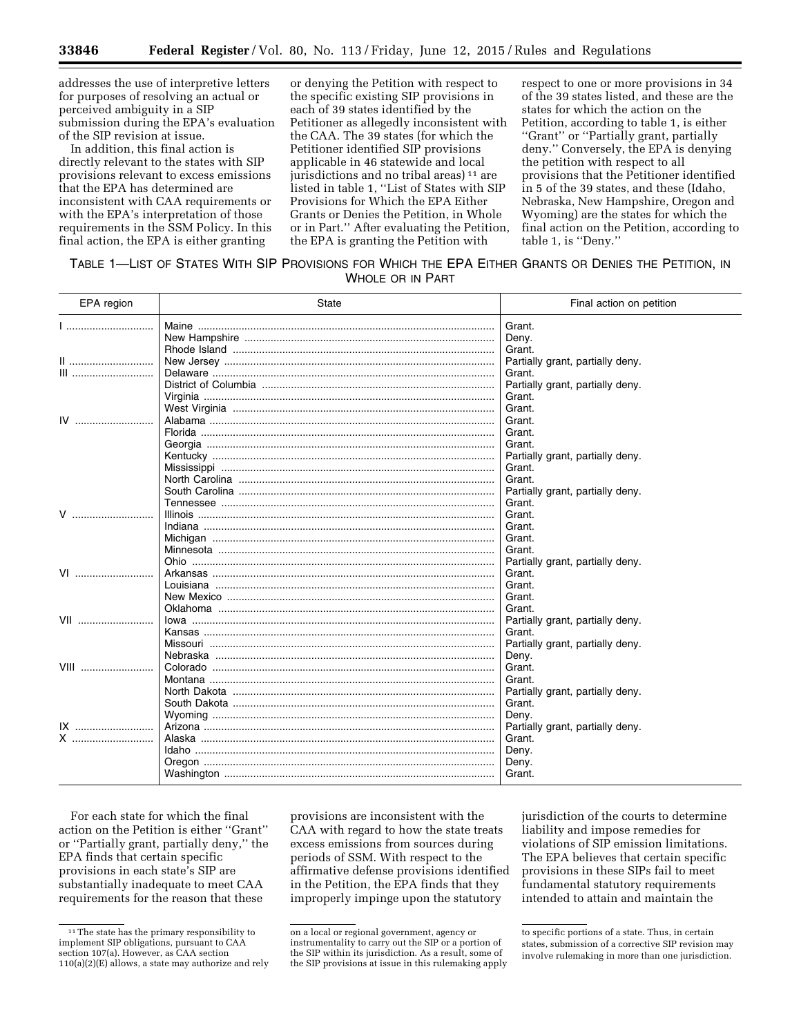addresses the use of interpretive letters for purposes of resolving an actual or perceived ambiguity in a SIP submission during the EPA's evaluation of the SIP revision at issue.

In addition, this final action is directly relevant to the states with SIP provisions relevant to excess emissions that the EPA has determined are inconsistent with CAA requirements or with the EPA's interpretation of those requirements in the SSM Policy. In this final action, the EPA is either granting or denying the Petition with respect to the specific existing SIP provisions in each of 39 states identified by the Petitioner as allegedly inconsistent with the CAA. The 39 states (for which the Petitioner identified SIP provisions applicable in 46 statewide and local jurisdictions and no tribal areas) [11] are listed in table 1, ''List of States with SIP Provisions for Which the EPA Either Grants or Denies the Petition, in Whole or in Part.'' After evaluating the Petition, the EPA is granting the Petition with respect to one or more provisions in 34 of the 39 states listed, and these are the states for which the action on the Petition, according to table 1, is either ''Grant'' or ''Partially grant, partially deny.'' Conversely, the EPA is denying the petition with respect to all provisions that the Petitioner identified in 5 of the 39 states, and these (Idaho, Nebraska, New Hampshire, Oregon and Wyoming) are the states for which the final action on the Petition, according to table 1, is ''Deny.''

TABLE 1—LIST OF STATES WITH SIP PROVISIONS FOR WHICH THE EPA EITHER GRANTS OR DENIES THE PETITION, IN WHOLE OR IN PART

| EPA region | State | Final action on petition |
|---|---|---|
| I | Maine | Grant. |
| | New Hampshire | Deny. |
| | Rhode Island | Grant. |
| II | New Jersey | Partially grant, partially deny. |
| III | Delaware | Grant. |
| | District of Columbia | Partially grant, partially deny. |
| | Virginia | Grant. |
| | West Virginia | Grant. |
| IV | Alabama | Grant. |
| | Florida | Grant. |
| | Georgia | Grant. |
| | Kentucky | Partially grant, partially deny. |
| | Mississippi | Grant. |
| | North Carolina | Grant. |
| | South Carolina | Partially grant, partially deny. |
| | Tennessee | Grant. |
| V | Illinois | Grant. |
| | Indiana | Grant. |
| | Michigan | Grant. |
| | Minnesota | Grant. |
| | Ohio | Partially grant, partially deny. |
| VI | Arkansas | Grant. |
| | Louisiana | Grant. |
| | New Mexico | Grant. |
| | Oklahoma | Grant. |
| VII | Iowa | Partially grant, partially deny. |
| | Kansas | Grant. |
| | Missouri | Partially grant, partially deny. |
| | Nebraska | Deny. |
| VIII | Colorado | Grant. |
| | Montana | Grant. |
| | North Dakota | Partially grant, partially deny. |
| | South Dakota | Grant. |
| | Wyoming | Deny. |
| IX | Arizona | Partially grant, partially deny. |
| X | Alaska | Grant. |
| | Idaho | Deny. |
| | Oregon | Deny. |
| | Washington | Grant. |

For each state for which the final action on the Petition is either ''Grant'' or ''Partially grant, partially deny,'' the EPA finds that certain specific provisions in each state's SIP are substantially inadequate to meet CAA requirements for the reason that these provisions are inconsistent with the CAA with regard to how the state treats excess emissions from sources during periods of SSM. With respect to the affirmative defense provisions identified in the Petition, the EPA finds that they improperly impinge upon the statutory jurisdiction of the courts to determine liability and impose remedies for violations of SIP emission limitations. The EPA believes that certain specific provisions in these SIPs fail to meet fundamental statutory requirements intended to attain and maintain the

[11] The state has the primary responsibility to implement SIP obligations, pursuant to CAA section 107(a). However, as CAA section 110(a)(2)(E) allows, a state may authorize and rely on a local or regional government, agency or instrumentality to carry out the SIP or a portion of the SIP within its jurisdiction. As a result, some of the SIP provisions at issue in this rulemaking apply to specific portions of a state. Thus, in certain states, submission of a corrective SIP revision may involve rulemaking in more than one jurisdiction.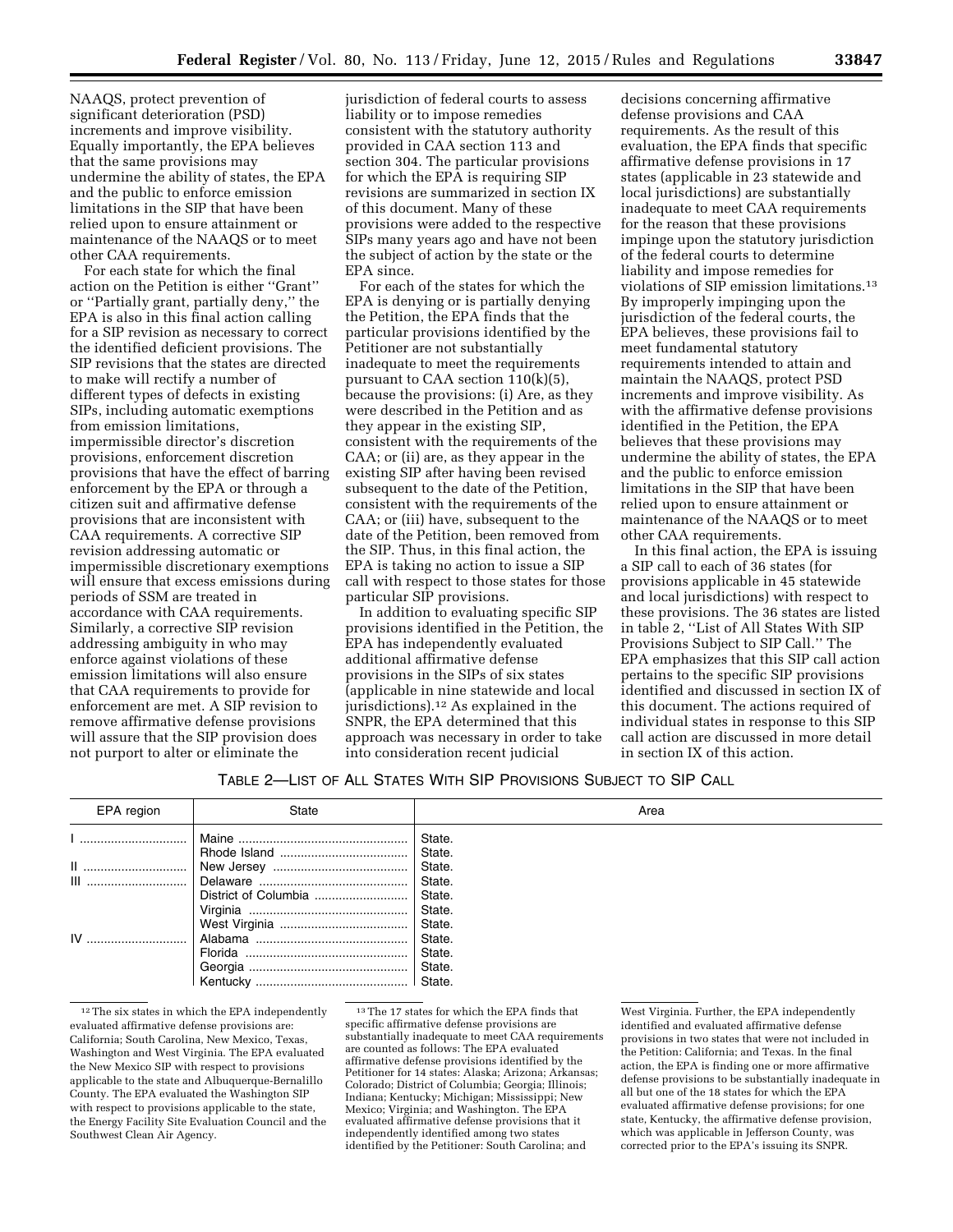NAAQS, protect prevention of significant deterioration (PSD) increments and improve visibility. Equally importantly, the EPA believes that the same provisions may undermine the ability of states, the EPA and the public to enforce emission limitations in the SIP that have been relied upon to ensure attainment or maintenance of the NAAQS or to meet other CAA requirements.

For each state for which the final action on the Petition is either ''Grant'' or ''Partially grant, partially deny,'' the EPA is also in this final action calling for a SIP revision as necessary to correct the identified deficient provisions. The SIP revisions that the states are directed to make will rectify a number of different types of defects in existing SIPs, including automatic exemptions from emission limitations, impermissible director's discretion provisions, enforcement discretion provisions that have the effect of barring enforcement by the EPA or through a citizen suit and affirmative defense provisions that are inconsistent with CAA requirements. A corrective SIP revision addressing automatic or impermissible discretionary exemptions will ensure that excess emissions during periods of SSM are treated in accordance with CAA requirements. Similarly, a corrective SIP revision addressing ambiguity in who may enforce against violations of these emission limitations will also ensure that CAA requirements to provide for enforcement are met. A SIP revision to remove affirmative defense provisions will assure that the SIP provision does not purport to alter or eliminate the jurisdiction of federal courts to assess liability or to impose remedies consistent with the statutory authority provided in CAA section 113 and section 304. The particular provisions for which the EPA is requiring SIP revisions are summarized in section IX of this document. Many of these provisions were added to the respective SIPs many years ago and have not been the subject of action by the state or the EPA since.

For each of the states for which the EPA is denying or is partially denying the Petition, the EPA finds that the particular provisions identified by the Petitioner are not substantially inadequate to meet the requirements pursuant to CAA section 110(k)(5), because the provisions: (i) Are, as they were described in the Petition and as they appear in the existing SIP, consistent with the requirements of the CAA; or (ii) are, as they appear in the existing SIP after having been revised subsequent to the date of the Petition, consistent with the requirements of the CAA; or (iii) have, subsequent to the date of the Petition, been removed from the SIP. Thus, in this final action, the EPA is taking no action to issue a SIP call with respect to those states for those particular SIP provisions.

In addition to evaluating specific SIP provisions identified in the Petition, the EPA has independently evaluated additional affirmative defense provisions in the SIPs of six states (applicable in nine statewide and local jurisdictions).[12] As explained in the SNPR, the EPA determined that this approach was necessary in order to take into consideration recent judicial decisions concerning affirmative defense provisions and CAA requirements. As the result of this evaluation, the EPA finds that specific affirmative defense provisions in 17 states (applicable in 23 statewide and local jurisdictions) are substantially inadequate to meet CAA requirements for the reason that these provisions impinge upon the statutory jurisdiction of the federal courts to determine liability and impose remedies for violations of SIP emission limitations.[13] By improperly impinging upon the jurisdiction of the federal courts, the EPA believes, these provisions fail to meet fundamental statutory requirements intended to attain and maintain the NAAQS, protect PSD increments and improve visibility. As with the affirmative defense provisions identified in the Petition, the EPA believes that these provisions may undermine the ability of states, the EPA and the public to enforce emission limitations in the SIP that have been relied upon to ensure attainment or maintenance of the NAAQS or to meet other CAA requirements.

In this final action, the EPA is issuing a SIP call to each of 36 states (for provisions applicable in 45 statewide and local jurisdictions) with respect to these provisions. The 36 states are listed in table 2, ''List of All States With SIP Provisions Subject to SIP Call.'' The EPA emphasizes that this SIP call action pertains to the specific SIP provisions identified and discussed in section IX of this document. The actions required of individual states in response to this SIP call action are discussed in more detail in section IX of this action.

TABLE 2—LIST OF ALL STATES WITH SIP PROVISIONS SUBJECT TO SIP CALL

| EPA region | State | Area |
|---|---|---|
| I | Maine | State. |
| | Rhode Island | State. |
| II | New Jersey | State. |
| III | Delaware | State. |
| | District of Columbia | State. |
| | Virginia | State. |
| | West Virginia | State. |
| IV | Alabama | State. |
| | Florida | State. |
| | Georgia | State. |
| | Kentucky | State. |

[12] The six states in which the EPA independently evaluated affirmative defense provisions are: California; South Carolina, New Mexico, Texas, Washington and West Virginia. The EPA evaluated the New Mexico SIP with respect to provisions applicable to the state and Albuquerque-Bernalillo County. The EPA evaluated the Washington SIP with respect to provisions applicable to the state, the Energy Facility Site Evaluation Council and the Southwest Clean Air Agency.

[13] The 17 states for which the EPA finds that specific affirmative defense provisions are substantially inadequate to meet CAA requirements are counted as follows: The EPA evaluated affirmative defense provisions identified by the Petitioner for 14 states: Alaska; Arizona; Arkansas; Colorado; District of Columbia; Georgia; Illinois; Indiana; Kentucky; Michigan; Mississippi; New Mexico; Virginia; and Washington. The EPA evaluated affirmative defense provisions that it independently identified among two states identified by the Petitioner: South Carolina; and West Virginia. Further, the EPA independently identified and evaluated affirmative defense provisions in two states that were not included in the Petition: California; and Texas. In the final action, the EPA is finding one or more affirmative defense provisions to be substantially inadequate in all but one of the 18 states for which the EPA evaluated affirmative defense provisions; for one state, Kentucky, the affirmative defense provision, which was applicable in Jefferson County, was corrected prior to the EPA's issuing its SNPR.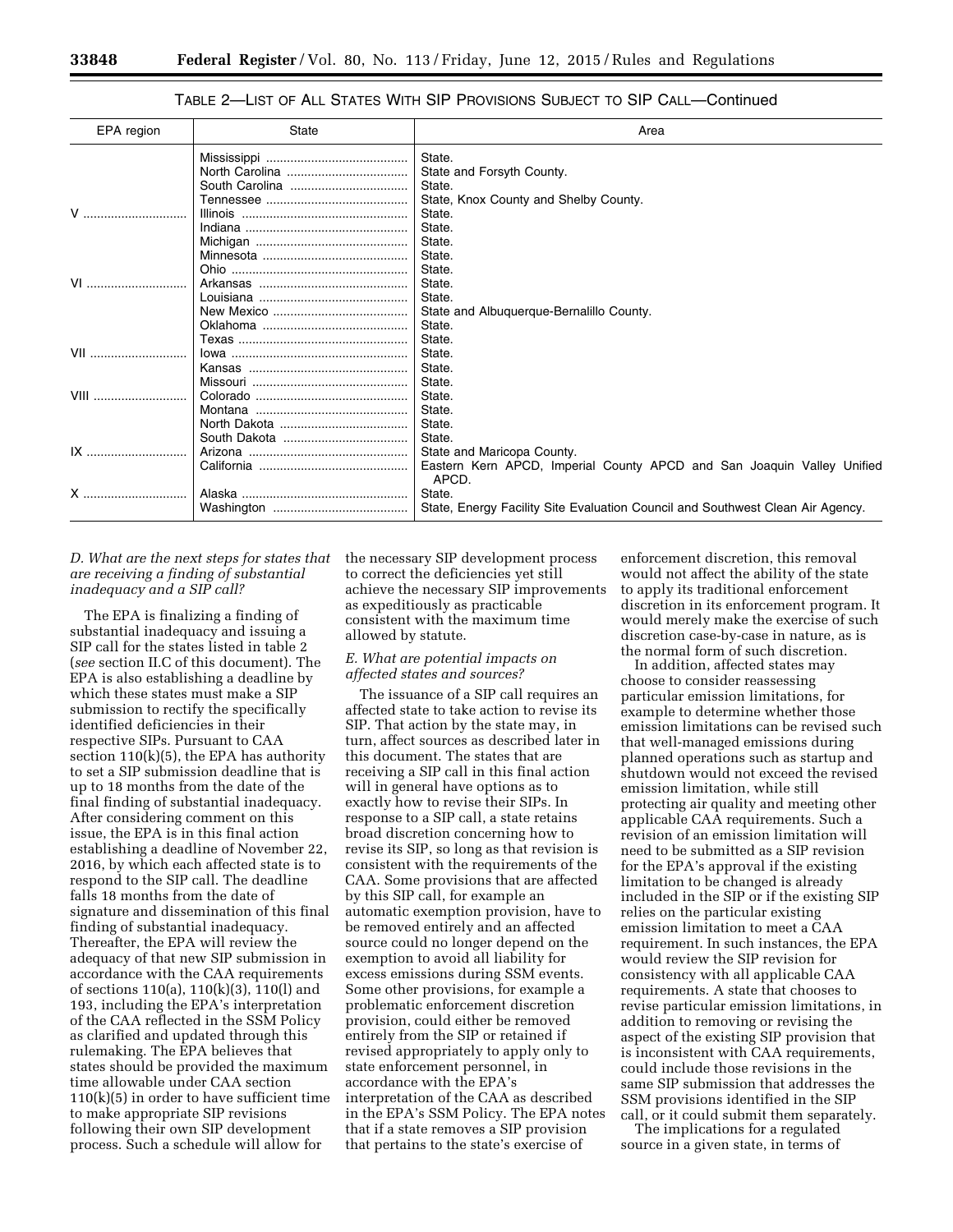TABLE 2—LIST OF ALL STATES WITH SIP PROVISIONS SUBJECT TO SIP CALL—Continued

| EPA region | State | Area |
| --- | --- | --- |
| | Mississippi | State. |
| | North Carolina | State and Forsyth County. |
| | South Carolina | State. |
| | Tennessee | State, Knox County and Shelby County. |
| V | Illinois | State. |
| | Indiana | State. |
| | Michigan | State. |
| | Minnesota | State. |
| | Ohio | State. |
| VI | Arkansas | State. |
| | Louisiana | State. |
| | New Mexico | State and Albuquerque-Bernalillo County. |
| | Oklahoma | State. |
| | Texas | State. |
| VII | Iowa | State. |
| | Kansas | State. |
| | Missouri | State. |
| VIII | Colorado | State. |
| | Montana | State. |
| | North Dakota | State. |
| | South Dakota | State. |
| IX | Arizona | State and Maricopa County. |
| | California | Eastern Kern APCD, Imperial County APCD and San Joaquin Valley Unified APCD. |
| X | Alaska | State. |
| | Washington | State, Energy Facility Site Evaluation Council and Southwest Clean Air Agency. |

### *D. What are the next steps for states that are receiving a finding of substantial inadequacy and a SIP call?*

The EPA is finalizing a finding of substantial inadequacy and issuing a SIP call for the states listed in table 2 (*see* section II.C of this document). The EPA is also establishing a deadline by which these states must make a SIP submission to rectify the specifically identified deficiencies in their respective SIPs. Pursuant to CAA section 110(k)(5), the EPA has authority to set a SIP submission deadline that is up to 18 months from the date of the final finding of substantial inadequacy. After considering comment on this issue, the EPA is in this final action establishing a deadline of November 22, 2016, by which each affected state is to respond to the SIP call. The deadline falls 18 months from the date of signature and dissemination of this final finding of substantial inadequacy. Thereafter, the EPA will review the adequacy of that new SIP submission in accordance with the CAA requirements of sections 110(a), 110(k)(3), 110(l) and 193, including the EPA's interpretation of the CAA reflected in the SSM Policy as clarified and updated through this rulemaking. The EPA believes that states should be provided the maximum time allowable under CAA section 110(k)(5) in order to have sufficient time to make appropriate SIP revisions following their own SIP development process. Such a schedule will allow for the necessary SIP development process to correct the deficiencies yet still achieve the necessary SIP improvements as expeditiously as practicable consistent with the maximum time allowed by statute.

### *E. What are potential impacts on affected states and sources?*

The issuance of a SIP call requires an affected state to take action to revise its SIP. That action by the state may, in turn, affect sources as described later in this document. The states that are receiving a SIP call in this final action will in general have options as to exactly how to revise their SIPs. In response to a SIP call, a state retains broad discretion concerning how to revise its SIP, so long as that revision is consistent with the requirements of the CAA. Some provisions that are affected by this SIP call, for example an automatic exemption provision, have to be removed entirely and an affected source could no longer depend on the exemption to avoid all liability for excess emissions during SSM events. Some other provisions, for example a problematic enforcement discretion provision, could either be removed entirely from the SIP or retained if revised appropriately to apply only to state enforcement personnel, in accordance with the EPA's interpretation of the CAA as described in the EPA's SSM Policy. The EPA notes that if a state removes a SIP provision that pertains to the state's exercise of enforcement discretion, this removal would not affect the ability of the state to apply its traditional enforcement discretion in its enforcement program. It would merely make the exercise of such discretion case-by-case in nature, as is the normal form of such discretion.

In addition, affected states may choose to consider reassessing particular emission limitations, for example to determine whether those emission limitations can be revised such that well-managed emissions during planned operations such as startup and shutdown would not exceed the revised emission limitation, while still protecting air quality and meeting other applicable CAA requirements. Such a revision of an emission limitation will need to be submitted as a SIP revision for the EPA's approval if the existing limitation to be changed is already included in the SIP or if the existing SIP relies on the particular existing emission limitation to meet a CAA requirement. In such instances, the EPA would review the SIP revision for consistency with all applicable CAA requirements. A state that chooses to revise particular emission limitations, in addition to removing or revising the aspect of the existing SIP provision that is inconsistent with CAA requirements, could include those revisions in the same SIP submission that addresses the SSM provisions identified in the SIP call, or it could submit them separately.

The implications for a regulated source in a given state, in terms of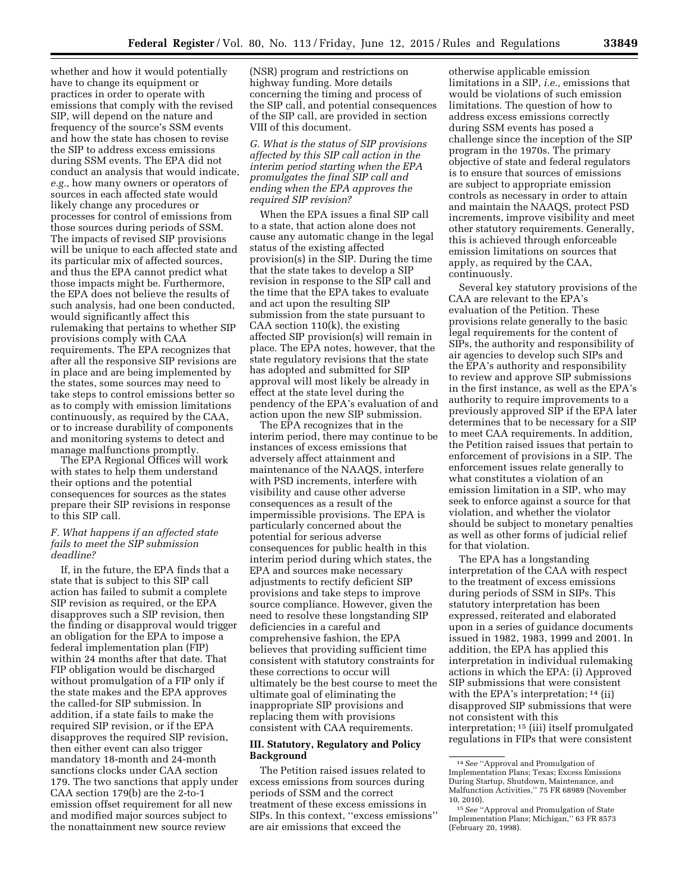whether and how it would potentially have to change its equipment or practices in order to operate with emissions that comply with the revised SIP, will depend on the nature and frequency of the source's SSM events and how the state has chosen to revise the SIP to address excess emissions during SSM events. The EPA did not conduct an analysis that would indicate, *e.g.,* how many owners or operators of sources in each affected state would likely change any procedures or processes for control of emissions from those sources during periods of SSM. The impacts of revised SIP provisions will be unique to each affected state and its particular mix of affected sources, and thus the EPA cannot predict what those impacts might be. Furthermore, the EPA does not believe the results of such analysis, had one been conducted, would significantly affect this rulemaking that pertains to whether SIP provisions comply with CAA requirements. The EPA recognizes that after all the responsive SIP revisions are in place and are being implemented by the states, some sources may need to take steps to control emissions better so as to comply with emission limitations continuously, as required by the CAA, or to increase durability of components and monitoring systems to detect and manage malfunctions promptly.

The EPA Regional Offices will work with states to help them understand their options and the potential consequences for sources as the states prepare their SIP revisions in response to this SIP call.

### *F. What happens if an affected state fails to meet the SIP submission deadline?*

If, in the future, the EPA finds that a state that is subject to this SIP call action has failed to submit a complete SIP revision as required, or the EPA disapproves such a SIP revision, then the finding or disapproval would trigger an obligation for the EPA to impose a federal implementation plan (FIP) within 24 months after that date. That FIP obligation would be discharged without promulgation of a FIP only if the state makes and the EPA approves the called-for SIP submission. In addition, if a state fails to make the required SIP revision, or if the EPA disapproves the required SIP revision, then either event can also trigger mandatory 18-month and 24-month sanctions clocks under CAA section 179. The two sanctions that apply under CAA section 179(b) are the 2-to-1 emission offset requirement for all new and modified major sources subject to the nonattainment new source review (NSR) program and restrictions on highway funding. More details concerning the timing and process of the SIP call, and potential consequences of the SIP call, are provided in section VIII of this document.

### *G. What is the status of SIP provisions affected by this SIP call action in the interim period starting when the EPA promulgates the final SIP call and ending when the EPA approves the required SIP revision?*

When the EPA issues a final SIP call to a state, that action alone does not cause any automatic change in the legal status of the existing affected provision(s) in the SIP. During the time that the state takes to develop a SIP revision in response to the SIP call and the time that the EPA takes to evaluate and act upon the resulting SIP submission from the state pursuant to CAA section 110(k), the existing affected SIP provision(s) will remain in place. The EPA notes, however, that the state regulatory revisions that the state has adopted and submitted for SIP approval will most likely be already in effect at the state level during the pendency of the EPA's evaluation of and action upon the new SIP submission.

The EPA recognizes that in the interim period, there may continue to be instances of excess emissions that adversely affect attainment and maintenance of the NAAQS, interfere with PSD increments, interfere with visibility and cause other adverse consequences as a result of the impermissible provisions. The EPA is particularly concerned about the potential for serious adverse consequences for public health in this interim period during which states, the EPA and sources make necessary adjustments to rectify deficient SIP provisions and take steps to improve source compliance. However, given the need to resolve these longstanding SIP deficiencies in a careful and comprehensive fashion, the EPA believes that providing sufficient time consistent with statutory constraints for these corrections to occur will ultimately be the best course to meet the ultimate goal of eliminating the inappropriate SIP provisions and replacing them with provisions consistent with CAA requirements.

## III. Statutory, Regulatory and Policy Background

The Petition raised issues related to excess emissions from sources during periods of SSM and the correct treatment of these excess emissions in SIPs. In this context, "excess emissions" are air emissions that exceed the otherwise applicable emission limitations in a SIP, *i.e.,* emissions that would be violations of such emission limitations. The question of how to address excess emissions correctly during SSM events has posed a challenge since the inception of the SIP program in the 1970s. The primary objective of state and federal regulators is to ensure that sources of emissions are subject to appropriate emission controls as necessary in order to attain and maintain the NAAQS, protect PSD increments, improve visibility and meet other statutory requirements. Generally, this is achieved through enforceable emission limitations on sources that apply, as required by the CAA, continuously.

Several key statutory provisions of the CAA are relevant to the EPA's evaluation of the Petition. These provisions relate generally to the basic legal requirements for the content of SIPs, the authority and responsibility of air agencies to develop such SIPs and the EPA's authority and responsibility to review and approve SIP submissions in the first instance, as well as the EPA's authority to require improvements to a previously approved SIP if the EPA later determines that to be necessary for a SIP to meet CAA requirements. In addition, the Petition raised issues that pertain to enforcement of provisions in a SIP. The enforcement issues relate generally to what constitutes a violation of an emission limitation in a SIP, who may seek to enforce against a source for that violation, and whether the violator should be subject to monetary penalties as well as other forms of judicial relief for that violation.

The EPA has a longstanding interpretation of the CAA with respect to the treatment of excess emissions during periods of SSM in SIPs. This statutory interpretation has been expressed, reiterated and elaborated upon in a series of guidance documents issued in 1982, 1983, 1999 and 2001. In addition, the EPA has applied this interpretation in individual rulemaking actions in which the EPA: (i) Approved SIP submissions that were consistent with the EPA's interpretation;[14] (ii) disapproved SIP submissions that were not consistent with this interpretation;[15] (iii) itself promulgated regulations in FIPs that were consistent

---

[14] *See* "Approval and Promulgation of Implementation Plans; Texas; Excess Emissions During Startup, Shutdown, Maintenance, and Malfunction Activities," 75 FR 68989 (November 10, 2010).

[15] *See* "Approval and Promulgation of State Implementation Plans; Michigan," 63 FR 8573 (February 20, 1998).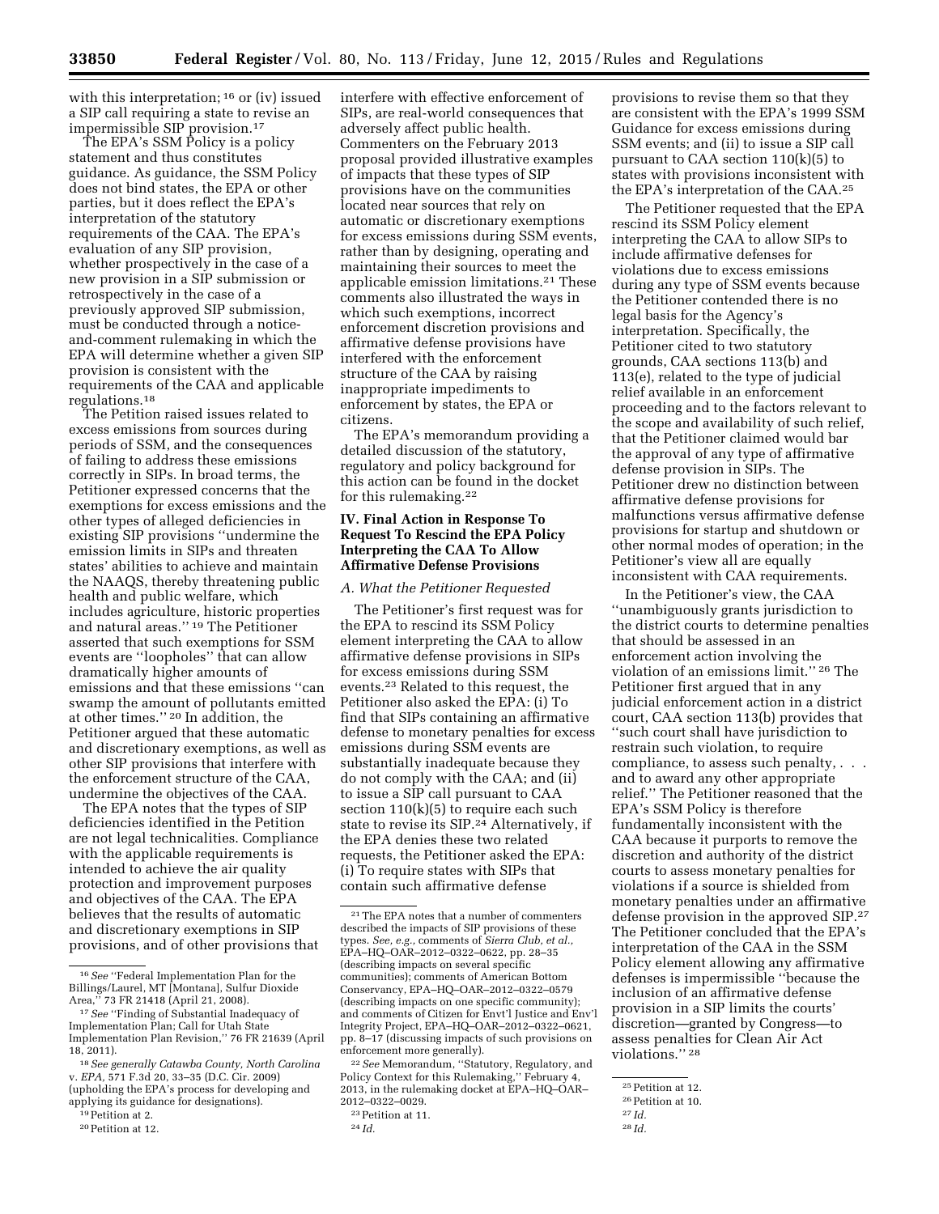with this interpretation;[16] or (iv) issued a SIP call requiring a state to revise an impermissible SIP provision.[17]

The EPA's SSM Policy is a policy statement and thus constitutes guidance. As guidance, the SSM Policy does not bind states, the EPA or other parties, but it does reflect the EPA's interpretation of the statutory requirements of the CAA. The EPA's evaluation of any SIP provision, whether prospectively in the case of a new provision in a SIP submission or retrospectively in the case of a previously approved SIP submission, must be conducted through a notice-and-comment rulemaking in which the EPA will determine whether a given SIP provision is consistent with the requirements of the CAA and applicable regulations.[18]

The Petition raised issues related to excess emissions from sources during periods of SSM, and the consequences of failing to address these emissions correctly in SIPs. In broad terms, the Petitioner expressed concerns that the exemptions for excess emissions and the other types of alleged deficiencies in existing SIP provisions ''undermine the emission limits in SIPs and threaten states' abilities to achieve and maintain the NAAQS, thereby threatening public health and public welfare, which includes agriculture, historic properties and natural areas.''[19] The Petitioner asserted that such exemptions for SSM events are ''loopholes'' that can allow dramatically higher amounts of emissions and that these emissions ''can swamp the amount of pollutants emitted at other times.''[20] In addition, the Petitioner argued that these automatic and discretionary exemptions, as well as other SIP provisions that interfere with the enforcement structure of the CAA, undermine the objectives of the CAA.

The EPA notes that the types of SIP deficiencies identified in the Petition are not legal technicalities. Compliance with the applicable requirements is intended to achieve the air quality protection and improvement purposes and objectives of the CAA. The EPA believes that the results of automatic and discretionary exemptions in SIP provisions, and of other provisions that interfere with effective enforcement of SIPs, are real-world consequences that adversely affect public health. Commenters on the February 2013 proposal provided illustrative examples of impacts that these types of SIP provisions have on the communities located near sources that rely on automatic or discretionary exemptions for excess emissions during SSM events, rather than by designing, operating and maintaining their sources to meet the applicable emission limitations.[21] These comments also illustrated the ways in which such exemptions, incorrect enforcement discretion provisions and affirmative defense provisions have interfered with the enforcement structure of the CAA by raising inappropriate impediments to enforcement by states, the EPA or citizens.

The EPA's memorandum providing a detailed discussion of the statutory, regulatory and policy background for this action can be found in the docket for this rulemaking.[22]

## IV. Final Action in Response To Request To Rescind the EPA Policy Interpreting the CAA To Allow Affirmative Defense Provisions

### A. What the Petitioner Requested

The Petitioner's first request was for the EPA to rescind its SSM Policy element interpreting the CAA to allow affirmative defense provisions in SIPs for excess emissions during SSM events.[23] Related to this request, the Petitioner also asked the EPA: (i) To find that SIPs containing an affirmative defense to monetary penalties for excess emissions during SSM events are substantially inadequate because they do not comply with the CAA; and (ii) to issue a SIP call pursuant to CAA section 110(k)(5) to require each such state to revise its SIP.[24] Alternatively, if the EPA denies these two related requests, the Petitioner asked the EPA: (i) To require states with SIPs that contain such affirmative defense provisions to revise them so that they are consistent with the EPA's 1999 SSM Guidance for excess emissions during SSM events; and (ii) to issue a SIP call pursuant to CAA section 110(k)(5) to states with provisions inconsistent with the EPA's interpretation of the CAA.[25]

The Petitioner requested that the EPA rescind its SSM Policy element interpreting the CAA to allow SIPs to include affirmative defenses for violations due to excess emissions during any type of SSM events because the Petitioner contended there is no legal basis for the Agency's interpretation. Specifically, the Petitioner cited to two statutory grounds, CAA sections 113(b) and 113(e), related to the type of judicial relief available in an enforcement proceeding and to the factors relevant to the scope and availability of such relief, that the Petitioner claimed would bar the approval of any type of affirmative defense provision in SIPs. The Petitioner drew no distinction between affirmative defense provisions for malfunctions versus affirmative defense provisions for startup and shutdown or other normal modes of operation; in the Petitioner's view all are equally inconsistent with CAA requirements.

In the Petitioner's view, the CAA ''unambiguously grants jurisdiction to the district courts to determine penalties that should be assessed in an enforcement action involving the violation of an emissions limit.''[26] The Petitioner first argued that in any judicial enforcement action in a district court, CAA section 113(b) provides that ''such court shall have jurisdiction to restrain such violation, to require compliance, to assess such penalty, . . . and to award any other appropriate relief.'' The Petitioner reasoned that the EPA's SSM Policy is therefore fundamentally inconsistent with the CAA because it purports to remove the discretion and authority of the district courts to assess monetary penalties for violations if a source is shielded from monetary penalties under an affirmative defense provision in the approved SIP.[27] The Petitioner concluded that the EPA's interpretation of the CAA in the SSM Policy element allowing any affirmative defenses is impermissible ''because the inclusion of an affirmative defense provision in a SIP limits the courts' discretion—granted by Congress—to assess penalties for Clean Air Act violations.''[28]

---

[16] *See* ''Federal Implementation Plan for the Billings/Laurel, MT [Montana], Sulfur Dioxide Area,'' 73 FR 21418 (April 21, 2008).

[17] *See* ''Finding of Substantial Inadequacy of Implementation Plan; Call for Utah State Implementation Plan Revision,'' 76 FR 21639 (April 18, 2011).

[18] *See generally Catawba County, North Carolina* v. *EPA,* 571 F.3d 20, 33–35 (D.C. Cir. 2009) (upholding the EPA's process for designations).

[19] Petition at 2.

[20] Petition at 12.

[21] The EPA notes that a number of commenters described the impacts of SIP provisions of these types. *See, e.g.,* comments of *Sierra Club, et al.,* EPA–HQ–OAR–2012–0322–0622, pp. 28–35 (describing impacts on several specific communities); comments of American Bottom Conservancy, EPA–HQ–OAR–2012–0322–0579 (describing impacts on one specific community); and comments of Citizen for Envt'l Justice and Env'l Integrity Project, EPA–HQ–OAR–2012–0322–0621, pp. 8–17 (discussing impacts of such provisions on enforcement more generally).

[22] *See* Memorandum, ''Statutory, Regulatory, and Policy Context for this Rulemaking,'' February 4, 2013, in the rulemaking docket at EPA–HQ–OAR–2012–0322–0029.

[23] Petition at 11.

[24] *Id.*

[25] Petition at 12.

[26] Petition at 10.

[27] *Id.*

[28] *Id.*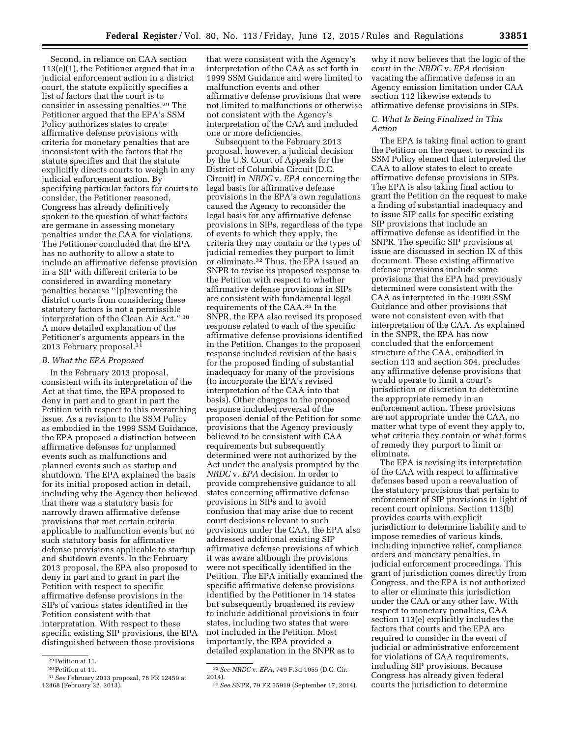Second, in reliance on CAA section 113(e)(1), the Petitioner argued that in a judicial enforcement action in a district court, the statute explicitly specifies a list of factors that the court is to consider in assessing penalties.[29] The Petitioner argued that the EPA's SSM Policy authorizes states to create affirmative defense provisions with criteria for monetary penalties that are inconsistent with the factors that the statute specifies and that the statute explicitly directs courts to weigh in any judicial enforcement action. By specifying particular factors for courts to consider, the Petitioner reasoned, Congress has already definitively spoken to the question of what factors are germane in assessing monetary penalties under the CAA for violations. The Petitioner concluded that the EPA has no authority to allow a state to include an affirmative defense provision in a SIP with different criteria to be considered in awarding monetary penalties because ''[p]reventing the district courts from considering these statutory factors is not a permissible interpretation of the Clean Air Act.'' [30] A more detailed explanation of the Petitioner's arguments appears in the 2013 February proposal.[31]

### B. What the EPA Proposed

In the February 2013 proposal, consistent with its interpretation of the Act at that time, the EPA proposed to deny in part and to grant in part the Petition with respect to this overarching issue. As a revision to the SSM Policy as embodied in the 1999 SSM Guidance, the EPA proposed a distinction between affirmative defenses for unplanned events such as malfunctions and planned events such as startup and shutdown. The EPA explained the basis for its initial proposed action in detail, including why the Agency then believed that there was a statutory basis for narrowly drawn affirmative defense provisions that met certain criteria applicable to malfunction events but no such statutory basis for affirmative defense provisions applicable to startup and shutdown events. In the February 2013 proposal, the EPA also proposed to deny in part and to grant in part the Petition with respect to specific affirmative defense provisions in the SIPs of various states identified in the Petition consistent with that interpretation. With respect to these specific existing SIP provisions, the EPA distinguished between those provisions that were consistent with the Agency's interpretation of the CAA as set forth in 1999 SSM Guidance and were limited to malfunction events and other affirmative defense provisions that were not limited to malfunctions or otherwise not consistent with the Agency's interpretation of the CAA and included one or more deficiencies.

Subsequent to the February 2013 proposal, however, a judicial decision by the U.S. Court of Appeals for the District of Columbia Circuit (D.C. Circuit) in *NRDC* v. *EPA* concerning the legal basis for affirmative defense provisions in the EPA's own regulations caused the Agency to reconsider the legal basis for any affirmative defense provisions in SIPs, regardless of the type of events to which they apply, the criteria they may contain or the types of judicial remedies they purport to limit or eliminate.[32] Thus, the EPA issued an SNPR to revise its proposed response to the Petition with respect to whether affirmative defense provisions in SIPs are consistent with fundamental legal requirements of the CAA.[33] In the SNPR, the EPA also revised its proposed response related to each of the specific affirmative defense provisions identified in the Petition. Changes to the proposed response included revision of the basis for the proposed finding of substantial inadequacy for many of the provisions (to incorporate the EPA's revised interpretation of the CAA into that basis). Other changes to the proposed response included reversal of the proposed denial of the Petition for some provisions that the Agency previously believed to be consistent with CAA requirements but subsequently determined were not authorized by the Act under the analysis prompted by the *NRDC* v. *EPA* decision. In order to provide comprehensive guidance to all states concerning affirmative defense provisions in SIPs and to avoid confusion that may arise due to recent court decisions relevant to such provisions under the CAA, the EPA also addressed additional existing SIP affirmative defense provisions of which it was aware although the provisions were not specifically identified in the Petition. The EPA initially examined the specific affirmative defense provisions identified by the Petitioner in 14 states but subsequently broadened its review to include additional provisions in four states, including two states that were not included in the Petition. Most importantly, the EPA provided a detailed explanation in the SNPR as to why it now believes that the logic of the court in the *NRDC* v. *EPA* decision vacating the affirmative defense in an Agency emission limitation under CAA section 112 likewise extends to affirmative defense provisions in SIPs.

### C. What Is Being Finalized in This Action

The EPA is taking final action to grant the Petition on the request to rescind its SSM Policy element that interpreted the CAA to allow states to elect to create affirmative defense provisions in SIPs. The EPA is also taking final action to grant the Petition on the request to make a finding of substantial inadequacy and to issue SIP calls for specific existing SIP provisions that include an affirmative defense as identified in the SNPR. The specific SIP provisions at issue are discussed in section IX of this document. These existing affirmative defense provisions include some provisions that the EPA had previously determined were consistent with the CAA as interpreted in the 1999 SSM Guidance and other provisions that were not consistent even with that interpretation of the CAA. As explained in the SNPR, the EPA has now concluded that the enforcement structure of the CAA, embodied in section 113 and section 304, precludes any affirmative defense provisions that would operate to limit a court's jurisdiction or discretion to determine the appropriate remedy in an enforcement action. These provisions are not appropriate under the CAA, no matter what type of event they apply to, what criteria they contain or what forms of remedy they purport to limit or eliminate.

The EPA is revising its interpretation of the CAA with respect to affirmative defenses based upon a reevaluation of the statutory provisions that pertain to enforcement of SIP provisions in light of recent court opinions. Section 113(b) provides courts with explicit jurisdiction to determine liability and to impose remedies of various kinds, including injunctive relief, compliance orders and monetary penalties, in judicial enforcement proceedings. This grant of jurisdiction comes directly from Congress, and the EPA is not authorized to alter or eliminate this jurisdiction under the CAA or any other law. With respect to monetary penalties, CAA section 113(e) explicitly includes the factors that courts and the EPA are required to consider in the event of judicial or administrative enforcement for violations of CAA requirements, including SIP provisions. Because Congress has already given federal courts the jurisdiction to determine

---

[29] Petition at 11.

[30] Petition at 11.

[31] *See* February 2013 proposal, 78 FR 12459 at 12468 (February 22, 2013).

[32] *See NRDC* v. *EPA*, 749 F.3d 1055 (D.C. Cir. 2014).

[33] *See* SNPR, 79 FR 55919 (September 17, 2014).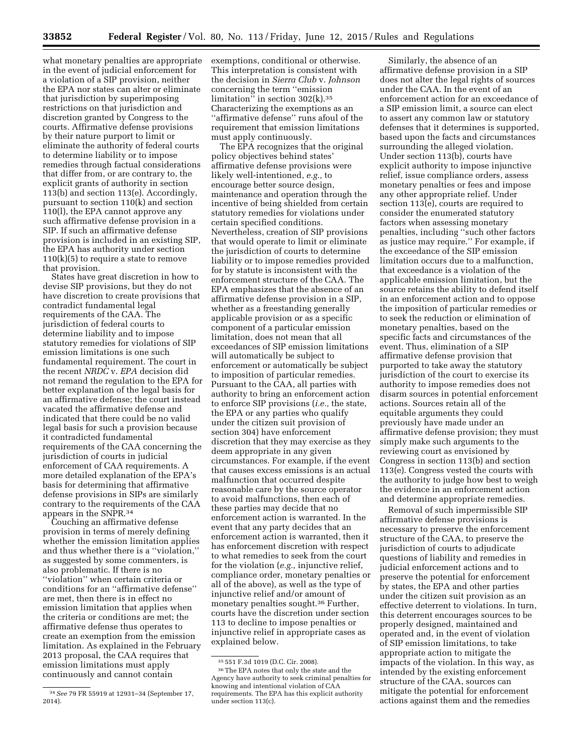what monetary penalties are appropriate in the event of judicial enforcement for a violation of a SIP provision, neither the EPA nor states can alter or eliminate that jurisdiction by superimposing restrictions on that jurisdiction and discretion granted by Congress to the courts. Affirmative defense provisions by their nature purport to limit or eliminate the authority of federal courts to determine liability or to impose remedies through factual considerations that differ from, or are contrary to, the explicit grants of authority in section 113(b) and section 113(e). Accordingly, pursuant to section 110(k) and section 110(l), the EPA cannot approve any such affirmative defense provision in a SIP. If such an affirmative defense provision is included in an existing SIP, the EPA has authority under section 110(k)(5) to require a state to remove that provision.

States have great discretion in how to devise SIP provisions, but they do not have discretion to create provisions that contradict fundamental legal requirements of the CAA. The jurisdiction of federal courts to determine liability and to impose statutory remedies for violations of SIP emission limitations is one such fundamental requirement. The court in the recent *NRDC* v. *EPA* decision did not remand the regulation to the EPA for better explanation of the legal basis for an affirmative defense; the court instead vacated the affirmative defense and indicated that there could be no valid legal basis for such a provision because it contradicted fundamental requirements of the CAA concerning the jurisdiction of courts in judicial enforcement of CAA requirements. A more detailed explanation of the EPA's basis for determining that affirmative defense provisions in SIPs are similarly contrary to the requirements of the CAA appears in the SNPR.[34]

Couching an affirmative defense provision in terms of merely defining whether the emission limitation applies and thus whether there is a "violation," as suggested by some commenters, is also problematic. If there is no "violation" when certain criteria or conditions for an "affirmative defense" are met, then there is in effect no emission limitation that applies when the criteria or conditions are met; the affirmative defense thus operates to create an exemption from the emission limitation. As explained in the February 2013 proposal, the CAA requires that emission limitations must apply continuously and cannot contain exemptions, conditional or otherwise. This interpretation is consistent with the decision in *Sierra Club* v. *Johnson* concerning the term "emission limitation" in section 302(k).[35] Characterizing the exemptions as an "affirmative defense" runs afoul of the requirement that emission limitations must apply continuously.

The EPA recognizes that the original policy objectives behind states' affirmative defense provisions were likely well-intentioned, *e.g.,* to encourage better source design, maintenance and operation through the incentive of being shielded from certain statutory remedies for violations under certain specified conditions. Nevertheless, creation of SIP provisions that would operate to limit or eliminate the jurisdiction of courts to determine liability or to impose remedies provided for by statute is inconsistent with the enforcement structure of the CAA. The EPA emphasizes that the absence of an affirmative defense provision in a SIP, whether as a freestanding generally applicable provision or as a specific component of a particular emission limitation, does not mean that all exceedances of SIP emission limitations will automatically be subject to enforcement or automatically be subject to imposition of particular remedies. Pursuant to the CAA, all parties with authority to bring an enforcement action to enforce SIP provisions (*i.e.,* the state, the EPA or any parties who qualify under the citizen suit provision of section 304) have enforcement discretion that they may exercise as they deem appropriate in any given circumstances. For example, if the event that causes excess emissions is an actual malfunction that occurred despite reasonable care by the source operator to avoid malfunctions, then each of these parties may decide that no enforcement action is warranted. In the event that any party decides that an enforcement action is warranted, then it has enforcement discretion with respect to what remedies to seek from the court for the violation (*e.g.,* injunctive relief, compliance order, monetary penalties or all of the above), as well as the type of injunctive relief and/or amount of monetary penalties sought.[36] Further, courts have the discretion under section 113 to decline to impose penalties or injunctive relief in appropriate cases as explained below.

Similarly, the absence of an affirmative defense provision in a SIP does not alter the legal rights of sources under the CAA. In the event of an enforcement action for an exceedance of a SIP emission limit, a source can elect to assert any common law or statutory defenses that it determines is supported, based upon the facts and circumstances surrounding the alleged violation. Under section 113(b), courts have explicit authority to impose injunctive relief, issue compliance orders, assess monetary penalties or fees and impose any other appropriate relief. Under section 113(e), courts are required to consider the enumerated statutory factors when assessing monetary penalties, including "such other factors as justice may require." For example, if the exceedance of the SIP emission limitation occurs due to a malfunction, that exceedance is a violation of the applicable emission limitation, but the source retains the ability to defend itself in an enforcement action and to oppose the imposition of particular remedies or to seek the reduction or elimination of monetary penalties, based on the specific facts and circumstances of the event. Thus, elimination of a SIP affirmative defense provision that purported to take away the statutory jurisdiction of the court to exercise its authority to impose remedies does not disarm sources in potential enforcement actions. Sources retain all of the equitable arguments they could previously have made under an affirmative defense provision; they must simply make such arguments to the reviewing court as envisioned by Congress in section 113(b) and section 113(e). Congress vested the courts with the authority to judge how best to weigh the evidence in an enforcement action and determine appropriate remedies.

Removal of such impermissible SIP affirmative defense provisions is necessary to preserve the enforcement structure of the CAA, to preserve the jurisdiction of courts to adjudicate questions of liability and remedies in judicial enforcement actions and to preserve the potential for enforcement by states, the EPA and other parties under the citizen suit provision as an effective deterrent to violations. In turn, this deterrent encourages sources to be properly designed, maintained and operated and, in the event of violation of SIP emission limitations, to take appropriate action to mitigate the impacts of the violation. In this way, as intended by the existing enforcement structure of the CAA, sources can mitigate the potential for enforcement actions against them and the remedies

---

[34] *See* 79 FR 55919 at 12931–34 (September 17, 2014).

[35] 551 F.3d 1019 (D.C. Cir. 2008).

[36] The EPA notes that only the state and the Agency have authority to seek criminal penalties for knowing and intentional violation of CAA requirements. The EPA has this explicit authority under section 113(c).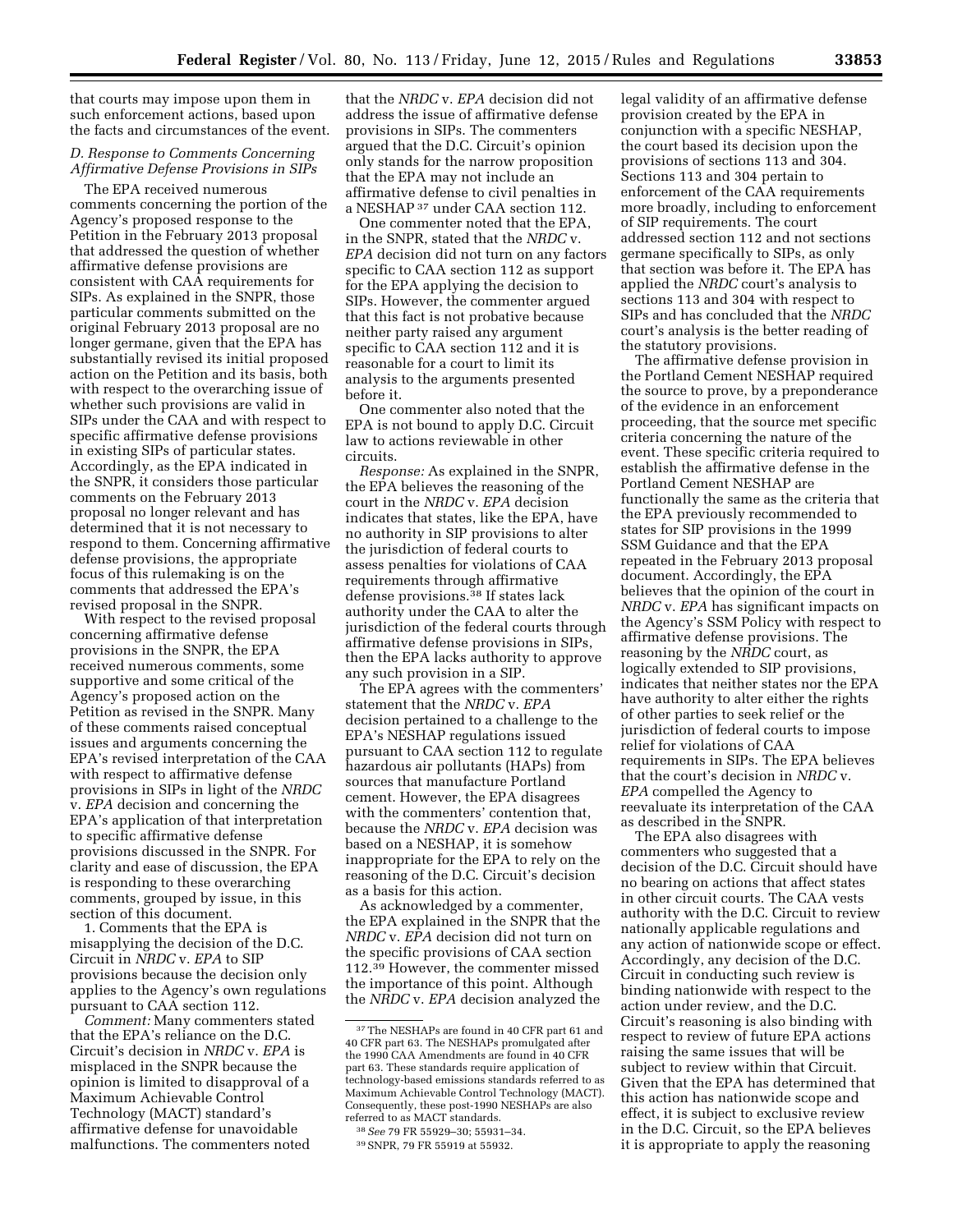that courts may impose upon them in such enforcement actions, based upon the facts and circumstances of the event.

### D. Response to Comments Concerning Affirmative Defense Provisions in SIPs

The EPA received numerous comments concerning the portion of the Agency's proposed response to the Petition in the February 2013 proposal that addressed the question of whether affirmative defense provisions are consistent with CAA requirements for SIPs. As explained in the SNPR, those particular comments submitted on the original February 2013 proposal are no longer germane, given that the EPA has substantially revised its initial proposed action on the Petition and its basis, both with respect to the overarching issue of whether such provisions are valid in SIPs under the CAA and with respect to specific affirmative defense provisions in existing SIPs of particular states. Accordingly, as the EPA indicated in the SNPR, it considers those particular comments on the February 2013 proposal no longer relevant and has determined that it is not necessary to respond to them. Concerning affirmative defense provisions, the appropriate focus of this rulemaking is on the comments that addressed the EPA's revised proposal in the SNPR.

With respect to the revised proposal concerning affirmative defense provisions in the SNPR, the EPA received numerous comments, some supportive and some critical of the Agency's proposed action on the Petition as revised in the SNPR. Many of these comments raised conceptual issues and arguments concerning the EPA's revised interpretation of the CAA with respect to affirmative defense provisions in SIPs in light of the *NRDC* v. *EPA* decision and concerning the EPA's application of that interpretation to specific affirmative defense provisions discussed in the SNPR. For clarity and ease of discussion, the EPA is responding to these overarching comments, grouped by issue, in this section of this document.

1. Comments that the EPA is misapplying the decision of the D.C. Circuit in *NRDC* v. *EPA* to SIP provisions because the decision only applies to the Agency's own regulations pursuant to CAA section 112.

*Comment:* Many commenters stated that the EPA's reliance on the D.C. Circuit's decision in *NRDC* v. *EPA* is misplaced in the SNPR because the opinion is limited to disapproval of a Maximum Achievable Control Technology (MACT) standard's affirmative defense for unavoidable malfunctions. The commenters noted that the *NRDC* v. *EPA* decision did not address the issue of affirmative defense provisions in SIPs. The commenters argued that the D.C. Circuit's opinion only stands for the narrow proposition that the EPA may not include an affirmative defense to civil penalties in a NESHAP [37] under CAA section 112.

One commenter noted that the EPA, in the SNPR, stated that the *NRDC* v. *EPA* decision did not turn on any factors specific to CAA section 112 as support for the EPA applying the decision to SIPs. However, the commenter argued that this fact is not probative because neither party raised any argument specific to CAA section 112 and it is reasonable for a court to limit its analysis to the arguments presented before it.

One commenter also noted that the EPA is not bound to apply D.C. Circuit law to actions reviewable in other circuits.

*Response:* As explained in the SNPR, the EPA believes the reasoning of the court in the *NRDC* v. *EPA* decision indicates that states, like the EPA, have no authority in SIP provisions to alter the jurisdiction of federal courts to assess penalties for violations of CAA requirements through affirmative defense provisions.[38] If states lack authority under the CAA to alter the jurisdiction of the federal courts through affirmative defense provisions in SIPs, then the EPA lacks authority to approve any such provision in a SIP.

The EPA agrees with the commenters' statement that the *NRDC* v. *EPA* decision pertained to a challenge to the EPA's NESHAP regulations issued pursuant to CAA section 112 to regulate hazardous air pollutants (HAPs) from sources that manufacture Portland cement. However, the EPA disagrees with the commenters' contention that, because the *NRDC* v. *EPA* decision was based on a NESHAP, it is somehow inappropriate for the EPA to rely on the reasoning of the D.C. Circuit's decision as a basis for this action.

As acknowledged by a commenter, the EPA explained in the SNPR that the *NRDC* v. *EPA* decision did not turn on the specific provisions of CAA section 112.[39] However, the commenter missed the importance of this point. Although the *NRDC* v. *EPA* decision analyzed the legal validity of an affirmative defense provision created by the EPA in conjunction with a specific NESHAP, the court based its decision upon the provisions of sections 113 and 304. Sections 113 and 304 pertain to enforcement of the CAA requirements more broadly, including to enforcement of SIP requirements. The court addressed section 112 and not sections germane specifically to SIPs, as only that section was before it. The EPA has applied the *NRDC* court's analysis to sections 113 and 304 with respect to SIPs and has concluded that the *NRDC* court's analysis is the better reading of the statutory provisions.

The affirmative defense provision in the Portland Cement NESHAP required the source to prove, by a preponderance of the evidence in an enforcement proceeding, that the source met specific criteria concerning the nature of the event. These specific criteria required to establish the affirmative defense in the Portland Cement NESHAP are functionally the same as the criteria that the EPA previously recommended to states for SIP provisions in the 1999 SSM Guidance and that the EPA repeated in the February 2013 proposal document. Accordingly, the EPA believes that the opinion of the court in *NRDC* v. *EPA* has significant impacts on the Agency's SSM Policy with respect to affirmative defense provisions. The reasoning by the *NRDC* court, as logically extended to SIP provisions, indicates that neither states nor the EPA have authority to alter either the rights of other parties to seek relief or the jurisdiction of federal courts to impose relief for violations of CAA requirements in SIPs. The EPA believes that the court's decision in *NRDC* v. *EPA* compelled the Agency to reevaluate its interpretation of the CAA as described in the SNPR.

The EPA also disagrees with commenters who suggested that a decision of the D.C. Circuit should have no bearing on actions that affect states in other circuit courts. The CAA vests authority with the D.C. Circuit to review nationally applicable regulations and any action of nationwide scope or effect. Accordingly, any decision of the D.C. Circuit in conducting such review is binding nationwide with respect to the action under review, and the D.C. Circuit's reasoning is also binding with respect to review of future EPA actions raising the same issues that will be subject to review within that Circuit. Given that the EPA has determined that this action has nationwide scope and effect, it is subject to exclusive review in the D.C. Circuit, so the EPA believes it is appropriate to apply the reasoning

[37] The NESHAPs are found in 40 CFR part 61 and 40 CFR part 63. The NESHAPs promulgated after the 1990 CAA Amendments are found in 40 CFR part 63. These standards require application of technology-based emissions standards referred to as Maximum Achievable Control Technology (MACT). Consequently, these post-1990 NESHAPs are also referred to as MACT standards.

[38] *See* 79 FR 55929–30; 55931–34.

[39] SNPR, 79 FR 55919 at 55932.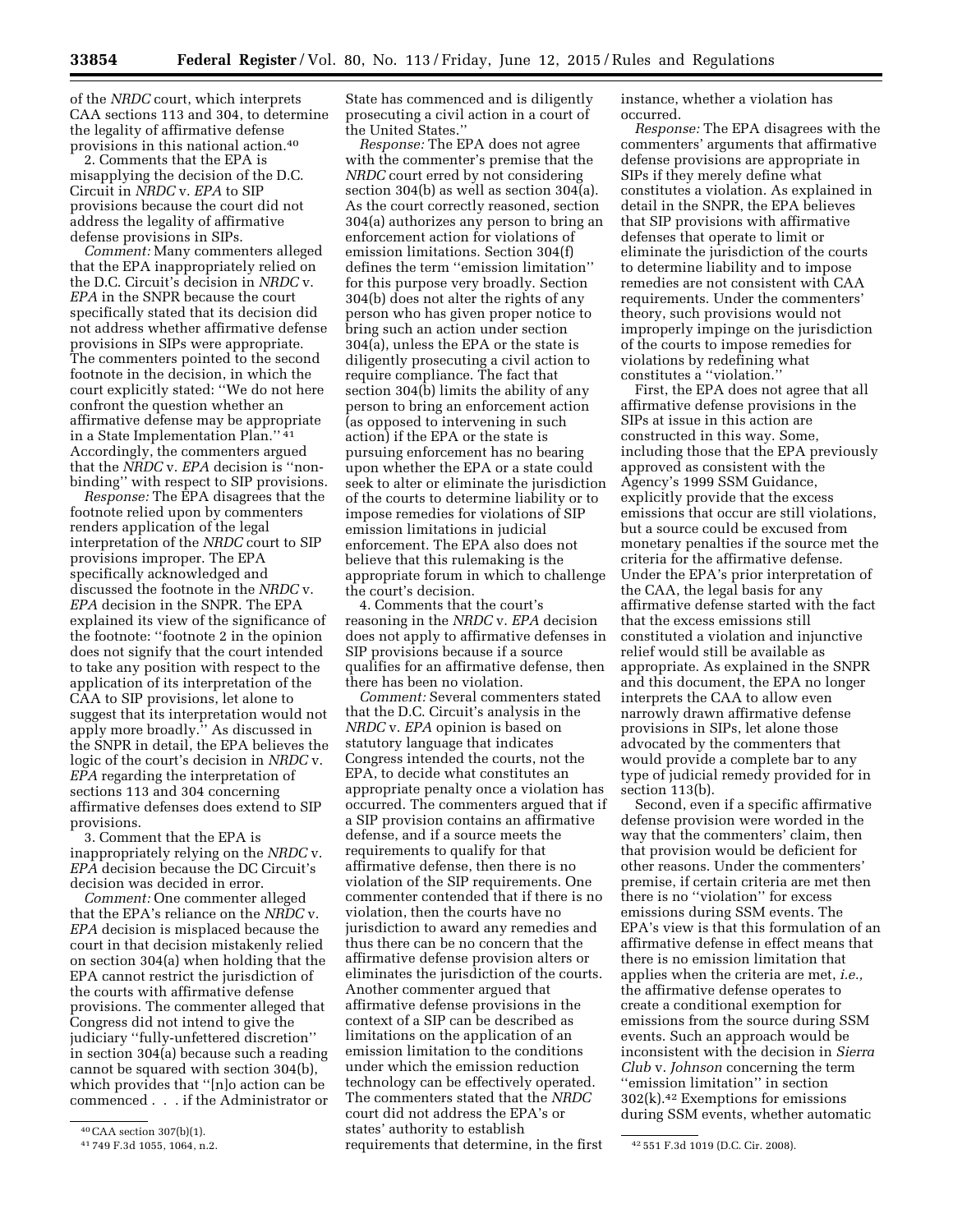of the *NRDC* court, which interprets CAA sections 113 and 304, to determine the legality of affirmative defense provisions in this national action.[40]

2. Comments that the EPA is misapplying the decision of the D.C. Circuit in *NRDC* v. *EPA* to SIP provisions because the court did not address the legality of affirmative defense provisions in SIPs.

*Comment:* Many commenters alleged that the EPA inappropriately relied on the D.C. Circuit's decision in *NRDC* v. *EPA* in the SNPR because the court specifically stated that its decision did not address whether affirmative defense provisions in SIPs were appropriate. The commenters pointed to the second footnote in the decision, in which the court explicitly stated: ''We do not here confront the question whether an affirmative defense may be appropriate in a State Implementation Plan.''[41] Accordingly, the commenters argued that the *NRDC* v. *EPA* decision is ''non-binding'' with respect to SIP provisions.

*Response:* The EPA disagrees that the footnote relied upon by commenters renders application of the legal interpretation of the *NRDC* court to SIP provisions improper. The EPA specifically acknowledged and discussed the footnote in the *NRDC* v. *EPA* decision in the SNPR. The EPA explained its view of the significance of the footnote: ''footnote 2 in the opinion does not signify that the court intended to take any position with respect to the application of its interpretation of the CAA to SIP provisions, let alone to suggest that its interpretation would not apply more broadly.'' As discussed in the SNPR in detail, the EPA believes the logic of the court's decision in *NRDC* v. *EPA* regarding the interpretation of sections 113 and 304 concerning affirmative defenses does extend to SIP provisions.

3. Comment that the EPA is inappropriately relying on the *NRDC* v. *EPA* decision because the DC Circuit's decision was decided in error.

*Comment:* One commenter alleged that the EPA's reliance on the *NRDC* v. *EPA* decision is misplaced because the court in that decision mistakenly relied on section 304(a) when holding that the EPA cannot restrict the jurisdiction of the courts with affirmative defense provisions. The commenter alleged that Congress did not intend to give the judiciary ''fully-unfettered discretion'' in section 304(a) because such a reading cannot be squared with section 304(b), which provides that ''[n]o action can be commenced . . . if the Administrator or State has commenced and is diligently prosecuting a civil action in a court of the United States.''

*Response:* The EPA does not agree with the commenter's premise that the *NRDC* court erred by not considering section 304(b) as well as section 304(a). As the court correctly reasoned, section 304(a) authorizes any person to bring an enforcement action for violations of emission limitations. Section 304(f) defines the term ''emission limitation'' for this purpose very broadly. Section 304(b) does not alter the rights of any person who has given proper notice to bring such an action under section 304(a), unless the EPA or the state is diligently prosecuting a civil action to require compliance. The fact that section 304(b) limits the ability of any person to bring an enforcement action (as opposed to intervening in such action) if the EPA or the state is pursuing enforcement has no bearing upon whether the EPA or a state could seek to alter or eliminate the jurisdiction of the courts to determine liability or to impose remedies for violations of SIP emission limitations in judicial enforcement. The EPA also does not believe that this rulemaking is the appropriate forum in which to challenge the court's decision.

4. Comments that the court's reasoning in the *NRDC* v. *EPA* decision does not apply to affirmative defenses in SIP provisions because if a source qualifies for an affirmative defense, then there has been no violation.

*Comment:* Several commenters stated that the D.C. Circuit's analysis in the *NRDC* v. *EPA* opinion is based on statutory language that indicates Congress intended the courts, not the EPA, to decide what constitutes an appropriate penalty once a violation has occurred. The commenters argued that if a SIP provision contains an affirmative defense, and if a source meets the requirements to qualify for that affirmative defense, then there is no violation of the SIP requirements. One commenter contended that if there is no violation, then the courts have no jurisdiction to award any remedies and thus there can be no concern that the affirmative defense provision alters or eliminates the jurisdiction of the courts. Another commenter argued that affirmative defense provisions in the context of a SIP can be described as limitations on the application of an emission limitation to the conditions under which the emission reduction technology can be effectively operated. The commenters stated that the *NRDC* court did not address the EPA's or states' authority to establish requirements that determine, in the first instance, whether a violation has occurred.

*Response:* The EPA disagrees with the commenters' arguments that affirmative defense provisions are appropriate in SIPs if they merely define what constitutes a violation. As explained in detail in the SNPR, the EPA believes that SIP provisions with affirmative defenses that operate to limit or eliminate the jurisdiction of the courts to determine liability and to impose remedies are not consistent with CAA requirements. Under the commenters' theory, such provisions would not improperly impinge on the jurisdiction of the courts to impose remedies for violations by redefining what constitutes a ''violation.''

First, the EPA does not agree that all affirmative defense provisions in the SIPs at issue in this action are constructed in this way. Some, including those that the EPA previously approved as consistent with the Agency's 1999 SSM Guidance, explicitly provide that the excess emissions that occur are still violations, but a source could be excused from monetary penalties if the source met the criteria for the affirmative defense. Under the EPA's prior interpretation of the CAA, the legal basis for any affirmative defense started with the fact that the excess emissions still constituted a violation and injunctive relief would still be available as appropriate. As explained in the SNPR and this document, the EPA no longer interprets the CAA to allow even narrowly drawn affirmative defense provisions in SIPs, let alone those advocated by the commenters that would provide a complete bar to any type of judicial remedy provided for in section 113(b).

Second, even if a specific affirmative defense provision were worded in the way that the commenters' claim, then that provision would be deficient for other reasons. Under the commenters' premise, if certain criteria are met then there is no ''violation'' for excess emissions during SSM events. The EPA's view is that this formulation of an affirmative defense in effect means that there is no emission limitation that applies when the criteria are met, *i.e.,* the affirmative defense operates to create a conditional exemption for emissions from the source during SSM events. Such an approach would be inconsistent with the decision in *Sierra Club* v. *Johnson* concerning the term ''emission limitation'' in section 302(k).[42] Exemptions for emissions during SSM events, whether automatic

[40] CAA section 307(b)(1).

[41] 749 F.3d 1055, 1064, n.2.

[42] 551 F.3d 1019 (D.C. Cir. 2008).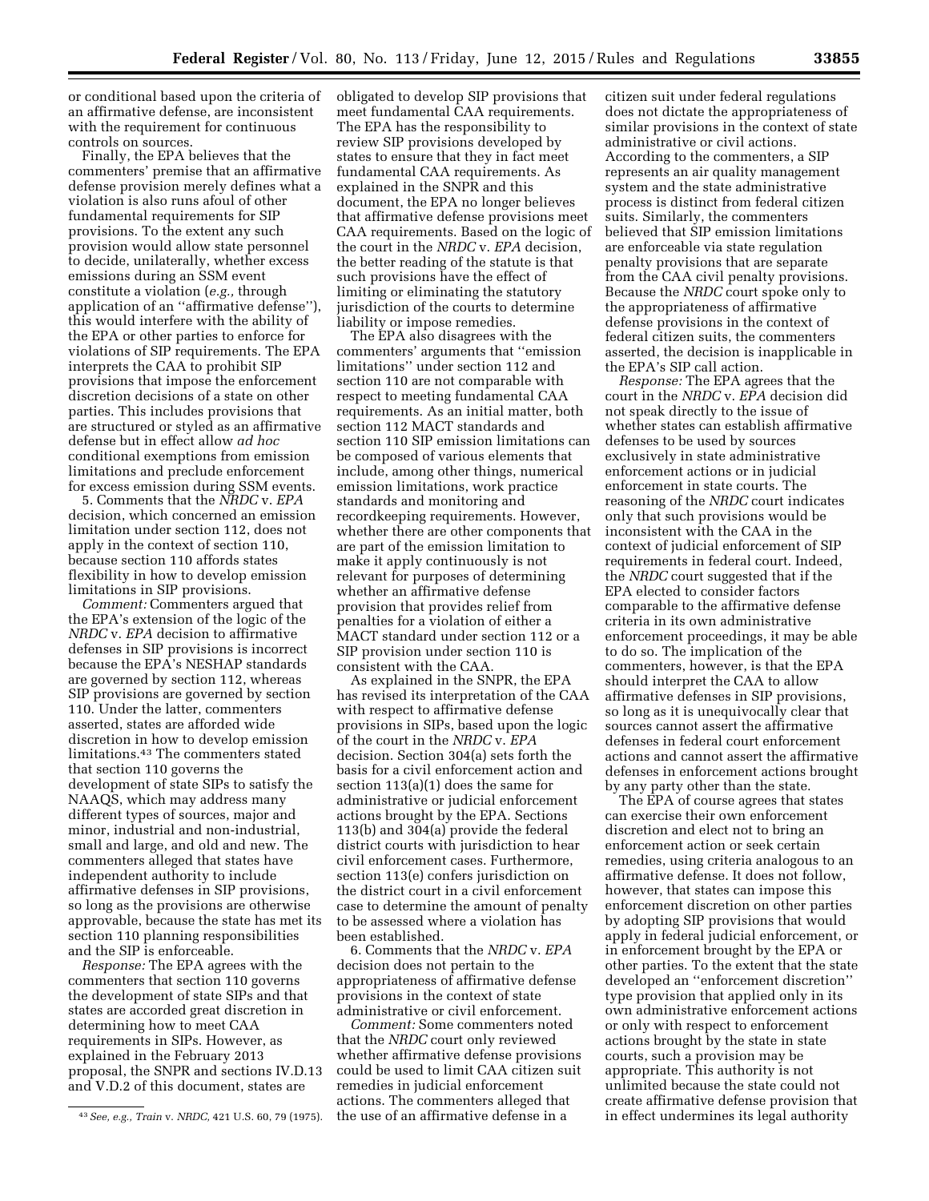or conditional based upon the criteria of an affirmative defense, are inconsistent with the requirement for continuous controls on sources.

Finally, the EPA believes that the commenters' premise that an affirmative defense provision merely defines what a violation is also runs afoul of other fundamental requirements for SIP provisions. To the extent any such provision would allow state personnel to decide, unilaterally, whether excess emissions during an SSM event constitute a violation (*e.g.,* through application of an ''affirmative defense''), this would interfere with the ability of the EPA or other parties to enforce for violations of SIP requirements. The EPA interprets the CAA to prohibit SIP provisions that impose the enforcement discretion decisions of a state on other parties. This includes provisions that are structured or styled as an affirmative defense but in effect allow *ad hoc* conditional exemptions from emission limitations and preclude enforcement for excess emission during SSM events.

5. Comments that the *NRDC* v. *EPA* decision, which concerned an emission limitation under section 112, does not apply in the context of section 110, because section 110 affords states flexibility in how to develop emission limitations in SIP provisions.

*Comment:* Commenters argued that the EPA's extension of the logic of the *NRDC* v. *EPA* decision to affirmative defenses in SIP provisions is incorrect because the EPA's NESHAP standards are governed by section 112, whereas SIP provisions are governed by section 110. Under the latter, commenters asserted, states are afforded wide discretion in how to develop emission limitations.[43] The commenters stated that section 110 governs the development of state SIPs to satisfy the NAAQS, which may address many different types of sources, major and minor, industrial and non-industrial, small and large, and old and new. The commenters alleged that states have independent authority to include affirmative defenses in SIP provisions, so long as the provisions are otherwise approvable, because the state has met its section 110 planning responsibilities and the SIP is enforceable.

*Response:* The EPA agrees with the commenters that section 110 governs the development of state SIPs and that states are accorded great discretion in determining how to meet CAA requirements in SIPs. However, as explained in the February 2013 proposal, the SNPR and sections IV.D.13 and V.D.2 of this document, states are obligated to develop SIP provisions that meet fundamental CAA requirements. The EPA has the responsibility to review SIP provisions developed by states to ensure that they in fact meet fundamental CAA requirements. As explained in the SNPR and this document, the EPA no longer believes that affirmative defense provisions meet CAA requirements. Based on the logic of the court in the *NRDC* v. *EPA* decision, the better reading of the statute is that such provisions have the effect of limiting or eliminating the statutory jurisdiction of the courts to determine liability or impose remedies.

The EPA also disagrees with the commenters' arguments that ''emission limitations'' under section 112 and section 110 are not comparable with respect to meeting fundamental CAA requirements. As an initial matter, both section 112 MACT standards and section 110 SIP emission limitations can be composed of various elements that include, among other things, numerical emission limitations, work practice standards and monitoring and recordkeeping requirements. However, whether there are other components that are part of the emission limitation to make it apply continuously is not relevant for purposes of determining whether an affirmative defense provision that provides relief from penalties for a violation of either a MACT standard under section 112 or a SIP provision under section 110 is consistent with the CAA.

As explained in the SNPR, the EPA has revised its interpretation of the CAA with respect to affirmative defense provisions in SIPs, based upon the logic of the court in the *NRDC* v. *EPA* decision. Section 304(a) sets forth the basis for a civil enforcement action and section 113(a)(1) does the same for administrative or judicial enforcement actions brought by the EPA. Sections 113(b) and 304(a) provide the federal district courts with jurisdiction to hear civil enforcement cases. Furthermore, section 113(e) confers jurisdiction on the district court in a civil enforcement case to determine the amount of penalty to be assessed where a violation has been established.

6. Comments that the *NRDC* v. *EPA* decision does not pertain to the appropriateness of affirmative defense provisions in the context of state administrative or civil enforcement.

*Comment:* Some commenters noted that the *NRDC* court only reviewed whether affirmative defense provisions could be used to limit CAA citizen suit remedies in judicial enforcement actions. The commenters alleged that the use of an affirmative defense in a citizen suit under federal regulations does not dictate the appropriateness of similar provisions in the context of state administrative or civil actions. According to the commenters, a SIP represents an air quality management system and the state administrative process is distinct from federal citizen suits. Similarly, the commenters believed that SIP emission limitations are enforceable via state regulation penalty provisions that are separate from the CAA civil penalty provisions. Because the *NRDC* court spoke only to the appropriateness of affirmative defense provisions in the context of federal citizen suits, the commenters asserted, the decision is inapplicable in the EPA's SIP call action.

*Response:* The EPA agrees that the court in the *NRDC* v. *EPA* decision did not speak directly to the issue of whether states can establish affirmative defenses to be used by sources exclusively in state administrative enforcement actions or in judicial enforcement in state courts. The reasoning of the *NRDC* court indicates only that such provisions would be inconsistent with the CAA in the context of judicial enforcement of SIP requirements in federal court. Indeed, the *NRDC* court suggested that if the EPA elected to consider factors comparable to the affirmative defense criteria in its own administrative enforcement proceedings, it may be able to do so. The implication of the commenters, however, is that the EPA should interpret the CAA to allow affirmative defenses in SIP provisions, so long as it is unequivocally clear that sources cannot assert the affirmative defenses in federal court enforcement actions and cannot assert the affirmative defenses in enforcement actions brought by any party other than the state.

The EPA of course agrees that states can exercise their own enforcement discretion and elect not to bring an enforcement action or seek certain remedies, using criteria analogous to an affirmative defense. It does not follow, however, that states can impose this enforcement discretion on other parties by adopting SIP provisions that would apply in federal judicial enforcement, or in enforcement brought by the EPA or other parties. To the extent that the state developed an ''enforcement discretion'' type provision that applied only in its own administrative enforcement actions or only with respect to enforcement actions brought by the state in state courts, such a provision may be appropriate. This authority is not unlimited because the state could not create affirmative defense provision that in effect undermines its legal authority

[43] *See, e.g., Train* v. *NRDC*, 421 U.S. 60, 79 (1975).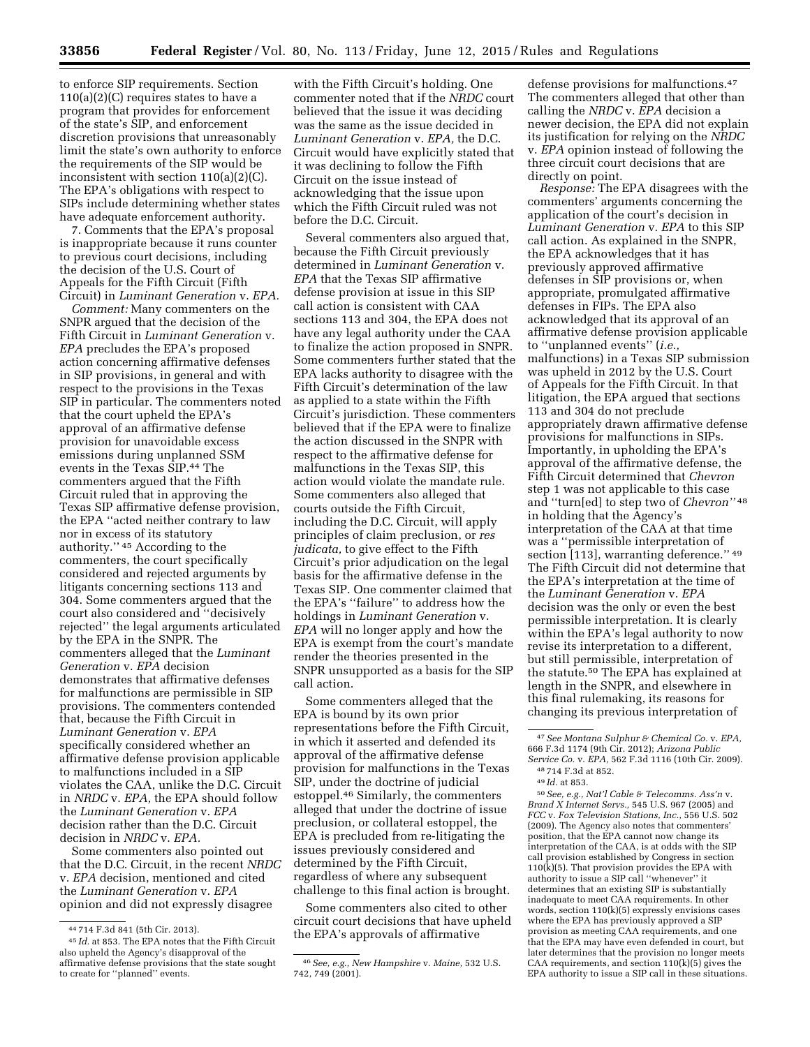to enforce SIP requirements. Section 110(a)(2)(C) requires states to have a program that provides for enforcement of the state's SIP, and enforcement discretion provisions that unreasonably limit the state's own authority to enforce the requirements of the SIP would be inconsistent with section 110(a)(2)(C). The EPA's obligations with respect to SIPs include determining whether states have adequate enforcement authority.

7. Comments that the EPA's proposal is inappropriate because it runs counter to previous court decisions, including the decision of the U.S. Court of Appeals for the Fifth Circuit (Fifth Circuit) in *Luminant Generation* v. *EPA*.

*Comment:* Many commenters on the SNPR argued that the decision of the Fifth Circuit in *Luminant Generation* v. *EPA* precludes the EPA's proposed action concerning affirmative defenses in SIP provisions, in general and with respect to the provisions in the Texas SIP in particular. The commenters noted that the court upheld the EPA's approval of an affirmative defense provision for unavoidable excess emissions during unplanned SSM events in the Texas SIP.[44] The commenters argued that the Fifth Circuit ruled that in approving the Texas SIP affirmative defense provision, the EPA "acted neither contrary to law nor in excess of its statutory authority."[45] According to the commenters, the court specifically considered and rejected arguments by litigants concerning sections 113 and 304. Some commenters argued that the court also considered and "decisively rejected" the legal arguments articulated by the EPA in the SNPR. The commenters alleged that the *Luminant Generation* v. *EPA* decision demonstrates that affirmative defenses for malfunctions are permissible in SIP provisions. The commenters contended that, because the Fifth Circuit in *Luminant Generation* v. *EPA* specifically considered whether an affirmative defense provision applicable to malfunctions included in a SIP violates the CAA, unlike the D.C. Circuit in *NRDC* v. *EPA*, the EPA should follow the *Luminant Generation* v. *EPA* decision rather than the D.C. Circuit decision in *NRDC* v. *EPA*.

Some commenters also pointed out that the D.C. Circuit, in the recent *NRDC* v. *EPA* decision, mentioned and cited the *Luminant Generation* v. *EPA* opinion and did not expressly disagree with the Fifth Circuit's holding. One commenter noted that if the *NRDC* court believed that the issue it was deciding was the same as the issue decided in *Luminant Generation* v. *EPA*, the D.C. Circuit would have explicitly stated that it was declining to follow the Fifth Circuit on the issue instead of acknowledging that the issue upon which the Fifth Circuit ruled was not before the D.C. Circuit.

Several commenters also argued that, because the Fifth Circuit previously determined in *Luminant Generation* v. *EPA* that the Texas SIP affirmative defense provision at issue in this SIP call action is consistent with CAA sections 113 and 304, the EPA does not have any legal authority under the CAA to finalize the action proposed in SNPR. Some commenters further stated that the EPA lacks authority to disagree with the Fifth Circuit's determination of the law as applied to a state within the Fifth Circuit's jurisdiction. These commenters believed that if the EPA were to finalize the action discussed in the SNPR with respect to the affirmative defense for malfunctions in the Texas SIP, this action would violate the mandate rule. Some commenters also alleged that courts outside the Fifth Circuit, including the D.C. Circuit, will apply principles of claim preclusion, or *res judicata*, to give effect to the Fifth Circuit's prior adjudication on the legal basis for the affirmative defense in the Texas SIP. One commenter claimed that the EPA's "failure" to address how the holdings in *Luminant Generation* v. *EPA* will no longer apply and how the EPA is exempt from the court's mandate render the theories presented in the SNPR unsupported as a basis for the SIP call action.

Some commenters alleged that the EPA is bound by its own prior representations before the Fifth Circuit, in which it asserted and defended its approval of the affirmative defense provision for malfunctions in the Texas SIP, under the doctrine of judicial estoppel.[46] Similarly, the commenters alleged that under the doctrine of issue preclusion, or collateral estoppel, the EPA is precluded from re-litigating the issues previously considered and determined by the Fifth Circuit, regardless of where any subsequent challenge to this final action is brought.

Some commenters also cited to other circuit court decisions that have upheld the EPA's approvals of affirmative defense provisions for malfunctions.[47] The commenters alleged that other than calling the *NRDC* v. *EPA* decision a newer decision, the EPA did not explain its justification for relying on the *NRDC* v. *EPA* opinion instead of following the three circuit court decisions that are directly on point.

*Response:* The EPA disagrees with the commenters' arguments concerning the application of the court's decision in *Luminant Generation* v. *EPA* to this SIP call action. As explained in the SNPR, the EPA acknowledges that it has previously approved affirmative defenses in SIP provisions or, when appropriate, promulgated affirmative defenses in FIPs. The EPA also acknowledged that its approval of an affirmative defense provision applicable to "unplanned events" (*i.e.,* malfunctions) in a Texas SIP submission was upheld in 2012 by the U.S. Court of Appeals for the Fifth Circuit. In that litigation, the EPA argued that sections 113 and 304 do not preclude appropriately drawn affirmative defense provisions for malfunctions in SIPs. Importantly, in upholding the EPA's approval of the affirmative defense, the Fifth Circuit determined that *Chevron* step 1 was not applicable to this case and "turn[ed] to step two of *Chevron*"[48] in holding that the Agency's interpretation of the CAA at that time was a "permissible interpretation of section [113], warranting deference."[49] The Fifth Circuit did not determine that the EPA's interpretation at the time of the *Luminant Generation* v. *EPA* decision was the only or even the best permissible interpretation. It is clearly within the EPA's legal authority to now revise its interpretation to a different, but still permissible, interpretation of the statute.[50] The EPA has explained at length in the SNPR, and elsewhere in this final rulemaking, its reasons for changing its previous interpretation of

---

[44] 714 F.3d 841 (5th Cir. 2013).

[45] *Id.* at 853. The EPA notes that the Fifth Circuit also upheld the Agency's disapproval of the affirmative defense provisions that the state sought to create for "planned" events.

[46] *See, e.g., New Hampshire* v. *Maine*, 532 U.S. 742, 749 (2001).

[47] *See Montana Sulphur & Chemical Co.* v. *EPA*, 666 F.3d 1174 (9th Cir. 2012); *Arizona Public Service Co.* v. *EPA*, 562 F.3d 1116 (10th Cir. 2009).

[48] 714 F.3d at 852.

[49] *Id.* at 853.

[50] *See, e.g., Nat'l Cable & Telecomms. Ass'n* v. *Brand X Internet Servs.*, 545 U.S. 967 (2005) and *FCC* v. *Fox Television Stations, Inc.*, 556 U.S. 502 (2009). The Agency also notes that commenters' position, that the EPA cannot now change its interpretation of the CAA, is at odds with the SIP call provision established by Congress in section 110(k)(5). That provision provides the EPA with authority to issue a SIP call "whenever" it determines that an existing SIP is substantially inadequate to meet CAA requirements. In other words, section 110(k)(5) expressly envisions cases where the EPA has previously approved a SIP provision as meeting CAA requirements, and one that the EPA may have even defended in court, but later determines that the provision no longer meets CAA requirements, and section 110(k)(5) gives the EPA authority to issue a SIP call in these situations.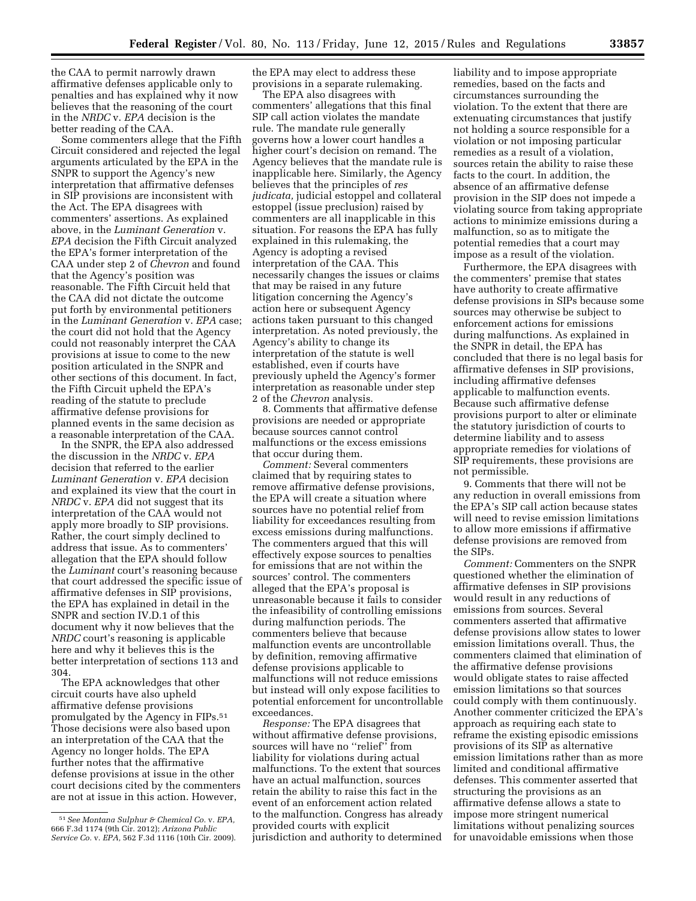the CAA to permit narrowly drawn affirmative defenses applicable only to penalties and has explained why it now believes that the reasoning of the court in the *NRDC* v. *EPA* decision is the better reading of the CAA.

Some commenters allege that the Fifth Circuit considered and rejected the legal arguments articulated by the EPA in the SNPR to support the Agency's new interpretation that affirmative defenses in SIP provisions are inconsistent with the Act. The EPA disagrees with commenters' assertions. As explained above, in the *Luminant Generation* v. *EPA* decision the Fifth Circuit analyzed the EPA's former interpretation of the CAA under step 2 of *Chevron* and found that the Agency's position was reasonable. The Fifth Circuit held that the CAA did not dictate the outcome put forth by environmental petitioners in the *Luminant Generation* v. *EPA* case; the court did not hold that the Agency could not reasonably interpret the CAA provisions at issue to come to the new position articulated in the SNPR and other sections of this document. In fact, the Fifth Circuit upheld the EPA's reading of the statute to preclude affirmative defense provisions for planned events in the same decision as a reasonable interpretation of the CAA.

In the SNPR, the EPA also addressed the discussion in the *NRDC* v. *EPA* decision that referred to the earlier *Luminant Generation* v. *EPA* decision and explained its view that the court in *NRDC* v. *EPA* did not suggest that its interpretation of the CAA would not apply more broadly to SIP provisions. Rather, the court simply declined to address that issue. As to commenters' allegation that the EPA should follow the *Luminant* court's reasoning because that court addressed the specific issue of affirmative defenses in SIP provisions, the EPA has explained in detail in the SNPR and section IV.D.1 of this document why it now believes that the *NRDC* court's reasoning is applicable here and why it believes this is the better interpretation of sections 113 and 304.

The EPA acknowledges that other circuit courts have also upheld affirmative defense provisions promulgated by the Agency in FIPs.[51] Those decisions were also based upon an interpretation of the CAA that the Agency no longer holds. The EPA further notes that the affirmative defense provisions at issue in the other court decisions cited by the commenters are not at issue in this action. However, the EPA may elect to address these provisions in a separate rulemaking.

The EPA also disagrees with commenters' allegations that this final SIP call action violates the mandate rule. The mandate rule generally governs how a lower court handles a higher court's decision on remand. The Agency believes that the mandate rule is inapplicable here. Similarly, the Agency believes that the principles of *res judicata,* judicial estoppel and collateral estoppel (issue preclusion) raised by commenters are all inapplicable in this situation. For reasons the EPA has fully explained in this rulemaking, the Agency is adopting a revised interpretation of the CAA. This necessarily changes the issues or claims that may be raised in any future litigation concerning the Agency's action here or subsequent Agency actions taken pursuant to this changed interpretation. As noted previously, the Agency's ability to change its interpretation of the statute is well established, even if courts have previously upheld the Agency's former interpretation as reasonable under step 2 of the *Chevron* analysis.

8. Comments that affirmative defense provisions are needed or appropriate because sources cannot control malfunctions or the excess emissions that occur during them.

*Comment:* Several commenters claimed that by requiring states to remove affirmative defense provisions, the EPA will create a situation where sources have no potential relief from liability for exceedances resulting from excess emissions during malfunctions. The commenters argued that this will effectively expose sources to penalties for emissions that are not within the sources' control. The commenters alleged that the EPA's proposal is unreasonable because it fails to consider the infeasibility of controlling emissions during malfunction periods. The commenters believe that because malfunction events are uncontrollable by definition, removing affirmative defense provisions applicable to malfunctions will not reduce emissions but instead will only expose facilities to potential enforcement for uncontrollable exceedances.

*Response:* The EPA disagrees that without affirmative defense provisions, sources will have no "relief" from liability for violations during actual malfunctions. To the extent that sources have an actual malfunction, sources retain the ability to raise this fact in the event of an enforcement action related to the malfunction. Congress has already provided courts with explicit jurisdiction and authority to determined liability and to impose appropriate remedies, based on the facts and circumstances surrounding the violation. To the extent that there are extenuating circumstances that justify not holding a source responsible for a violation or not imposing particular remedies as a result of a violation, sources retain the ability to raise these facts to the court. In addition, the absence of an affirmative defense provision in the SIP does not impede a violating source from taking appropriate actions to minimize emissions during a malfunction, so as to mitigate the potential remedies that a court may impose as a result of the violation.

Furthermore, the EPA disagrees with the commenters' premise that states have authority to create affirmative defense provisions in SIPs because some sources may otherwise be subject to enforcement actions for emissions during malfunctions. As explained in the SNPR in detail, the EPA has concluded that there is no legal basis for affirmative defenses in SIP provisions, including affirmative defenses applicable to malfunction events. Because such affirmative defense provisions purport to alter or eliminate the statutory jurisdiction of courts to determine liability and to assess appropriate remedies for violations of SIP requirements, these provisions are not permissible.

9. Comments that there will not be any reduction in overall emissions from the EPA's SIP call action because states will need to revise emission limitations to allow more emissions if affirmative defense provisions are removed from the SIPs.

*Comment:* Commenters on the SNPR questioned whether the elimination of affirmative defenses in SIP provisions would result in any reductions of emissions from sources. Several commenters asserted that affirmative defense provisions allow states to lower emission limitations overall. Thus, the commenters claimed that elimination of the affirmative defense provisions would obligate states to raise affected emission limitations so that sources could comply with them continuously. Another commenter criticized the EPA's approach as requiring each state to reframe the existing episodic emissions provisions of its SIP as alternative emission limitations rather than as more limited and conditional affirmative defenses. This commenter asserted that structuring the provisions as an affirmative defense allows a state to impose more stringent numerical limitations without penalizing sources for unavoidable emissions when those

---

[51] *See Montana Sulphur & Chemical Co.* v. *EPA,* 666 F.3d 1174 (9th Cir. 2012); *Arizona Public Service Co.* v. *EPA,* 562 F.3d 1116 (10th Cir. 2009).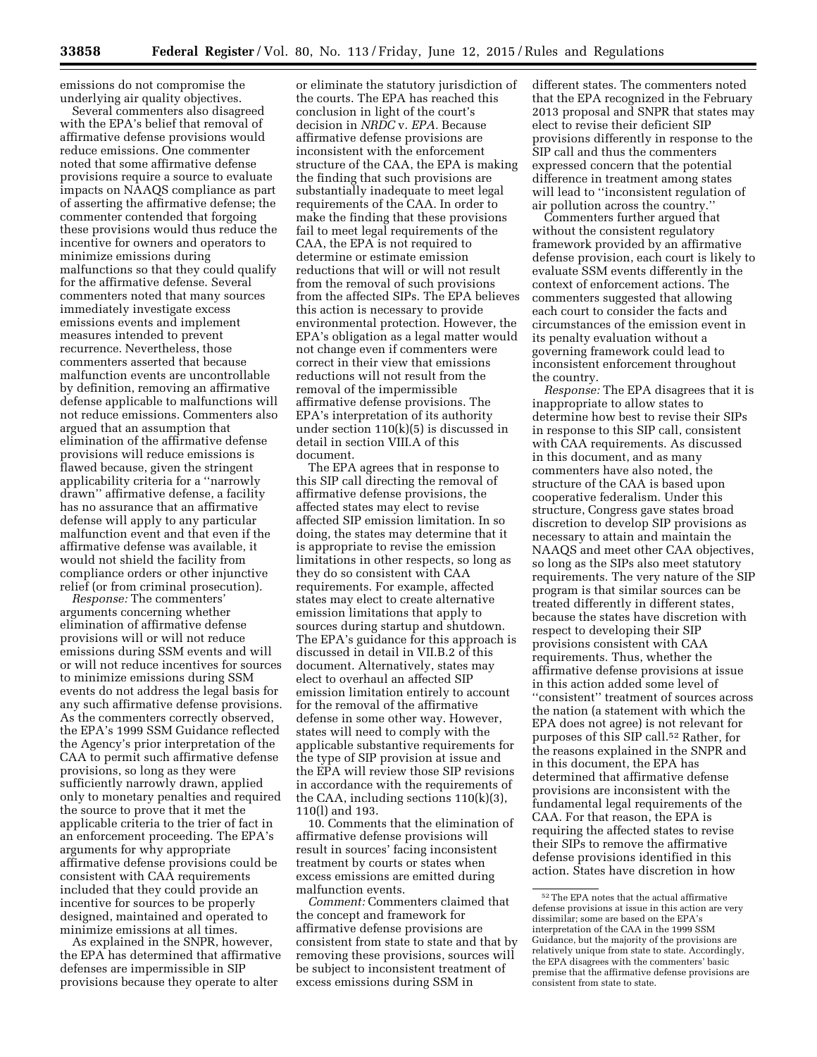emissions do not compromise the underlying air quality objectives.

Several commenters also disagreed with the EPA's belief that removal of affirmative defense provisions would reduce emissions. One commenter noted that some affirmative defense provisions require a source to evaluate impacts on NAAQS compliance as part of asserting the affirmative defense; the commenter contended that forgoing these provisions would thus reduce the incentive for owners and operators to minimize emissions during malfunctions so that they could qualify for the affirmative defense. Several commenters noted that many sources immediately investigate excess emissions events and implement measures intended to prevent recurrence. Nevertheless, those commenters asserted that because malfunction events are uncontrollable by definition, removing an affirmative defense applicable to malfunctions will not reduce emissions. Commenters also argued that an assumption that elimination of the affirmative defense provisions will reduce emissions is flawed because, given the stringent applicability criteria for a ''narrowly drawn'' affirmative defense, a facility has no assurance that an affirmative defense will apply to any particular malfunction event and that even if the affirmative defense was available, it would not shield the facility from compliance orders or other injunctive relief (or from criminal prosecution).

*Response:* The commenters' arguments concerning whether elimination of affirmative defense provisions will or will not reduce emissions during SSM events and will or will not reduce incentives for sources to minimize emissions during SSM events do not address the legal basis for any such affirmative defense provisions. As the commenters correctly observed, the EPA's 1999 SSM Guidance reflected the Agency's prior interpretation of the CAA to permit such affirmative defense provisions, so long as they were sufficiently narrowly drawn, applied only to monetary penalties and required the source to prove that it met the applicable criteria to the trier of fact in an enforcement proceeding. The EPA's arguments for why appropriate affirmative defense provisions could be consistent with CAA requirements included that they could provide an incentive for sources to be properly designed, maintained and operated to minimize emissions at all times.

As explained in the SNPR, however, the EPA has determined that affirmative defenses are impermissible in SIP provisions because they operate to alter or eliminate the statutory jurisdiction of the courts. The EPA has reached this conclusion in light of the court's decision in *NRDC* v. *EPA.* Because affirmative defense provisions are inconsistent with the enforcement structure of the CAA, the EPA is making the finding that such provisions are substantially inadequate to meet legal requirements of the CAA. In order to make the finding that these provisions fail to meet legal requirements of the CAA, the EPA is not required to determine or estimate emission reductions that will or will not result from the removal of such provisions from the affected SIPs. The EPA believes this action is necessary to provide environmental protection. However, the EPA's obligation as a legal matter would not change even if commenters were correct in their view that emissions reductions will not result from the removal of the impermissible affirmative defense provisions. The EPA's interpretation of its authority under section 110(k)(5) is discussed in detail in section VIII.A of this document.

The EPA agrees that in response to this SIP call directing the removal of affirmative defense provisions, the affected states may elect to revise affected SIP emission limitation. In so doing, the states may determine that it is appropriate to revise the emission limitations in other respects, so long as they do so consistent with CAA requirements. For example, affected states may elect to create alternative emission limitations that apply to sources during startup and shutdown. The EPA's guidance for this approach is discussed in detail in VII.B.2 of this document. Alternatively, states may elect to overhaul an affected SIP emission limitation entirely to account for the removal of the affirmative defense in some other way. However, states will need to comply with the applicable substantive requirements for the type of SIP provision at issue and the EPA will review those SIP revisions in accordance with the requirements of the CAA, including sections 110(k)(3), 110(l) and 193.

10. Comments that the elimination of affirmative defense provisions will result in sources' facing inconsistent treatment by courts or states when excess emissions are emitted during malfunction events.

*Comment:* Commenters claimed that the concept and framework for affirmative defense provisions are consistent from state to state and that by removing these provisions, sources will be subject to inconsistent treatment of excess emissions during SSM in different states. The commenters noted that the EPA recognized in the February 2013 proposal and SNPR that states may elect to revise their deficient SIP provisions differently in response to the SIP call and thus the commenters expressed concern that the potential difference in treatment among states will lead to ''inconsistent regulation of air pollution across the country.''

Commenters further argued that without the consistent regulatory framework provided by an affirmative defense provision, each court is likely to evaluate SSM events differently in the context of enforcement actions. The commenters suggested that allowing each court to consider the facts and circumstances of the emission event in its penalty evaluation without a governing framework could lead to inconsistent enforcement throughout the country.

*Response:* The EPA disagrees that it is inappropriate to allow states to determine how best to revise their SIPs in response to this SIP call, consistent with CAA requirements. As discussed in this document, and as many commenters have also noted, the structure of the CAA is based upon cooperative federalism. Under this structure, Congress gave states broad discretion to develop SIP provisions as necessary to attain and maintain the NAAQS and meet other CAA objectives, so long as the SIPs also meet statutory requirements. The very nature of the SIP program is that similar sources can be treated differently in different states, because the states have discretion with respect to developing their SIP provisions consistent with CAA requirements. Thus, whether the affirmative defense provisions at issue in this action added some level of ''consistent'' treatment of sources across the nation (a statement with which the EPA does not agree) is not relevant for purposes of this SIP call.[52] Rather, for the reasons explained in the SNPR and in this document, the EPA has determined that affirmative defense provisions are inconsistent with the fundamental legal requirements of the CAA. For that reason, the EPA is requiring the affected states to revise their SIPs to remove the affirmative defense provisions identified in this action. States have discretion in how

[52] The EPA notes that the actual affirmative defense provisions at issue in this action are very dissimilar; some are based on the EPA's interpretation of the CAA in the 1999 SSM Guidance, but the majority of the provisions are relatively unique from state to state. Accordingly, the EPA disagrees with the commenters' basic premise that the affirmative defense provisions are consistent from state to state.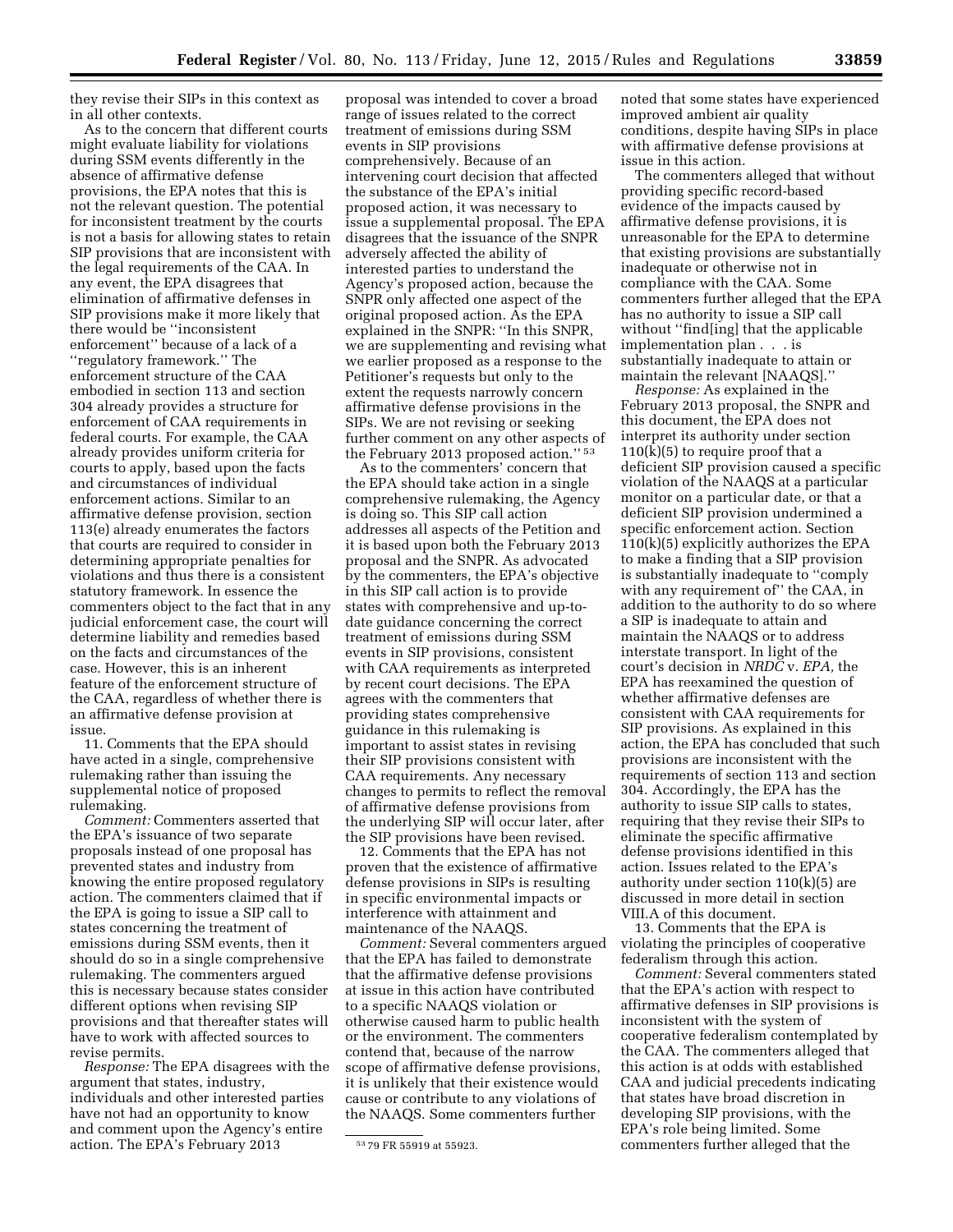they revise their SIPs in this context as in all other contexts.

As to the concern that different courts might evaluate liability for violations during SSM events differently in the absence of affirmative defense provisions, the EPA notes that this is not the relevant question. The potential for inconsistent treatment by the courts is not a basis for allowing states to retain SIP provisions that are inconsistent with the legal requirements of the CAA. In any event, the EPA disagrees that elimination of affirmative defenses in SIP provisions make it more likely that there would be ''inconsistent enforcement'' because of a lack of a ''regulatory framework.'' The enforcement structure of the CAA embodied in section 113 and section 304 already provides a structure for enforcement of CAA requirements in federal courts. For example, the CAA already provides uniform criteria for courts to apply, based upon the facts and circumstances of individual enforcement actions. Similar to an affirmative defense provision, section 113(e) already enumerates the factors that courts are required to consider in determining appropriate penalties for violations and thus there is a consistent statutory framework. In essence the commenters object to the fact that in any judicial enforcement case, the court will determine liability and remedies based on the facts and circumstances of the case. However, this is an inherent feature of the enforcement structure of the CAA, regardless of whether there is an affirmative defense provision at issue.

11. Comments that the EPA should have acted in a single, comprehensive rulemaking rather than issuing the supplemental notice of proposed rulemaking.

*Comment:* Commenters asserted that the EPA's issuance of two separate proposals instead of one proposal has prevented states and industry from knowing the entire proposed regulatory action. The commenters claimed that if the EPA is going to issue a SIP call to states concerning the treatment of emissions during SSM events, then it should do so in a single comprehensive rulemaking. The commenters argued this is necessary because states consider different options when revising SIP provisions and that thereafter states will have to work with affected sources to revise permits.

*Response:* The EPA disagrees with the argument that states, industry, individuals and other interested parties have not had an opportunity to know and comment upon the Agency's entire action. The EPA's February 2013 proposal was intended to cover a broad range of issues related to the correct treatment of emissions during SSM events in SIP provisions comprehensively. Because of an intervening court decision that affected the substance of the EPA's initial proposed action, it was necessary to issue a supplemental proposal. The EPA disagrees that the issuance of the SNPR adversely affected the ability of interested parties to understand the Agency's proposed action, because the SNPR only affected one aspect of the original proposed action. As the EPA explained in the SNPR: ''In this SNPR, we are supplementing and revising what we earlier proposed as a response to the Petitioner's requests but only to the extent the requests narrowly concern affirmative defense provisions in the SIPs. We are not revising or seeking further comment on any other aspects of the February 2013 proposed action.''[53]

As to the commenters' concern that the EPA should take action in a single comprehensive rulemaking, the Agency is doing so. This SIP call action addresses all aspects of the Petition and it is based upon both the February 2013 proposal and the SNPR. As advocated by the commenters, the EPA's objective in this SIP call action is to provide states with comprehensive and up-to-date guidance concerning the correct treatment of emissions during SSM events in SIP provisions, consistent with CAA requirements as interpreted by recent court decisions. The EPA agrees with the commenters that providing states comprehensive guidance in this rulemaking is important to assist states in revising their SIP provisions consistent with CAA requirements. Any necessary changes to permits to reflect the removal of affirmative defense provisions from the underlying SIP will occur later, after the SIP provisions have been revised.

12. Comments that the EPA has not proven that the existence of affirmative defense provisions in SIPs is resulting in specific environmental impacts or interference with attainment and maintenance of the NAAQS.

*Comment:* Several commenters argued that the EPA has failed to demonstrate that the affirmative defense provisions at issue in this action have contributed to a specific NAAQS violation or otherwise caused harm to public health or the environment. The commenters contend that, because of the narrow scope of affirmative defense provisions, it is unlikely that their existence would cause or contribute to any violations of the NAAQS. Some commenters further noted that some states have experienced improved ambient air quality conditions, despite having SIPs in place with affirmative defense provisions at issue in this action.

The commenters alleged that without providing specific record-based evidence of the impacts caused by affirmative defense provisions, it is unreasonable for the EPA to determine that existing provisions are substantially inadequate or otherwise not in compliance with the CAA. Some commenters further alleged that the EPA has no authority to issue a SIP call without ''find[ing] that the applicable implementation plan . . . is substantially inadequate to attain or maintain the relevant [NAAQS].''

*Response:* As explained in the February 2013 proposal, the SNPR and this document, the EPA does not interpret its authority under section 110(k)(5) to require proof that a deficient SIP provision caused a specific violation of the NAAQS at a particular monitor on a particular date, or that a deficient SIP provision undermined a specific enforcement action. Section 110(k)(5) explicitly authorizes the EPA to make a finding that a SIP provision is substantially inadequate to ''comply with any requirement of'' the CAA, in addition to the authority to do so where a SIP is inadequate to attain and maintain the NAAQS or to address interstate transport. In light of the court's decision in *NRDC* v. *EPA,* the EPA has reexamined the question of whether affirmative defenses are consistent with CAA requirements for SIP provisions. As explained in this action, the EPA has concluded that such provisions are inconsistent with the requirements of section 113 and section 304. Accordingly, the EPA has the authority to issue SIP calls to states, requiring that they revise their SIPs to eliminate the specific affirmative defense provisions identified in this action. Issues related to the EPA's authority under section 110(k)(5) are discussed in more detail in section VIII.A of this document.

13. Comments that the EPA is violating the principles of cooperative federalism through this action.

*Comment:* Several commenters stated that the EPA's action with respect to affirmative defenses in SIP provisions is inconsistent with the system of cooperative federalism contemplated by the CAA. The commenters alleged that this action is at odds with established CAA and judicial precedents indicating that states have broad discretion in developing SIP provisions, with the EPA's role being limited. Some commenters further alleged that the

[53] 79 FR 55919 at 55923.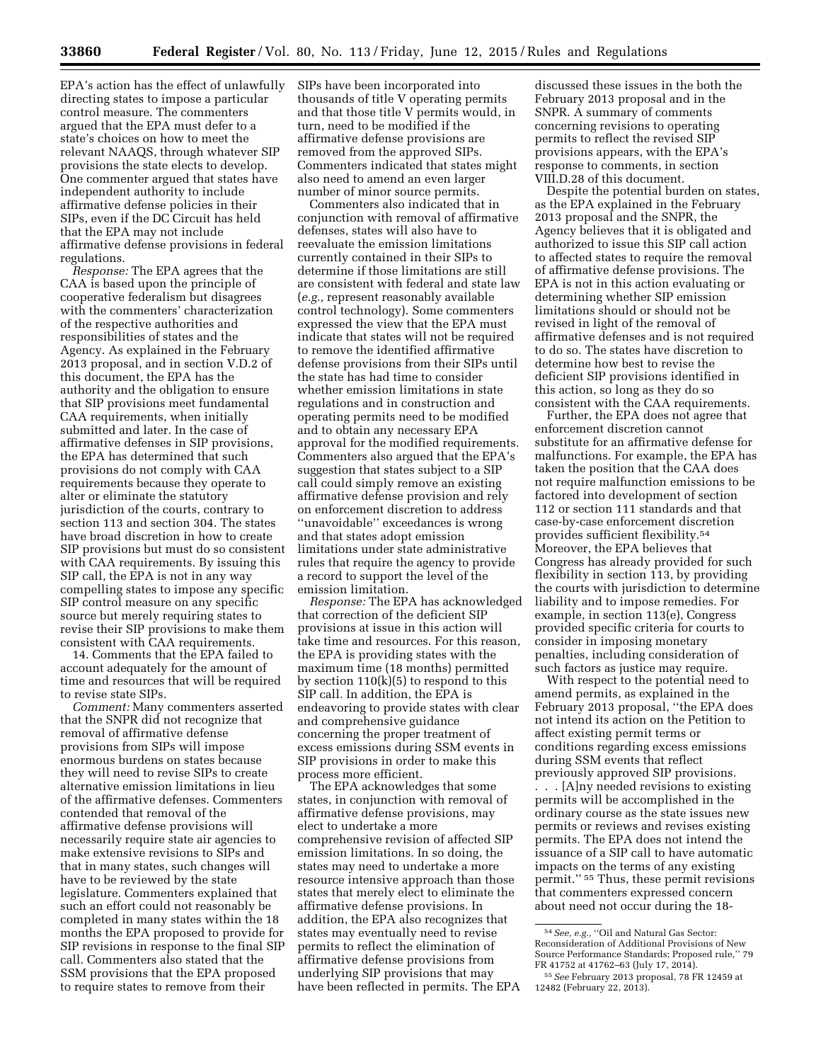EPA's action has the effect of unlawfully directing states to impose a particular control measure. The commenters argued that the EPA must defer to a state's choices on how to meet the relevant NAAQS, through whatever SIP provisions the state elects to develop. One commenter argued that states have independent authority to include affirmative defense policies in their SIPs, even if the DC Circuit has held that the EPA may not include affirmative defense provisions in federal regulations.

*Response:* The EPA agrees that the CAA is based upon the principle of cooperative federalism but disagrees with the commenters' characterization of the respective authorities and responsibilities of states and the Agency. As explained in the February 2013 proposal, and in section V.D.2 of this document, the EPA has the authority and the obligation to ensure that SIP provisions meet fundamental CAA requirements, when initially submitted and later. In the case of affirmative defenses in SIP provisions, the EPA has determined that such provisions do not comply with CAA requirements because they operate to alter or eliminate the statutory jurisdiction of the courts, contrary to section 113 and section 304. The states have broad discretion in how to create SIP provisions but must do so consistent with CAA requirements. By issuing this SIP call, the EPA is not in any way compelling states to impose any specific SIP control measure on any specific source but merely requiring states to revise their SIP provisions to make them consistent with CAA requirements.

14. Comments that the EPA failed to account adequately for the amount of time and resources that will be required to revise state SIPs.

*Comment:* Many commenters asserted that the SNPR did not recognize that removal of affirmative defense provisions from SIPs will impose enormous burdens on states because they will need to revise SIPs to create alternative emission limitations in lieu of the affirmative defenses. Commenters contended that removal of the affirmative defense provisions will necessarily require state air agencies to make extensive revisions to SIPs and that in many states, such changes will have to be reviewed by the state legislature. Commenters explained that such an effort could not reasonably be completed in many states within the 18 months the EPA proposed to provide for SIP revisions in response to the final SIP call. Commenters also stated that the SSM provisions that the EPA proposed to require states to remove from their SIPs have been incorporated into thousands of title V operating permits and that those title V permits would, in turn, need to be modified if the affirmative defense provisions are removed from the approved SIPs. Commenters indicated that states might also need to amend an even larger number of minor source permits.

Commenters also indicated that in conjunction with removal of affirmative defenses, states will also have to reevaluate the emission limitations currently contained in their SIPs to determine if those limitations are still are consistent with federal and state law (*e.g.,* represent reasonably available control technology). Some commenters expressed the view that the EPA must indicate that states will not be required to remove the identified affirmative defense provisions from their SIPs until the state has had time to consider whether emission limitations in state regulations and in construction and operating permits need to be modified and to obtain any necessary EPA approval for the modified requirements. Commenters also argued that the EPA's suggestion that states subject to a SIP call could simply remove an existing affirmative defense provision and rely on enforcement discretion to address "unavoidable" exceedances is wrong and that states adopt emission limitations under state administrative rules that require the agency to provide a record to support the level of the emission limitation.

*Response:* The EPA has acknowledged that correction of the deficient SIP provisions at issue in this action will take time and resources. For this reason, the EPA is providing states with the maximum time (18 months) permitted by section 110(k)(5) to respond to this SIP call. In addition, the EPA is endeavoring to provide states with clear and comprehensive guidance concerning the proper treatment of excess emissions during SSM events in SIP provisions in order to make this process more efficient.

The EPA acknowledges that some states, in conjunction with removal of affirmative defense provisions, may elect to undertake a more comprehensive revision of affected SIP emission limitations. In so doing, the states may need to undertake a more resource intensive approach than those states that merely elect to eliminate the affirmative defense provisions. In addition, the EPA also recognizes that states may eventually need to revise permits to reflect the elimination of affirmative defense provisions from underlying SIP provisions that may have been reflected in permits. The EPA discussed these issues in the both the February 2013 proposal and in the SNPR. A summary of comments concerning revisions to operating permits to reflect the revised SIP provisions appears, with the EPA's response to comments, in section VIII.D.28 of this document.

Despite the potential burden on states, as the EPA explained in the February 2013 proposal and the SNPR, the Agency believes that it is obligated and authorized to issue this SIP call action to affected states to require the removal of affirmative defense provisions. The EPA is not in this action evaluating or determining whether SIP emission limitations should or should not be revised in light of the removal of affirmative defenses and is not required to do so. The states have discretion to determine how best to revise the deficient SIP provisions identified in this action, so long as they do so consistent with the CAA requirements.

Further, the EPA does not agree that enforcement discretion cannot substitute for an affirmative defense for malfunctions. For example, the EPA has taken the position that the CAA does not require malfunction emissions to be factored into development of section 112 or section 111 standards and that case-by-case enforcement discretion provides sufficient flexibility.[54] Moreover, the EPA believes that Congress has already provided for such flexibility in section 113, by providing the courts with jurisdiction to determine liability and to impose remedies. For example, in section 113(e), Congress provided specific criteria for courts to consider in imposing monetary penalties, including consideration of such factors as justice may require.

With respect to the potential need to amend permits, as explained in the February 2013 proposal, "the EPA does not intend its action on the Petition to affect existing permit terms or conditions regarding excess emissions during SSM events that reflect previously approved SIP provisions. . . . [A]ny needed revisions to existing permits will be accomplished in the ordinary course as the state issues new permits or reviews and revises existing permits. The EPA does not intend the issuance of a SIP call to have automatic impacts on the terms of any existing permit." [55] Thus, these permit revisions that commenters expressed concern about need not occur during the 18-

[54] *See, e.g.,* "Oil and Natural Gas Sector: Reconsideration of Additional Provisions of New Source Performance Standards; Proposed rule," 79 FR 41752 at 41762–63 (July 17, 2014).

[55] *See* February 2013 proposal, 78 FR 12459 at 12482 (February 22, 2013).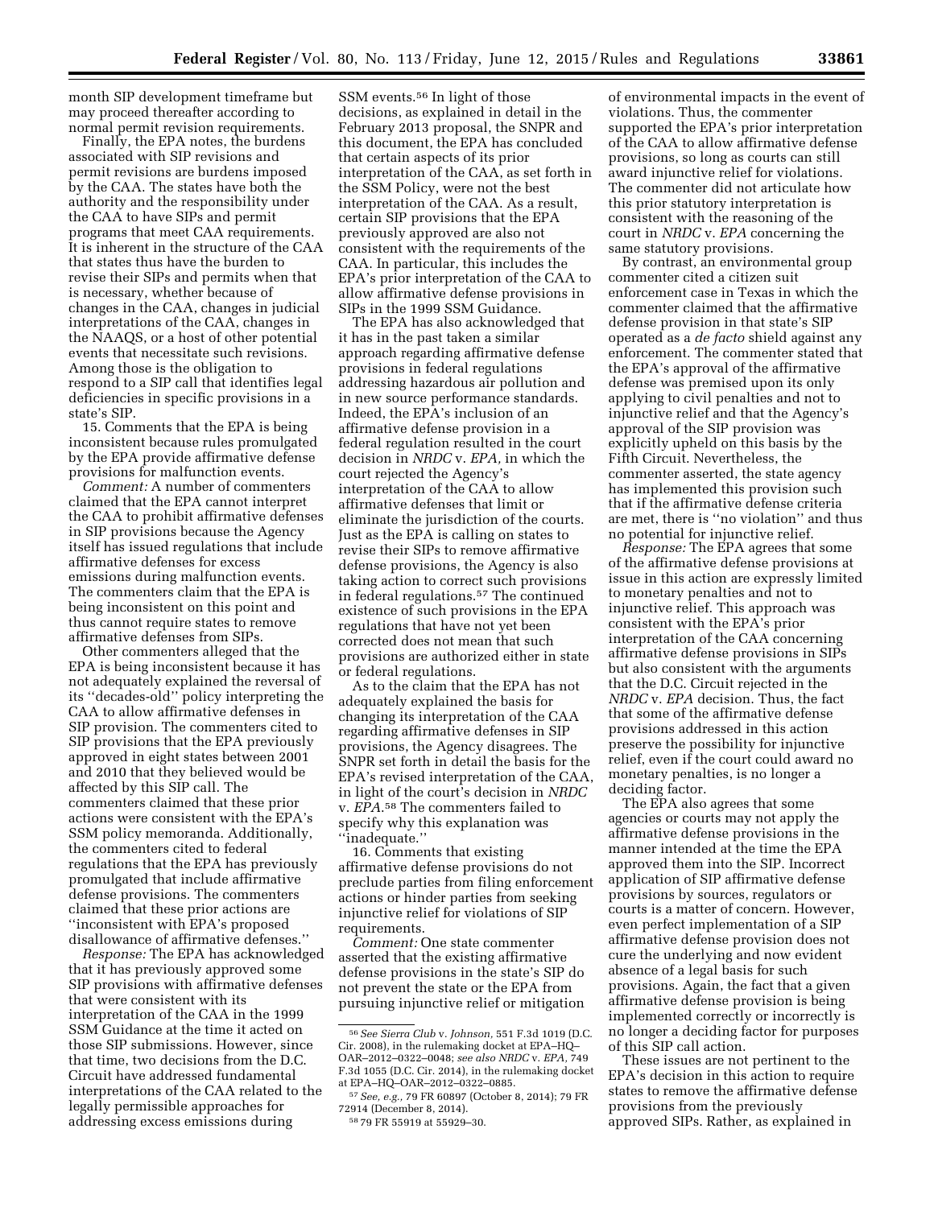month SIP development timeframe but may proceed thereafter according to normal permit revision requirements.

Finally, the EPA notes, the burdens associated with SIP revisions and permit revisions are burdens imposed by the CAA. The states have both the authority and the responsibility under the CAA to have SIPs and permit programs that meet CAA requirements. It is inherent in the structure of the CAA that states thus have the burden to revise their SIPs and permits when that is necessary, whether because of changes in the CAA, changes in judicial interpretations of the CAA, changes in the NAAQS, or a host of other potential events that necessitate such revisions. Among those is the obligation to respond to a SIP call that identifies legal deficiencies in specific provisions in a state's SIP.

15. Comments that the EPA is being inconsistent because rules promulgated by the EPA provide affirmative defense provisions for malfunction events.

*Comment:* A number of commenters claimed that the EPA cannot interpret the CAA to prohibit affirmative defenses in SIP provisions because the Agency itself has issued regulations that include affirmative defenses for excess emissions during malfunction events. The commenters claim that the EPA is being inconsistent on this point and thus cannot require states to remove affirmative defenses from SIPs.

Other commenters alleged that the EPA is being inconsistent because it has not adequately explained the reversal of its ''decades-old'' policy interpreting the CAA to allow affirmative defenses in SIP provision. The commenters cited to SIP provisions that the EPA previously approved in eight states between 2001 and 2010 that they believed would be affected by this SIP call. The commenters claimed that these prior actions were consistent with the EPA's SSM policy memoranda. Additionally, the commenters cited to federal regulations that the EPA has previously promulgated that include affirmative defense provisions. The commenters claimed that these prior actions are ''inconsistent with EPA's proposed disallowance of affirmative defenses.''

*Response:* The EPA has acknowledged that it has previously approved some SIP provisions with affirmative defenses that were consistent with its interpretation of the CAA in the 1999 SSM Guidance at the time it acted on those SIP submissions. However, since that time, two decisions from the D.C. Circuit have addressed fundamental interpretations of the CAA related to the legally permissible approaches for addressing excess emissions during SSM events.[56] In light of those decisions, as explained in detail in the February 2013 proposal, the SNPR and this document, the EPA has concluded that certain aspects of its prior interpretation of the CAA, as set forth in the SSM Policy, were not the best interpretation of the CAA. As a result, certain SIP provisions that the EPA previously approved are also not consistent with the requirements of the CAA. In particular, this includes the EPA's prior interpretation of the CAA to allow affirmative defense provisions in SIPs in the 1999 SSM Guidance.

The EPA has also acknowledged that it has in the past taken a similar approach regarding affirmative defense provisions in federal regulations addressing hazardous air pollution and in new source performance standards. Indeed, the EPA's inclusion of an affirmative defense provision in a federal regulation resulted in the court decision in *NRDC* v. *EPA,* in which the court rejected the Agency's interpretation of the CAA to allow affirmative defenses that limit or eliminate the jurisdiction of the courts. Just as the EPA is calling on states to revise their SIPs to remove affirmative defense provisions, the Agency is also taking action to correct such provisions in federal regulations.[57] The continued existence of such provisions in the EPA regulations that have not yet been corrected does not mean that such provisions are authorized either in state or federal regulations.

As to the claim that the EPA has not adequately explained the basis for changing its interpretation of the CAA regarding affirmative defenses in SIP provisions, the Agency disagrees. The SNPR set forth in detail the basis for the EPA's revised interpretation of the CAA, in light of the court's decision in *NRDC* v. *EPA.*[58] The commenters failed to specify why this explanation was ''inadequate.''

16. Comments that existing affirmative defense provisions do not preclude parties from filing enforcement actions or hinder parties from seeking injunctive relief for violations of SIP requirements.

*Comment:* One state commenter asserted that the existing affirmative defense provisions in the state's SIP do not prevent the state or the EPA from pursuing injunctive relief or mitigation of environmental impacts in the event of violations. Thus, the commenter supported the EPA's prior interpretation of the CAA to allow affirmative defense provisions, so long as courts can still award injunctive relief for violations. The commenter did not articulate how this prior statutory interpretation is consistent with the reasoning of the court in *NRDC* v. *EPA* concerning the same statutory provisions.

By contrast, an environmental group commenter cited a citizen suit enforcement case in Texas in which the commenter claimed that the affirmative defense provision in that state's SIP operated as a *de facto* shield against any enforcement. The commenter stated that the EPA's approval of the affirmative defense was premised upon its only applying to civil penalties and not to injunctive relief and that the Agency's approval of the SIP provision was explicitly upheld on this basis by the Fifth Circuit. Nevertheless, the commenter asserted, the state agency has implemented this provision such that if the affirmative defense criteria are met, there is ''no violation'' and thus no potential for injunctive relief.

*Response:* The EPA agrees that some of the affirmative defense provisions at issue in this action are expressly limited to monetary penalties and not to injunctive relief. This approach was consistent with the EPA's prior interpretation of the CAA concerning affirmative defense provisions in SIPs but also consistent with the arguments that the D.C. Circuit rejected in the *NRDC* v. *EPA* decision. Thus, the fact that some of the affirmative defense provisions addressed in this action preserve the possibility for injunctive relief, even if the court could award no monetary penalties, is no longer a deciding factor.

The EPA also agrees that some agencies or courts may not apply the affirmative defense provisions in the manner intended at the time the EPA approved them into the SIP. Incorrect application of SIP affirmative defense provisions by sources, regulators or courts is a matter of concern. However, even perfect implementation of a SIP affirmative defense provision does not cure the underlying and now evident absence of a legal basis for such provisions. Again, the fact that a given affirmative defense provision is being implemented correctly or incorrectly is no longer a deciding factor for purposes of this SIP call action.

These issues are not pertinent to the EPA's decision in this action to require states to remove the affirmative defense provisions from the previously approved SIPs. Rather, as explained in

---

[56] *See Sierra Club* v. *Johnson,* 551 F.3d 1019 (D.C. Cir. 2008), in the rulemaking docket at EPA–HQ–OAR–2012–0322–0048; *see also NRDC* v. *EPA,* 749 F.3d 1055 (D.C. Cir. 2014), in the rulemaking docket at EPA–HQ–OAR–2012–0322–0885.

[57] *See, e.g.,* 79 FR 60897 (October 8, 2014); 79 FR 72914 (December 8, 2014).

[58] 79 FR 55919 at 55929–30.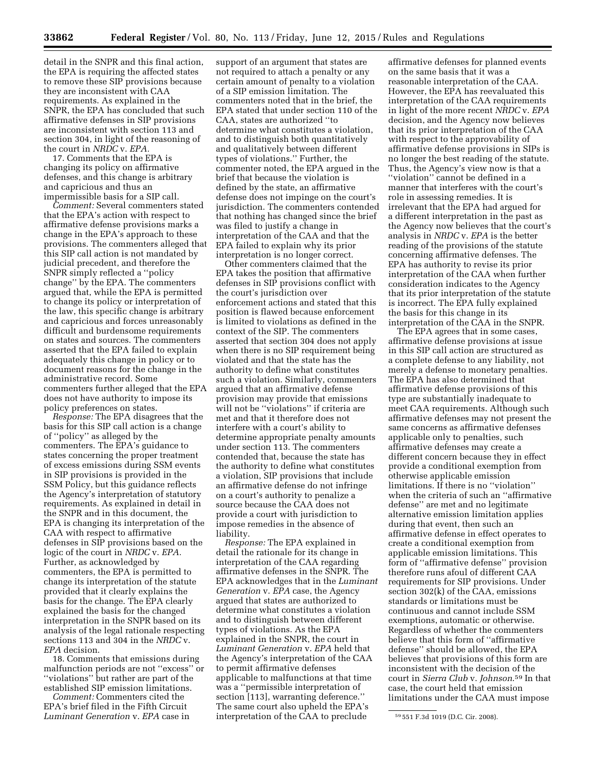detail in the SNPR and this final action, the EPA is requiring the affected states to remove these SIP provisions because they are inconsistent with CAA requirements. As explained in the SNPR, the EPA has concluded that such affirmative defenses in SIP provisions are inconsistent with section 113 and section 304, in light of the reasoning of the court in *NRDC* v. *EPA.*

17. Comments that the EPA is changing its policy on affirmative defenses, and this change is arbitrary and capricious and thus an impermissible basis for a SIP call.

*Comment:* Several commenters stated that the EPA's action with respect to affirmative defense provisions marks a change in the EPA's approach to these provisions. The commenters alleged that this SIP call action is not mandated by judicial precedent, and therefore the SNPR simply reflected a ''policy change'' by the EPA. The commenters argued that, while the EPA is permitted to change its policy or interpretation of the law, this specific change is arbitrary and capricious and forces unreasonably difficult and burdensome requirements on states and sources. The commenters asserted that the EPA failed to explain adequately this change in policy or to document reasons for the change in the administrative record. Some commenters further alleged that the EPA does not have authority to impose its policy preferences on states.

*Response:* The EPA disagrees that the basis for this SIP call action is a change of ''policy'' as alleged by the commenters. The EPA's guidance to states concerning the proper treatment of excess emissions during SSM events in SIP provisions is provided in the SSM Policy, but this guidance reflects the Agency's interpretation of statutory requirements. As explained in detail in the SNPR and in this document, the EPA is changing its interpretation of the CAA with respect to affirmative defenses in SIP provisions based on the logic of the court in *NRDC* v. *EPA.* Further, as acknowledged by commenters, the EPA is permitted to change its interpretation of the statute provided that it clearly explains the basis for the change. The EPA clearly explained the basis for the changed interpretation in the SNPR based on its analysis of the legal rationale respecting sections 113 and 304 in the *NRDC* v. *EPA* decision.

18. Comments that emissions during malfunction periods are not ''excess'' or ''violations'' but rather are part of the established SIP emission limitations.

*Comment:* Commenters cited the EPA's brief filed in the Fifth Circuit *Luminant Generation* v. *EPA* case in support of an argument that states are not required to attach a penalty or any certain amount of penalty to a violation of a SIP emission limitation. The commenters noted that in the brief, the EPA stated that under section 110 of the CAA, states are authorized ''to determine what constitutes a violation, and to distinguish both quantitatively and qualitatively between different types of violations.'' Further, the commenter noted, the EPA argued in the brief that because the violation is defined by the state, an affirmative defense does not impinge on the court's jurisdiction. The commenters contended that nothing has changed since the brief was filed to justify a change in interpretation of the CAA and that the EPA failed to explain why its prior interpretation is no longer correct.

Other commenters claimed that the EPA takes the position that affirmative defenses in SIP provisions conflict with the court's jurisdiction over enforcement actions and stated that this position is flawed because enforcement is limited to violations as defined in the context of the SIP. The commenters asserted that section 304 does not apply when there is no SIP requirement being violated and that the state has the authority to define what constitutes such a violation. Similarly, commenters argued that an affirmative defense provision may provide that emissions will not be ''violations'' if criteria are met and that it therefore does not interfere with a court's ability to determine appropriate penalty amounts under section 113. The commenters contended that, because the state has the authority to define what constitutes a violation, SIP provisions that include an affirmative defense do not infringe on a court's authority to penalize a source because the CAA does not provide a court with jurisdiction to impose remedies in the absence of liability.

*Response:* The EPA explained in detail the rationale for its change in interpretation of the CAA regarding affirmative defenses in the SNPR. The EPA acknowledges that in the *Luminant Generation* v. *EPA* case, the Agency argued that states are authorized to determine what constitutes a violation and to distinguish between different types of violations. As the EPA explained in the SNPR, the court in *Luminant Generation* v. *EPA* held that the Agency's interpretation of the CAA to permit affirmative defenses applicable to malfunctions at that time was a ''permissible interpretation of section [113], warranting deference.'' The same court also upheld the EPA's interpretation of the CAA to preclude affirmative defenses for planned events on the same basis that it was a reasonable interpretation of the CAA. However, the EPA has reevaluated this interpretation of the CAA requirements in light of the more recent *NRDC* v. *EPA* decision, and the Agency now believes that its prior interpretation of the CAA with respect to the approvability of affirmative defense provisions in SIPs is no longer the best reading of the statute. Thus, the Agency's view now is that a ''violation'' cannot be defined in a manner that interferes with the court's role in assessing remedies. It is irrelevant that the EPA had argued for a different interpretation in the past as the Agency now believes that the court's analysis in *NRDC* v. *EPA* is the better reading of the provisions of the statute concerning affirmative defenses. The EPA has authority to revise its prior interpretation of the CAA when further consideration indicates to the Agency that its prior interpretation of the statute is incorrect. The EPA fully explained the basis for this change in its interpretation of the CAA in the SNPR.

The EPA agrees that in some cases, affirmative defense provisions at issue in this SIP call action are structured as a complete defense to any liability, not merely a defense to monetary penalties. The EPA has also determined that affirmative defense provisions of this type are substantially inadequate to meet CAA requirements. Although such affirmative defenses may not present the same concerns as affirmative defenses applicable only to penalties, such affirmative defenses may create a different concern because they in effect provide a conditional exemption from otherwise applicable emission limitations. If there is no ''violation'' when the criteria of such an ''affirmative defense'' are met and no legitimate alternative emission limitation applies during that event, then such an affirmative defense in effect operates to create a conditional exemption from applicable emission limitations. This form of ''affirmative defense'' provision therefore runs afoul of different CAA requirements for SIP provisions. Under section 302(k) of the CAA, emissions standards or limitations must be continuous and cannot include SSM exemptions, automatic or otherwise. Regardless of whether the commenters believe that this form of ''affirmative defense'' should be allowed, the EPA believes that provisions of this form are inconsistent with the decision of the court in *Sierra Club* v. *Johnson.*[59] In that case, the court held that emission limitations under the CAA must impose

[59] 551 F.3d 1019 (D.C. Cir. 2008).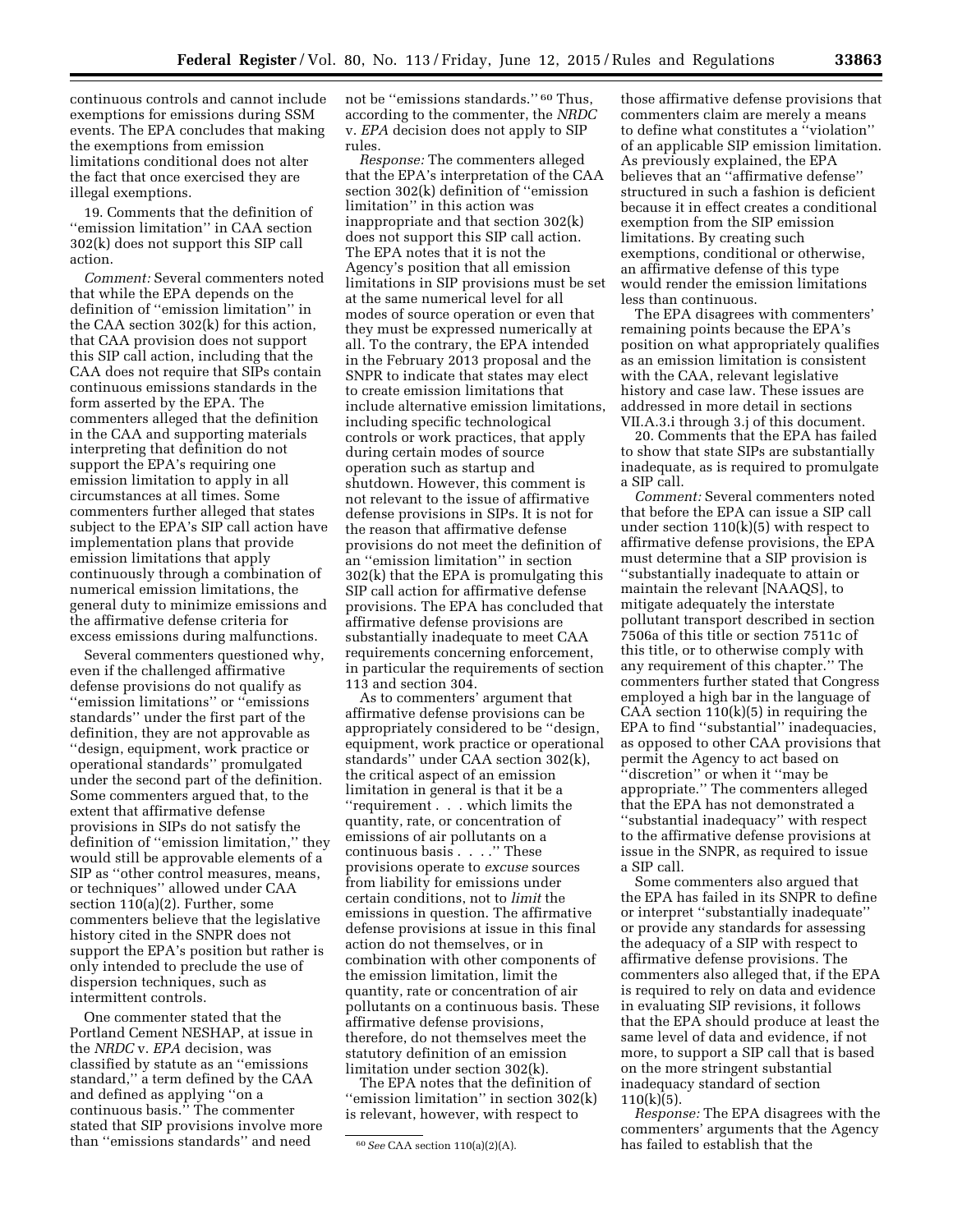continuous controls and cannot include exemptions for emissions during SSM events. The EPA concludes that making the exemptions from emission limitations conditional does not alter the fact that once exercised they are illegal exemptions.

19. Comments that the definition of "emission limitation" in CAA section 302(k) does not support this SIP call action.

*Comment:* Several commenters noted that while the EPA depends on the definition of "emission limitation" in the CAA section 302(k) for this action, that CAA provision does not support this SIP call action, including that the CAA does not require that SIPs contain continuous emissions standards in the form asserted by the EPA. The commenters alleged that the definition in the CAA and supporting materials interpreting that definition do not support the EPA's requiring one emission limitation to apply in all circumstances at all times. Some commenters further alleged that states subject to the EPA's SIP call action have implementation plans that provide emission limitations that apply continuously through a combination of numerical emission limitations, the general duty to minimize emissions and the affirmative defense criteria for excess emissions during malfunctions.

Several commenters questioned why, even if the challenged affirmative defense provisions do not qualify as "emission limitations" or "emissions standards" under the first part of the definition, they are not approvable as "design, equipment, work practice or operational standards" promulgated under the second part of the definition. Some commenters argued that, to the extent that affirmative defense provisions in SIPs do not satisfy the definition of "emission limitation," they would still be approvable elements of a SIP as "other control measures, means, or techniques" allowed under CAA section 110(a)(2). Further, some commenters believe that the legislative history cited in the SNPR does not support the EPA's position but rather is only intended to preclude the use of dispersion techniques, such as intermittent controls.

One commenter stated that the Portland Cement NESHAP, at issue in the *NRDC* v. *EPA* decision, was classified by statute as an "emissions standard," a term defined by the CAA and defined as applying "on a continuous basis." The commenter stated that SIP provisions involve more than "emissions standards" and need not be "emissions standards."[60] Thus, according to the commenter, the *NRDC* v. *EPA* decision does not apply to SIP rules.

*Response:* The commenters alleged that the EPA's interpretation of the CAA section 302(k) definition of "emission limitation" in this action was inappropriate and that section 302(k) does not support this SIP call action. The EPA notes that it is not the Agency's position that all emission limitations in SIP provisions must be set at the same numerical level for all modes of source operation or even that they must be expressed numerically at all. To the contrary, the EPA intended in the February 2013 proposal and the SNPR to indicate that states may elect to create emission limitations that include alternative emission limitations, including specific technological controls or work practices, that apply during certain modes of source operation such as startup and shutdown. However, this comment is not relevant to the issue of affirmative defense provisions in SIPs. It is not for the reason that affirmative defense provisions do not meet the definition of an "emission limitation" in section 302(k) that the EPA is promulgating this SIP call action for affirmative defense provisions. The EPA has concluded that affirmative defense provisions are substantially inadequate to meet CAA requirements concerning enforcement, in particular the requirements of section 113 and section 304.

As to commenters' argument that affirmative defense provisions can be appropriately considered to be "design, equipment, work practice or operational standards" under CAA section 302(k), the critical aspect of an emission limitation in general is that it be a "requirement . . . which limits the quantity, rate, or concentration of emissions of air pollutants on a continuous basis . . . ." These provisions operate to *excuse* sources from liability for emissions under certain conditions, not to *limit* the emissions in question. The affirmative defense provisions at issue in this final action do not themselves, or in combination with other components of the emission limitation, limit the quantity, rate or concentration of air pollutants on a continuous basis. These affirmative defense provisions, therefore, do not themselves meet the statutory definition of an emission limitation under section 302(k).

The EPA notes that the definition of "emission limitation" in section 302(k) is relevant, however, with respect to those affirmative defense provisions that commenters claim are merely a means to define what constitutes a "violation" of an applicable SIP emission limitation. As previously explained, the EPA believes that an "affirmative defense" structured in such a fashion is deficient because it in effect creates a conditional exemption from the SIP emission limitations. By creating such exemptions, conditional or otherwise, an affirmative defense of this type would render the emission limitations less than continuous.

The EPA disagrees with commenters' remaining points because the EPA's position on what appropriately qualifies as an emission limitation is consistent with the CAA, relevant legislative history and case law. These issues are addressed in more detail in sections VII.A.3.i through 3.j of this document.

20. Comments that the EPA has failed to show that state SIPs are substantially inadequate, as is required to promulgate a SIP call.

*Comment:* Several commenters noted that before the EPA can issue a SIP call under section 110(k)(5) with respect to affirmative defense provisions, the EPA must determine that a SIP provision is "substantially inadequate to attain or maintain the relevant [NAAQS], to mitigate adequately the interstate pollutant transport described in section 7506a of this title or section 7511c of this title, or to otherwise comply with any requirement of this chapter." The commenters further stated that Congress employed a high bar in the language of CAA section 110(k)(5) in requiring the EPA to find "substantial" inadequacies, as opposed to other CAA provisions that permit the Agency to act based on "discretion" or when it "may be appropriate." The commenters alleged that the EPA has not demonstrated a "substantial inadequacy" with respect to the affirmative defense provisions at issue in the SNPR, as required to issue a SIP call.

Some commenters also argued that the EPA has failed in its SNPR to define or interpret "substantially inadequate" or provide any standards for assessing the adequacy of a SIP with respect to affirmative defense provisions. The commenters also alleged that, if the EPA is required to rely on data and evidence in evaluating SIP revisions, it follows that the EPA should produce at least the same level of data and evidence, if not more, to support a SIP call that is based on the more stringent substantial inadequacy standard of section 110(k)(5).

*Response:* The EPA disagrees with the commenters' arguments that the Agency has failed to establish that the

[60] *See* CAA section 110(a)(2)(A).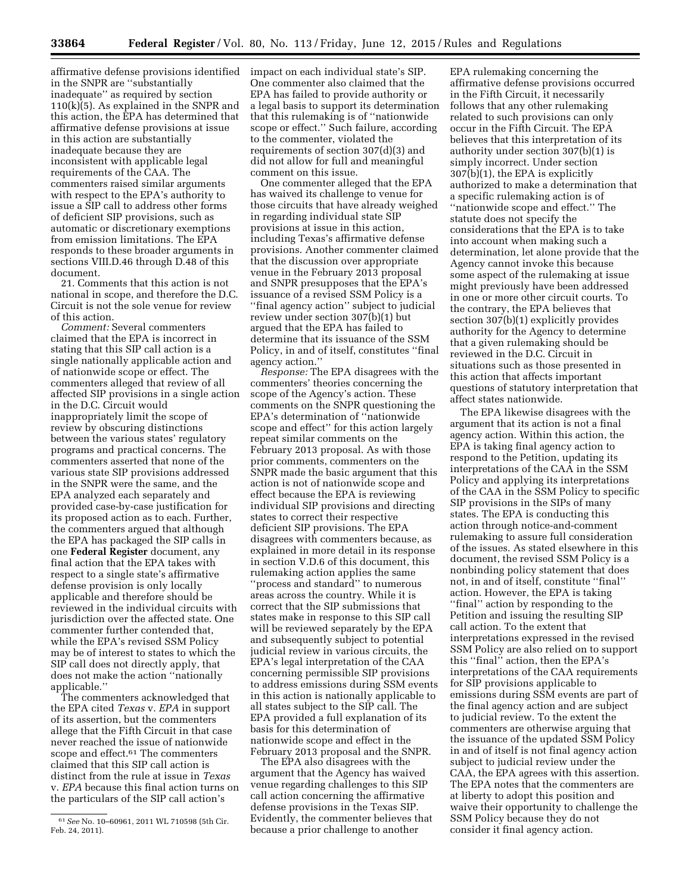affirmative defense provisions identified in the SNPR are "substantially inadequate" as required by section 110(k)(5). As explained in the SNPR and this action, the EPA has determined that affirmative defense provisions at issue in this action are substantially inadequate because they are inconsistent with applicable legal requirements of the CAA. The commenters raised similar arguments with respect to the EPA's authority to issue a SIP call to address other forms of deficient SIP provisions, such as automatic or discretionary exemptions from emission limitations. The EPA responds to these broader arguments in sections VIII.D.46 through D.48 of this document.

21. Comments that this action is not national in scope, and therefore the D.C. Circuit is not the sole venue for review of this action.

*Comment:* Several commenters claimed that the EPA is incorrect in stating that this SIP call action is a single nationally applicable action and of nationwide scope or effect. The commenters alleged that review of all affected SIP provisions in a single action in the D.C. Circuit would inappropriately limit the scope of review by obscuring distinctions between the various states' regulatory programs and practical concerns. The commenters asserted that none of the various state SIP provisions addressed in the SNPR were the same, and the EPA analyzed each separately and provided case-by-case justification for its proposed action as to each. Further, the commenters argued that although the EPA has packaged the SIP calls in one **Federal Register** document, any final action that the EPA takes with respect to a single state's affirmative defense provision is only locally applicable and therefore should be reviewed in the individual circuits with jurisdiction over the affected state. One commenter further contended that, while the EPA's revised SSM Policy may be of interest to states to which the SIP call does not directly apply, that does not make the action "nationally applicable."

The commenters acknowledged that the EPA cited *Texas* v. *EPA* in support of its assertion, but the commenters allege that the Fifth Circuit in that case never reached the issue of nationwide scope and effect.[61] The commenters claimed that this SIP call action is distinct from the rule at issue in *Texas* v. *EPA* because this final action turns on the particulars of the SIP call action's impact on each individual state's SIP. One commenter also claimed that the EPA has failed to provide authority or a legal basis to support its determination that this rulemaking is of "nationwide scope or effect." Such failure, according to the commenter, violated the requirements of section 307(d)(3) and did not allow for full and meaningful comment on this issue.

One commenter alleged that the EPA has waived its challenge to venue for those circuits that have already weighed in regarding individual state SIP provisions at issue in this action, including Texas's affirmative defense provisions. Another commenter claimed that the discussion over appropriate venue in the February 2013 proposal and SNPR presupposes that the EPA's issuance of a revised SSM Policy is a "final agency action" subject to judicial review under section 307(b)(1) but argued that the EPA has failed to determine that its issuance of the SSM Policy, in and of itself, constitutes "final agency action."

*Response:* The EPA disagrees with the commenters' theories concerning the scope of the Agency's action. These comments on the SNPR questioning the EPA's determination of "nationwide scope and effect" for this action largely repeat similar comments on the February 2013 proposal. As with those prior comments, commenters on the SNPR made the basic argument that this action is not of nationwide scope and effect because the EPA is reviewing individual SIP provisions and directing states to correct their respective deficient SIP provisions. The EPA disagrees with commenters because, as explained in more detail in its response in section V.D.6 of this document, this rulemaking action applies the same "process and standard" to numerous areas across the country. While it is correct that the SIP submissions that states make in response to this SIP call will be reviewed separately by the EPA and subsequently subject to potential judicial review in various circuits, the EPA's legal interpretation of the CAA concerning permissible SIP provisions to address emissions during SSM events in this action is nationally applicable to all states subject to the SIP call. The EPA provided a full explanation of its basis for this determination of nationwide scope and effect in the February 2013 proposal and the SNPR.

The EPA also disagrees with the argument that the Agency has waived venue regarding challenges to this SIP call action concerning the affirmative defense provisions in the Texas SIP. Evidently, the commenter believes that because a prior challenge to another EPA rulemaking concerning the affirmative defense provisions occurred in the Fifth Circuit, it necessarily follows that any other rulemaking related to such provisions can only occur in the Fifth Circuit. The EPA believes that this interpretation of its authority under section 307(b)(1) is simply incorrect. Under section 307(b)(1), the EPA is explicitly authorized to make a determination that a specific rulemaking action is of "nationwide scope and effect." The statute does not specify the considerations that the EPA is to take into account when making such a determination, let alone provide that the Agency cannot invoke this because some aspect of the rulemaking at issue might previously have been addressed in one or more other circuit courts. To the contrary, the EPA believes that section 307(b)(1) explicitly provides authority for the Agency to determine that a given rulemaking should be reviewed in the D.C. Circuit in situations such as those presented in this action that affects important questions of statutory interpretation that affect states nationwide.

The EPA likewise disagrees with the argument that its action is not a final agency action. Within this action, the EPA is taking final agency action to respond to the Petition, updating its interpretations of the CAA in the SSM Policy and applying its interpretations of the CAA in the SSM Policy to specific SIP provisions in the SIPs of many states. The EPA is conducting this action through notice-and-comment rulemaking to assure full consideration of the issues. As stated elsewhere in this document, the revised SSM Policy is a nonbinding policy statement that does not, in and of itself, constitute "final" action. However, the EPA is taking "final" action by responding to the Petition and issuing the resulting SIP call action. To the extent that interpretations expressed in the revised SSM Policy are also relied on to support this "final" action, then the EPA's interpretations of the CAA requirements for SIP provisions applicable to emissions during SSM events are part of the final agency action and are subject to judicial review. To the extent the commenters are otherwise arguing that the issuance of the updated SSM Policy in and of itself is not final agency action subject to judicial review under the CAA, the EPA agrees with this assertion. The EPA notes that the commenters are at liberty to adopt this position and waive their opportunity to challenge the SSM Policy because they do not consider it final agency action.

[61] *See* No. 10–60961, 2011 WL 710598 (5th Cir. Feb. 24, 2011).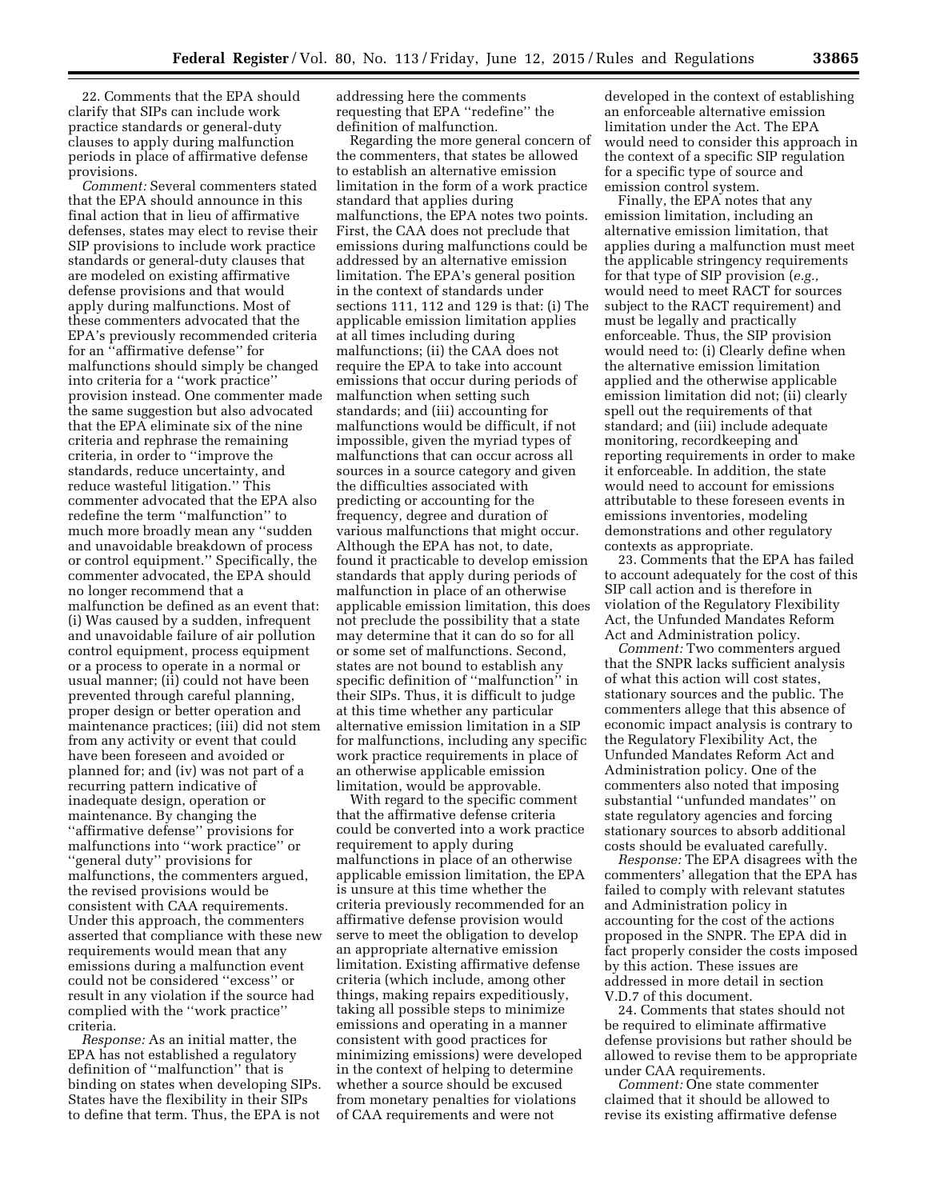22. Comments that the EPA should clarify that SIPs can include work practice standards or general-duty clauses to apply during malfunction periods in place of affirmative defense provisions.

*Comment:* Several commenters stated that the EPA should announce in this final action that in lieu of affirmative defenses, states may elect to revise their SIP provisions to include work practice standards or general-duty clauses that are modeled on existing affirmative defense provisions and that would apply during malfunctions. Most of these commenters advocated that the EPA's previously recommended criteria for an ''affirmative defense'' for malfunctions should simply be changed into criteria for a ''work practice'' provision instead. One commenter made the same suggestion but also advocated that the EPA eliminate six of the nine criteria and rephrase the remaining criteria, in order to ''improve the standards, reduce uncertainty, and reduce wasteful litigation.'' This commenter advocated that the EPA also redefine the term ''malfunction'' to much more broadly mean any ''sudden and unavoidable breakdown of process or control equipment.'' Specifically, the commenter advocated, the EPA should no longer recommend that a malfunction be defined as an event that: (i) Was caused by a sudden, infrequent and unavoidable failure of air pollution control equipment, process equipment or a process to operate in a normal or usual manner; (ii) could not have been prevented through careful planning, proper design or better operation and maintenance practices; (iii) did not stem from any activity or event that could have been foreseen and avoided or planned for; and (iv) was not part of a recurring pattern indicative of inadequate design, operation or maintenance. By changing the ''affirmative defense'' provisions for malfunctions into ''work practice'' or ''general duty'' provisions for malfunctions, the commenters argued, the revised provisions would be consistent with CAA requirements. Under this approach, the commenters asserted that compliance with these new requirements would mean that any emissions during a malfunction event could not be considered ''excess'' or result in any violation if the source had complied with the ''work practice'' criteria.

*Response:* As an initial matter, the EPA has not established a regulatory definition of ''malfunction'' that is binding on states when developing SIPs. States have the flexibility in their SIPs to define that term. Thus, the EPA is not addressing here the comments requesting that EPA ''redefine'' the definition of malfunction.

Regarding the more general concern of the commenters, that states be allowed to establish an alternative emission limitation in the form of a work practice standard that applies during malfunctions, the EPA notes two points. First, the CAA does not preclude that emissions during malfunctions could be addressed by an alternative emission limitation. The EPA's general position in the context of standards under sections 111, 112 and 129 is that: (i) The applicable emission limitation applies at all times including during malfunctions; (ii) the CAA does not require the EPA to take into account emissions that occur during periods of malfunction when setting such standards; and (iii) accounting for malfunctions would be difficult, if not impossible, given the myriad types of malfunctions that can occur across all sources in a source category and given the difficulties associated with predicting or accounting for the frequency, degree and duration of various malfunctions that might occur. Although the EPA has not, to date, found it practicable to develop emission standards that apply during periods of malfunction in place of an otherwise applicable emission limitation, this does not preclude the possibility that a state may determine that it can do so for all or some set of malfunctions. Second, states are not bound to establish any specific definition of ''malfunction'' in their SIPs. Thus, it is difficult to judge at this time whether any particular alternative emission limitation in a SIP for malfunctions, including any specific work practice requirements in place of an otherwise applicable emission limitation, would be approvable.

With regard to the specific comment that the affirmative defense criteria could be converted into a work practice requirement to apply during malfunctions in place of an otherwise applicable emission limitation, the EPA is unsure at this time whether the criteria previously recommended for an affirmative defense provision would serve to meet the obligation to develop an appropriate alternative emission limitation. Existing affirmative defense criteria (which include, among other things, making repairs expeditiously, taking all possible steps to minimize emissions and operating in a manner consistent with good practices for minimizing emissions) were developed in the context of helping to determine whether a source should be excused from monetary penalties for violations of CAA requirements and were not developed in the context of establishing an enforceable alternative emission limitation under the Act. The EPA would need to consider this approach in the context of a specific SIP regulation for a specific type of source and emission control system.

Finally, the EPA notes that any emission limitation, including an alternative emission limitation, that applies during a malfunction must meet the applicable stringency requirements for that type of SIP provision (*e.g.,* would need to meet RACT for sources subject to the RACT requirement) and must be legally and practically enforceable. Thus, the SIP provision would need to: (i) Clearly define when the alternative emission limitation applied and the otherwise applicable emission limitation did not; (ii) clearly spell out the requirements of that standard; and (iii) include adequate monitoring, recordkeeping and reporting requirements in order to make it enforceable. In addition, the state would need to account for emissions attributable to these foreseen events in emissions inventories, modeling demonstrations and other regulatory contexts as appropriate.

23. Comments that the EPA has failed to account adequately for the cost of this SIP call action and is therefore in violation of the Regulatory Flexibility Act, the Unfunded Mandates Reform Act and Administration policy.

*Comment:* Two commenters argued that the SNPR lacks sufficient analysis of what this action will cost states, stationary sources and the public. The commenters allege that this absence of economic impact analysis is contrary to the Regulatory Flexibility Act, the Unfunded Mandates Reform Act and Administration policy. One of the commenters also noted that imposing substantial ''unfunded mandates'' on state regulatory agencies and forcing stationary sources to absorb additional costs should be evaluated carefully.

*Response:* The EPA disagrees with the commenters' allegation that the EPA has failed to comply with relevant statutes and Administration policy in accounting for the cost of the actions proposed in the SNPR. The EPA did in fact properly consider the costs imposed by this action. These issues are addressed in more detail in section V.D.7 of this document.

24. Comments that states should not be required to eliminate affirmative defense provisions but rather should be allowed to revise them to be appropriate under CAA requirements.

*Comment:* One state commenter claimed that it should be allowed to revise its existing affirmative defense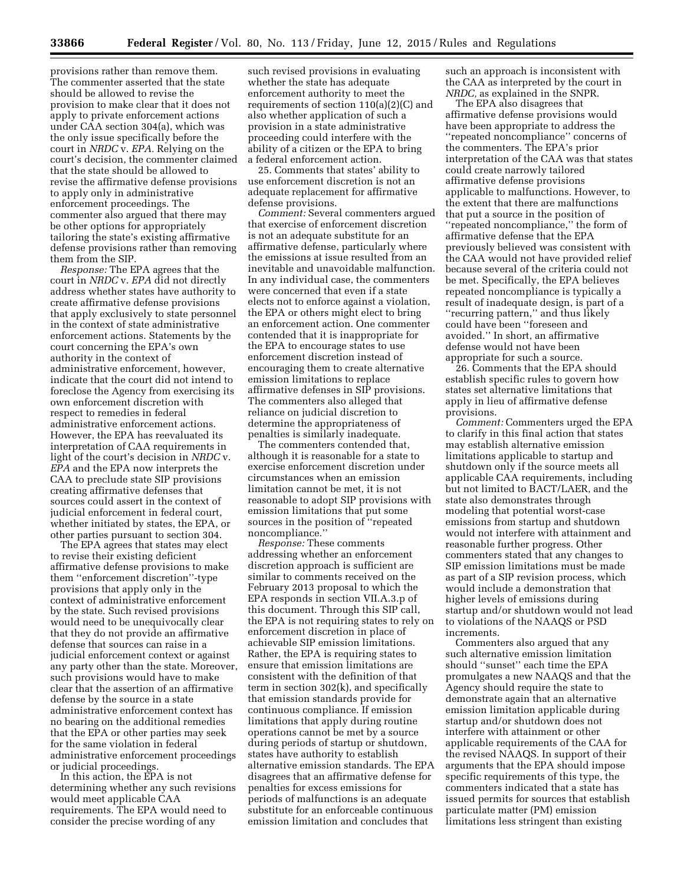provisions rather than remove them. The commenter asserted that the state should be allowed to revise the provision to make clear that it does not apply to private enforcement actions under CAA section 304(a), which was the only issue specifically before the court in *NRDC* v. *EPA.* Relying on the court's decision, the commenter claimed that the state should be allowed to revise the affirmative defense provisions to apply only in administrative enforcement proceedings. The commenter also argued that there may be other options for appropriately tailoring the state's existing affirmative defense provisions rather than removing them from the SIP.

*Response:* The EPA agrees that the court in *NRDC* v. *EPA* did not directly address whether states have authority to create affirmative defense provisions that apply exclusively to state personnel in the context of state administrative enforcement actions. Statements by the court concerning the EPA's own authority in the context of administrative enforcement, however, indicate that the court did not intend to foreclose the Agency from exercising its own enforcement discretion with respect to remedies in federal administrative enforcement actions. However, the EPA has reevaluated its interpretation of CAA requirements in light of the court's decision in *NRDC* v. *EPA* and the EPA now interprets the CAA to preclude state SIP provisions creating affirmative defenses that sources could assert in the context of judicial enforcement in federal court, whether initiated by states, the EPA, or other parties pursuant to section 304.

The EPA agrees that states may elect to revise their existing deficient affirmative defense provisions to make them ''enforcement discretion''-type provisions that apply only in the context of administrative enforcement by the state. Such revised provisions would need to be unequivocally clear that they do not provide an affirmative defense that sources can raise in a judicial enforcement context or against any party other than the state. Moreover, such provisions would have to make clear that the assertion of an affirmative defense by the source in a state administrative enforcement context has no bearing on the additional remedies that the EPA or other parties may seek for the same violation in federal administrative enforcement proceedings or judicial proceedings.

In this action, the EPA is not determining whether any such revisions would meet applicable CAA requirements. The EPA would need to consider the precise wording of any such revised provisions in evaluating whether the state has adequate enforcement authority to meet the requirements of section 110(a)(2)(C) and also whether application of such a provision in a state administrative proceeding could interfere with the ability of a citizen or the EPA to bring a federal enforcement action.

25. Comments that states' ability to use enforcement discretion is not an adequate replacement for affirmative defense provisions.

*Comment:* Several commenters argued that exercise of enforcement discretion is not an adequate substitute for an affirmative defense, particularly where the emissions at issue resulted from an inevitable and unavoidable malfunction. In any individual case, the commenters were concerned that even if a state elects not to enforce against a violation, the EPA or others might elect to bring an enforcement action. One commenter contended that it is inappropriate for the EPA to encourage states to use enforcement discretion instead of encouraging them to create alternative emission limitations to replace affirmative defenses in SIP provisions. The commenters also alleged that reliance on judicial discretion to determine the appropriateness of penalties is similarly inadequate.

The commenters contended that, although it is reasonable for a state to exercise enforcement discretion under circumstances when an emission limitation cannot be met, it is not reasonable to adopt SIP provisions with emission limitations that put some sources in the position of ''repeated noncompliance.''

*Response:* These comments addressing whether an enforcement discretion approach is sufficient are similar to comments received on the February 2013 proposal to which the EPA responds in section VII.A.3.p of this document. Through this SIP call, the EPA is not requiring states to rely on enforcement discretion in place of achievable SIP emission limitations. Rather, the EPA is requiring states to ensure that emission limitations are consistent with the definition of that term in section 302(k), and specifically that emission standards provide for continuous compliance. If emission limitations that apply during routine operations cannot be met by a source during periods of startup or shutdown, states have authority to establish alternative emission standards. The EPA disagrees that an affirmative defense for penalties for excess emissions for periods of malfunctions is an adequate substitute for an enforceable continuous emission limitation and concludes that such an approach is inconsistent with the CAA as interpreted by the court in *NRDC,* as explained in the SNPR.

The EPA also disagrees that affirmative defense provisions would have been appropriate to address the ''repeated noncompliance'' concerns of the commenters. The EPA's prior interpretation of the CAA was that states could create narrowly tailored affirmative defense provisions applicable to malfunctions. However, to the extent that there are malfunctions that put a source in the position of ''repeated noncompliance,'' the form of affirmative defense that the EPA previously believed was consistent with the CAA would not have provided relief because several of the criteria could not be met. Specifically, the EPA believes repeated noncompliance is typically a result of inadequate design, is part of a ''recurring pattern,'' and thus likely could have been ''foreseen and avoided.'' In short, an affirmative defense would not have been appropriate for such a source.

26. Comments that the EPA should establish specific rules to govern how states set alternative limitations that apply in lieu of affirmative defense provisions.

*Comment:* Commenters urged the EPA to clarify in this final action that states may establish alternative emission limitations applicable to startup and shutdown only if the source meets all applicable CAA requirements, including but not limited to BACT/LAER, and the state also demonstrates through modeling that potential worst-case emissions from startup and shutdown would not interfere with attainment and reasonable further progress. Other commenters stated that any changes to SIP emission limitations must be made as part of a SIP revision process, which would include a demonstration that higher levels of emissions during startup and/or shutdown would not lead to violations of the NAAQS or PSD increments.

Commenters also argued that any such alternative emission limitation should ''sunset'' each time the EPA promulgates a new NAAQS and that the Agency should require the state to demonstrate again that an alternative emission limitation applicable during startup and/or shutdown does not interfere with attainment or other applicable requirements of the CAA for the revised NAAQS. In support of their arguments that the EPA should impose specific requirements of this type, the commenters indicated that a state has issued permits for sources that establish particulate matter (PM) emission limitations less stringent than existing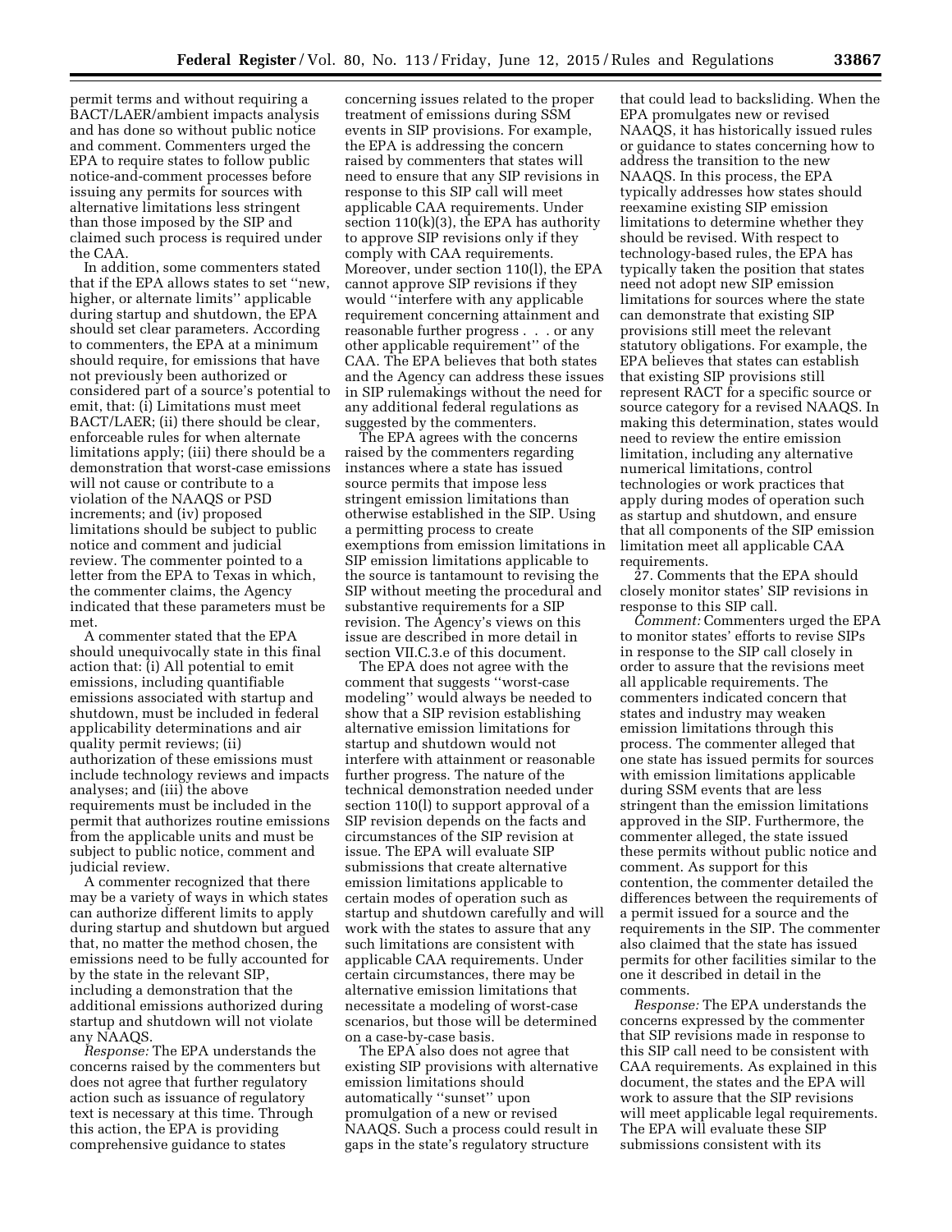permit terms and without requiring a BACT/LAER/ambient impacts analysis and has done so without public notice and comment. Commenters urged the EPA to require states to follow public notice-and-comment processes before issuing any permits for sources with alternative limitations less stringent than those imposed by the SIP and claimed such process is required under the CAA.

In addition, some commenters stated that if the EPA allows states to set "new, higher, or alternate limits" applicable during startup and shutdown, the EPA should set clear parameters. According to commenters, the EPA at a minimum should require, for emissions that have not previously been authorized or considered part of a source's potential to emit, that: (i) Limitations must meet BACT/LAER; (ii) there should be clear, enforceable rules for when alternate limitations apply; (iii) there should be a demonstration that worst-case emissions will not cause or contribute to a violation of the NAAQS or PSD increments; and (iv) proposed limitations should be subject to public notice and comment and judicial review. The commenter pointed to a letter from the EPA to Texas in which, the commenter claims, the Agency indicated that these parameters must be met.

A commenter stated that the EPA should unequivocally state in this final action that: (i) All potential to emit emissions, including quantifiable emissions associated with startup and shutdown, must be included in federal applicability determinations and air quality permit reviews; (ii) authorization of these emissions must include technology reviews and impacts analyses; and (iii) the above requirements must be included in the permit that authorizes routine emissions from the applicable units and must be subject to public notice, comment and judicial review.

A commenter recognized that there may be a variety of ways in which states can authorize different limits to apply during startup and shutdown but argued that, no matter the method chosen, the emissions need to be fully accounted for by the state in the relevant SIP, including a demonstration that the additional emissions authorized during startup and shutdown will not violate any NAAQS.

*Response:* The EPA understands the concerns raised by the commenters but does not agree that further regulatory action such as issuance of regulatory text is necessary at this time. Through this action, the EPA is providing comprehensive guidance to states concerning issues related to the proper treatment of emissions during SSM events in SIP provisions. For example, the EPA is addressing the concern raised by commenters that states will need to ensure that any SIP revisions in response to this SIP call will meet applicable CAA requirements. Under section 110(k)(3), the EPA has authority to approve SIP revisions only if they comply with CAA requirements. Moreover, under section 110(l), the EPA cannot approve SIP revisions if they would "interfere with any applicable requirement concerning attainment and reasonable further progress . . . or any other applicable requirement" of the CAA. The EPA believes that both states and the Agency can address these issues in SIP rulemakings without the need for any additional federal regulations as suggested by the commenters.

The EPA agrees with the concerns raised by the commenters regarding instances where a state has issued source permits that impose less stringent emission limitations than otherwise established in the SIP. Using a permitting process to create exemptions from emission limitations in SIP emission limitations applicable to the source is tantamount to revising the SIP without meeting the procedural and substantive requirements for a SIP revision. The Agency's views on this issue are described in more detail in section VII.C.3.e of this document.

The EPA does not agree with the comment that suggests "worst-case modeling" would always be needed to show that a SIP revision establishing alternative emission limitations for startup and shutdown would not interfere with attainment or reasonable further progress. The nature of the technical demonstration needed under section 110(l) to support approval of a SIP revision depends on the facts and circumstances of the SIP revision at issue. The EPA will evaluate SIP submissions that create alternative emission limitations applicable to certain modes of operation such as startup and shutdown carefully and will work with the states to assure that any such limitations are consistent with applicable CAA requirements. Under certain circumstances, there may be alternative emission limitations that necessitate a modeling of worst-case scenarios, but those will be determined on a case-by-case basis.

The EPA also does not agree that existing SIP provisions with alternative emission limitations should automatically "sunset" upon promulgation of a new or revised NAAQS. Such a process could result in gaps in the state's regulatory structure that could lead to backsliding. When the EPA promulgates new or revised NAAQS, it has historically issued rules or guidance to states concerning how to address the transition to the new NAAQS. In this process, the EPA typically addresses how states should reexamine existing SIP emission limitations to determine whether they should be revised. With respect to technology-based rules, the EPA has typically taken the position that states need not adopt new SIP emission limitations for sources where the state can demonstrate that existing SIP provisions still meet the relevant statutory obligations. For example, the EPA believes that states can establish that existing SIP provisions still represent RACT for a specific source or source category for a revised NAAQS. In making this determination, states would need to review the entire emission limitation, including any alternative numerical limitations, control technologies or work practices that apply during modes of operation such as startup and shutdown, and ensure that all components of the SIP emission limitation meet all applicable CAA requirements.

27. Comments that the EPA should closely monitor states' SIP revisions in response to this SIP call.

*Comment:* Commenters urged the EPA to monitor states' efforts to revise SIPs in response to the SIP call closely in order to assure that the revisions meet all applicable requirements. The commenters indicated concern that states and industry may weaken emission limitations through this process. The commenter alleged that one state has issued permits for sources with emission limitations applicable during SSM events that are less stringent than the emission limitations approved in the SIP. Furthermore, the commenter alleged, the state issued these permits without public notice and comment. As support for this contention, the commenter detailed the differences between the requirements of a permit issued for a source and the requirements in the SIP. The commenter also claimed that the state has issued permits for other facilities similar to the one it described in detail in the comments.

*Response:* The EPA understands the concerns expressed by the commenter that SIP revisions made in response to this SIP call need to be consistent with CAA requirements. As explained in this document, the states and the EPA will work to assure that the SIP revisions will meet applicable legal requirements. The EPA will evaluate these SIP submissions consistent with its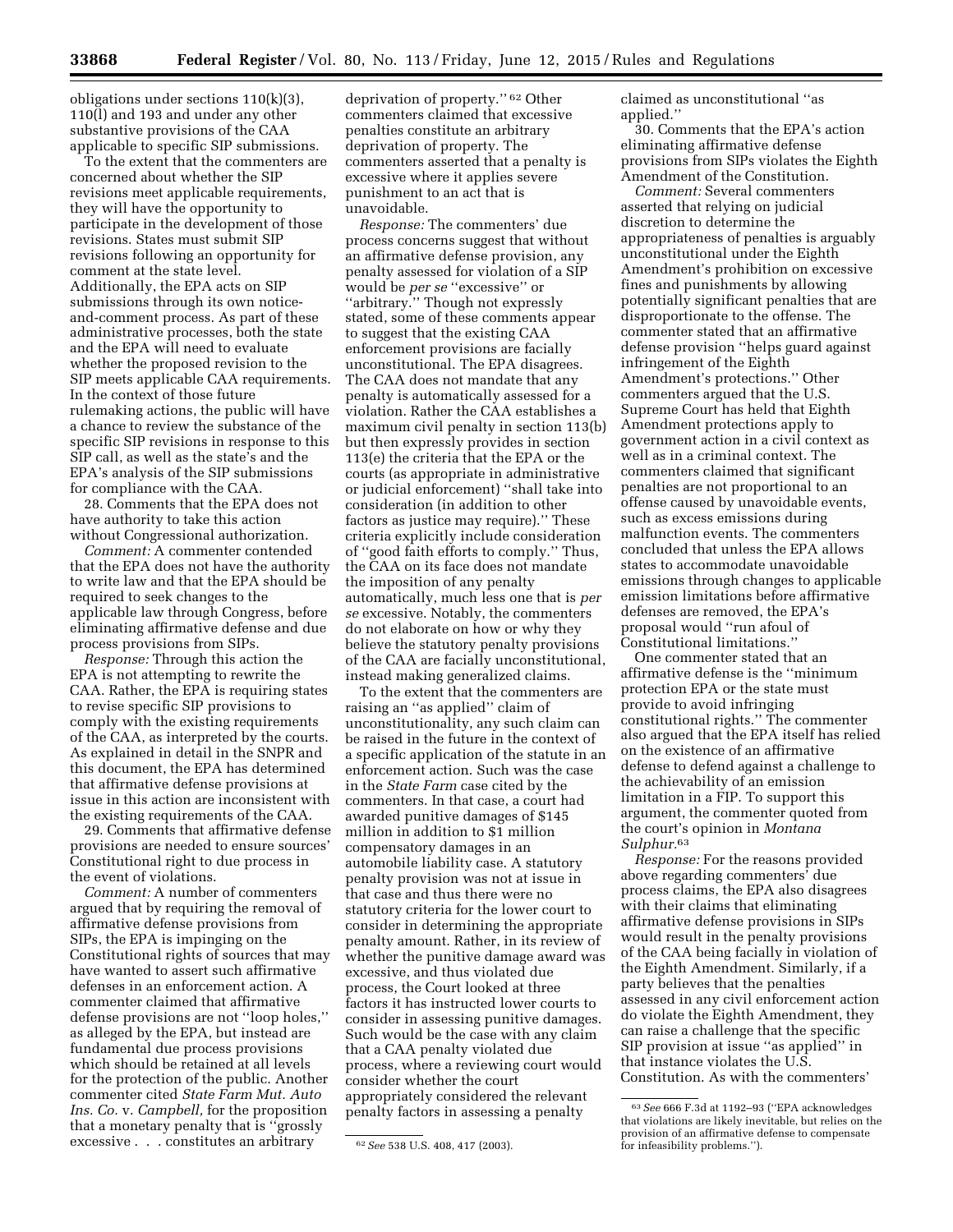obligations under sections 110(k)(3), 110(l) and 193 and under any other substantive provisions of the CAA applicable to specific SIP submissions.

To the extent that the commenters are concerned about whether the SIP revisions meet applicable requirements, they will have the opportunity to participate in the development of those revisions. States must submit SIP revisions following an opportunity for comment at the state level. Additionally, the EPA acts on SIP submissions through its own notice-and-comment process. As part of these administrative processes, both the state and the EPA will need to evaluate whether the proposed revision to the SIP meets applicable CAA requirements. In the context of those future rulemaking actions, the public will have a chance to review the substance of the specific SIP revisions in response to this SIP call, as well as the state's and the EPA's analysis of the SIP submissions for compliance with the CAA.

28. Comments that the EPA does not have authority to take this action without Congressional authorization.

*Comment:* A commenter contended that the EPA does not have the authority to write law and that the EPA should be required to seek changes to the applicable law through Congress, before eliminating affirmative defense and due process provisions from SIPs.

*Response:* Through this action the EPA is not attempting to rewrite the CAA. Rather, the EPA is requiring states to revise specific SIP provisions to comply with the existing requirements of the CAA, as interpreted by the courts. As explained in detail in the SNPR and this document, the EPA has determined that affirmative defense provisions at issue in this action are inconsistent with the existing requirements of the CAA.

29. Comments that affirmative defense provisions are needed to ensure sources' Constitutional right to due process in the event of violations.

*Comment:* A number of commenters argued that by requiring the removal of affirmative defense provisions from SIPs, the EPA is impinging on the Constitutional rights of sources that may have wanted to assert such affirmative defenses in an enforcement action. A commenter claimed that affirmative defense provisions are not "loop holes," as alleged by the EPA, but instead are fundamental due process provisions which should be retained at all levels for the protection of the public. Another commenter cited *State Farm Mut. Auto Ins. Co.* v. *Campbell,* for the proposition that a monetary penalty that is "grossly excessive . . . constitutes an arbitrary deprivation of property."[62] Other commenters claimed that excessive penalties constitute an arbitrary deprivation of property. The commenters asserted that a penalty is excessive where it applies severe punishment to an act that is unavoidable.

*Response:* The commenters' due process concerns suggest that without an affirmative defense provision, any penalty assessed for violation of a SIP would be *per se* "excessive" or "arbitrary." Though not expressly stated, some of these comments appear to suggest that the existing CAA enforcement provisions are facially unconstitutional. The EPA disagrees. The CAA does not mandate that any penalty is automatically assessed for a violation. Rather the CAA establishes a maximum civil penalty in section 113(b) but then expressly provides in section 113(e) the criteria that the EPA or the courts (as appropriate in administrative or judicial enforcement) "shall take into consideration (in addition to other factors as justice may require)." These criteria explicitly include consideration of "good faith efforts to comply." Thus, the CAA on its face does not mandate the imposition of any penalty automatically, much less one that is *per se* excessive. Notably, the commenters do not elaborate on how or why they believe the statutory penalty provisions of the CAA are facially unconstitutional, instead making generalized claims.

To the extent that the commenters are raising an "as applied" claim of unconstitutionality, any such claim can be raised in the future in the context of a specific application of the statute in an enforcement action. Such was the case in the *State Farm* case cited by the commenters. In that case, a court had awarded punitive damages of $145 million in addition to $1 million compensatory damages in an automobile liability case. A statutory penalty provision was not at issue in that case and thus there were no statutory criteria for the lower court to consider in determining the appropriate penalty amount. Rather, in its review of whether the punitive damage award was excessive, and thus violated due process, the Court looked at three factors it has instructed lower courts to consider in assessing punitive damages. Such would be the case with any claim that a CAA penalty violated due process, where a reviewing court would consider whether the court appropriately considered the relevant penalty factors in assessing a penalty claimed as unconstitutional "as applied."

30. Comments that the EPA's action eliminating affirmative defense provisions from SIPs violates the Eighth Amendment of the Constitution.

*Comment:* Several commenters asserted that relying on judicial discretion to determine the appropriateness of penalties is arguably unconstitutional under the Eighth Amendment's prohibition on excessive fines and punishments by allowing potentially significant penalties that are disproportionate to the offense. The commenter stated that an affirmative defense provision "helps guard against infringement of the Eighth Amendment's protections." Other commenters argued that the U.S. Supreme Court has held that Eighth Amendment protections apply to government action in a civil context as well as in a criminal context. The commenters claimed that significant penalties are not proportional to an offense caused by unavoidable events, such as excess emissions during malfunction events. The commenters concluded that unless the EPA allows states to accommodate unavoidable emissions through changes to applicable emission limitations before affirmative defenses are removed, the EPA's proposal would "run afoul of Constitutional limitations."

One commenter stated that an affirmative defense is the "minimum protection EPA or the state must provide to avoid infringing constitutional rights." The commenter also argued that the EPA itself has relied on the existence of an affirmative defense to defend against a challenge to the achievability of an emission limitation in a FIP. To support this argument, the commenter quoted from the court's opinion in *Montana Sulphur.*[63]

*Response:* For the reasons provided above regarding commenters' due process claims, the EPA also disagrees with their claims that eliminating affirmative defense provisions in SIPs would result in the penalty provisions of the CAA being facially in violation of the Eighth Amendment. Similarly, if a party believes that the penalties assessed in any civil enforcement action do violate the Eighth Amendment, they can raise a challenge that the specific SIP provision at issue "as applied" in that instance violates the U.S. Constitution. As with the commenters'

---

[62] *See* 538 U.S. 408, 417 (2003).

[63] *See* 666 F.3d at 1192–93 ("EPA acknowledges that violations are likely inevitable, but relies on the provision of an affirmative defense to compensate for infeasibility problems.").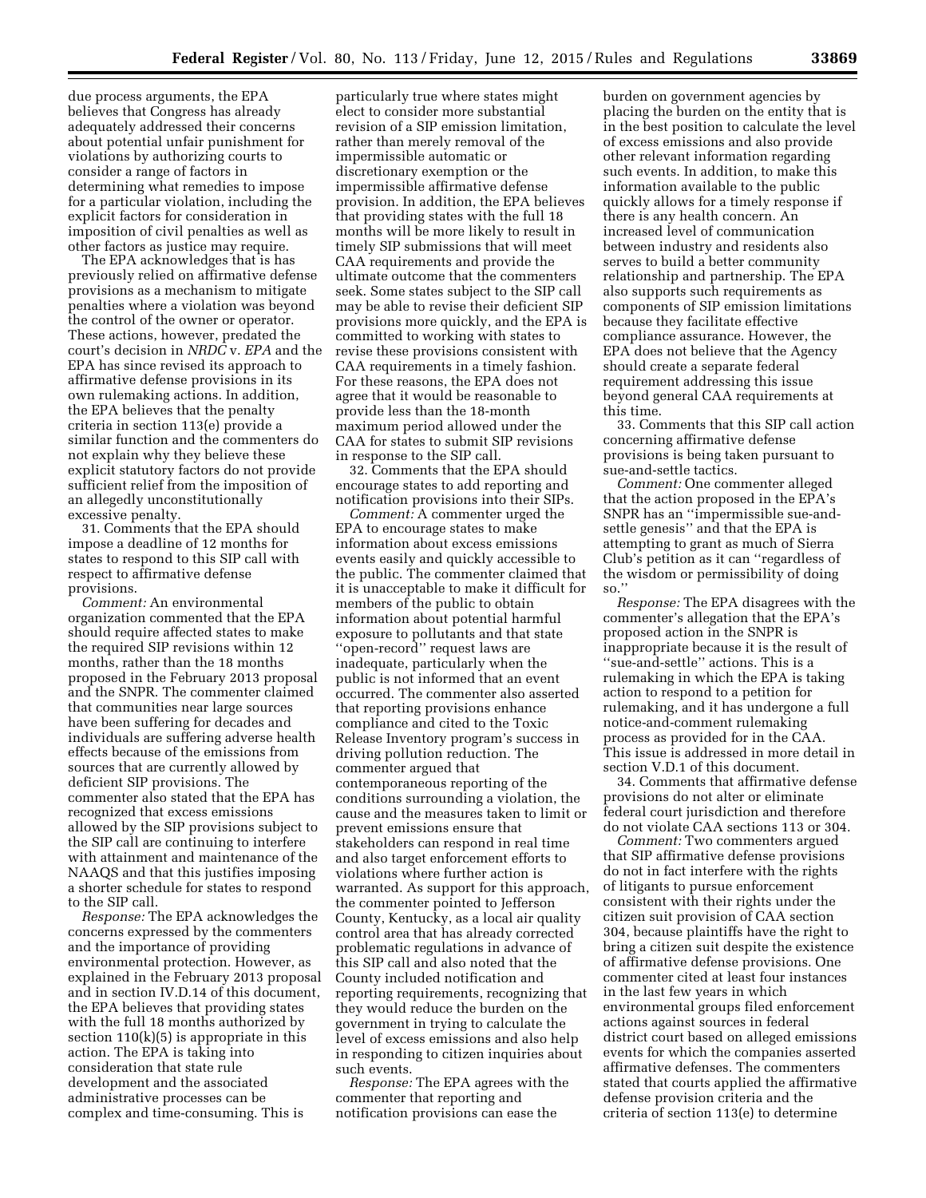due process arguments, the EPA believes that Congress has already adequately addressed their concerns about potential unfair punishment for violations by authorizing courts to consider a range of factors in determining what remedies to impose for a particular violation, including the explicit factors for consideration in imposition of civil penalties as well as other factors as justice may require.

The EPA acknowledges that is has previously relied on affirmative defense provisions as a mechanism to mitigate penalties where a violation was beyond the control of the owner or operator. These actions, however, predated the court's decision in *NRDC* v. *EPA* and the EPA has since revised its approach to affirmative defense provisions in its own rulemaking actions. In addition, the EPA believes that the penalty criteria in section 113(e) provide a similar function and the commenters do not explain why they believe these explicit statutory factors do not provide sufficient relief from the imposition of an allegedly unconstitutionally excessive penalty.

31. Comments that the EPA should impose a deadline of 12 months for states to respond to this SIP call with respect to affirmative defense provisions.

*Comment:* An environmental organization commented that the EPA should require affected states to make the required SIP revisions within 12 months, rather than the 18 months proposed in the February 2013 proposal and the SNPR. The commenter claimed that communities near large sources have been suffering for decades and individuals are suffering adverse health effects because of the emissions from sources that are currently allowed by deficient SIP provisions. The commenter also stated that the EPA has recognized that excess emissions allowed by the SIP provisions subject to the SIP call are continuing to interfere with attainment and maintenance of the NAAQS and that this justifies imposing a shorter schedule for states to respond to the SIP call.

*Response:* The EPA acknowledges the concerns expressed by the commenters and the importance of providing environmental protection. However, as explained in the February 2013 proposal and in section IV.D.14 of this document, the EPA believes that providing states with the full 18 months authorized by section 110(k)(5) is appropriate in this action. The EPA is taking into consideration that state rule development and the associated administrative processes can be complex and time-consuming. This is particularly true where states might elect to consider more substantial revision of a SIP emission limitation, rather than merely removal of the impermissible automatic or discretionary exemption or the impermissible affirmative defense provision. In addition, the EPA believes that providing states with the full 18 months will be more likely to result in timely SIP submissions that will meet CAA requirements and provide the ultimate outcome that the commenters seek. Some states subject to the SIP call may be able to revise their deficient SIP provisions more quickly, and the EPA is committed to working with states to revise these provisions consistent with CAA requirements in a timely fashion. For these reasons, the EPA does not agree that it would be reasonable to provide less than the 18-month maximum period allowed under the CAA for states to submit SIP revisions in response to the SIP call.

32. Comments that the EPA should encourage states to add reporting and notification provisions into their SIPs.

*Comment:* A commenter urged the EPA to encourage states to make information about excess emissions events easily and quickly accessible to the public. The commenter claimed that it is unacceptable to make it difficult for members of the public to obtain information about potential harmful exposure to pollutants and that state "open-record" request laws are inadequate, particularly when the public is not informed that an event occurred. The commenter also asserted that reporting provisions enhance compliance and cited to the Toxic Release Inventory program's success in driving pollution reduction. The commenter argued that contemporaneous reporting of the conditions surrounding a violation, the cause and the measures taken to limit or prevent emissions ensure that stakeholders can respond in real time and also target enforcement efforts to violations where further action is warranted. As support for this approach, the commenter pointed to Jefferson County, Kentucky, as a local air quality control area that has already corrected problematic regulations in advance of this SIP call and also noted that the County included notification and reporting requirements, recognizing that they would reduce the burden on the government in trying to calculate the level of excess emissions and also help in responding to citizen inquiries about such events.

*Response:* The EPA agrees with the commenter that reporting and notification provisions can ease the burden on government agencies by placing the burden on the entity that is in the best position to calculate the level of excess emissions and also provide other relevant information regarding such events. In addition, to make this information available to the public quickly allows for a timely response if there is any health concern. An increased level of communication between industry and residents also serves to build a better community relationship and partnership. The EPA also supports such requirements as components of SIP emission limitations because they facilitate effective compliance assurance. However, the EPA does not believe that the Agency should create a separate federal requirement addressing this issue beyond general CAA requirements at this time.

33. Comments that this SIP call action concerning affirmative defense provisions is being taken pursuant to sue-and-settle tactics.

*Comment:* One commenter alleged that the action proposed in the EPA's SNPR has an "impermissible sue-and-settle genesis" and that the EPA is attempting to grant as much of Sierra Club's petition as it can "regardless of the wisdom or permissibility of doing so."

*Response:* The EPA disagrees with the commenter's allegation that the EPA's proposed action in the SNPR is inappropriate because it is the result of "sue-and-settle" actions. This is a rulemaking in which the EPA is taking action to respond to a petition for rulemaking, and it has undergone a full notice-and-comment rulemaking process as provided for in the CAA. This issue is addressed in more detail in section V.D.1 of this document.

34. Comments that affirmative defense provisions do not alter or eliminate federal court jurisdiction and therefore do not violate CAA sections 113 or 304.

*Comment:* Two commenters argued that SIP affirmative defense provisions do not in fact interfere with the rights of litigants to pursue enforcement consistent with their rights under the citizen suit provision of CAA section 304, because plaintiffs have the right to bring a citizen suit despite the existence of affirmative defense provisions. One commenter cited at least four instances in the last few years in which environmental groups filed enforcement actions against sources in federal district court based on alleged emissions events for which the companies asserted affirmative defenses. The commenters stated that courts applied the affirmative defense provision criteria and the criteria of section 113(e) to determine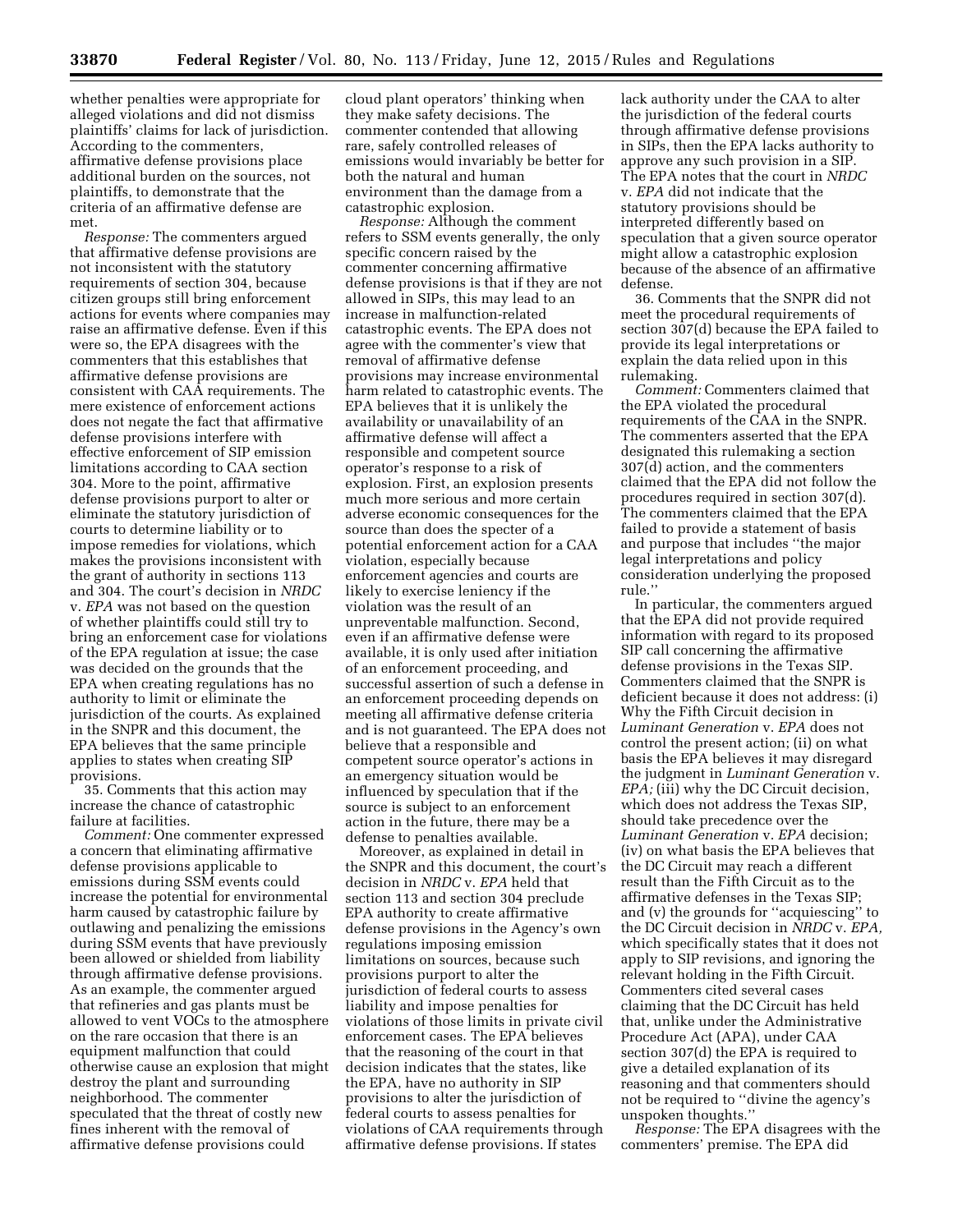whether penalties were appropriate for alleged violations and did not dismiss plaintiffs' claims for lack of jurisdiction. According to the commenters, affirmative defense provisions place additional burden on the sources, not plaintiffs, to demonstrate that the criteria of an affirmative defense are met.

*Response:* The commenters argued that affirmative defense provisions are not inconsistent with the statutory requirements of section 304, because citizen groups still bring enforcement actions for events where companies may raise an affirmative defense. Even if this were so, the EPA disagrees with the commenters that this establishes that affirmative defense provisions are consistent with CAA requirements. The mere existence of enforcement actions does not negate the fact that affirmative defense provisions interfere with effective enforcement of SIP emission limitations according to CAA section 304. More to the point, affirmative defense provisions purport to alter or eliminate the statutory jurisdiction of courts to determine liability or to impose remedies for violations, which makes the provisions inconsistent with the grant of authority in sections 113 and 304. The court's decision in *NRDC* v. *EPA* was not based on the question of whether plaintiffs could still try to bring an enforcement case for violations of the EPA regulation at issue; the case was decided on the grounds that the EPA when creating regulations has no authority to limit or eliminate the jurisdiction of the courts. As explained in the SNPR and this document, the EPA believes that the same principle applies to states when creating SIP provisions.

35. Comments that this action may increase the chance of catastrophic failure at facilities.

*Comment:* One commenter expressed a concern that eliminating affirmative defense provisions applicable to emissions during SSM events could increase the potential for environmental harm caused by catastrophic failure by outlawing and penalizing the emissions during SSM events that have previously been allowed or shielded from liability through affirmative defense provisions. As an example, the commenter argued that refineries and gas plants must be allowed to vent VOCs to the atmosphere on the rare occasion that there is an equipment malfunction that could otherwise cause an explosion that might destroy the plant and surrounding neighborhood. The commenter speculated that the threat of costly new fines inherent with the removal of affirmative defense provisions could cloud plant operators' thinking when they make safety decisions. The commenter contended that allowing rare, safely controlled releases of emissions would invariably be better for both the natural and human environment than the damage from a catastrophic explosion.

*Response:* Although the comment refers to SSM events generally, the only specific concern raised by the commenter concerning affirmative defense provisions is that if they are not allowed in SIPs, this may lead to an increase in malfunction-related catastrophic events. The EPA does not agree with the commenter's view that removal of affirmative defense provisions may increase environmental harm related to catastrophic events. The EPA believes that it is unlikely the availability or unavailability of an affirmative defense will affect a responsible and competent source operator's response to a risk of explosion. First, an explosion presents much more serious and more certain adverse economic consequences for the source than does the specter of a potential enforcement action for a CAA violation, especially because enforcement agencies and courts are likely to exercise leniency if the violation was the result of an unpreventable malfunction. Second, even if an affirmative defense were available, it is only used after initiation of an enforcement proceeding, and successful assertion of such a defense in an enforcement proceeding depends on meeting all affirmative defense criteria and is not guaranteed. The EPA does not believe that a responsible and competent source operator's actions in an emergency situation would be influenced by speculation that if the source is subject to an enforcement action in the future, there may be a defense to penalties available.

Moreover, as explained in detail in the SNPR and this document, the court's decision in *NRDC* v. *EPA* held that section 113 and section 304 preclude EPA authority to create affirmative defense provisions in the Agency's own regulations imposing emission limitations on sources, because such provisions purport to alter the jurisdiction of federal courts to assess liability and impose penalties for violations of those limits in private civil enforcement cases. The EPA believes that the reasoning of the court in that decision indicates that the states, like the EPA, have no authority in SIP provisions to alter the jurisdiction of federal courts to assess penalties for violations of CAA requirements through affirmative defense provisions. If states lack authority under the CAA to alter the jurisdiction of the federal courts through affirmative defense provisions in SIPs, then the EPA lacks authority to approve any such provision in a SIP. The EPA notes that the court in *NRDC* v. *EPA* did not indicate that the statutory provisions should be interpreted differently based on speculation that a given source operator might allow a catastrophic explosion because of the absence of an affirmative defense.

36. Comments that the SNPR did not meet the procedural requirements of section 307(d) because the EPA failed to provide its legal interpretations or explain the data relied upon in this rulemaking.

*Comment:* Commenters claimed that the EPA violated the procedural requirements of the CAA in the SNPR. The commenters asserted that the EPA designated this rulemaking a section 307(d) action, and the commenters claimed that the EPA did not follow the procedures required in section 307(d). The commenters claimed that the EPA failed to provide a statement of basis and purpose that includes ''the major legal interpretations and policy consideration underlying the proposed rule.''

In particular, the commenters argued that the EPA did not provide required information with regard to its proposed SIP call concerning the affirmative defense provisions in the Texas SIP. Commenters claimed that the SNPR is deficient because it does not address: (i) Why the Fifth Circuit decision in *Luminant Generation* v. *EPA* does not control the present action; (ii) on what basis the EPA believes it may disregard the judgment in *Luminant Generation* v. *EPA;* (iii) why the DC Circuit decision, which does not address the Texas SIP, should take precedence over the *Luminant Generation* v. *EPA* decision; (iv) on what basis the EPA believes that the DC Circuit may reach a different result than the Fifth Circuit as to the affirmative defenses in the Texas SIP; and (v) the grounds for ''acquiescing'' to the DC Circuit decision in *NRDC* v. *EPA,* which specifically states that it does not apply to SIP revisions, and ignoring the relevant holding in the Fifth Circuit. Commenters cited several cases claiming that the DC Circuit has held that, unlike under the Administrative Procedure Act (APA), under CAA section 307(d) the EPA is required to give a detailed explanation of its reasoning and that commenters should not be required to ''divine the agency's unspoken thoughts.''

*Response:* The EPA disagrees with the commenters' premise. The EPA did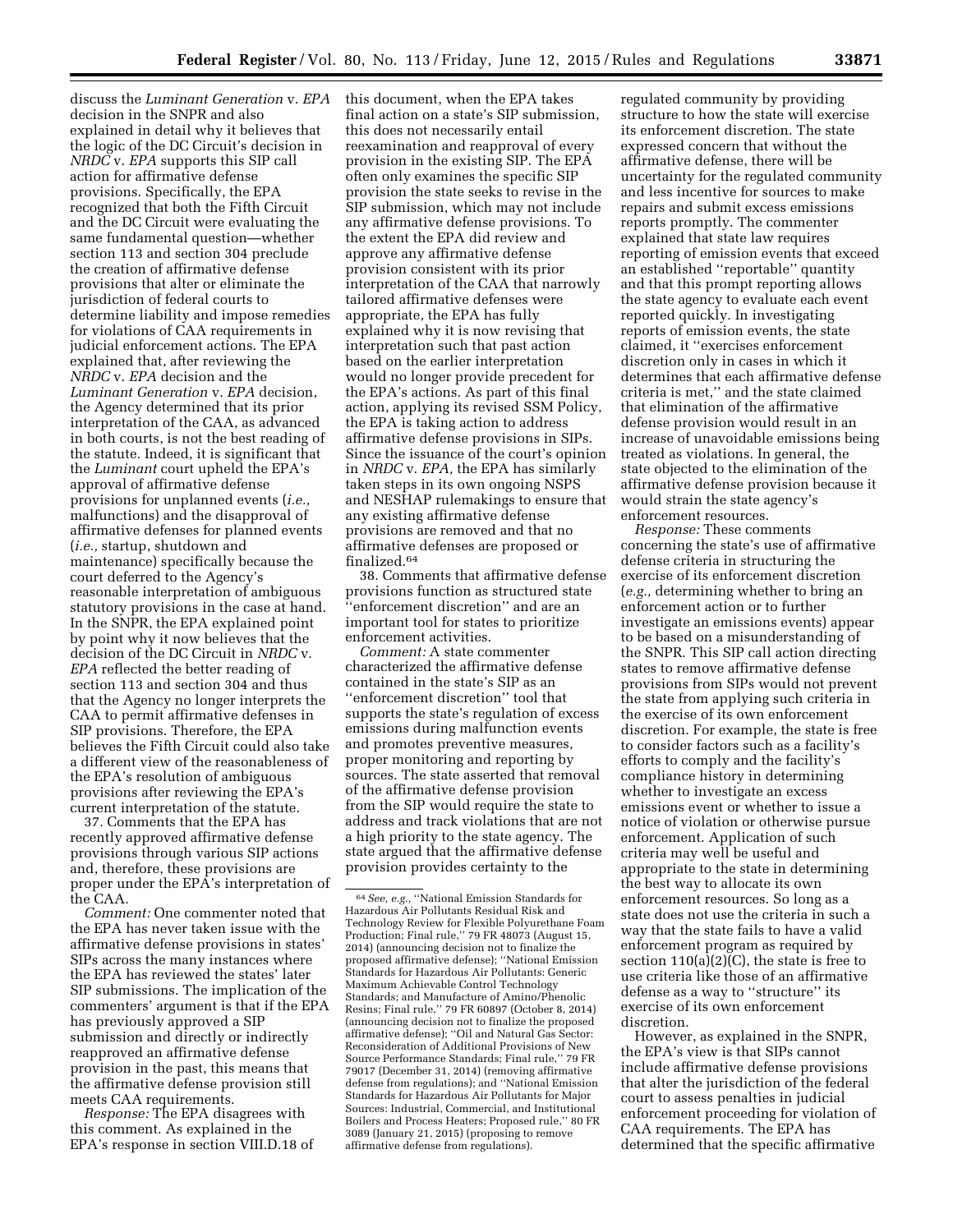discuss the *Luminant Generation* v. *EPA* decision in the SNPR and also explained in detail why it believes that the logic of the DC Circuit's decision in *NRDC* v. *EPA* supports this SIP call action for affirmative defense provisions. Specifically, the EPA recognized that both the Fifth Circuit and the DC Circuit were evaluating the same fundamental question—whether section 113 and section 304 preclude the creation of affirmative defense provisions that alter or eliminate the jurisdiction of federal courts to determine liability and impose remedies for violations of CAA requirements in judicial enforcement actions. The EPA explained that, after reviewing the *NRDC* v. *EPA* decision and the *Luminant Generation* v. *EPA* decision, the Agency determined that its prior interpretation of the CAA, as advanced in both courts, is not the best reading of the statute. Indeed, it is significant that the *Luminant* court upheld the EPA's approval of affirmative defense provisions for unplanned events (*i.e.,* malfunctions) and the disapproval of affirmative defenses for planned events (*i.e.,* startup, shutdown and maintenance) specifically because the court deferred to the Agency's reasonable interpretation of ambiguous statutory provisions in the case at hand. In the SNPR, the EPA explained point by point why it now believes that the decision of the DC Circuit in *NRDC* v. *EPA* reflected the better reading of section 113 and section 304 and thus that the Agency no longer interprets the CAA to permit affirmative defenses in SIP provisions. Therefore, the EPA believes the Fifth Circuit could also take a different view of the reasonableness of the EPA's resolution of ambiguous provisions after reviewing the EPA's current interpretation of the statute.

37. Comments that the EPA has recently approved affirmative defense provisions through various SIP actions and, therefore, these provisions are proper under the EPA's interpretation of the CAA.

*Comment:* One commenter noted that the EPA has never taken issue with the affirmative defense provisions in states' SIPs across the many instances where the EPA has reviewed the states' later SIP submissions. The implication of the commenters' argument is that if the EPA has previously approved a SIP submission and directly or indirectly reapproved an affirmative defense provision in the past, this means that the affirmative defense provision still meets CAA requirements.

*Response:* The EPA disagrees with this comment. As explained in the EPA's response in section VIII.D.18 of this document, when the EPA takes final action on a state's SIP submission, this does not necessarily entail reexamination and reapproval of every provision in the existing SIP. The EPA often only examines the specific SIP provision the state seeks to revise in the SIP submission, which may not include any affirmative defense provisions. To the extent the EPA did review and approve any affirmative defense provision consistent with its prior interpretation of the CAA that narrowly tailored affirmative defenses were appropriate, the EPA has fully explained why it is now revising that interpretation such that past action based on the earlier interpretation would no longer provide precedent for the EPA's actions. As part of this final action, applying its revised SSM Policy, the EPA is taking action to address affirmative defense provisions in SIPs. Since the issuance of the court's opinion in *NRDC* v. *EPA,* the EPA has similarly taken steps in its own ongoing NSPS and NESHAP rulemakings to ensure that any existing affirmative defense provisions are removed and that no affirmative defenses are proposed or finalized.[64]

38. Comments that affirmative defense provisions function as structured state ''enforcement discretion'' and are an important tool for states to prioritize enforcement activities.

*Comment:* A state commenter characterized the affirmative defense contained in the state's SIP as an ''enforcement discretion'' tool that supports the state's regulation of excess emissions during malfunction events and promotes preventive measures, proper monitoring and reporting by sources. The state asserted that removal of the affirmative defense provision from the SIP would require the state to address and track violations that are not a high priority to the state agency. The state argued that the affirmative defense provision provides certainty to the regulated community by providing structure to how the state will exercise its enforcement discretion. The state expressed concern that without the affirmative defense, there will be uncertainty for the regulated community and less incentive for sources to make repairs and submit excess emissions reports promptly. The commenter explained that state law requires reporting of emission events that exceed an established ''reportable'' quantity and that this prompt reporting allows the state agency to evaluate each event reported quickly. In investigating reports of emission events, the state claimed, it ''exercises enforcement discretion only in cases in which it determines that each affirmative defense criteria is met,'' and the state claimed that elimination of the affirmative defense provision would result in an increase of unavoidable emissions being treated as violations. In general, the state objected to the elimination of the affirmative defense provision because it would strain the state agency's enforcement resources.

*Response:* These comments concerning the state's use of affirmative defense criteria in structuring the exercise of its enforcement discretion (*e.g.,* determining whether to bring an enforcement action or to further investigate an emissions events) appear to be based on a misunderstanding of the SNPR. This SIP call action directing states to remove affirmative defense provisions from SIPs would not prevent the state from applying such criteria in the exercise of its own enforcement discretion. For example, the state is free to consider factors such as a facility's efforts to comply and the facility's compliance history in determining whether to investigate an excess emissions event or whether to issue a notice of violation or otherwise pursue enforcement. Application of such criteria may well be useful and appropriate to the state in determining the best way to allocate its own enforcement resources. So long as a state does not use the criteria in such a way that the state fails to have a valid enforcement program as required by section 110(a)(2)(C), the state is free to use criteria like those of an affirmative defense as a way to ''structure'' its exercise of its own enforcement discretion.

However, as explained in the SNPR, the EPA's view is that SIPs cannot include affirmative defense provisions that alter the jurisdiction of the federal court to assess penalties in judicial enforcement proceeding for violation of CAA requirements. The EPA has determined that the specific affirmative

[64] *See, e.g.,* ''National Emission Standards for Hazardous Air Pollutants Residual Risk and Technology Review for Flexible Polyurethane Foam Production; Final rule,'' 79 FR 48073 (August 15, 2014) (announcing decision not to finalize the proposed affirmative defense); ''National Emission Standards for Hazardous Air Pollutants: Generic Maximum Achievable Control Technology Standards; and Manufacture of Amino/Phenolic Resins; Final rule,'' 79 FR 60897 (October 8, 2014) (announcing decision not to finalize the proposed affirmative defense); ''Oil and Natural Gas Sector: Reconsideration of Additional Provisions of New Source Performance Standards; Final rule,'' 79 FR 79017 (December 31, 2014) (removing affirmative defense from regulations); and ''National Emission Standards for Hazardous Air Pollutants for Major Sources: Industrial, Commercial, and Institutional Boilers and Process Heaters; Proposed rule,'' 80 FR 3089 (January 21, 2015) (proposing to remove affirmative defense from regulations).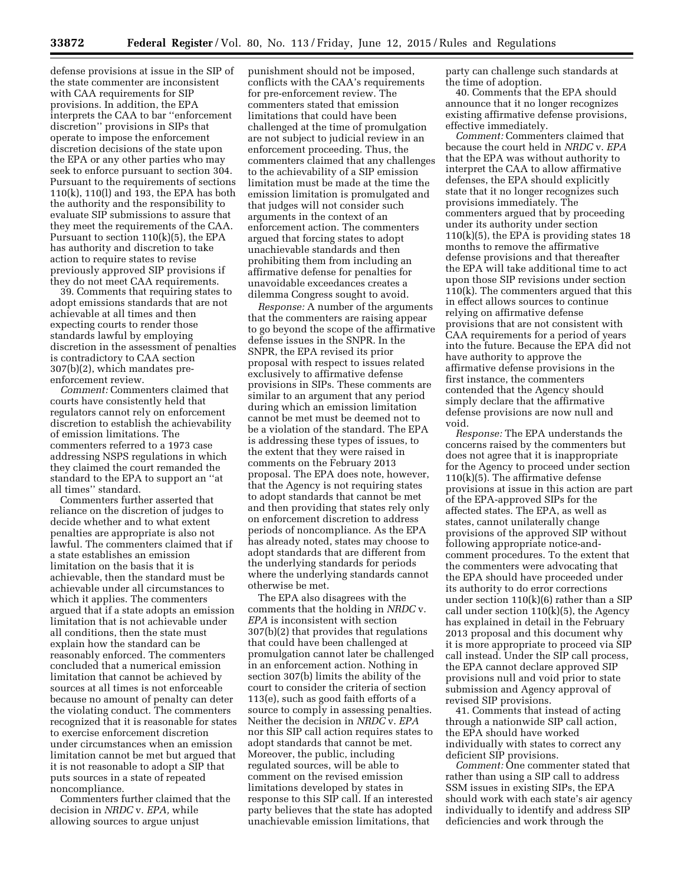defense provisions at issue in the SIP of the state commenter are inconsistent with CAA requirements for SIP provisions. In addition, the EPA interprets the CAA to bar ''enforcement discretion'' provisions in SIPs that operate to impose the enforcement discretion decisions of the state upon the EPA or any other parties who may seek to enforce pursuant to section 304. Pursuant to the requirements of sections 110(k), 110(l) and 193, the EPA has both the authority and the responsibility to evaluate SIP submissions to assure that they meet the requirements of the CAA. Pursuant to section 110(k)(5), the EPA has authority and discretion to take action to require states to revise previously approved SIP provisions if they do not meet CAA requirements.

39. Comments that requiring states to adopt emissions standards that are not achievable at all times and then expecting courts to render those standards lawful by employing discretion in the assessment of penalties is contradictory to CAA section 307(b)(2), which mandates pre-enforcement review.

*Comment:* Commenters claimed that courts have consistently held that regulators cannot rely on enforcement discretion to establish the achievability of emission limitations. The commenters referred to a 1973 case addressing NSPS regulations in which they claimed the court remanded the standard to the EPA to support an ''at all times'' standard.

Commenters further asserted that reliance on the discretion of judges to decide whether and to what extent penalties are appropriate is also not lawful. The commenters claimed that if a state establishes an emission limitation on the basis that it is achievable, then the standard must be achievable under all circumstances to which it applies. The commenters argued that if a state adopts an emission limitation that is not achievable under all conditions, then the state must explain how the standard can be reasonably enforced. The commenters concluded that a numerical emission limitation that cannot be achieved by sources at all times is not enforceable because no amount of penalty can deter the violating conduct. The commenters recognized that it is reasonable for states to exercise enforcement discretion under circumstances when an emission limitation cannot be met but argued that it is not reasonable to adopt a SIP that puts sources in a state of repeated noncompliance.

Commenters further claimed that the decision in *NRDC* v. *EPA,* while allowing sources to argue unjust punishment should not be imposed, conflicts with the CAA's requirements for pre-enforcement review. The commenters stated that emission limitations that could have been challenged at the time of promulgation are not subject to judicial review in an enforcement proceeding. Thus, the commenters claimed that any challenges to the achievability of a SIP emission limitation must be made at the time the emission limitation is promulgated and that judges will not consider such arguments in the context of an enforcement action. The commenters argued that forcing states to adopt unachievable standards and then prohibiting them from including an affirmative defense for penalties for unavoidable exceedances creates a dilemma Congress sought to avoid.

*Response:* A number of the arguments that the commenters are raising appear to go beyond the scope of the affirmative defense issues in the SNPR. In the SNPR, the EPA revised its prior proposal with respect to issues related exclusively to affirmative defense provisions in SIPs. These comments are similar to an argument that any period during which an emission limitation cannot be met must be deemed not to be a violation of the standard. The EPA is addressing these types of issues, to the extent that they were raised in comments on the February 2013 proposal. The EPA does note, however, that the Agency is not requiring states to adopt standards that cannot be met and then providing that states rely only on enforcement discretion to address periods of noncompliance. As the EPA has already noted, states may choose to adopt standards that are different from the underlying standards for periods where the underlying standards cannot otherwise be met.

The EPA also disagrees with the comments that the holding in *NRDC* v. *EPA* is inconsistent with section 307(b)(2) that provides that regulations that could have been challenged at promulgation cannot later be challenged in an enforcement action. Nothing in section 307(b) limits the ability of the court to consider the criteria of section 113(e), such as good faith efforts of a source to comply in assessing penalties. Neither the decision in *NRDC* v. *EPA* nor this SIP call action requires states to adopt standards that cannot be met. Moreover, the public, including regulated sources, will be able to comment on the revised emission limitations developed by states in response to this SIP call. If an interested party believes that the state has adopted unachievable emission limitations, that party can challenge such standards at the time of adoption.

40. Comments that the EPA should announce that it no longer recognizes existing affirmative defense provisions, effective immediately.

*Comment:* Commenters claimed that because the court held in *NRDC* v. *EPA* that the EPA was without authority to interpret the CAA to allow affirmative defenses, the EPA should explicitly state that it no longer recognizes such provisions immediately. The commenters argued that by proceeding under its authority under section 110(k)(5), the EPA is providing states 18 months to remove the affirmative defense provisions and that thereafter the EPA will take additional time to act upon those SIP revisions under section 110(k). The commenters argued that this in effect allows sources to continue relying on affirmative defense provisions that are not consistent with CAA requirements for a period of years into the future. Because the EPA did not have authority to approve the affirmative defense provisions in the first instance, the commenters contended that the Agency should simply declare that the affirmative defense provisions are now null and void.

*Response:* The EPA understands the concerns raised by the commenters but does not agree that it is inappropriate for the Agency to proceed under section 110(k)(5). The affirmative defense provisions at issue in this action are part of the EPA-approved SIPs for the affected states. The EPA, as well as states, cannot unilaterally change provisions of the approved SIP without following appropriate notice-and-comment procedures. To the extent that the commenters were advocating that the EPA should have proceeded under its authority to do error corrections under section 110(k)(6) rather than a SIP call under section 110(k)(5), the Agency has explained in detail in the February 2013 proposal and this document why it is more appropriate to proceed via SIP call instead. Under the SIP call process, the EPA cannot declare approved SIP provisions null and void prior to state submission and Agency approval of revised SIP provisions.

41. Comments that instead of acting through a nationwide SIP call action, the EPA should have worked individually with states to correct any deficient SIP provisions.

*Comment:* One commenter stated that rather than using a SIP call to address SSM issues in existing SIPs, the EPA should work with each state's air agency individually to identify and address SIP deficiencies and work through the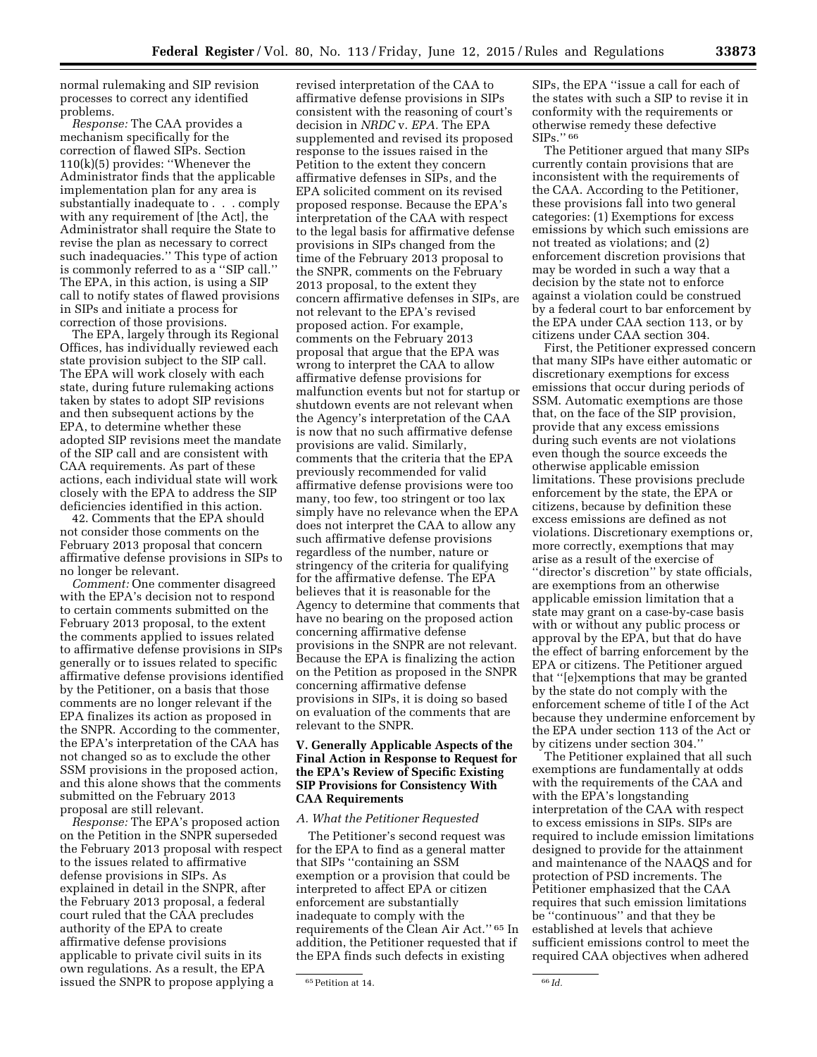normal rulemaking and SIP revision processes to correct any identified problems.

*Response:* The CAA provides a mechanism specifically for the correction of flawed SIPs. Section 110(k)(5) provides: ''Whenever the Administrator finds that the applicable implementation plan for any area is substantially inadequate to . . . comply with any requirement of [the Act], the Administrator shall require the State to revise the plan as necessary to correct such inadequacies.'' This type of action is commonly referred to as a ''SIP call.'' The EPA, in this action, is using a SIP call to notify states of flawed provisions in SIPs and initiate a process for correction of those provisions.

The EPA, largely through its Regional Offices, has individually reviewed each state provision subject to the SIP call. The EPA will work closely with each state, during future rulemaking actions taken by states to adopt SIP revisions and then subsequent actions by the EPA, to determine whether these adopted SIP revisions meet the mandate of the SIP call and are consistent with CAA requirements. As part of these actions, each individual state will work closely with the EPA to address the SIP deficiencies identified in this action.

42. Comments that the EPA should not consider those comments on the February 2013 proposal that concern affirmative defense provisions in SIPs to no longer be relevant.

*Comment:* One commenter disagreed with the EPA's decision not to respond to certain comments submitted on the February 2013 proposal, to the extent the comments applied to issues related to affirmative defense provisions in SIPs generally or to issues related to specific affirmative defense provisions identified by the Petitioner, on a basis that those comments are no longer relevant if the EPA finalizes its action as proposed in the SNPR. According to the commenter, the EPA's interpretation of the CAA has not changed so as to exclude the other SSM provisions in the proposed action, and this alone shows that the comments submitted on the February 2013 proposal are still relevant.

*Response:* The EPA's proposed action on the Petition in the SNPR superseded the February 2013 proposal with respect to the issues related to affirmative defense provisions in SIPs. As explained in detail in the SNPR, after the February 2013 proposal, a federal court ruled that the CAA precludes authority of the EPA to create affirmative defense provisions applicable to private civil suits in its own regulations. As a result, the EPA issued the SNPR to propose applying a revised interpretation of the CAA to affirmative defense provisions in SIPs consistent with the reasoning of court's decision in *NRDC* v. *EPA.* The EPA supplemented and revised its proposed response to the issues raised in the Petition to the extent they concern affirmative defenses in SIPs, and the EPA solicited comment on its revised proposed response. Because the EPA's interpretation of the CAA with respect to the legal basis for affirmative defense provisions in SIPs changed from the time of the February 2013 proposal to the SNPR, comments on the February 2013 proposal, to the extent they concern affirmative defenses in SIPs, are not relevant to the EPA's revised proposed action. For example, comments on the February 2013 proposal that argue that the EPA was wrong to interpret the CAA to allow affirmative defense provisions for malfunction events but not for startup or shutdown events are not relevant when the Agency's interpretation of the CAA is now that no such affirmative defense provisions are valid. Similarly, comments that the criteria that the EPA previously recommended for valid affirmative defense provisions were too many, too few, too stringent or too lax simply have no relevance when the EPA does not interpret the CAA to allow any such affirmative defense provisions regardless of the number, nature or stringency of the criteria for qualifying for the affirmative defense. The EPA believes that it is reasonable for the Agency to determine that comments that have no bearing on the proposed action concerning affirmative defense provisions in the SNPR are not relevant. Because the EPA is finalizing the action on the Petition as proposed in the SNPR concerning affirmative defense provisions in SIPs, it is doing so based on evaluation of the comments that are relevant to the SNPR.

## V. Generally Applicable Aspects of the Final Action in Response to Request for the EPA's Review of Specific Existing SIP Provisions for Consistency With CAA Requirements

### *A. What the Petitioner Requested*

The Petitioner's second request was for the EPA to find as a general matter that SIPs ''containing an SSM exemption or a provision that could be interpreted to affect EPA or citizen enforcement are substantially inadequate to comply with the requirements of the Clean Air Act.'' [65] In addition, the Petitioner requested that if the EPA finds such defects in existing SIPs, the EPA ''issue a call for each of the states with such a SIP to revise it in conformity with the requirements or otherwise remedy these defective SIPs.'' [66]

The Petitioner argued that many SIPs currently contain provisions that are inconsistent with the requirements of the CAA. According to the Petitioner, these provisions fall into two general categories: (1) Exemptions for excess emissions by which such emissions are not treated as violations; and (2) enforcement discretion provisions that may be worded in such a way that a decision by the state not to enforce against a violation could be construed by a federal court to bar enforcement by the EPA under CAA section 113, or by citizens under CAA section 304.

First, the Petitioner expressed concern that many SIPs have either automatic or discretionary exemptions for excess emissions that occur during periods of SSM. Automatic exemptions are those that, on the face of the SIP provision, provide that any excess emissions during such events are not violations even though the source exceeds the otherwise applicable emission limitations. These provisions preclude enforcement by the state, the EPA or citizens, because by definition these excess emissions are defined as not violations. Discretionary exemptions or, more correctly, exemptions that may arise as a result of the exercise of ''director's discretion'' by state officials, are exemptions from an otherwise applicable emission limitation that a state may grant on a case-by-case basis with or without any public process or approval by the EPA, but that do have the effect of barring enforcement by the EPA or citizens. The Petitioner argued that ''[e]xemptions that may be granted by the state do not comply with the enforcement scheme of title I of the Act because they undermine enforcement by the EPA under section 113 of the Act or by citizens under section 304.''

The Petitioner explained that all such exemptions are fundamentally at odds with the requirements of the CAA and with the EPA's longstanding interpretation of the CAA with respect to excess emissions in SIPs. SIPs are required to include emission limitations designed to provide for the attainment and maintenance of the NAAQS and for protection of PSD increments. The Petitioner emphasized that the CAA requires that such emission limitations be ''continuous'' and that they be established at levels that achieve sufficient emissions control to meet the required CAA objectives when adhered

[65] Petition at 14.

[66] *Id.*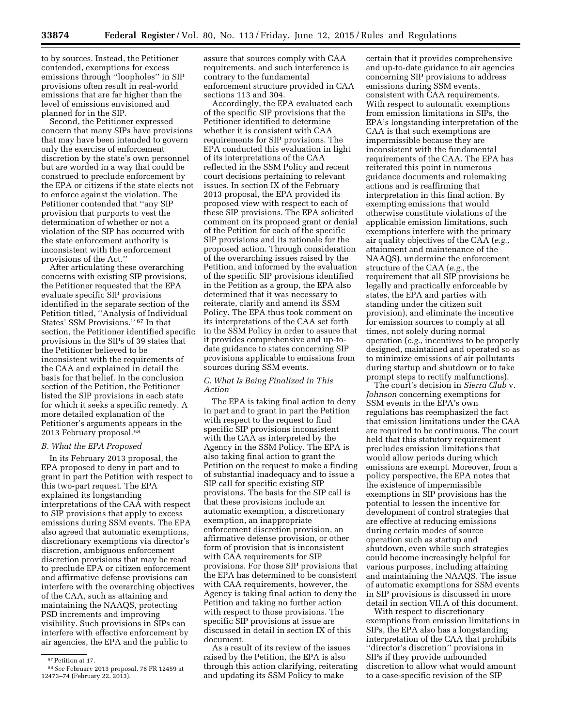to by sources. Instead, the Petitioner contended, exemptions for excess emissions through ''loopholes'' in SIP provisions often result in real-world emissions that are far higher than the level of emissions envisioned and planned for in the SIP.

Second, the Petitioner expressed concern that many SIPs have provisions that may have been intended to govern only the exercise of enforcement discretion by the state's own personnel but are worded in a way that could be construed to preclude enforcement by the EPA or citizens if the state elects not to enforce against the violation. The Petitioner contended that ''any SIP provision that purports to vest the determination of whether or not a violation of the SIP has occurred with the state enforcement authority is inconsistent with the enforcement provisions of the Act.''

After articulating these overarching concerns with existing SIP provisions, the Petitioner requested that the EPA evaluate specific SIP provisions identified in the separate section of the Petition titled, ''Analysis of Individual States' SSM Provisions.'' [67] In that section, the Petitioner identified specific provisions in the SIPs of 39 states that the Petitioner believed to be inconsistent with the requirements of the CAA and explained in detail the basis for that belief. In the conclusion section of the Petition, the Petitioner listed the SIP provisions in each state for which it seeks a specific remedy. A more detailed explanation of the Petitioner's arguments appears in the 2013 February proposal.[68]

### B. What the EPA Proposed

In its February 2013 proposal, the EPA proposed to deny in part and to grant in part the Petition with respect to this two-part request. The EPA explained its longstanding interpretations of the CAA with respect to SIP provisions that apply to excess emissions during SSM events. The EPA also agreed that automatic exemptions, discretionary exemptions via director's discretion, ambiguous enforcement discretion provisions that may be read to preclude EPA or citizen enforcement and affirmative defense provisions can interfere with the overarching objectives of the CAA, such as attaining and maintaining the NAAQS, protecting PSD increments and improving visibility. Such provisions in SIPs can interfere with effective enforcement by air agencies, the EPA and the public to assure that sources comply with CAA requirements, and such interference is contrary to the fundamental enforcement structure provided in CAA sections 113 and 304.

Accordingly, the EPA evaluated each of the specific SIP provisions that the Petitioner identified to determine whether it is consistent with CAA requirements for SIP provisions. The EPA conducted this evaluation in light of its interpretations of the CAA reflected in the SSM Policy and recent court decisions pertaining to relevant issues. In section IX of the February 2013 proposal, the EPA provided its proposed view with respect to each of these SIP provisions. The EPA solicited comment on its proposed grant or denial of the Petition for each of the specific SIP provisions and its rationale for the proposed action. Through consideration of the overarching issues raised by the Petition, and informed by the evaluation of the specific SIP provisions identified in the Petition as a group, the EPA also determined that it was necessary to reiterate, clarify and amend its SSM Policy. The EPA thus took comment on its interpretations of the CAA set forth in the SSM Policy in order to assure that it provides comprehensive and up-to-date guidance to states concerning SIP provisions applicable to emissions from sources during SSM events.

### C. What Is Being Finalized in This Action

The EPA is taking final action to deny in part and to grant in part the Petition with respect to the request to find specific SIP provisions inconsistent with the CAA as interpreted by the Agency in the SSM Policy. The EPA is also taking final action to grant the Petition on the request to make a finding of substantial inadequacy and to issue a SIP call for specific existing SIP provisions. The basis for the SIP call is that these provisions include an automatic exemption, a discretionary exemption, an inappropriate enforcement discretion provision, an affirmative defense provision, or other form of provision that is inconsistent with CAA requirements for SIP provisions. For those SIP provisions that the EPA has determined to be consistent with CAA requirements, however, the Agency is taking final action to deny the Petition and taking no further action with respect to those provisions. The specific SIP provisions at issue are discussed in detail in section IX of this document.

As a result of its review of the issues raised by the Petition, the EPA is also through this action clarifying, reiterating and updating its SSM Policy to make certain that it provides comprehensive and up-to-date guidance to air agencies concerning SIP provisions to address emissions during SSM events, consistent with CAA requirements. With respect to automatic exemptions from emission limitations in SIPs, the EPA's longstanding interpretation of the CAA is that such exemptions are impermissible because they are inconsistent with the fundamental requirements of the CAA. The EPA has reiterated this point in numerous guidance documents and rulemaking actions and is reaffirming that interpretation in this final action. By exempting emissions that would otherwise constitute violations of the applicable emission limitations, such exemptions interfere with the primary air quality objectives of the CAA (*e.g.,* attainment and maintenance of the NAAQS), undermine the enforcement structure of the CAA (*e.g.,* the requirement that all SIP provisions be legally and practically enforceable by states, the EPA and parties with standing under the citizen suit provision), and eliminate the incentive for emission sources to comply at all times, not solely during normal operation (*e.g.,* incentives to be properly designed, maintained and operated so as to minimize emissions of air pollutants during startup and shutdown or to take prompt steps to rectify malfunctions).

The court's decision in *Sierra Club* v. *Johnson* concerning exemptions for SSM events in the EPA's own regulations has reemphasized the fact that emission limitations under the CAA are required to be continuous. The court held that this statutory requirement precludes emission limitations that would allow periods during which emissions are exempt. Moreover, from a policy perspective, the EPA notes that the existence of impermissible exemptions in SIP provisions has the potential to lessen the incentive for development of control strategies that are effective at reducing emissions during certain modes of source operation such as startup and shutdown, even while such strategies could become increasingly helpful for various purposes, including attaining and maintaining the NAAQS. The issue of automatic exemptions for SSM events in SIP provisions is discussed in more detail in section VII.A of this document.

With respect to discretionary exemptions from emission limitations in SIPs, the EPA also has a longstanding interpretation of the CAA that prohibits ''director's discretion'' provisions in SIPs if they provide unbounded discretion to allow what would amount to a case-specific revision of the SIP

[67] Petition at 17.

[68] *See* February 2013 proposal, 78 FR 12459 at 12473–74 (February 22, 2013).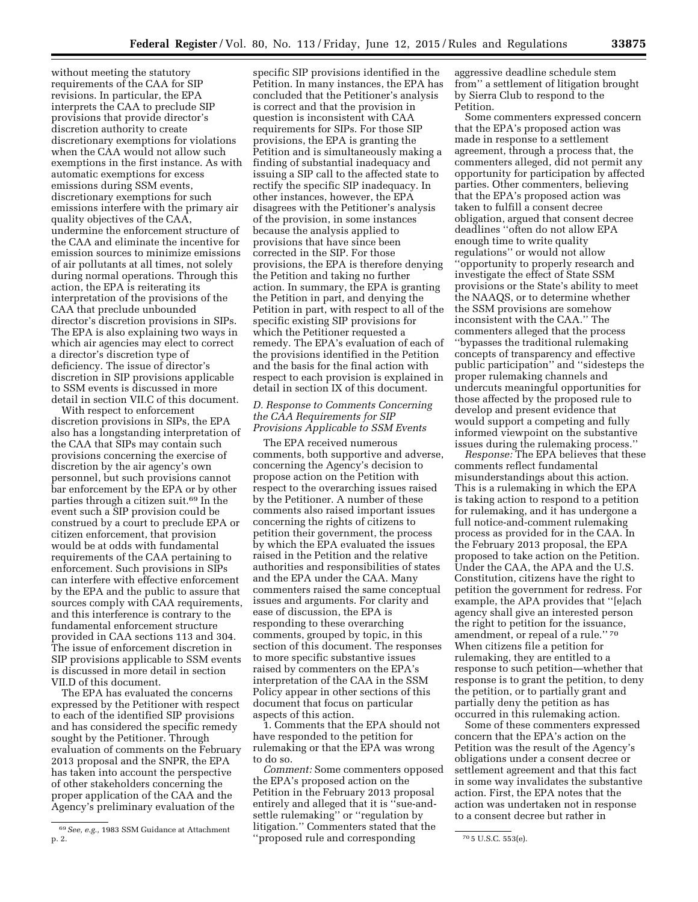without meeting the statutory requirements of the CAA for SIP revisions. In particular, the EPA interprets the CAA to preclude SIP provisions that provide director's discretion authority to create discretionary exemptions for violations when the CAA would not allow such exemptions in the first instance. As with automatic exemptions for excess emissions during SSM events, discretionary exemptions for such emissions interfere with the primary air quality objectives of the CAA, undermine the enforcement structure of the CAA and eliminate the incentive for emission sources to minimize emissions of air pollutants at all times, not solely during normal operations. Through this action, the EPA is reiterating its interpretation of the provisions of the CAA that preclude unbounded director's discretion provisions in SIPs. The EPA is also explaining two ways in which air agencies may elect to correct a director's discretion type of deficiency. The issue of director's discretion in SIP provisions applicable to SSM events is discussed in more detail in section VII.C of this document.

With respect to enforcement discretion provisions in SIPs, the EPA also has a longstanding interpretation of the CAA that SIPs may contain such provisions concerning the exercise of discretion by the air agency's own personnel, but such provisions cannot bar enforcement by the EPA or by other parties through a citizen suit.[69] In the event such a SIP provision could be construed by a court to preclude EPA or citizen enforcement, that provision would be at odds with fundamental requirements of the CAA pertaining to enforcement. Such provisions in SIPs can interfere with effective enforcement by the EPA and the public to assure that sources comply with CAA requirements, and this interference is contrary to the fundamental enforcement structure provided in CAA sections 113 and 304. The issue of enforcement discretion in SIP provisions applicable to SSM events is discussed in more detail in section VII.D of this document.

The EPA has evaluated the concerns expressed by the Petitioner with respect to each of the identified SIP provisions and has considered the specific remedy sought by the Petitioner. Through evaluation of comments on the February 2013 proposal and the SNPR, the EPA has taken into account the perspective of other stakeholders concerning the proper application of the CAA and the Agency's preliminary evaluation of the specific SIP provisions identified in the Petition. In many instances, the EPA has concluded that the Petitioner's analysis is correct and that the provision in question is inconsistent with CAA requirements for SIPs. For those SIP provisions, the EPA is granting the Petition and is simultaneously making a finding of substantial inadequacy and issuing a SIP call to the affected state to rectify the specific SIP inadequacy. In other instances, however, the EPA disagrees with the Petitioner's analysis of the provision, in some instances because the analysis applied to provisions that have since been corrected in the SIP. For those provisions, the EPA is therefore denying the Petition and taking no further action. In summary, the EPA is granting the Petition in part, and denying the Petition in part, with respect to all of the specific existing SIP provisions for which the Petitioner requested a remedy. The EPA's evaluation of each of the provisions identified in the Petition and the basis for the final action with respect to each provision is explained in detail in section IX of this document.

### D. Response to Comments Concerning the CAA Requirements for SIP Provisions Applicable to SSM Events

The EPA received numerous comments, both supportive and adverse, concerning the Agency's decision to propose action on the Petition with respect to the overarching issues raised by the Petitioner. A number of these comments also raised important issues concerning the rights of citizens to petition their government, the process by which the EPA evaluated the issues raised in the Petition and the relative authorities and responsibilities of states and the EPA under the CAA. Many commenters raised the same conceptual issues and arguments. For clarity and ease of discussion, the EPA is responding to these overarching comments, grouped by topic, in this section of this document. The responses to more specific substantive issues raised by commenters on the EPA's interpretation of the CAA in the SSM Policy appear in other sections of this document that focus on particular aspects of this action.

1. Comments that the EPA should not have responded to the petition for rulemaking or that the EPA was wrong to do so.

*Comment:* Some commenters opposed the EPA's proposed action on the Petition in the February 2013 proposal entirely and alleged that it is "sue-and-settle rulemaking" or "regulation by litigation." Commenters stated that the "proposed rule and corresponding aggressive deadline schedule stem from" a settlement of litigation brought by Sierra Club to respond to the Petition.

Some commenters expressed concern that the EPA's proposed action was made in response to a settlement agreement, through a process that, the commenters alleged, did not permit any opportunity for participation by affected parties. Other commenters, believing that the EPA's proposed action was taken to fulfill a consent decree obligation, argued that consent decree deadlines "often do not allow EPA enough time to write quality regulations" or would not allow "opportunity to properly research and investigate the effect of State SSM provisions or the State's ability to meet the NAAQS, or to determine whether the SSM provisions are somehow inconsistent with the CAA." The commenters alleged that the process "bypasses the traditional rulemaking concepts of transparency and effective public participation" and "sidesteps the proper rulemaking channels and undercuts meaningful opportunities for those affected by the proposed rule to develop and present evidence that would support a competing and fully informed viewpoint on the substantive issues during the rulemaking process."

*Response:* The EPA believes that these comments reflect fundamental misunderstandings about this action. This is a rulemaking in which the EPA is taking action to respond to a petition for rulemaking, and it has undergone a full notice-and-comment rulemaking process as provided for in the CAA. In the February 2013 proposal, the EPA proposed to take action on the Petition. Under the CAA, the APA and the U.S. Constitution, citizens have the right to petition the government for redress. For example, the APA provides that "[e]ach agency shall give an interested person the right to petition for the issuance, amendment, or repeal of a rule."[70] When citizens file a petition for rulemaking, they are entitled to a response to such petition—whether that response is to grant the petition, to deny the petition, or to partially grant and partially deny the petition as has occurred in this rulemaking action.

Some of these commenters expressed concern that the EPA's action on the Petition was the result of the Agency's obligations under a consent decree or settlement agreement and that this fact in some way invalidates the substantive action. First, the EPA notes that the action was undertaken not in response to a consent decree but rather in

[69] *See, e.g.,* 1983 SSM Guidance at Attachment p. 2.

[70] 5 U.S.C. 553(e).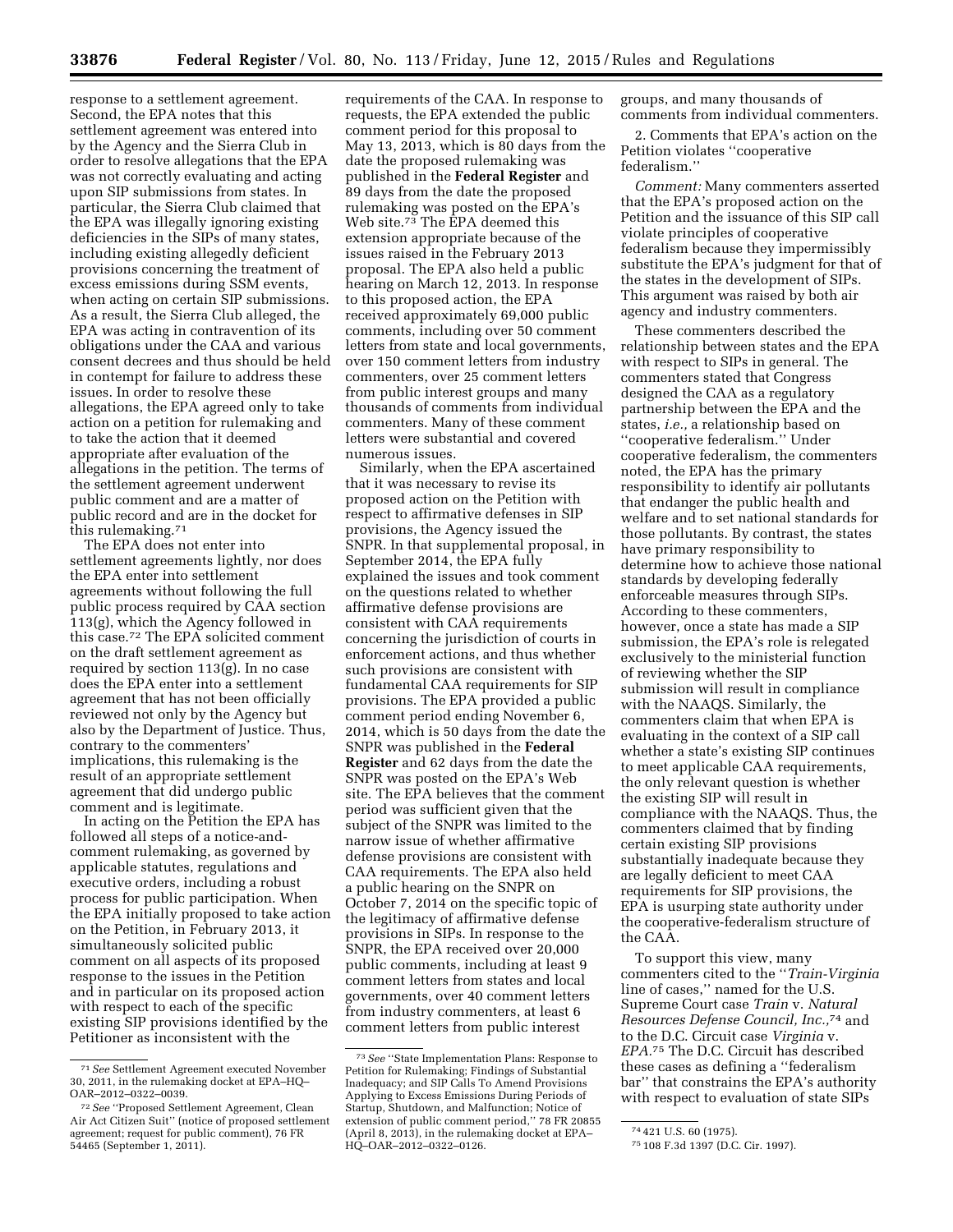response to a settlement agreement. Second, the EPA notes that this settlement agreement was entered into by the Agency and the Sierra Club in order to resolve allegations that the EPA was not correctly evaluating and acting upon SIP submissions from states. In particular, the Sierra Club claimed that the EPA was illegally ignoring existing deficiencies in the SIPs of many states, including existing allegedly deficient provisions concerning the treatment of excess emissions during SSM events, when acting on certain SIP submissions. As a result, the Sierra Club alleged, the EPA was acting in contravention of its obligations under the CAA and various consent decrees and thus should be held in contempt for failure to address these issues. In order to resolve these allegations, the EPA agreed only to take action on a petition for rulemaking and to take the action that it deemed appropriate after evaluation of the allegations in the petition. The terms of the settlement agreement underwent public comment and are a matter of public record and are in the docket for this rulemaking.[71]

The EPA does not enter into settlement agreements lightly, nor does the EPA enter into settlement agreements without following the full public process required by CAA section 113(g), which the Agency followed in this case.[72] The EPA solicited comment on the draft settlement agreement as required by section 113(g). In no case does the EPA enter into a settlement agreement that has not been officially reviewed not only by the Agency but also by the Department of Justice. Thus, contrary to the commenters' implications, this rulemaking is the result of an appropriate settlement agreement that did undergo public comment and is legitimate.

In acting on the Petition the EPA has followed all steps of a notice-and-comment rulemaking, as governed by applicable statutes, regulations and executive orders, including a robust process for public participation. When the EPA initially proposed to take action on the Petition, in February 2013, it simultaneously solicited public comment on all aspects of its proposed response to the issues in the Petition and in particular on its proposed action with respect to each of the specific existing SIP provisions identified by the Petitioner as inconsistent with the requirements of the CAA. In response to requests, the EPA extended the public comment period for this proposal to May 13, 2013, which is 80 days from the date the proposed rulemaking was published in the **Federal Register** and 89 days from the date the proposed rulemaking was posted on the EPA's Web site.[73] The EPA deemed this extension appropriate because of the issues raised in the February 2013 proposal. The EPA also held a public hearing on March 12, 2013. In response to this proposed action, the EPA received approximately 69,000 public comments, including over 50 comment letters from state and local governments, over 150 comment letters from industry commenters, over 25 comment letters from public interest groups and many thousands of comments from individual commenters. Many of these comment letters were substantial and covered numerous issues.

Similarly, when the EPA ascertained that it was necessary to revise its proposed action on the Petition with respect to affirmative defenses in SIP provisions, the Agency issued the SNPR. In that supplemental proposal, in September 2014, the EPA fully explained the issues and took comment on the questions related to whether affirmative defense provisions are consistent with CAA requirements concerning the jurisdiction of courts in enforcement actions, and thus whether such provisions are consistent with fundamental CAA requirements for SIP provisions. The EPA provided a public comment period ending November 6, 2014, which is 50 days from the date the SNPR was published in the **Federal Register** and 62 days from the date the SNPR was posted on the EPA's Web site. The EPA believes that the comment period was sufficient given that the subject of the SNPR was limited to the narrow issue of whether affirmative defense provisions are consistent with CAA requirements. The EPA also held a public hearing on the SNPR on October 7, 2014 on the specific topic of the legitimacy of affirmative defense provisions in SIPs. In response to the SNPR, the EPA received over 20,000 public comments, including at least 9 comment letters from states and local governments, over 40 comment letters from industry commenters, at least 6 comment letters from public interest groups, and many thousands of comments from individual commenters.

2. Comments that EPA's action on the Petition violates "cooperative federalism."

*Comment:* Many commenters asserted that the EPA's proposed action on the Petition and the issuance of this SIP call violate principles of cooperative federalism because they impermissibly substitute the EPA's judgment for that of the states in the development of SIPs. This argument was raised by both air agency and industry commenters.

These commenters described the relationship between states and the EPA with respect to SIPs in general. The commenters stated that Congress designed the CAA as a regulatory partnership between the EPA and the states, *i.e.,* a relationship based on "cooperative federalism." Under cooperative federalism, the commenters noted, the EPA has the primary responsibility to identify air pollutants that endanger the public health and welfare and to set national standards for those pollutants. By contrast, the states have primary responsibility to determine how to achieve those national standards by developing federally enforceable measures through SIPs. According to these commenters, however, once a state has made a SIP submission, the EPA's role is relegated exclusively to the ministerial function of reviewing whether the SIP submission will result in compliance with the NAAQS. Similarly, the commenters claim that when EPA is evaluating in the context of a SIP call whether a state's existing SIP continues to meet applicable CAA requirements, the only relevant question is whether the existing SIP will result in compliance with the NAAQS. Thus, the commenters claimed that by finding certain existing SIP provisions substantially inadequate because they are legally deficient to meet CAA requirements for SIP provisions, the EPA is usurping state authority under the cooperative-federalism structure of the CAA.

To support this view, many commenters cited to the "*Train-Virginia* line of cases," named for the U.S. Supreme Court case *Train* v. *Natural Resources Defense Council, Inc.,*[74] and to the D.C. Circuit case *Virginia* v. *EPA.*[75] The D.C. Circuit has described these cases as defining a "federalism bar" that constrains the EPA's authority with respect to evaluation of state SIPs

---

[71] *See* Settlement Agreement executed November 30, 2011, in the rulemaking docket at EPA–HQ–OAR–2012–0322–0039.

[72] *See* "Proposed Settlement Agreement, Clean Air Act Citizen Suit" (notice of proposed settlement agreement; request for public comment), 76 FR 54465 (September 1, 2011).

[73] *See* "State Implementation Plans: Response to Petition for Rulemaking; Findings of Substantial Inadequacy; and SIP Calls To Amend Provisions Applying to Excess Emissions During Periods of Startup, Shutdown, and Malfunction; Notice of extension of public comment period," 78 FR 20855 (April 8, 2013), in the rulemaking docket at EPA–HQ–OAR–2012–0322–0126.

[74] 421 U.S. 60 (1975).

[75] 108 F.3d 1397 (D.C. Cir. 1997).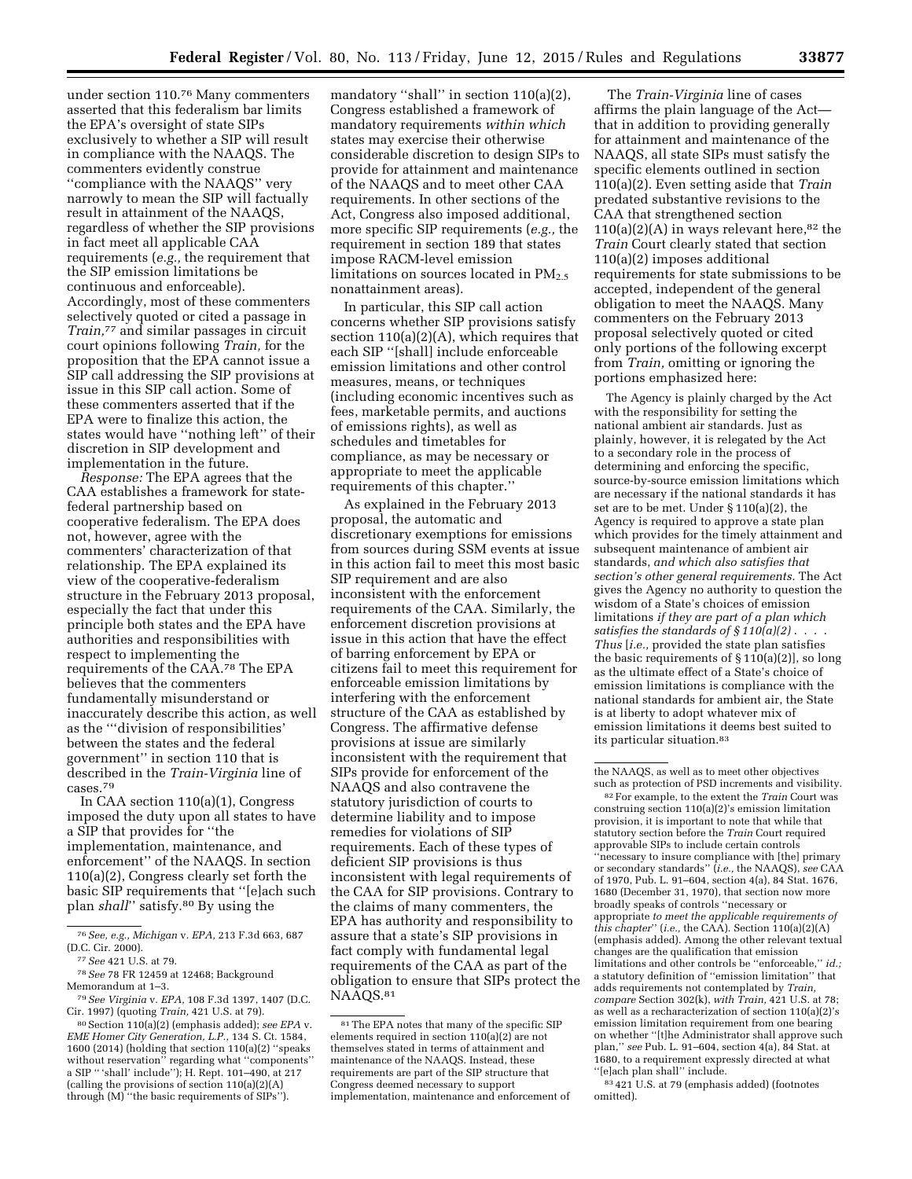under section 110.[76] Many commenters asserted that this federalism bar limits the EPA's oversight of state SIPs exclusively to whether a SIP will result in compliance with the NAAQS. The commenters evidently construe ''compliance with the NAAQS'' very narrowly to mean the SIP will factually result in attainment of the NAAQS, regardless of whether the SIP provisions in fact meet all applicable CAA requirements (*e.g.,* the requirement that the SIP emission limitations be continuous and enforceable). Accordingly, most of these commenters selectively quoted or cited a passage in *Train,*[77] and similar passages in circuit court opinions following *Train,* for the proposition that the EPA cannot issue a SIP call addressing the SIP provisions at issue in this SIP call action. Some of these commenters asserted that if the EPA were to finalize this action, the states would have ''nothing left'' of their discretion in SIP development and implementation in the future.

*Response:* The EPA agrees that the CAA establishes a framework for state-federal partnership based on cooperative federalism. The EPA does not, however, agree with the commenters' characterization of that relationship. The EPA explained its view of the cooperative-federalism structure in the February 2013 proposal, especially the fact that under this principle both states and the EPA have authorities and responsibilities with respect to implementing the requirements of the CAA.[78] The EPA believes that the commenters fundamentally misunderstand or inaccurately describe this action, as well as the '''division of responsibilities' between the states and the federal government'' in section 110 that is described in the *Train-Virginia* line of cases.[79]

In CAA section 110(a)(1), Congress imposed the duty upon all states to have a SIP that provides for ''the implementation, maintenance, and enforcement'' of the NAAQS. In section 110(a)(2), Congress clearly set forth the basic SIP requirements that ''[e]ach such plan *shall*'' satisfy.[80] By using the mandatory ''shall'' in section 110(a)(2), Congress established a framework of mandatory requirements *within which* states may exercise their otherwise considerable discretion to design SIPs to provide for attainment and maintenance of the NAAQS and to meet other CAA requirements. In other sections of the Act, Congress also imposed additional, more specific SIP requirements (*e.g.,* the requirement in section 189 that states impose RACM-level emission limitations on sources located in $PM_{2.5}$ nonattainment areas).

In particular, this SIP call action concerns whether SIP provisions satisfy section 110(a)(2)(A), which requires that each SIP ''[shall] include enforceable emission limitations and other control measures, means, or techniques (including economic incentives such as fees, marketable permits, and auctions of emissions rights), as well as schedules and timetables for compliance, as may be necessary or appropriate to meet the applicable requirements of this chapter.''

As explained in the February 2013 proposal, the automatic and discretionary exemptions for emissions from sources during SSM events at issue in this action fail to meet this most basic SIP requirement and are also inconsistent with the enforcement requirements of the CAA. Similarly, the enforcement discretion provisions at issue in this action that have the effect of barring enforcement by EPA or citizens fail to meet this requirement for enforceable emission limitations by interfering with the enforcement structure of the CAA as established by Congress. The affirmative defense provisions at issue are similarly inconsistent with the requirement that SIPs provide for enforcement of the NAAQS and also contravene the statutory jurisdiction of courts to determine liability and to impose remedies for violations of SIP requirements. Each of these types of deficient SIP provisions is thus inconsistent with legal requirements of the CAA for SIP provisions. Contrary to the claims of many commenters, the EPA has authority and responsibility to assure that a state's SIP provisions in fact comply with fundamental legal requirements of the CAA as part of the obligation to ensure that SIPs protect the NAAQS.[81]

The *Train-Virginia* line of cases affirms the plain language of the Act—that in addition to providing generally for attainment and maintenance of the NAAQS, all state SIPs must satisfy the specific elements outlined in section 110(a)(2). Even setting aside that *Train* predated substantive revisions to the CAA that strengthened section 110(a)(2)(A) in ways relevant here,[82] the *Train* Court clearly stated that section 110(a)(2) imposes additional requirements for state submissions to be accepted, independent of the general obligation to meet the NAAQS. Many commenters on the February 2013 proposal selectively quoted or cited only portions of the following excerpt from *Train,* omitting or ignoring the portions emphasized here:

> The Agency is plainly charged by the Act with the responsibility for setting the national ambient air standards. Just as plainly, however, it is relegated by the Act to a secondary role in the process of determining and enforcing the specific, source-by-source emission limitations which are necessary if the national standards it has set are to be met. Under § 110(a)(2), the Agency is required to approve a state plan which provides for the timely attainment and subsequent maintenance of ambient air standards, *and which also satisfies that section's other general requirements.* The Act gives the Agency no authority to question the wisdom of a State's choices of emission limitations *if they are part of a plan which satisfies the standards of § 110(a)(2)* . . . . *Thus* [*i.e.,* provided the state plan satisfies the basic requirements of § 110(a)(2)], so long as the ultimate effect of a State's choice of emission limitations is compliance with the national standards for ambient air, the State is at liberty to adopt whatever mix of emission limitations it deems best suited to its particular situation.[83]

---

[76] *See, e.g., Michigan* v. *EPA,* 213 F.3d 663, 687 (D.C. Cir. 2000).

[77] *See* 421 U.S. at 79.

[78] *See* 78 FR 12459 at 12468; Background Memorandum at 1–3.

[79] *See Virginia* v. *EPA,* 108 F.3d 1397, 1407 (D.C. Cir. 1997) (quoting *Train,* 421 U.S. at 79).

[80] Section 110(a)(2) (emphasis added); *see EPA* v. *EME Homer City Generation, L.P.,* 134 S. Ct. 1584, 1600 (2014) (holding that section 110(a)(2) ''speaks without reservation'' regarding what ''components'' a SIP '' 'shall' include''); H. Rept. 101–490, at 217 (calling the provisions of section 110(a)(2)(A) through (M) ''the basic requirements of SIPs'').

[81] The EPA notes that many of the specific SIP elements required in section 110(a)(2) are not themselves stated in terms of attainment and maintenance of the NAAQS. Instead, these requirements are part of the SIP structure that Congress deemed necessary to support implementation, maintenance and enforcement of the NAAQS, as well as to meet other objectives such as protection of PSD increments and visibility.

[82] For example, to the extent the *Train* Court was construing section 110(a)(2)'s emission limitation provision, it is important to note that while that statutory section before the *Train* Court required approvable SIPs to include certain controls ''necessary to insure compliance with [the] primary or secondary standards'' (*i.e.,* the NAAQS), *see* CAA of 1970, Pub. L. 91–604, section 4(a), 84 Stat. 1676, 1680 (December 31, 1970), that section now more broadly speaks of controls ''necessary or appropriate *to meet the applicable requirements of this chapter*'' (*i.e.,* the CAA). Section 110(a)(2)(A) (emphasis added). Among the other relevant textual changes are the qualification that emission limitations and other controls be ''enforceable,'' *id.;* a statutory definition of ''emission limitation'' that adds requirements not contemplated by *Train, compare* Section 302(k), *with Train,* 421 U.S. at 78; as well as a recharacterization of section 110(a)(2)'s emission limitation requirement from one bearing on whether ''[t]he Administrator shall approve such plan,'' *see* Pub. L. 91–604, section 4(a), 84 Stat. at 1680, to a requirement expressly directed at what ''[e]ach plan shall'' include.

[83] 421 U.S. at 79 (emphasis added) (footnotes omitted).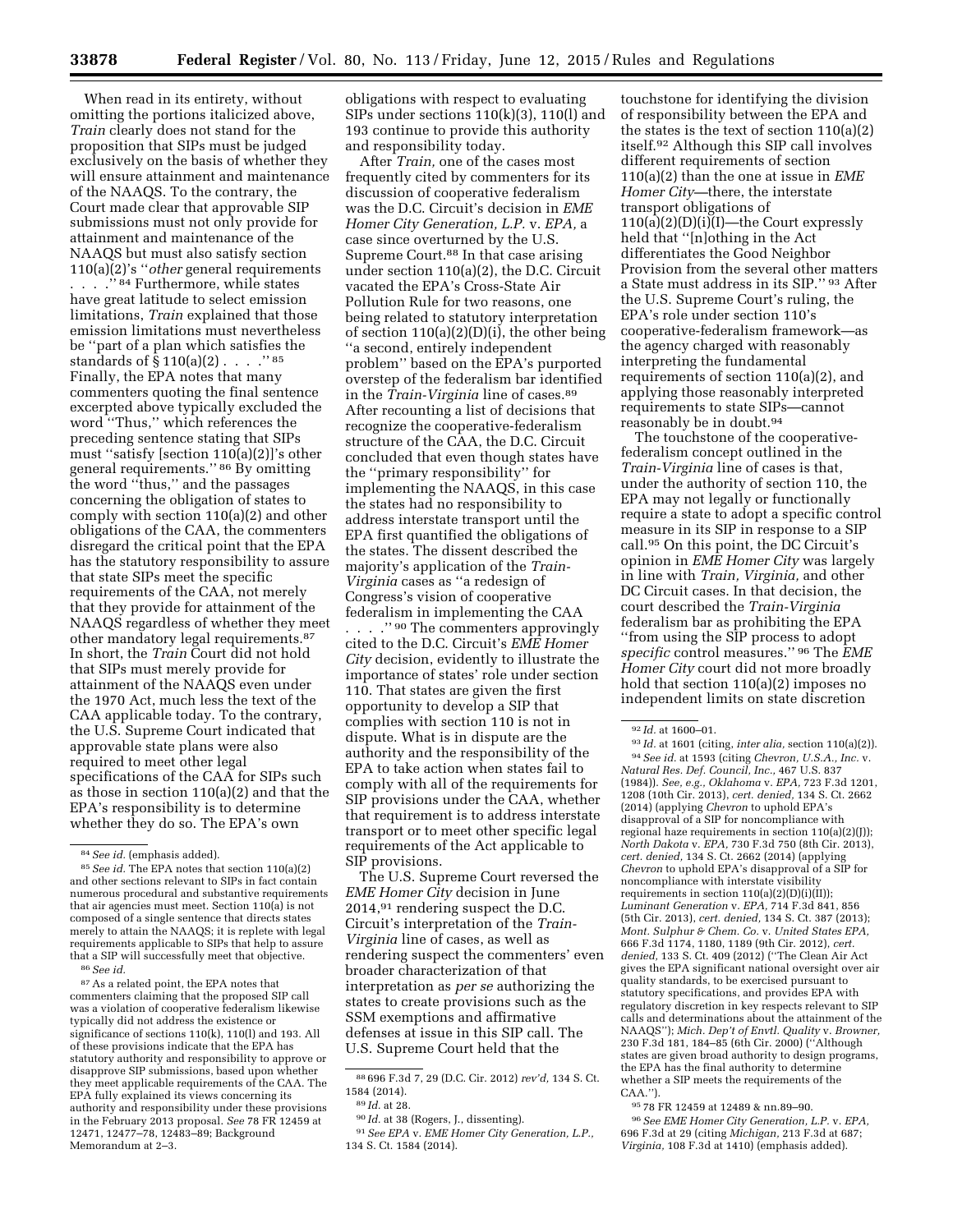When read in its entirety, without omitting the portions italicized above, *Train* clearly does not stand for the proposition that SIPs must be judged exclusively on the basis of whether they will ensure attainment and maintenance of the NAAQS. To the contrary, the Court made clear that approvable SIP submissions must not only provide for attainment and maintenance of the NAAQS but must also satisfy section 110(a)(2)'s ''*other* general requirements . . . .'' [84] Furthermore, while states have great latitude to select emission limitations, *Train* explained that those emission limitations must nevertheless be ''part of a plan which satisfies the standards of § 110(a)(2) . . . .'' [85] Finally, the EPA notes that many commenters quoting the final sentence excerpted above typically excluded the word ''Thus,'' which references the preceding sentence stating that SIPs must ''satisfy [section 110(a)(2)]'s other general requirements.'' [86] By omitting the word ''thus,'' and the passages concerning the obligation of states to comply with section 110(a)(2) and other obligations of the CAA, the commenters disregard the critical point that the EPA has the statutory responsibility to assure that state SIPs meet the specific requirements of the CAA, not merely that they provide for attainment of the NAAQS regardless of whether they meet other mandatory legal requirements.[87] In short, the *Train* Court did not hold that SIPs must merely provide for attainment of the NAAQS even under the 1970 Act, much less the text of the CAA applicable today. To the contrary, the U.S. Supreme Court indicated that approvable state plans were also required to meet other legal specifications of the CAA for SIPs such as those in section 110(a)(2) and that the EPA's responsibility is to determine whether they do so. The EPA's own obligations with respect to evaluating SIPs under sections 110(k)(3), 110(l) and 193 continue to provide this authority and responsibility today.

After *Train,* one of the cases most frequently cited by commenters for its discussion of cooperative federalism was the D.C. Circuit's decision in *EME Homer City Generation, L.P.* v. *EPA,* a case since overturned by the U.S. Supreme Court.[88] In that case arising under section 110(a)(2), the D.C. Circuit vacated the EPA's Cross-State Air Pollution Rule for two reasons, one being related to statutory interpretation of section 110(a)(2)(D)(i), the other being ''a second, entirely independent problem'' based on the EPA's purported overstep of the federalism bar identified in the *Train-Virginia* line of cases.[89] After recounting a list of decisions that recognize the cooperative-federalism structure of the CAA, the D.C. Circuit concluded that even though states have the ''primary responsibility'' for implementing the NAAQS, in this case the states had no responsibility to address interstate transport until the EPA first quantified the obligations of the states. The dissent described the majority's application of the *Train-Virginia* cases as ''a redesign of Congress's vision of cooperative federalism in implementing the CAA . . . .'' [90] The commenters approvingly cited to the D.C. Circuit's *EME Homer City* decision, evidently to illustrate the importance of states' role under section 110. That states are given the first opportunity to develop a SIP that complies with section 110 is not in dispute. What is in dispute are the authority and the responsibility of the EPA to take action when states fail to comply with all of the requirements for SIP provisions under the CAA, whether that requirement is to address interstate transport or to meet other specific legal requirements of the Act applicable to SIP provisions.

The U.S. Supreme Court reversed the *EME Homer City* decision in June 2014,[91] rendering suspect the D.C. Circuit's interpretation of the *Train-Virginia* line of cases, as well as rendering suspect the commenters' even broader characterization of that interpretation as *per se* authorizing the states to create provisions such as the SSM exemptions and affirmative defenses at issue in this SIP call. The U.S. Supreme Court held that the touchstone for identifying the division of responsibility between the EPA and the states is the text of section 110(a)(2) itself.[92] Although this SIP call involves different requirements of section 110(a)(2) than the one at issue in *EME Homer City*—there, the interstate transport obligations of 110(a)(2)(D)(i)(I)—the Court expressly held that ''[n]othing in the Act differentiates the Good Neighbor Provision from the several other matters a State must address in its SIP.'' [93] After the U.S. Supreme Court's ruling, the EPA's role under section 110's cooperative-federalism framework—as the agency charged with reasonably interpreting the fundamental requirements of section 110(a)(2), and applying those reasonably interpreted requirements to state SIPs—cannot reasonably be in doubt.[94]

The touchstone of the cooperative-federalism concept outlined in the *Train-Virginia* line of cases is that, under the authority of section 110, the EPA may not legally or functionally require a state to adopt a specific control measure in its SIP in response to a SIP call.[95] On this point, the DC Circuit's opinion in *EME Homer City* was largely in line with *Train, Virginia,* and other DC Circuit cases. In that decision, the court described the *Train-Virginia* federalism bar as prohibiting the EPA ''from using the SIP process to adopt *specific* control measures.'' [96] The *EME Homer City* court did not more broadly hold that section 110(a)(2) imposes no independent limits on state discretion

---

[84] *See id.* (emphasis added).

[85] *See id.* The EPA notes that section 110(a)(2) and other sections relevant to SIPs in fact contain numerous procedural and substantive requirements that air agencies must meet. Section 110(a) is not composed of a single sentence that directs states merely to attain the NAAQS; it is replete with legal requirements applicable to SIPs that help to assure that a SIP will successfully meet that objective.

[86] *See id.*

[87] As a related point, the EPA notes that commenters claiming that the proposed SIP call was a violation of cooperative federalism likewise typically did not address the existence or significance of sections 110(k), 110(l) and 193. All of these provisions indicate that the EPA has statutory authority and responsibility to approve or disapprove SIP submissions, based upon whether they meet applicable requirements of the CAA. The EPA fully explained its views concerning its authority and responsibility under these provisions in the February 2013 proposal. *See* 78 FR 12459 at 12471, 12477–78, 12483–89; Background Memorandum at 2–3.

[88] 696 F.3d 7, 29 (D.C. Cir. 2012) *rev'd,* 134 S. Ct. 1584 (2014).

[89] *Id.* at 28.

[90] *Id.* at 38 (Rogers, J., dissenting).

[91] *See EPA* v. *EME Homer City Generation, L.P.,* 134 S. Ct. 1584 (2014).

[92] *Id.* at 1600–01.

[93] *Id.* at 1601 (citing, *inter alia,* section 110(a)(2)).

[94] *See id.* at 1593 (citing *Chevron, U.S.A., Inc.* v. *Natural Res. Def. Council, Inc.,* 467 U.S. 837 (1984)). *See, e.g., Oklahoma* v. *EPA,* 723 F.3d 1201, 1208 (10th Cir. 2013), *cert. denied,* 134 S. Ct. 2662 (2014) (applying *Chevron* to uphold EPA's disapproval of a SIP for noncompliance with regional haze requirements in section 110(a)(2)(J)); *North Dakota* v. *EPA,* 730 F.3d 750 (8th Cir. 2013), *cert. denied,* 134 S. Ct. 2662 (2014) (applying *Chevron* to uphold EPA's disapproval of a SIP for noncompliance with interstate visibility requirements in section 110(a)(2)(D)(i)(II)); *Luminant Generation* v. *EPA,* 714 F.3d 841, 856 (5th Cir. 2013), *cert. denied,* 134 S. Ct. 387 (2013); *Mont. Sulphur & Chem. Co.* v. *United States EPA,* 666 F.3d 1174, 1180, 1189 (9th Cir. 2012), *cert. denied,* 133 S. Ct. 409 (2012) (''The Clean Air Act gives the EPA significant national oversight over air quality standards, to be exercised pursuant to statutory specifications, and provides EPA with regulatory discretion in key respects relevant to SIP calls and determinations about the attainment of the NAAQS''); *Mich. Dep't of Envtl. Quality* v. *Browner,* 230 F.3d 181, 184–85 (6th Cir. 2000) (''Although states are given broad authority to design programs, the EPA has the final authority to determine whether a SIP meets the requirements of the CAA.'').

[95] 78 FR 12459 at 12489 & nn.89–90.

[96] *See EME Homer City Generation, L.P.* v. *EPA,* 696 F.3d at 29 (citing *Michigan,* 213 F.3d at 687; *Virginia,* 108 F.3d at 1410) (emphasis added).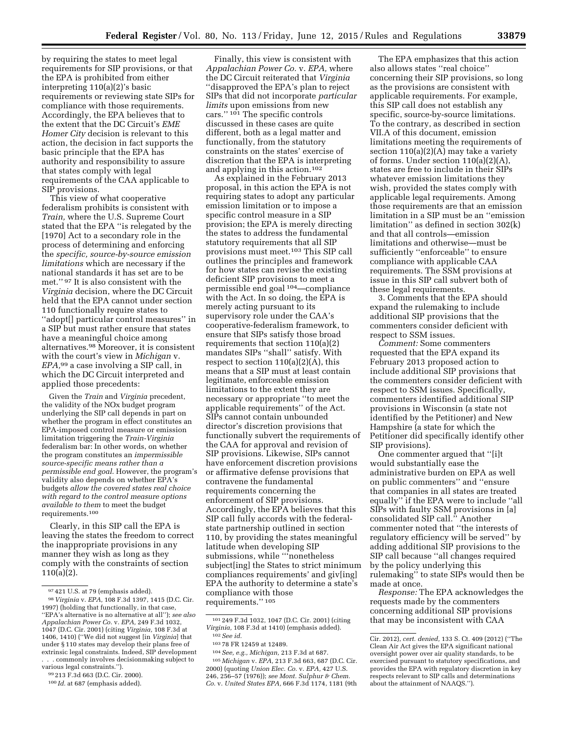by requiring the states to meet legal requirements for SIP provisions, or that the EPA is prohibited from either interpreting 110(a)(2)'s basic requirements or reviewing state SIPs for compliance with those requirements. Accordingly, the EPA believes that to the extent that the DC Circuit's *EME Homer City* decision is relevant to this action, the decision in fact supports the basic principle that the EPA has authority and responsibility to assure that states comply with legal requirements of the CAA applicable to SIP provisions.

This view of what cooperative federalism prohibits is consistent with *Train,* where the U.S. Supreme Court stated that the EPA ''is relegated by the [1970] Act to a secondary role in the process of determining and enforcing the *specific, source-by-source emission limitations* which are necessary if the national standards it has set are to be met.'' [97] It is also consistent with the *Virginia* decision, where the DC Circuit held that the EPA cannot under section 110 functionally require states to ''adopt[] particular control measures'' in a SIP but must rather ensure that states have a meaningful choice among alternatives.[98] Moreover, it is consistent with the court's view in *Michigan* v. *EPA,*[99] a case involving a SIP call, in which the DC Circuit interpreted and applied those precedents:

> Given the *Train* and *Virginia* precedent, the validity of the NOx budget program underlying the SIP call depends in part on whether the program in effect constitutes an EPA-imposed control measure or emission limitation triggering the *Train-Virginia* federalism bar: In other words, on whether the program constitutes an *impermissible source-specific means rather than a permissible end goal.* However, the program's validity also depends on whether EPA's budgets *allow the covered states real choice with regard to the control measure options available to them* to meet the budget requirements.[100]

Clearly, in this SIP call the EPA is leaving the states the freedom to correct the inappropriate provisions in any manner they wish as long as they comply with the constraints of section 110(a)(2).

Finally, this view is consistent with *Appalachian Power Co.* v. *EPA,* where the DC Circuit reiterated that *Virginia* ''disapproved the EPA's plan to reject SIPs that did not incorporate *particular limits* upon emissions from new cars.'' [101] The specific controls discussed in these cases are quite different, both as a legal matter and functionally, from the statutory constraints on the states' exercise of discretion that the EPA is interpreting and applying in this action.[102]

As explained in the February 2013 proposal, in this action the EPA is not requiring states to adopt any particular emission limitation or to impose a specific control measure in a SIP provision; the EPA is merely directing the states to address the fundamental statutory requirements that all SIP provisions must meet.[103] This SIP call outlines the principles and framework for how states can revise the existing deficient SIP provisions to meet a permissible end goal [104]—compliance with the Act. In so doing, the EPA is merely acting pursuant to its supervisory role under the CAA's cooperative-federalism framework, to ensure that SIPs satisfy those broad requirements that section 110(a)(2) mandates SIPs ''shall'' satisfy. With respect to section 110(a)(2)(A), this means that a SIP must at least contain legitimate, enforceable emission limitations to the extent they are necessary or appropriate ''to meet the applicable requirements'' of the Act. SIPs cannot contain unbounded director's discretion provisions that functionally subvert the requirements of the CAA for approval and revision of SIP provisions. Likewise, SIPs cannot have enforcement discretion provisions or affirmative defense provisions that contravene the fundamental requirements concerning the enforcement of SIP provisions. Accordingly, the EPA believes that this SIP call fully accords with the federal-state partnership outlined in section 110, by providing the states meaningful latitude when developing SIP submissions, while '''nonetheless subject[ing] the States to strict minimum compliances requirements' and giv[ing] EPA the authority to determine a state's compliance with those requirements.'' [105]

The EPA emphasizes that this action also allows states ''real choice'' concerning their SIP provisions, so long as the provisions are consistent with applicable requirements. For example, this SIP call does not establish any specific, source-by-source limitations. To the contrary, as described in section VII.A of this document, emission limitations meeting the requirements of section 110(a)(2)(A) may take a variety of forms. Under section 110(a)(2)(A), states are free to include in their SIPs whatever emission limitations they wish, provided the states comply with applicable legal requirements. Among those requirements are that an emission limitation in a SIP must be an ''emission limitation'' as defined in section 302(k) and that all controls—emission limitations and otherwise—must be sufficiently ''enforceable'' to ensure compliance with applicable CAA requirements. The SSM provisions at issue in this SIP call subvert both of these legal requirements.

3. Comments that the EPA should expand the rulemaking to include additional SIP provisions that the commenters consider deficient with respect to SSM issues.

*Comment:* Some commenters requested that the EPA expand its February 2013 proposed action to include additional SIP provisions that the commenters consider deficient with respect to SSM issues. Specifically, commenters identified additional SIP provisions in Wisconsin (a state not identified by the Petitioner) and New Hampshire (a state for which the Petitioner did specifically identify other SIP provisions).

One commenter argued that ''[i]t would substantially ease the administrative burden on EPA as well on public commenters'' and ''ensure that companies in all states are treated equally'' if the EPA were to include ''all SIPs with faulty SSM provisions in [a] consolidated SIP call.'' Another commenter noted that ''the interests of regulatory efficiency will be served'' by adding additional SIP provisions to the SIP call because ''all changes required by the policy underlying this rulemaking'' to state SIPs would then be made at once.

*Response:* The EPA acknowledges the requests made by the commenters concerning additional SIP provisions that may be inconsistent with CAA

---

[97] 421 U.S. at 79 (emphasis added).

[98] *Virginia* v. *EPA,* 108 F.3d 1397, 1415 (D.C. Cir. 1997) (holding that functionally, in that case, ''EPA's alternative is no alternative at all''); *see also Appalachian Power Co.* v. *EPA,* 249 F.3d 1032, 1047 (D.C. Cir. 2001) (citing *Virginia,* 108 F.3d at 1406, 1410) (''We did not suggest [in *Virginia*] that under § 110 states may develop their plans free of extrinsic legal constraints. Indeed, SIP development . . . commonly involves decisionmaking subject to various legal constraints.'').

[99] 213 F.3d 663 (D.C. Cir. 2000).

[100] *Id.* at 687 (emphasis added).

[101] 249 F.3d 1032, 1047 (D.C. Cir. 2001) (citing *Virginia,* 108 F.3d at 1410) (emphasis added).

[102] *See id.*

[103] 78 FR 12459 at 12489.

[104] *See, e.g., Michigan,* 213 F.3d at 687.

[105] *Michigan* v. *EPA,* 213 F.3d 663, 687 (D.C. Cir. 2000) (quoting *Union Elec. Co.* v. *EPA,* 427 U.S. 246, 256–57 (1976)); *see Mont. Sulphur & Chem. Co.* v. *United States EPA,* 666 F.3d 1174, 1181 (9th Cir. 2012), *cert. denied,* 133 S. Ct. 409 (2012) (''The Clean Air Act gives the EPA significant national oversight power over air quality standards, to be exercised pursuant to statutory specifications, and provides the EPA with regulatory discretion in key respects relevant to SIP calls and determinations about the attainment of NAAQS.'').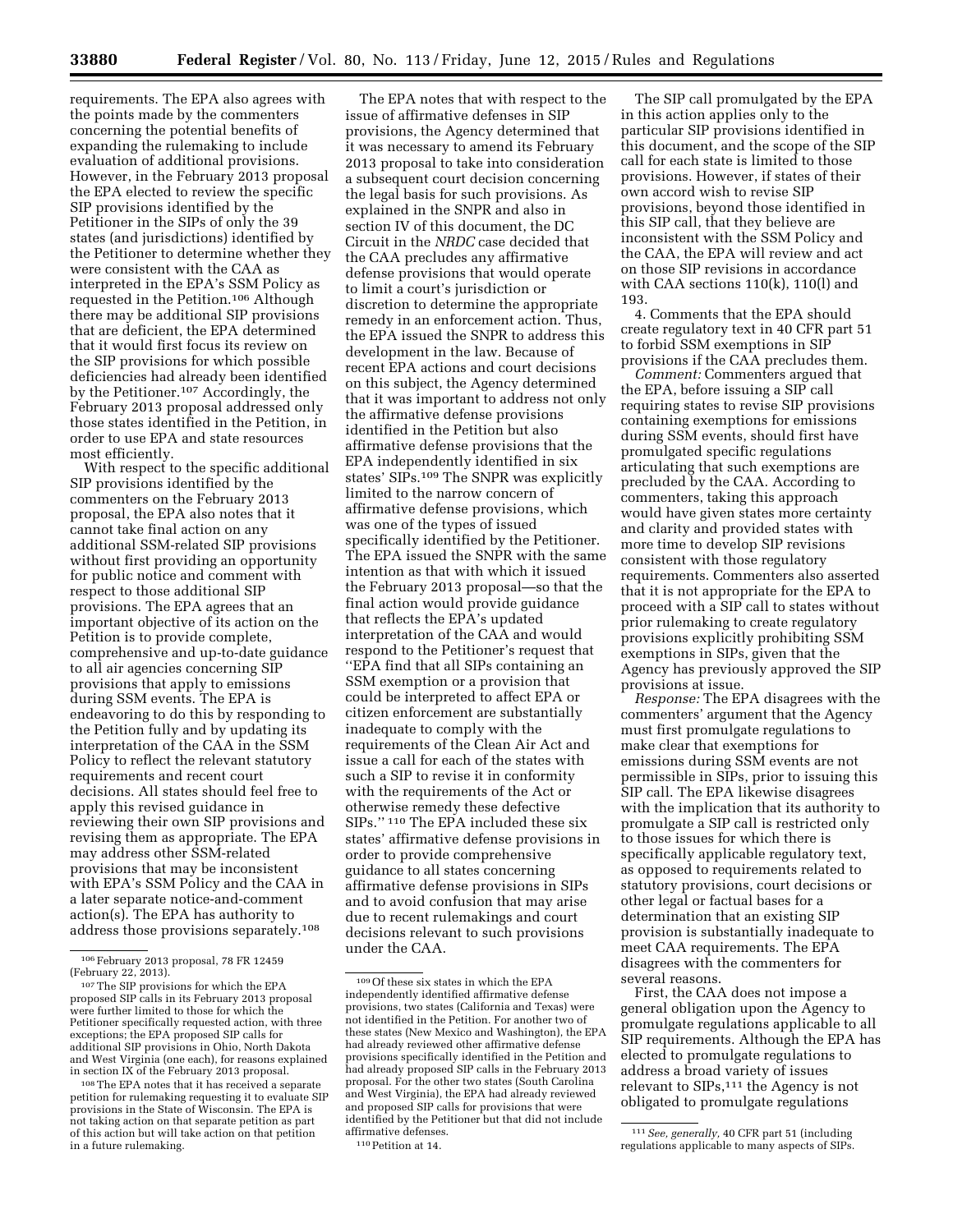requirements. The EPA also agrees with the points made by the commenters concerning the potential benefits of expanding the rulemaking to include evaluation of additional provisions. However, in the February 2013 proposal the EPA elected to review the specific SIP provisions identified by the Petitioner in the SIPs of only the 39 states (and jurisdictions) identified by the Petitioner to determine whether they were consistent with the CAA as interpreted in the EPA's SSM Policy as requested in the Petition.[106] Although there may be additional SIP provisions that are deficient, the EPA determined that it would first focus its review on the SIP provisions for which possible deficiencies had already been identified by the Petitioner.[107] Accordingly, the February 2013 proposal addressed only those states identified in the Petition, in order to use EPA and state resources most efficiently.

With respect to the specific additional SIP provisions identified by the commenters on the February 2013 proposal, the EPA also notes that it cannot take final action on any additional SSM-related SIP provisions without first providing an opportunity for public notice and comment with respect to those additional SIP provisions. The EPA agrees that an important objective of its action on the Petition is to provide complete, comprehensive and up-to-date guidance to all air agencies concerning SIP provisions that apply to emissions during SSM events. The EPA is endeavoring to do this by responding to the Petition fully and by updating its interpretation of the CAA in the SSM Policy to reflect the relevant statutory requirements and recent court decisions. All states should feel free to apply this revised guidance in reviewing their own SIP provisions and revising them as appropriate. The EPA may address other SSM-related provisions that may be inconsistent with EPA's SSM Policy and the CAA in a later separate notice-and-comment action(s). The EPA has authority to address those provisions separately.[108]

The EPA notes that with respect to the issue of affirmative defenses in SIP provisions, the Agency determined that it was necessary to amend its February 2013 proposal to take into consideration a subsequent court decision concerning the legal basis for such provisions. As explained in the SNPR and also in section IV of this document, the DC Circuit in the *NRDC* case decided that the CAA precludes any affirmative defense provisions that would operate to limit a court's jurisdiction or discretion to determine the appropriate remedy in an enforcement action. Thus, the EPA issued the SNPR to address this development in the law. Because of recent EPA actions and court decisions on this subject, the Agency determined that it was important to address not only the affirmative defense provisions identified in the Petition but also affirmative defense provisions that the EPA independently identified in six states' SIPs.[109] The SNPR was explicitly limited to the narrow concern of affirmative defense provisions, which was one of the types of issued specifically identified by the Petitioner. The EPA issued the SNPR with the same intention as that with which it issued the February 2013 proposal—so that the final action would provide guidance that reflects the EPA's updated interpretation of the CAA and would respond to the Petitioner's request that "EPA find that all SIPs containing an SSM exemption or a provision that could be interpreted to affect EPA or citizen enforcement are substantially inadequate to comply with the requirements of the Clean Air Act and issue a call for each of the states with such a SIP to revise it in conformity with the requirements of the Act or otherwise remedy these defective SIPs." [110] The EPA included these six states' affirmative defense provisions in order to provide comprehensive guidance to all states concerning affirmative defense provisions in SIPs and to avoid confusion that may arise due to recent rulemakings and court decisions relevant to such provisions under the CAA.

The SIP call promulgated by the EPA in this action applies only to the particular SIP provisions identified in this document, and the scope of the SIP call for each state is limited to those provisions. However, if states of their own accord wish to revise SIP provisions, beyond those identified in this SIP call, that they believe are inconsistent with the SSM Policy and the CAA, the EPA will review and act on those SIP revisions in accordance with CAA sections 110(k), 110(l) and 193.

4. Comments that the EPA should create regulatory text in 40 CFR part 51 to forbid SSM exemptions in SIP provisions if the CAA precludes them.

*Comment:* Commenters argued that the EPA, before issuing a SIP call requiring states to revise SIP provisions containing exemptions for emissions during SSM events, should first have promulgated specific regulations articulating that such exemptions are precluded by the CAA. According to commenters, taking this approach would have given states more certainty and clarity and provided states with more time to develop SIP revisions consistent with those regulatory requirements. Commenters also asserted that it is not appropriate for the EPA to proceed with a SIP call to states without prior rulemaking to create regulatory provisions explicitly prohibiting SSM exemptions in SIPs, given that the Agency has previously approved the SIP provisions at issue.

*Response:* The EPA disagrees with the commenters' argument that the Agency must first promulgate regulations to make clear that exemptions for emissions during SSM events are not permissible in SIPs, prior to issuing this SIP call. The EPA likewise disagrees with the implication that its authority to promulgate a SIP call is restricted only to those issues for which there is specifically applicable regulatory text, as opposed to requirements related to statutory provisions, court decisions or other legal or factual bases for a determination that an existing SIP provision is substantially inadequate to meet CAA requirements. The EPA disagrees with the commenters for several reasons.

First, the CAA does not impose a general obligation upon the Agency to promulgate regulations applicable to all SIP requirements. Although the EPA has elected to promulgate regulations to address a broad variety of issues relevant to SIPs,[111] the Agency is not obligated to promulgate regulations

---

[106] February 2013 proposal, 78 FR 12459 (February 22, 2013).

[107] The SIP provisions for which the EPA proposed SIP calls in its February 2013 proposal were further limited to those for which the Petitioner specifically requested action, with three exceptions; the EPA proposed SIP calls for additional SIP provisions in Ohio, North Dakota and West Virginia (one each), for reasons explained in section IX of the February 2013 proposal.

[108] The EPA notes that it has received a separate petition for rulemaking requesting it to evaluate SIP provisions in the State of Wisconsin. The EPA is not taking action on that separate petition as part of this action but will take action on that petition in a future rulemaking.

[109] Of these six states in which the EPA independently identified affirmative defense provisions, two states (California and Texas) were not identified in the Petition. For another two of these states (New Mexico and Washington), the EPA had already reviewed other affirmative defense provisions specifically identified in the Petition and had already proposed SIP calls in the February 2013 proposal. For the other two states (South Carolina and West Virginia), the EPA had already reviewed and proposed SIP calls for provisions that were identified by the Petitioner but that did not include affirmative defenses.

[110] Petition at 14.

[111] *See, generally,* 40 CFR part 51 (including regulations applicable to many aspects of SIPs.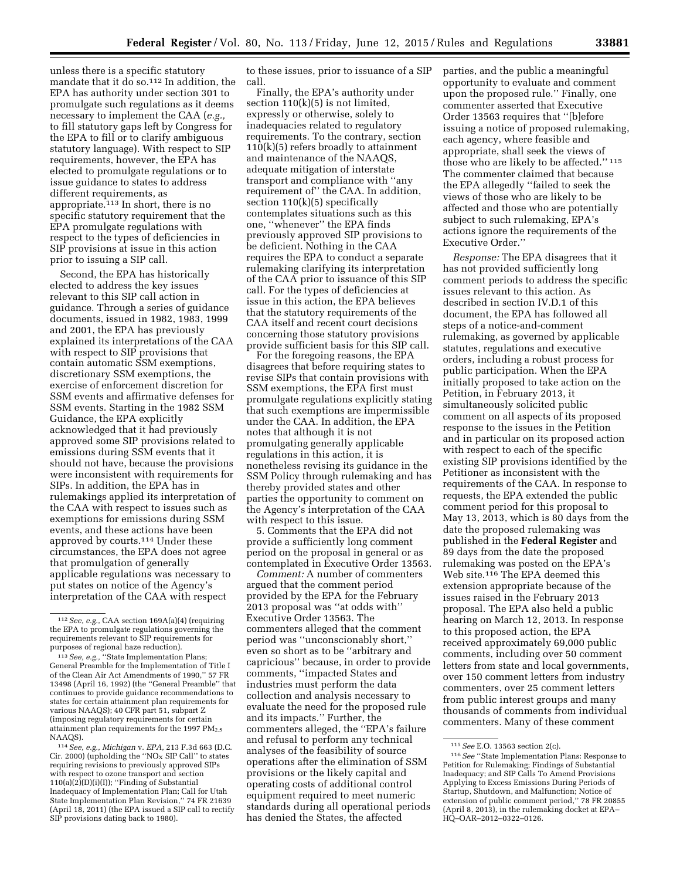unless there is a specific statutory mandate that it do so.[112] In addition, the EPA has authority under section 301 to promulgate such regulations as it deems necessary to implement the CAA (*e.g.,* to fill statutory gaps left by Congress for the EPA to fill or to clarify ambiguous statutory language). With respect to SIP requirements, however, the EPA has elected to promulgate regulations or to issue guidance to states to address different requirements, as appropriate.[113] In short, there is no specific statutory requirement that the EPA promulgate regulations with respect to the types of deficiencies in SIP provisions at issue in this action prior to issuing a SIP call.

Second, the EPA has historically elected to address the key issues relevant to this SIP call action in guidance. Through a series of guidance documents, issued in 1982, 1983, 1999 and 2001, the EPA has previously explained its interpretations of the CAA with respect to SIP provisions that contain automatic SSM exemptions, discretionary SSM exemptions, the exercise of enforcement discretion for SSM events and affirmative defenses for SSM events. Starting in the 1982 SSM Guidance, the EPA explicitly acknowledged that it had previously approved some SIP provisions related to emissions during SSM events that it should not have, because the provisions were inconsistent with requirements for SIPs. In addition, the EPA has in rulemakings applied its interpretation of the CAA with respect to issues such as exemptions for emissions during SSM events, and these actions have been approved by courts.[114] Under these circumstances, the EPA does not agree that promulgation of generally applicable regulations was necessary to put states on notice of the Agency's interpretation of the CAA with respect to these issues, prior to issuance of a SIP call.

Finally, the EPA's authority under section 110(k)(5) is not limited, expressly or otherwise, solely to inadequacies related to regulatory requirements. To the contrary, section 110(k)(5) refers broadly to attainment and maintenance of the NAAQS, adequate mitigation of interstate transport and compliance with "any requirement of" the CAA. In addition, section 110(k)(5) specifically contemplates situations such as this one, "whenever" the EPA finds previously approved SIP provisions to be deficient. Nothing in the CAA requires the EPA to conduct a separate rulemaking clarifying its interpretation of the CAA prior to issuance of this SIP call. For the types of deficiencies at issue in this action, the EPA believes that the statutory requirements of the CAA itself and recent court decisions concerning those statutory provisions provide sufficient basis for this SIP call.

For the foregoing reasons, the EPA disagrees that before requiring states to revise SIPs that contain provisions with SSM exemptions, the EPA first must promulgate regulations explicitly stating that such exemptions are impermissible under the CAA. In addition, the EPA notes that although it is not promulgating generally applicable regulations in this action, it is nonetheless revising its guidance in the SSM Policy through rulemaking and has thereby provided states and other parties the opportunity to comment on the Agency's interpretation of the CAA with respect to this issue.

5. Comments that the EPA did not provide a sufficiently long comment period on the proposal in general or as contemplated in Executive Order 13563.

*Comment:* A number of commenters argued that the comment period provided by the EPA for the February 2013 proposal was "at odds with" Executive Order 13563. The commenters alleged that the comment period was "unconscionably short," even so short as to be "arbitrary and capricious" because, in order to provide comments, "impacted States and industries must perform the data collection and analysis necessary to evaluate the need for the proposed rule and its impacts." Further, the commenters alleged, the "EPA's failure and refusal to perform any technical analyses of the feasibility of source operations after the elimination of SSM provisions or the likely capital and operating costs of additional control equipment required to meet numeric standards during all operational periods has denied the States, the affected parties, and the public a meaningful opportunity to evaluate and comment upon the proposed rule." Finally, one commenter asserted that Executive Order 13563 requires that "[b]efore issuing a notice of proposed rulemaking, each agency, where feasible and appropriate, shall seek the views of those who are likely to be affected."[115] The commenter claimed that because the EPA allegedly "failed to seek the views of those who are likely to be affected and those who are potentially subject to such rulemaking, EPA's actions ignore the requirements of the Executive Order."

*Response:* The EPA disagrees that it has not provided sufficiently long comment periods to address the specific issues relevant to this action. As described in section IV.D.1 of this document, the EPA has followed all steps of a notice-and-comment rulemaking, as governed by applicable statutes, regulations and executive orders, including a robust process for public participation. When the EPA initially proposed to take action on the Petition, in February 2013, it simultaneously solicited public comment on all aspects of its proposed response to the issues in the Petition and in particular on its proposed action with respect to each of the specific existing SIP provisions identified by the Petitioner as inconsistent with the requirements of the CAA. In response to requests, the EPA extended the public comment period for this proposal to May 13, 2013, which is 80 days from the date the proposed rulemaking was published in the **Federal Register** and 89 days from the date the proposed rulemaking was posted on the EPA's Web site.[116] The EPA deemed this extension appropriate because of the issues raised in the February 2013 proposal. The EPA also held a public hearing on March 12, 2013. In response to this proposed action, the EPA received approximately 69,000 public comments, including over 50 comment letters from state and local governments, over 150 comment letters from industry commenters, over 25 comment letters from public interest groups and many thousands of comments from individual commenters. Many of these comment

---

[112] *See, e.g.,* CAA section 169A(a)(4) (requiring the EPA to promulgate regulations governing the requirements relevant to SIP requirements for purposes of regional haze reduction).

[113] *See, e.g.,* "State Implementation Plans; General Preamble for the Implementation of Title I of the Clean Air Act Amendments of 1990," 57 FR 13498 (April 16, 1992) (the "General Preamble" that continues to provide guidance recommendations to states for certain attainment plan requirements for various NAAQS); 40 CFR part 51, subpart Z (imposing regulatory requirements for certain attainment plan requirements for the 1997 $PM_{2.5}$ NAAQS).

[114] *See, e.g., Michigan* v. *EPA,* 213 F.3d 663 (D.C. Cir. 2000) (upholding the "$NO_X$ SIP Call" to states requiring revisions to previously approved SIPs with respect to ozone transport and section 110(a)(2)(D)(i)(I)); "Finding of Substantial Inadequacy of Implementation Plan; Call for Utah State Implementation Plan Revision," 74 FR 21639 (April 18, 2011) (the EPA issued a SIP call to rectify SIP provisions dating back to 1980).

[115] *See* E.O. 13563 section 2(c).

[116] *See* "State Implementation Plans: Response to Petition for Rulemaking; Findings of Substantial Inadequacy; and SIP Calls To Amend Provisions Applying to Excess Emissions During Periods of Startup, Shutdown, and Malfunction; Notice of extension of public comment period," 78 FR 20855 (April 8, 2013), in the rulemaking docket at EPA–HQ–OAR–2012–0322–0126.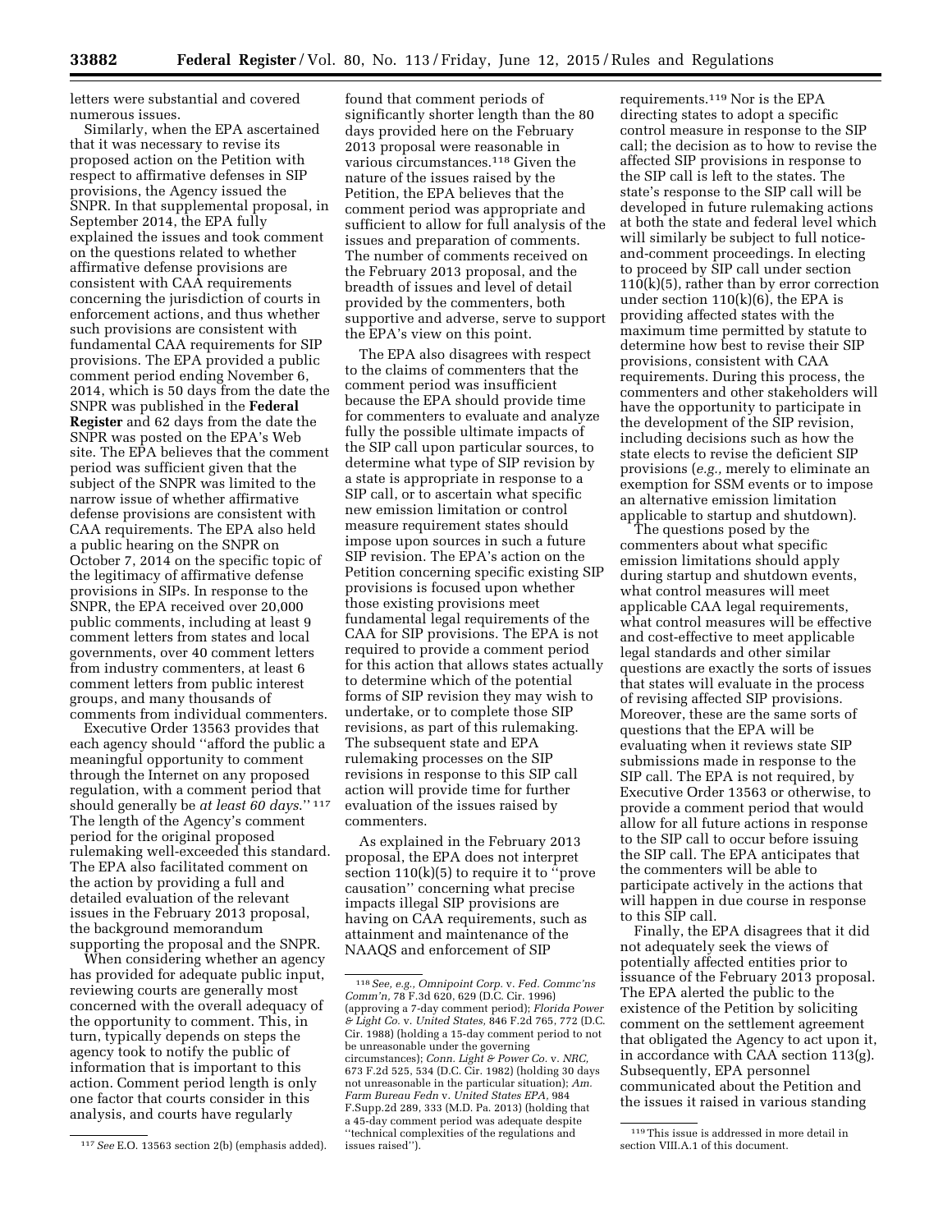letters were substantial and covered numerous issues.

Similarly, when the EPA ascertained that it was necessary to revise its proposed action on the Petition with respect to affirmative defenses in SIP provisions, the Agency issued the SNPR. In that supplemental proposal, in September 2014, the EPA fully explained the issues and took comment on the questions related to whether affirmative defense provisions are consistent with CAA requirements concerning the jurisdiction of courts in enforcement actions, and thus whether such provisions are consistent with fundamental CAA requirements for SIP provisions. The EPA provided a public comment period ending November 6, 2014, which is 50 days from the date the SNPR was published in the **Federal Register** and 62 days from the date the SNPR was posted on the EPA's Web site. The EPA believes that the comment period was sufficient given that the subject of the SNPR was limited to the narrow issue of whether affirmative defense provisions are consistent with CAA requirements. The EPA also held a public hearing on the SNPR on October 7, 2014 on the specific topic of the legitimacy of affirmative defense provisions in SIPs. In response to the SNPR, the EPA received over 20,000 public comments, including at least 9 comment letters from states and local governments, over 40 comment letters from industry commenters, at least 6 comment letters from public interest groups, and many thousands of comments from individual commenters.

Executive Order 13563 provides that each agency should ''afford the public a meaningful opportunity to comment through the Internet on any proposed regulation, with a comment period that should generally be *at least 60 days*.'' [117] The length of the Agency's comment period for the original proposed rulemaking well-exceeded this standard. The EPA also facilitated comment on the action by providing a full and detailed evaluation of the relevant issues in the February 2013 proposal, the background memorandum supporting the proposal and the SNPR.

When considering whether an agency has provided for adequate public input, reviewing courts are generally most concerned with the overall adequacy of the opportunity to comment. This, in turn, typically depends on steps the agency took to notify the public of information that is important to this action. Comment period length is only one factor that courts consider in this analysis, and courts have regularly found that comment periods of significantly shorter length than the 80 days provided here on the February 2013 proposal were reasonable in various circumstances.[118] Given the nature of the issues raised by the Petition, the EPA believes that the comment period was appropriate and sufficient to allow for full analysis of the issues and preparation of comments. The number of comments received on the February 2013 proposal, and the breadth of issues and level of detail provided by the commenters, both supportive and adverse, serve to support the EPA's view on this point.

The EPA also disagrees with respect to the claims of commenters that the comment period was insufficient because the EPA should provide time for commenters to evaluate and analyze fully the possible ultimate impacts of the SIP call upon particular sources, to determine what type of SIP revision by a state is appropriate in response to a SIP call, or to ascertain what specific new emission limitation or control measure requirement states should impose upon sources in such a future SIP revision. The EPA's action on the Petition concerning specific existing SIP provisions is focused upon whether those existing provisions meet fundamental legal requirements of the CAA for SIP provisions. The EPA is not required to provide a comment period for this action that allows states actually to determine which of the potential forms of SIP revision they may wish to undertake, or to complete those SIP revisions, as part of this rulemaking. The subsequent state and EPA rulemaking processes on the SIP revisions in response to this SIP call action will provide time for further evaluation of the issues raised by commenters.

As explained in the February 2013 proposal, the EPA does not interpret section 110(k)(5) to require it to ''prove causation'' concerning what precise impacts illegal SIP provisions are having on CAA requirements, such as attainment and maintenance of the NAAQS and enforcement of SIP requirements.[119] Nor is the EPA directing states to adopt a specific control measure in response to the SIP call; the decision as to how to revise the affected SIP provisions in response to the SIP call is left to the states. The state's response to the SIP call will be developed in future rulemaking actions at both the state and federal level which will similarly be subject to full notice-and-comment proceedings. In electing to proceed by SIP call under section 110(k)(5), rather than by error correction under section 110(k)(6), the EPA is providing affected states with the maximum time permitted by statute to determine how best to revise their SIP provisions, consistent with CAA requirements. During this process, the commenters and other stakeholders will have the opportunity to participate in the development of the SIP revision, including decisions such as how the state elects to revise the deficient SIP provisions (*e.g.,* merely to eliminate an exemption for SSM events or to impose an alternative emission limitation applicable to startup and shutdown).

The questions posed by the commenters about what specific emission limitations should apply during startup and shutdown events, what control measures will meet applicable CAA legal requirements, what control measures will be effective and cost-effective to meet applicable legal standards and other similar questions are exactly the sorts of issues that states will evaluate in the process of revising affected SIP provisions. Moreover, these are the same sorts of questions that the EPA will be evaluating when it reviews state SIP submissions made in response to the SIP call. The EPA is not required, by Executive Order 13563 or otherwise, to provide a comment period that would allow for all future actions in response to the SIP call to occur before issuing the SIP call. The EPA anticipates that the commenters will be able to participate actively in the actions that will happen in due course in response to this SIP call.

Finally, the EPA disagrees that it did not adequately seek the views of potentially affected entities prior to issuance of the February 2013 proposal. The EPA alerted the public to the existence of the Petition by soliciting comment on the settlement agreement that obligated the Agency to act upon it, in accordance with CAA section 113(g). Subsequently, EPA personnel communicated about the Petition and the issues it raised in various standing

---

[117] *See* E.O. 13563 section 2(b) (emphasis added).

[118] *See, e.g., Omnipoint Corp.* v. *Fed. Commc'ns Comm'n,* 78 F.3d 620, 629 (D.C. Cir. 1996) (approving a 7-day comment period); *Florida Power & Light Co.* v. *United States,* 846 F.2d 765, 772 (D.C. Cir. 1988) (holding a 15-day comment period to not be unreasonable under the governing circumstances); *Conn. Light & Power Co.* v. *NRC,* 673 F.2d 525, 534 (D.C. Cir. 1982) (holding 30 days not unreasonable in the particular situation); *Am. Farm Bureau Fedn* v. *United States EPA,* 984 F.Supp.2d 289, 333 (M.D. Pa. 2013) (holding that a 45-day comment period was adequate despite ''technical complexities of the regulations and issues raised'').

[119] This issue is addressed in more detail in section VIII.A.1 of this document.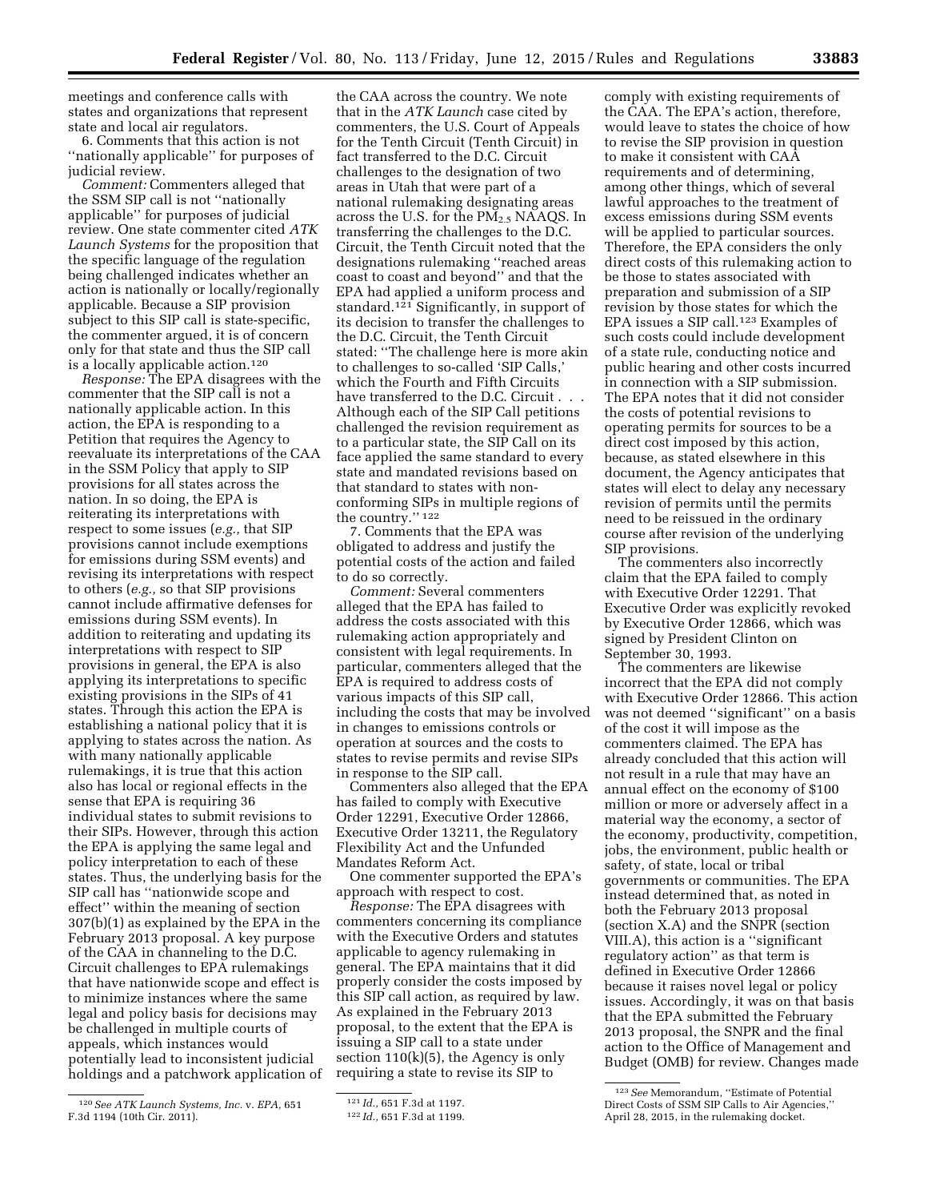meetings and conference calls with states and organizations that represent state and local air regulators.

6. Comments that this action is not ''nationally applicable'' for purposes of judicial review.

*Comment:* Commenters alleged that the SSM SIP call is not ''nationally applicable'' for purposes of judicial review. One state commenter cited *ATK Launch Systems* for the proposition that the specific language of the regulation being challenged indicates whether an action is nationally or locally/regionally applicable. Because a SIP provision subject to this SIP call is state-specific, the commenter argued, it is of concern only for that state and thus the SIP call is a locally applicable action.[120]

*Response:* The EPA disagrees with the commenter that the SIP call is not a nationally applicable action. In this action, the EPA is responding to a Petition that requires the Agency to reevaluate its interpretations of the CAA in the SSM Policy that apply to SIP provisions for all states across the nation. In so doing, the EPA is reiterating its interpretations with respect to some issues (*e.g.,* that SIP provisions cannot include exemptions for emissions during SSM events) and revising its interpretations with respect to others (*e.g.,* so that SIP provisions cannot include affirmative defenses for emissions during SSM events). In addition to reiterating and updating its interpretations with respect to SIP provisions in general, the EPA is also applying its interpretations to specific existing provisions in the SIPs of 41 states. Through this action the EPA is establishing a national policy that it is applying to states across the nation. As with many nationally applicable rulemakings, it is true that this action also has local or regional effects in the sense that EPA is requiring 36 individual states to submit revisions to their SIPs. However, through this action the EPA is applying the same legal and policy interpretation to each of these states. Thus, the underlying basis for the SIP call has ''nationwide scope and effect'' within the meaning of section 307(b)(1) as explained by the EPA in the February 2013 proposal. A key purpose of the CAA in channeling to the D.C. Circuit challenges to EPA rulemakings that have nationwide scope and effect is to minimize instances where the same legal and policy basis for decisions may be challenged in multiple courts of appeals, which instances would potentially lead to inconsistent judicial holdings and a patchwork application of the CAA across the country. We note that in the *ATK Launch* case cited by commenters, the U.S. Court of Appeals for the Tenth Circuit (Tenth Circuit) in fact transferred to the D.C. Circuit challenges to the designation of two areas in Utah that were part of a national rulemaking designating areas across the U.S. for the $PM_{2.5}$ NAAQS. In transferring the challenges to the D.C. Circuit, the Tenth Circuit noted that the designations rulemaking ''reached areas coast to coast and beyond'' and that the EPA had applied a uniform process and standard.[121] Significantly, in support of its decision to transfer the challenges to the D.C. Circuit, the Tenth Circuit stated: ''The challenge here is more akin to challenges to so-called 'SIP Calls,' which the Fourth and Fifth Circuits have transferred to the D.C. Circuit . . . Although each of the SIP Call petitions challenged the revision requirement as to a particular state, the SIP Call on its face applied the same standard to every state and mandated revisions based on that standard to states with non-conforming SIPs in multiple regions of the country.'' [122]

7. Comments that the EPA was obligated to address and justify the potential costs of the action and failed to do so correctly.

*Comment:* Several commenters alleged that the EPA has failed to address the costs associated with this rulemaking action appropriately and consistent with legal requirements. In particular, commenters alleged that the EPA is required to address costs of various impacts of this SIP call, including the costs that may be involved in changes to emissions controls or operation at sources and the costs to states to revise permits and revise SIPs in response to the SIP call.

Commenters also alleged that the EPA has failed to comply with Executive Order 12291, Executive Order 12866, Executive Order 13211, the Regulatory Flexibility Act and the Unfunded Mandates Reform Act.

One commenter supported the EPA's approach with respect to cost.

*Response:* The EPA disagrees with commenters concerning its compliance with the Executive Orders and statutes applicable to agency rulemaking in general. The EPA maintains that it did properly consider the costs imposed by this SIP call action, as required by law. As explained in the February 2013 proposal, to the extent that the EPA is issuing a SIP call to a state under section 110(k)(5), the Agency is only requiring a state to revise its SIP to comply with existing requirements of the CAA. The EPA's action, therefore, would leave to states the choice of how to revise the SIP provision in question to make it consistent with CAA requirements and of determining, among other things, which of several lawful approaches to the treatment of excess emissions during SSM events will be applied to particular sources. Therefore, the EPA considers the only direct costs of this rulemaking action to be those to states associated with preparation and submission of a SIP revision by those states for which the EPA issues a SIP call.[123] Examples of such costs could include development of a state rule, conducting notice and public hearing and other costs incurred in connection with a SIP submission. The EPA notes that it did not consider the costs of potential revisions to operating permits for sources to be a direct cost imposed by this action, because, as stated elsewhere in this document, the Agency anticipates that states will elect to delay any necessary revision of permits until the permits need to be reissued in the ordinary course after revision of the underlying SIP provisions.

The commenters also incorrectly claim that the EPA failed to comply with Executive Order 12291. That Executive Order was explicitly revoked by Executive Order 12866, which was signed by President Clinton on September 30, 1993.

The commenters are likewise incorrect that the EPA did not comply with Executive Order 12866. This action was not deemed ''significant'' on a basis of the cost it will impose as the commenters claimed. The EPA has already concluded that this action will not result in a rule that may have an annual effect on the economy of $100 million or more or adversely affect in a material way the economy, a sector of the economy, productivity, competition, jobs, the environment, public health or safety, of state, local or tribal governments or communities. The EPA instead determined that, as noted in both the February 2013 proposal (section X.A) and the SNPR (section VIII.A), this action is a ''significant regulatory action'' as that term is defined in Executive Order 12866 because it raises novel legal or policy issues. Accordingly, it was on that basis that the EPA submitted the February 2013 proposal, the SNPR and the final action to the Office of Management and Budget (OMB) for review. Changes made

---

[120] *See ATK Launch Systems, Inc.* v. *EPA,* 651 F.3d 1194 (10th Cir. 2011).

[121] *Id.,* 651 F.3d at 1197.

[122] *Id.,* 651 F.3d at 1199.

[123] *See* Memorandum, ''Estimate of Potential Direct Costs of SSM SIP Calls to Air Agencies,'' April 28, 2015, in the rulemaking docket.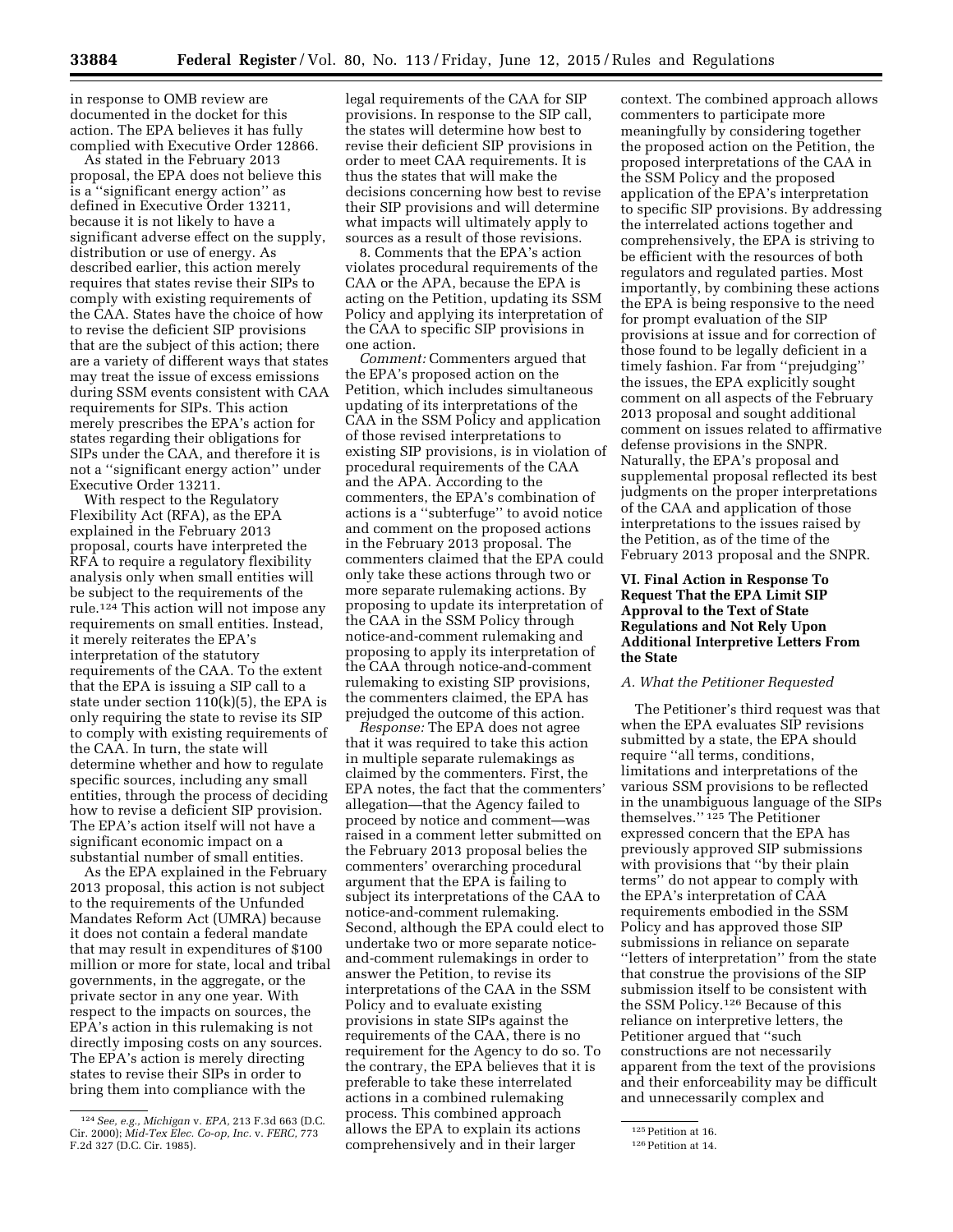in response to OMB review are documented in the docket for this action. The EPA believes it has fully complied with Executive Order 12866.

As stated in the February 2013 proposal, the EPA does not believe this is a ''significant energy action'' as defined in Executive Order 13211, because it is not likely to have a significant adverse effect on the supply, distribution or use of energy. As described earlier, this action merely requires that states revise their SIPs to comply with existing requirements of the CAA. States have the choice of how to revise the deficient SIP provisions that are the subject of this action; there are a variety of different ways that states may treat the issue of excess emissions during SSM events consistent with CAA requirements for SIPs. This action merely prescribes the EPA's action for states regarding their obligations for SIPs under the CAA, and therefore it is not a ''significant energy action'' under Executive Order 13211.

With respect to the Regulatory Flexibility Act (RFA), as the EPA explained in the February 2013 proposal, courts have interpreted the RFA to require a regulatory flexibility analysis only when small entities will be subject to the requirements of the rule.[124] This action will not impose any requirements on small entities. Instead, it merely reiterates the EPA's interpretation of the statutory requirements of the CAA. To the extent that the EPA is issuing a SIP call to a state under section 110(k)(5), the EPA is only requiring the state to revise its SIP to comply with existing requirements of the CAA. In turn, the state will determine whether and how to regulate specific sources, including any small entities, through the process of deciding how to revise a deficient SIP provision. The EPA's action itself will not have a significant economic impact on a substantial number of small entities.

As the EPA explained in the February 2013 proposal, this action is not subject to the requirements of the Unfunded Mandates Reform Act (UMRA) because it does not contain a federal mandate that may result in expenditures of $100 million or more for state, local and tribal governments, in the aggregate, or the private sector in any one year. With respect to the impacts on sources, the EPA's action in this rulemaking is not directly imposing costs on any sources. The EPA's action is merely directing states to revise their SIPs in order to bring them into compliance with the legal requirements of the CAA for SIP provisions. In response to the SIP call, the states will determine how best to revise their deficient SIP provisions in order to meet CAA requirements. It is thus the states that will make the decisions concerning how best to revise their SIP provisions and will determine what impacts will ultimately apply to sources as a result of those revisions.

8. Comments that the EPA's action violates procedural requirements of the CAA or the APA, because the EPA is acting on the Petition, updating its SSM Policy and applying its interpretation of the CAA to specific SIP provisions in one action.

*Comment:* Commenters argued that the EPA's proposed action on the Petition, which includes simultaneous updating of its interpretations of the CAA in the SSM Policy and application of those revised interpretations to existing SIP provisions, is in violation of procedural requirements of the CAA and the APA. According to the commenters, the EPA's combination of actions is a ''subterfuge'' to avoid notice and comment on the proposed actions in the February 2013 proposal. The commenters claimed that the EPA could only take these actions through two or more separate rulemaking actions. By proposing to update its interpretation of the CAA in the SSM Policy through notice-and-comment rulemaking and proposing to apply its interpretation of the CAA through notice-and-comment rulemaking to existing SIP provisions, the commenters claimed, the EPA has prejudged the outcome of this action.

*Response:* The EPA does not agree that it was required to take this action in multiple separate rulemakings as claimed by the commenters. First, the EPA notes, the fact that the commenters' allegation—that the Agency failed to proceed by notice and comment—was raised in a comment letter submitted on the February 2013 proposal belies the commenters' overarching procedural argument that the EPA is failing to subject its interpretations of the CAA to notice-and-comment rulemaking. Second, although the EPA could elect to undertake two or more separate notice-and-comment rulemakings in order to answer the Petition, to revise its interpretations of the CAA in the SSM Policy and to evaluate existing provisions in state SIPs against the requirements of the CAA, there is no requirement for the Agency to do so. To the contrary, the EPA believes that it is preferable to take these interrelated actions in a combined rulemaking process. This combined approach allows the EPA to explain its actions comprehensively and in their larger context. The combined approach allows commenters to participate more meaningfully by considering together the proposed action on the Petition, the proposed interpretations of the CAA in the SSM Policy and the proposed application of the EPA's interpretation to specific SIP provisions. By addressing the interrelated actions together and comprehensively, the EPA is striving to be efficient with the resources of both regulators and regulated parties. Most importantly, by combining these actions the EPA is being responsive to the need for prompt evaluation of the SIP provisions at issue and for correction of those found to be legally deficient in a timely fashion. Far from ''prejudging'' the issues, the EPA explicitly sought comment on all aspects of the February 2013 proposal and sought additional comment on issues related to affirmative defense provisions in the SNPR. Naturally, the EPA's proposal and supplemental proposal reflected its best judgments on the proper interpretations of the CAA and application of those interpretations to the issues raised by the Petition, as of the time of the February 2013 proposal and the SNPR.

## VI. Final Action in Response To Request That the EPA Limit SIP Approval to the Text of State Regulations and Not Rely Upon Additional Interpretive Letters From the State

### A. What the Petitioner Requested

The Petitioner's third request was that when the EPA evaluates SIP revisions submitted by a state, the EPA should require ''all terms, conditions, limitations and interpretations of the various SSM provisions to be reflected in the unambiguous language of the SIPs themselves.''[125] The Petitioner expressed concern that the EPA has previously approved SIP submissions with provisions that ''by their plain terms'' do not appear to comply with the EPA's interpretation of CAA requirements embodied in the SSM Policy and has approved those SIP submissions in reliance on separate ''letters of interpretation'' from the state that construe the provisions of the SIP submission itself to be consistent with the SSM Policy.[126] Because of this reliance on interpretive letters, the Petitioner argued that ''such constructions are not necessarily apparent from the text of the provisions and their enforceability may be difficult and unnecessarily complex and

---

[124] *See, e.g., Michigan* v. *EPA,* 213 F.3d 663 (D.C. Cir. 2000); *Mid-Tex Elec. Co-op, Inc.* v. *FERC,* 773 F.2d 327 (D.C. Cir. 1985).

[125] Petition at 16.

[126] Petition at 14.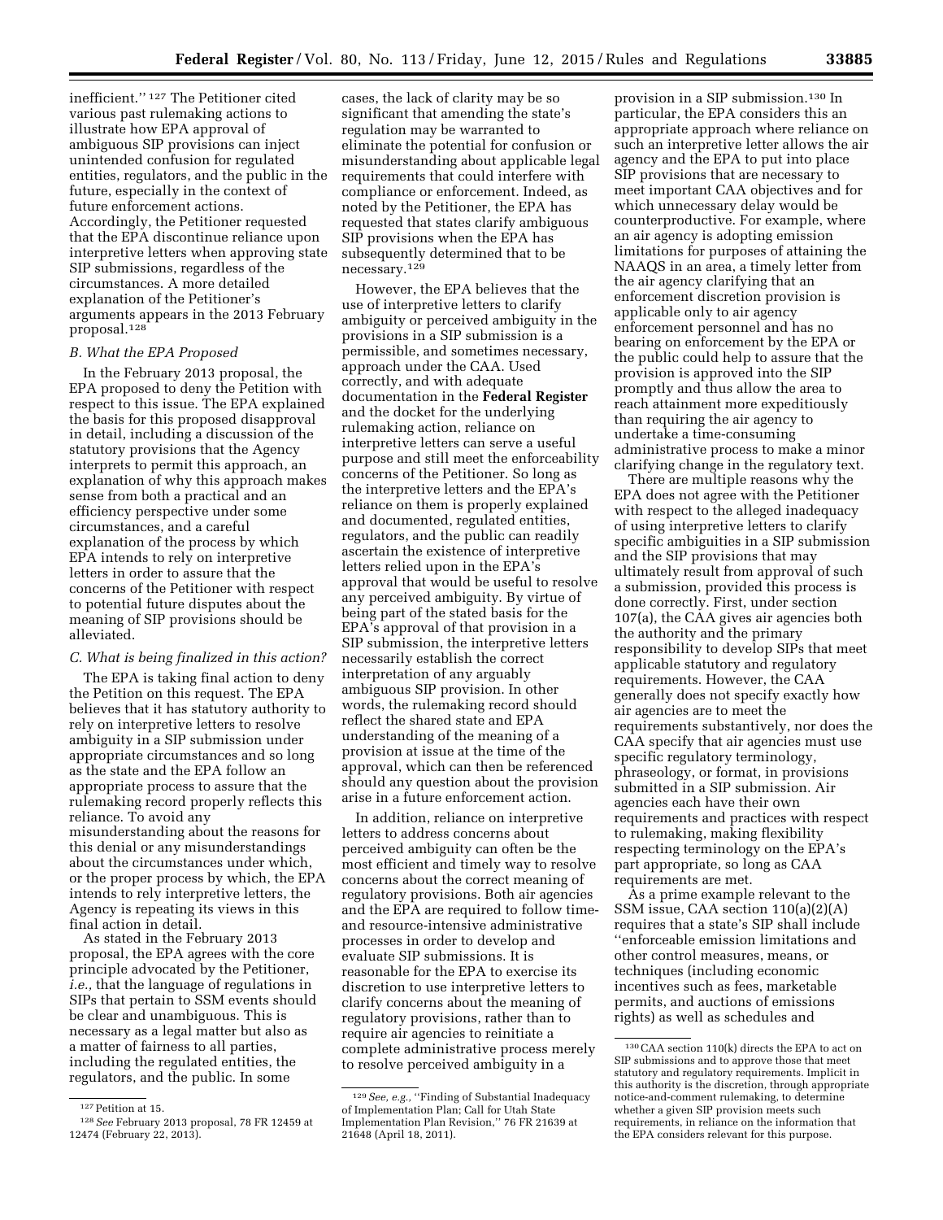inefficient.''[127] The Petitioner cited various past rulemaking actions to illustrate how EPA approval of ambiguous SIP provisions can inject unintended confusion for regulated entities, regulators, and the public in the future, especially in the context of future enforcement actions. Accordingly, the Petitioner requested that the EPA discontinue reliance upon interpretive letters when approving state SIP submissions, regardless of the circumstances. A more detailed explanation of the Petitioner's arguments appears in the 2013 February proposal.[128]

### B. What the EPA Proposed

In the February 2013 proposal, the EPA proposed to deny the Petition with respect to this issue. The EPA explained the basis for this proposed disapproval in detail, including a discussion of the statutory provisions that the Agency interprets to permit this approach, an explanation of why this approach makes sense from both a practical and an efficiency perspective under some circumstances, and a careful explanation of the process by which EPA intends to rely on interpretive letters in order to assure that the concerns of the Petitioner with respect to potential future disputes about the meaning of SIP provisions should be alleviated.

### C. What is being finalized in this action?

The EPA is taking final action to deny the Petition on this request. The EPA believes that it has statutory authority to rely on interpretive letters to resolve ambiguity in a SIP submission under appropriate circumstances and so long as the state and the EPA follow an appropriate process to assure that the rulemaking record properly reflects this reliance. To avoid any misunderstanding about the reasons for this denial or any misunderstandings about the circumstances under which, or the proper process by which, the EPA intends to rely interpretive letters, the Agency is repeating its views in this final action in detail.

As stated in the February 2013 proposal, the EPA agrees with the core principle advocated by the Petitioner, *i.e.*, that the language of regulations in SIPs that pertain to SSM events should be clear and unambiguous. This is necessary as a legal matter but also as a matter of fairness to all parties, including the regulated entities, the regulators, and the public. In some cases, the lack of clarity may be so significant that amending the state's regulation may be warranted to eliminate the potential for confusion or misunderstanding about applicable legal requirements that could interfere with compliance or enforcement. Indeed, as noted by the Petitioner, the EPA has requested that states clarify ambiguous SIP provisions when the EPA has subsequently determined that to be necessary.[129]

However, the EPA believes that the use of interpretive letters to clarify ambiguity or perceived ambiguity in the provisions in a SIP submission is a permissible, and sometimes necessary, approach under the CAA. Used correctly, and with adequate documentation in the **Federal Register** and the docket for the underlying rulemaking action, reliance on interpretive letters can serve a useful purpose and still meet the enforceability concerns of the Petitioner. So long as the interpretive letters and the EPA's reliance on them is properly explained and documented, regulated entities, regulators, and the public can readily ascertain the existence of interpretive letters relied upon in the EPA's approval that would be useful to resolve any perceived ambiguity. By virtue of being part of the stated basis for the EPA's approval of that provision in a SIP submission, the interpretive letters necessarily establish the correct interpretation of any arguably ambiguous SIP provision. In other words, the rulemaking record should reflect the shared state and EPA understanding of the meaning of a provision at issue at the time of the approval, which can then be referenced should any question about the provision arise in a future enforcement action.

In addition, reliance on interpretive letters to address concerns about perceived ambiguity can often be the most efficient and timely way to resolve concerns about the correct meaning of regulatory provisions. Both air agencies and the EPA are required to follow time- and resource-intensive administrative processes in order to develop and evaluate SIP submissions. It is reasonable for the EPA to exercise its discretion to use interpretive letters to clarify concerns about the meaning of regulatory provisions, rather than to require air agencies to reinitiate a complete administrative process merely to resolve perceived ambiguity in a provision in a SIP submission.[130] In particular, the EPA considers this an appropriate approach where reliance on such an interpretive letter allows the air agency and the EPA to put into place SIP provisions that are necessary to meet important CAA objectives and for which unnecessary delay would be counterproductive. For example, where an air agency is adopting emission limitations for purposes of attaining the NAAQS in an area, a timely letter from the air agency clarifying that an enforcement discretion provision is applicable only to air agency enforcement personnel and has no bearing on enforcement by the EPA or the public could help to assure that the provision is approved into the SIP promptly and thus allow the area to reach attainment more expeditiously than requiring the air agency to undertake a time-consuming administrative process to make a minor clarifying change in the regulatory text.

There are multiple reasons why the EPA does not agree with the Petitioner with respect to the alleged inadequacy of using interpretive letters to clarify specific ambiguities in a SIP submission and the SIP provisions that may ultimately result from approval of such a submission, provided this process is done correctly. First, under section 107(a), the CAA gives air agencies both the authority and the primary responsibility to develop SIPs that meet applicable statutory and regulatory requirements. However, the CAA generally does not specify exactly how air agencies are to meet the requirements substantively, nor does the CAA specify that air agencies must use specific regulatory terminology, phraseology, or format, in provisions submitted in a SIP submission. Air agencies each have their own requirements and practices with respect to rulemaking, making flexibility respecting terminology on the EPA's part appropriate, so long as CAA requirements are met.

As a prime example relevant to the SSM issue, CAA section 110(a)(2)(A) requires that a state's SIP shall include ''enforceable emission limitations and other control measures, means, or techniques (including economic incentives such as fees, marketable permits, and auctions of emissions rights) as well as schedules and

---

[127] Petition at 15.

[128] *See* February 2013 proposal, 78 FR 12459 at 12474 (February 22, 2013).

[129] *See, e.g.,* ''Finding of Substantial Inadequacy of Implementation Plan; Call for Utah State Implementation Plan Revision,'' 76 FR 21639 at 21648 (April 18, 2011).

[130] CAA section 110(k) directs the EPA to act on SIP submissions and to approve those that meet statutory and regulatory requirements. Implicit in this authority is the discretion, through appropriate notice-and-comment rulemaking, to determine whether a given SIP provision meets such requirements, in reliance on the information that the EPA considers relevant for this purpose.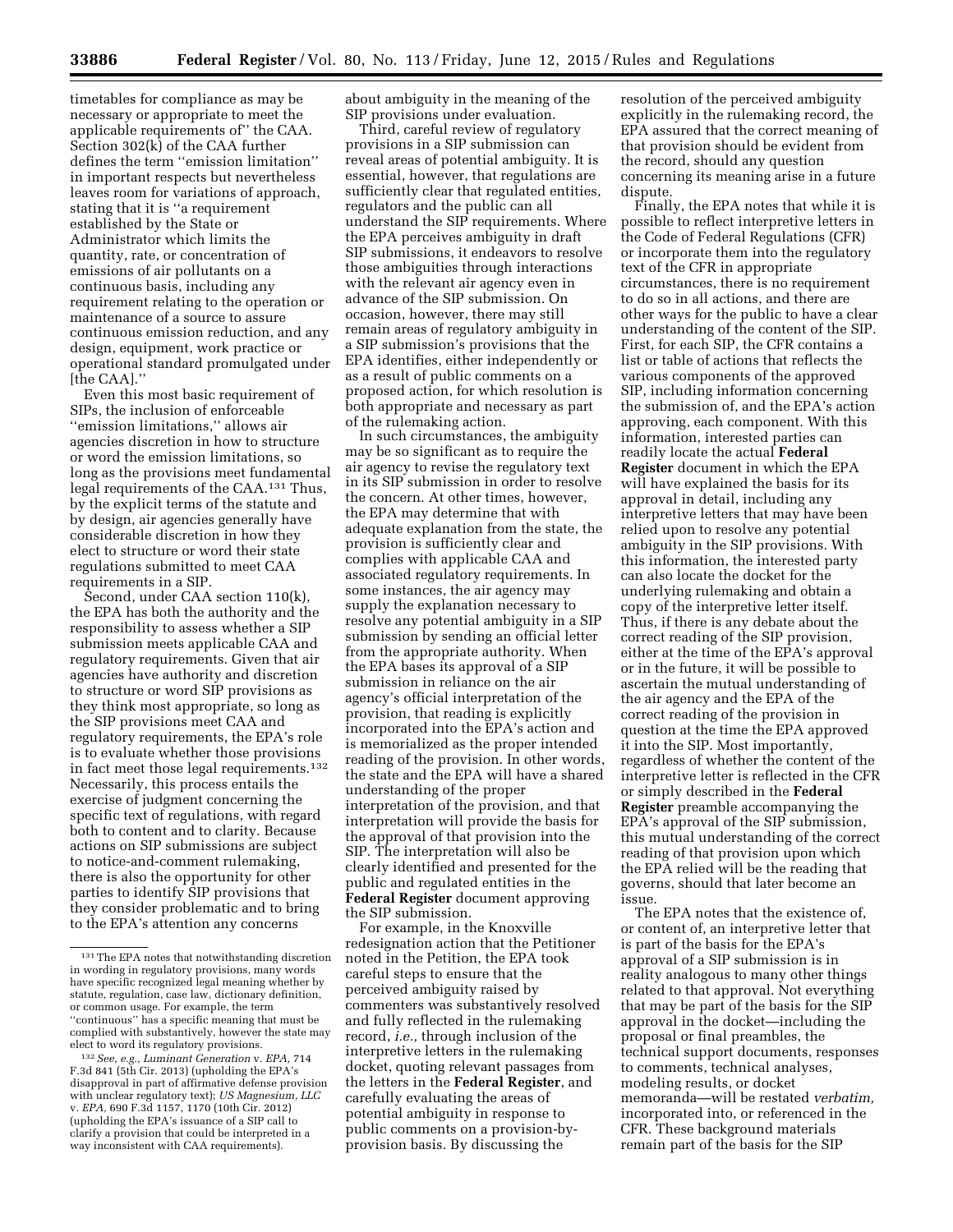timetables for compliance as may be necessary or appropriate to meet the applicable requirements of'' the CAA. Section 302(k) of the CAA further defines the term ''emission limitation'' in important respects but nevertheless leaves room for variations of approach, stating that it is ''a requirement established by the State or Administrator which limits the quantity, rate, or concentration of emissions of air pollutants on a continuous basis, including any requirement relating to the operation or maintenance of a source to assure continuous emission reduction, and any design, equipment, work practice or operational standard promulgated under [the CAA].''

Even this most basic requirement of SIPs, the inclusion of enforceable ''emission limitations,'' allows air agencies discretion in how to structure or word the emission limitations, so long as the provisions meet fundamental legal requirements of the CAA.[131] Thus, by the explicit terms of the statute and by design, air agencies generally have considerable discretion in how they elect to structure or word their state regulations submitted to meet CAA requirements in a SIP.

Second, under CAA section 110(k), the EPA has both the authority and the responsibility to assess whether a SIP submission meets applicable CAA and regulatory requirements. Given that air agencies have authority and discretion to structure or word SIP provisions as they think most appropriate, so long as the SIP provisions meet CAA and regulatory requirements, the EPA's role is to evaluate whether those provisions in fact meet those legal requirements.[132] Necessarily, this process entails the exercise of judgment concerning the specific text of regulations, with regard both to content and to clarity. Because actions on SIP submissions are subject to notice-and-comment rulemaking, there is also the opportunity for other parties to identify SIP provisions that they consider problematic and to bring to the EPA's attention any concerns about ambiguity in the meaning of the SIP provisions under evaluation.

Third, careful review of regulatory provisions in a SIP submission can reveal areas of potential ambiguity. It is essential, however, that regulations are sufficiently clear that regulated entities, regulators and the public can all understand the SIP requirements. Where the EPA perceives ambiguity in draft SIP submissions, it endeavors to resolve those ambiguities through interactions with the relevant air agency even in advance of the SIP submission. On occasion, however, there may still remain areas of regulatory ambiguity in a SIP submission's provisions that the EPA identifies, either independently or as a result of public comments on a proposed action, for which resolution is both appropriate and necessary as part of the rulemaking action.

In such circumstances, the ambiguity may be so significant as to require the air agency to revise the regulatory text in its SIP submission in order to resolve the concern. At other times, however, the EPA may determine that with adequate explanation from the state, the provision is sufficiently clear and complies with applicable CAA and associated regulatory requirements. In some instances, the air agency may supply the explanation necessary to resolve any potential ambiguity in a SIP submission by sending an official letter from the appropriate authority. When the EPA bases its approval of a SIP submission in reliance on the air agency's official interpretation of the provision, that reading is explicitly incorporated into the EPA's action and is memorialized as the proper intended reading of the provision. In other words, the state and the EPA will have a shared understanding of the proper interpretation of the provision, and that interpretation will provide the basis for the approval of that provision into the SIP. The interpretation will also be clearly identified and presented for the public and regulated entities in the **Federal Register** document approving the SIP submission.

For example, in the Knoxville redesignation action that the Petitioner noted in the Petition, the EPA took careful steps to ensure that the perceived ambiguity raised by commenters was substantively resolved and fully reflected in the rulemaking record, *i.e.,* through inclusion of the interpretive letters in the rulemaking docket, quoting relevant passages from the letters in the **Federal Register**, and carefully evaluating the areas of potential ambiguity in response to public comments on a provision-by-provision basis. By discussing the resolution of the perceived ambiguity explicitly in the rulemaking record, the EPA assured that the correct meaning of that provision should be evident from the record, should any question concerning its meaning arise in a future dispute.

Finally, the EPA notes that while it is possible to reflect interpretive letters in the Code of Federal Regulations (CFR) or incorporate them into the regulatory text of the CFR in appropriate circumstances, there is no requirement to do so in all actions, and there are other ways for the public to have a clear understanding of the content of the SIP. First, for each SIP, the CFR contains a list or table of actions that reflects the various components of the approved SIP, including information concerning the submission of, and the EPA's action approving, each component. With this information, interested parties can readily locate the actual **Federal Register** document in which the EPA will have explained the basis for its approval in detail, including any interpretive letters that may have been relied upon to resolve any potential ambiguity in the SIP provisions. With this information, the interested party can also locate the docket for the underlying rulemaking and obtain a copy of the interpretive letter itself. Thus, if there is any debate about the correct reading of the SIP provision, either at the time of the EPA's approval or in the future, it will be possible to ascertain the mutual understanding of the air agency and the EPA of the correct reading of the provision in question at the time the EPA approved it into the SIP. Most importantly, regardless of whether the content of the interpretive letter is reflected in the CFR or simply described in the **Federal Register** preamble accompanying the EPA's approval of the SIP submission, this mutual understanding of the correct reading of that provision upon which the EPA relied will be the reading that governs, should that later become an issue.

The EPA notes that the existence of, or content of, an interpretive letter that is part of the basis for the EPA's approval of a SIP submission is in reality analogous to many other things related to that approval. Not everything that may be part of the basis for the SIP approval in the docket—including the proposal or final preambles, the technical support documents, responses to comments, technical analyses, modeling results, or docket memoranda—will be restated *verbatim,* incorporated into, or referenced in the CFR. These background materials remain part of the basis for the SIP

---

[131] The EPA notes that notwithstanding discretion in wording in regulatory provisions, many words have specific recognized legal meaning whether by statute, regulation, case law, dictionary definition, or common usage. For example, the term ''continuous'' has a specific meaning that must be complied with substantively, however the state may elect to word its regulatory provisions.

[132] *See, e.g., Luminant Generation* v. *EPA,* 714 F.3d 841 (5th Cir. 2013) (upholding the EPA's disapproval in part of affirmative defense provision with unclear regulatory text); *US Magnesium, LLC* v. *EPA,* 690 F.3d 1157, 1170 (10th Cir. 2012) (upholding the EPA's issuance of a SIP call to clarify a provision that could be interpreted in a way inconsistent with CAA requirements).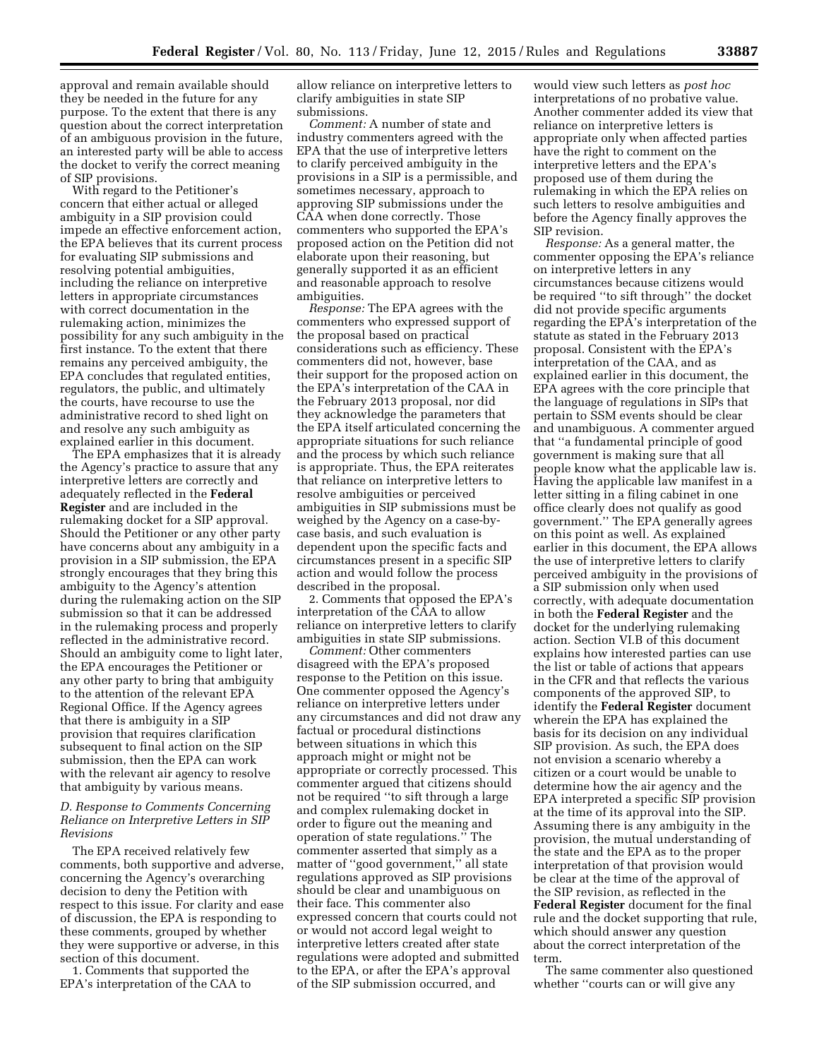approval and remain available should they be needed in the future for any purpose. To the extent that there is any question about the correct interpretation of an ambiguous provision in the future, an interested party will be able to access the docket to verify the correct meaning of SIP provisions.

With regard to the Petitioner's concern that either actual or alleged ambiguity in a SIP provision could impede an effective enforcement action, the EPA believes that its current process for evaluating SIP submissions and resolving potential ambiguities, including the reliance on interpretive letters in appropriate circumstances with correct documentation in the rulemaking action, minimizes the possibility for any such ambiguity in the first instance. To the extent that there remains any perceived ambiguity, the EPA concludes that regulated entities, regulators, the public, and ultimately the courts, have recourse to use the administrative record to shed light on and resolve any such ambiguity as explained earlier in this document.

The EPA emphasizes that it is already the Agency's practice to assure that any interpretive letters are correctly and adequately reflected in the **Federal Register** and are included in the rulemaking docket for a SIP approval. Should the Petitioner or any other party have concerns about any ambiguity in a provision in a SIP submission, the EPA strongly encourages that they bring this ambiguity to the Agency's attention during the rulemaking action on the SIP submission so that it can be addressed in the rulemaking process and properly reflected in the administrative record. Should an ambiguity come to light later, the EPA encourages the Petitioner or any other party to bring that ambiguity to the attention of the relevant EPA Regional Office. If the Agency agrees that there is ambiguity in a SIP provision that requires clarification subsequent to final action on the SIP submission, then the EPA can work with the relevant air agency to resolve that ambiguity by various means.

### D. Response to Comments Concerning Reliance on Interpretive Letters in SIP Revisions

The EPA received relatively few comments, both supportive and adverse, concerning the Agency's overarching decision to deny the Petition with respect to this issue. For clarity and ease of discussion, the EPA is responding to these comments, grouped by whether they were supportive or adverse, in this section of this document.

1. Comments that supported the EPA's interpretation of the CAA to allow reliance on interpretive letters to clarify ambiguities in state SIP submissions.

*Comment:* A number of state and industry commenters agreed with the EPA that the use of interpretive letters to clarify perceived ambiguity in the provisions in a SIP is a permissible, and sometimes necessary, approach to approving SIP submissions under the CAA when done correctly. Those commenters who supported the EPA's proposed action on the Petition did not elaborate upon their reasoning, but generally supported it as an efficient and reasonable approach to resolve ambiguities.

*Response:* The EPA agrees with the commenters who expressed support of the proposal based on practical considerations such as efficiency. These commenters did not, however, base their support for the proposed action on the EPA's interpretation of the CAA in the February 2013 proposal, nor did they acknowledge the parameters that the EPA itself articulated concerning the appropriate situations for such reliance and the process by which such reliance is appropriate. Thus, the EPA reiterates that reliance on interpretive letters to resolve ambiguities or perceived ambiguities in SIP submissions must be weighed by the Agency on a case-by-case basis, and such evaluation is dependent upon the specific facts and circumstances present in a specific SIP action and would follow the process described in the proposal.

2. Comments that opposed the EPA's interpretation of the CAA to allow reliance on interpretive letters to clarify ambiguities in state SIP submissions.

*Comment:* Other commenters disagreed with the EPA's proposed response to the Petition on this issue. One commenter opposed the Agency's reliance on interpretive letters under any circumstances and did not draw any factual or procedural distinctions between situations in which this approach might or might not be appropriate or correctly processed. This commenter argued that citizens should not be required "to sift through a large and complex rulemaking docket in order to figure out the meaning and operation of state regulations." The commenter asserted that simply as a matter of "good government," all state regulations approved as SIP provisions should be clear and unambiguous on their face. This commenter also expressed concern that courts could not or would not accord legal weight to interpretive letters created after state regulations were adopted and submitted to the EPA, or after the EPA's approval of the SIP submission occurred, and would view such letters as *post hoc* interpretations of no probative value. Another commenter added its view that reliance on interpretive letters is appropriate only when affected parties have the right to comment on the interpretive letters and the EPA's proposed use of them during the rulemaking in which the EPA relies on such letters to resolve ambiguities and before the Agency finally approves the SIP revision.

*Response:* As a general matter, the commenter opposing the EPA's reliance on interpretive letters in any circumstances because citizens would be required "to sift through" the docket did not provide specific arguments regarding the EPA's interpretation of the statute as stated in the February 2013 proposal. Consistent with the EPA's interpretation of the CAA, and as explained earlier in this document, the EPA agrees with the core principle that the language of regulations in SIPs that pertain to SSM events should be clear and unambiguous. A commenter argued that "a fundamental principle of good government is making sure that all people know what the applicable law is. Having the applicable law manifest in a letter sitting in a filing cabinet in one office clearly does not qualify as good government." The EPA generally agrees on this point as well. As explained earlier in this document, the EPA allows the use of interpretive letters to clarify perceived ambiguity in the provisions of a SIP submission only when used correctly, with adequate documentation in both the **Federal Register** and the docket for the underlying rulemaking action. Section VI.B of this document explains how interested parties can use the list or table of actions that appears in the CFR and that reflects the various components of the approved SIP, to identify the **Federal Register** document wherein the EPA has explained the basis for its decision on any individual SIP provision. As such, the EPA does not envision a scenario whereby a citizen or a court would be unable to determine how the air agency and the EPA interpreted a specific SIP provision at the time of its approval into the SIP. Assuming there is any ambiguity in the provision, the mutual understanding of the state and the EPA as to the proper interpretation of that provision would be clear at the time of the approval of the SIP revision, as reflected in the **Federal Register** document for the final rule and the docket supporting that rule, which should answer any question about the correct interpretation of the term.

The same commenter also questioned whether "courts can or will give any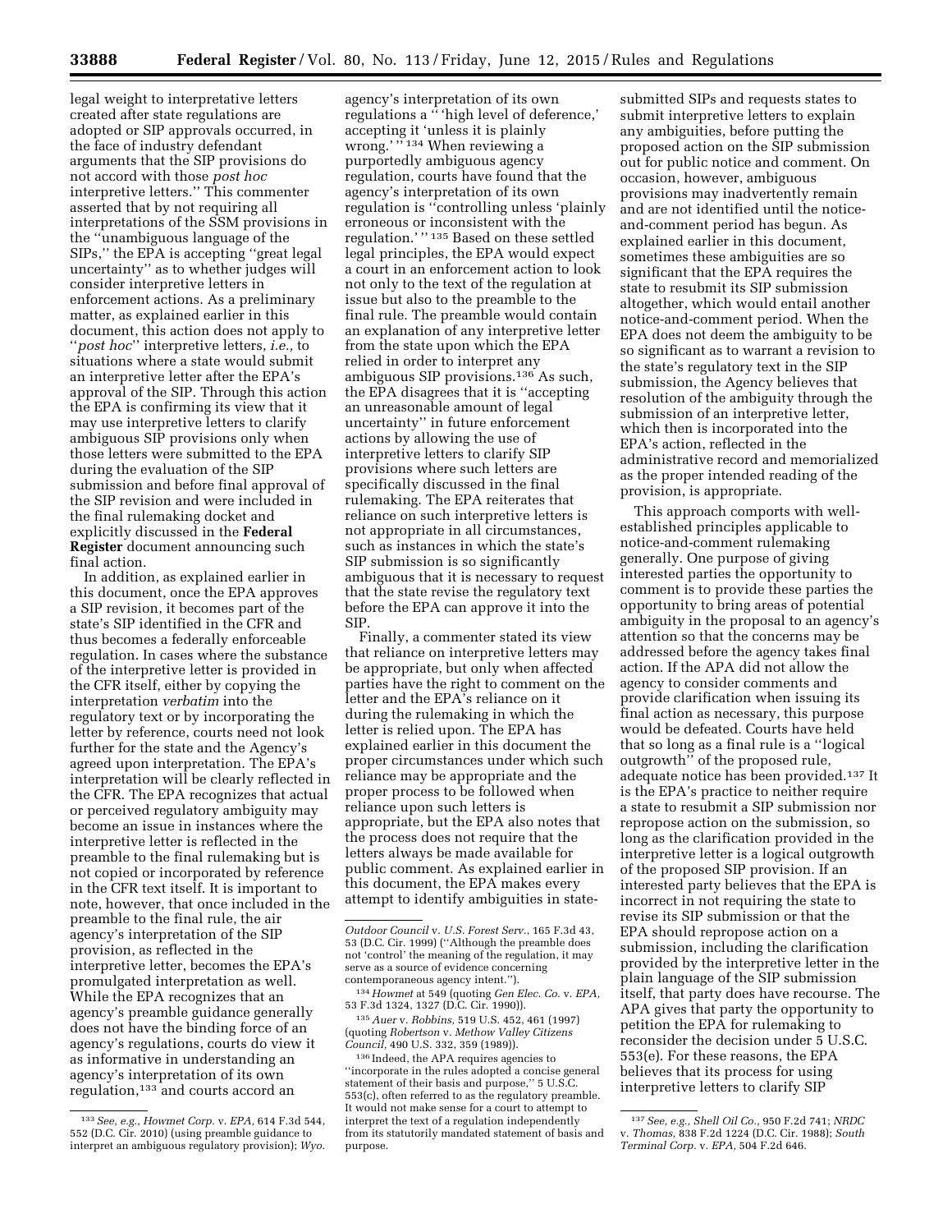legal weight to interpretative letters created after state regulations are adopted or SIP approvals occurred, in the face of industry defendant arguments that the SIP provisions do not accord with those *post hoc* interpretive letters.'' This commenter asserted that by not requiring all interpretations of the SSM provisions in the ''unambiguous language of the SIPs,'' the EPA is accepting ''great legal uncertainty'' as to whether judges will consider interpretive letters in enforcement actions. As a preliminary matter, as explained earlier in this document, this action does not apply to ''*post hoc*'' interpretive letters, *i.e.,* to situations where a state would submit an interpretive letter after the EPA's approval of the SIP. Through this action the EPA is confirming its view that it may use interpretive letters to clarify ambiguous SIP provisions only when those letters were submitted to the EPA during the evaluation of the SIP submission and before final approval of the SIP revision and were included in the final rulemaking docket and explicitly discussed in the **Federal Register** document announcing such final action.

In addition, as explained earlier in this document, once the EPA approves a SIP revision, it becomes part of the state's SIP identified in the CFR and thus becomes a federally enforceable regulation. In cases where the substance of the interpretive letter is provided in the CFR itself, either by copying the interpretation *verbatim* into the regulatory text or by incorporating the letter by reference, courts need not look further for the state and the Agency's agreed upon interpretation. The EPA's interpretation will be clearly reflected in the CFR. The EPA recognizes that actual or perceived regulatory ambiguity may become an issue in instances where the interpretive letter is reflected in the preamble to the final rulemaking but is not copied or incorporated by reference in the CFR text itself. It is important to note, however, that once included in the preamble to the final rule, the air agency's interpretation of the SIP provision, as reflected in the interpretive letter, becomes the EPA's promulgated interpretation as well. While the EPA recognizes that an agency's preamble guidance generally does not have the binding force of an agency's regulations, courts do view it as informative in understanding an agency's interpretation of its own regulation,[133] and courts accord an agency's interpretation of its own regulations a '' 'high level of deference,' accepting it 'unless it is plainly wrong.' ''[134] When reviewing a purportedly ambiguous agency regulation, courts have found that the agency's interpretation of its own regulation is ''controlling unless 'plainly erroneous or inconsistent with the regulation.' ''[135] Based on these settled legal principles, the EPA would expect a court in an enforcement action to look not only to the text of the regulation at issue but also to the preamble to the final rule. The preamble would contain an explanation of any interpretive letter from the state upon which the EPA relied in order to interpret any ambiguous SIP provisions.[136] As such, the EPA disagrees that it is ''accepting an unreasonable amount of legal uncertainty'' in future enforcement actions by allowing the use of interpretive letters to clarify SIP provisions where such letters are specifically discussed in the final rulemaking. The EPA reiterates that reliance on such interpretive letters is not appropriate in all circumstances, such as instances in which the state's SIP submission is so significantly ambiguous that it is necessary to request that the state revise the regulatory text before the EPA can approve it into the SIP.

Finally, a commenter stated its view that reliance on interpretive letters may be appropriate, but only when affected parties have the right to comment on the letter and the EPA's reliance on it during the rulemaking in which the letter is relied upon. The EPA has explained earlier in this document the proper circumstances under which such reliance may be appropriate and the proper process to be followed when reliance upon such letters is appropriate, but the EPA also notes that the process does not require that the letters always be made available for public comment. As explained earlier in this document, the EPA makes every attempt to identify ambiguities in state-submitted SIPs and requests states to submit interpretive letters to explain any ambiguities, before putting the proposed action on the SIP submission out for public notice and comment. On occasion, however, ambiguous provisions may inadvertently remain and are not identified until the notice-and-comment period has begun. As explained earlier in this document, sometimes these ambiguities are so significant that the EPA requires the state to resubmit its SIP submission altogether, which would entail another notice-and-comment period. When the EPA does not deem the ambiguity to be so significant as to warrant a revision to the state's regulatory text in the SIP submission, the Agency believes that resolution of the ambiguity through the submission of an interpretive letter, which then is incorporated into the EPA's action, reflected in the administrative record and memorialized as the proper intended reading of the provision, is appropriate.

This approach comports with well-established principles applicable to notice-and-comment rulemaking generally. One purpose of giving interested parties the opportunity to comment is to provide these parties the opportunity to bring areas of potential ambiguity in the proposal to an agency's attention so that the concerns may be addressed before the agency takes final action. If the APA did not allow the agency to consider comments and provide clarification when issuing its final action as necessary, this purpose would be defeated. Courts have held that so long as a final rule is a ''logical outgrowth'' of the proposed rule, adequate notice has been provided.[137] It is the EPA's practice to neither require a state to resubmit a SIP submission nor repropose action on the submission, so long as the clarification provided in the interpretive letter is a logical outgrowth of the proposed SIP provision. If an interested party believes that the EPA is incorrect in not requiring the state to revise its SIP submission or that the EPA should repropose action on a submission, including the clarification provided by the interpretive letter in the plain language of the SIP submission itself, that party does have recourse. The APA gives that party the opportunity to petition the EPA for rulemaking to reconsider the decision under 5 U.S.C. 553(e). For these reasons, the EPA believes that its process for using interpretive letters to clarify SIP

---

[133] *See, e.g., Howmet Corp.* v. *EPA,* 614 F.3d 544, 552 (D.C. Cir. 2010) (using preamble guidance to interpret an ambiguous regulatory provision); *Wyo. Outdoor Council* v. *U.S. Forest Serv.,* 165 F.3d 43, 53 (D.C. Cir. 1999) (''Although the preamble does not 'control' the meaning of the regulation, it may serve as a source of evidence concerning contemporaneous agency intent.'').

[134] *Howmet* at 549 (quoting *Gen Elec. Co.* v. *EPA,* 53 F.3d 1324, 1327 (D.C. Cir. 1990)).

[135] *Auer* v. *Robbins,* 519 U.S. 452, 461 (1997) (quoting *Robertson* v. *Methow Valley Citizens Council,* 490 U.S. 332, 359 (1989)).

[136] Indeed, the APA requires agencies to ''incorporate in the rules adopted a concise general statement of their basis and purpose,'' 5 U.S.C. 553(c), often referred to as the regulatory preamble. It would not make sense for a court to attempt to interpret the text of a regulation independently from its statutorily mandated statement of basis and purpose.

[137] *See, e.g., Shell Oil Co.,* 950 F.2d 741; *NRDC* v. *Thomas,* 838 F.2d 1224 (D.C. Cir. 1988); *South Terminal Corp.* v. *EPA,* 504 F.2d 646.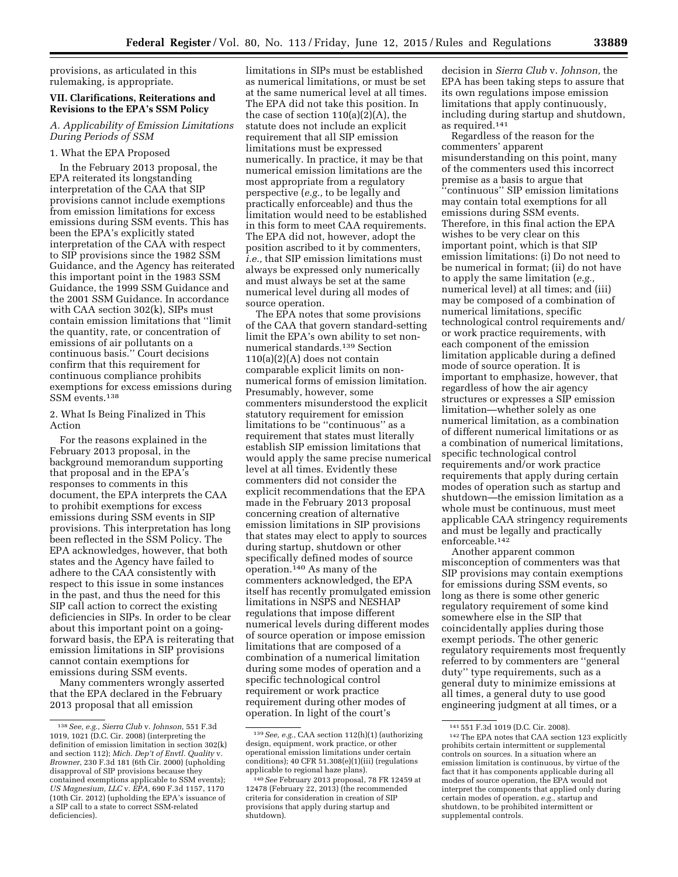provisions, as articulated in this rulemaking, is appropriate.

## VII. Clarifications, Reiterations and Revisions to the EPA's SSM Policy

### A. Applicability of Emission Limitations During Periods of SSM

#### 1. What the EPA Proposed

In the February 2013 proposal, the EPA reiterated its longstanding interpretation of the CAA that SIP provisions cannot include exemptions from emission limitations for excess emissions during SSM events. This has been the EPA's explicitly stated interpretation of the CAA with respect to SIP provisions since the 1982 SSM Guidance, and the Agency has reiterated this important point in the 1983 SSM Guidance, the 1999 SSM Guidance and the 2001 SSM Guidance. In accordance with CAA section 302(k), SIPs must contain emission limitations that ''limit the quantity, rate, or concentration of emissions of air pollutants on a continuous basis.'' Court decisions confirm that this requirement for continuous compliance prohibits exemptions for excess emissions during SSM events.[138]

#### 2. What Is Being Finalized in This Action

For the reasons explained in the February 2013 proposal, in the background memorandum supporting that proposal and in the EPA's responses to comments in this document, the EPA interprets the CAA to prohibit exemptions for excess emissions during SSM events in SIP provisions. This interpretation has long been reflected in the SSM Policy. The EPA acknowledges, however, that both states and the Agency have failed to adhere to the CAA consistently with respect to this issue in some instances in the past, and thus the need for this SIP call action to correct the existing deficiencies in SIPs. In order to be clear about this important point on a going-forward basis, the EPA is reiterating that emission limitations in SIP provisions cannot contain exemptions for emissions during SSM events.

Many commenters wrongly asserted that the EPA declared in the February 2013 proposal that all emission limitations in SIPs must be established as numerical limitations, or must be set at the same numerical level at all times. The EPA did not take this position. In the case of section 110(a)(2)(A), the statute does not include an explicit requirement that all SIP emission limitations must be expressed numerically. In practice, it may be that numerical emission limitations are the most appropriate from a regulatory perspective (*e.g.,* to be legally and practically enforceable) and thus the limitation would need to be established in this form to meet CAA requirements. The EPA did not, however, adopt the position ascribed to it by commenters, *i.e.,* that SIP emission limitations must always be expressed only numerically and must always be set at the same numerical level during all modes of source operation.

The EPA notes that some provisions of the CAA that govern standard-setting limit the EPA's own ability to set non-numerical standards.[139] Section 110(a)(2)(A) does not contain comparable explicit limits on non-numerical forms of emission limitation. Presumably, however, some commenters misunderstood the explicit statutory requirement for emission limitations to be ''continuous'' as a requirement that states must literally establish SIP emission limitations that would apply the same precise numerical level at all times. Evidently these commenters did not consider the explicit recommendations that the EPA made in the February 2013 proposal concerning creation of alternative emission limitations in SIP provisions that states may elect to apply to sources during startup, shutdown or other specifically defined modes of source operation.[140] As many of the commenters acknowledged, the EPA itself has recently promulgated emission limitations in NSPS and NESHAP regulations that impose different numerical levels during different modes of source operation or impose emission limitations that are composed of a combination of a numerical limitation during some modes of operation and a specific technological control requirement or work practice requirement during other modes of operation. In light of the court's decision in *Sierra Club* v. *Johnson,* the EPA has been taking steps to assure that its own regulations impose emission limitations that apply continuously, including during startup and shutdown, as required.[141]

Regardless of the reason for the commenters' apparent misunderstanding on this point, many of the commenters used this incorrect premise as a basis to argue that ''continuous'' SIP emission limitations may contain total exemptions for all emissions during SSM events. Therefore, in this final action the EPA wishes to be very clear on this important point, which is that SIP emission limitations: (i) Do not need to be numerical in format; (ii) do not have to apply the same limitation (*e.g.,* numerical level) at all times; and (iii) may be composed of a combination of numerical limitations, specific technological control requirements and/or work practice requirements, with each component of the emission limitation applicable during a defined mode of source operation. It is important to emphasize, however, that regardless of how the air agency structures or expresses a SIP emission limitation—whether solely as one numerical limitation, as a combination of different numerical limitations or as a combination of numerical limitations, specific technological control requirements and/or work practice requirements that apply during certain modes of operation such as startup and shutdown—the emission limitation as a whole must be continuous, must meet applicable CAA stringency requirements and must be legally and practically enforceable.[142]

Another apparent common misconception of commenters was that SIP provisions may contain exemptions for emissions during SSM events, so long as there is some other generic regulatory requirement of some kind somewhere else in the SIP that coincidentally applies during those exempt periods. The other generic regulatory requirements most frequently referred to by commenters are ''general duty'' type requirements, such as a general duty to minimize emissions at all times, a general duty to use good engineering judgment at all times, or a

---

[138] *See, e.g., Sierra Club* v. *Johnson,* 551 F.3d 1019, 1021 (D.C. Cir. 2008) (interpreting the definition of emission limitation in section 302(k) and section 112); *Mich. Dep't of Envtl. Quality* v. *Browner,* 230 F.3d 181 (6th Cir. 2000) (upholding disapproval of SIP provisions because they contained exemptions applicable to SSM events); *US Magnesium, LLC* v. *EPA,* 690 F.3d 1157, 1170 (10th Cir. 2012) (upholding the EPA's issuance of a SIP call to a state to correct SSM-related deficiencies).

[139] *See, e.g.,* CAA section 112(h)(1) (authorizing design, equipment, work practice, or other operational emission limitations under certain conditions); 40 CFR 51.308(e)(1)(iii) (regulations applicable to regional haze plans).

[140] *See* February 2013 proposal, 78 FR 12459 at 12478 (February 22, 2013) (the recommended criteria for consideration in creation of SIP provisions that apply during startup and shutdown).

[141] 551 F.3d 1019 (D.C. Cir. 2008).

[142] The EPA notes that CAA section 123 explicitly prohibits certain intermittent or supplemental controls on sources. In a situation where an emission limitation is continuous, by virtue of the fact that it has components applicable during all modes of source operation, the EPA would not interpret the components that applied only during certain modes of operation, *e.g.,* startup and shutdown, to be prohibited intermittent or supplemental controls.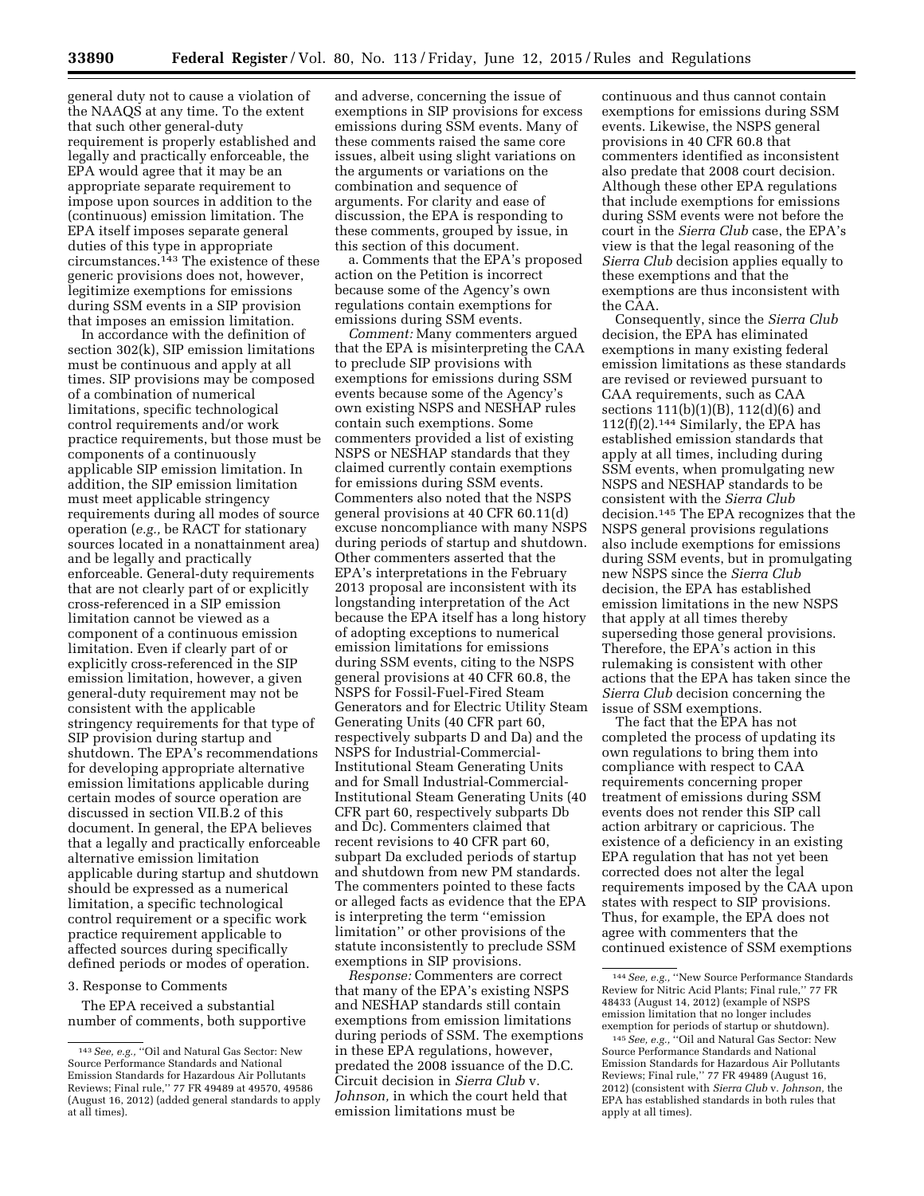general duty not to cause a violation of the NAAQS at any time. To the extent that such other general-duty requirement is properly established and legally and practically enforceable, the EPA would agree that it may be an appropriate separate requirement to impose upon sources in addition to the (continuous) emission limitation. The EPA itself imposes separate general duties of this type in appropriate circumstances.[143] The existence of these generic provisions does not, however, legitimize exemptions for emissions during SSM events in a SIP provision that imposes an emission limitation.

In accordance with the definition of section 302(k), SIP emission limitations must be continuous and apply at all times. SIP provisions may be composed of a combination of numerical limitations, specific technological control requirements and/or work practice requirements, but those must be components of a continuously applicable SIP emission limitation. In addition, the SIP emission limitation must meet applicable stringency requirements during all modes of source operation (*e.g.,* be RACT for stationary sources located in a nonattainment area) and be legally and practically enforceable. General-duty requirements that are not clearly part of or explicitly cross-referenced in a SIP emission limitation cannot be viewed as a component of a continuous emission limitation. Even if clearly part of or explicitly cross-referenced in the SIP emission limitation, however, a given general-duty requirement may not be consistent with the applicable stringency requirements for that type of SIP provision during startup and shutdown. The EPA's recommendations for developing appropriate alternative emission limitations applicable during certain modes of source operation are discussed in section VII.B.2 of this document. In general, the EPA believes that a legally and practically enforceable alternative emission limitation applicable during startup and shutdown should be expressed as a numerical limitation, a specific technological control requirement or a specific work practice requirement applicable to affected sources during specifically defined periods or modes of operation.

3. Response to Comments

The EPA received a substantial number of comments, both supportive and adverse, concerning the issue of exemptions in SIP provisions for excess emissions during SSM events. Many of these comments raised the same core issues, albeit using slight variations on the arguments or variations on the combination and sequence of arguments. For clarity and ease of discussion, the EPA is responding to these comments, grouped by issue, in this section of this document.

a. Comments that the EPA's proposed action on the Petition is incorrect because some of the Agency's own regulations contain exemptions for emissions during SSM events.

*Comment:* Many commenters argued that the EPA is misinterpreting the CAA to preclude SIP provisions with exemptions for emissions during SSM events because some of the Agency's own existing NSPS and NESHAP rules contain such exemptions. Some commenters provided a list of existing NSPS or NESHAP standards that they claimed currently contain exemptions for emissions during SSM events. Commenters also noted that the NSPS general provisions at 40 CFR 60.11(d) excuse noncompliance with many NSPS during periods of startup and shutdown. Other commenters asserted that the EPA's interpretations in the February 2013 proposal are inconsistent with its longstanding interpretation of the Act because the EPA itself has a long history of adopting exceptions to numerical emission limitations for emissions during SSM events, citing to the NSPS general provisions at 40 CFR 60.8, the NSPS for Fossil-Fuel-Fired Steam Generators and for Electric Utility Steam Generating Units (40 CFR part 60, respectively subparts D and Da) and the NSPS for Industrial-Commercial-Institutional Steam Generating Units and for Small Industrial-Commercial-Institutional Steam Generating Units (40 CFR part 60, respectively subparts Db and Dc). Commenters claimed that recent revisions to 40 CFR part 60, subpart Da excluded periods of startup and shutdown from new PM standards. The commenters pointed to these facts or alleged facts as evidence that the EPA is interpreting the term ''emission limitation'' or other provisions of the statute inconsistently to preclude SSM exemptions in SIP provisions.

*Response:* Commenters are correct that many of the EPA's existing NSPS and NESHAP standards still contain exemptions from emission limitations during periods of SSM. The exemptions in these EPA regulations, however, predated the 2008 issuance of the D.C. Circuit decision in *Sierra Club* v. *Johnson,* in which the court held that emission limitations must be continuous and thus cannot contain exemptions for emissions during SSM events. Likewise, the NSPS general provisions in 40 CFR 60.8 that commenters identified as inconsistent also predate that 2008 court decision. Although these other EPA regulations that include exemptions for emissions during SSM events were not before the court in the *Sierra Club* case, the EPA's view is that the legal reasoning of the *Sierra Club* decision applies equally to these exemptions and that the exemptions are thus inconsistent with the CAA.

Consequently, since the *Sierra Club* decision, the EPA has eliminated exemptions in many existing federal emission limitations as these standards are revised or reviewed pursuant to CAA requirements, such as CAA sections 111(b)(1)(B), 112(d)(6) and 112(f)(2).[144] Similarly, the EPA has established emission standards that apply at all times, including during SSM events, when promulgating new NSPS and NESHAP standards to be consistent with the *Sierra Club* decision.[145] The EPA recognizes that the NSPS general provisions regulations also include exemptions for emissions during SSM events, but in promulgating new NSPS since the *Sierra Club* decision, the EPA has established emission limitations in the new NSPS that apply at all times thereby superseding those general provisions. Therefore, the EPA's action in this rulemaking is consistent with other actions that the EPA has taken since the *Sierra Club* decision concerning the issue of SSM exemptions.

The fact that the EPA has not completed the process of updating its own regulations to bring them into compliance with respect to CAA requirements concerning proper treatment of emissions during SSM events does not render this SIP call action arbitrary or capricious. The existence of a deficiency in an existing EPA regulation that has not yet been corrected does not alter the legal requirements imposed by the CAA upon states with respect to SIP provisions. Thus, for example, the EPA does not agree with commenters that the continued existence of SSM exemptions

---

[143] *See, e.g.,* ''Oil and Natural Gas Sector: New Source Performance Standards and National Emission Standards for Hazardous Air Pollutants Reviews; Final rule,'' 77 FR 49489 at 49570, 49586 (August 16, 2012) (added general standards to apply at all times).

[144] *See, e.g.,* ''New Source Performance Standards Review for Nitric Acid Plants; Final rule,'' 77 FR 48433 (August 14, 2012) (example of NSPS emission limitation that no longer includes exemption for periods of startup or shutdown).

[145] *See, e.g.,* ''Oil and Natural Gas Sector: New Source Performance Standards and National Emission Standards for Hazardous Air Pollutants Reviews; Final rule,'' 77 FR 49489 (August 16, 2012) (consistent with *Sierra Club* v. *Johnson,* the EPA has established standards in both rules that apply at all times).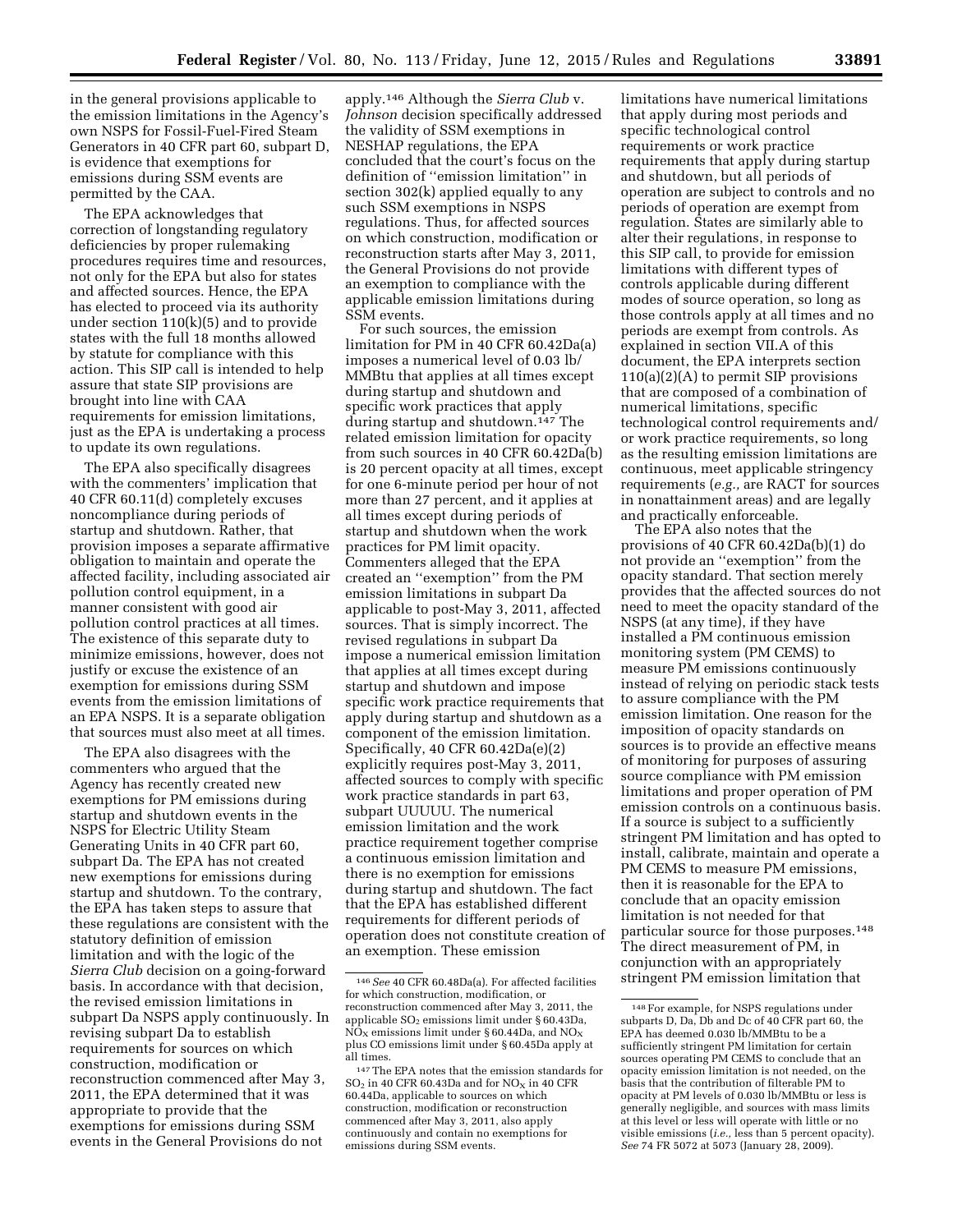in the general provisions applicable to the emission limitations in the Agency's own NSPS for Fossil-Fuel-Fired Steam Generators in 40 CFR part 60, subpart D, is evidence that exemptions for emissions during SSM events are permitted by the CAA.

The EPA acknowledges that correction of longstanding regulatory deficiencies by proper rulemaking procedures requires time and resources, not only for the EPA but also for states and affected sources. Hence, the EPA has elected to proceed via its authority under section 110(k)(5) and to provide states with the full 18 months allowed by statute for compliance with this action. This SIP call is intended to help assure that state SIP provisions are brought into line with CAA requirements for emission limitations, just as the EPA is undertaking a process to update its own regulations.

The EPA also specifically disagrees with the commenters' implication that 40 CFR 60.11(d) completely excuses noncompliance during periods of startup and shutdown. Rather, that provision imposes a separate affirmative obligation to maintain and operate the affected facility, including associated air pollution control equipment, in a manner consistent with good air pollution control practices at all times. The existence of this separate duty to minimize emissions, however, does not justify or excuse the existence of an exemption for emissions during SSM events from the emission limitations of an EPA NSPS. It is a separate obligation that sources must also meet at all times.

The EPA also disagrees with the commenters who argued that the Agency has recently created new exemptions for PM emissions during startup and shutdown events in the NSPS for Electric Utility Steam Generating Units in 40 CFR part 60, subpart Da. The EPA has not created new exemptions for emissions during startup and shutdown. To the contrary, the EPA has taken steps to assure that these regulations are consistent with the statutory definition of emission limitation and with the logic of the *Sierra Club* decision on a going-forward basis. In accordance with that decision, the revised emission limitations in subpart Da NSPS apply continuously. In revising subpart Da to establish requirements for sources on which construction, modification or reconstruction commenced after May 3, 2011, the EPA determined that it was appropriate to provide that the exemptions for emissions during SSM events in the General Provisions do not apply.[146] Although the *Sierra Club* v. *Johnson* decision specifically addressed the validity of SSM exemptions in NESHAP regulations, the EPA concluded that the court's focus on the definition of "emission limitation" in section 302(k) applied equally to any such SSM exemptions in NSPS regulations. Thus, for affected sources on which construction, modification or reconstruction starts after May 3, 2011, the General Provisions do not provide an exemption to compliance with the applicable emission limitations during SSM events.

For such sources, the emission limitation for PM in 40 CFR 60.42Da(a) imposes a numerical level of 0.03 lb/MMBtu that applies at all times except during startup and shutdown and specific work practices that apply during startup and shutdown.[147] The related emission limitation for opacity from such sources in 40 CFR 60.42Da(b) is 20 percent opacity at all times, except for one 6-minute period per hour of not more than 27 percent, and it applies at all times except during periods of startup and shutdown when the work practices for PM limit opacity. Commenters alleged that the EPA created an "exemption" from the PM emission limitations in subpart Da applicable to post-May 3, 2011, affected sources. That is simply incorrect. The revised regulations in subpart Da impose a numerical emission limitation that applies at all times except during startup and shutdown and impose specific work practice requirements that apply during startup and shutdown as a component of the emission limitation. Specifically, 40 CFR 60.42Da(e)(2) explicitly requires post-May 3, 2011, affected sources to comply with specific work practice standards in part 63, subpart UUUUU. The numerical emission limitation and the work practice requirement together comprise a continuous emission limitation and there is no exemption for emissions during startup and shutdown. The fact that the EPA has established different requirements for different periods of operation does not constitute creation of an exemption. These emission limitations have numerical limitations that apply during most periods and specific technological control requirements or work practice requirements that apply during startup and shutdown, but all periods of operation are subject to controls and no periods of operation are exempt from regulation. States are similarly able to alter their regulations, in response to this SIP call, to provide for emission limitations with different types of controls applicable during different modes of source operation, so long as those controls apply at all times and no periods are exempt from controls. As explained in section VII.A of this document, the EPA interprets section 110(a)(2)(A) to permit SIP provisions that are composed of a combination of numerical limitations, specific technological control requirements and/or work practice requirements, so long as the resulting emission limitations are continuous, meet applicable stringency requirements (*e.g.,* are RACT for sources in nonattainment areas) and are legally and practically enforceable.

The EPA also notes that the provisions of 40 CFR 60.42Da(b)(1) do not provide an "exemption" from the opacity standard. That section merely provides that the affected sources do not need to meet the opacity standard of the NSPS (at any time), if they have installed a PM continuous emission monitoring system (PM CEMS) to measure PM emissions continuously instead of relying on periodic stack tests to assure compliance with the PM emission limitation. One reason for the imposition of opacity standards on sources is to provide an effective means of monitoring for purposes of assuring source compliance with PM emission limitations and proper operation of PM emission controls on a continuous basis. If a source is subject to a sufficiently stringent PM limitation and has opted to install, calibrate, maintain and operate a PM CEMS to measure PM emissions, then it is reasonable for the EPA to conclude that an opacity emission limitation is not needed for that particular source for those purposes.[148] The direct measurement of PM, in conjunction with an appropriately stringent PM emission limitation that

---

[146] *See* 40 CFR 60.48Da(a). For affected facilities for which construction, modification, or reconstruction commenced after May 3, 2011, the applicable $SO_2$ emissions limit under § 60.43Da, $NO_X$ emissions limit under § 60.44Da, and $NO_X$ plus CO emissions limit under § 60.45Da apply at all times.

[147] The EPA notes that the emission standards for $SO_2$ in 40 CFR 60.43Da and for $NO_X$ in 40 CFR 60.44Da, applicable to sources on which construction, modification or reconstruction commenced after May 3, 2011, also apply continuously and contain no exemptions for emissions during SSM events.

[148] For example, for NSPS regulations under subparts D, Da, Db and Dc of 40 CFR part 60, the EPA has deemed 0.030 lb/MMBtu to be a sufficiently stringent PM limitation for certain sources operating PM CEMS to conclude that an opacity emission limitation is not needed, on the basis that the contribution of filterable PM to opacity at PM levels of 0.030 lb/MMBtu or less is generally negligible, and sources with mass limits at this level or less will operate with little or no visible emissions (*i.e.,* less than 5 percent opacity). *See* 74 FR 5072 at 5073 (January 28, 2009).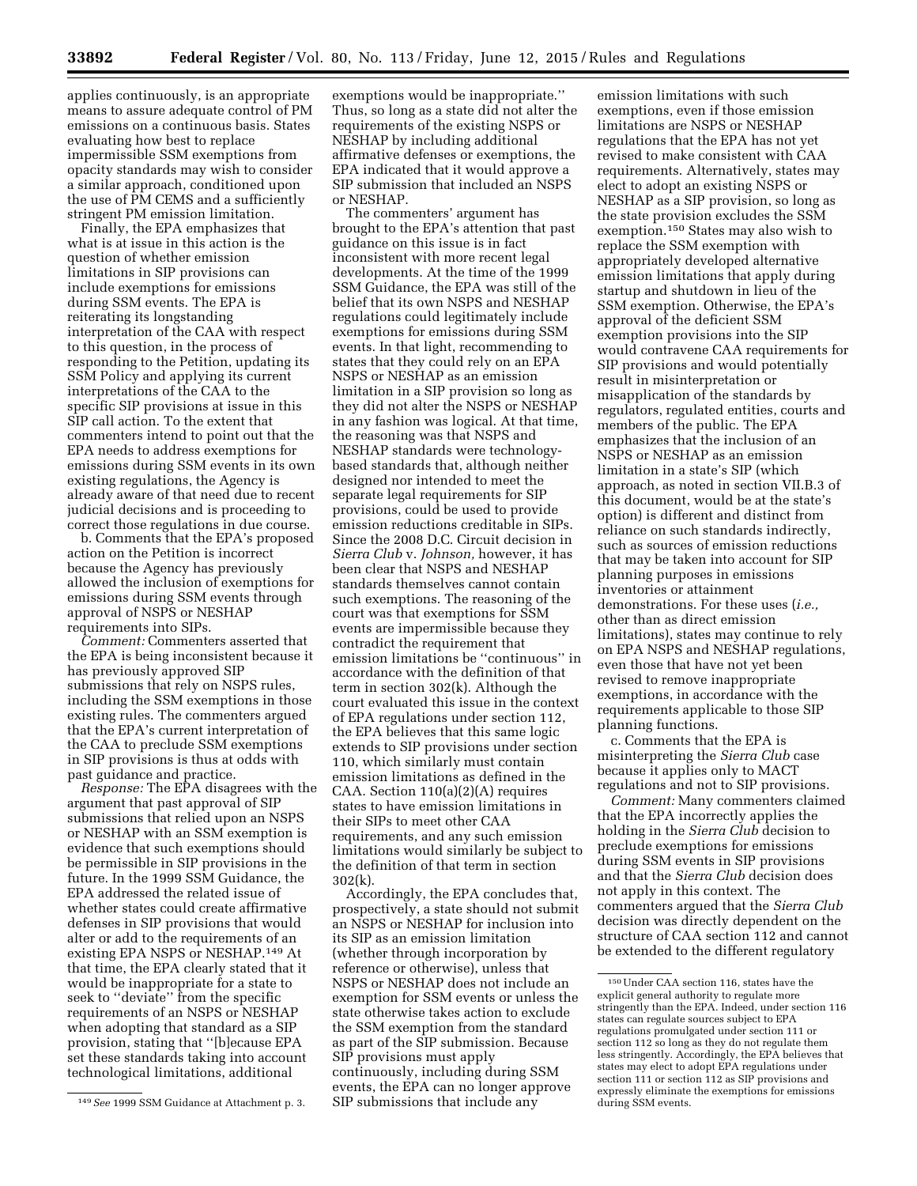applies continuously, is an appropriate means to assure adequate control of PM emissions on a continuous basis. States evaluating how best to replace impermissible SSM exemptions from opacity standards may wish to consider a similar approach, conditioned upon the use of PM CEMS and a sufficiently stringent PM emission limitation.

Finally, the EPA emphasizes that what is at issue in this action is the question of whether emission limitations in SIP provisions can include exemptions for emissions during SSM events. The EPA is reiterating its longstanding interpretation of the CAA with respect to this question, in the process of responding to the Petition, updating its SSM Policy and applying its current interpretations of the CAA to the specific SIP provisions at issue in this SIP call action. To the extent that commenters intend to point out that the EPA needs to address exemptions for emissions during SSM events in its own existing regulations, the Agency is already aware of that need due to recent judicial decisions and is proceeding to correct those regulations in due course.

b. Comments that the EPA's proposed action on the Petition is incorrect because the Agency has previously allowed the inclusion of exemptions for emissions during SSM events through approval of NSPS or NESHAP requirements into SIPs.

*Comment:* Commenters asserted that the EPA is being inconsistent because it has previously approved SIP submissions that rely on NSPS rules, including the SSM exemptions in those existing rules. The commenters argued that the EPA's current interpretation of the CAA to preclude SSM exemptions in SIP provisions is thus at odds with past guidance and practice.

*Response:* The EPA disagrees with the argument that past approval of SIP submissions that relied upon an NSPS or NESHAP with an SSM exemption is evidence that such exemptions should be permissible in SIP provisions in the future. In the 1999 SSM Guidance, the EPA addressed the related issue of whether states could create affirmative defenses in SIP provisions that would alter or add to the requirements of an existing EPA NSPS or NESHAP.[149] At that time, the EPA clearly stated that it would be inappropriate for a state to seek to "deviate" from the specific requirements of an NSPS or NESHAP when adopting that standard as a SIP provision, stating that "[b]ecause EPA set these standards taking into account technological limitations, additional exemptions would be inappropriate." Thus, so long as a state did not alter the requirements of the existing NSPS or NESHAP by including additional affirmative defenses or exemptions, the EPA indicated that it would approve a SIP submission that included an NSPS or NESHAP.

The commenters' argument has brought to the EPA's attention that past guidance on this issue is in fact inconsistent with more recent legal developments. At the time of the 1999 SSM Guidance, the EPA was still of the belief that its own NSPS and NESHAP regulations could legitimately include exemptions for emissions during SSM events. In that light, recommending to states that they could rely on an EPA NSPS or NESHAP as an emission limitation in a SIP provision so long as they did not alter the NSPS or NESHAP in any fashion was logical. At that time, the reasoning was that NSPS and NESHAP standards were technology-based standards that, although neither designed nor intended to meet the separate legal requirements for SIP provisions, could be used to provide emission reductions creditable in SIPs. Since the 2008 D.C. Circuit decision in *Sierra Club* v. *Johnson,* however, it has been clear that NSPS and NESHAP standards themselves cannot contain such exemptions. The reasoning of the court was that exemptions for SSM events are impermissible because they contradict the requirement that emission limitations be "continuous" in accordance with the definition of that term in section 302(k). Although the court evaluated this issue in the context of EPA regulations under section 112, the EPA believes that this same logic extends to SIP provisions under section 110, which similarly must contain emission limitations as defined in the CAA. Section 110(a)(2)(A) requires states to have emission limitations in their SIPs to meet other CAA requirements, and any such emission limitations would similarly be subject to the definition of that term in section 302(k).

Accordingly, the EPA concludes that, prospectively, a state should not submit an NSPS or NESHAP for inclusion into its SIP as an emission limitation (whether through incorporation by reference or otherwise), unless that NSPS or NESHAP does not include an exemption for SSM events or unless the state otherwise takes action to exclude the SSM exemption from the standard as part of the SIP submission. Because SIP provisions must apply continuously, including during SSM events, the EPA can no longer approve SIP submissions that include any emission limitations with such exemptions, even if those emission limitations are NSPS or NESHAP regulations that the EPA has not yet revised to make consistent with CAA requirements. Alternatively, states may elect to adopt an existing NSPS or NESHAP as a SIP provision, so long as the state provision excludes the SSM exemption.[150] States may also wish to replace the SSM exemption with appropriately developed alternative emission limitations that apply during startup and shutdown in lieu of the SSM exemption. Otherwise, the EPA's approval of the deficient SSM exemption provisions into the SIP would contravene CAA requirements for SIP provisions and would potentially result in misinterpretation or misapplication of the standards by regulators, regulated entities, courts and members of the public. The EPA emphasizes that the inclusion of an NSPS or NESHAP as an emission limitation in a state's SIP (which approach, as noted in section VII.B.3 of this document, would be at the state's option) is different and distinct from reliance on such standards indirectly, such as sources of emission reductions that may be taken into account for SIP planning purposes in emissions inventories or attainment demonstrations. For these uses (*i.e.,* other than as direct emission limitations), states may continue to rely on EPA NSPS and NESHAP regulations, even those that have not yet been revised to remove inappropriate exemptions, in accordance with the requirements applicable to those SIP planning functions.

c. Comments that the EPA is misinterpreting the *Sierra Club* case because it applies only to MACT regulations and not to SIP provisions.

*Comment:* Many commenters claimed that the EPA incorrectly applies the holding in the *Sierra Club* decision to preclude exemptions for emissions during SSM events in SIP provisions and that the *Sierra Club* decision does not apply in this context. The commenters argued that the *Sierra Club* decision was directly dependent on the structure of CAA section 112 and cannot be extended to the different regulatory

---

[149] *See* 1999 SSM Guidance at Attachment p. 3.

[150] Under CAA section 116, states have the explicit general authority to regulate more stringently than the EPA. Indeed, under section 116 states can regulate sources subject to EPA regulations promulgated under section 111 or section 112 so long as they do not regulate them less stringently. Accordingly, the EPA believes that states may elect to adopt EPA regulations under section 111 or section 112 as SIP provisions and expressly eliminate the exemptions for emissions during SSM events.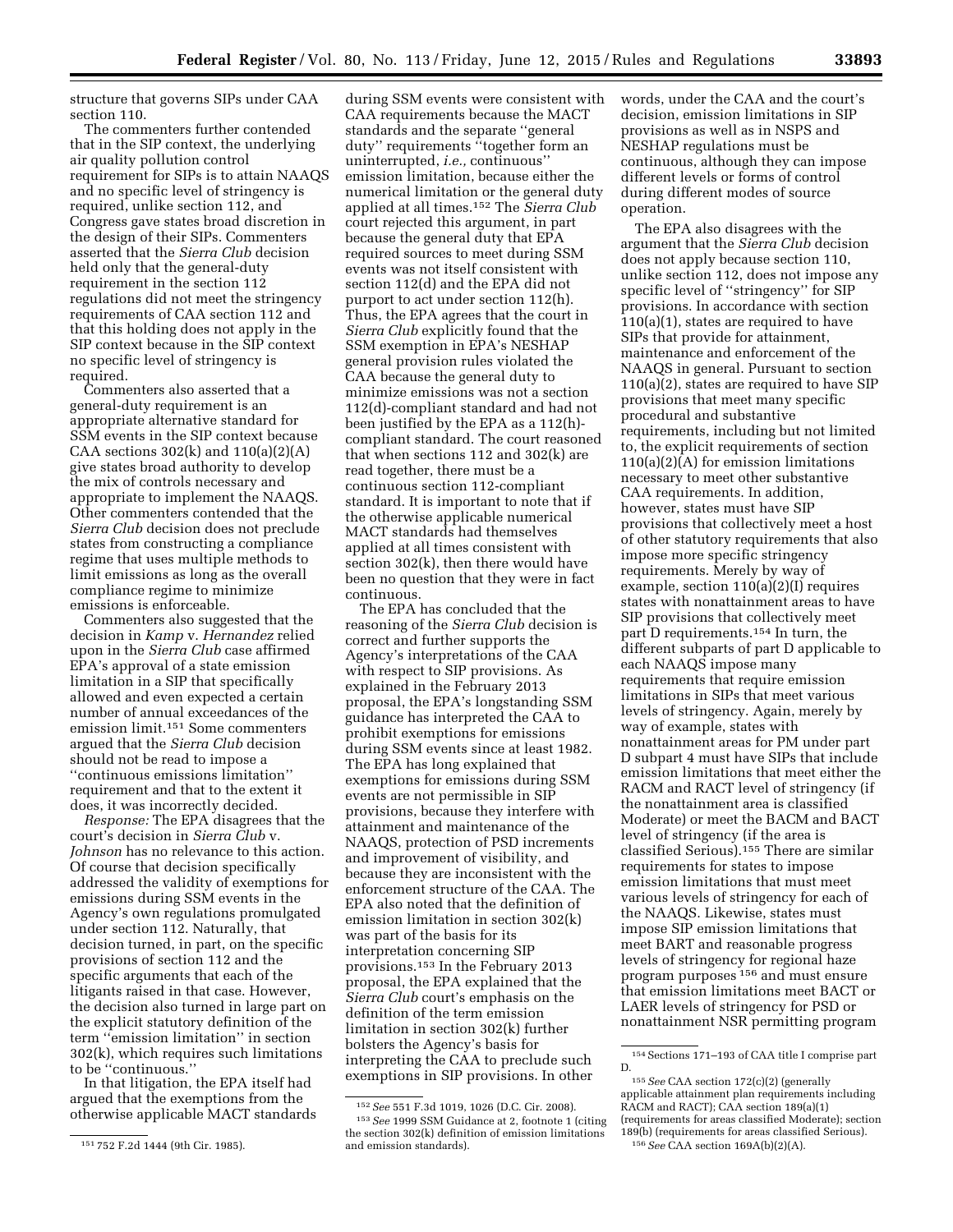structure that governs SIPs under CAA section 110.

The commenters further contended that in the SIP context, the underlying air quality pollution control requirement for SIPs is to attain NAAQS and no specific level of stringency is required, unlike section 112, and Congress gave states broad discretion in the design of their SIPs. Commenters asserted that the *Sierra Club* decision held only that the general-duty requirement in the section 112 regulations did not meet the stringency requirements of CAA section 112 and that this holding does not apply in the SIP context because in the SIP context no specific level of stringency is required.

Commenters also asserted that a general-duty requirement is an appropriate alternative standard for SSM events in the SIP context because CAA sections 302(k) and 110(a)(2)(A) give states broad authority to develop the mix of controls necessary and appropriate to implement the NAAQS. Other commenters contended that the *Sierra Club* decision does not preclude states from constructing a compliance regime that uses multiple methods to limit emissions as long as the overall compliance regime to minimize emissions is enforceable.

Commenters also suggested that the decision in *Kamp* v. *Hernandez* relied upon in the *Sierra Club* case affirmed EPA's approval of a state emission limitation in a SIP that specifically allowed and even expected a certain number of annual exceedances of the emission limit.[151] Some commenters argued that the *Sierra Club* decision should not be read to impose a ''continuous emissions limitation'' requirement and that to the extent it does, it was incorrectly decided.

*Response:* The EPA disagrees that the court's decision in *Sierra Club* v. *Johnson* has no relevance to this action. Of course that decision specifically addressed the validity of exemptions for emissions during SSM events in the Agency's own regulations promulgated under section 112. Naturally, that decision turned, in part, on the specific provisions of section 112 and the specific arguments that each of the litigants raised in that case. However, the decision also turned in large part on the explicit statutory definition of the term ''emission limitation'' in section 302(k), which requires such limitations to be ''continuous.''

In that litigation, the EPA itself had argued that the exemptions from the otherwise applicable MACT standards during SSM events were consistent with CAA requirements because the MACT standards and the separate ''general duty'' requirements ''together form an uninterrupted, *i.e.,* continuous'' emission limitation, because either the numerical limitation or the general duty applied at all times.[152] The *Sierra Club* court rejected this argument, in part because the general duty that EPA required sources to meet during SSM events was not itself consistent with section 112(d) and the EPA did not purport to act under section 112(h). Thus, the EPA agrees that the court in *Sierra Club* explicitly found that the SSM exemption in EPA's NESHAP general provision rules violated the CAA because the general duty to minimize emissions was not a section 112(d)-compliant standard and had not been justified by the EPA as a 112(h)-compliant standard. The court reasoned that when sections 112 and 302(k) are read together, there must be a continuous section 112-compliant standard. It is important to note that if the otherwise applicable numerical MACT standards had themselves applied at all times consistent with section 302(k), then there would have been no question that they were in fact continuous.

The EPA has concluded that the reasoning of the *Sierra Club* decision is correct and further supports the Agency's interpretations of the CAA with respect to SIP provisions. As explained in the February 2013 proposal, the EPA's longstanding SSM guidance has interpreted the CAA to prohibit exemptions for emissions during SSM events since at least 1982. The EPA has long explained that exemptions for emissions during SSM events are not permissible in SIP provisions, because they interfere with attainment and maintenance of the NAAQS, protection of PSD increments and improvement of visibility, and because they are inconsistent with the enforcement structure of the CAA. The EPA also noted that the definition of emission limitation in section 302(k) was part of the basis for its interpretation concerning SIP provisions.[153] In the February 2013 proposal, the EPA explained that the *Sierra Club* court's emphasis on the definition of the term emission limitation in section 302(k) further bolsters the Agency's basis for interpreting the CAA to preclude such exemptions in SIP provisions. In other words, under the CAA and the court's decision, emission limitations in SIP provisions as well as in NSPS and NESHAP regulations must be continuous, although they can impose different levels or forms of control during different modes of source operation.

The EPA also disagrees with the argument that the *Sierra Club* decision does not apply because section 110, unlike section 112, does not impose any specific level of ''stringency'' for SIP provisions. In accordance with section 110(a)(1), states are required to have SIPs that provide for attainment, maintenance and enforcement of the NAAQS in general. Pursuant to section 110(a)(2), states are required to have SIP provisions that meet many specific procedural and substantive requirements, including but not limited to, the explicit requirements of section 110(a)(2)(A) for emission limitations necessary to meet other substantive CAA requirements. In addition, however, states must have SIP provisions that collectively meet a host of other statutory requirements that also impose more specific stringency requirements. Merely by way of example, section 110(a)(2)(I) requires states with nonattainment areas to have SIP provisions that collectively meet part D requirements.[154] In turn, the different subparts of part D applicable to each NAAQS impose many requirements that require emission limitations in SIPs that meet various levels of stringency. Again, merely by way of example, states with nonattainment areas for PM under part D subpart 4 must have SIPs that include emission limitations that meet either the RACM and RACT level of stringency (if the nonattainment area is classified Moderate) or meet the BACM and BACT level of stringency (if the area is classified Serious).[155] There are similar requirements for states to impose emission limitations that must meet various levels of stringency for each of the NAAQS. Likewise, states must impose SIP emission limitations that meet BART and reasonable progress levels of stringency for regional haze program purposes[156] and must ensure that emission limitations meet BACT or LAER levels of stringency for PSD or nonattainment NSR permitting program

---

[151] 752 F.2d 1444 (9th Cir. 1985).

[152] *See* 551 F.3d 1019, 1026 (D.C. Cir. 2008).

[153] *See* 1999 SSM Guidance at 2, footnote 1 (citing the section 302(k) definition of emission limitations and emission standards).

[154] Sections 171–193 of CAA title I comprise part D.

[155] *See* CAA section 172(c)(2) (generally applicable attainment plan requirements including RACM and RACT); CAA section 189(a)(1) (requirements for areas classified Moderate); section 189(b) (requirements for areas classified Serious).

[156] *See* CAA section 169A(b)(2)(A).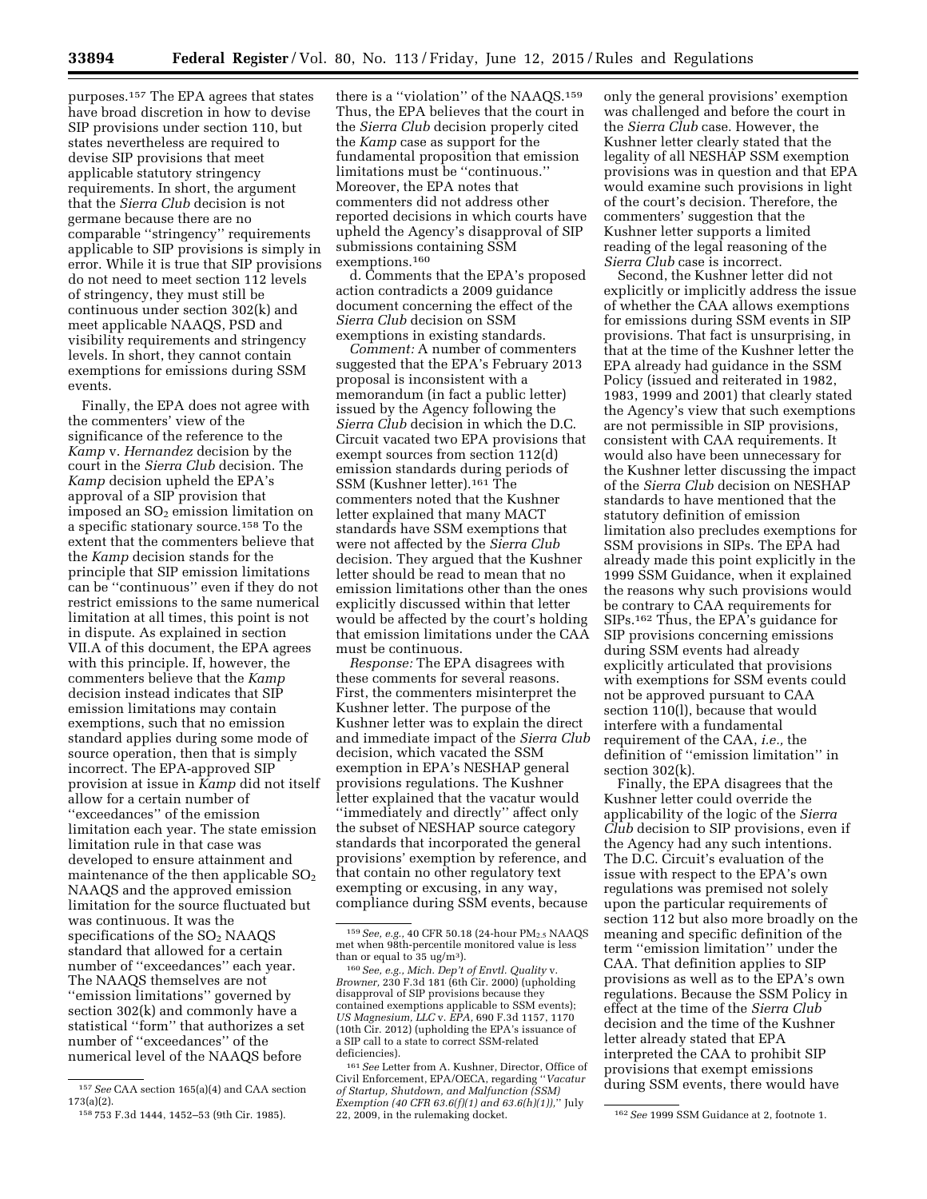purposes.[157] The EPA agrees that states have broad discretion in how to devise SIP provisions under section 110, but states nevertheless are required to devise SIP provisions that meet applicable statutory stringency requirements. In short, the argument that the *Sierra Club* decision is not germane because there are no comparable ''stringency'' requirements applicable to SIP provisions is simply in error. While it is true that SIP provisions do not need to meet section 112 levels of stringency, they must still be continuous under section 302(k) and meet applicable NAAQS, PSD and visibility requirements and stringency levels. In short, they cannot contain exemptions for emissions during SSM events.

Finally, the EPA does not agree with the commenters' view of the significance of the reference to the *Kamp* v. *Hernandez* decision by the court in the *Sierra Club* decision. The *Kamp* decision upheld the EPA's approval of a SIP provision that imposed an $SO_2$ emission limitation on a specific stationary source.[158] To the extent that the commenters believe that the *Kamp* decision stands for the principle that SIP emission limitations can be ''continuous'' even if they do not restrict emissions to the same numerical limitation at all times, this point is not in dispute. As explained in section VII.A of this document, the EPA agrees with this principle. If, however, the commenters believe that the *Kamp* decision instead indicates that SIP emission limitations may contain exemptions, such that no emission standard applies during some mode of source operation, then that is simply incorrect. The EPA-approved SIP provision at issue in *Kamp* did not itself allow for a certain number of ''exceedances'' of the emission limitation each year. The state emission limitation rule in that case was developed to ensure attainment and maintenance of the then applicable $SO_2$ NAAQS and the approved emission limitation for the source fluctuated but was continuous. It was the specifications of the $SO_2$ NAAQS standard that allowed for a certain number of ''exceedances'' each year. The NAAQS themselves are not ''emission limitations'' governed by section 302(k) and commonly have a statistical ''form'' that authorizes a set number of ''exceedances'' of the numerical level of the NAAQS before there is a ''violation'' of the NAAQS.[159] Thus, the EPA believes that the court in the *Sierra Club* decision properly cited the *Kamp* case as support for the fundamental proposition that emission limitations must be ''continuous.'' Moreover, the EPA notes that commenters did not address other reported decisions in which courts have upheld the Agency's disapproval of SIP submissions containing SSM exemptions.[160]

d. Comments that the EPA's proposed action contradicts a 2009 guidance document concerning the effect of the *Sierra Club* decision on SSM exemptions in existing standards.

*Comment:* A number of commenters suggested that the EPA's February 2013 proposal is inconsistent with a memorandum (in fact a public letter) issued by the Agency following the *Sierra Club* decision in which the D.C. Circuit vacated two EPA provisions that exempt sources from section 112(d) emission standards during periods of SSM (Kushner letter).[161] The commenters noted that the Kushner letter explained that many MACT standards have SSM exemptions that were not affected by the *Sierra Club* decision. They argued that the Kushner letter should be read to mean that no emission limitations other than the ones explicitly discussed within that letter would be affected by the court's holding that emission limitations under the CAA must be continuous.

*Response:* The EPA disagrees with these comments for several reasons. First, the commenters misinterpret the Kushner letter. The purpose of the Kushner letter was to explain the direct and immediate impact of the *Sierra Club* decision, which vacated the SSM exemption in EPA's NESHAP general provisions regulations. The Kushner letter explained that the vacatur would ''immediately and directly'' affect only the subset of NESHAP source category standards that incorporated the general provisions' exemption by reference, and that contain no other regulatory text exempting or excusing, in any way, compliance during SSM events, because only the general provisions' exemption was challenged and before the court in the *Sierra Club* case. However, the Kushner letter clearly stated that the legality of all NESHAP SSM exemption provisions was in question and that EPA would examine such provisions in light of the court's decision. Therefore, the commenters' suggestion that the Kushner letter supports a limited reading of the legal reasoning of the *Sierra Club* case is incorrect.

Second, the Kushner letter did not explicitly or implicitly address the issue of whether the CAA allows exemptions for emissions during SSM events in SIP provisions. That fact is unsurprising, in that at the time of the Kushner letter the EPA already had guidance in the SSM Policy (issued and reiterated in 1982, 1983, 1999 and 2001) that clearly stated the Agency's view that such exemptions are not permissible in SIP provisions, consistent with CAA requirements. It would also have been unnecessary for the Kushner letter discussing the impact of the *Sierra Club* decision on NESHAP standards to have mentioned that the statutory definition of emission limitation also precludes exemptions for SSM provisions in SIPs. The EPA had already made this point explicitly in the 1999 SSM Guidance, when it explained the reasons why such provisions would be contrary to CAA requirements for SIPs.[162] Thus, the EPA's guidance for SIP provisions concerning emissions during SSM events had already explicitly articulated that provisions with exemptions for SSM events could not be approved pursuant to CAA section 110(l), because that would interfere with a fundamental requirement of the CAA, *i.e.,* the definition of ''emission limitation'' in section 302(k).

Finally, the EPA disagrees that the Kushner letter could override the applicability of the logic of the *Sierra Club* decision to SIP provisions, even if the Agency had any such intentions. The D.C. Circuit's evaluation of the issue with respect to the EPA's own regulations was premised not solely upon the particular requirements of section 112 but also more broadly on the meaning and specific definition of the term ''emission limitation'' under the CAA. That definition applies to SIP provisions as well as to the EPA's own regulations. Because the SSM Policy in effect at the time of the *Sierra Club* decision and the time of the Kushner letter already stated that EPA interpreted the CAA to prohibit SIP provisions that exempt emissions during SSM events, there would have

[157] *See* CAA section 165(a)(4) and CAA section 173(a)(2).

[158] 753 F.3d 1444, 1452–53 (9th Cir. 1985).

[159] *See, e.g.,* 40 CFR 50.18 (24-hour $PM_{2.5}$ NAAQS met when 98th-percentile monitored value is less than or equal to 35 ug/m[3]).

[160] *See, e.g., Mich. Dep't of Envtl. Quality* v. *Browner,* 230 F.3d 181 (6th Cir. 2000) (upholding disapproval of SIP provisions because they contained exemptions applicable to SSM events); *US Magnesium, LLC* v. *EPA,* 690 F.3d 1157, 1170 (10th Cir. 2012) (upholding the EPA's issuance of a SIP call to a state to correct SSM-related deficiencies).

[161] *See* Letter from A. Kushner, Director, Office of Civil Enforcement, EPA/OECA, regarding ''*Vacatur of Startup, Shutdown, and Malfunction (SSM) Exemption (40 CFR 63.6(f)(1) and 63.6(h)(1)),*'' July 22, 2009, in the rulemaking docket.

[162] *See* 1999 SSM Guidance at 2, footnote 1.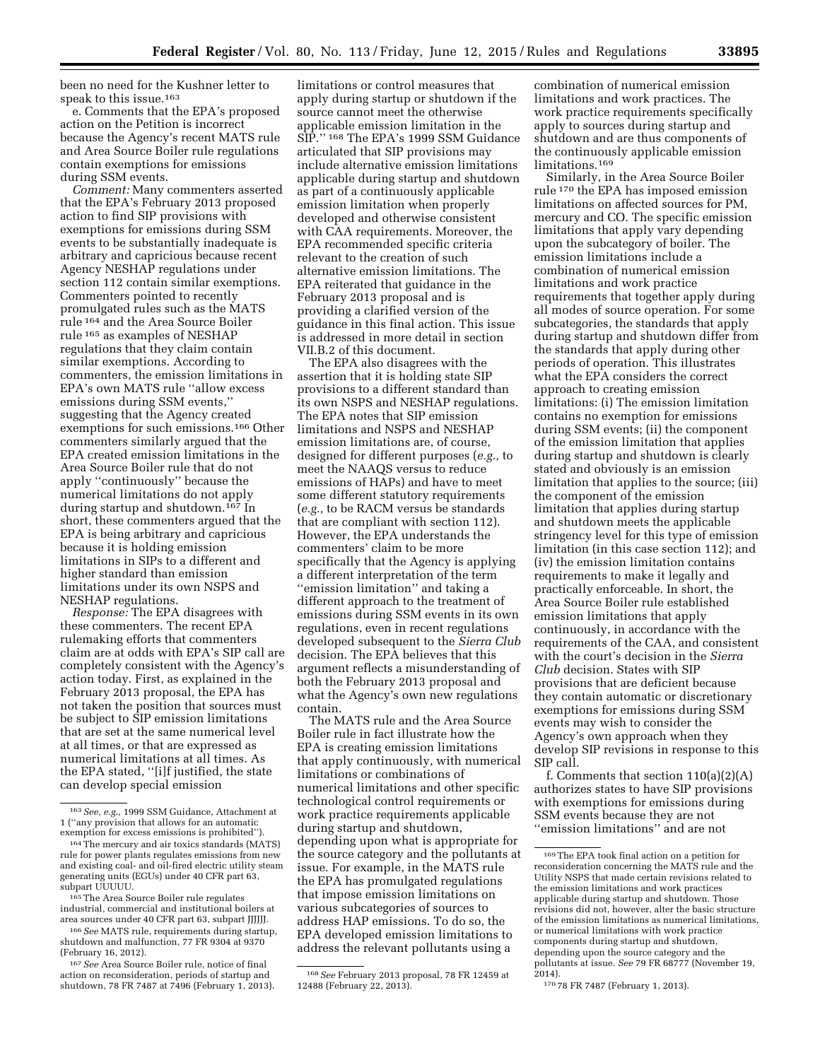been no need for the Kushner letter to speak to this issue.[163]

e. Comments that the EPA's proposed action on the Petition is incorrect because the Agency's recent MATS rule and Area Source Boiler rule regulations contain exemptions for emissions during SSM events.

*Comment:* Many commenters asserted that the EPA's February 2013 proposed action to find SIP provisions with exemptions for emissions during SSM events to be substantially inadequate is arbitrary and capricious because recent Agency NESHAP regulations under section 112 contain similar exemptions. Commenters pointed to recently promulgated rules such as the MATS rule[164] and the Area Source Boiler rule[165] as examples of NESHAP regulations that they claim contain similar exemptions. According to commenters, the emission limitations in EPA's own MATS rule ''allow excess emissions during SSM events,'' suggesting that the Agency created exemptions for such emissions.[166] Other commenters similarly argued that the EPA created emission limitations in the Area Source Boiler rule that do not apply ''continuously'' because the numerical limitations do not apply during startup and shutdown.[167] In short, these commenters argued that the EPA is being arbitrary and capricious because it is holding emission limitations in SIPs to a different and higher standard than emission limitations under its own NSPS and NESHAP regulations.

*Response:* The EPA disagrees with these commenters. The recent EPA rulemaking efforts that commenters claim are at odds with EPA's SIP call are completely consistent with the Agency's action today. First, as explained in the February 2013 proposal, the EPA has not taken the position that sources must be subject to SIP emission limitations that are set at the same numerical level at all times, or that are expressed as numerical limitations at all times. As the EPA stated, ''[i]f justified, the state can develop special emission limitations or control measures that apply during startup or shutdown if the source cannot meet the otherwise applicable emission limitation in the SIP.''[168] The EPA's 1999 SSM Guidance articulated that SIP provisions may include alternative emission limitations applicable during startup and shutdown as part of a continuously applicable emission limitation when properly developed and otherwise consistent with CAA requirements. Moreover, the EPA recommended specific criteria relevant to the creation of such alternative emission limitations. The EPA reiterated that guidance in the February 2013 proposal and is providing a clarified version of the guidance in this final action. This issue is addressed in more detail in section VII.B.2 of this document.

The EPA also disagrees with the assertion that it is holding state SIP provisions to a different standard than its own NSPS and NESHAP regulations. The EPA notes that SIP emission limitations and NSPS and NESHAP emission limitations are, of course, designed for different purposes (*e.g.,* to meet the NAAQS versus to reduce emissions of HAPs) and have to meet some different statutory requirements (*e.g.,* to be RACM versus be standards that are compliant with section 112). However, the EPA understands the commenters' claim to be more specifically that the Agency is applying a different interpretation of the term ''emission limitation'' and taking a different approach to the treatment of emissions during SSM events in its own regulations, even in recent regulations developed subsequent to the *Sierra Club* decision. The EPA believes that this argument reflects a misunderstanding of both the February 2013 proposal and what the Agency's own new regulations contain.

The MATS rule and the Area Source Boiler rule in fact illustrate how the EPA is creating emission limitations that apply continuously, with numerical limitations or combinations of numerical limitations and other specific technological control requirements or work practice requirements applicable during startup and shutdown, depending upon what is appropriate for the source category and the pollutants at issue. For example, in the MATS rule the EPA has promulgated regulations that impose emission limitations on various subcategories of sources to address HAP emissions. To do so, the EPA developed emission limitations to address the relevant pollutants using a combination of numerical emission limitations and work practices. The work practice requirements specifically apply to sources during startup and shutdown and are thus components of the continuously applicable emission limitations.[169]

Similarly, in the Area Source Boiler rule[170] the EPA has imposed emission limitations on affected sources for PM, mercury and CO. The specific emission limitations that apply vary depending upon the subcategory of boiler. The emission limitations include a combination of numerical emission limitations and work practice requirements that together apply during all modes of source operation. For some subcategories, the standards that apply during startup and shutdown differ from the standards that apply during other periods of operation. This illustrates what the EPA considers the correct approach to creating emission limitations: (i) The emission limitation contains no exemption for emissions during SSM events; (ii) the component of the emission limitation that applies during startup and shutdown is clearly stated and obviously is an emission limitation that applies to the source; (iii) the component of the emission limitation that applies during startup and shutdown meets the applicable stringency level for this type of emission limitation (in this case section 112); and (iv) the emission limitation contains requirements to make it legally and practically enforceable. In short, the Area Source Boiler rule established emission limitations that apply continuously, in accordance with the requirements of the CAA, and consistent with the court's decision in the *Sierra Club* decision. States with SIP provisions that are deficient because they contain automatic or discretionary exemptions for emissions during SSM events may wish to consider the Agency's own approach when they develop SIP revisions in response to this SIP call.

f. Comments that section 110(a)(2)(A) authorizes states to have SIP provisions with exemptions for emissions during SSM events because they are not ''emission limitations'' and are not

---

[163] *See, e.g.,* 1999 SSM Guidance, Attachment at 1 (''any provision that allows for an automatic exemption for excess emissions is prohibited'').

[164] The mercury and air toxics standards (MATS) rule for power plants regulates emissions from new and existing coal- and oil-fired electric utility steam generating units (EGUs) under 40 CFR part 63, subpart UUUUU.

[165] The Area Source Boiler rule regulates industrial, commercial and institutional boilers at area sources under 40 CFR part 63, subpart JJJJJJ.

[166] *See* MATS rule, requirements during startup, shutdown and malfunction, 77 FR 9304 at 9370 (February 16, 2012).

[167] *See* Area Source Boiler rule, notice of final action on reconsideration, periods of startup and shutdown, 78 FR 7487 at 7496 (February 1, 2013).

[168] *See* February 2013 proposal, 78 FR 12459 at 12488 (February 22, 2013).

[169] The EPA took final action on a petition for reconsideration concerning the MATS rule and the Utility NSPS that made certain revisions related to the emission limitations and work practices applicable during startup and shutdown. Those revisions did not, however, alter the basic structure of the emission limitations as numerical limitations, or numerical limitations with work practice components during startup and shutdown, depending upon the source category and the pollutants at issue. *See* 79 FR 68777 (November 19, 2014).

[170] 78 FR 7487 (February 1, 2013).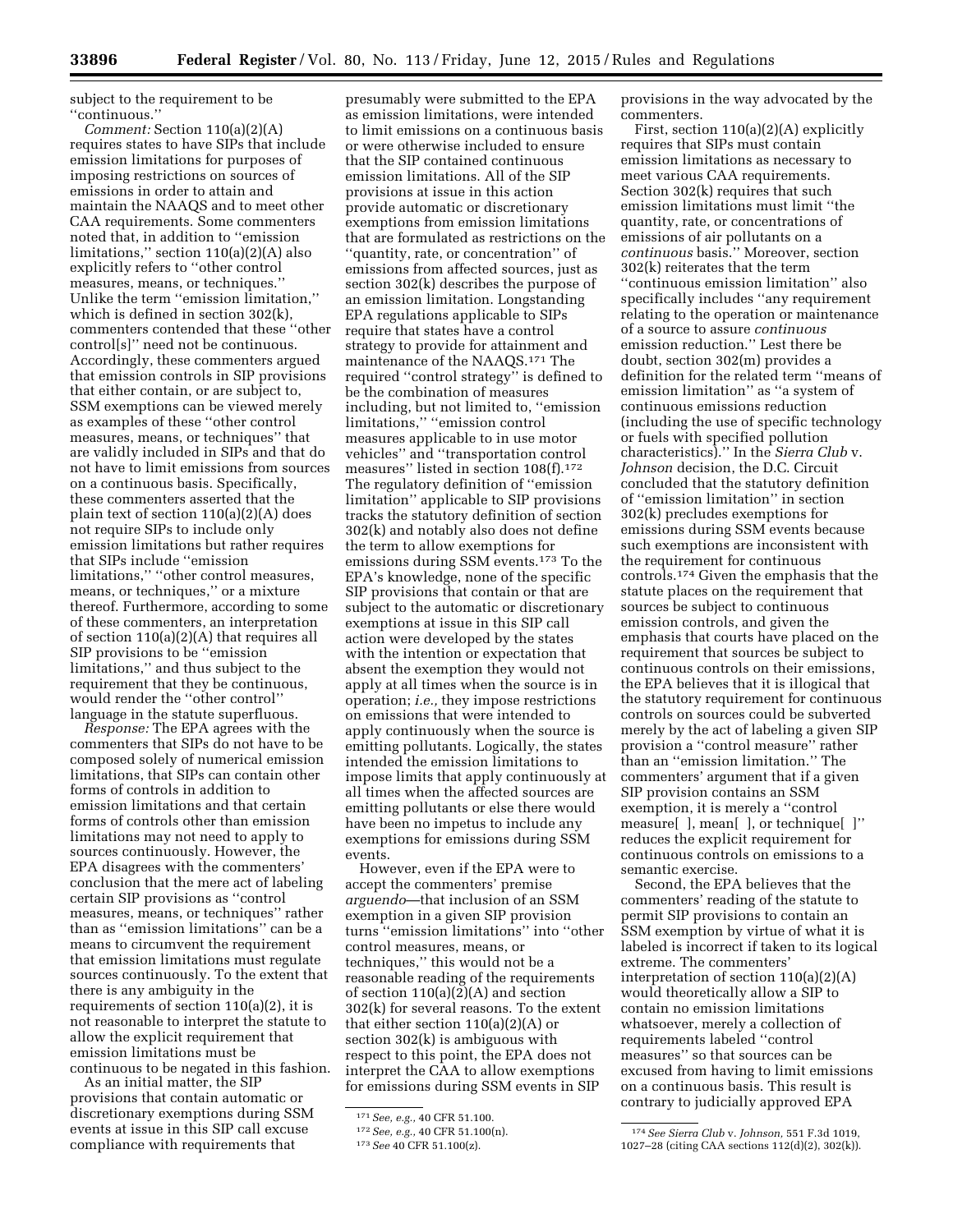subject to the requirement to be "continuous."

*Comment:* Section 110(a)(2)(A) requires states to have SIPs that include emission limitations for purposes of imposing restrictions on sources of emissions in order to attain and maintain the NAAQS and to meet other CAA requirements. Some commenters noted that, in addition to "emission limitations," section 110(a)(2)(A) also explicitly refers to "other control measures, means, or techniques." Unlike the term "emission limitation," which is defined in section 302(k), commenters contended that these "other control[s]" need not be continuous. Accordingly, these commenters argued that emission controls in SIP provisions that either contain, or are subject to, SSM exemptions can be viewed merely as examples of these "other control measures, means, or techniques" that are validly included in SIPs and that do not have to limit emissions from sources on a continuous basis. Specifically, these commenters asserted that the plain text of section 110(a)(2)(A) does not require SIPs to include only emission limitations but rather requires that SIPs include "emission limitations," "other control measures, means, or techniques," or a mixture thereof. Furthermore, according to some of these commenters, an interpretation of section 110(a)(2)(A) that requires all SIP provisions to be "emission limitations," and thus subject to the requirement that they be continuous, would render the "other control" language in the statute superfluous.

*Response:* The EPA agrees with the commenters that SIPs do not have to be composed solely of numerical emission limitations, that SIPs can contain other forms of controls in addition to emission limitations and that certain forms of controls other than emission limitations may not need to apply to sources continuously. However, the EPA disagrees with the commenters' conclusion that the mere act of labeling certain SIP provisions as "control measures, means, or techniques" rather than as "emission limitations" can be a means to circumvent the requirement that emission limitations must regulate sources continuously. To the extent that there is any ambiguity in the requirements of section 110(a)(2), it is not reasonable to interpret the statute to allow the explicit requirement that emission limitations must be continuous to be negated in this fashion.

As an initial matter, the SIP provisions that contain automatic or discretionary exemptions during SSM events at issue in this SIP call excuse compliance with requirements that presumably were submitted to the EPA as emission limitations, were intended to limit emissions on a continuous basis or were otherwise included to ensure that the SIP contained continuous emission limitations. All of the SIP provisions at issue in this action provide automatic or discretionary exemptions from emission limitations that are formulated as restrictions on the "quantity, rate, or concentration" of emissions from affected sources, just as section 302(k) describes the purpose of an emission limitation. Longstanding EPA regulations applicable to SIPs require that states have a control strategy to provide for attainment and maintenance of the NAAQS.[171] The required "control strategy" is defined to be the combination of measures including, but not limited to, "emission limitations," "emission control measures applicable to in use motor vehicles" and "transportation control measures" listed in section 108(f).[172] The regulatory definition of "emission limitation" applicable to SIP provisions tracks the statutory definition of section 302(k) and notably also does not define the term to allow exemptions for emissions during SSM events.[173] To the EPA's knowledge, none of the specific SIP provisions that contain or that are subject to the automatic or discretionary exemptions at issue in this SIP call action were developed by the states with the intention or expectation that absent the exemption they would not apply at all times when the source is in operation; *i.e.,* they impose restrictions on emissions that were intended to apply continuously when the source is emitting pollutants. Logically, the states intended the emission limitations to impose limits that apply continuously at all times when the affected sources are emitting pollutants or else there would have been no impetus to include any exemptions for emissions during SSM events.

However, even if the EPA were to accept the commenters' premise *arguendo*—that inclusion of an SSM exemption in a given SIP provision turns "emission limitations" into "other control measures, means, or techniques," this would not be a reasonable reading of the requirements of section 110(a)(2)(A) and section 302(k) for several reasons. To the extent that either section 110(a)(2)(A) or section 302(k) is ambiguous with respect to this point, the EPA does not interpret the CAA to allow exemptions for emissions during SSM events in SIP provisions in the way advocated by the commenters.

First, section 110(a)(2)(A) explicitly requires that SIPs must contain emission limitations as necessary to meet various CAA requirements. Section 302(k) requires that such emission limitations must limit "the quantity, rate, or concentrations of emissions of air pollutants on a *continuous* basis." Moreover, section 302(k) reiterates that the term "continuous emission limitation" also specifically includes "any requirement relating to the operation or maintenance of a source to assure *continuous* emission reduction." Lest there be doubt, section 302(m) provides a definition for the related term "means of emission limitation" as "a system of continuous emissions reduction (including the use of specific technology or fuels with specified pollution characteristics)." In the *Sierra Club* v. *Johnson* decision, the D.C. Circuit concluded that the statutory definition of "emission limitation" in section 302(k) precludes exemptions for emissions during SSM events because such exemptions are inconsistent with the requirement for continuous controls.[174] Given the emphasis that the statute places on the requirement that sources be subject to continuous emission controls, and given the emphasis that courts have placed on the requirement that sources be subject to continuous controls on their emissions, the EPA believes that it is illogical that the statutory requirement for continuous controls on sources could be subverted merely by the act of labeling a given SIP provision a "control measure" rather than an "emission limitation." The commenters' argument that if a given SIP provision contains an SSM exemption, it is merely a "control measure[ ], mean[ ], or technique[ ]" reduces the explicit requirement for continuous controls on emissions to a semantic exercise.

Second, the EPA believes that the commenters' reading of the statute to permit SIP provisions to contain an SSM exemption by virtue of what it is labeled is incorrect if taken to its logical extreme. The commenters' interpretation of section 110(a)(2)(A) would theoretically allow a SIP to contain no emission limitations whatsoever, merely a collection of requirements labeled "control measures" so that sources can be excused from having to limit emissions on a continuous basis. This result is contrary to judicially approved EPA

[171] *See, e.g.,* 40 CFR 51.100.

[172] *See, e.g.,* 40 CFR 51.100(n).

[173] *See* 40 CFR 51.100(z).

[174] *See Sierra Club* v. *Johnson,* 551 F.3d 1019, 1027–28 (citing CAA sections 112(d)(2), 302(k)).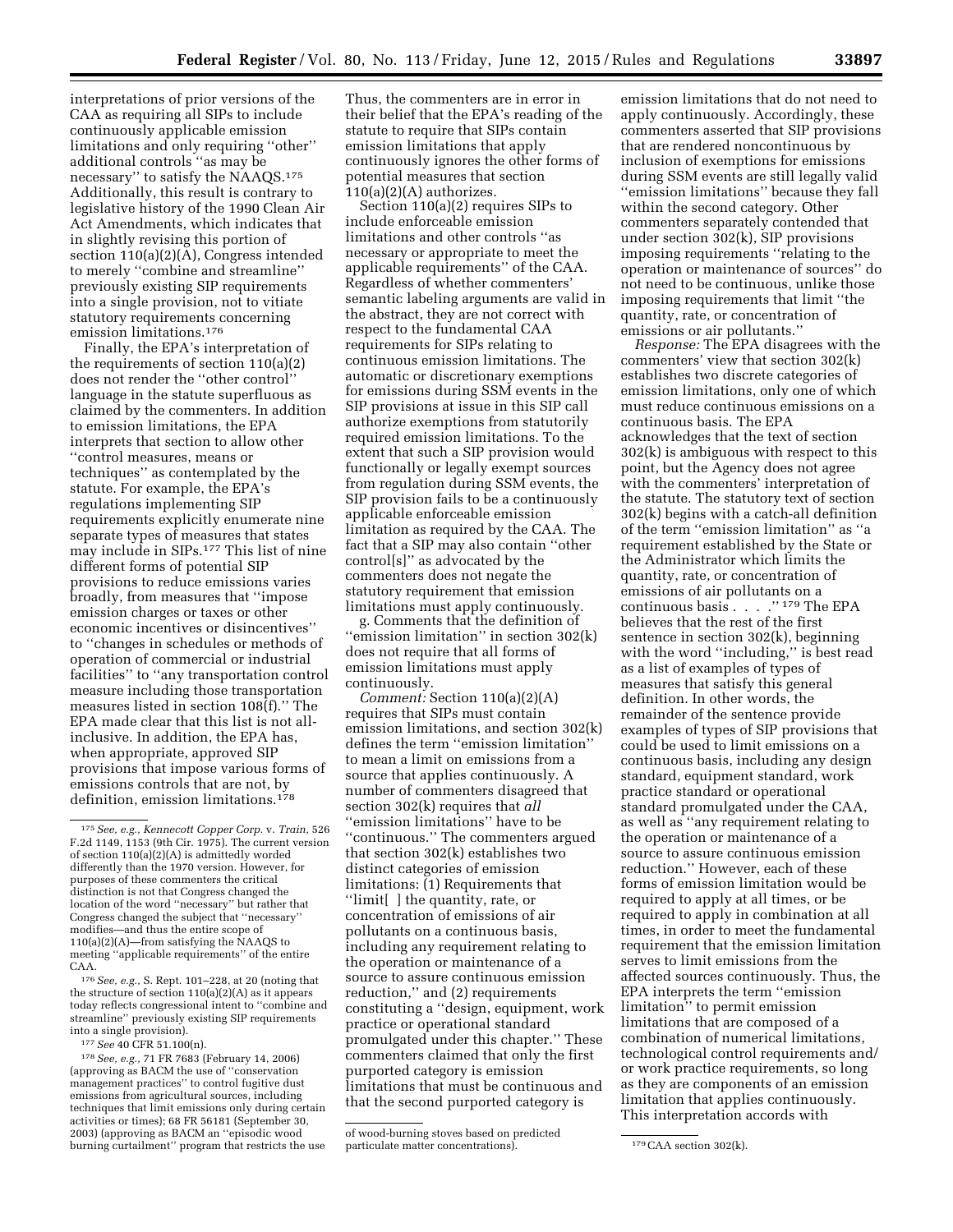interpretations of prior versions of the CAA as requiring all SIPs to include continuously applicable emission limitations and only requiring ''other'' additional controls ''as may be necessary'' to satisfy the NAAQS.[175] Additionally, this result is contrary to legislative history of the 1990 Clean Air Act Amendments, which indicates that in slightly revising this portion of section 110(a)(2)(A), Congress intended to merely ''combine and streamline'' previously existing SIP requirements into a single provision, not to vitiate statutory requirements concerning emission limitations.[176]

Finally, the EPA's interpretation of the requirements of section 110(a)(2) does not render the ''other control'' language in the statute superfluous as claimed by the commenters. In addition to emission limitations, the EPA interprets that section to allow other ''control measures, means or techniques'' as contemplated by the statute. For example, the EPA's regulations implementing SIP requirements explicitly enumerate nine separate types of measures that states may include in SIPs.[177] This list of nine different forms of potential SIP provisions to reduce emissions varies broadly, from measures that ''impose emission charges or taxes or other economic incentives or disincentives'' to ''changes in schedules or methods of operation of commercial or industrial facilities'' to ''any transportation control measure including those transportation measures listed in section 108(f).'' The EPA made clear that this list is not all-inclusive. In addition, the EPA has, when appropriate, approved SIP provisions that impose various forms of emissions controls that are not, by definition, emission limitations.[178] Thus, the commenters are in error in their belief that the EPA's reading of the statute to require that SIPs contain emission limitations that apply continuously ignores the other forms of potential measures that section 110(a)(2)(A) authorizes.

Section 110(a)(2) requires SIPs to include enforceable emission limitations and other controls ''as necessary or appropriate to meet the applicable requirements'' of the CAA. Regardless of whether commenters' semantic labeling arguments are valid in the abstract, they are not correct with respect to the fundamental CAA requirements for SIPs relating to continuous emission limitations. The automatic or discretionary exemptions for emissions during SSM events in the SIP provisions at issue in this SIP call authorize exemptions from statutorily required emission limitations. To the extent that such a SIP provision would functionally or legally exempt sources from regulation during SSM events, the SIP provision fails to be a continuously applicable enforceable emission limitation as required by the CAA. The fact that a SIP may also contain ''other control[s]'' as advocated by the commenters does not negate the statutory requirement that emission limitations must apply continuously.

g. Comments that the definition of ''emission limitation'' in section 302(k) does not require that all forms of emission limitations must apply continuously.

*Comment:* Section 110(a)(2)(A) requires that SIPs must contain emission limitations, and section 302(k) defines the term ''emission limitation'' to mean a limit on emissions from a source that applies continuously. A number of commenters disagreed that section 302(k) requires that *all* ''emission limitations'' have to be ''continuous.'' The commenters argued that section 302(k) establishes two distinct categories of emission limitations: (1) Requirements that ''limit[ ] the quantity, rate, or concentration of emissions of air pollutants on a continuous basis, including any requirement relating to the operation or maintenance of a source to assure continuous emission reduction,'' and (2) requirements constituting a ''design, equipment, work practice or operational standard promulgated under this chapter.'' These commenters claimed that only the first purported category is emission limitations that must be continuous and that the second purported category is emission limitations that do not need to apply continuously. Accordingly, these commenters asserted that SIP provisions that are rendered noncontinuous by inclusion of exemptions for emissions during SSM events are still legally valid ''emission limitations'' because they fall within the second category. Other commenters separately contended that under section 302(k), SIP provisions imposing requirements ''relating to the operation or maintenance of sources'' do not need to be continuous, unlike those imposing requirements that limit ''the quantity, rate, or concentration of emissions or air pollutants.''

*Response:* The EPA disagrees with the commenters' view that section 302(k) establishes two discrete categories of emission limitations, only one of which must reduce continuous emissions on a continuous basis. The EPA acknowledges that the text of section 302(k) is ambiguous with respect to this point, but the Agency does not agree with the commenters' interpretation of the statute. The statutory text of section 302(k) begins with a catch-all definition of the term ''emission limitation'' as ''a requirement established by the State or the Administrator which limits the quantity, rate, or concentration of emissions of air pollutants on a continuous basis . . . .''[179] The EPA believes that the rest of the first sentence in section 302(k), beginning with the word ''including,'' is best read as a list of examples of types of measures that satisfy this general definition. In other words, the remainder of the sentence provide examples of types of SIP provisions that could be used to limit emissions on a continuous basis, including any design standard, equipment standard, work practice standard or operational standard promulgated under the CAA, as well as ''any requirement relating to the operation or maintenance of a source to assure continuous emission reduction.'' However, each of these forms of emission limitation would be required to apply at all times, or be required to apply in combination at all times, in order to meet the fundamental requirement that the emission limitation serves to limit emissions from the affected sources continuously. Thus, the EPA interprets the term ''emission limitation'' to permit emission limitations that are composed of a combination of numerical limitations, technological control requirements and/or work practice requirements, so long as they are components of an emission limitation that applies continuously. This interpretation accords with

---

[175] *See, e.g., Kennecott Copper Corp.* v. *Train,* 526 F.2d 1149, 1153 (9th Cir. 1975). The current version of section 110(a)(2)(A) is admittedly worded differently than the 1970 version. However, for purposes of these commenters the critical distinction is not that Congress changed the location of the word ''necessary'' but rather that Congress changed the subject that ''necessary'' modifies—and thus the entire scope of 110(a)(2)(A)—from satisfying the NAAQS to meeting ''applicable requirements'' of the entire CAA.

[176] *See, e.g.,* S. Rept. 101–228, at 20 (noting that the structure of section 110(a)(2)(A) as it appears today reflects congressional intent to ''combine and streamline'' previously existing SIP requirements into a single provision).

[177] *See* 40 CFR 51.100(n).

[178] *See, e.g.,* 71 FR 7683 (February 14, 2006) (approving as BACM the use of ''conservation management practices'' to control fugitive dust emissions from agricultural sources, including techniques that limit emissions only during certain activities or times); 68 FR 56181 (September 30, 2003) (approving as BACM an ''episodic wood burning curtailment'' program that restricts the use of wood-burning stoves based on predicted particulate matter concentrations).

[179] CAA section 302(k).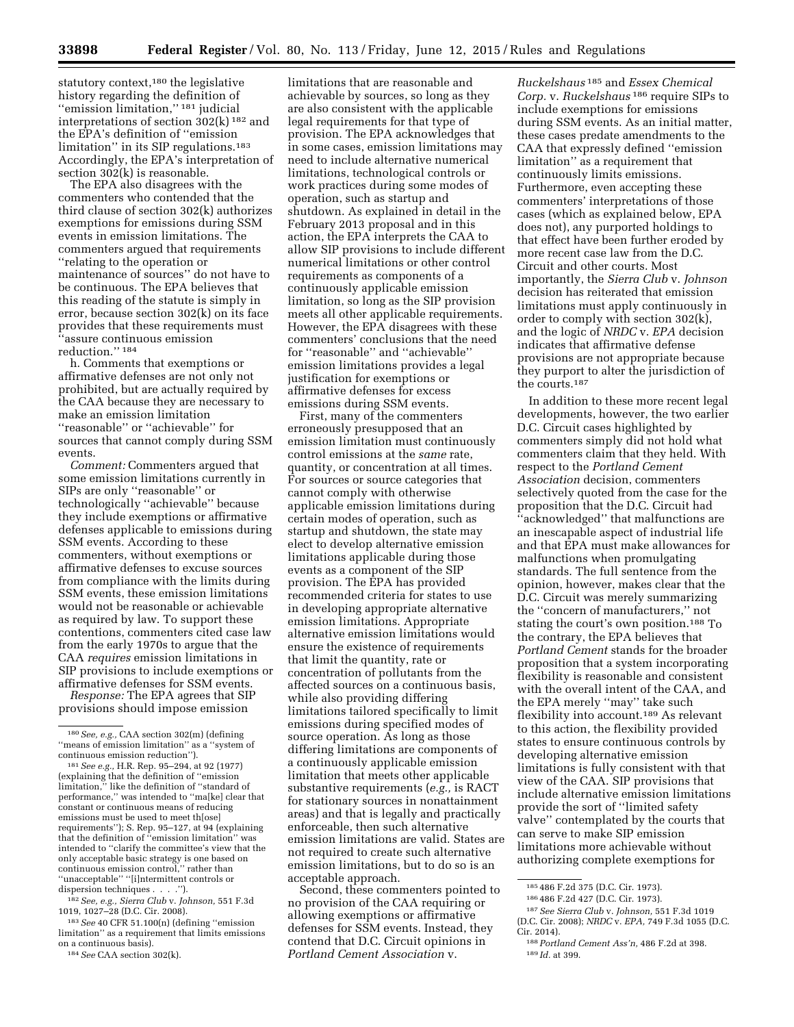statutory context,[180] the legislative history regarding the definition of ''emission limitation,'' [181] judicial interpretations of section 302(k) [182] and the EPA's definition of ''emission limitation'' in its SIP regulations.[183] Accordingly, the EPA's interpretation of section 302(k) is reasonable.

The EPA also disagrees with the commenters who contended that the third clause of section 302(k) authorizes exemptions for emissions during SSM events in emission limitations. The commenters argued that requirements ''relating to the operation or maintenance of sources'' do not have to be continuous. The EPA believes that this reading of the statute is simply in error, because section 302(k) on its face provides that these requirements must ''assure continuous emission reduction.'' [184]

h. Comments that exemptions or affirmative defenses are not only not prohibited, but are actually required by the CAA because they are necessary to make an emission limitation ''reasonable'' or ''achievable'' for sources that cannot comply during SSM events.

*Comment:* Commenters argued that some emission limitations currently in SIPs are only ''reasonable'' or technologically ''achievable'' because they include exemptions or affirmative defenses applicable to emissions during SSM events. According to these commenters, without exemptions or affirmative defenses to excuse sources from compliance with the limits during SSM events, these emission limitations would not be reasonable or achievable as required by law. To support these contentions, commenters cited case law from the early 1970s to argue that the CAA *requires* emission limitations in SIP provisions to include exemptions or affirmative defenses for SSM events.

*Response:* The EPA agrees that SIP provisions should impose emission limitations that are reasonable and achievable by sources, so long as they are also consistent with the applicable legal requirements for that type of provision. The EPA acknowledges that in some cases, emission limitations may need to include alternative numerical limitations, technological controls or work practices during some modes of operation, such as startup and shutdown. As explained in detail in the February 2013 proposal and in this action, the EPA interprets the CAA to allow SIP provisions to include different numerical limitations or other control requirements as components of a continuously applicable emission limitation, so long as the SIP provision meets all other applicable requirements. However, the EPA disagrees with these commenters' conclusions that the need for ''reasonable'' and ''achievable'' emission limitations provides a legal justification for exemptions or affirmative defenses for excess emissions during SSM events.

First, many of the commenters erroneously presupposed that an emission limitation must continuously control emissions at the *same* rate, quantity, or concentration at all times. For sources or source categories that cannot comply with otherwise applicable emission limitations during certain modes of operation, such as startup and shutdown, the state may elect to develop alternative emission limitations applicable during those events as a component of the SIP provision. The EPA has provided recommended criteria for states to use in developing appropriate alternative emission limitations. Appropriate alternative emission limitations would ensure the existence of requirements that limit the quantity, rate or concentration of pollutants from the affected sources on a continuous basis, while also providing differing limitations tailored specifically to limit emissions during specified modes of source operation. As long as those differing limitations are components of a continuously applicable emission limitation that meets other applicable substantive requirements (*e.g.,* is RACT for stationary sources in nonattainment areas) and that is legally and practically enforceable, then such alternative emission limitations are valid. States are not required to create such alternative emission limitations, but to do so is an acceptable approach.

Second, these commenters pointed to no provision of the CAA requiring or allowing exemptions or affirmative defenses for SSM events. Instead, they contend that D.C. Circuit opinions in *Portland Cement Association* v. *Ruckelshaus* [185] and *Essex Chemical Corp.* v. *Ruckelshaus* [186] require SIPs to include exemptions for emissions during SSM events. As an initial matter, these cases predate amendments to the CAA that expressly defined ''emission limitation'' as a requirement that continuously limits emissions. Furthermore, even accepting these commenters' interpretations of those cases (which as explained below, EPA does not), any purported holdings to that effect have been further eroded by more recent case law from the D.C. Circuit and other courts. Most importantly, the *Sierra Club* v. *Johnson* decision has reiterated that emission limitations must apply continuously in order to comply with section 302(k), and the logic of *NRDC* v. *EPA* decision indicates that affirmative defense provisions are not appropriate because they purport to alter the jurisdiction of the courts.[187]

In addition to these more recent legal developments, however, the two earlier D.C. Circuit cases highlighted by commenters simply did not hold what commenters claim that they held. With respect to the *Portland Cement Association* decision, commenters selectively quoted from the case for the proposition that the D.C. Circuit had ''acknowledged'' that malfunctions are an inescapable aspect of industrial life and that EPA must make allowances for malfunctions when promulgating standards. The full sentence from the opinion, however, makes clear that the D.C. Circuit was merely summarizing the ''concern of manufacturers,'' not stating the court's own position.[188] To the contrary, the EPA believes that *Portland Cement* stands for the broader proposition that a system incorporating flexibility is reasonable and consistent with the overall intent of the CAA, and the EPA merely ''may'' take such flexibility into account.[189] As relevant to this action, the flexibility provided states to ensure continuous controls by developing alternative emission limitations is fully consistent with that view of the CAA. SIP provisions that include alternative emission limitations provide the sort of ''limited safety valve'' contemplated by the courts that can serve to make SIP emission limitations more achievable without authorizing complete exemptions for

---

[180] *See, e.g.,* CAA section 302(m) (defining ''means of emission limitation'' as a ''system of continuous emission reduction'').

[181] *See e.g.,* H.R. Rep. 95–294, at 92 (1977) (explaining that the definition of ''emission limitation,'' like the definition of ''standard of performance,'' was intended to ''ma[ke] clear that constant or continuous means of reducing emissions must be used to meet th[ose] requirements''); S. Rep. 95–127, at 94 (explaining that the definition of ''emission limitation'' was intended to ''clarify the committee's view that the only acceptable basic strategy is one based on continuous emission control,'' rather than ''unacceptable'' ''[i]ntermittent controls or dispersion techniques . . . .'').

[182] *See, e.g., Sierra Club* v. *Johnson,* 551 F.3d 1019, 1027–28 (D.C. Cir. 2008).

[183] *See* 40 CFR 51.100(n) (defining ''emission limitation'' as a requirement that limits emissions on a continuous basis).

[184] *See* CAA section 302(k).

[185] 486 F.2d 375 (D.C. Cir. 1973).

[186] 486 F.2d 427 (D.C. Cir. 1973).

[187] *See Sierra Club* v. *Johnson,* 551 F.3d 1019 (D.C. Cir. 2008); *NRDC* v. *EPA,* 749 F.3d 1055 (D.C. Cir. 2014).

[188] *Portland Cement Ass'n,* 486 F.2d at 398.

[189] *Id.* at 399.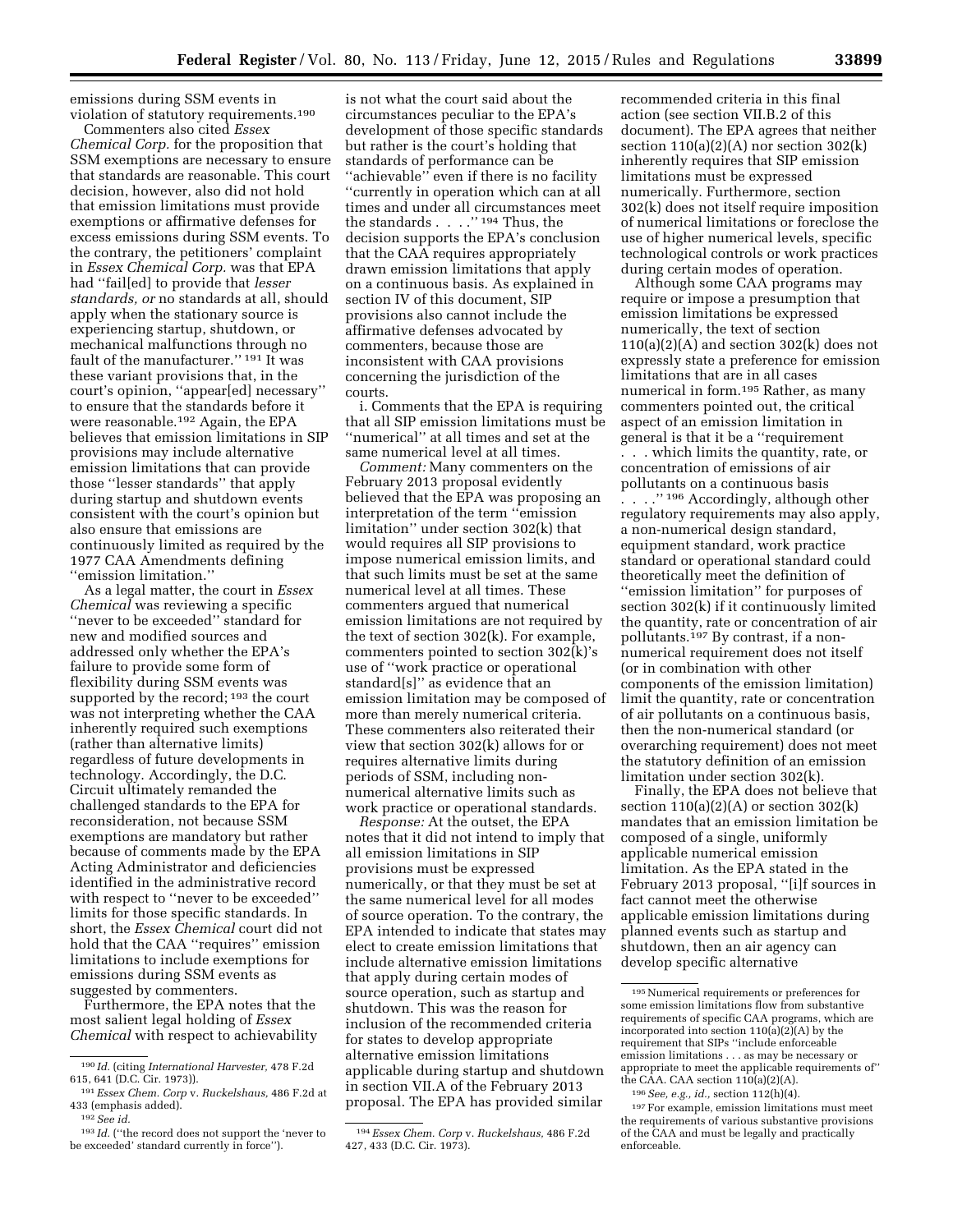emissions during SSM events in violation of statutory requirements.[190]

Commenters also cited *Essex Chemical Corp.* for the proposition that SSM exemptions are necessary to ensure that standards are reasonable. This court decision, however, also did not hold that emission limitations must provide exemptions or affirmative defenses for excess emissions during SSM events. To the contrary, the petitioners' complaint in *Essex Chemical Corp.* was that EPA had ''fail[ed] to provide that *lesser standards, or* no standards at all, should apply when the stationary source is experiencing startup, shutdown, or mechanical malfunctions through no fault of the manufacturer.'' [191] It was these variant provisions that, in the court's opinion, ''appear[ed] necessary'' to ensure that the standards before it were reasonable.[192] Again, the EPA believes that emission limitations in SIP provisions may include alternative emission limitations that can provide those ''lesser standards'' that apply during startup and shutdown events consistent with the court's opinion but also ensure that emissions are continuously limited as required by the 1977 CAA Amendments defining ''emission limitation.''

As a legal matter, the court in *Essex Chemical* was reviewing a specific ''never to be exceeded'' standard for new and modified sources and addressed only whether the EPA's failure to provide some form of flexibility during SSM events was supported by the record; [193] the court was not interpreting whether the CAA inherently required such exemptions (rather than alternative limits) regardless of future developments in technology. Accordingly, the D.C. Circuit ultimately remanded the challenged standards to the EPA for reconsideration, not because SSM exemptions are mandatory but rather because of comments made by the EPA Acting Administrator and deficiencies identified in the administrative record with respect to ''never to be exceeded'' limits for those specific standards. In short, the *Essex Chemical* court did not hold that the CAA ''requires'' emission limitations to include exemptions for emissions during SSM events as suggested by commenters.

Furthermore, the EPA notes that the most salient legal holding of *Essex Chemical* with respect to achievability is not what the court said about the circumstances peculiar to the EPA's development of those specific standards but rather is the court's holding that standards of performance can be ''achievable'' even if there is no facility ''currently in operation which can at all times and under all circumstances meet the standards . . . .'' [194] Thus, the decision supports the EPA's conclusion that the CAA requires appropriately drawn emission limitations that apply on a continuous basis. As explained in section IV of this document, SIP provisions also cannot include the affirmative defenses advocated by commenters, because those are inconsistent with CAA provisions concerning the jurisdiction of the courts.

i. Comments that the EPA is requiring that all SIP emission limitations must be ''numerical'' at all times and set at the same numerical level at all times.

*Comment:* Many commenters on the February 2013 proposal evidently believed that the EPA was proposing an interpretation of the term ''emission limitation'' under section 302(k) that would requires all SIP provisions to impose numerical emission limits, and that such limits must be set at the same numerical level at all times. These commenters argued that numerical emission limitations are not required by the text of section 302(k). For example, commenters pointed to section 302(k)'s use of ''work practice or operational standard[s]'' as evidence that an emission limitation may be composed of more than merely numerical criteria. These commenters also reiterated their view that section 302(k) allows for or requires alternative limits during periods of SSM, including non-numerical alternative limits such as work practice or operational standards.

*Response:* At the outset, the EPA notes that it did not intend to imply that all emission limitations in SIP provisions must be expressed numerically, or that they must be set at the same numerical level for all modes of source operation. To the contrary, the EPA intended to indicate that states may elect to create emission limitations that include alternative emission limitations that apply during certain modes of source operation, such as startup and shutdown. This was the reason for inclusion of the recommended criteria for states to develop appropriate alternative emission limitations applicable during startup and shutdown in section VII.A of the February 2013 proposal. The EPA has provided similar recommended criteria in this final action (see section VII.B.2 of this document). The EPA agrees that neither section 110(a)(2)(A) nor section 302(k) inherently requires that SIP emission limitations must be expressed numerically. Furthermore, section 302(k) does not itself require imposition of numerical limitations or foreclose the use of higher numerical levels, specific technological controls or work practices during certain modes of operation.

Although some CAA programs may require or impose a presumption that emission limitations be expressed numerically, the text of section 110(a)(2)(A) and section 302(k) does not expressly state a preference for emission limitations that are in all cases numerical in form.[195] Rather, as many commenters pointed out, the critical aspect of an emission limitation in general is that it be a ''requirement . . . which limits the quantity, rate, or concentration of emissions of air pollutants on a continuous basis . . . .'' [196] Accordingly, although other regulatory requirements may also apply, a non-numerical design standard, equipment standard, work practice standard or operational standard could theoretically meet the definition of ''emission limitation'' for purposes of section 302(k) if it continuously limited the quantity, rate or concentration of air pollutants.[197] By contrast, if a non-numerical requirement does not itself (or in combination with other components of the emission limitation) limit the quantity, rate or concentration of air pollutants on a continuous basis, then the non-numerical standard (or overarching requirement) does not meet the statutory definition of an emission limitation under section 302(k).

Finally, the EPA does not believe that section 110(a)(2)(A) or section 302(k) mandates that an emission limitation be composed of a single, uniformly applicable numerical emission limitation. As the EPA stated in the February 2013 proposal, ''[i]f sources in fact cannot meet the otherwise applicable emission limitations during planned events such as startup and shutdown, then an air agency can develop specific alternative

---

[190] *Id.* (citing *International Harvester,* 478 F.2d 615, 641 (D.C. Cir. 1973)).

[191] *Essex Chem. Corp* v. *Ruckelshaus,* 486 F.2d at 433 (emphasis added).

[192] *See id.*

[193] *Id.* (''the record does not support the 'never to be exceeded' standard currently in force'').

[194] *Essex Chem. Corp* v. *Ruckelshaus,* 486 F.2d 427, 433 (D.C. Cir. 1973).

[195] Numerical requirements or preferences for some emission limitations flow from substantive requirements of specific CAA programs, which are incorporated into section 110(a)(2)(A) by the requirement that SIPs ''include enforceable emission limitations . . . as may be necessary or appropriate to meet the applicable requirements of'' the CAA. CAA section 110(a)(2)(A).

[196] *See, e.g., id.,* section 112(h)(4).

[197] For example, emission limitations must meet the requirements of various substantive provisions of the CAA and must be legally and practically enforceable.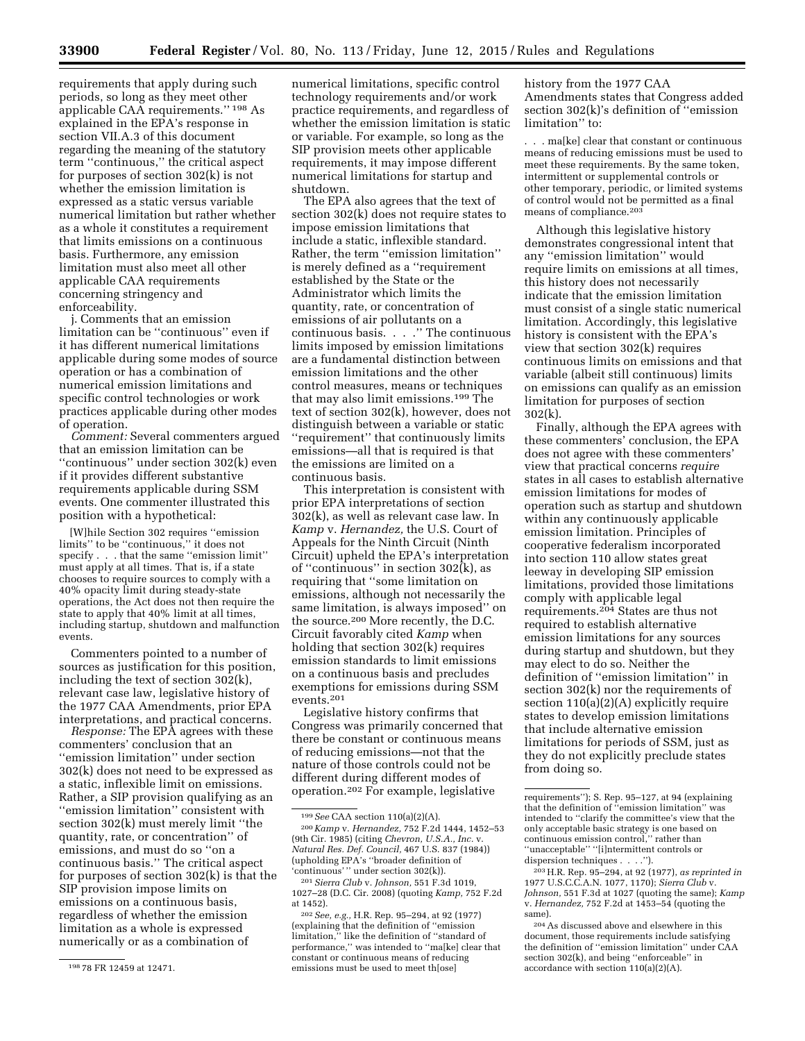requirements that apply during such periods, so long as they meet other applicable CAA requirements.''[198] As explained in the EPA's response in section VII.A.3 of this document regarding the meaning of the statutory term ''continuous,'' the critical aspect for purposes of section 302(k) is not whether the emission limitation is expressed as a static versus variable numerical limitation but rather whether as a whole it constitutes a requirement that limits emissions on a continuous basis. Furthermore, any emission limitation must also meet all other applicable CAA requirements concerning stringency and enforceability.

j. Comments that an emission limitation can be ''continuous'' even if it has different numerical limitations applicable during some modes of source operation or has a combination of numerical emission limitations and specific control technologies or work practices applicable during other modes of operation.

*Comment:* Several commenters argued that an emission limitation can be ''continuous'' under section 302(k) even if it provides different substantive requirements applicable during SSM events. One commenter illustrated this position with a hypothetical:

> [W]hile Section 302 requires ''emission limits'' to be ''continuous,'' it does not specify . . . that the same ''emission limit'' must apply at all times. That is, if a state chooses to require sources to comply with a 40% opacity limit during steady-state operations, the Act does not then require the state to apply that 40% limit at all times, including startup, shutdown and malfunction events.

Commenters pointed to a number of sources as justification for this position, including the text of section 302(k), relevant case law, legislative history of the 1977 CAA Amendments, prior EPA interpretations, and practical concerns.

*Response:* The EPA agrees with these commenters' conclusion that an ''emission limitation'' under section 302(k) does not need to be expressed as a static, inflexible limit on emissions. Rather, a SIP provision qualifying as an ''emission limitation'' consistent with section 302(k) must merely limit ''the quantity, rate, or concentration'' of emissions, and must do so ''on a continuous basis.'' The critical aspect for purposes of section 302(k) is that the SIP provision impose limits on emissions on a continuous basis, regardless of whether the emission limitation as a whole is expressed numerically or as a combination of numerical limitations, specific control technology requirements and/or work practice requirements, and regardless of whether the emission limitation is static or variable. For example, so long as the SIP provision meets other applicable requirements, it may impose different numerical limitations for startup and shutdown.

The EPA also agrees that the text of section 302(k) does not require states to impose emission limitations that include a static, inflexible standard. Rather, the term ''emission limitation'' is merely defined as a ''requirement established by the State or the Administrator which limits the quantity, rate, or concentration of emissions of air pollutants on a continuous basis. . . .'' The continuous limits imposed by emission limitations are a fundamental distinction between emission limitations and the other control measures, means or techniques that may also limit emissions.[199] The text of section 302(k), however, does not distinguish between a variable or static ''requirement'' that continuously limits emissions—all that is required is that the emissions are limited on a continuous basis.

This interpretation is consistent with prior EPA interpretations of section 302(k), as well as relevant case law. In *Kamp* v. *Hernandez,* the U.S. Court of Appeals for the Ninth Circuit (Ninth Circuit) upheld the EPA's interpretation of ''continuous'' in section 302(k), as requiring that ''some limitation on emissions, although not necessarily the same limitation, is always imposed'' on the source.[200] More recently, the D.C. Circuit favorably cited *Kamp* when holding that section 302(k) requires emission standards to limit emissions on a continuous basis and precludes exemptions for emissions during SSM events.[201]

Legislative history confirms that Congress was primarily concerned that there be constant or continuous means of reducing emissions—not that the nature of those controls could not be different during different modes of operation.[202] For example, legislative history from the 1977 CAA Amendments states that Congress added section 302(k)'s definition of ''emission limitation'' to:

> . . . ma[ke] clear that constant or continuous means of reducing emissions must be used to meet these requirements. By the same token, intermittent or supplemental controls or other temporary, periodic, or limited systems of control would not be permitted as a final means of compliance.[203]

Although this legislative history demonstrates congressional intent that any ''emission limitation'' would require limits on emissions at all times, this history does not necessarily indicate that the emission limitation must consist of a single static numerical limitation. Accordingly, this legislative history is consistent with the EPA's view that section 302(k) requires continuous limits on emissions and that variable (albeit still continuous) limits on emissions can qualify as an emission limitation for purposes of section 302(k).

Finally, although the EPA agrees with these commenters' conclusion, the EPA does not agree with these commenters' view that practical concerns *require* states in all cases to establish alternative emission limitations for modes of operation such as startup and shutdown within any continuously applicable emission limitation. Principles of cooperative federalism incorporated into section 110 allow states great leeway in developing SIP emission limitations, provided those limitations comply with applicable legal requirements.[204] States are thus not required to establish alternative emission limitations for any sources during startup and shutdown, but they may elect to do so. Neither the definition of ''emission limitation'' in section 302(k) nor the requirements of section 110(a)(2)(A) explicitly require states to develop emission limitations that include alternative emission limitations for periods of SSM, just as they do not explicitly preclude states from doing so.

---

[198] 78 FR 12459 at 12471.

[199] *See* CAA section 110(a)(2)(A).

[200] *Kamp* v. *Hernandez,* 752 F.2d 1444, 1452–53 (9th Cir. 1985) (citing *Chevron, U.S.A., Inc.* v. *Natural Res. Def. Council,* 467 U.S. 837 (1984)) (upholding EPA's ''broader definition of 'continuous' '' under section 302(k)).

[201] *Sierra Club* v. *Johnson,* 551 F.3d 1019, 1027–28 (D.C. Cir. 2008) (quoting *Kamp,* 752 F.2d at 1452).

[202] *See, e.g.,* H.R. Rep. 95–294, at 92 (1977) (explaining that the definition of ''emission limitation,'' like the definition of ''standard of performance,'' was intended to ''ma[ke] clear that constant or continuous means of reducing emissions must be used to meet th[ose] requirements''); S. Rep. 95–127, at 94 (explaining that the definition of ''emission limitation'' was intended to ''clarify the committee's view that the only acceptable basic strategy is one based on continuous emission control,'' rather than ''unacceptable'' ''[i]ntermittent controls or dispersion techniques . . . .'').

[203] H.R. Rep. 95–294, at 92 (1977), *as reprinted in* 1977 U.S.C.C.A.N. 1077, 1170); *Sierra Club* v. *Johnson,* 551 F.3d at 1027 (quoting the same); *Kamp* v. *Hernandez,* 752 F.2d at 1453–54 (quoting the same).

[204] As discussed above and elsewhere in this document, those requirements include satisfying the definition of ''emission limitation'' under CAA section 302(k), and being ''enforceable'' in accordance with section 110(a)(2)(A).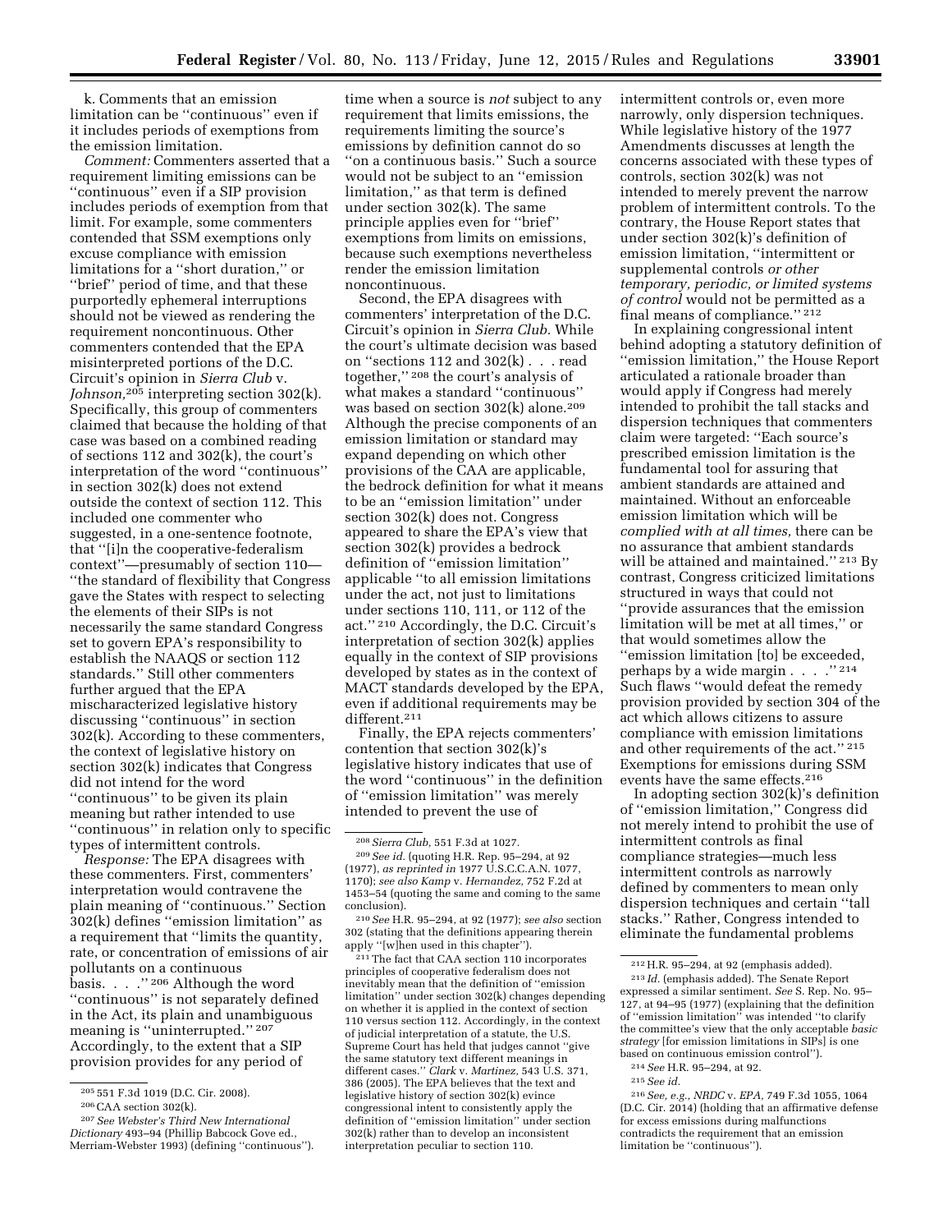k. Comments that an emission limitation can be "continuous" even if it includes periods of exemptions from the emission limitation.

*Comment:* Commenters asserted that a requirement limiting emissions can be "continuous" even if a SIP provision includes periods of exemption from that limit. For example, some commenters contended that SSM exemptions only excuse compliance with emission limitations for a "short duration," or "brief" period of time, and that these purportedly ephemeral interruptions should not be viewed as rendering the requirement noncontinuous. Other commenters contended that the EPA misinterpreted portions of the D.C. Circuit's opinion in *Sierra Club* v. *Johnson,*[205] interpreting section 302(k). Specifically, this group of commenters claimed that because the holding of that case was based on a combined reading of sections 112 and 302(k), the court's interpretation of the word "continuous" in section 302(k) does not extend outside the context of section 112. This included one commenter who suggested, in a one-sentence footnote, that "[i]n the cooperative-federalism context"—presumably of section 110—"the standard of flexibility that Congress gave the States with respect to selecting the elements of their SIPs is not necessarily the same standard Congress set to govern EPA's responsibility to establish the NAAQS or section 112 standards." Still other commenters further argued that the EPA mischaracterized legislative history discussing "continuous" in section 302(k). According to these commenters, the context of legislative history on section 302(k) indicates that Congress did not intend for the word "continuous" to be given its plain meaning but rather intended to use "continuous" in relation only to specific types of intermittent controls.

*Response:* The EPA disagrees with these commenters. First, commenters' interpretation would contravene the plain meaning of "continuous." Section 302(k) defines "emission limitation" as a requirement that "limits the quantity, rate, or concentration of emissions of air pollutants on a continuous basis. . . ."[206] Although the word "continuous" is not separately defined in the Act, its plain and unambiguous meaning is "uninterrupted."[207] Accordingly, to the extent that a SIP provision provides for any period of time when a source is *not* subject to any requirement that limits emissions, the requirements limiting the source's emissions by definition cannot do so "on a continuous basis." Such a source would not be subject to an "emission limitation," as that term is defined under section 302(k). The same principle applies even for "brief" exemptions from limits on emissions, because such exemptions nevertheless render the emission limitation noncontinuous.

Second, the EPA disagrees with commenters' interpretation of the D.C. Circuit's opinion in *Sierra Club.* While the court's ultimate decision was based on "sections 112 and 302(k) . . . read together,"[208] the court's analysis of what makes a standard "continuous" was based on section 302(k) alone.[209] Although the precise components of an emission limitation or standard may expand depending on which other provisions of the CAA are applicable, the bedrock definition for what it means to be an "emission limitation" under section 302(k) does not. Congress appeared to share the EPA's view that section 302(k) provides a bedrock definition of "emission limitation" applicable "to all emission limitations under the act, not just to limitations under sections 110, 111, or 112 of the act."[210] Accordingly, the D.C. Circuit's interpretation of section 302(k) applies equally in the context of SIP provisions developed by states as in the context of MACT standards developed by the EPA, even if additional requirements may be different.[211]

Finally, the EPA rejects commenters' contention that section 302(k)'s legislative history indicates that use of the word "continuous" in the definition of "emission limitation" was merely intended to prevent the use of intermittent controls or, even more narrowly, only dispersion techniques. While legislative history of the 1977 Amendments discusses at length the concerns associated with these types of controls, section 302(k) was not intended to merely prevent the narrow problem of intermittent controls. To the contrary, the House Report states that under section 302(k)'s definition of emission limitation, "intermittent or supplemental controls *or other temporary, periodic, or limited systems of control* would not be permitted as a final means of compliance."[212]

In explaining congressional intent behind adopting a statutory definition of "emission limitation," the House Report articulated a rationale broader than would apply if Congress had merely intended to prohibit the tall stacks and dispersion techniques that commenters claim were targeted: "Each source's prescribed emission limitation is the fundamental tool for assuring that ambient standards are attained and maintained. Without an enforceable emission limitation which will be *complied with at all times,* there can be no assurance that ambient standards will be attained and maintained."[213] By contrast, Congress criticized limitations structured in ways that could not "provide assurances that the emission limitation will be met at all times," or that would sometimes allow the "emission limitation [to] be exceeded, perhaps by a wide margin . . . ."[214] Such flaws "would defeat the remedy provision provided by section 304 of the act which allows citizens to assure compliance with emission limitations and other requirements of the act."[215] Exemptions for emissions during SSM events have the same effects.[216]

In adopting section 302(k)'s definition of "emission limitation," Congress did not merely intend to prohibit the use of intermittent controls as final compliance strategies—much less intermittent controls as narrowly defined by commenters to mean only dispersion techniques and certain "tall stacks." Rather, Congress intended to eliminate the fundamental problems

---

[205] 551 F.3d 1019 (D.C. Cir. 2008).

[206] CAA section 302(k).

[207] *See Webster's Third New International Dictionary* 493–94 (Phillip Babcock Gove ed., Merriam-Webster 1993) (defining "continuous").

[208] *Sierra Club,* 551 F.3d at 1027.

[209] *See id.* (quoting H.R. Rep. 95–294, at 92 (1977), *as reprinted in* 1977 U.S.C.C.A.N. 1077, 1170); *see also Kamp* v. *Hernandez,* 752 F.2d at 1453–54 (quoting the same and coming to the same conclusion).

[210] *See* H.R. 95–294, at 92 (1977); *see also* section 302 (stating that the definitions appearing therein apply "[w]hen used in this chapter").

[211] The fact that CAA section 110 incorporates principles of cooperative federalism does not inevitably mean that the definition of "emission limitation" under section 302(k) changes depending on whether it is applied in the context of section 110 versus section 112. Accordingly, in the context of judicial interpretation of a statute, the U.S. Supreme Court has held that judges cannot "give the same statutory text different meanings in different cases." *Clark* v. *Martinez,* 543 U.S. 371, 386 (2005). The EPA believes that the text and legislative history of section 302(k) evince congressional intent to consistently apply the definition of "emission limitation" under section 302(k) rather than to develop an inconsistent interpretation peculiar to section 110.

[212] H.R. 95–294, at 92 (emphasis added).

[213] *Id.* (emphasis added). The Senate Report expressed a similar sentiment. *See* S. Rep. No. 95–127, at 94–95 (1977) (explaining that the definition of "emission limitation" was intended "to clarify the committee's view that the only acceptable *basic strategy* [for emission limitations in SIPs] is one based on continuous emission control").

[214] *See* H.R. 95–294, at 92.

[215] *See id.*

[216] *See, e.g., NRDC* v. *EPA,* 749 F.3d 1055, 1064 (D.C. Cir. 2014) (holding that an affirmative defense for excess emissions during malfunctions contradicts the requirement that an emission limitation be "continuous").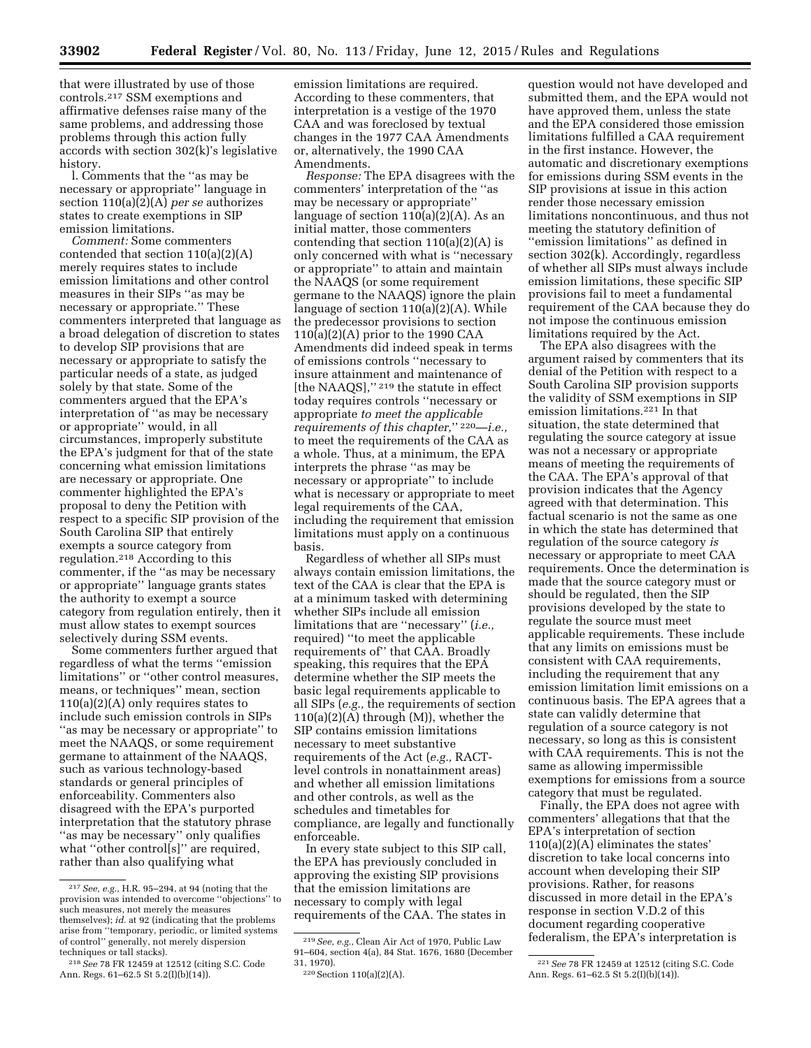that were illustrated by use of those controls.[217] SSM exemptions and affirmative defenses raise many of the same problems, and addressing those problems through this action fully accords with section 302(k)'s legislative history.

l. Comments that the ''as may be necessary or appropriate'' language in section 110(a)(2)(A) *per se* authorizes states to create exemptions in SIP emission limitations.

*Comment:* Some commenters contended that section 110(a)(2)(A) merely requires states to include emission limitations and other control measures in their SIPs ''as may be necessary or appropriate.'' These commenters interpreted that language as a broad delegation of discretion to states to develop SIP provisions that are necessary or appropriate to satisfy the particular needs of a state, as judged solely by that state. Some of the commenters argued that the EPA's interpretation of ''as may be necessary or appropriate'' would, in all circumstances, improperly substitute the EPA's judgment for that of the state concerning what emission limitations are necessary or appropriate. One commenter highlighted the EPA's proposal to deny the Petition with respect to a specific SIP provision of the South Carolina SIP that entirely exempts a source category from regulation.[218] According to this commenter, if the ''as may be necessary or appropriate'' language grants states the authority to exempt a source category from regulation entirely, then it must allow states to exempt sources selectively during SSM events.

Some commenters further argued that regardless of what the terms ''emission limitations'' or ''other control measures, means, or techniques'' mean, section 110(a)(2)(A) only requires states to include such emission controls in SIPs ''as may be necessary or appropriate'' to meet the NAAQS, or some requirement germane to attainment of the NAAQS, such as various technology-based standards or general principles of enforceability. Commenters also disagreed with the EPA's purported interpretation that the statutory phrase ''as may be necessary'' only qualifies what ''other control[s]'' are required, rather than also qualifying what emission limitations are required. According to these commenters, that interpretation is a vestige of the 1970 CAA and was foreclosed by textual changes in the 1977 CAA Amendments or, alternatively, the 1990 CAA Amendments.

*Response:* The EPA disagrees with the commenters' interpretation of the ''as may be necessary or appropriate'' language of section 110(a)(2)(A). As an initial matter, those commenters contending that section 110(a)(2)(A) is only concerned with what is ''necessary or appropriate'' to attain and maintain the NAAQS (or some requirement germane to the NAAQS) ignore the plain language of section 110(a)(2)(A). While the predecessor provisions to section 110(a)(2)(A) prior to the 1990 CAA Amendments did indeed speak in terms of emissions controls ''necessary to insure attainment and maintenance of [the NAAQS],'' [219] the statute in effect today requires controls ''necessary or appropriate *to meet the applicable requirements of this chapter,*'' [220]—*i.e.,* to meet the requirements of the CAA as a whole. Thus, at a minimum, the EPA interprets the phrase ''as may be necessary or appropriate'' to include what is necessary or appropriate to meet legal requirements of the CAA, including the requirement that emission limitations must apply on a continuous basis.

Regardless of whether all SIPs must always contain emission limitations, the text of the CAA is clear that the EPA is at a minimum tasked with determining whether SIPs include all emission limitations that are ''necessary'' (*i.e.,* required) ''to meet the applicable requirements of'' that CAA. Broadly speaking, this requires that the EPA determine whether the SIP meets the basic legal requirements applicable to all SIPs (*e.g.,* the requirements of section 110(a)(2)(A) through (M)), whether the SIP contains emission limitations necessary to meet substantive requirements of the Act (*e.g.,* RACT-level controls in nonattainment areas) and whether all emission limitations and other controls, as well as the schedules and timetables for compliance, are legally and functionally enforceable.

In every state subject to this SIP call, the EPA has previously concluded in approving the existing SIP provisions that the emission limitations are necessary to comply with legal requirements of the CAA. The states in question would not have developed and submitted them, and the EPA would not have approved them, unless the state and the EPA considered those emission limitations fulfilled a CAA requirement in the first instance. However, the automatic and discretionary exemptions for emissions during SSM events in the SIP provisions at issue in this action render those necessary emission limitations noncontinuous, and thus not meeting the statutory definition of ''emission limitations'' as defined in section 302(k). Accordingly, regardless of whether all SIPs must always include emission limitations, these specific SIP provisions fail to meet a fundamental requirement of the CAA because they do not impose the continuous emission limitations required by the Act.

The EPA also disagrees with the argument raised by commenters that its denial of the Petition with respect to a South Carolina SIP provision supports the validity of SSM exemptions in SIP emission limitations.[221] In that situation, the state determined that regulating the source category at issue was not a necessary or appropriate means of meeting the requirements of the CAA. The EPA's approval of that provision indicates that the Agency agreed with that determination. This factual scenario is not the same as one in which the state has determined that regulation of the source category *is* necessary or appropriate to meet CAA requirements. Once the determination is made that the source category must or should be regulated, then the SIP provisions developed by the state to regulate the source must meet applicable requirements. These include that any limits on emissions must be consistent with CAA requirements, including the requirement that any emission limitation limit emissions on a continuous basis. The EPA agrees that a state can validly determine that regulation of a source category is not necessary, so long as this is consistent with CAA requirements. This is not the same as allowing impermissible exemptions for emissions from a source category that must be regulated.

Finally, the EPA does not agree with commenters' allegations that that the EPA's interpretation of section 110(a)(2)(A) eliminates the states' discretion to take local concerns into account when developing their SIP provisions. Rather, for reasons discussed in more detail in the EPA's response in section V.D.2 of this document regarding cooperative federalism, the EPA's interpretation is

[217] *See, e.g.,* H.R. 95–294, at 94 (noting that the provision was intended to overcome ''objections'' to such measures, not merely the measures themselves); *id.* at 92 (indicating that the problems arise from ''temporary, periodic, or limited systems of control'' generally, not merely dispersion techniques or tall stacks).

[218] *See* 78 FR 12459 at 12512 (citing S.C. Code Ann. Regs. 61–62.5 St 5.2(I)(b)(14)).

[219] *See, e.g.,* Clean Air Act of 1970, Public Law 91–604, section 4(a), 84 Stat. 1676, 1680 (December 31, 1970).

[220] Section 110(a)(2)(A).

[221] *See* 78 FR 12459 at 12512 (citing S.C. Code Ann. Regs. 61–62.5 St 5.2(I)(b)(14)).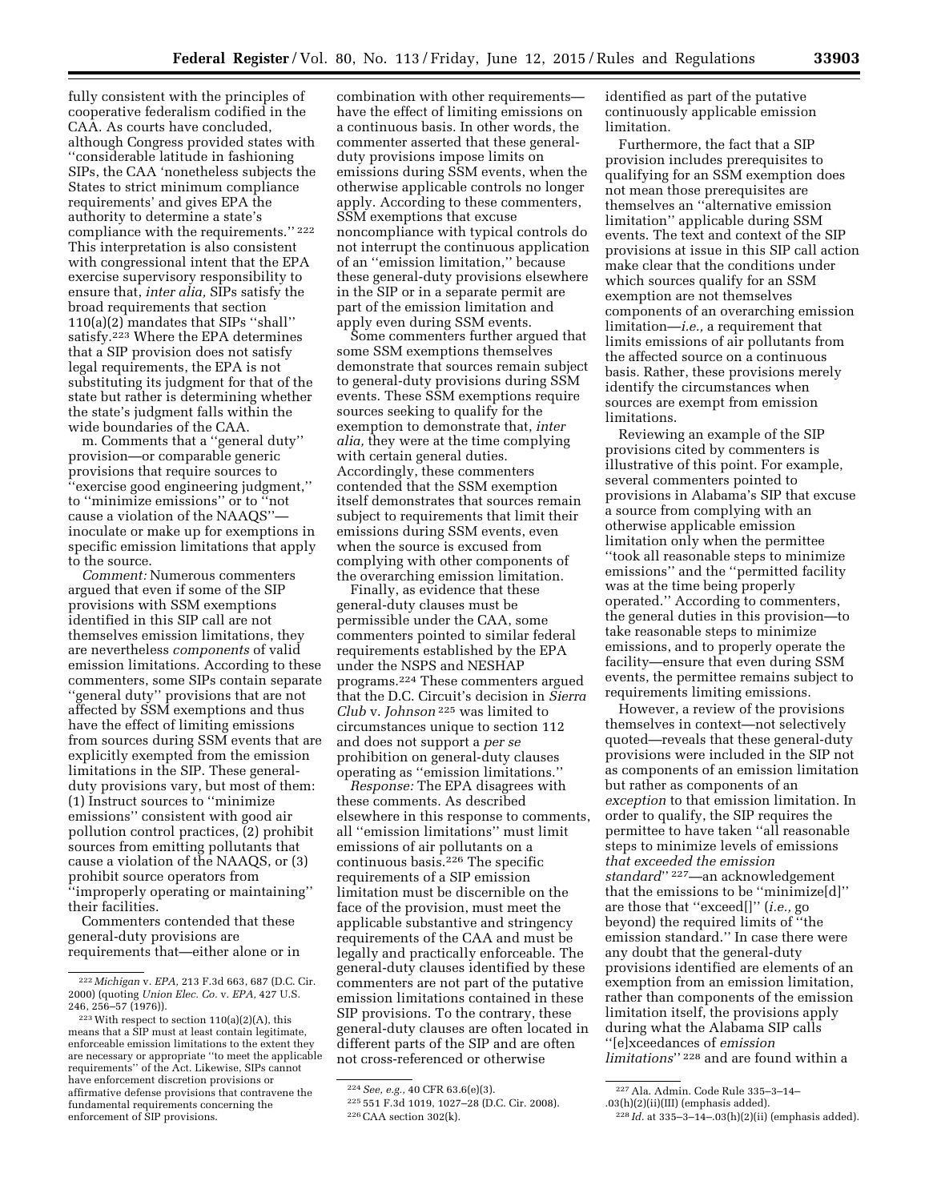fully consistent with the principles of cooperative federalism codified in the CAA. As courts have concluded, although Congress provided states with ''considerable latitude in fashioning SIPs, the CAA 'nonetheless subjects the States to strict minimum compliance requirements' and gives EPA the authority to determine a state's compliance with the requirements.'' [222] This interpretation is also consistent with congressional intent that the EPA exercise supervisory responsibility to ensure that, *inter alia,* SIPs satisfy the broad requirements that section 110(a)(2) mandates that SIPs ''shall'' satisfy.[223] Where the EPA determines that a SIP provision does not satisfy legal requirements, the EPA is not substituting its judgment for that of the state but rather is determining whether the state's judgment falls within the wide boundaries of the CAA.

m. Comments that a ''general duty'' provision—or comparable generic provisions that require sources to ''exercise good engineering judgment,'' to ''minimize emissions'' or to ''not cause a violation of the NAAQS''—inoculate or make up for exemptions in specific emission limitations that apply to the source.

*Comment:* Numerous commenters argued that even if some of the SIP provisions with SSM exemptions identified in this SIP call are not themselves emission limitations, they are nevertheless *components* of valid emission limitations. According to these commenters, some SIPs contain separate ''general duty'' provisions that are not affected by SSM exemptions and thus have the effect of limiting emissions from sources during SSM events that are explicitly exempted from the emission limitations in the SIP. These general-duty provisions vary, but most of them: (1) Instruct sources to ''minimize emissions'' consistent with good air pollution control practices, (2) prohibit sources from emitting pollutants that cause a violation of the NAAQS, or (3) prohibit source operators from ''improperly operating or maintaining'' their facilities.

Commenters contended that these general-duty provisions are requirements that—either alone or in combination with other requirements—have the effect of limiting emissions on a continuous basis. In other words, the commenter asserted that these general-duty provisions impose limits on emissions during SSM events, when the otherwise applicable controls no longer apply. According to these commenters, SSM exemptions that excuse noncompliance with typical controls do not interrupt the continuous application of an ''emission limitation,'' because these general-duty provisions elsewhere in the SIP or in a separate permit are part of the emission limitation and apply even during SSM events.

Some commenters further argued that some SSM exemptions themselves demonstrate that sources remain subject to general-duty provisions during SSM events. These SSM exemptions require sources seeking to qualify for the exemption to demonstrate that, *inter alia,* they were at the time complying with certain general duties. Accordingly, these commenters contended that the SSM exemption itself demonstrates that sources remain subject to requirements that limit their emissions during SSM events, even when the source is excused from complying with other components of the overarching emission limitation.

Finally, as evidence that these general-duty clauses must be permissible under the CAA, some commenters pointed to similar federal requirements established by the EPA under the NSPS and NESHAP programs.[224] These commenters argued that the D.C. Circuit's decision in *Sierra Club* v. *Johnson* [225] was limited to circumstances unique to section 112 and does not support a *per se* prohibition on general-duty clauses operating as ''emission limitations.''

*Response:* The EPA disagrees with these comments. As described elsewhere in this response to comments, all ''emission limitations'' must limit emissions of air pollutants on a continuous basis.[226] The specific requirements of a SIP emission limitation must be discernible on the face of the provision, must meet the applicable substantive and stringency requirements of the CAA and must be legally and practically enforceable. The general-duty clauses identified by these commenters are not part of the putative emission limitations contained in these SIP provisions. To the contrary, these general-duty clauses are often located in different parts of the SIP and are often not cross-referenced or otherwise identified as part of the putative continuously applicable emission limitation.

Furthermore, the fact that a SIP provision includes prerequisites to qualifying for an SSM exemption does not mean those prerequisites are themselves an ''alternative emission limitation'' applicable during SSM events. The text and context of the SIP provisions at issue in this SIP call action make clear that the conditions under which sources qualify for an SSM exemption are not themselves components of an overarching emission limitation—*i.e.,* a requirement that limits emissions of air pollutants from the affected source on a continuous basis. Rather, these provisions merely identify the circumstances when sources are exempt from emission limitations.

Reviewing an example of the SIP provisions cited by commenters is illustrative of this point. For example, several commenters pointed to provisions in Alabama's SIP that excuse a source from complying with an otherwise applicable emission limitation only when the permittee ''took all reasonable steps to minimize emissions'' and the ''permitted facility was at the time being properly operated.'' According to commenters, the general duties in this provision—to take reasonable steps to minimize emissions, and to properly operate the facility—ensure that even during SSM events, the permittee remains subject to requirements limiting emissions.

However, a review of the provisions themselves in context—not selectively quoted—reveals that these general-duty provisions were included in the SIP not as components of an emission limitation but rather as components of an *exception* to that emission limitation. In order to qualify, the SIP requires the permittee to have taken ''all reasonable steps to minimize levels of emissions *that exceeded the emission standard*'' [227]—an acknowledgement that the emissions to be ''minimize[d]'' are those that ''exceed[]'' (*i.e.,* go beyond) the required limits of ''the emission standard.'' In case there were any doubt that the general-duty provisions identified are elements of an exemption from an emission limitation, rather than components of the emission limitation itself, the provisions apply during what the Alabama SIP calls ''[e]xceedances of *emission limitations*'' [228] and are found within a

---

[222] *Michigan* v. *EPA,* 213 F.3d 663, 687 (D.C. Cir. 2000) (quoting *Union Elec. Co.* v. *EPA,* 427 U.S. 246, 256–57 (1976)).

[223] With respect to section 110(a)(2)(A), this means that a SIP must at least contain legitimate, enforceable emission limitations to the extent they are necessary or appropriate ''to meet the applicable requirements'' of the Act. Likewise, SIPs cannot have enforcement discretion provisions or affirmative defense provisions that contravene the fundamental requirements concerning the enforcement of SIP provisions.

[224] *See, e.g.,* 40 CFR 63.6(e)(3).

[225] 551 F.3d 1019, 1027–28 (D.C. Cir. 2008).

[226] CAA section 302(k).

[227] Ala. Admin. Code Rule 335–3–14–.03(h)(2)(ii)(III) (emphasis added).

[228] *Id.* at 335–3–14–.03(h)(2)(ii) (emphasis added).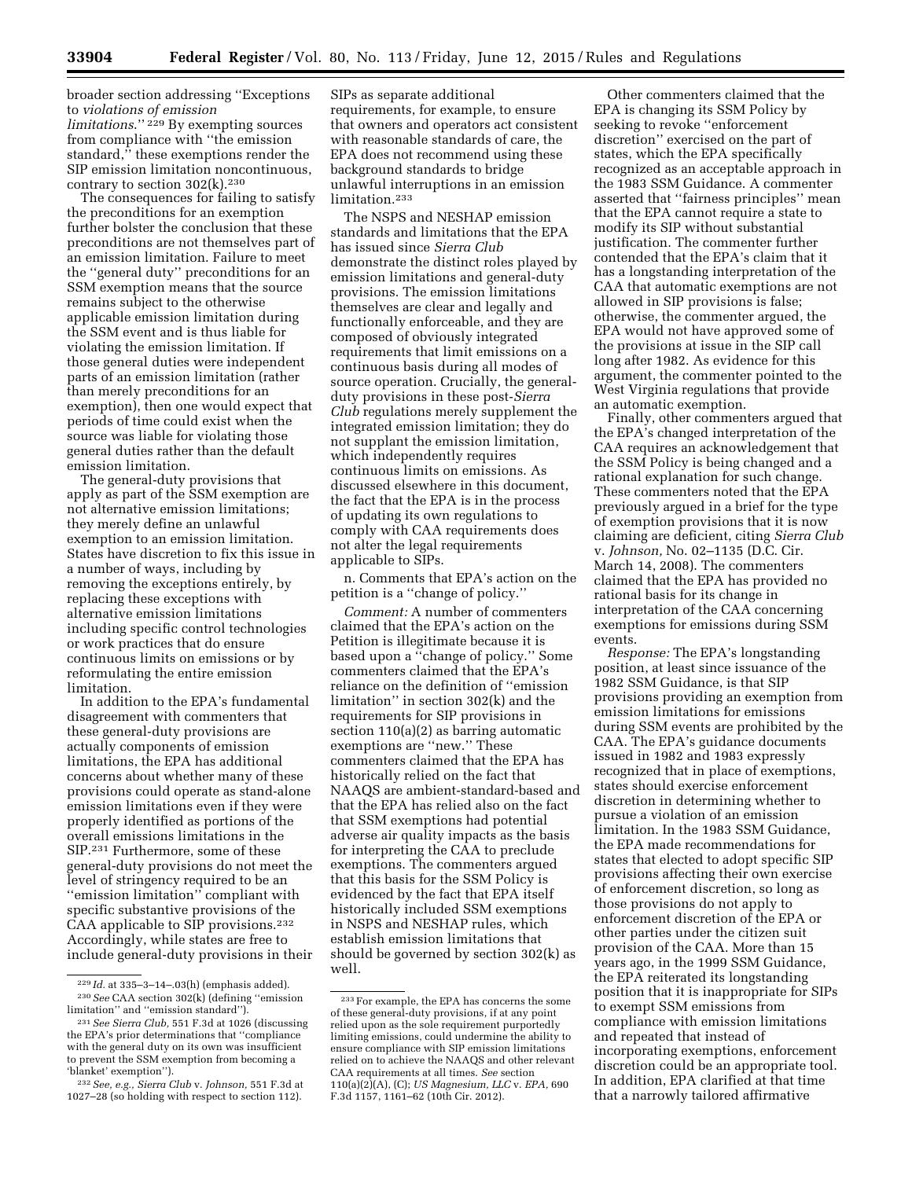broader section addressing "Exceptions to *violations of emission limitations*."[229] By exempting sources from compliance with "the emission standard," these exemptions render the SIP emission limitation noncontinuous, contrary to section 302(k).[230]

The consequences for failing to satisfy the preconditions for an exemption further bolster the conclusion that these preconditions are not themselves part of an emission limitation. Failure to meet the "general duty" preconditions for an SSM exemption means that the source remains subject to the otherwise applicable emission limitation during the SSM event and is thus liable for violating the emission limitation. If those general duties were independent parts of an emission limitation (rather than merely preconditions for an exemption), then one would expect that periods of time could exist when the source was liable for violating those general duties rather than the default emission limitation.

The general-duty provisions that apply as part of the SSM exemption are not alternative emission limitations; they merely define an unlawful exemption to an emission limitation. States have discretion to fix this issue in a number of ways, including by removing the exceptions entirely, by replacing these exceptions with alternative emission limitations including specific control technologies or work practices that do ensure continuous limits on emissions or by reformulating the entire emission limitation.

In addition to the EPA's fundamental disagreement with commenters that these general-duty provisions are actually components of emission limitations, the EPA has additional concerns about whether many of these provisions could operate as stand-alone emission limitations even if they were properly identified as portions of the overall emissions limitations in the SIP.[231] Furthermore, some of these general-duty provisions do not meet the level of stringency required to be an "emission limitation" compliant with specific substantive provisions of the CAA applicable to SIP provisions.[232] Accordingly, while states are free to include general-duty provisions in their SIPs as separate additional requirements, for example, to ensure that owners and operators act consistent with reasonable standards of care, the EPA does not recommend using these background standards to bridge unlawful interruptions in an emission limitation.[233]

The NSPS and NESHAP emission standards and limitations that the EPA has issued since *Sierra Club* demonstrate the distinct roles played by emission limitations and general-duty provisions. The emission limitations themselves are clear and legally and functionally enforceable, and they are composed of obviously integrated requirements that limit emissions on a continuous basis during all modes of source operation. Crucially, the general-duty provisions in these post-*Sierra Club* regulations merely supplement the integrated emission limitation; they do not supplant the emission limitation, which independently requires continuous limits on emissions. As discussed elsewhere in this document, the fact that the EPA is in the process of updating its own regulations to comply with CAA requirements does not alter the legal requirements applicable to SIPs.

n. Comments that EPA's action on the petition is a "change of policy."

*Comment:* A number of commenters claimed that the EPA's action on the Petition is illegitimate because it is based upon a "change of policy." Some commenters claimed that the EPA's reliance on the definition of "emission limitation" in section 302(k) and the requirements for SIP provisions in section 110(a)(2) as barring automatic exemptions are "new." These commenters claimed that the EPA has historically relied on the fact that NAAQS are ambient-standard-based and that the EPA has relied also on the fact that SSM exemptions had potential adverse air quality impacts as the basis for interpreting the CAA to preclude exemptions. The commenters argued that this basis for the SSM Policy is evidenced by the fact that EPA itself historically included SSM exemptions in NSPS and NESHAP rules, which establish emission limitations that should be governed by section 302(k) as well.

Other commenters claimed that the EPA is changing its SSM Policy by seeking to revoke "enforcement discretion" exercised on the part of states, which the EPA specifically recognized as an acceptable approach in the 1983 SSM Guidance. A commenter asserted that "fairness principles" mean that the EPA cannot require a state to modify its SIP without substantial justification. The commenter further contended that the EPA's claim that it has a longstanding interpretation of the CAA that automatic exemptions are not allowed in SIP provisions is false; otherwise, the commenter argued, the EPA would not have approved some of the provisions at issue in the SIP call long after 1982. As evidence for this argument, the commenter pointed to the West Virginia regulations that provide an automatic exemption.

Finally, other commenters argued that the EPA's changed interpretation of the CAA requires an acknowledgement that the SSM Policy is being changed and a rational explanation for such change. These commenters noted that the EPA previously argued in a brief for the type of exemption provisions that it is now claiming are deficient, citing *Sierra Club* v. *Johnson,* No. 02–1135 (D.C. Cir. March 14, 2008). The commenters claimed that the EPA has provided no rational basis for its change in interpretation of the CAA concerning exemptions for emissions during SSM events.

*Response:* The EPA's longstanding position, at least since issuance of the 1982 SSM Guidance, is that SIP provisions providing an exemption from emission limitations for emissions during SSM events are prohibited by the CAA. The EPA's guidance documents issued in 1982 and 1983 expressly recognized that in place of exemptions, states should exercise enforcement discretion in determining whether to pursue a violation of an emission limitation. In the 1983 SSM Guidance, the EPA made recommendations for states that elected to adopt specific SIP provisions affecting their own exercise of enforcement discretion, so long as those provisions do not apply to enforcement discretion of the EPA or other parties under the citizen suit provision of the CAA. More than 15 years ago, in the 1999 SSM Guidance, the EPA reiterated its longstanding position that it is inappropriate for SIPs to exempt SSM emissions from compliance with emission limitations and repeated that instead of incorporating exemptions, enforcement discretion could be an appropriate tool. In addition, EPA clarified at that time that a narrowly tailored affirmative

---

[229] *Id.* at 335–3–14–.03(h) (emphasis added).

[230] *See* CAA section 302(k) (defining "emission limitation" and "emission standard").

[231] *See Sierra Club,* 551 F.3d at 1026 (discussing the EPA's prior determinations that "compliance with the general duty on its own was insufficient to prevent the SSM exemption from becoming a 'blanket' exemption").

[232] *See, e.g., Sierra Club* v. *Johnson,* 551 F.3d at 1027–28 (so holding with respect to section 112).

[233] For example, the EPA has concerns the some of these general-duty provisions, if at any point relied upon as the sole requirement purportedly limiting emissions, could undermine the ability to ensure compliance with SIP emission limitations relied on to achieve the NAAQS and other relevant CAA requirements at all times. *See* section 110(a)(2)(A), (C); *US Magnesium, LLC* v. *EPA,* 690 F.3d 1157, 1161–62 (10th Cir. 2012).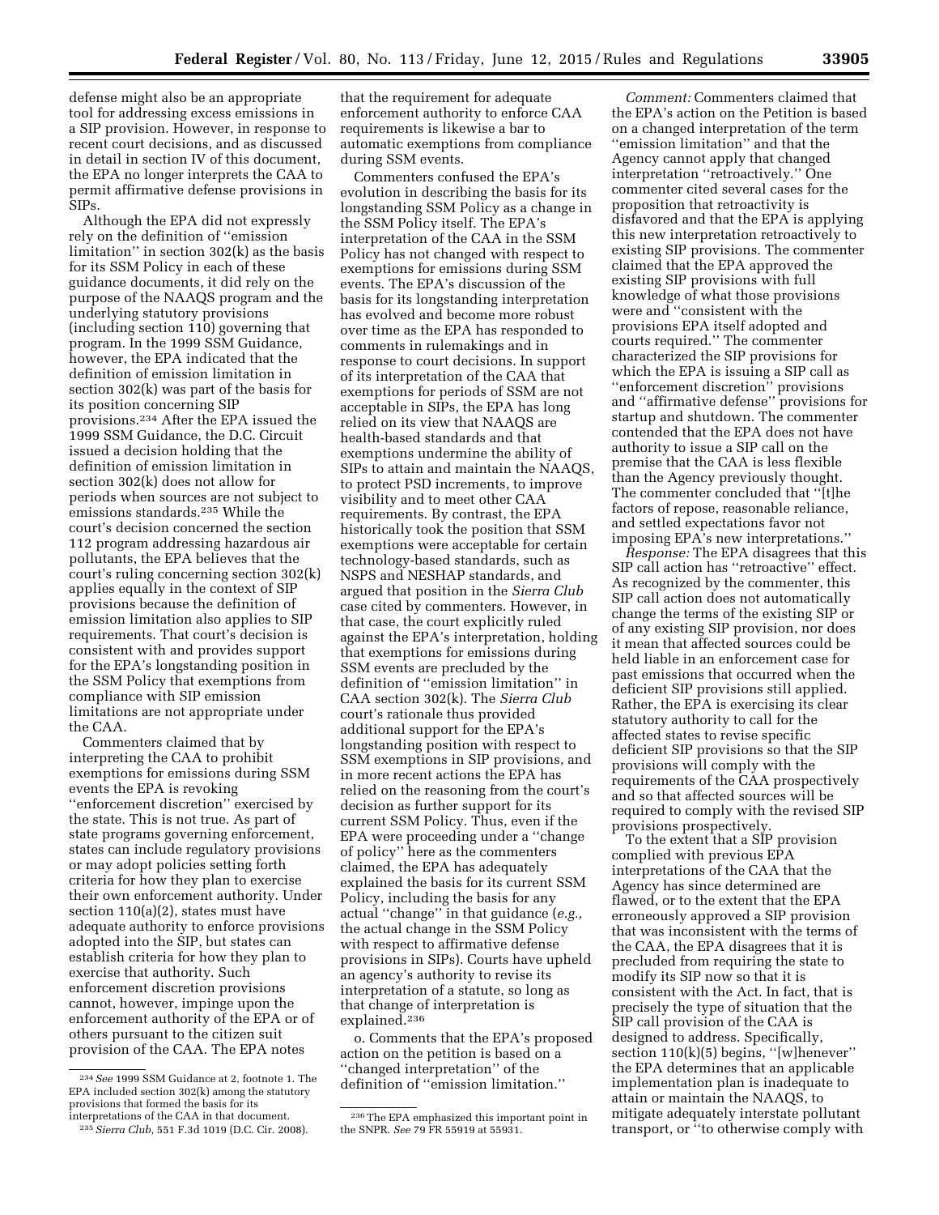defense might also be an appropriate tool for addressing excess emissions in a SIP provision. However, in response to recent court decisions, and as discussed in detail in section IV of this document, the EPA no longer interprets the CAA to permit affirmative defense provisions in SIPs.

Although the EPA did not expressly rely on the definition of ''emission limitation'' in section 302(k) as the basis for its SSM Policy in each of these guidance documents, it did rely on the purpose of the NAAQS program and the underlying statutory provisions (including section 110) governing that program. In the 1999 SSM Guidance, however, the EPA indicated that the definition of emission limitation in section 302(k) was part of the basis for its position concerning SIP provisions.[234] After the EPA issued the 1999 SSM Guidance, the D.C. Circuit issued a decision holding that the definition of emission limitation in section 302(k) does not allow for periods when sources are not subject to emissions standards.[235] While the court's decision concerned the section 112 program addressing hazardous air pollutants, the EPA believes that the court's ruling concerning section 302(k) applies equally in the context of SIP provisions because the definition of emission limitation also applies to SIP requirements. That court's decision is consistent with and provides support for the EPA's longstanding position in the SSM Policy that exemptions from compliance with SIP emission limitations are not appropriate under the CAA.

Commenters claimed that by interpreting the CAA to prohibit exemptions for emissions during SSM events the EPA is revoking ''enforcement discretion'' exercised by the state. This is not true. As part of state programs governing enforcement, states can include regulatory provisions or may adopt policies setting forth criteria for how they plan to exercise their own enforcement authority. Under section 110(a)(2), states must have adequate authority to enforce provisions adopted into the SIP, but states can establish criteria for how they plan to exercise that authority. Such enforcement discretion provisions cannot, however, impinge upon the enforcement authority of the EPA or of others pursuant to the citizen suit provision of the CAA. The EPA notes that the requirement for adequate enforcement authority to enforce CAA requirements is likewise a bar to automatic exemptions from compliance during SSM events.

Commenters confused the EPA's evolution in describing the basis for its longstanding SSM Policy as a change in the SSM Policy itself. The EPA's interpretation of the CAA in the SSM Policy has not changed with respect to exemptions for emissions during SSM events. The EPA's discussion of the basis for its longstanding interpretation has evolved and become more robust over time as the EPA has responded to comments in rulemakings and in response to court decisions. In support of its interpretation of the CAA that exemptions for periods of SSM are not acceptable in SIPs, the EPA has long relied on its view that NAAQS are health-based standards and that exemptions undermine the ability of SIPs to attain and maintain the NAAQS, to protect PSD increments, to improve visibility and to meet other CAA requirements. By contrast, the EPA historically took the position that SSM exemptions were acceptable for certain technology-based standards, such as NSPS and NESHAP standards, and argued that position in the *Sierra Club* case cited by commenters. However, in that case, the court explicitly ruled against the EPA's interpretation, holding that exemptions for emissions during SSM events are precluded by the definition of ''emission limitation'' in CAA section 302(k). The *Sierra Club* court's rationale thus provided additional support for the EPA's longstanding position with respect to SSM exemptions in SIP provisions, and in more recent actions the EPA has relied on the reasoning from the court's decision as further support for its current SSM Policy. Thus, even if the EPA were proceeding under a ''change of policy'' here as the commenters claimed, the EPA has adequately explained the basis for its current SSM Policy, including the basis for any actual ''change'' in that guidance (*e.g.,* the actual change in the SSM Policy with respect to affirmative defense provisions in SIPs). Courts have upheld an agency's authority to revise its interpretation of a statute, so long as that change of interpretation is explained.[236]

o. Comments that the EPA's proposed action on the petition is based on a ''changed interpretation'' of the definition of ''emission limitation.''

*Comment:* Commenters claimed that the EPA's action on the Petition is based on a changed interpretation of the term ''emission limitation'' and that the Agency cannot apply that changed interpretation ''retroactively.'' One commenter cited several cases for the proposition that retroactivity is disfavored and that the EPA is applying this new interpretation retroactively to existing SIP provisions. The commenter claimed that the EPA approved the existing SIP provisions with full knowledge of what those provisions were and ''consistent with the provisions EPA itself adopted and courts required.'' The commenter characterized the SIP provisions for which the EPA is issuing a SIP call as ''enforcement discretion'' provisions and ''affirmative defense'' provisions for startup and shutdown. The commenter contended that the EPA does not have authority to issue a SIP call on the premise that the CAA is less flexible than the Agency previously thought. The commenter concluded that ''[t]he factors of repose, reasonable reliance, and settled expectations favor not imposing EPA's new interpretations.''

*Response:* The EPA disagrees that this SIP call action has ''retroactive'' effect. As recognized by the commenter, this SIP call action does not automatically change the terms of the existing SIP or of any existing SIP provision, nor does it mean that affected sources could be held liable in an enforcement case for past emissions that occurred when the deficient SIP provisions still applied. Rather, the EPA is exercising its clear statutory authority to call for the affected states to revise specific deficient SIP provisions so that the SIP provisions will comply with the requirements of the CAA prospectively and so that affected sources will be required to comply with the revised SIP provisions prospectively.

To the extent that a SIP provision complied with previous EPA interpretations of the CAA that the Agency has since determined are flawed, or to the extent that the EPA erroneously approved a SIP provision that was inconsistent with the terms of the CAA, the EPA disagrees that it is precluded from requiring the state to modify its SIP now so that it is consistent with the Act. In fact, that is precisely the type of situation that the SIP call provision of the CAA is designed to address. Specifically, section 110(k)(5) begins, ''[w]henever'' the EPA determines that an applicable implementation plan is inadequate to attain or maintain the NAAQS, to mitigate adequately interstate pollutant transport, or ''to otherwise comply with

---

[234] *See* 1999 SSM Guidance at 2, footnote 1. The EPA included section 302(k) among the statutory provisions that formed the basis for its interpretations of the CAA in that document.

[235] *Sierra Club,* 551 F.3d 1019 (D.C. Cir. 2008).

[236] The EPA emphasized this important point in the SNPR. *See* 79 FR 55919 at 55931.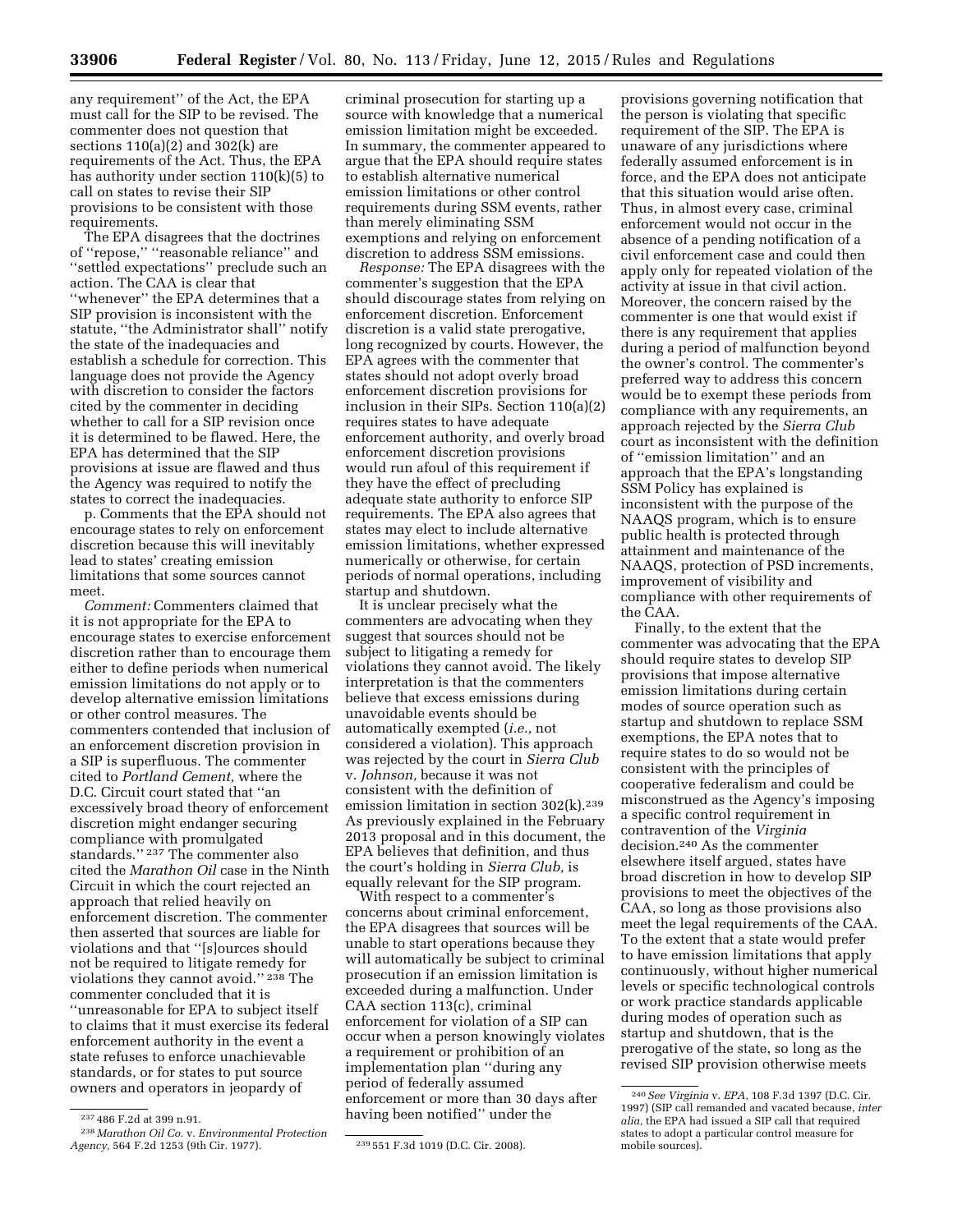any requirement'' of the Act, the EPA must call for the SIP to be revised. The commenter does not question that sections 110(a)(2) and 302(k) are requirements of the Act. Thus, the EPA has authority under section 110(k)(5) to call on states to revise their SIP provisions to be consistent with those requirements.

The EPA disagrees that the doctrines of ''repose,'' ''reasonable reliance'' and ''settled expectations'' preclude such an action. The CAA is clear that ''whenever'' the EPA determines that a SIP provision is inconsistent with the statute, ''the Administrator shall'' notify the state of the inadequacies and establish a schedule for correction. This language does not provide the Agency with discretion to consider the factors cited by the commenter in deciding whether to call for a SIP revision once it is determined to be flawed. Here, the EPA has determined that the SIP provisions at issue are flawed and thus the Agency was required to notify the states to correct the inadequacies.

p. Comments that the EPA should not encourage states to rely on enforcement discretion because this will inevitably lead to states' creating emission limitations that some sources cannot meet.

*Comment:* Commenters claimed that it is not appropriate for the EPA to encourage states to exercise enforcement discretion rather than to encourage them either to define periods when numerical emission limitations do not apply or to develop alternative emission limitations or other control measures. The commenters contended that inclusion of an enforcement discretion provision in a SIP is superfluous. The commenter cited to *Portland Cement,* where the D.C. Circuit court stated that ''an excessively broad theory of enforcement discretion might endanger securing compliance with promulgated standards.'' [237] The commenter also cited the *Marathon Oil* case in the Ninth Circuit in which the court rejected an approach that relied heavily on enforcement discretion. The commenter then asserted that sources are liable for violations and that ''[s]ources should not be required to litigate remedy for violations they cannot avoid.'' [238] The commenter concluded that it is ''unreasonable for EPA to subject itself to claims that it must exercise its federal enforcement authority in the event a state refuses to enforce unachievable standards, or for states to put source owners and operators in jeopardy of criminal prosecution for starting up a source with knowledge that a numerical emission limitation might be exceeded. In summary, the commenter appeared to argue that the EPA should require states to establish alternative numerical emission limitations or other control requirements during SSM events, rather than merely eliminating SSM exemptions and relying on enforcement discretion to address SSM emissions.

*Response:* The EPA disagrees with the commenter's suggestion that the EPA should discourage states from relying on enforcement discretion. Enforcement discretion is a valid state prerogative, long recognized by courts. However, the EPA agrees with the commenter that states should not adopt overly broad enforcement discretion provisions for inclusion in their SIPs. Section 110(a)(2) requires states to have adequate enforcement authority, and overly broad enforcement discretion provisions would run afoul of this requirement if they have the effect of precluding adequate state authority to enforce SIP requirements. The EPA also agrees that states may elect to include alternative emission limitations, whether expressed numerically or otherwise, for certain periods of normal operations, including startup and shutdown.

It is unclear precisely what the commenters are advocating when they suggest that sources should not be subject to litigating a remedy for violations they cannot avoid. The likely interpretation is that the commenters believe that excess emissions during unavoidable events should be automatically exempted (*i.e.,* not considered a violation). This approach was rejected by the court in *Sierra Club* v. *Johnson,* because it was not consistent with the definition of emission limitation in section 302(k).[239] As previously explained in the February 2013 proposal and in this document, the EPA believes that definition, and thus the court's holding in *Sierra Club,* is equally relevant for the SIP program.

With respect to a commenter's concerns about criminal enforcement, the EPA disagrees that sources will be unable to start operations because they will automatically be subject to criminal prosecution if an emission limitation is exceeded during a malfunction. Under CAA section 113(c), criminal enforcement for violation of a SIP can occur when a person knowingly violates a requirement or prohibition of an implementation plan ''during any period of federally assumed enforcement or more than 30 days after having been notified'' under the provisions governing notification that the person is violating that specific requirement of the SIP. The EPA is unaware of any jurisdictions where federally assumed enforcement is in force, and the EPA does not anticipate that this situation would arise often. Thus, in almost every case, criminal enforcement would not occur in the absence of a pending notification of a civil enforcement case and could then apply only for repeated violation of the activity at issue in that civil action. Moreover, the concern raised by the commenter is one that would exist if there is any requirement that applies during a period of malfunction beyond the owner's control. The commenter's preferred way to address this concern would be to exempt these periods from compliance with any requirements, an approach rejected by the *Sierra Club* court as inconsistent with the definition of ''emission limitation'' and an approach that the EPA's longstanding SSM Policy has explained is inconsistent with the purpose of the NAAQS program, which is to ensure public health is protected through attainment and maintenance of the NAAQS, protection of PSD increments, improvement of visibility and compliance with other requirements of the CAA.

Finally, to the extent that the commenter was advocating that the EPA should require states to develop SIP provisions that impose alternative emission limitations during certain modes of source operation such as startup and shutdown to replace SSM exemptions, the EPA notes that to require states to do so would not be consistent with the principles of cooperative federalism and could be misconstrued as the Agency's imposing a specific control requirement in contravention of the *Virginia* decision.[240] As the commenter elsewhere itself argued, states have broad discretion in how to develop SIP provisions to meet the objectives of the CAA, so long as those provisions also meet the legal requirements of the CAA. To the extent that a state would prefer to have emission limitations that apply continuously, without higher numerical levels or specific technological controls or work practice standards applicable during modes of operation such as startup and shutdown, that is the prerogative of the state, so long as the revised SIP provision otherwise meets

---

[237] 486 F.2d at 399 n.91.

[238] *Marathon Oil Co.* v. *Environmental Protection Agency,* 564 F.2d 1253 (9th Cir. 1977).

[239] 551 F.3d 1019 (D.C. Cir. 2008).

[240] *See Virginia* v. *EPA,* 108 F.3d 1397 (D.C. Cir. 1997) (SIP call remanded and vacated because, *inter alia,* the EPA had issued a SIP call that required states to adopt a particular control measure for mobile sources).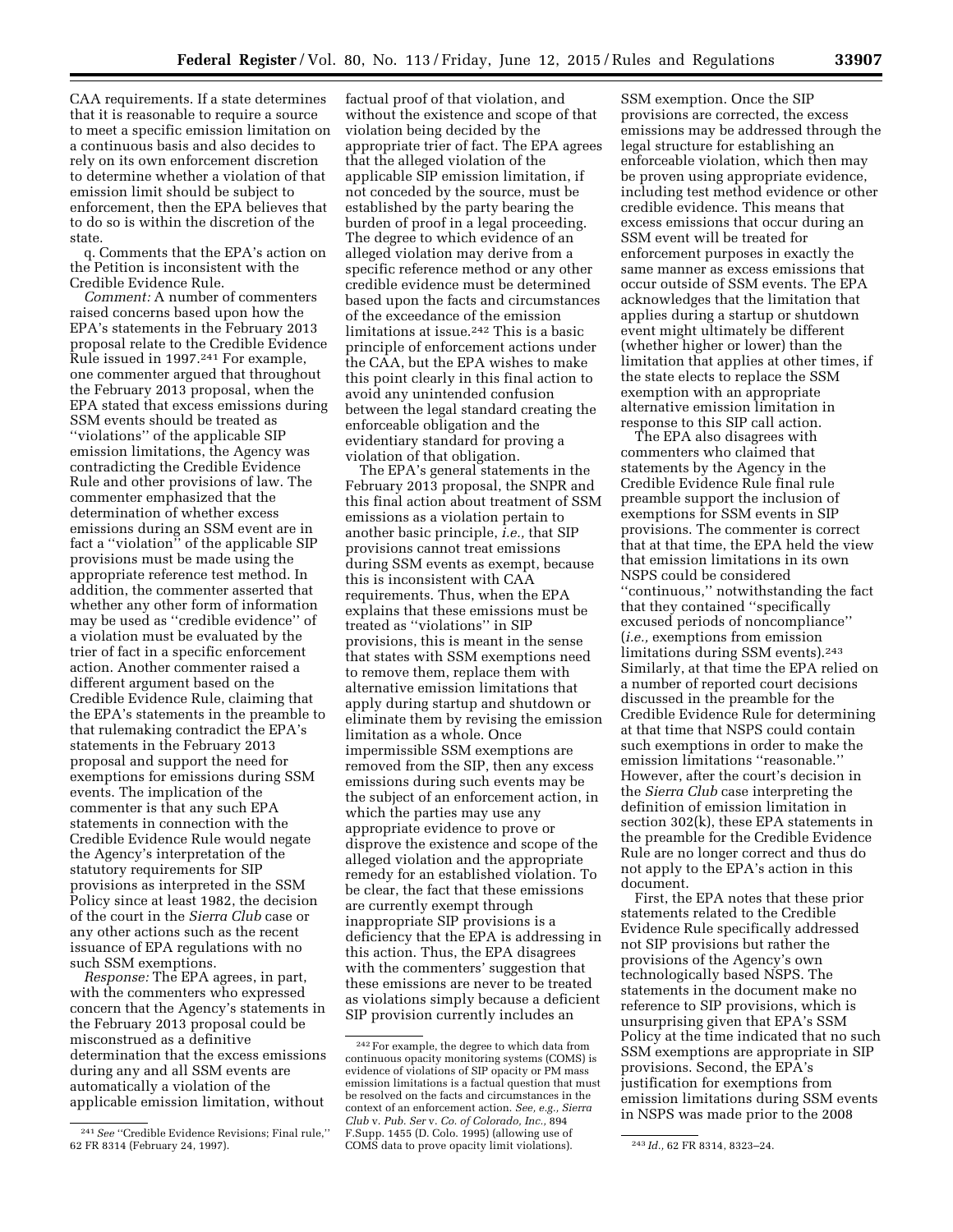CAA requirements. If a state determines that it is reasonable to require a source to meet a specific emission limitation on a continuous basis and also decides to rely on its own enforcement discretion to determine whether a violation of that emission limit should be subject to enforcement, then the EPA believes that to do so is within the discretion of the state.

q. Comments that the EPA's action on the Petition is inconsistent with the Credible Evidence Rule.

*Comment:* A number of commenters raised concerns based upon how the EPA's statements in the February 2013 proposal relate to the Credible Evidence Rule issued in 1997.[241] For example, one commenter argued that throughout the February 2013 proposal, when the EPA stated that excess emissions during SSM events should be treated as ''violations'' of the applicable SIP emission limitations, the Agency was contradicting the Credible Evidence Rule and other provisions of law. The commenter emphasized that the determination of whether excess emissions during an SSM event are in fact a ''violation'' of the applicable SIP provisions must be made using the appropriate reference test method. In addition, the commenter asserted that whether any other form of information may be used as ''credible evidence'' of a violation must be evaluated by the trier of fact in a specific enforcement action. Another commenter raised a different argument based on the Credible Evidence Rule, claiming that the EPA's statements in the preamble to that rulemaking contradict the EPA's statements in the February 2013 proposal and support the need for exemptions for emissions during SSM events. The implication of the commenter is that any such EPA statements in connection with the Credible Evidence Rule would negate the Agency's interpretation of the statutory requirements for SIP provisions as interpreted in the SSM Policy since at least 1982, the decision of the court in the *Sierra Club* case or any other actions such as the recent issuance of EPA regulations with no such SSM exemptions.

*Response:* The EPA agrees, in part, with the commenters who expressed concern that the Agency's statements in the February 2013 proposal could be misconstrued as a definitive determination that the excess emissions during any and all SSM events are automatically a violation of the applicable emission limitation, without factual proof of that violation, and without the existence and scope of that violation being decided by the appropriate trier of fact. The EPA agrees that the alleged violation of the applicable SIP emission limitation, if not conceded by the source, must be established by the party bearing the burden of proof in a legal proceeding. The degree to which evidence of an alleged violation may derive from a specific reference method or any other credible evidence must be determined based upon the facts and circumstances of the exceedance of the emission limitations at issue.[242] This is a basic principle of enforcement actions under the CAA, but the EPA wishes to make this point clearly in this final action to avoid any unintended confusion between the legal standard creating the enforceable obligation and the evidentiary standard for proving a violation of that obligation.

The EPA's general statements in the February 2013 proposal, the SNPR and this final action about treatment of SSM emissions as a violation pertain to another basic principle, *i.e.,* that SIP provisions cannot treat emissions during SSM events as exempt, because this is inconsistent with CAA requirements. Thus, when the EPA explains that these emissions must be treated as ''violations'' in SIP provisions, this is meant in the sense that states with SSM exemptions need to remove them, replace them with alternative emission limitations that apply during startup and shutdown or eliminate them by revising the emission limitation as a whole. Once impermissible SSM exemptions are removed from the SIP, then any excess emissions during such events may be the subject of an enforcement action, in which the parties may use any appropriate evidence to prove or disprove the existence and scope of the alleged violation and the appropriate remedy for an established violation. To be clear, the fact that these emissions are currently exempt through inappropriate SIP provisions is a deficiency that the EPA is addressing in this action. Thus, the EPA disagrees with the commenters' suggestion that these emissions are never to be treated as violations simply because a deficient SIP provision currently includes an SSM exemption. Once the SIP provisions are corrected, the excess emissions may be addressed through the legal structure for establishing an enforceable violation, which then may be proven using appropriate evidence, including test method evidence or other credible evidence. This means that excess emissions that occur during an SSM event will be treated for enforcement purposes in exactly the same manner as excess emissions that occur outside of SSM events. The EPA acknowledges that the limitation that applies during a startup or shutdown event might ultimately be different (whether higher or lower) than the limitation that applies at other times, if the state elects to replace the SSM exemption with an appropriate alternative emission limitation in response to this SIP call action.

The EPA also disagrees with commenters who claimed that statements by the Agency in the Credible Evidence Rule final rule preamble support the inclusion of exemptions for SSM events in SIP provisions. The commenter is correct that at that time, the EPA held the view that emission limitations in its own NSPS could be considered ''continuous,'' notwithstanding the fact that they contained ''specifically excused periods of noncompliance'' (*i.e.,* exemptions from emission limitations during SSM events).[243] Similarly, at that time the EPA relied on a number of reported court decisions discussed in the preamble for the Credible Evidence Rule for determining at that time that NSPS could contain such exemptions in order to make the emission limitations ''reasonable.'' However, after the court's decision in the *Sierra Club* case interpreting the definition of emission limitation in section 302(k), these EPA statements in the preamble for the Credible Evidence Rule are no longer correct and thus do not apply to the EPA's action in this document.

First, the EPA notes that these prior statements related to the Credible Evidence Rule specifically addressed not SIP provisions but rather the provisions of the Agency's own technologically based NSPS. The statements in the document make no reference to SIP provisions, which is unsurprising given that EPA's SSM Policy at the time indicated that no such SSM exemptions are appropriate in SIP provisions. Second, the EPA's justification for exemptions from emission limitations during SSM events in NSPS was made prior to the 2008

[241] *See* ''Credible Evidence Revisions; Final rule,'' 62 FR 8314 (February 24, 1997).

[242] For example, the degree to which data from continuous opacity monitoring systems (COMS) is evidence of violations of SIP opacity or PM mass emission limitations is a factual question that must be resolved on the facts and circumstances in the context of an enforcement action. *See, e.g., Sierra Club* v. *Pub. Ser* v. *Co. of Colorado, Inc.,* 894 F.Supp. 1455 (D. Colo. 1995) (allowing use of COMS data to prove opacity limit violations).

[243] *Id.,* 62 FR 8314, 8323–24.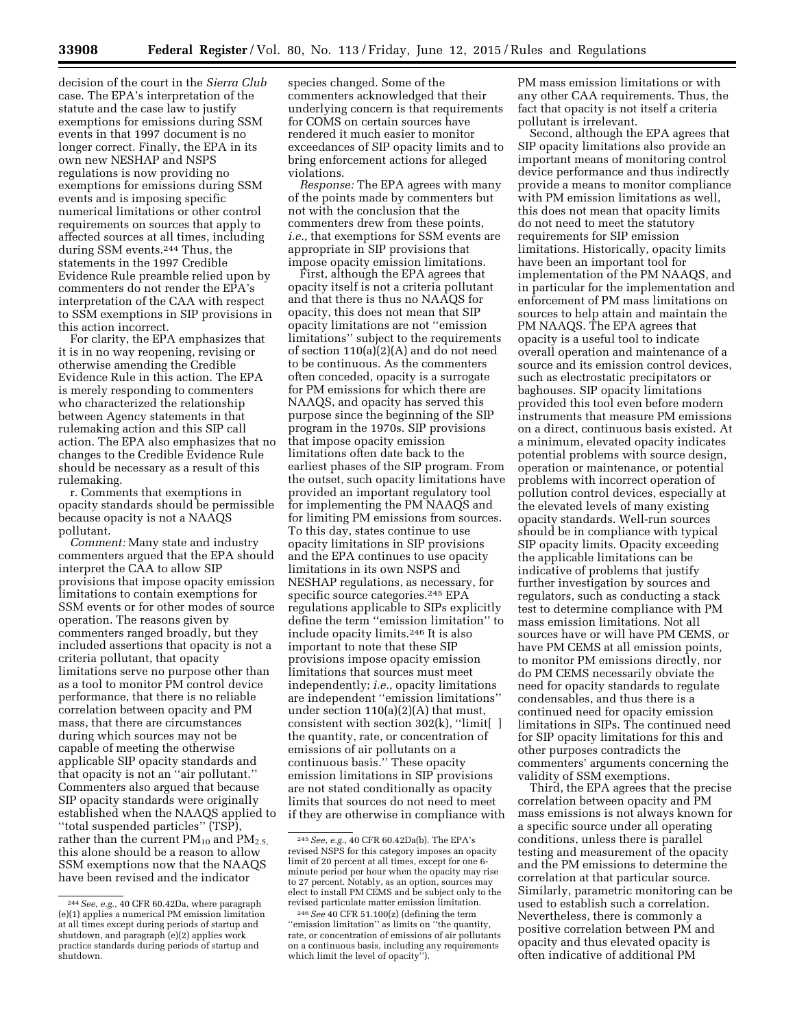decision of the court in the *Sierra Club* case. The EPA's interpretation of the statute and the case law to justify exemptions for emissions during SSM events in that 1997 document is no longer correct. Finally, the EPA in its own new NESHAP and NSPS regulations is now providing no exemptions for emissions during SSM events and is imposing specific numerical limitations or other control requirements on sources that apply to affected sources at all times, including during SSM events.[244] Thus, the statements in the 1997 Credible Evidence Rule preamble relied upon by commenters do not render the EPA's interpretation of the CAA with respect to SSM exemptions in SIP provisions in this action incorrect.

For clarity, the EPA emphasizes that it is in no way reopening, revising or otherwise amending the Credible Evidence Rule in this action. The EPA is merely responding to commenters who characterized the relationship between Agency statements in that rulemaking action and this SIP call action. The EPA also emphasizes that no changes to the Credible Evidence Rule should be necessary as a result of this rulemaking.

r. Comments that exemptions in opacity standards should be permissible because opacity is not a NAAQS pollutant.

*Comment:* Many state and industry commenters argued that the EPA should interpret the CAA to allow SIP provisions that impose opacity emission limitations to contain exemptions for SSM events or for other modes of source operation. The reasons given by commenters ranged broadly, but they included assertions that opacity is not a criteria pollutant, that opacity limitations serve no purpose other than as a tool to monitor PM control device performance, that there is no reliable correlation between opacity and PM mass, that there are circumstances during which sources may not be capable of meeting the otherwise applicable SIP opacity standards and that opacity is not an "air pollutant." Commenters also argued that because SIP opacity standards were originally established when the NAAQS applied to "total suspended particles" (TSP), rather than the current $PM_{10}$ and $PM_{2.5}$, this alone should be a reason to allow SSM exemptions now that the NAAQS have been revised and the indicator species changed. Some of the commenters acknowledged that their underlying concern is that requirements for COMS on certain sources have rendered it much easier to monitor exceedances of SIP opacity limits and to bring enforcement actions for alleged violations.

*Response:* The EPA agrees with many of the points made by commenters but not with the conclusion that the commenters drew from these points, *i.e.,* that exemptions for SSM events are appropriate in SIP provisions that impose opacity emission limitations.

First, although the EPA agrees that opacity itself is not a criteria pollutant and that there is thus no NAAQS for opacity, this does not mean that SIP opacity limitations are not "emission limitations" subject to the requirements of section 110(a)(2)(A) and do not need to be continuous. As the commenters often conceded, opacity is a surrogate for PM emissions for which there are NAAQS, and opacity has served this purpose since the beginning of the SIP program in the 1970s. SIP provisions that impose opacity emission limitations often date back to the earliest phases of the SIP program. From the outset, such opacity limitations have provided an important regulatory tool for implementing the PM NAAQS and for limiting PM emissions from sources. To this day, states continue to use opacity limitations in SIP provisions and the EPA continues to use opacity limitations in its own NSPS and NESHAP regulations, as necessary, for specific source categories.[245] EPA regulations applicable to SIPs explicitly define the term "emission limitation" to include opacity limits.[246] It is also important to note that these SIP provisions impose opacity emission limitations that sources must meet independently; *i.e.,* opacity limitations are independent "emission limitations" under section 110(a)(2)(A) that must, consistent with section 302(k), "limit[ ] the quantity, rate, or concentration of emissions of air pollutants on a continuous basis." These opacity emission limitations in SIP provisions are not stated conditionally as opacity limits that sources do not need to meet if they are otherwise in compliance with PM mass emission limitations or with any other CAA requirements. Thus, the fact that opacity is not itself a criteria pollutant is irrelevant.

Second, although the EPA agrees that SIP opacity limitations also provide an important means of monitoring control device performance and thus indirectly provide a means to monitor compliance with PM emission limitations as well, this does not mean that opacity limits do not need to meet the statutory requirements for SIP emission limitations. Historically, opacity limits have been an important tool for implementation of the PM NAAQS, and in particular for the implementation and enforcement of PM mass limitations on sources to help attain and maintain the PM NAAQS. The EPA agrees that opacity is a useful tool to indicate overall operation and maintenance of a source and its emission control devices, such as electrostatic precipitators or baghouses. SIP opacity limitations provided this tool even before modern instruments that measure PM emissions on a direct, continuous basis existed. At a minimum, elevated opacity indicates potential problems with source design, operation or maintenance, or potential problems with incorrect operation of pollution control devices, especially at the elevated levels of many existing opacity standards. Well-run sources should be in compliance with typical SIP opacity limits. Opacity exceeding the applicable limitations can be indicative of problems that justify further investigation by sources and regulators, such as conducting a stack test to determine compliance with PM mass emission limitations. Not all sources have or will have PM CEMS, or have PM CEMS at all emission points, to monitor PM emissions directly, nor do PM CEMS necessarily obviate the need for opacity standards to regulate condensables, and thus there is a continued need for opacity emission limitations in SIPs. The continued need for SIP opacity limitations for this and other purposes contradicts the commenters' arguments concerning the validity of SSM exemptions.

Third, the EPA agrees that the precise correlation between opacity and PM mass emissions is not always known for a specific source under all operating conditions, unless there is parallel testing and measurement of the opacity and the PM emissions to determine the correlation at that particular source. Similarly, parametric monitoring can be used to establish such a correlation. Nevertheless, there is commonly a positive correlation between PM and opacity and thus elevated opacity is often indicative of additional PM

---

[244] *See, e.g.,* 40 CFR 60.42Da, where paragraph (e)(1) applies a numerical PM emission limitation at all times except during periods of startup and shutdown, and paragraph (e)(2) applies work practice standards during periods of startup and shutdown.

[245] *See, e.g.,* 40 CFR 60.42Da(b). The EPA's revised NSPS for this category imposes an opacity limit of 20 percent at all times, except for one 6-minute period per hour when the opacity may rise to 27 percent. Notably, as an option, sources may elect to install PM CEMS and be subject only to the revised particulate matter emission limitation.

[246] *See* 40 CFR 51.100(z) (defining the term "emission limitation" as limits on "the quantity, rate, or concentration of emissions of air pollutants on a continuous basis, including any requirements which limit the level of opacity").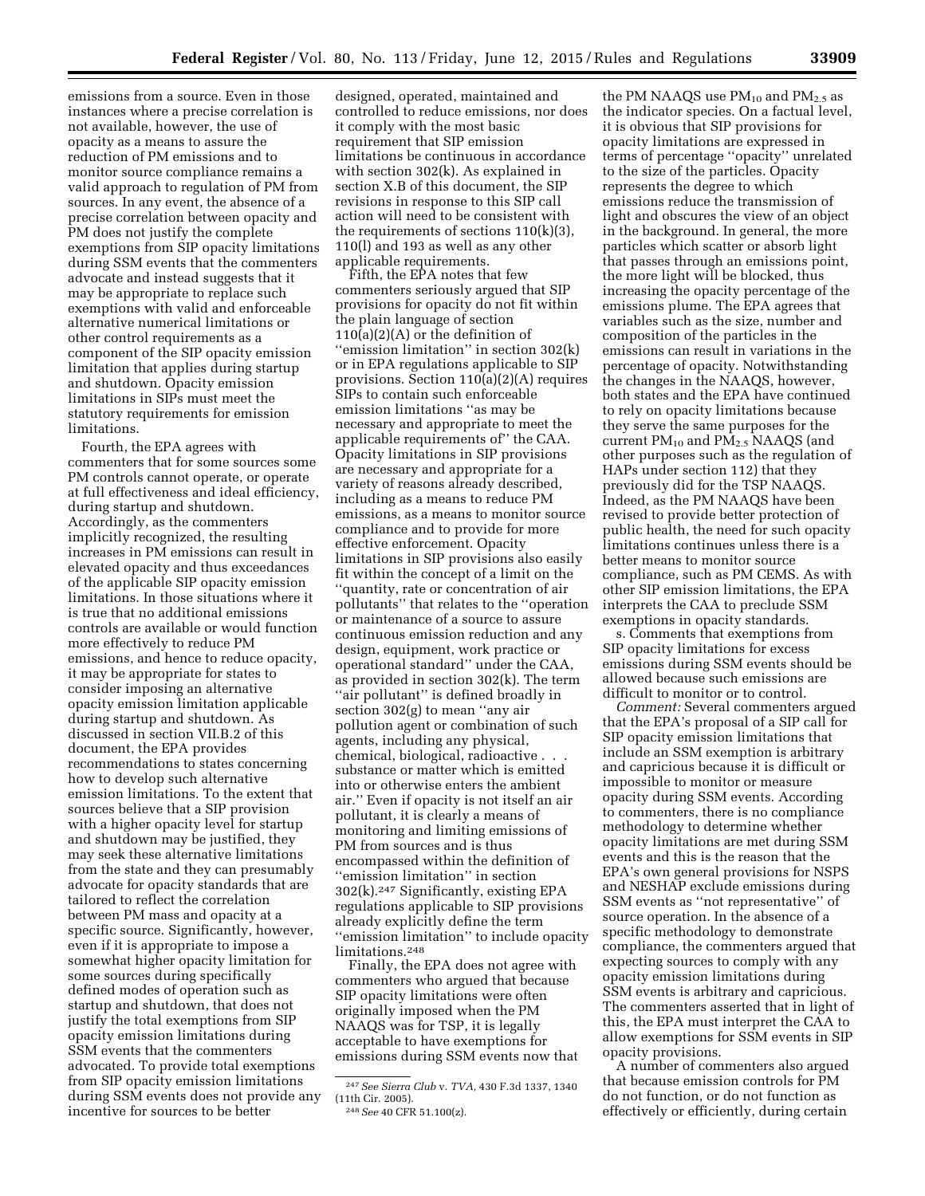emissions from a source. Even in those instances where a precise correlation is not available, however, the use of opacity as a means to assure the reduction of PM emissions and to monitor source compliance remains a valid approach to regulation of PM from sources. In any event, the absence of a precise correlation between opacity and PM does not justify the complete exemptions from SIP opacity limitations during SSM events that the commenters advocate and instead suggests that it may be appropriate to replace such exemptions with valid and enforceable alternative numerical limitations or other control requirements as a component of the SIP opacity emission limitation that applies during startup and shutdown. Opacity emission limitations in SIPs must meet the statutory requirements for emission limitations.

Fourth, the EPA agrees with commenters that for some sources some PM controls cannot operate, or operate at full effectiveness and ideal efficiency, during startup and shutdown. Accordingly, as the commenters implicitly recognized, the resulting increases in PM emissions can result in elevated opacity and thus exceedances of the applicable SIP opacity emission limitations. In those situations where it is true that no additional emissions controls are available or would function more effectively to reduce PM emissions, and hence to reduce opacity, it may be appropriate for states to consider imposing an alternative opacity emission limitation applicable during startup and shutdown. As discussed in section VII.B.2 of this document, the EPA provides recommendations to states concerning how to develop such alternative emission limitations. To the extent that sources believe that a SIP provision with a higher opacity level for startup and shutdown may be justified, they may seek these alternative limitations from the state and they can presumably advocate for opacity standards that are tailored to reflect the correlation between PM mass and opacity at a specific source. Significantly, however, even if it is appropriate to impose a somewhat higher opacity limitation for some sources during specifically defined modes of operation such as startup and shutdown, that does not justify the total exemptions from SIP opacity emission limitations during SSM events that the commenters advocated. To provide total exemptions from SIP opacity emission limitations during SSM events does not provide any incentive for sources to be better designed, operated, maintained and controlled to reduce emissions, nor does it comply with the most basic requirement that SIP emission limitations be continuous in accordance with section 302(k). As explained in section X.B of this document, the SIP revisions in response to this SIP call action will need to be consistent with the requirements of sections 110(k)(3), 110(l) and 193 as well as any other applicable requirements.

Fifth, the EPA notes that few commenters seriously argued that SIP provisions for opacity do not fit within the plain language of section 110(a)(2)(A) or the definition of ''emission limitation'' in section 302(k) or in EPA regulations applicable to SIP provisions. Section 110(a)(2)(A) requires SIPs to contain such enforceable emission limitations ''as may be necessary and appropriate to meet the applicable requirements of'' the CAA. Opacity limitations in SIP provisions are necessary and appropriate for a variety of reasons already described, including as a means to reduce PM emissions, as a means to monitor source compliance and to provide for more effective enforcement. Opacity limitations in SIP provisions also easily fit within the concept of a limit on the ''quantity, rate or concentration of air pollutants'' that relates to the ''operation or maintenance of a source to assure continuous emission reduction and any design, equipment, work practice or operational standard'' under the CAA, as provided in section 302(k). The term ''air pollutant'' is defined broadly in section 302(g) to mean ''any air pollution agent or combination of such agents, including any physical, chemical, biological, radioactive . . . substance or matter which is emitted into or otherwise enters the ambient air.'' Even if opacity is not itself an air pollutant, it is clearly a means of monitoring and limiting emissions of PM from sources and is thus encompassed within the definition of ''emission limitation'' in section 302(k).[247] Significantly, existing EPA regulations applicable to SIP provisions already explicitly define the term ''emission limitation'' to include opacity limitations.[248]

Finally, the EPA does not agree with commenters who argued that because SIP opacity limitations were often originally imposed when the PM NAAQS was for TSP, it is legally acceptable to have exemptions for emissions during SSM events now that the PM NAAQS use $PM_{10}$ and $PM_{2.5}$ as the indicator species. On a factual level, it is obvious that SIP provisions for opacity limitations are expressed in terms of percentage ''opacity'' unrelated to the size of the particles. Opacity represents the degree to which emissions reduce the transmission of light and obscures the view of an object in the background. In general, the more particles which scatter or absorb light that passes through an emissions point, the more light will be blocked, thus increasing the opacity percentage of the emissions plume. The EPA agrees that variables such as the size, number and composition of the particles in the emissions can result in variations in the percentage of opacity. Notwithstanding the changes in the NAAQS, however, both states and the EPA have continued to rely on opacity limitations because they serve the same purposes for the current $PM_{10}$ and $PM_{2.5}$ NAAQS (and other purposes such as the regulation of HAPs under section 112) that they previously did for the TSP NAAQS. Indeed, as the PM NAAQS have been revised to provide better protection of public health, the need for such opacity limitations continues unless there is a better means to monitor source compliance, such as PM CEMS. As with other SIP emission limitations, the EPA interprets the CAA to preclude SSM exemptions in opacity standards.

s. Comments that exemptions from SIP opacity limitations for excess emissions during SSM events should be allowed because such emissions are difficult to monitor or to control.

*Comment:* Several commenters argued that the EPA's proposal of a SIP call for SIP opacity emission limitations that include an SSM exemption is arbitrary and capricious because it is difficult or impossible to monitor or measure opacity during SSM events. According to commenters, there is no compliance methodology to determine whether opacity limitations are met during SSM events and this is the reason that the EPA's own general provisions for NSPS and NESHAP exclude emissions during SSM events as ''not representative'' of source operation. In the absence of a specific methodology to demonstrate compliance, the commenters argued that expecting sources to comply with any opacity emission limitations during SSM events is arbitrary and capricious. The commenters asserted that in light of this, the EPA must interpret the CAA to allow exemptions for SSM events in SIP opacity provisions.

A number of commenters also argued that because emission controls for PM do not function, or do not function as effectively or efficiently, during certain

[247] *See Sierra Club* v. *TVA,* 430 F.3d 1337, 1340 (11th Cir. 2005).

[248] *See* 40 CFR 51.100(z).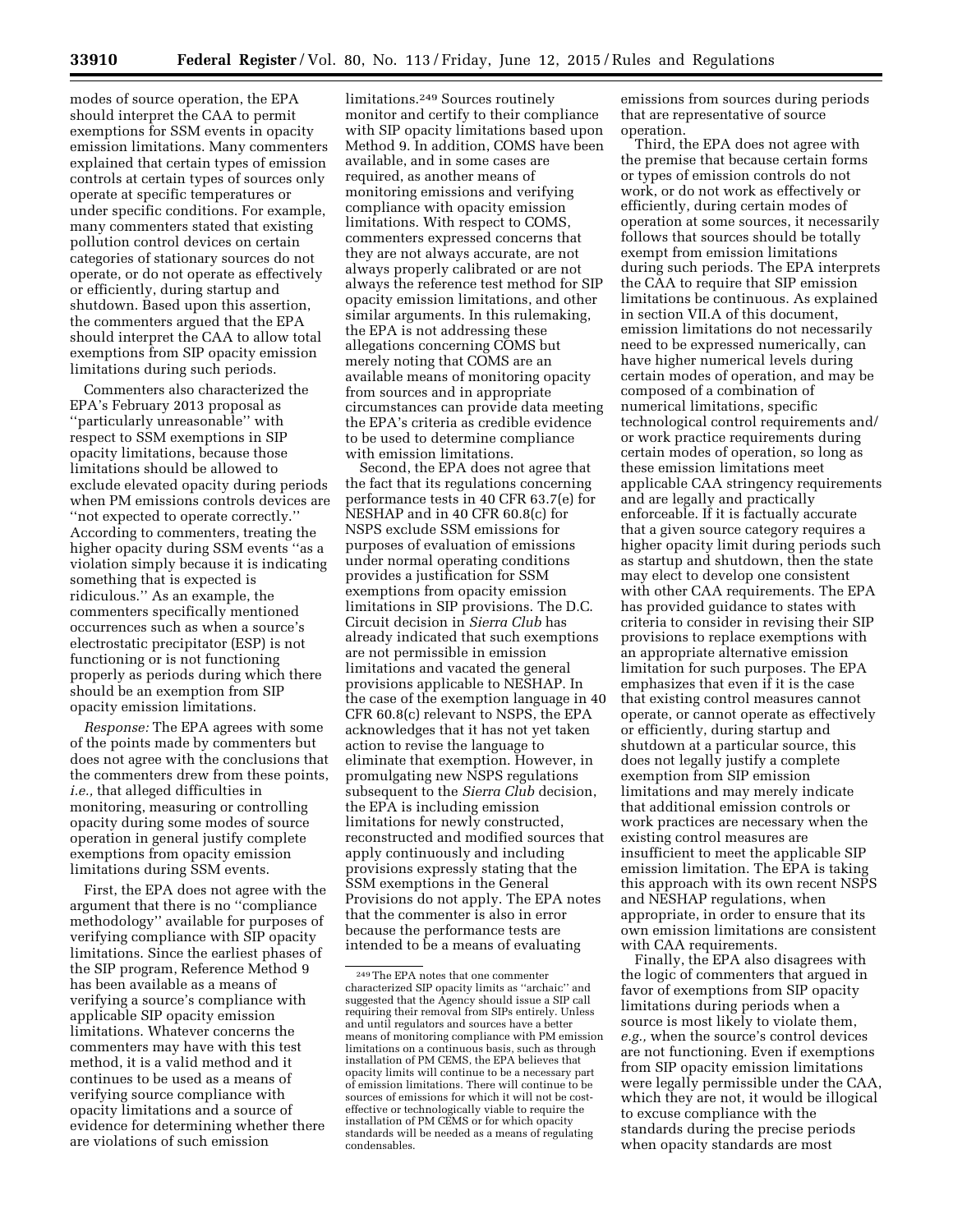modes of source operation, the EPA should interpret the CAA to permit exemptions for SSM events in opacity emission limitations. Many commenters explained that certain types of emission controls at certain types of sources only operate at specific temperatures or under specific conditions. For example, many commenters stated that existing pollution control devices on certain categories of stationary sources do not operate, or do not operate as effectively or efficiently, during startup and shutdown. Based upon this assertion, the commenters argued that the EPA should interpret the CAA to allow total exemptions from SIP opacity emission limitations during such periods.

Commenters also characterized the EPA's February 2013 proposal as ''particularly unreasonable'' with respect to SSM exemptions in SIP opacity limitations, because those limitations should be allowed to exclude elevated opacity during periods when PM emissions controls devices are ''not expected to operate correctly.'' According to commenters, treating the higher opacity during SSM events ''as a violation simply because it is indicating something that is expected is ridiculous.'' As an example, the commenters specifically mentioned occurrences such as when a source's electrostatic precipitator (ESP) is not functioning or is not functioning properly as periods during which there should be an exemption from SIP opacity emission limitations.

*Response:* The EPA agrees with some of the points made by commenters but does not agree with the conclusions that the commenters drew from these points, *i.e.,* that alleged difficulties in monitoring, measuring or controlling opacity during some modes of source operation in general justify complete exemptions from opacity emission limitations during SSM events.

First, the EPA does not agree with the argument that there is no ''compliance methodology'' available for purposes of verifying compliance with SIP opacity limitations. Since the earliest phases of the SIP program, Reference Method 9 has been available as a means of verifying a source's compliance with applicable SIP opacity emission limitations. Whatever concerns the commenters may have with this test method, it is a valid method and it continues to be used as a means of verifying source compliance with opacity limitations and a source of evidence for determining whether there are violations of such emission limitations.[249] Sources routinely monitor and certify to their compliance with SIP opacity limitations based upon Method 9. In addition, COMS have been available, and in some cases are required, as another means of monitoring emissions and verifying compliance with opacity emission limitations. With respect to COMS, commenters expressed concerns that they are not always accurate, are not always properly calibrated or are not always the reference test method for SIP opacity emission limitations, and other similar arguments. In this rulemaking, the EPA is not addressing these allegations concerning COMS but merely noting that COMS are an available means of monitoring opacity from sources and in appropriate circumstances can provide data meeting the EPA's criteria as credible evidence to be used to determine compliance with emission limitations.

Second, the EPA does not agree that the fact that its regulations concerning performance tests in 40 CFR 63.7(e) for NESHAP and in 40 CFR 60.8(c) for NSPS exclude SSM emissions for purposes of evaluation of emissions under normal operating conditions provides a justification for SSM exemptions from opacity emission limitations in SIP provisions. The D.C. Circuit decision in *Sierra Club* has already indicated that such exemptions are not permissible in emission limitations and vacated the general provisions applicable to NESHAP. In the case of the exemption language in 40 CFR 60.8(c) relevant to NSPS, the EPA acknowledges that it has not yet taken action to revise the language to eliminate that exemption. However, in promulgating new NSPS regulations subsequent to the *Sierra Club* decision, the EPA is including emission limitations for newly constructed, reconstructed and modified sources that apply continuously and including provisions expressly stating that the SSM exemptions in the General Provisions do not apply. The EPA notes that the commenter is also in error because the performance tests are intended to be a means of evaluating emissions from sources during periods that are representative of source operation.

Third, the EPA does not agree with the premise that because certain forms or types of emission controls do not work, or do not work as effectively or efficiently, during certain modes of operation at some sources, it necessarily follows that sources should be totally exempt from emission limitations during such periods. The EPA interprets the CAA to require that SIP emission limitations be continuous. As explained in section VII.A of this document, emission limitations do not necessarily need to be expressed numerically, can have higher numerical levels during certain modes of operation, and may be composed of a combination of numerical limitations, specific technological control requirements and/or work practice requirements during certain modes of operation, so long as these emission limitations meet applicable CAA stringency requirements and are legally and practically enforceable. If it is factually accurate that a given source category requires a higher opacity limit during periods such as startup and shutdown, then the state may elect to develop one consistent with other CAA requirements. The EPA has provided guidance to states with criteria to consider in revising their SIP provisions to replace exemptions with an appropriate alternative emission limitation for such purposes. The EPA emphasizes that even if it is the case that existing control measures cannot operate, or cannot operate as effectively or efficiently, during startup and shutdown at a particular source, this does not legally justify a complete exemption from SIP emission limitations and may merely indicate that additional emission controls or work practices are necessary when the existing control measures are insufficient to meet the applicable SIP emission limitation. The EPA is taking this approach with its own recent NSPS and NESHAP regulations, when appropriate, in order to ensure that its own emission limitations are consistent with CAA requirements.

Finally, the EPA also disagrees with the logic of commenters that argued in favor of exemptions from SIP opacity limitations during periods when a source is most likely to violate them, *e.g.,* when the source's control devices are not functioning. Even if exemptions from SIP opacity emission limitations were legally permissible under the CAA, which they are not, it would be illogical to excuse compliance with the standards during the precise periods when opacity standards are most

[249] The EPA notes that one commenter characterized SIP opacity limits as ''archaic'' and suggested that the Agency should issue a SIP call requiring their removal from SIPs entirely. Unless and until regulators and sources have a better means of monitoring compliance with PM emission limitations on a continuous basis, such as through installation of PM CEMS, the EPA believes that opacity limits will continue to be a necessary part of emission limitations. There will continue to be sources of emissions for which it will not be cost-effective or technologically viable to require the installation of PM CEMS or for which opacity standards will be needed as a means of regulating condensables.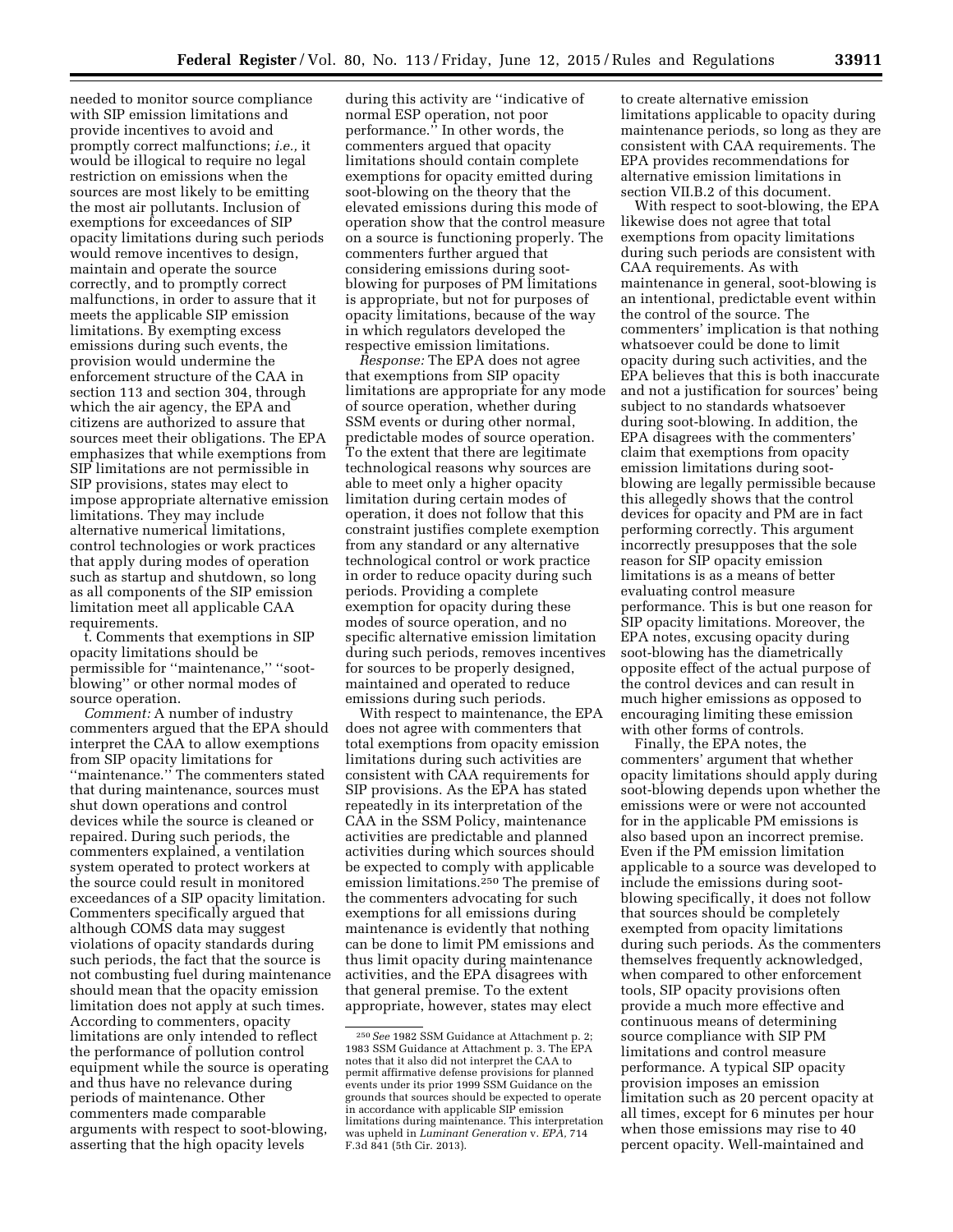needed to monitor source compliance with SIP emission limitations and provide incentives to avoid and promptly correct malfunctions; *i.e.,* it would be illogical to require no legal restriction on emissions when the sources are most likely to be emitting the most air pollutants. Inclusion of exemptions for exceedances of SIP opacity limitations during such periods would remove incentives to design, maintain and operate the source correctly, and to promptly correct malfunctions, in order to assure that it meets the applicable SIP emission limitations. By exempting excess emissions during such events, the provision would undermine the enforcement structure of the CAA in section 113 and section 304, through which the air agency, the EPA and citizens are authorized to assure that sources meet their obligations. The EPA emphasizes that while exemptions from SIP limitations are not permissible in SIP provisions, states may elect to impose appropriate alternative emission limitations. They may include alternative numerical limitations, control technologies or work practices that apply during modes of operation such as startup and shutdown, so long as all components of the SIP emission limitation meet all applicable CAA requirements.

t. Comments that exemptions in SIP opacity limitations should be permissible for ''maintenance,'' ''soot-blowing'' or other normal modes of source operation.

*Comment:* A number of industry commenters argued that the EPA should interpret the CAA to allow exemptions from SIP opacity limitations for ''maintenance.'' The commenters stated that during maintenance, sources must shut down operations and control devices while the source is cleaned or repaired. During such periods, the commenters explained, a ventilation system operated to protect workers at the source could result in monitored exceedances of a SIP opacity limitation. Commenters specifically argued that although COMS data may suggest violations of opacity standards during such periods, the fact that the source is not combusting fuel during maintenance should mean that the opacity emission limitation does not apply at such times. According to commenters, opacity limitations are only intended to reflect the performance of pollution control equipment while the source is operating and thus have no relevance during periods of maintenance. Other commenters made comparable arguments with respect to soot-blowing, asserting that the high opacity levels during this activity are ''indicative of normal ESP operation, not poor performance.'' In other words, the commenters argued that opacity limitations should contain complete exemptions for opacity emitted during soot-blowing on the theory that the elevated emissions during this mode of operation show that the control measure on a source is functioning properly. The commenters further argued that considering emissions during soot-blowing for purposes of PM limitations is appropriate, but not for purposes of opacity limitations, because of the way in which regulators developed the respective emission limitations.

*Response:* The EPA does not agree that exemptions from SIP opacity limitations are appropriate for any mode of source operation, whether during SSM events or during other normal, predictable modes of source operation. To the extent that there are legitimate technological reasons why sources are able to meet only a higher opacity limitation during certain modes of operation, it does not follow that this constraint justifies complete exemption from any standard or any alternative technological control or work practice in order to reduce opacity during such periods. Providing a complete exemption for opacity during these modes of source operation, and no specific alternative emission limitation during such periods, removes incentives for sources to be properly designed, maintained and operated to reduce emissions during such periods.

With respect to maintenance, the EPA does not agree with commenters that total exemptions from opacity emission limitations during such activities are consistent with CAA requirements for SIP provisions. As the EPA has stated repeatedly in its interpretation of the CAA in the SSM Policy, maintenance activities are predictable and planned activities during which sources should be expected to comply with applicable emission limitations.[250] The premise of the commenters advocating for such exemptions for all emissions during maintenance is evidently that nothing can be done to limit PM emissions and thus limit opacity during maintenance activities, and the EPA disagrees with that general premise. To the extent appropriate, however, states may elect to create alternative emission limitations applicable to opacity during maintenance periods, so long as they are consistent with CAA requirements. The EPA provides recommendations for alternative emission limitations in section VII.B.2 of this document.

With respect to soot-blowing, the EPA likewise does not agree that total exemptions from opacity limitations during such periods are consistent with CAA requirements. As with maintenance in general, soot-blowing is an intentional, predictable event within the control of the source. The commenters' implication is that nothing whatsoever could be done to limit opacity during such activities, and the EPA believes that this is both inaccurate and not a justification for sources' being subject to no standards whatsoever during soot-blowing. In addition, the EPA disagrees with the commenters' claim that exemptions from opacity emission limitations during soot-blowing are legally permissible because this allegedly shows that the control devices for opacity and PM are in fact performing correctly. This argument incorrectly presupposes that the sole reason for SIP opacity emission limitations is as a means of better evaluating control measure performance. This is but one reason for SIP opacity limitations. Moreover, the EPA notes, excusing opacity during soot-blowing has the diametrically opposite effect of the actual purpose of the control devices and can result in much higher emissions as opposed to encouraging limiting these emission with other forms of controls.

Finally, the EPA notes, the commenters' argument that whether opacity limitations should apply during soot-blowing depends upon whether the emissions were or were not accounted for in the applicable PM emissions is also based upon an incorrect premise. Even if the PM emission limitation applicable to a source was developed to include the emissions during soot-blowing specifically, it does not follow that sources should be completely exempted from opacity limitations during such periods. As the commenters themselves frequently acknowledged, when compared to other enforcement tools, SIP opacity provisions often provide a much more effective and continuous means of determining source compliance with SIP PM limitations and control measure performance. A typical SIP opacity provision imposes an emission limitation such as 20 percent opacity at all times, except for 6 minutes per hour when those emissions may rise to 40 percent opacity. Well-maintained and

[250] *See* 1982 SSM Guidance at Attachment p. 2; 1983 SSM Guidance at Attachment p. 3. The EPA notes that it also did not interpret the CAA to permit affirmative defense provisions for planned events under its prior 1999 SSM Guidance on the grounds that sources should be expected to operate in accordance with applicable SIP emission limitations during maintenance. This interpretation was upheld in *Luminant Generation* v. *EPA,* 714 F.3d 841 (5th Cir. 2013).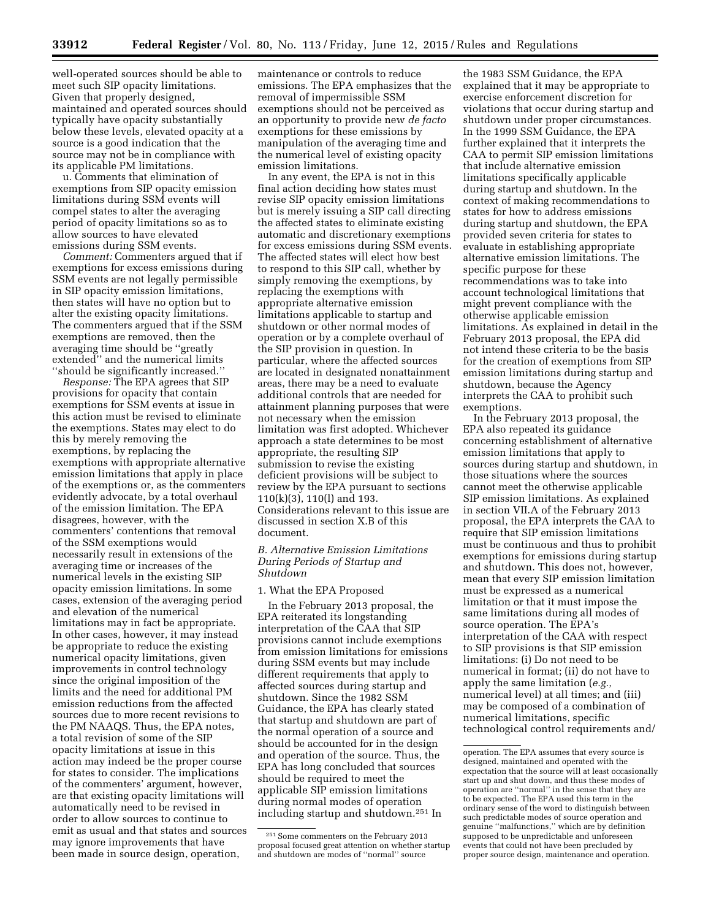well-operated sources should be able to meet such SIP opacity limitations. Given that properly designed, maintained and operated sources should typically have opacity substantially below these levels, elevated opacity at a source is a good indication that the source may not be in compliance with its applicable PM limitations.

u. Comments that elimination of exemptions from SIP opacity emission limitations during SSM events will compel states to alter the averaging period of opacity limitations so as to allow sources to have elevated emissions during SSM events.

*Comment:* Commenters argued that if exemptions for excess emissions during SSM events are not legally permissible in SIP opacity emission limitations, then states will have no option but to alter the existing opacity limitations. The commenters argued that if the SSM exemptions are removed, then the averaging time should be ''greatly extended'' and the numerical limits ''should be significantly increased.''

*Response:* The EPA agrees that SIP provisions for opacity that contain exemptions for SSM events at issue in this action must be revised to eliminate the exemptions. States may elect to do this by merely removing the exemptions, by replacing the exemptions with appropriate alternative emission limitations that apply in place of the exemptions or, as the commenters evidently advocate, by a total overhaul of the emission limitation. The EPA disagrees, however, with the commenters' contentions that removal of the SSM exemptions would necessarily result in extensions of the averaging time or increases of the numerical levels in the existing SIP opacity emission limitations. In some cases, extension of the averaging period and elevation of the numerical limitations may in fact be appropriate. In other cases, however, it may instead be appropriate to reduce the existing numerical opacity limitations, given improvements in control technology since the original imposition of the limits and the need for additional PM emission reductions from the affected sources due to more recent revisions to the PM NAAQS. Thus, the EPA notes, a total revision of some of the SIP opacity limitations at issue in this action may indeed be the proper course for states to consider. The implications of the commenters' argument, however, are that existing opacity limitations will automatically need to be revised in order to allow sources to continue to emit as usual and that states and sources may ignore improvements that have been made in source design, operation, maintenance or controls to reduce emissions. The EPA emphasizes that the removal of impermissible SSM exemptions should not be perceived as an opportunity to provide new *de facto* exemptions for these emissions by manipulation of the averaging time and the numerical level of existing opacity emission limitations.

In any event, the EPA is not in this final action deciding how states must revise SIP opacity emission limitations but is merely issuing a SIP call directing the affected states to eliminate existing automatic and discretionary exemptions for excess emissions during SSM events. The affected states will elect how best to respond to this SIP call, whether by simply removing the exemptions, by replacing the exemptions with appropriate alternative emission limitations applicable to startup and shutdown or other normal modes of operation or by a complete overhaul of the SIP provision in question. In particular, where the affected sources are located in designated nonattainment areas, there may be a need to evaluate additional controls that are needed for attainment planning purposes that were not necessary when the emission limitation was first adopted. Whichever approach a state determines to be most appropriate, the resulting SIP submission to revise the existing deficient provisions will be subject to review by the EPA pursuant to sections 110(k)(3), 110(l) and 193. Considerations relevant to this issue are discussed in section X.B of this document.

### *B. Alternative Emission Limitations During Periods of Startup and Shutdown*

#### 1. What the EPA Proposed

In the February 2013 proposal, the EPA reiterated its longstanding interpretation of the CAA that SIP provisions cannot include exemptions from emission limitations for emissions during SSM events but may include different requirements that apply to affected sources during startup and shutdown. Since the 1982 SSM Guidance, the EPA has clearly stated that startup and shutdown are part of the normal operation of a source and should be accounted for in the design and operation of the source. Thus, the EPA has long concluded that sources should be required to meet the applicable SIP emission limitations during normal modes of operation including startup and shutdown.[251] In the 1983 SSM Guidance, the EPA explained that it may be appropriate to exercise enforcement discretion for violations that occur during startup and shutdown under proper circumstances. In the 1999 SSM Guidance, the EPA further explained that it interprets the CAA to permit SIP emission limitations that include alternative emission limitations specifically applicable during startup and shutdown. In the context of making recommendations to states for how to address emissions during startup and shutdown, the EPA provided seven criteria for states to evaluate in establishing appropriate alternative emission limitations. The specific purpose for these recommendations was to take into account technological limitations that might prevent compliance with the otherwise applicable emission limitations. As explained in detail in the February 2013 proposal, the EPA did not intend these criteria to be the basis for the creation of exemptions from SIP emission limitations during startup and shutdown, because the Agency interprets the CAA to prohibit such exemptions.

In the February 2013 proposal, the EPA also repeated its guidance concerning establishment of alternative emission limitations that apply to sources during startup and shutdown, in those situations where the sources cannot meet the otherwise applicable SIP emission limitations. As explained in section VII.A of the February 2013 proposal, the EPA interprets the CAA to require that SIP emission limitations must be continuous and thus to prohibit exemptions for emissions during startup and shutdown. This does not, however, mean that every SIP emission limitation must be expressed as a numerical limitation or that it must impose the same limitations during all modes of source operation. The EPA's interpretation of the CAA with respect to SIP provisions is that SIP emission limitations: (i) Do not need to be numerical in format; (ii) do not have to apply the same limitation (*e.g.,* numerical level) at all times; and (iii) may be composed of a combination of numerical limitations, specific technological control requirements and/

[251] Some commenters on the February 2013 proposal focused great attention on whether startup and shutdown are modes of ''normal'' source operation. The EPA assumes that every source is designed, maintained and operated with the expectation that the source will at least occasionally start up and shut down, and thus these modes of operation are ''normal'' in the sense that they are to be expected. The EPA used this term in the ordinary sense of the word to distinguish between such predictable modes of source operation and genuine ''malfunctions,'' which are by definition supposed to be unpredictable and unforeseen events that could not have been precluded by proper source design, maintenance and operation.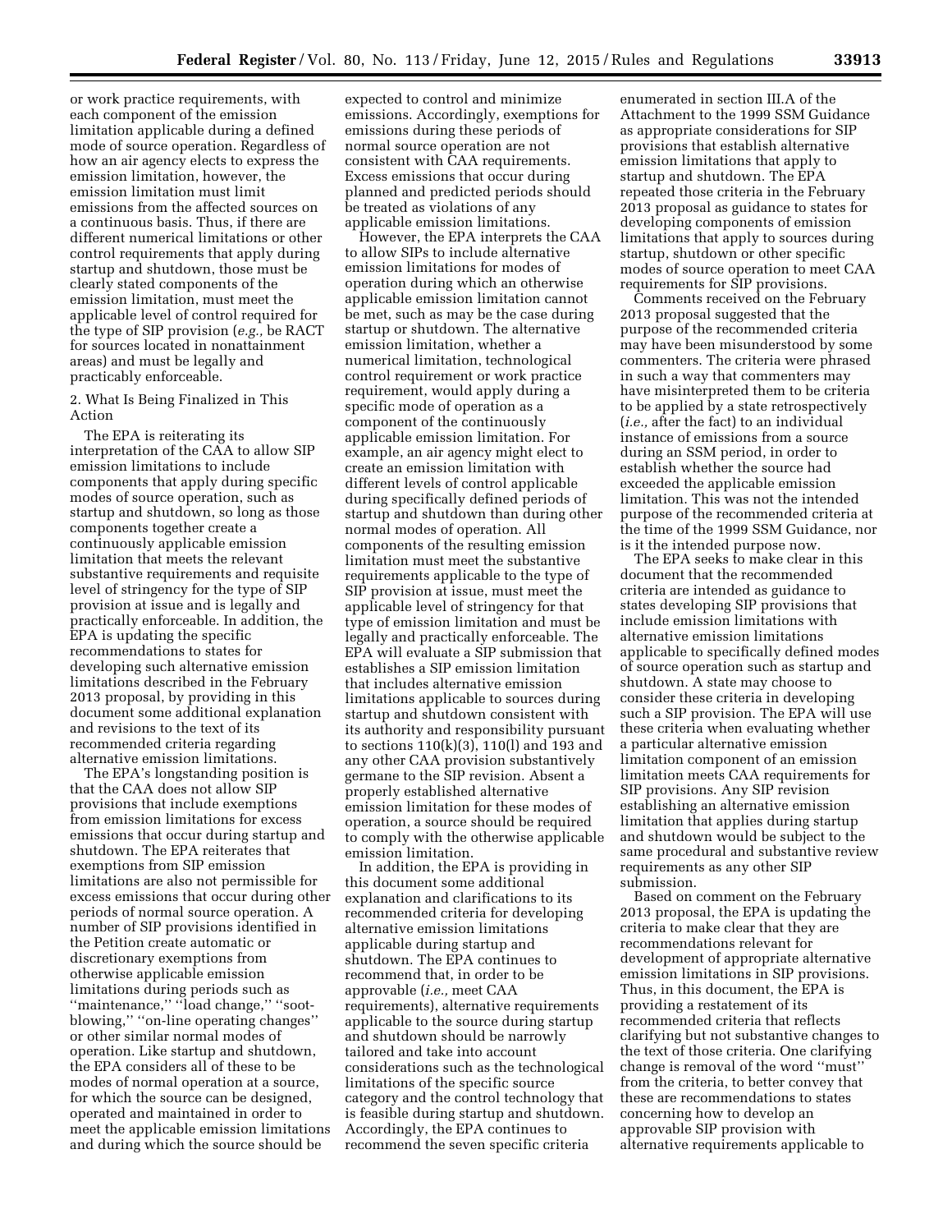or work practice requirements, with each component of the emission limitation applicable during a defined mode of source operation. Regardless of how an air agency elects to express the emission limitation, however, the emission limitation must limit emissions from the affected sources on a continuous basis. Thus, if there are different numerical limitations or other control requirements that apply during startup and shutdown, those must be clearly stated components of the emission limitation, must meet the applicable level of control required for the type of SIP provision (*e.g.,* be RACT for sources located in nonattainment areas) and must be legally and practicably enforceable.

2. What Is Being Finalized in This Action

The EPA is reiterating its interpretation of the CAA to allow SIP emission limitations to include components that apply during specific modes of source operation, such as startup and shutdown, so long as those components together create a continuously applicable emission limitation that meets the relevant substantive requirements and requisite level of stringency for the type of SIP provision at issue and is legally and practically enforceable. In addition, the EPA is updating the specific recommendations to states for developing such alternative emission limitations described in the February 2013 proposal, by providing in this document some additional explanation and revisions to the text of its recommended criteria regarding alternative emission limitations.

The EPA's longstanding position is that the CAA does not allow SIP provisions that include exemptions from emission limitations for excess emissions that occur during startup and shutdown. The EPA reiterates that exemptions from SIP emission limitations are also not permissible for excess emissions that occur during other periods of normal source operation. A number of SIP provisions identified in the Petition create automatic or discretionary exemptions from otherwise applicable emission limitations during periods such as "maintenance," "load change," "soot-blowing," "on-line operating changes" or other similar normal modes of operation. Like startup and shutdown, the EPA considers all of these to be modes of normal operation at a source, for which the source can be designed, operated and maintained in order to meet the applicable emission limitations and during which the source should be expected to control and minimize emissions. Accordingly, exemptions for emissions during these periods of normal source operation are not consistent with CAA requirements. Excess emissions that occur during planned and predicted periods should be treated as violations of any applicable emission limitations.

However, the EPA interprets the CAA to allow SIPs to include alternative emission limitations for modes of operation during which an otherwise applicable emission limitation cannot be met, such as may be the case during startup or shutdown. The alternative emission limitation, whether a numerical limitation, technological control requirement or work practice requirement, would apply during a specific mode of operation as a component of the continuously applicable emission limitation. For example, an air agency might elect to create an emission limitation with different levels of control applicable during specifically defined periods of startup and shutdown than during other normal modes of operation. All components of the resulting emission limitation must meet the substantive requirements applicable to the type of SIP provision at issue, must meet the applicable level of stringency for that type of emission limitation and must be legally and practically enforceable. The EPA will evaluate a SIP submission that establishes a SIP emission limitation that includes alternative emission limitations applicable to sources during startup and shutdown consistent with its authority and responsibility pursuant to sections 110(k)(3), 110(l) and 193 and any other CAA provision substantively germane to the SIP revision. Absent a properly established alternative emission limitation for these modes of operation, a source should be required to comply with the otherwise applicable emission limitation.

In addition, the EPA is providing in this document some additional explanation and clarifications to its recommended criteria for developing alternative emission limitations applicable during startup and shutdown. The EPA continues to recommend that, in order to be approvable (*i.e.,* meet CAA requirements), alternative requirements applicable to the source during startup and shutdown should be narrowly tailored and take into account considerations such as the technological limitations of the specific source category and the control technology that is feasible during startup and shutdown. Accordingly, the EPA continues to recommend the seven specific criteria enumerated in section III.A of the Attachment to the 1999 SSM Guidance as appropriate considerations for SIP provisions that establish alternative emission limitations that apply to startup and shutdown. The EPA repeated those criteria in the February 2013 proposal as guidance to states for developing components of emission limitations that apply to sources during startup, shutdown or other specific modes of source operation to meet CAA requirements for SIP provisions.

Comments received on the February 2013 proposal suggested that the purpose of the recommended criteria may have been misunderstood by some commenters. The criteria were phrased in such a way that commenters may have misinterpreted them to be criteria to be applied by a state retrospectively (*i.e.,* after the fact) to an individual instance of emissions from a source during an SSM period, in order to establish whether the source had exceeded the applicable emission limitation. This was not the intended purpose of the recommended criteria at the time of the 1999 SSM Guidance, nor is it the intended purpose now.

The EPA seeks to make clear in this document that the recommended criteria are intended as guidance to states developing SIP provisions that include emission limitations with alternative emission limitations applicable to specifically defined modes of source operation such as startup and shutdown. A state may choose to consider these criteria in developing such a SIP provision. The EPA will use these criteria when evaluating whether a particular alternative emission limitation component of an emission limitation meets CAA requirements for SIP provisions. Any SIP revision establishing an alternative emission limitation that applies during startup and shutdown would be subject to the same procedural and substantive review requirements as any other SIP submission.

Based on comment on the February 2013 proposal, the EPA is updating the criteria to make clear that they are recommendations relevant for development of appropriate alternative emission limitations in SIP provisions. Thus, in this document, the EPA is providing a restatement of its recommended criteria that reflects clarifying but not substantive changes to the text of those criteria. One clarifying change is removal of the word "must" from the criteria, to better convey that these are recommendations to states concerning how to develop an approvable SIP provision with alternative requirements applicable to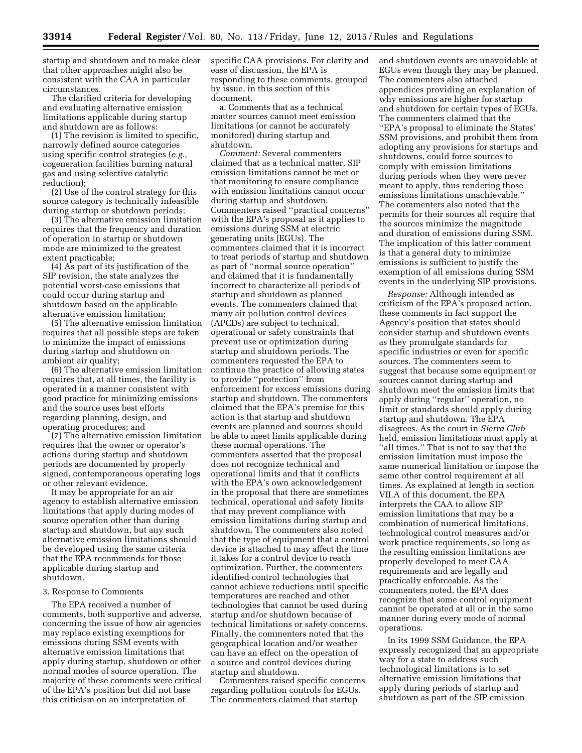startup and shutdown and to make clear that other approaches might also be consistent with the CAA in particular circumstances.

The clarified criteria for developing and evaluating alternative emission limitations applicable during startup and shutdown are as follows:

(1) The revision is limited to specific, narrowly defined source categories using specific control strategies (*e.g.,* cogeneration facilities burning natural gas and using selective catalytic reduction);

(2) Use of the control strategy for this source category is technically infeasible during startup or shutdown periods;

(3) The alternative emission limitation requires that the frequency and duration of operation in startup or shutdown mode are minimized to the greatest extent practicable;

(4) As part of its justification of the SIP revision, the state analyzes the potential worst-case emissions that could occur during startup and shutdown based on the applicable alternative emission limitation;

(5) The alternative emission limitation requires that all possible steps are taken to minimize the impact of emissions during startup and shutdown on ambient air quality;

(6) The alternative emission limitation requires that, at all times, the facility is operated in a manner consistent with good practice for minimizing emissions and the source uses best efforts regarding planning, design, and operating procedures; and

(7) The alternative emission limitation requires that the owner or operator's actions during startup and shutdown periods are documented by properly signed, contemporaneous operating logs or other relevant evidence.

It may be appropriate for an air agency to establish alternative emission limitations that apply during modes of source operation other than during startup and shutdown, but any such alternative emission limitations should be developed using the same criteria that the EPA recommends for those applicable during startup and shutdown.

3. Response to Comments

The EPA received a number of comments, both supportive and adverse, concerning the issue of how air agencies may replace existing exemptions for emissions during SSM events with alternative emission limitations that apply during startup, shutdown or other normal modes of source operation. The majority of these comments were critical of the EPA's position but did not base this criticism on an interpretation of specific CAA provisions. For clarity and ease of discussion, the EPA is responding to these comments, grouped by issue, in this section of this document.

a. Comments that as a technical matter sources cannot meet emission limitations (or cannot be accurately monitored) during startup and shutdown.

*Comment:* Several commenters claimed that as a technical matter, SIP emission limitations cannot be met or that monitoring to ensure compliance with emission limitations cannot occur during startup and shutdown. Commenters raised ''practical concerns'' with the EPA's proposal as it applies to emissions during SSM at electric generating units (EGUs). The commenters claimed that it is incorrect to treat periods of startup and shutdown as part of ''normal source operation'' and claimed that it is fundamentally incorrect to characterize all periods of startup and shutdown as planned events. The commenters claimed that many air pollution control devices (APCDs) are subject to technical, operational or safety constraints that prevent use or optimization during startup and shutdown periods. The commenters requested the EPA to continue the practice of allowing states to provide ''protection'' from enforcement for excess emissions during startup and shutdown. The commenters claimed that the EPA's premise for this action is that startup and shutdown events are planned and sources should be able to meet limits applicable during these normal operations. The commenters asserted that the proposal does not recognize technical and operational limits and that it conflicts with the EPA's own acknowledgement in the proposal that there are sometimes technical, operational and safety limits that may prevent compliance with emission limitations during startup and shutdown. The commenters also noted that the type of equipment that a control device is attached to may affect the time it takes for a control device to reach optimization. Further, the commenters identified control technologies that cannot achieve reductions until specific temperatures are reached and other technologies that cannot be used during startup and/or shutdown because of technical limitations or safety concerns. Finally, the commenters noted that the geographical location and/or weather can have an effect on the operation of a source and control devices during startup and shutdown.

Commenters raised specific concerns regarding pollution controls for EGUs. The commenters claimed that startup and shutdown events are unavoidable at EGUs even though they may be planned. The commenters also attached appendices providing an explanation of why emissions are higher for startup and shutdown for certain types of EGUs. The commenters claimed that the ''EPA's proposal to eliminate the States' SSM provisions, and prohibit them from adopting any provisions for startups and shutdowns, could force sources to comply with emission limitations during periods when they were never meant to apply, thus rendering those emissions limitations unachievable.'' The commenters also noted that the permits for their sources all require that the sources minimize the magnitude and duration of emissions during SSM. The implication of this latter comment is that a general duty to minimize emissions is sufficient to justify the exemption of all emissions during SSM events in the underlying SIP provisions.

*Response:* Although intended as criticism of the EPA's proposed action, these comments in fact support the Agency's position that states should consider startup and shutdown events as they promulgate standards for specific industries or even for specific sources. The commenters seem to suggest that because some equipment or sources cannot during startup and shutdown meet the emission limits that apply during ''regular'' operation, no limit or standards should apply during startup and shutdown. The EPA disagrees. As the court in *Sierra Club* held, emission limitations must apply at ''all times.'' That is not to say that the emission limitation must impose the same numerical limitation or impose the same other control requirement at all times. As explained at length in section VII.A of this document, the EPA interprets the CAA to allow SIP emission limitations that may be a combination of numerical limitations, technological control measures and/or work practice requirements, so long as the resulting emission limitations are properly developed to meet CAA requirements and are legally and practically enforceable. As the commenters noted, the EPA does recognize that some control equipment cannot be operated at all or in the same manner during every mode of normal operations.

In its 1999 SSM Guidance, the EPA expressly recognized that an appropriate way for a state to address such technological limitations is to set alternative emission limitations that apply during periods of startup and shutdown as part of the SIP emission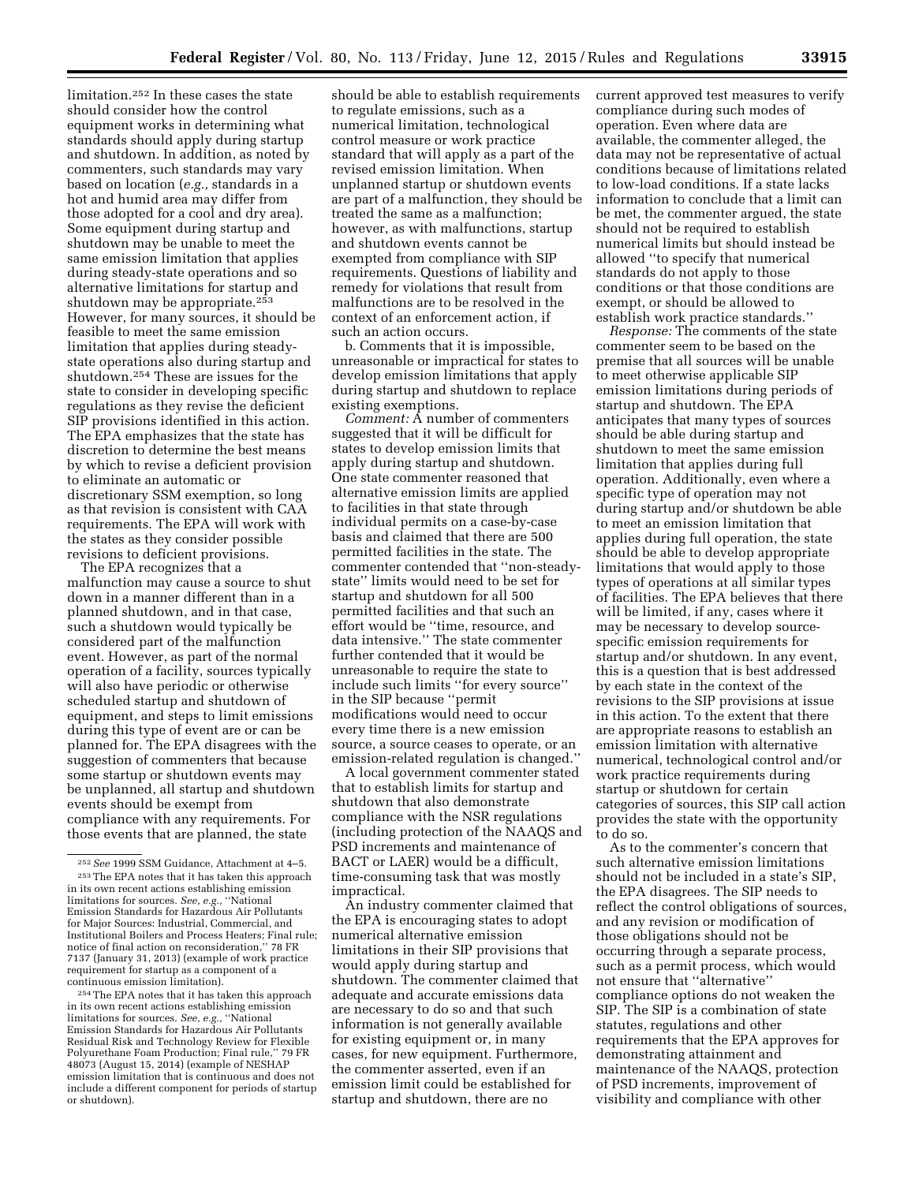limitation.[252] In these cases the state should consider how the control equipment works in determining what standards should apply during startup and shutdown. In addition, as noted by commenters, such standards may vary based on location (*e.g.,* standards in a hot and humid area may differ from those adopted for a cool and dry area). Some equipment during startup and shutdown may be unable to meet the same emission limitation that applies during steady-state operations and so alternative limitations for startup and shutdown may be appropriate.[253] However, for many sources, it should be feasible to meet the same emission limitation that applies during steady-state operations also during startup and shutdown.[254] These are issues for the state to consider in developing specific regulations as they revise the deficient SIP provisions identified in this action. The EPA emphasizes that the state has discretion to determine the best means by which to revise a deficient provision to eliminate an automatic or discretionary SSM exemption, so long as that revision is consistent with CAA requirements. The EPA will work with the states as they consider possible revisions to deficient provisions.

The EPA recognizes that a malfunction may cause a source to shut down in a manner different than in a planned shutdown, and in that case, such a shutdown would typically be considered part of the malfunction event. However, as part of the normal operation of a facility, sources typically will also have periodic or otherwise scheduled startup and shutdown of equipment, and steps to limit emissions during this type of event are or can be planned for. The EPA disagrees with the suggestion of commenters that because some startup or shutdown events may be unplanned, all startup and shutdown events should be exempt from compliance with any requirements. For those events that are planned, the state should be able to establish requirements to regulate emissions, such as a numerical limitation, technological control measure or work practice standard that will apply as a part of the revised emission limitation. When unplanned startup or shutdown events are part of a malfunction, they should be treated the same as a malfunction; however, as with malfunctions, startup and shutdown events cannot be exempted from compliance with SIP requirements. Questions of liability and remedy for violations that result from malfunctions are to be resolved in the context of an enforcement action, if such an action occurs.

b. Comments that it is impossible, unreasonable or impractical for states to develop emission limitations that apply during startup and shutdown to replace existing exemptions.

*Comment:* A number of commenters suggested that it will be difficult for states to develop emission limits that apply during startup and shutdown. One state commenter reasoned that alternative emission limits are applied to facilities in that state through individual permits on a case-by-case basis and claimed that there are 500 permitted facilities in the state. The commenter contended that ''non-steady-state'' limits would need to be set for startup and shutdown for all 500 permitted facilities and that such an effort would be ''time, resource, and data intensive.'' The state commenter further contended that it would be unreasonable to require the state to include such limits ''for every source'' in the SIP because ''permit modifications would need to occur every time there is a new emission source, a source ceases to operate, or an emission-related regulation is changed.''

A local government commenter stated that to establish limits for startup and shutdown that also demonstrate compliance with the NSR regulations (including protection of the NAAQS and PSD increments and maintenance of BACT or LAER) would be a difficult, time-consuming task that was mostly impractical.

An industry commenter claimed that the EPA is encouraging states to adopt numerical alternative emission limitations in their SIP provisions that would apply during startup and shutdown. The commenter claimed that adequate and accurate emissions data are necessary to do so and that such information is not generally available for existing equipment or, in many cases, for new equipment. Furthermore, the commenter asserted, even if an emission limit could be established for startup and shutdown, there are no current approved test measures to verify compliance during such modes of operation. Even where data are available, the commenter alleged, the data may not be representative of actual conditions because of limitations related to low-load conditions. If a state lacks information to conclude that a limit can be met, the commenter argued, the state should not be required to establish numerical limits but should instead be allowed ''to specify that numerical standards do not apply to those conditions or that those conditions are exempt, or should be allowed to establish work practice standards.''

*Response:* The comments of the state commenter seem to be based on the premise that all sources will be unable to meet otherwise applicable SIP emission limitations during periods of startup and shutdown. The EPA anticipates that many types of sources should be able during startup and shutdown to meet the same emission limitation that applies during full operation. Additionally, even where a specific type of operation may not during startup and/or shutdown be able to meet an emission limitation that applies during full operation, the state should be able to develop appropriate limitations that would apply to those types of operations at all similar types of facilities. The EPA believes that there will be limited, if any, cases where it may be necessary to develop source-specific emission requirements for startup and/or shutdown. In any event, this is a question that is best addressed by each state in the context of the revisions to the SIP provisions at issue in this action. To the extent that there are appropriate reasons to establish an emission limitation with alternative numerical, technological control and/or work practice requirements during startup or shutdown for certain categories of sources, this SIP call action provides the state with the opportunity to do so.

As to the commenter's concern that such alternative emission limitations should not be included in a state's SIP, the EPA disagrees. The SIP needs to reflect the control obligations of sources, and any revision or modification of those obligations should not be occurring through a separate process, such as a permit process, which would not ensure that ''alternative'' compliance options do not weaken the SIP. The SIP is a combination of state statutes, regulations and other requirements that the EPA approves for demonstrating attainment and maintenance of the NAAQS, protection of PSD increments, improvement of visibility and compliance with other

---

[252] *See* 1999 SSM Guidance, Attachment at 4–5.

[253] The EPA notes that it has taken this approach in its own recent actions establishing emission limitations for sources. *See, e.g.,* ''National Emission Standards for Hazardous Air Pollutants for Major Sources: Industrial, Commercial, and Institutional Boilers and Process Heaters; Final rule; notice of final action on reconsideration,'' 78 FR 7137 (January 31, 2013) (example of work practice requirement for startup as a component of a continuous emission limitation).

[254] The EPA notes that it has taken this approach in its own recent actions establishing emission limitations for sources. *See, e.g.,* ''National Emission Standards for Hazardous Air Pollutants Residual Risk and Technology Review for Flexible Polyurethane Foam Production; Final rule,'' 79 FR 48073 (August 15, 2014) (example of NESHAP emission limitation that is continuous and does not include a different component for periods of startup or shutdown).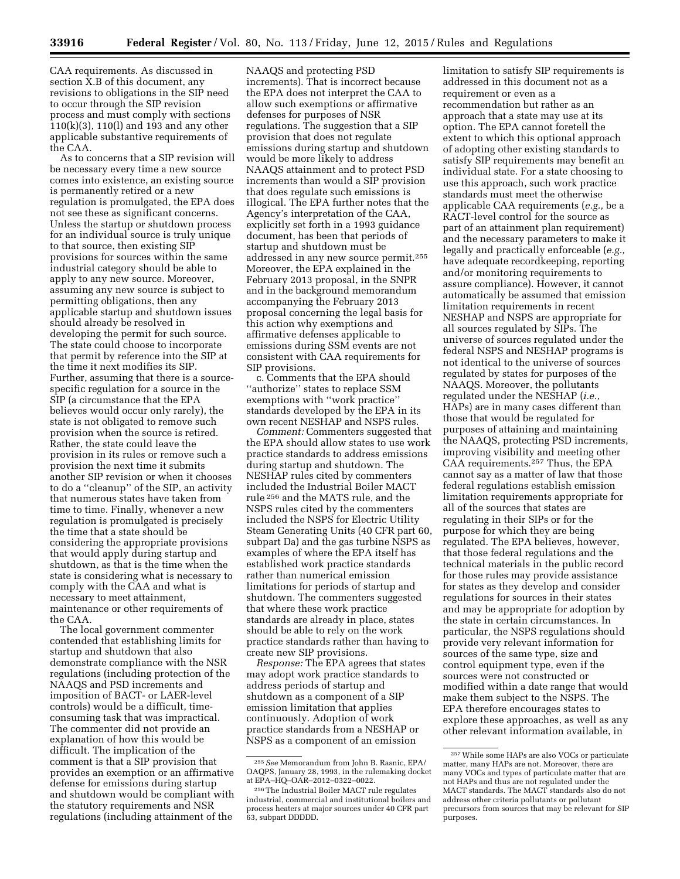CAA requirements. As discussed in section X.B of this document, any revisions to obligations in the SIP need to occur through the SIP revision process and must comply with sections 110(k)(3), 110(l) and 193 and any other applicable substantive requirements of the CAA.

As to concerns that a SIP revision will be necessary every time a new source comes into existence, an existing source is permanently retired or a new regulation is promulgated, the EPA does not see these as significant concerns. Unless the startup or shutdown process for an individual source is truly unique to that source, then existing SIP provisions for sources within the same industrial category should be able to apply to any new source. Moreover, assuming any new source is subject to permitting obligations, then any applicable startup and shutdown issues should already be resolved in developing the permit for such source. The state could choose to incorporate that permit by reference into the SIP at the time it next modifies its SIP. Further, assuming that there is a source-specific regulation for a source in the SIP (a circumstance that the EPA believes would occur only rarely), the state is not obligated to remove such provision when the source is retired. Rather, the state could leave the provision in its rules or remove such a provision the next time it submits another SIP revision or when it chooses to do a ''cleanup'' of the SIP, an activity that numerous states have taken from time to time. Finally, whenever a new regulation is promulgated is precisely the time that a state should be considering the appropriate provisions that would apply during startup and shutdown, as that is the time when the state is considering what is necessary to comply with the CAA and what is necessary to meet attainment, maintenance or other requirements of the CAA.

The local government commenter contended that establishing limits for startup and shutdown that also demonstrate compliance with the NSR regulations (including protection of the NAAQS and PSD increments and imposition of BACT- or LAER-level controls) would be a difficult, time-consuming task that was impractical. The commenter did not provide an explanation of how this would be difficult. The implication of the comment is that a SIP provision that provides an exemption or an affirmative defense for emissions during startup and shutdown would be compliant with the statutory requirements and NSR regulations (including attainment of the NAAQS and protecting PSD increments). That is incorrect because the EPA does not interpret the CAA to allow such exemptions or affirmative defenses for purposes of NSR regulations. The suggestion that a SIP provision that does not regulate emissions during startup and shutdown would be more likely to address NAAQS attainment and to protect PSD increments than would a SIP provision that does regulate such emissions is illogical. The EPA further notes that the Agency's interpretation of the CAA, explicitly set forth in a 1993 guidance document, has been that periods of startup and shutdown must be addressed in any new source permit.[255] Moreover, the EPA explained in the February 2013 proposal, in the SNPR and in the background memorandum accompanying the February 2013 proposal concerning the legal basis for this action why exemptions and affirmative defenses applicable to emissions during SSM events are not consistent with CAA requirements for SIP provisions.

c. Comments that the EPA should ''authorize'' states to replace SSM exemptions with ''work practice'' standards developed by the EPA in its own recent NESHAP and NSPS rules.

*Comment:* Commenters suggested that the EPA should allow states to use work practice standards to address emissions during startup and shutdown. The NESHAP rules cited by commenters included the Industrial Boiler MACT rule[256] and the MATS rule, and the NSPS rules cited by the commenters included the NSPS for Electric Utility Steam Generating Units (40 CFR part 60, subpart Da) and the gas turbine NSPS as examples of where the EPA itself has established work practice standards rather than numerical emission limitations for periods of startup and shutdown. The commenters suggested that where these work practice standards are already in place, states should be able to rely on the work practice standards rather than having to create new SIP provisions.

*Response:* The EPA agrees that states may adopt work practice standards to address periods of startup and shutdown as a component of a SIP emission limitation that applies continuously. Adoption of work practice standards from a NESHAP or NSPS as a component of an emission limitation to satisfy SIP requirements is addressed in this document not as a requirement or even as a recommendation but rather as an approach that a state may use at its option. The EPA cannot foretell the extent to which this optional approach of adopting other existing standards to satisfy SIP requirements may benefit an individual state. For a state choosing to use this approach, such work practice standards must meet the otherwise applicable CAA requirements (*e.g.,* be a RACT-level control for the source as part of an attainment plan requirement) and the necessary parameters to make it legally and practically enforceable (*e.g.,* have adequate recordkeeping, reporting and/or monitoring requirements to assure compliance). However, it cannot automatically be assumed that emission limitation requirements in recent NESHAP and NSPS are appropriate for all sources regulated by SIPs. The universe of sources regulated under the federal NSPS and NESHAP programs is not identical to the universe of sources regulated by states for purposes of the NAAQS. Moreover, the pollutants regulated under the NESHAP (*i.e.,* HAPs) are in many cases different than those that would be regulated for purposes of attaining and maintaining the NAAQS, protecting PSD increments, improving visibility and meeting other CAA requirements.[257] Thus, the EPA cannot say as a matter of law that those federal regulations establish emission limitation requirements appropriate for all of the sources that states are regulating in their SIPs or for the purpose for which they are being regulated. The EPA believes, however, that those federal regulations and the technical materials in the public record for those rules may provide assistance for states as they develop and consider regulations for sources in their states and may be appropriate for adoption by the state in certain circumstances. In particular, the NSPS regulations should provide very relevant information for sources of the same type, size and control equipment type, even if the sources were not constructed or modified within a date range that would make them subject to the NSPS. The EPA therefore encourages states to explore these approaches, as well as any other relevant information available, in

---

[255] *See* Memorandum from John B. Rasnic, EPA/OAQPS, January 28, 1993, in the rulemaking docket at EPA–HQ–OAR–2012–0322–0022.

[256] The Industrial Boiler MACT rule regulates industrial, commercial and institutional boilers and process heaters at major sources under 40 CFR part 63, subpart DDDDD.

[257] While some HAPs are also VOCs or particulate matter, many HAPs are not. Moreover, there are many VOCs and types of particulate matter that are not HAPs and thus are not regulated under the MACT standards. The MACT standards also do not address other criteria pollutants or pollutant precursors from sources that may be relevant for SIP purposes.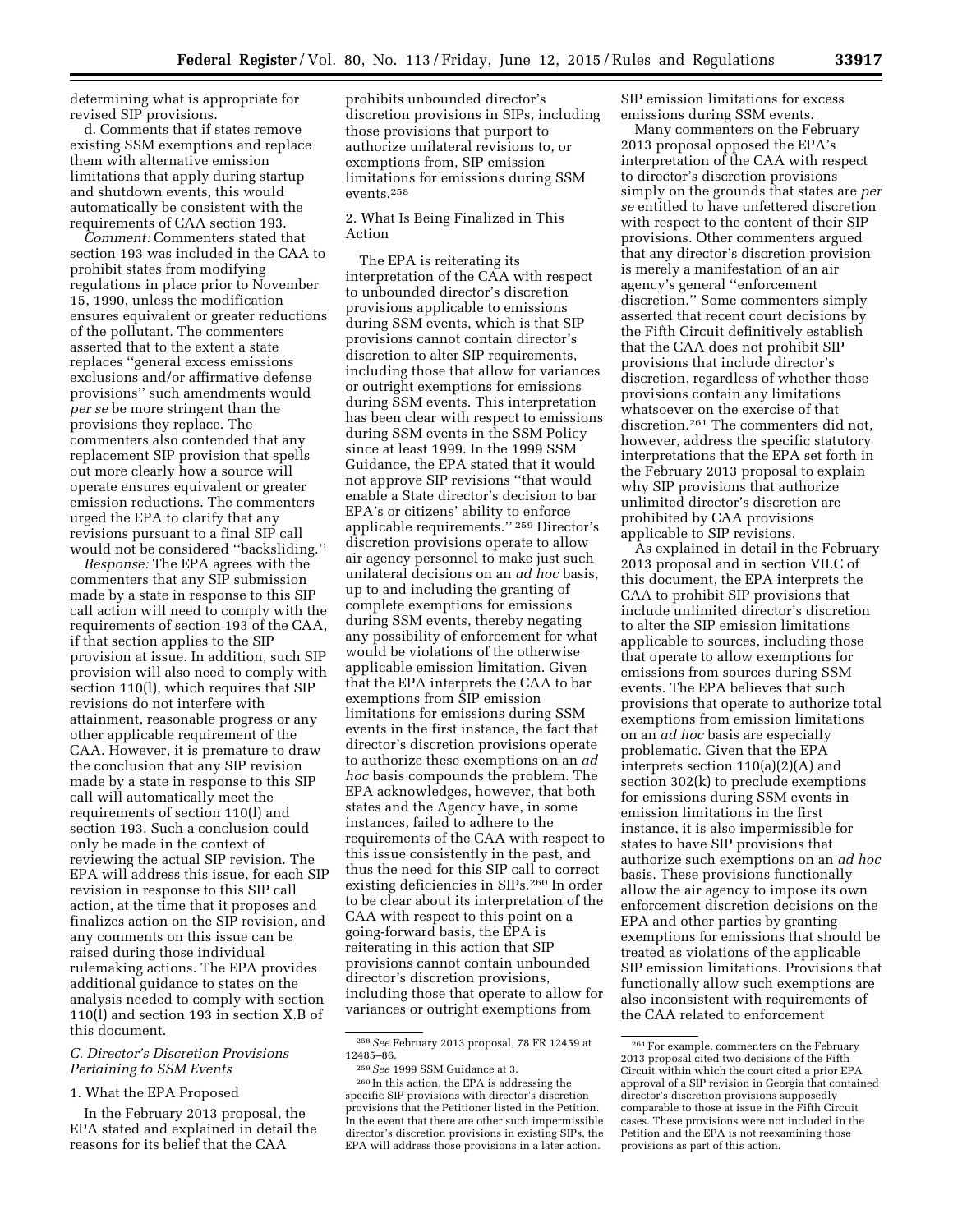determining what is appropriate for revised SIP provisions.

d. Comments that if states remove existing SSM exemptions and replace them with alternative emission limitations that apply during startup and shutdown events, this would automatically be consistent with the requirements of CAA section 193.

*Comment:* Commenters stated that section 193 was included in the CAA to prohibit states from modifying regulations in place prior to November 15, 1990, unless the modification ensures equivalent or greater reductions of the pollutant. The commenters asserted that to the extent a state replaces "general excess emissions exclusions and/or affirmative defense provisions" such amendments would *per se* be more stringent than the provisions they replace. The commenters also contended that any replacement SIP provision that spells out more clearly how a source will operate ensures equivalent or greater emission reductions. The commenters urged the EPA to clarify that any revisions pursuant to a final SIP call would not be considered "backsliding."

*Response:* The EPA agrees with the commenters that any SIP submission made by a state in response to this SIP call action will need to comply with the requirements of section 193 of the CAA, if that section applies to the SIP provision at issue. In addition, such SIP provision will also need to comply with section 110(l), which requires that SIP revisions do not interfere with attainment, reasonable progress or any other applicable requirement of the CAA. However, it is premature to draw the conclusion that any SIP revision made by a state in response to this SIP call will automatically meet the requirements of section 110(l) and section 193. Such a conclusion could only be made in the context of reviewing the actual SIP revision. The EPA will address this issue, for each SIP revision in response to this SIP call action, at the time that it proposes and finalizes action on the SIP revision, and any comments on this issue can be raised during those individual rulemaking actions. The EPA provides additional guidance to states on the analysis needed to comply with section 110(l) and section 193 in section X.B of this document.

### C. Director's Discretion Provisions Pertaining to SSM Events

#### 1. What the EPA Proposed

In the February 2013 proposal, the EPA stated and explained in detail the reasons for its belief that the CAA prohibits unbounded director's discretion provisions in SIPs, including those provisions that purport to authorize unilateral revisions to, or exemptions from, SIP emission limitations for emissions during SSM events.[258]

#### 2. What Is Being Finalized in This Action

The EPA is reiterating its interpretation of the CAA with respect to unbounded director's discretion provisions applicable to emissions during SSM events, which is that SIP provisions cannot contain director's discretion to alter SIP requirements, including those that allow for variances or outright exemptions for emissions during SSM events. This interpretation has been clear with respect to emissions during SSM events in the SSM Policy since at least 1999. In the 1999 SSM Guidance, the EPA stated that it would not approve SIP revisions "that would enable a State director's decision to bar EPA's or citizens' ability to enforce applicable requirements." [259] Director's discretion provisions operate to allow air agency personnel to make just such unilateral decisions on an *ad hoc* basis, up to and including the granting of complete exemptions for emissions during SSM events, thereby negating any possibility of enforcement for what would be violations of the otherwise applicable emission limitation. Given that the EPA interprets the CAA to bar exemptions from SIP emission limitations for emissions during SSM events in the first instance, the fact that director's discretion provisions operate to authorize these exemptions on an *ad hoc* basis compounds the problem. The EPA acknowledges, however, that both states and the Agency have, in some instances, failed to adhere to the requirements of the CAA with respect to this issue consistently in the past, and thus the need for this SIP call to correct existing deficiencies in SIPs.[260] In order to be clear about its interpretation of the CAA with respect to this point on a going-forward basis, the EPA is reiterating in this action that SIP provisions cannot contain unbounded director's discretion provisions, including those that operate to allow for variances or outright exemptions from SIP emission limitations for excess emissions during SSM events.

Many commenters on the February 2013 proposal opposed the EPA's interpretation of the CAA with respect to director's discretion provisions simply on the grounds that states are *per se* entitled to have unfettered discretion with respect to the content of their SIP provisions. Other commenters argued that any director's discretion provision is merely a manifestation of an air agency's general "enforcement discretion." Some commenters simply asserted that recent court decisions by the Fifth Circuit definitively establish that the CAA does not prohibit SIP provisions that include director's discretion, regardless of whether those provisions contain any limitations whatsoever on the exercise of that discretion.[261] The commenters did not, however, address the specific statutory interpretations that the EPA set forth in the February 2013 proposal to explain why SIP provisions that authorize unlimited director's discretion are prohibited by CAA provisions applicable to SIP revisions.

As explained in detail in the February 2013 proposal and in section VII.C of this document, the EPA interprets the CAA to prohibit SIP provisions that include unlimited director's discretion to alter the SIP emission limitations applicable to sources, including those that operate to allow exemptions for emissions from sources during SSM events. The EPA believes that such provisions that operate to authorize total exemptions from emission limitations on an *ad hoc* basis are especially problematic. Given that the EPA interprets section 110(a)(2)(A) and section 302(k) to preclude exemptions for emissions during SSM events in emission limitations in the first instance, it is also impermissible for states to have SIP provisions that authorize such exemptions on an *ad hoc* basis. These provisions functionally allow the air agency to impose its own enforcement discretion decisions on the EPA and other parties by granting exemptions for emissions that should be treated as violations of the applicable SIP emission limitations. Provisions that functionally allow such exemptions are also inconsistent with requirements of the CAA related to enforcement

---

[258] *See* February 2013 proposal, 78 FR 12459 at 12485–86.

[259] *See* 1999 SSM Guidance at 3.

[260] In this action, the EPA is addressing the specific SIP provisions with director's discretion provisions that the Petitioner listed in the Petition. In the event that there are other such impermissible director's discretion provisions in existing SIPs, the EPA will address those provisions in a later action.

[261] For example, commenters on the February 2013 proposal cited two decisions of the Fifth Circuit within which the court cited a prior EPA approval of a SIP revision in Georgia that contained director's discretion provisions supposedly comparable to those at issue in the Fifth Circuit cases. These provisions were not included in the Petition and the EPA is not reexamining those provisions as part of this action.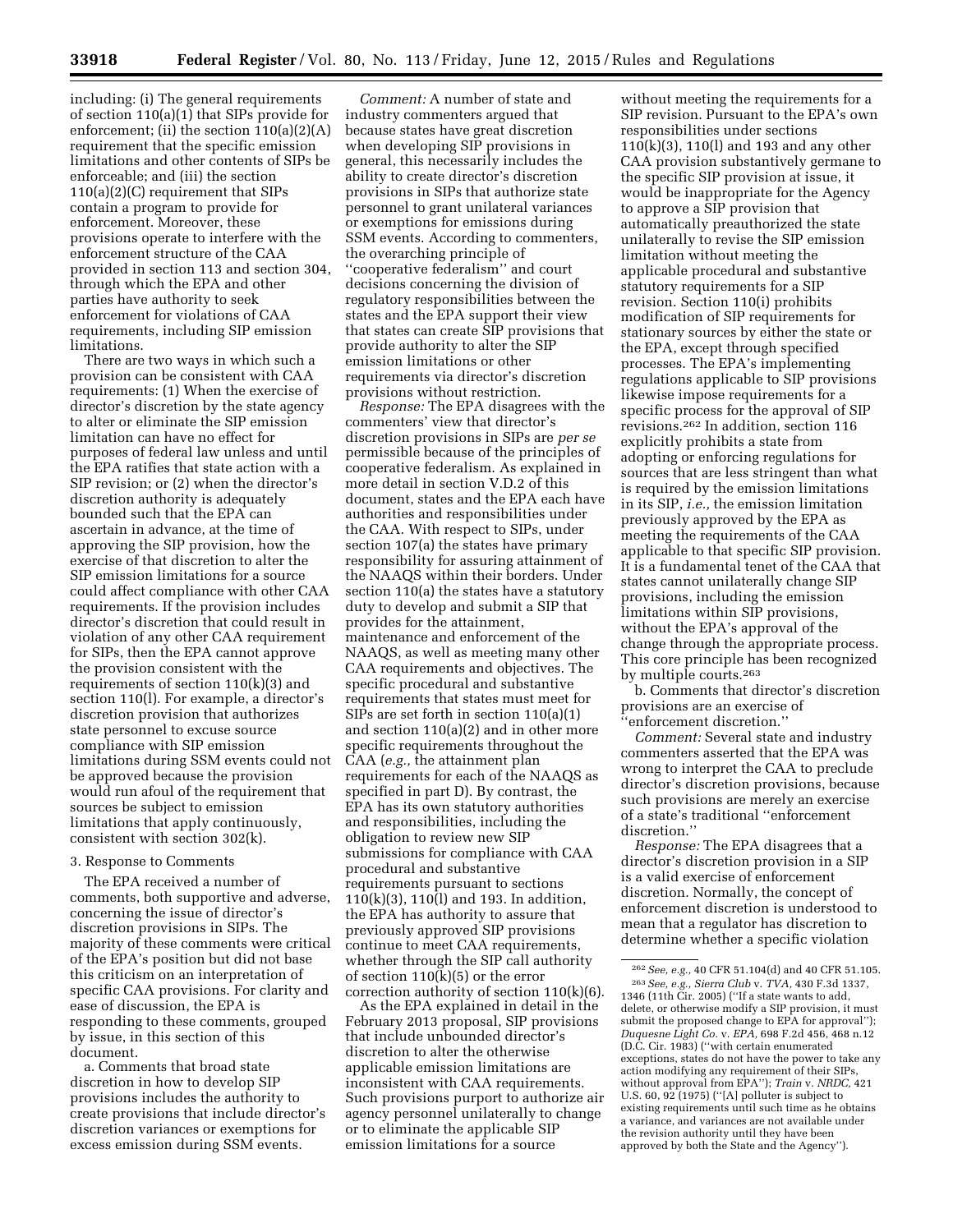including: (i) The general requirements of section 110(a)(1) that SIPs provide for enforcement; (ii) the section 110(a)(2)(A) requirement that the specific emission limitations and other contents of SIPs be enforceable; and (iii) the section 110(a)(2)(C) requirement that SIPs contain a program to provide for enforcement. Moreover, these provisions operate to interfere with the enforcement structure of the CAA provided in section 113 and section 304, through which the EPA and other parties have authority to seek enforcement for violations of CAA requirements, including SIP emission limitations.

There are two ways in which such a provision can be consistent with CAA requirements: (1) When the exercise of director's discretion by the state agency to alter or eliminate the SIP emission limitation can have no effect for purposes of federal law unless and until the EPA ratifies that state action with a SIP revision; or (2) when the director's discretion authority is adequately bounded such that the EPA can ascertain in advance, at the time of approving the SIP provision, how the exercise of that discretion to alter the SIP emission limitations for a source could affect compliance with other CAA requirements. If the provision includes director's discretion that could result in violation of any other CAA requirement for SIPs, then the EPA cannot approve the provision consistent with the requirements of section 110(k)(3) and section 110(l). For example, a director's discretion provision that authorizes state personnel to excuse source compliance with SIP emission limitations during SSM events could not be approved because the provision would run afoul of the requirement that sources be subject to emission limitations that apply continuously, consistent with section 302(k).

### 3. Response to Comments

The EPA received a number of comments, both supportive and adverse, concerning the issue of director's discretion provisions in SIPs. The majority of these comments were critical of the EPA's position but did not base this criticism on an interpretation of specific CAA provisions. For clarity and ease of discussion, the EPA is responding to these comments, grouped by issue, in this section of this document.

a. Comments that broad state discretion in how to develop SIP provisions includes the authority to create provisions that include director's discretion variances or exemptions for excess emission during SSM events.

*Comment:* A number of state and industry commenters argued that because states have great discretion when developing SIP provisions in general, this necessarily includes the ability to create director's discretion provisions in SIPs that authorize state personnel to grant unilateral variances or exemptions for emissions during SSM events. According to commenters, the overarching principle of "cooperative federalism" and court decisions concerning the division of regulatory responsibilities between the states and the EPA support their view that states can create SIP provisions that provide authority to alter the SIP emission limitations or other requirements via director's discretion provisions without restriction.

*Response:* The EPA disagrees with the commenters' view that director's discretion provisions in SIPs are *per se* permissible because of the principles of cooperative federalism. As explained in more detail in section V.D.2 of this document, states and the EPA each have authorities and responsibilities under the CAA. With respect to SIPs, under section 107(a) the states have primary responsibility for assuring attainment of the NAAQS within their borders. Under section 110(a) the states have a statutory duty to develop and submit a SIP that provides for the attainment, maintenance and enforcement of the NAAQS, as well as meeting many other CAA requirements and objectives. The specific procedural and substantive requirements that states must meet for SIPs are set forth in section 110(a)(1) and section 110(a)(2) and in other more specific requirements throughout the CAA (*e.g.,* the attainment plan requirements for each of the NAAQS as specified in part D). By contrast, the EPA has its own statutory authorities and responsibilities, including the obligation to review new SIP submissions for compliance with CAA procedural and substantive requirements pursuant to sections 110(k)(3), 110(l) and 193. In addition, the EPA has authority to assure that previously approved SIP provisions continue to meet CAA requirements, whether through the SIP call authority of section 110(k)(5) or the error correction authority of section 110(k)(6).

As the EPA explained in detail in the February 2013 proposal, SIP provisions that include unbounded director's discretion to alter the otherwise applicable emission limitations are inconsistent with CAA requirements. Such provisions purport to authorize air agency personnel unilaterally to change or to eliminate the applicable SIP emission limitations for a source without meeting the requirements for a SIP revision. Pursuant to the EPA's own responsibilities under sections 110(k)(3), 110(l) and 193 and any other CAA provision substantively germane to the specific SIP provision at issue, it would be inappropriate for the Agency to approve a SIP provision that automatically preauthorized the state unilaterally to revise the SIP emission limitation without meeting the applicable procedural and substantive statutory requirements for a SIP revision. Section 110(i) prohibits modification of SIP requirements for stationary sources by either the state or the EPA, except through specified processes. The EPA's implementing regulations applicable to SIP provisions likewise impose requirements for a specific process for the approval of SIP revisions.[262] In addition, section 116 explicitly prohibits a state from adopting or enforcing regulations for sources that are less stringent than what is required by the emission limitations in its SIP, *i.e.,* the emission limitation previously approved by the EPA as meeting the requirements of the CAA applicable to that specific SIP provision. It is a fundamental tenet of the CAA that states cannot unilaterally change SIP provisions, including the emission limitations within SIP provisions, without the EPA's approval of the change through the appropriate process. This core principle has been recognized by multiple courts.[263]

b. Comments that director's discretion provisions are an exercise of "enforcement discretion."

*Comment:* Several state and industry commenters asserted that the EPA was wrong to interpret the CAA to preclude director's discretion provisions, because such provisions are merely an exercise of a state's traditional "enforcement discretion."

*Response:* The EPA disagrees that a director's discretion provision in a SIP is a valid exercise of enforcement discretion. Normally, the concept of enforcement discretion is understood to mean that a regulator has discretion to determine whether a specific violation

---

[262] *See, e.g.,* 40 CFR 51.104(d) and 40 CFR 51.105.

[263] *See, e.g., Sierra Club* v. *TVA,* 430 F.3d 1337, 1346 (11th Cir. 2005) ("If a state wants to add, delete, or otherwise modify a SIP provision, it must submit the proposed change to EPA for approval"); *Duquesne Light Co.* v. *EPA,* 698 F.2d 456, 468 n.12 (D.C. Cir. 1983) ("with certain enumerated exceptions, states do not have the power to take any action modifying any requirement of their SIPs, without approval from EPA"); *Train* v. *NRDC,* 421 U.S. 60, 92 (1975) ("[A] polluter is subject to existing requirements until such time as he obtains a variance, and variances are not available under the revision authority until they have been approved by both the State and the Agency").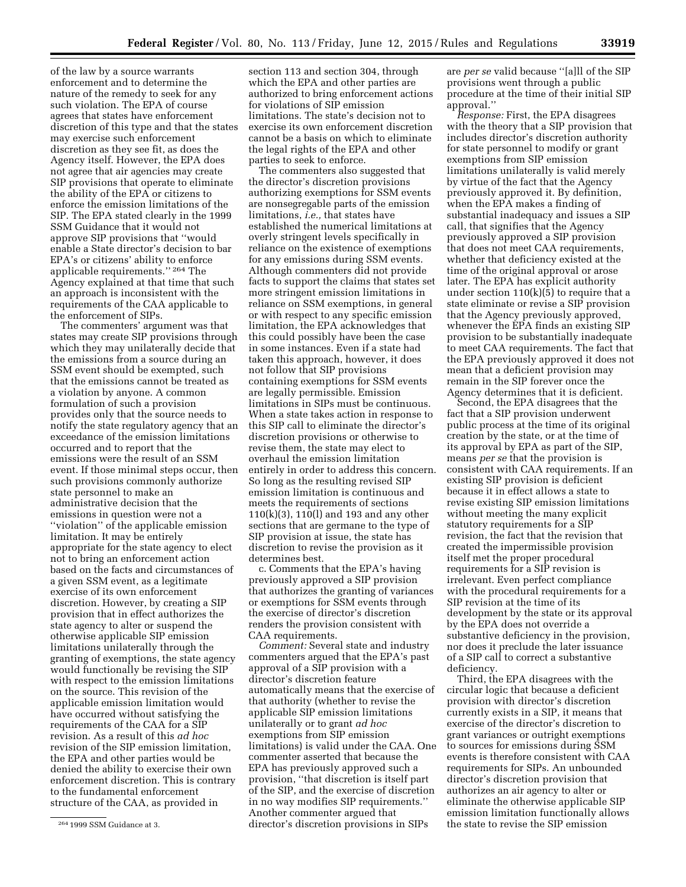of the law by a source warrants enforcement and to determine the nature of the remedy to seek for any such violation. The EPA of course agrees that states have enforcement discretion of this type and that the states may exercise such enforcement discretion as they see fit, as does the Agency itself. However, the EPA does not agree that air agencies may create SIP provisions that operate to eliminate the ability of the EPA or citizens to enforce the emission limitations of the SIP. The EPA stated clearly in the 1999 SSM Guidance that it would not approve SIP provisions that ''would enable a State director's decision to bar EPA's or citizens' ability to enforce applicable requirements.'' [264] The Agency explained at that time that such an approach is inconsistent with the requirements of the CAA applicable to the enforcement of SIPs.

The commenters' argument was that states may create SIP provisions through which they may unilaterally decide that the emissions from a source during an SSM event should be exempted, such that the emissions cannot be treated as a violation by anyone. A common formulation of such a provision provides only that the source needs to notify the state regulatory agency that an exceedance of the emission limitations occurred and to report that the emissions were the result of an SSM event. If those minimal steps occur, then such provisions commonly authorize state personnel to make an administrative decision that the emissions in question were not a ''violation'' of the applicable emission limitation. It may be entirely appropriate for the state agency to elect not to bring an enforcement action based on the facts and circumstances of a given SSM event, as a legitimate exercise of its own enforcement discretion. However, by creating a SIP provision that in effect authorizes the state agency to alter or suspend the otherwise applicable SIP emission limitations unilaterally through the granting of exemptions, the state agency would functionally be revising the SIP with respect to the emission limitations on the source. This revision of the applicable emission limitation would have occurred without satisfying the requirements of the CAA for a SIP revision. As a result of this *ad hoc* revision of the SIP emission limitation, the EPA and other parties would be denied the ability to exercise their own enforcement discretion. This is contrary to the fundamental enforcement structure of the CAA, as provided in section 113 and section 304, through which the EPA and other parties are authorized to bring enforcement actions for violations of SIP emission limitations. The state's decision not to exercise its own enforcement discretion cannot be a basis on which to eliminate the legal rights of the EPA and other parties to seek to enforce.

The commenters also suggested that the director's discretion provisions authorizing exemptions for SSM events are nonsegregable parts of the emission limitations, *i.e.,* that states have established the numerical limitations at overly stringent levels specifically in reliance on the existence of exemptions for any emissions during SSM events. Although commenters did not provide facts to support the claims that states set more stringent emission limitations in reliance on SSM exemptions, in general or with respect to any specific emission limitation, the EPA acknowledges that this could possibly have been the case in some instances. Even if a state had taken this approach, however, it does not follow that SIP provisions containing exemptions for SSM events are legally permissible. Emission limitations in SIPs must be continuous. When a state takes action in response to this SIP call to eliminate the director's discretion provisions or otherwise to revise them, the state may elect to overhaul the emission limitation entirely in order to address this concern. So long as the resulting revised SIP emission limitation is continuous and meets the requirements of sections 110(k)(3), 110(l) and 193 and any other sections that are germane to the type of SIP provision at issue, the state has discretion to revise the provision as it determines best.

c. Comments that the EPA's having previously approved a SIP provision that authorizes the granting of variances or exemptions for SSM events through the exercise of director's discretion renders the provision consistent with CAA requirements.

*Comment:* Several state and industry commenters argued that the EPA's past approval of a SIP provision with a director's discretion feature automatically means that the exercise of that authority (whether to revise the applicable SIP emission limitations unilaterally or to grant *ad hoc* exemptions from SIP emission limitations) is valid under the CAA. One commenter asserted that because the EPA has previously approved such a provision, ''that discretion is itself part of the SIP, and the exercise of discretion in no way modifies SIP requirements.'' Another commenter argued that director's discretion provisions in SIPs are *per se* valid because ''[a]ll of the SIP provisions went through a public procedure at the time of their initial SIP approval.''

*Response:* First, the EPA disagrees with the theory that a SIP provision that includes director's discretion authority for state personnel to modify or grant exemptions from SIP emission limitations unilaterally is valid merely by virtue of the fact that the Agency previously approved it. By definition, when the EPA makes a finding of substantial inadequacy and issues a SIP call, that signifies that the Agency previously approved a SIP provision that does not meet CAA requirements, whether that deficiency existed at the time of the original approval or arose later. The EPA has explicit authority under section 110(k)(5) to require that a state eliminate or revise a SIP provision that the Agency previously approved, whenever the EPA finds an existing SIP provision to be substantially inadequate to meet CAA requirements. The fact that the EPA previously approved it does not mean that a deficient provision may remain in the SIP forever once the Agency determines that it is deficient.

Second, the EPA disagrees that the fact that a SIP provision underwent public process at the time of its original creation by the state, or at the time of its approval by EPA as part of the SIP, means *per se* that the provision is consistent with CAA requirements. If an existing SIP provision is deficient because it in effect allows a state to revise existing SIP emission limitations without meeting the many explicit statutory requirements for a SIP revision, the fact that the revision that created the impermissible provision itself met the proper procedural requirements for a SIP revision is irrelevant. Even perfect compliance with the procedural requirements for a SIP revision at the time of its development by the state or its approval by the EPA does not override a substantive deficiency in the provision, nor does it preclude the later issuance of a SIP call to correct a substantive deficiency.

Third, the EPA disagrees with the circular logic that because a deficient provision with director's discretion currently exists in a SIP, it means that exercise of the director's discretion to grant variances or outright exemptions to sources for emissions during SSM events is therefore consistent with CAA requirements for SIPs. An unbounded director's discretion provision that authorizes an air agency to alter or eliminate the otherwise applicable SIP emission limitation functionally allows the state to revise the SIP emission

[264] 1999 SSM Guidance at 3.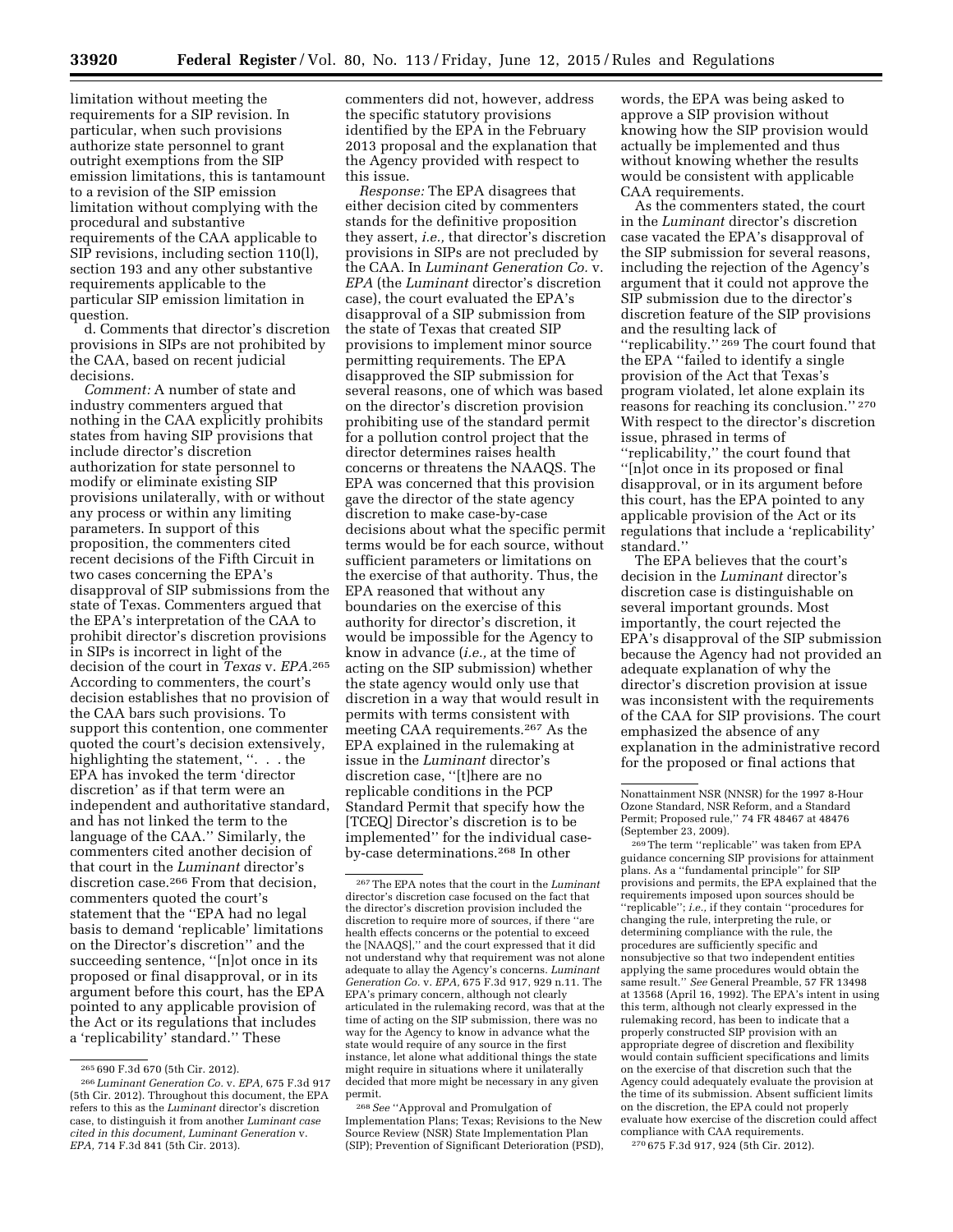limitation without meeting the requirements for a SIP revision. In particular, when such provisions authorize state personnel to grant outright exemptions from the SIP emission limitations, this is tantamount to a revision of the SIP emission limitation without complying with the procedural and substantive requirements of the CAA applicable to SIP revisions, including section 110(l), section 193 and any other substantive requirements applicable to the particular SIP emission limitation in question.

d. Comments that director's discretion provisions in SIPs are not prohibited by the CAA, based on recent judicial decisions.

*Comment:* A number of state and industry commenters argued that nothing in the CAA explicitly prohibits states from having SIP provisions that include director's discretion authorization for state personnel to modify or eliminate existing SIP provisions unilaterally, with or without any process or within any limiting parameters. In support of this proposition, the commenters cited recent decisions of the Fifth Circuit in two cases concerning the EPA's disapproval of SIP submissions from the state of Texas. Commenters argued that the EPA's interpretation of the CAA to prohibit director's discretion provisions in SIPs is incorrect in light of the decision of the court in *Texas* v. *EPA*.[265] According to commenters, the court's decision establishes that no provision of the CAA bars such provisions. To support this contention, one commenter quoted the court's decision extensively, highlighting the statement, ''. . . the EPA has invoked the term 'director discretion' as if that term were an independent and authoritative standard, and has not linked the term to the language of the CAA.'' Similarly, the commenters cited another decision of that court in the *Luminant* director's discretion case.[266] From that decision, commenters quoted the court's statement that the ''EPA had no legal basis to demand 'replicable' limitations on the Director's discretion'' and the succeeding sentence, ''[n]ot once in its proposed or final disapproval, or in its argument before this court, has the EPA pointed to any applicable provision of the Act or its regulations that includes a 'replicability' standard.'' These commenters did not, however, address the specific statutory provisions identified by the EPA in the February 2013 proposal and the explanation that the Agency provided with respect to this issue.

*Response:* The EPA disagrees that either decision cited by commenters stands for the definitive proposition they assert, *i.e.,* that director's discretion provisions in SIPs are not precluded by the CAA. In *Luminant Generation Co.* v. *EPA* (the *Luminant* director's discretion case), the court evaluated the EPA's disapproval of a SIP submission from the state of Texas that created SIP provisions to implement minor source permitting requirements. The EPA disapproved the SIP submission for several reasons, one of which was based on the director's discretion provision prohibiting use of the standard permit for a pollution control project that the director determines raises health concerns or threatens the NAAQS. The EPA was concerned that this provision gave the director of the state agency discretion to make case-by-case decisions about what the specific permit terms would be for each source, without sufficient parameters or limitations on the exercise of that authority. Thus, the EPA reasoned that without any boundaries on the exercise of this authority for director's discretion, it would be impossible for the Agency to know in advance (*i.e.,* at the time of acting on the SIP submission) whether the state agency would only use that discretion in a way that would result in permits with terms consistent with meeting CAA requirements.[267] As the EPA explained in the rulemaking at issue in the *Luminant* director's discretion case, ''[t]here are no replicable conditions in the PCP Standard Permit that specify how the [TCEQ] Director's discretion is to be implemented'' for the individual case-by-case determinations.[268] In other words, the EPA was being asked to approve a SIP provision without knowing how the SIP provision would actually be implemented and thus without knowing whether the results would be consistent with applicable CAA requirements.

As the commenters stated, the court in the *Luminant* director's discretion case vacated the EPA's disapproval of the SIP submission for several reasons, including the rejection of the Agency's argument that it could not approve the SIP submission due to the director's discretion feature of the SIP provisions and the resulting lack of ''replicability.''[269] The court found that the EPA ''failed to identify a single provision of the Act that Texas's program violated, let alone explain its reasons for reaching its conclusion.''[270] With respect to the director's discretion issue, phrased in terms of ''replicability,'' the court found that ''[n]ot once in its proposed or final disapproval, or in its argument before this court, has the EPA pointed to any applicable provision of the Act or its regulations that include a 'replicability' standard.''

The EPA believes that the court's decision in the *Luminant* director's discretion case is distinguishable on several important grounds. Most importantly, the court rejected the EPA's disapproval of the SIP submission because the Agency had not provided an adequate explanation of why the director's discretion provision at issue was inconsistent with the requirements of the CAA for SIP provisions. The court emphasized the absence of any explanation in the administrative record for the proposed or final actions that

---

[265] 690 F.3d 670 (5th Cir. 2012).

[266] *Luminant Generation Co.* v. *EPA,* 675 F.3d 917 (5th Cir. 2012). Throughout this document, the EPA refers to this as the *Luminant* director's discretion case, to distinguish it from another *Luminant case cited in this document, Luminant Generation* v. *EPA,* 714 F.3d 841 (5th Cir. 2013).

[267] The EPA notes that the court in the *Luminant* director's discretion case focused on the fact that the director's discretion provision included the discretion to require more of sources, if there ''are health effects concerns or the potential to exceed the [NAAQS],'' and the court expressed that it did not understand why that requirement was not alone adequate to allay the Agency's concerns. *Luminant Generation Co.* v. *EPA,* 675 F.3d 917, 929 n.11. The EPA's primary concern, although not clearly articulated in the rulemaking record, was that at the time of acting on the SIP submission, there was no way for the Agency to know in advance what the state would require of any source in the first instance, let alone what additional things the state might require in situations where it unilaterally decided that more might be necessary in any given permit.

[268] *See* ''Approval and Promulgation of Implementation Plans; Texas; Revisions to the New Source Review (NSR) State Implementation Plan (SIP); Prevention of Significant Deterioration (PSD), Nonattainment NSR (NNSR) for the 1997 8-Hour Ozone Standard, NSR Reform, and a Standard Permit; Proposed rule,'' 74 FR 48467 at 48476 (September 23, 2009).

[269] The term ''replicable'' was taken from EPA guidance concerning SIP provisions for attainment plans. As a ''fundamental principle'' for SIP provisions and permits, the EPA explained that the requirements imposed upon sources should be ''replicable''; *i.e.,* if they contain ''procedures for changing the rule, interpreting the rule, or determining compliance with the rule, the procedures are sufficiently specific and nonsubjective so that two independent entities applying the same procedures would obtain the same result.'' *See* General Preamble, 57 FR 13498 at 13568 (April 16, 1992). The EPA's intent in using this term, although not clearly expressed in the rulemaking record, has been to indicate that a properly constructed SIP provision with an appropriate degree of discretion and flexibility would contain sufficient specifications and limits on the exercise of that discretion such that the Agency could adequately evaluate the provision at the time of its submission. Absent sufficient limits on the discretion, the EPA could not properly evaluate how exercise of the discretion could affect compliance with CAA requirements.

[270] 675 F.3d 917, 924 (5th Cir. 2012).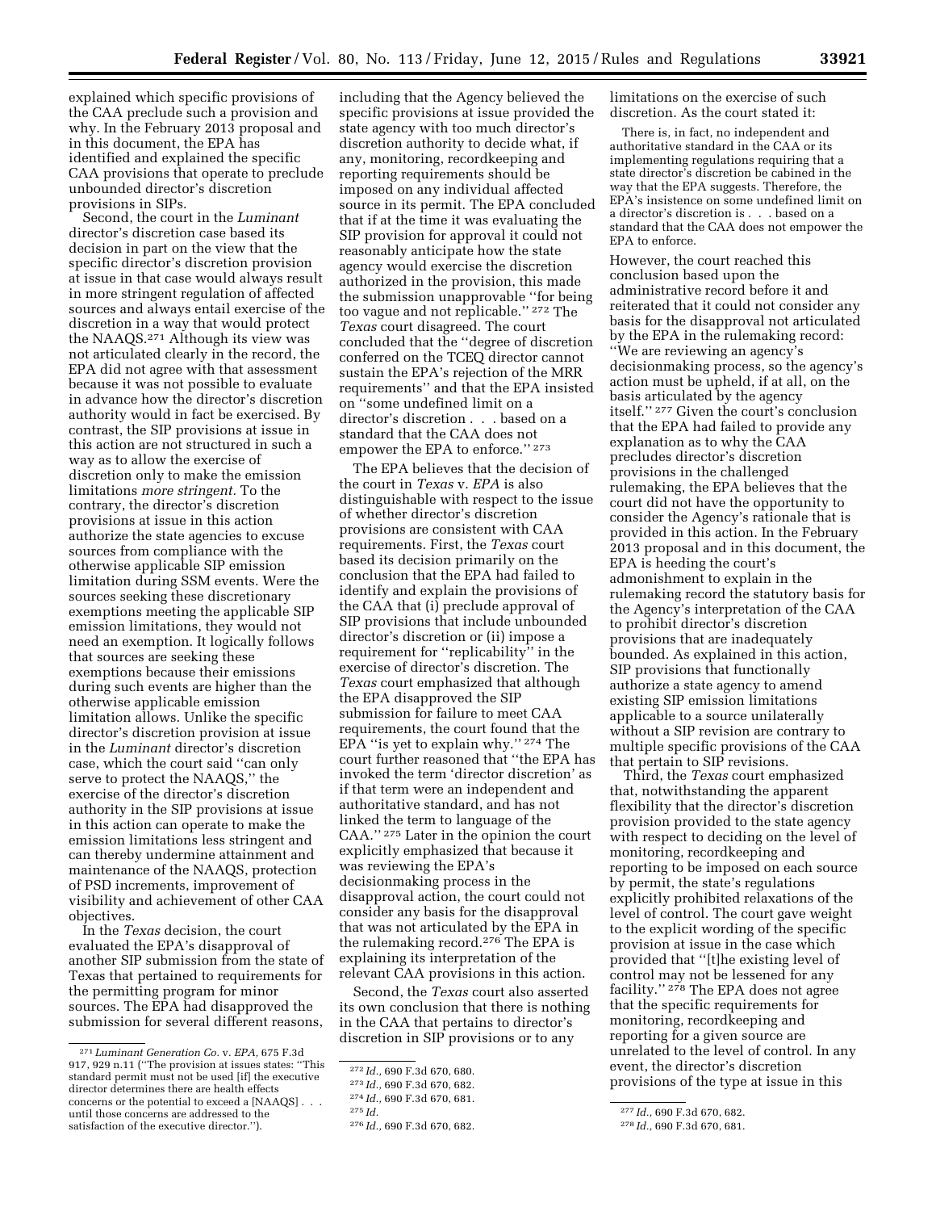explained which specific provisions of the CAA preclude such a provision and why. In the February 2013 proposal and in this document, the EPA has identified and explained the specific CAA provisions that operate to preclude unbounded director's discretion provisions in SIPs.

Second, the court in the *Luminant* director's discretion case based its decision in part on the view that the specific director's discretion provision at issue in that case would always result in more stringent regulation of affected sources and always entail exercise of the discretion in a way that would protect the NAAQS.[271] Although its view was not articulated clearly in the record, the EPA did not agree with that assessment because it was not possible to evaluate in advance how the director's discretion authority would in fact be exercised. By contrast, the SIP provisions at issue in this action are not structured in such a way as to allow the exercise of discretion only to make the emission limitations *more stringent.* To the contrary, the director's discretion provisions at issue in this action authorize the state agencies to excuse sources from compliance with the otherwise applicable SIP emission limitation during SSM events. Were the sources seeking these discretionary exemptions meeting the applicable SIP emission limitations, they would not need an exemption. It logically follows that sources are seeking these exemptions because their emissions during such events are higher than the otherwise applicable emission limitation allows. Unlike the specific director's discretion provision at issue in the *Luminant* director's discretion case, which the court said "can only serve to protect the NAAQS," the exercise of the director's discretion authority in the SIP provisions at issue in this action can operate to make the emission limitations less stringent and can thereby undermine attainment and maintenance of the NAAQS, protection of PSD increments, improvement of visibility and achievement of other CAA objectives.

In the *Texas* decision, the court evaluated the EPA's disapproval of another SIP submission from the state of Texas that pertained to requirements for the permitting program for minor sources. The EPA had disapproved the submission for several different reasons, including that the Agency believed the specific provisions at issue provided the state agency with too much director's discretion authority to decide what, if any, monitoring, recordkeeping and reporting requirements should be imposed on any individual affected source in its permit. The EPA concluded that if at the time it was evaluating the SIP provision for approval it could not reasonably anticipate how the state agency would exercise the discretion authorized in the provision, this made the submission unapprovable "for being too vague and not replicable."[272] The *Texas* court disagreed. The court concluded that the "degree of discretion conferred on the TCEQ director cannot sustain the EPA's rejection of the MRR requirements" and that the EPA insisted on "some undefined limit on a director's discretion . . . based on a standard that the CAA does not empower the EPA to enforce."[273]

The EPA believes that the decision of the court in *Texas* v. *EPA* is also distinguishable with respect to the issue of whether director's discretion provisions are consistent with CAA requirements. First, the *Texas* court based its decision primarily on the conclusion that the EPA had failed to identify and explain the provisions of the CAA that (i) preclude approval of SIP provisions that include unbounded director's discretion or (ii) impose a requirement for "replicability" in the exercise of director's discretion. The *Texas* court emphasized that although the EPA disapproved the SIP submission for failure to meet CAA requirements, the court found that the EPA "is yet to explain why."[274] The court further reasoned that "the EPA has invoked the term 'director discretion' as if that term were an independent and authoritative standard, and has not linked the term to language of the CAA."[275] Later in the opinion the court explicitly emphasized that because it was reviewing the EPA's decisionmaking process in the disapproval action, the court could not consider any basis for the disapproval that was not articulated by the EPA in the rulemaking record.[276] The EPA is explaining its interpretation of the relevant CAA provisions in this action.

Second, the *Texas* court also asserted its own conclusion that there is nothing in the CAA that pertains to director's discretion in SIP provisions or to any limitations on the exercise of such discretion. As the court stated it:

> There is, in fact, no independent and authoritative standard in the CAA or its implementing regulations requiring that a state director's discretion be cabined in the way that the EPA suggests. Therefore, the EPA's insistence on some undefined limit on a director's discretion is . . . based on a standard that the CAA does not empower the EPA to enforce.

However, the court reached this conclusion based upon the administrative record before it and reiterated that it could not consider any basis for the disapproval not articulated by the EPA in the rulemaking record: "We are reviewing an agency's decisionmaking process, so the agency's action must be upheld, if at all, on the basis articulated by the agency itself."[277] Given the court's conclusion that the EPA had failed to provide any explanation as to why the CAA precludes director's discretion provisions in the challenged rulemaking, the EPA believes that the court did not have the opportunity to consider the Agency's rationale that is provided in this action. In the February 2013 proposal and in this document, the EPA is heeding the court's admonishment to explain in the rulemaking record the statutory basis for the Agency's interpretation of the CAA to prohibit director's discretion provisions that are inadequately bounded. As explained in this action, SIP provisions that functionally authorize a state agency to amend existing SIP emission limitations applicable to a source unilaterally without a SIP revision are contrary to multiple specific provisions of the CAA that pertain to SIP revisions.

Third, the *Texas* court emphasized that, notwithstanding the apparent flexibility that the director's discretion provision provided to the state agency with respect to deciding on the level of monitoring, recordkeeping and reporting to be imposed on each source by permit, the state's regulations explicitly prohibited relaxations of the level of control. The court gave weight to the explicit wording of the specific provision at issue in the case which provided that "[t]he existing level of control may not be lessened for any facility."[278] The EPA does not agree that the specific requirements for monitoring, recordkeeping and reporting for a given source are unrelated to the level of control. In any event, the director's discretion provisions of the type at issue in this

---

[271] *Luminant Generation Co.* v. *EPA,* 675 F.3d 917, 929 n.11 ("The provision at issues states: "This standard permit must not be used [if] the executive director determines there are health effects concerns or the potential to exceed a [NAAQS] . . . until those concerns are addressed to the satisfaction of the executive director.").

[272] *Id.,* 690 F.3d 670, 680.

[273] *Id.,* 690 F.3d 670, 682.

[274] *Id.,* 690 F.3d 670, 681.

[275] *Id.*

[276] *Id.,* 690 F.3d 670, 682.

[277] *Id.,* 690 F.3d 670, 682.

[278] *Id.,* 690 F.3d 670, 681.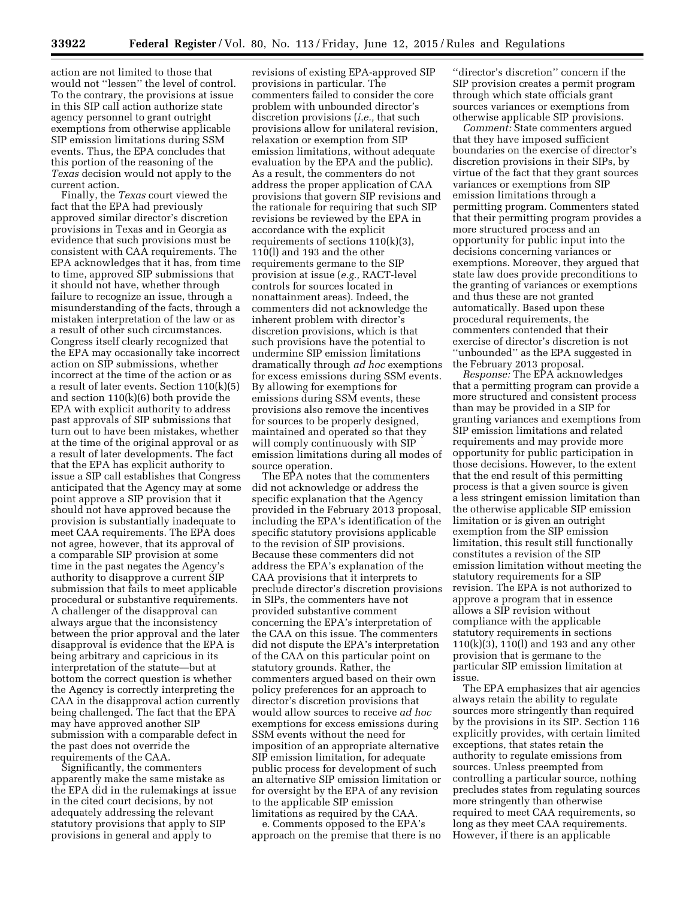action are not limited to those that would not "lessen" the level of control. To the contrary, the provisions at issue in this SIP call action authorize state agency personnel to grant outright exemptions from otherwise applicable SIP emission limitations during SSM events. Thus, the EPA concludes that this portion of the reasoning of the *Texas* decision would not apply to the current action.

Finally, the *Texas* court viewed the fact that the EPA had previously approved similar director's discretion provisions in Texas and in Georgia as evidence that such provisions must be consistent with CAA requirements. The EPA acknowledges that it has, from time to time, approved SIP submissions that it should not have, whether through failure to recognize an issue, through a misunderstanding of the facts, through a mistaken interpretation of the law or as a result of other such circumstances. Congress itself clearly recognized that the EPA may occasionally take incorrect action on SIP submissions, whether incorrect at the time of the action or as a result of later events. Section 110(k)(5) and section 110(k)(6) both provide the EPA with explicit authority to address past approvals of SIP submissions that turn out to have been mistakes, whether at the time of the original approval or as a result of later developments. The fact that the EPA has explicit authority to issue a SIP call establishes that Congress anticipated that the Agency may at some point approve a SIP provision that it should not have approved because the provision is substantially inadequate to meet CAA requirements. The EPA does not agree, however, that its approval of a comparable SIP provision at some time in the past negates the Agency's authority to disapprove a current SIP submission that fails to meet applicable procedural or substantive requirements. A challenger of the disapproval can always argue that the inconsistency between the prior approval and the later disapproval is evidence that the EPA is being arbitrary and capricious in its interpretation of the statute—but at bottom the correct question is whether the Agency is correctly interpreting the CAA in the disapproval action currently being challenged. The fact that the EPA may have approved another SIP submission with a comparable defect in the past does not override the requirements of the CAA.

Significantly, the commenters apparently make the same mistake as the EPA did in the rulemakings at issue in the cited court decisions, by not adequately addressing the relevant statutory provisions that apply to SIP provisions in general and apply to revisions of existing EPA-approved SIP provisions in particular. The commenters failed to consider the core problem with unbounded director's discretion provisions (*i.e.,* that such provisions allow for unilateral revision, relaxation or exemption from SIP emission limitations, without adequate evaluation by the EPA and the public). As a result, the commenters do not address the proper application of CAA provisions that govern SIP revisions and the rationale for requiring that such SIP revisions be reviewed by the EPA in accordance with the explicit requirements of sections 110(k)(3), 110(l) and 193 and the other requirements germane to the SIP provision at issue (*e.g.,* RACT-level controls for sources located in nonattainment areas). Indeed, the commenters did not acknowledge the inherent problem with director's discretion provisions, which is that such provisions have the potential to undermine SIP emission limitations dramatically through *ad hoc* exemptions for excess emissions during SSM events. By allowing for exemptions for emissions during SSM events, these provisions also remove the incentives for sources to be properly designed, maintained and operated so that they will comply continuously with SIP emission limitations during all modes of source operation.

The EPA notes that the commenters did not acknowledge or address the specific explanation that the Agency provided in the February 2013 proposal, including the EPA's identification of the specific statutory provisions applicable to the revision of SIP provisions. Because these commenters did not address the EPA's explanation of the CAA provisions that it interprets to preclude director's discretion provisions in SIPs, the commenters have not provided substantive comment concerning the EPA's interpretation of the CAA on this issue. The commenters did not dispute the EPA's interpretation of the CAA on this particular point on statutory grounds. Rather, the commenters argued based on their own policy preferences for an approach to director's discretion provisions that would allow sources to receive *ad hoc* exemptions for excess emissions during SSM events without the need for imposition of an appropriate alternative SIP emission limitation, for adequate public process for development of such an alternative SIP emission limitation or for oversight by the EPA of any revision to the applicable SIP emission limitations as required by the CAA.

e. Comments opposed to the EPA's approach on the premise that there is no "director's discretion" concern if the SIP provision creates a permit program through which state officials grant sources variances or exemptions from otherwise applicable SIP provisions.

*Comment:* State commenters argued that they have imposed sufficient boundaries on the exercise of director's discretion provisions in their SIPs, by virtue of the fact that they grant sources variances or exemptions from SIP emission limitations through a permitting program. Commenters stated that their permitting program provides a more structured process and an opportunity for public input into the decisions concerning variances or exemptions. Moreover, they argued that state law does provide preconditions to the granting of variances or exemptions and thus these are not granted automatically. Based upon these procedural requirements, the commenters contended that their exercise of director's discretion is not "unbounded" as the EPA suggested in the February 2013 proposal.

*Response:* The EPA acknowledges that a permitting program can provide a more structured and consistent process than may be provided in a SIP for granting variances and exemptions from SIP emission limitations and related requirements and may provide more opportunity for public participation in those decisions. However, to the extent that the end result of this permitting process is that a given source is given a less stringent emission limitation than the otherwise applicable SIP emission limitation or is given an outright exemption from the SIP emission limitation, this result still functionally constitutes a revision of the SIP emission limitation without meeting the statutory requirements for a SIP revision. The EPA is not authorized to approve a program that in essence allows a SIP revision without compliance with the applicable statutory requirements in sections 110(k)(3), 110(l) and 193 and any other provision that is germane to the particular SIP emission limitation at issue.

The EPA emphasizes that air agencies always retain the ability to regulate sources more stringently than required by the provisions in its SIP. Section 116 explicitly provides, with certain limited exceptions, that states retain the authority to regulate emissions from sources. Unless preempted from controlling a particular source, nothing precludes states from regulating sources more stringently than otherwise required to meet CAA requirements, so long as they meet CAA requirements. However, if there is an applicable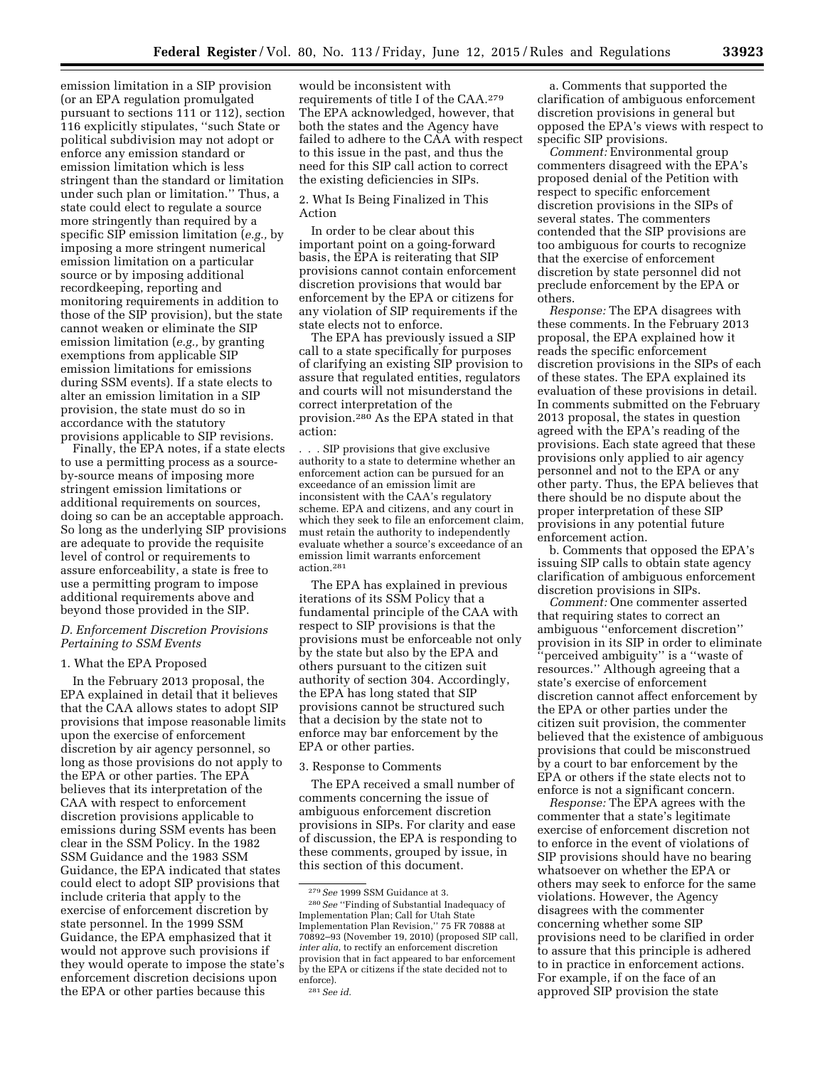emission limitation in a SIP provision (or an EPA regulation promulgated pursuant to sections 111 or 112), section 116 explicitly stipulates, ''such State or political subdivision may not adopt or enforce any emission standard or emission limitation which is less stringent than the standard or limitation under such plan or limitation.'' Thus, a state could elect to regulate a source more stringently than required by a specific SIP emission limitation (*e.g.,* by imposing a more stringent numerical emission limitation on a particular source or by imposing additional recordkeeping, reporting and monitoring requirements in addition to those of the SIP provision), but the state cannot weaken or eliminate the SIP emission limitation (*e.g.,* by granting exemptions from applicable SIP emission limitations for emissions during SSM events). If a state elects to alter an emission limitation in a SIP provision, the state must do so in accordance with the statutory provisions applicable to SIP revisions.

Finally, the EPA notes, if a state elects to use a permitting process as a source-by-source means of imposing more stringent emission limitations or additional requirements on sources, doing so can be an acceptable approach. So long as the underlying SIP provisions are adequate to provide the requisite level of control or requirements to assure enforceability, a state is free to use a permitting program to impose additional requirements above and beyond those provided in the SIP.

### *D. Enforcement Discretion Provisions Pertaining to SSM Events*

1. What the EPA Proposed

In the February 2013 proposal, the EPA explained in detail that it believes that the CAA allows states to adopt SIP provisions that impose reasonable limits upon the exercise of enforcement discretion by air agency personnel, so long as those provisions do not apply to the EPA or other parties. The EPA believes that its interpretation of the CAA with respect to enforcement discretion provisions applicable to emissions during SSM events has been clear in the SSM Policy. In the 1982 SSM Guidance and the 1983 SSM Guidance, the EPA indicated that states could elect to adopt SIP provisions that include criteria that apply to the exercise of enforcement discretion by state personnel. In the 1999 SSM Guidance, the EPA emphasized that it would not approve such provisions if they would operate to impose the state's enforcement discretion decisions upon the EPA or other parties because this would be inconsistent with requirements of title I of the CAA.[279] The EPA acknowledged, however, that both the states and the Agency have failed to adhere to the CAA with respect to this issue in the past, and thus the need for this SIP call action to correct the existing deficiencies in SIPs.

2. What Is Being Finalized in This Action

In order to be clear about this important point on a going-forward basis, the EPA is reiterating that SIP provisions cannot contain enforcement discretion provisions that would bar enforcement by the EPA or citizens for any violation of SIP requirements if the state elects not to enforce.

The EPA has previously issued a SIP call to a state specifically for purposes of clarifying an existing SIP provision to assure that regulated entities, regulators and courts will not misunderstand the correct interpretation of the provision.[280] As the EPA stated in that action:

> . . . SIP provisions that give exclusive authority to a state to determine whether an enforcement action can be pursued for an exceedance of an emission limit are inconsistent with the CAA's regulatory scheme. EPA and citizens, and any court in which they seek to file an enforcement claim, must retain the authority to independently evaluate whether a source's exceedance of an emission limit warrants enforcement action.[281]

The EPA has explained in previous iterations of its SSM Policy that a fundamental principle of the CAA with respect to SIP provisions is that the provisions must be enforceable not only by the state but also by the EPA and others pursuant to the citizen suit authority of section 304. Accordingly, the EPA has long stated that SIP provisions cannot be structured such that a decision by the state not to enforce may bar enforcement by the EPA or other parties.

3. Response to Comments

The EPA received a small number of comments concerning the issue of ambiguous enforcement discretion provisions in SIPs. For clarity and ease of discussion, the EPA is responding to these comments, grouped by issue, in this section of this document.

a. Comments that supported the clarification of ambiguous enforcement discretion provisions in general but opposed the EPA's views with respect to specific SIP provisions.

*Comment:* Environmental group commenters disagreed with the EPA's proposed denial of the Petition with respect to specific enforcement discretion provisions in the SIPs of several states. The commenters contended that the SIP provisions are too ambiguous for courts to recognize that the exercise of enforcement discretion by state personnel did not preclude enforcement by the EPA or others.

*Response:* The EPA disagrees with these comments. In the February 2013 proposal, the EPA explained how it reads the specific enforcement discretion provisions in the SIPs of each of these states. The EPA explained its evaluation of these provisions in detail. In comments submitted on the February 2013 proposal, the states in question agreed with the EPA's reading of the provisions. Each state agreed that these provisions only applied to air agency personnel and not to the EPA or any other party. Thus, the EPA believes that there should be no dispute about the proper interpretation of these SIP provisions in any potential future enforcement action.

b. Comments that opposed the EPA's issuing SIP calls to obtain state agency clarification of ambiguous enforcement discretion provisions in SIPs.

*Comment:* One commenter asserted that requiring states to correct an ambiguous ''enforcement discretion'' provision in its SIP in order to eliminate ''perceived ambiguity'' is a ''waste of resources.'' Although agreeing that a state's exercise of enforcement discretion cannot affect enforcement by the EPA or other parties under the citizen suit provision, the commenter believed that the existence of ambiguous provisions that could be misconstrued by a court to bar enforcement by the EPA or others if the state elects not to enforce is not a significant concern.

*Response:* The EPA agrees with the commenter that a state's legitimate exercise of enforcement discretion not to enforce in the event of violations of SIP provisions should have no bearing whatsoever on whether the EPA or others may seek to enforce for the same violations. However, the Agency disagrees with the commenter concerning whether some SIP provisions need to be clarified in order to assure that this principle is adhered to in practice in enforcement actions. For example, if on the face of an approved SIP provision the state

---

[279] *See* 1999 SSM Guidance at 3.

[280] *See* ''Finding of Substantial Inadequacy of Implementation Plan; Call for Utah State Implementation Plan Revision,'' 75 FR 70888 at 70892–93 (November 19, 2010) (proposed SIP call, *inter alia,* to rectify an enforcement discretion provision that in fact appeared to bar enforcement by the EPA or citizens if the state decided not to enforce).

[281] *See id.*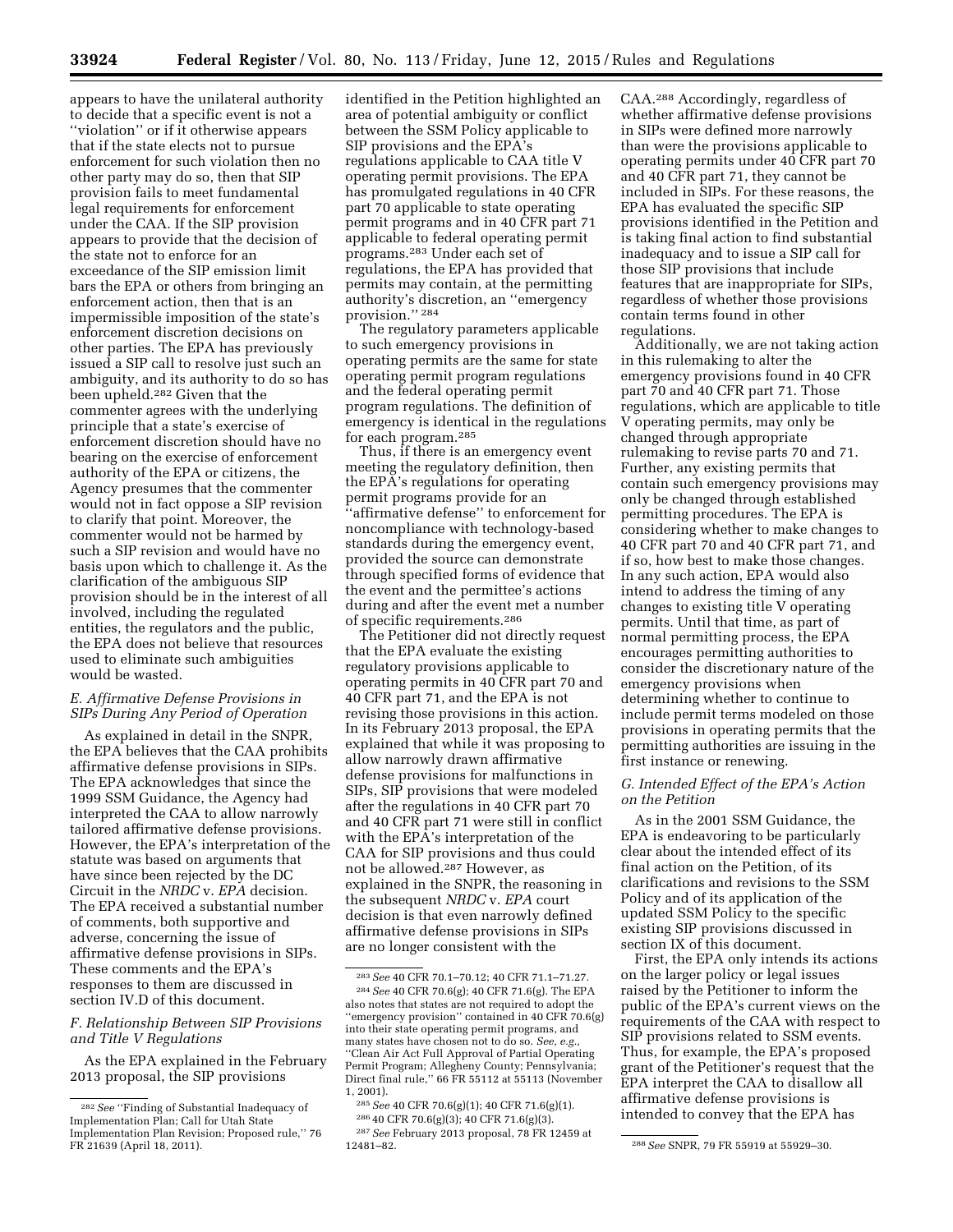appears to have the unilateral authority to decide that a specific event is not a ''violation'' or if it otherwise appears that if the state elects not to pursue enforcement for such violation then no other party may do so, then that SIP provision fails to meet fundamental legal requirements for enforcement under the CAA. If the SIP provision appears to provide that the decision of the state not to enforce for an exceedance of the SIP emission limit bars the EPA or others from bringing an enforcement action, then that is an impermissible imposition of the state's enforcement discretion decisions on other parties. The EPA has previously issued a SIP call to resolve just such an ambiguity, and its authority to do so has been upheld.[282] Given that the commenter agrees with the underlying principle that a state's exercise of enforcement discretion should have no bearing on the exercise of enforcement authority of the EPA or citizens, the Agency presumes that the commenter would not in fact oppose a SIP revision to clarify that point. Moreover, the commenter would not be harmed by such a SIP revision and would have no basis upon which to challenge it. As the clarification of the ambiguous SIP provision should be in the interest of all involved, including the regulated entities, the regulators and the public, the EPA does not believe that resources used to eliminate such ambiguities would be wasted.

### E. Affirmative Defense Provisions in SIPs During Any Period of Operation

As explained in detail in the SNPR, the EPA believes that the CAA prohibits affirmative defense provisions in SIPs. The EPA acknowledges that since the 1999 SSM Guidance, the Agency had interpreted the CAA to allow narrowly tailored affirmative defense provisions. However, the EPA's interpretation of the statute was based on arguments that have since been rejected by the DC Circuit in the *NRDC* v. *EPA* decision. The EPA received a substantial number of comments, both supportive and adverse, concerning the issue of affirmative defense provisions in SIPs. These comments and the EPA's responses to them are discussed in section IV.D of this document.

### F. Relationship Between SIP Provisions and Title V Regulations

As the EPA explained in the February 2013 proposal, the SIP provisions identified in the Petition highlighted an area of potential ambiguity or conflict between the SSM Policy applicable to SIP provisions and the EPA's regulations applicable to CAA title V operating permit provisions. The EPA has promulgated regulations in 40 CFR part 70 applicable to state operating permit programs and in 40 CFR part 71 applicable to federal operating permit programs.[283] Under each set of regulations, the EPA has provided that permits may contain, at the permitting authority's discretion, an ''emergency provision.''[284]

The regulatory parameters applicable to such emergency provisions in operating permits are the same for state operating permit program regulations and the federal operating permit program regulations. The definition of emergency is identical in the regulations for each program.[285]

Thus, if there is an emergency event meeting the regulatory definition, then the EPA's regulations for operating permit programs provide for an ''affirmative defense'' to enforcement for noncompliance with technology-based standards during the emergency event, provided the source can demonstrate through specified forms of evidence that the event and the permittee's actions during and after the event met a number of specific requirements.[286]

The Petitioner did not directly request that the EPA evaluate the existing regulatory provisions applicable to operating permits in 40 CFR part 70 and 40 CFR part 71, and the EPA is not revising those provisions in this action. In its February 2013 proposal, the EPA explained that while it was proposing to allow narrowly drawn affirmative defense provisions for malfunctions in SIPs, SIP provisions that were modeled after the regulations in 40 CFR part 70 and 40 CFR part 71 were still in conflict with the EPA's interpretation of the CAA for SIP provisions and thus could not be allowed.[287] However, as explained in the SNPR, the reasoning in the subsequent *NRDC* v. *EPA* court decision is that even narrowly defined affirmative defense provisions in SIPs are no longer consistent with the CAA.[288] Accordingly, regardless of whether affirmative defense provisions in SIPs were defined more narrowly than were the provisions applicable to operating permits under 40 CFR part 70 and 40 CFR part 71, they cannot be included in SIPs. For these reasons, the EPA has evaluated the specific SIP provisions identified in the Petition and is taking final action to find substantial inadequacy and to issue a SIP call for those SIP provisions that include features that are inappropriate for SIPs, regardless of whether those provisions contain terms found in other regulations.

Additionally, we are not taking action in this rulemaking to alter the emergency provisions found in 40 CFR part 70 and 40 CFR part 71. Those regulations, which are applicable to title V operating permits, may only be changed through appropriate rulemaking to revise parts 70 and 71. Further, any existing permits that contain such emergency provisions may only be changed through established permitting procedures. The EPA is considering whether to make changes to 40 CFR part 70 and 40 CFR part 71, and if so, how best to make those changes. In any such action, EPA would also intend to address the timing of any changes to existing title V operating permits. Until that time, as part of normal permitting process, the EPA encourages permitting authorities to consider the discretionary nature of the emergency provisions when determining whether to continue to include permit terms modeled on those provisions in operating permits that the permitting authorities are issuing in the first instance or renewing.

### G. Intended Effect of the EPA's Action on the Petition

As in the 2001 SSM Guidance, the EPA is endeavoring to be particularly clear about the intended effect of its final action on the Petition, of its clarifications and revisions to the SSM Policy and of its application of the updated SSM Policy to the specific existing SIP provisions discussed in section IX of this document.

First, the EPA only intends its actions on the larger policy or legal issues raised by the Petitioner to inform the public of the EPA's current views on the requirements of the CAA with respect to SIP provisions related to SSM events. Thus, for example, the EPA's proposed grant of the Petitioner's request that the EPA interpret the CAA to disallow all affirmative defense provisions is intended to convey that the EPA has

---

[282] *See* ''Finding of Substantial Inadequacy of Implementation Plan; Call for Utah State Implementation Plan Revision; Proposed rule,'' 76 FR 21639 (April 18, 2011).

[283] *See* 40 CFR 70.1–70.12; 40 CFR 71.1–71.27.

[284] *See* 40 CFR 70.6(g); 40 CFR 71.6(g). The EPA also notes that states are not required to adopt the ''emergency provision'' contained in 40 CFR 70.6(g) into their state operating permit programs, and many states have chosen not to do so. *See, e.g.,* ''Clean Air Act Full Approval of Partial Operating Permit Program; Allegheny County; Pennsylvania; Direct final rule,'' 66 FR 55112 at 55113 (November 1, 2001).

[285] *See* 40 CFR 70.6(g)(1); 40 CFR 71.6(g)(1).

[286] 40 CFR 70.6(g)(3); 40 CFR 71.6(g)(3).

[287] *See* February 2013 proposal, 78 FR 12459 at 12481–82.

[288] *See* SNPR, 79 FR 55919 at 55929–30.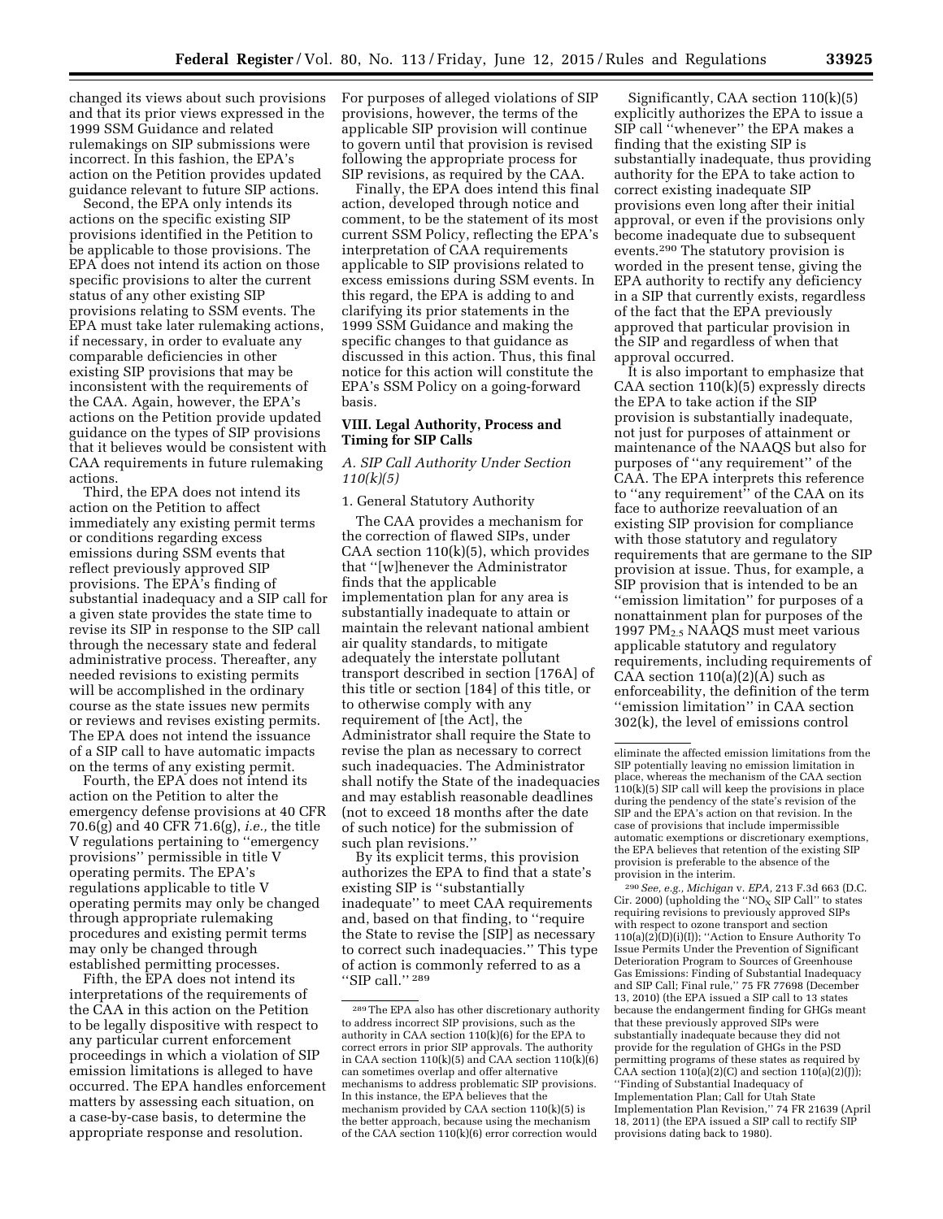changed its views about such provisions and that its prior views expressed in the 1999 SSM Guidance and related rulemakings on SIP submissions were incorrect. In this fashion, the EPA's action on the Petition provides updated guidance relevant to future SIP actions.

Second, the EPA only intends its actions on the specific existing SIP provisions identified in the Petition to be applicable to those provisions. The EPA does not intend its action on those specific provisions to alter the current status of any other existing SIP provisions relating to SSM events. The EPA must take later rulemaking actions, if necessary, in order to evaluate any comparable deficiencies in other existing SIP provisions that may be inconsistent with the requirements of the CAA. Again, however, the EPA's actions on the Petition provide updated guidance on the types of SIP provisions that it believes would be consistent with CAA requirements in future rulemaking actions.

Third, the EPA does not intend its action on the Petition to affect immediately any existing permit terms or conditions regarding excess emissions during SSM events that reflect previously approved SIP provisions. The EPA's finding of substantial inadequacy and a SIP call for a given state provides the state time to revise its SIP in response to the SIP call through the necessary state and federal administrative process. Thereafter, any needed revisions to existing permits will be accomplished in the ordinary course as the state issues new permits or reviews and revises existing permits. The EPA does not intend the issuance of a SIP call to have automatic impacts on the terms of any existing permit.

Fourth, the EPA does not intend its action on the Petition to alter the emergency defense provisions at 40 CFR 70.6(g) and 40 CFR 71.6(g), *i.e.,* the title V regulations pertaining to "emergency provisions" permissible in title V operating permits. The EPA's regulations applicable to title V operating permits may only be changed through appropriate rulemaking procedures and existing permit terms may only be changed through established permitting processes.

Fifth, the EPA does not intend its interpretations of the requirements of the CAA in this action on the Petition to be legally dispositive with respect to any particular current enforcement proceedings in which a violation of SIP emission limitations is alleged to have occurred. The EPA handles enforcement matters by assessing each situation, on a case-by-case basis, to determine the appropriate response and resolution. For purposes of alleged violations of SIP provisions, however, the terms of the applicable SIP provision will continue to govern until that provision is revised following the appropriate process for SIP revisions, as required by the CAA.

Finally, the EPA does intend this final action, developed through notice and comment, to be the statement of its most current SSM Policy, reflecting the EPA's interpretation of CAA requirements applicable to SIP provisions related to excess emissions during SSM events. In this regard, the EPA is adding to and clarifying its prior statements in the 1999 SSM Guidance and making the specific changes to that guidance as discussed in this action. Thus, this final notice for this action will constitute the EPA's SSM Policy on a going-forward basis.

## VIII. Legal Authority, Process and Timing for SIP Calls

### *A. SIP Call Authority Under Section 110(k)(5)*

#### 1. General Statutory Authority

The CAA provides a mechanism for the correction of flawed SIPs, under CAA section 110(k)(5), which provides that "[w]henever the Administrator finds that the applicable implementation plan for any area is substantially inadequate to attain or maintain the relevant national ambient air quality standards, to mitigate adequately the interstate pollutant transport described in section [176A] of this title or section [184] of this title, or to otherwise comply with any requirement of [the Act], the Administrator shall require the State to revise the plan as necessary to correct such inadequacies. The Administrator shall notify the State of the inadequacies and may establish reasonable deadlines (not to exceed 18 months after the date of such notice) for the submission of such plan revisions."

By its explicit terms, this provision authorizes the EPA to find that a state's existing SIP is "substantially inadequate" to meet CAA requirements and, based on that finding, to "require the State to revise the [SIP] as necessary to correct such inadequacies." This type of action is commonly referred to as a "SIP call." [289]

Significantly, CAA section 110(k)(5) explicitly authorizes the EPA to issue a SIP call "whenever" the EPA makes a finding that the existing SIP is substantially inadequate, thus providing authority for the EPA to take action to correct existing inadequate SIP provisions even long after their initial approval, or even if the provisions only become inadequate due to subsequent events.[290] The statutory provision is worded in the present tense, giving the EPA authority to rectify any deficiency in a SIP that currently exists, regardless of the fact that the EPA previously approved that particular provision in the SIP and regardless of when that approval occurred.

It is also important to emphasize that CAA section 110(k)(5) expressly directs the EPA to take action if the SIP provision is substantially inadequate, not just for purposes of attainment or maintenance of the NAAQS but also for purposes of "any requirement" of the CAA. The EPA interprets this reference to "any requirement" of the CAA on its face to authorize reevaluation of an existing SIP provision for compliance with those statutory and regulatory requirements that are germane to the SIP provision at issue. Thus, for example, a SIP provision that is intended to be an "emission limitation" for purposes of a nonattainment plan for purposes of the 1997 $PM_{2.5}$ NAAQS must meet various applicable statutory and regulatory requirements, including requirements of CAA section 110(a)(2)(A) such as enforceability, the definition of the term "emission limitation" in CAA section 302(k), the level of emissions control

---

[289] The EPA also has other discretionary authority to address incorrect SIP provisions, such as the authority in CAA section 110(k)(6) for the EPA to correct errors in prior SIP approvals. The authority in CAA section 110(k)(5) and CAA section 110(k)(6) can sometimes overlap and offer alternative mechanisms to address problematic SIP provisions. In this instance, the EPA believes that the mechanism provided by CAA section 110(k)(5) is the better approach, because using the mechanism of the CAA section 110(k)(6) error correction would eliminate the affected emission limitations from the SIP potentially leaving no emission limitation in place, whereas the mechanism of the CAA section 110(k)(5) SIP call will keep the provisions in place during the pendency of the state's revision of the SIP and the EPA's action on that revision. In the case of provisions that include impermissible automatic exemptions or discretionary exemptions, the EPA believes that retention of the existing SIP provision is preferable to the absence of the provision in the interim.

[290] *See, e.g., Michigan* v. *EPA,* 213 F.3d 663 (D.C. Cir. 2000) (upholding the "$NO_X$ SIP Call" to states requiring revisions to previously approved SIPs with respect to ozone transport and section 110(a)(2)(D)(i)(I)); "Action to Ensure Authority To Issue Permits Under the Prevention of Significant Deterioration Program to Sources of Greenhouse Gas Emissions: Finding of Substantial Inadequacy and SIP Call; Final rule," 75 FR 77698 (December 13, 2010) (the EPA issued a SIP call to 13 states because the endangerment finding for GHGs meant that these previously approved SIPs were substantially inadequate because they did not provide for the regulation of GHGs in the PSD permitting programs of these states as required by CAA section 110(a)(2)(C) and section 110(a)(2)(J)); "Finding of Substantial Inadequacy of Implementation Plan; Call for Utah State Implementation Plan Revision," 74 FR 21639 (April 18, 2011) (the EPA issued a SIP call to rectify SIP provisions dating back to 1980).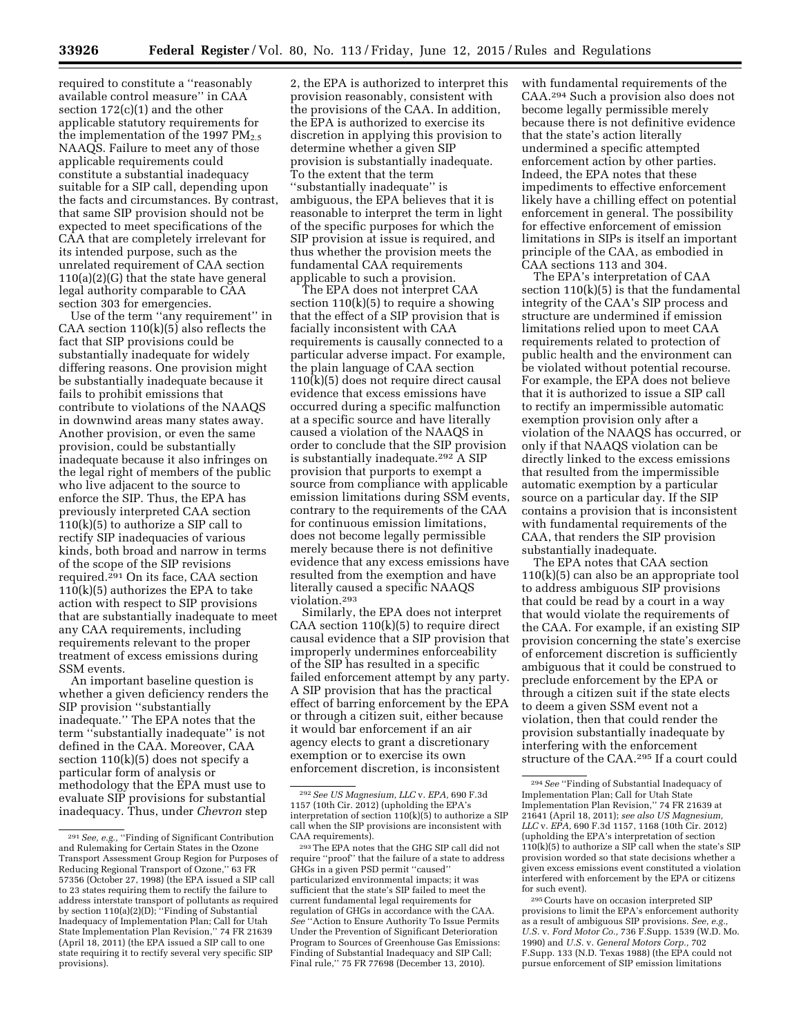required to constitute a "reasonably available control measure" in CAA section 172(c)(1) and the other applicable statutory requirements for the implementation of the 1997 $PM_{2.5}$ NAAQS. Failure to meet any of those applicable requirements could constitute a substantial inadequacy suitable for a SIP call, depending upon the facts and circumstances. By contrast, that same SIP provision should not be expected to meet specifications of the CAA that are completely irrelevant for its intended purpose, such as the unrelated requirement of CAA section 110(a)(2)(G) that the state have general legal authority comparable to CAA section 303 for emergencies.

Use of the term "any requirement" in CAA section 110(k)(5) also reflects the fact that SIP provisions could be substantially inadequate for widely differing reasons. One provision might be substantially inadequate because it fails to prohibit emissions that contribute to violations of the NAAQS in downwind areas many states away. Another provision, or even the same provision, could be substantially inadequate because it also infringes on the legal right of members of the public who live adjacent to the source to enforce the SIP. Thus, the EPA has previously interpreted CAA section 110(k)(5) to authorize a SIP call to rectify SIP inadequacies of various kinds, both broad and narrow in terms of the scope of the SIP revisions required.[291] On its face, CAA section 110(k)(5) authorizes the EPA to take action with respect to SIP provisions that are substantially inadequate to meet any CAA requirements, including requirements relevant to the proper treatment of excess emissions during SSM events.

An important baseline question is whether a given deficiency renders the SIP provision "substantially inadequate." The EPA notes that the term "substantially inadequate" is not defined in the CAA. Moreover, CAA section 110(k)(5) does not specify a particular form of analysis or methodology that the EPA must use to evaluate SIP provisions for substantial inadequacy. Thus, under *Chevron* step 2, the EPA is authorized to interpret this provision reasonably, consistent with the provisions of the CAA. In addition, the EPA is authorized to exercise its discretion in applying this provision to determine whether a given SIP provision is substantially inadequate. To the extent that the term "substantially inadequate" is ambiguous, the EPA believes that it is reasonable to interpret the term in light of the specific purposes for which the SIP provision at issue is required, and thus whether the provision meets the fundamental CAA requirements applicable to such a provision.

The EPA does not interpret CAA section 110(k)(5) to require a showing that the effect of a SIP provision that is facially inconsistent with CAA requirements is causally connected to a particular adverse impact. For example, the plain language of CAA section 110(k)(5) does not require direct causal evidence that excess emissions have occurred during a specific malfunction at a specific source and have literally caused a violation of the NAAQS in order to conclude that the SIP provision is substantially inadequate.[292] A SIP provision that purports to exempt a source from compliance with applicable emission limitations during SSM events, contrary to the requirements of the CAA for continuous emission limitations, does not become legally permissible merely because there is not definitive evidence that any excess emissions have resulted from the exemption and have literally caused a specific NAAQS violation.[293]

Similarly, the EPA does not interpret CAA section 110(k)(5) to require direct causal evidence that a SIP provision that improperly undermines enforceability of the SIP has resulted in a specific failed enforcement attempt by any party. A SIP provision that has the practical effect of barring enforcement by the EPA or through a citizen suit, either because it would bar enforcement if an air agency elects to grant a discretionary exemption or to exercise its own enforcement discretion, is inconsistent with fundamental requirements of the CAA.[294] Such a provision also does not become legally permissible merely because there is not definitive evidence that the state's action literally undermined a specific attempted enforcement action by other parties. Indeed, the EPA notes that these impediments to effective enforcement likely have a chilling effect on potential enforcement in general. The possibility for effective enforcement of emission limitations in SIPs is itself an important principle of the CAA, as embodied in CAA sections 113 and 304.

The EPA's interpretation of CAA section 110(k)(5) is that the fundamental integrity of the CAA's SIP process and structure are undermined if emission limitations relied upon to meet CAA requirements related to protection of public health and the environment can be violated without potential recourse. For example, the EPA does not believe that it is authorized to issue a SIP call to rectify an impermissible automatic exemption provision only after a violation of the NAAQS has occurred, or only if that NAAQS violation can be directly linked to the excess emissions that resulted from the impermissible automatic exemption by a particular source on a particular day. If the SIP contains a provision that is inconsistent with fundamental requirements of the CAA, that renders the SIP provision substantially inadequate.

The EPA notes that CAA section 110(k)(5) can also be an appropriate tool to address ambiguous SIP provisions that could be read by a court in a way that would violate the requirements of the CAA. For example, if an existing SIP provision concerning the state's exercise of enforcement discretion is sufficiently ambiguous that it could be construed to preclude enforcement by the EPA or through a citizen suit if the state elects to deem a given SSM event not a violation, then that could render the provision substantially inadequate by interfering with the enforcement structure of the CAA.[295] If a court could

---

[291] *See, e.g.,* "Finding of Significant Contribution and Rulemaking for Certain States in the Ozone Transport Assessment Group Region for Purposes of Reducing Regional Transport of Ozone," 63 FR 57356 (October 27, 1998) (the EPA issued a SIP call to 23 states requiring them to rectify the failure to address interstate transport of pollutants as required by section 110(a)(2)(D); "Finding of Substantial Inadequacy of Implementation Plan; Call for Utah State Implementation Plan Revision," 74 FR 21639 (April 18, 2011) (the EPA issued a SIP call to one state requiring it to rectify several very specific SIP provisions).

[292] *See US Magnesium, LLC* v. *EPA,* 690 F.3d 1157 (10th Cir. 2012) (upholding the EPA's interpretation of section 110(k)(5) to authorize a SIP call when the SIP provisions are inconsistent with CAA requirements).

[293] The EPA notes that the GHG SIP call did not require "proof" that the failure of a state to address GHGs in a given PSD permit "caused" particularized environmental impacts; it was sufficient that the state's SIP failed to meet the current fundamental legal requirements for regulation of GHGs in accordance with the CAA. *See* "Action to Ensure Authority To Issue Permits Under the Prevention of Significant Deterioration Program to Sources of Greenhouse Gas Emissions: Finding of Substantial Inadequacy and SIP Call; Final rule," 75 FR 77698 (December 13, 2010).

[294] *See* "Finding of Substantial Inadequacy of Implementation Plan; Call for Utah State Implementation Plan Revision," 74 FR 21639 at 21641 (April 18, 2011); *see also US Magnesium, LLC* v. *EPA,* 690 F.3d 1157, 1168 (10th Cir. 2012) (upholding the EPA's interpretation of section 110(k)(5) to authorize a SIP call when the state's SIP provision worded so that state decisions whether a given excess emissions event constituted a violation interfered with enforcement by the EPA or citizens for such event).

[295] Courts have on occasion interpreted SIP provisions to limit the EPA's enforcement authority as a result of ambiguous SIP provisions. *See, e.g., U.S.* v. *Ford Motor Co.,* 736 F.Supp. 1539 (W.D. Mo. 1990) and *U.S.* v. *General Motors Corp.,* 702 F.Supp. 133 (N.D. Texas 1988) (the EPA could not pursue enforcement of SIP emission limitations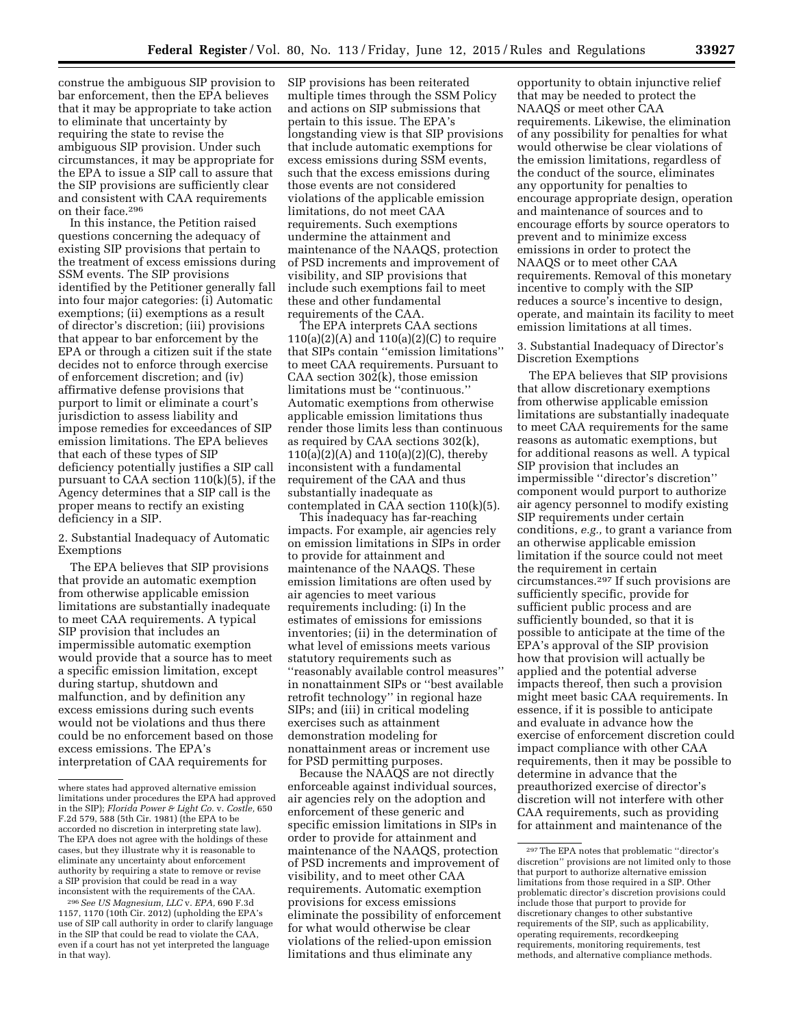construe the ambiguous SIP provision to bar enforcement, then the EPA believes that it may be appropriate to take action to eliminate that uncertainty by requiring the state to revise the ambiguous SIP provision. Under such circumstances, it may be appropriate for the EPA to issue a SIP call to assure that the SIP provisions are sufficiently clear and consistent with CAA requirements on their face.[296]

In this instance, the Petition raised questions concerning the adequacy of existing SIP provisions that pertain to the treatment of excess emissions during SSM events. The SIP provisions identified by the Petitioner generally fall into four major categories: (i) Automatic exemptions; (ii) exemptions as a result of director's discretion; (iii) provisions that appear to bar enforcement by the EPA or through a citizen suit if the state decides not to enforce through exercise of enforcement discretion; and (iv) affirmative defense provisions that purport to limit or eliminate a court's jurisdiction to assess liability and impose remedies for exceedances of SIP emission limitations. The EPA believes that each of these types of SIP deficiency potentially justifies a SIP call pursuant to CAA section 110(k)(5), if the Agency determines that a SIP call is the proper means to rectify an existing deficiency in a SIP.

2. Substantial Inadequacy of Automatic Exemptions

The EPA believes that SIP provisions that provide an automatic exemption from otherwise applicable emission limitations are substantially inadequate to meet CAA requirements. A typical SIP provision that includes an impermissible automatic exemption would provide that a source has to meet a specific emission limitation, except during startup, shutdown and malfunction, and by definition any excess emissions during such events would not be violations and thus there could be no enforcement based on those excess emissions. The EPA's interpretation of CAA requirements for SIP provisions has been reiterated multiple times through the SSM Policy and actions on SIP submissions that pertain to this issue. The EPA's longstanding view is that SIP provisions that include automatic exemptions for excess emissions during SSM events, such that the excess emissions during those events are not considered violations of the applicable emission limitations, do not meet CAA requirements. Such exemptions undermine the attainment and maintenance of the NAAQS, protection of PSD increments and improvement of visibility, and SIP provisions that include such exemptions fail to meet these and other fundamental requirements of the CAA.

The EPA interprets CAA sections 110(a)(2)(A) and 110(a)(2)(C) to require that SIPs contain ''emission limitations'' to meet CAA requirements. Pursuant to CAA section 302(k), those emission limitations must be ''continuous.'' Automatic exemptions from otherwise applicable emission limitations thus render those limits less than continuous as required by CAA sections 302(k), 110(a)(2)(A) and 110(a)(2)(C), thereby inconsistent with a fundamental requirement of the CAA and thus substantially inadequate as contemplated in CAA section 110(k)(5).

This inadequacy has far-reaching impacts. For example, air agencies rely on emission limitations in SIPs in order to provide for attainment and maintenance of the NAAQS. These emission limitations are often used by air agencies to meet various requirements including: (i) In the estimates of emissions for emissions inventories; (ii) in the determination of what level of emissions meets various statutory requirements such as ''reasonably available control measures'' in nonattainment SIPs or ''best available retrofit technology'' in regional haze SIPs; and (iii) in critical modeling exercises such as attainment demonstration modeling for nonattainment areas or increment use for PSD permitting purposes.

Because the NAAQS are not directly enforceable against individual sources, air agencies rely on the adoption and enforcement of these generic and specific emission limitations in SIPs in order to provide for attainment and maintenance of the NAAQS, protection of PSD increments and improvement of visibility, and to meet other CAA requirements. Automatic exemption provisions for excess emissions eliminate the possibility of enforcement for what would otherwise be clear violations of the relied-upon emission limitations and thus eliminate any opportunity to obtain injunctive relief that may be needed to protect the NAAQS or meet other CAA requirements. Likewise, the elimination of any possibility for penalties for what would otherwise be clear violations of the emission limitations, regardless of the conduct of the source, eliminates any opportunity for penalties to encourage appropriate design, operation and maintenance of sources and to encourage efforts by source operators to prevent and to minimize excess emissions in order to protect the NAAQS or to meet other CAA requirements. Removal of this monetary incentive to comply with the SIP reduces a source's incentive to design, operate, and maintain its facility to meet emission limitations at all times.

3. Substantial Inadequacy of Director's Discretion Exemptions

The EPA believes that SIP provisions that allow discretionary exemptions from otherwise applicable emission limitations are substantially inadequate to meet CAA requirements for the same reasons as automatic exemptions, but for additional reasons as well. A typical SIP provision that includes an impermissible ''director's discretion'' component would purport to authorize air agency personnel to modify existing SIP requirements under certain conditions, *e.g.,* to grant a variance from an otherwise applicable emission limitation if the source could not meet the requirement in certain circumstances.[297] If such provisions are sufficiently specific, provide for sufficient public process and are sufficiently bounded, so that it is possible to anticipate at the time of the EPA's approval of the SIP provision how that provision will actually be applied and the potential adverse impacts thereof, then such a provision might meet basic CAA requirements. In essence, if it is possible to anticipate and evaluate in advance how the exercise of enforcement discretion could impact compliance with other CAA requirements, then it may be possible to determine in advance that the preauthorized exercise of director's discretion will not interfere with other CAA requirements, such as providing for attainment and maintenance of the

---

where states had approved alternative emission limitations under procedures the EPA had approved in the SIP); *Florida Power & Light Co.* v. *Costle,* 650 F.2d 579, 588 (5th Cir. 1981) (the EPA to be accorded no discretion in interpreting state law). The EPA does not agree with the holdings of these cases, but they illustrate why it is reasonable to eliminate any uncertainty about enforcement authority by requiring a state to remove or revise a SIP provision that could be read in a way inconsistent with the requirements of the CAA.

[296] *See US Magnesium, LLC* v. *EPA,* 690 F.3d 1157, 1170 (10th Cir. 2012) (upholding the EPA's use of SIP call authority in order to clarify language in the SIP that could be read to violate the CAA, even if a court has not yet interpreted the language in that way).

[297] The EPA notes that problematic ''director's discretion'' provisions are not limited only to those that purport to authorize alternative emission limitations from those required in a SIP. Other problematic director's discretion provisions could include those that purport to provide for discretionary changes to other substantive requirements of the SIP, such as applicability, operating requirements, recordkeeping requirements, monitoring requirements, test methods, and alternative compliance methods.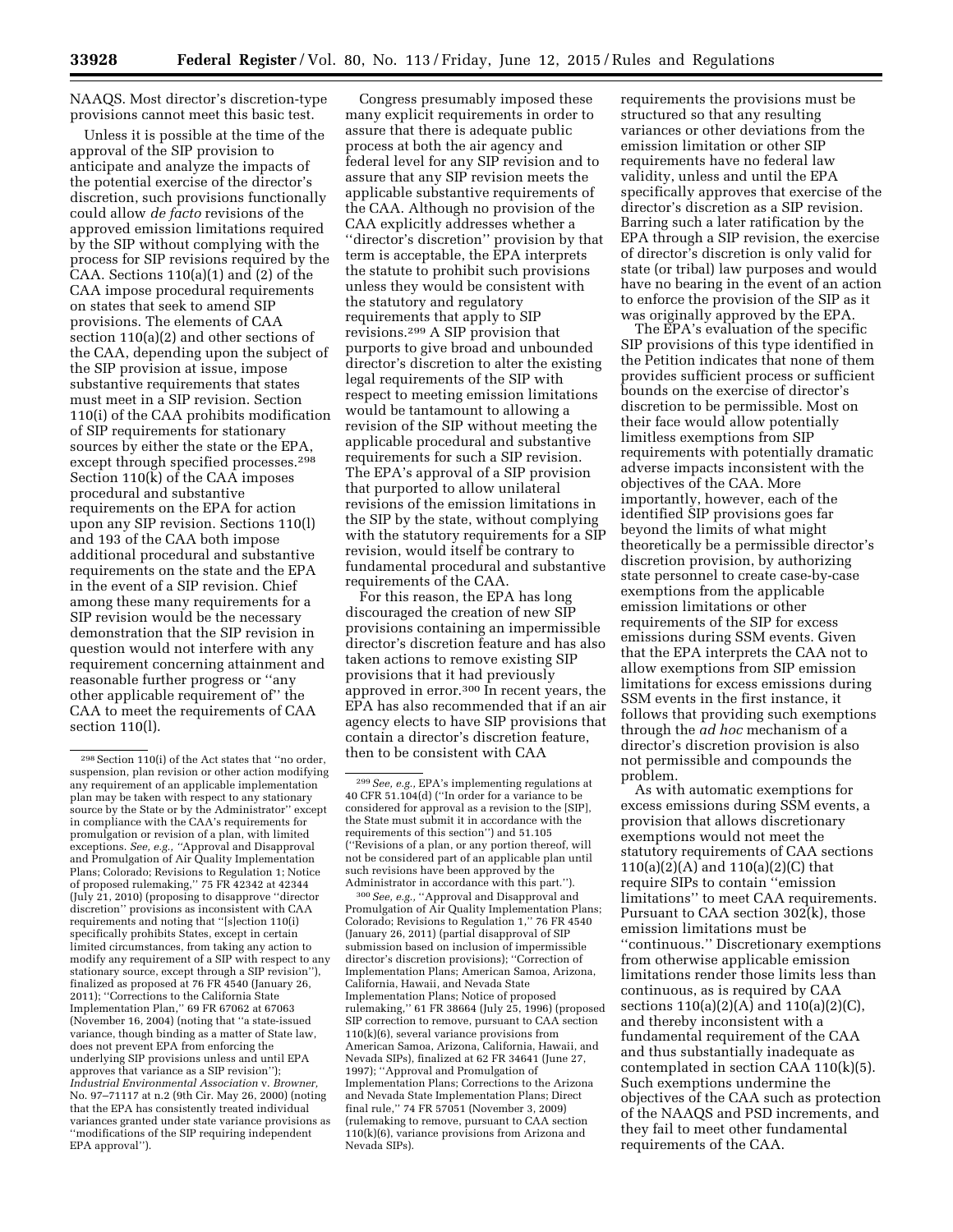NAAQS. Most director's discretion-type provisions cannot meet this basic test.

Unless it is possible at the time of the approval of the SIP provision to anticipate and analyze the impacts of the potential exercise of the director's discretion, such provisions functionally could allow *de facto* revisions of the approved emission limitations required by the SIP without complying with the process for SIP revisions required by the CAA. Sections 110(a)(1) and (2) of the CAA impose procedural requirements on states that seek to amend SIP provisions. The elements of CAA section 110(a)(2) and other sections of the CAA, depending upon the subject of the SIP provision at issue, impose substantive requirements that states must meet in a SIP revision. Section 110(i) of the CAA prohibits modification of SIP requirements for stationary sources by either the state or the EPA, except through specified processes.[298] Section 110(k) of the CAA imposes procedural and substantive requirements on the EPA for action upon any SIP revision. Sections 110(l) and 193 of the CAA both impose additional procedural and substantive requirements on the state and the EPA in the event of a SIP revision. Chief among these many requirements for a SIP revision would be the necessary demonstration that the SIP revision in question would not interfere with any requirement concerning attainment and reasonable further progress or "any other applicable requirement of" the CAA to meet the requirements of CAA section 110(l).

Congress presumably imposed these many explicit requirements in order to assure that there is adequate public process at both the air agency and federal level for any SIP revision and to assure that any SIP revision meets the applicable substantive requirements of the CAA. Although no provision of the CAA explicitly addresses whether a "director's discretion" provision by that term is acceptable, the EPA interprets the statute to prohibit such provisions unless they would be consistent with the statutory and regulatory requirements that apply to SIP revisions.[299] A SIP provision that purports to give broad and unbounded director's discretion to alter the existing legal requirements of the SIP with respect to meeting emission limitations would be tantamount to allowing a revision of the SIP without meeting the applicable procedural and substantive requirements for such a SIP revision. The EPA's approval of a SIP provision that purported to allow unilateral revisions of the emission limitations in the SIP by the state, without complying with the statutory requirements for a SIP revision, would itself be contrary to fundamental procedural and substantive requirements of the CAA.

For this reason, the EPA has long discouraged the creation of new SIP provisions containing an impermissible director's discretion feature and has also taken actions to remove existing SIP provisions that it had previously approved in error.[300] In recent years, the EPA has also recommended that if an air agency elects to have SIP provisions that contain a director's discretion feature, then to be consistent with CAA requirements the provisions must be structured so that any resulting variances or other deviations from the emission limitation or other SIP requirements have no federal law validity, unless and until the EPA specifically approves that exercise of the director's discretion as a SIP revision. Barring such a later ratification by the EPA through a SIP revision, the exercise of director's discretion is only valid for state (or tribal) law purposes and would have no bearing in the event of an action to enforce the provision of the SIP as it was originally approved by the EPA.

The EPA's evaluation of the specific SIP provisions of this type identified in the Petition indicates that none of them provides sufficient process or sufficient bounds on the exercise of director's discretion to be permissible. Most on their face would allow potentially limitless exemptions from SIP requirements with potentially dramatic adverse impacts inconsistent with the objectives of the CAA. More importantly, however, each of the identified SIP provisions goes far beyond the limits of what might theoretically be a permissible director's discretion provision, by authorizing state personnel to create case-by-case exemptions from the applicable emission limitations or other requirements of the SIP for excess emissions during SSM events. Given that the EPA interprets the CAA not to allow exemptions from SIP emission limitations for excess emissions during SSM events in the first instance, it follows that providing such exemptions through the *ad hoc* mechanism of a director's discretion provision is also not permissible and compounds the problem.

As with automatic exemptions for excess emissions during SSM events, a provision that allows discretionary exemptions would not meet the statutory requirements of CAA sections 110(a)(2)(A) and 110(a)(2)(C) that require SIPs to contain "emission limitations" to meet CAA requirements. Pursuant to CAA section 302(k), those emission limitations must be "continuous." Discretionary exemptions from otherwise applicable emission limitations render those limits less than continuous, as is required by CAA sections 110(a)(2)(A) and 110(a)(2)(C), and thereby inconsistent with a fundamental requirement of the CAA and thus substantially inadequate as contemplated in section CAA 110(k)(5). Such exemptions undermine the objectives of the CAA such as protection of the NAAQS and PSD increments, and they fail to meet other fundamental requirements of the CAA.

---

[298] Section 110(i) of the Act states that "no order, suspension, plan revision or other action modifying any requirement of an applicable implementation plan may be taken with respect to any stationary source by the State or by the Administrator" except in compliance with the CAA's requirements for promulgation or revision of a plan, with limited exceptions. *See, e.g.,* "Approval and Disapproval and Promulgation of Air Quality Implementation Plans; Colorado; Revisions to Regulation 1; Notice of proposed rulemaking," 75 FR 42342 at 42344 (July 21, 2010) (proposing to disapprove "director discretion" provisions as inconsistent with CAA requirements and noting that "[s]ection 110(i) specifically prohibits States, except in certain limited circumstances, from taking any action to modify any requirement of a SIP with respect to any stationary source, except through a SIP revision"), finalized as proposed at 76 FR 4540 (January 26, 2011); "Corrections to the California State Implementation Plan," 69 FR 67062 at 67063 (November 16, 2004) (noting that "a state-issued variance, though binding as a matter of State law, does not prevent EPA from enforcing the underlying SIP provisions unless and until EPA approves that variance as a SIP revision"); *Industrial Environmental Association* v. *Browner,* No. 97–71117 at n.2 (9th Cir. May 26, 2000) (noting that the EPA has consistently treated individual variances granted under state variance provisions as "modifications of the SIP requiring independent EPA approval").

[299] *See, e.g.,* EPA's implementing regulations at 40 CFR 51.104(d) ("In order for a variance to be considered for approval as a revision to the [SIP], the State must submit it in accordance with the requirements of this section") and 51.105 ("Revisions of a plan, or any portion thereof, will not be considered part of an applicable plan until such revisions have been approved by the Administrator in accordance with this part.").

[300] *See, e.g.,* "Approval and Disapproval and Promulgation of Air Quality Implementation Plans; Colorado; Revisions to Regulation 1," 76 FR 4540 (January 26, 2011) (partial disapproval of SIP submission based on inclusion of impermissible director's discretion provisions); "Correction of Implementation Plans; American Samoa, Arizona, California, Hawaii, and Nevada State Implementation Plans; Notice of proposed rulemaking," 61 FR 38664 (July 25, 1996) (proposed SIP correction to remove, pursuant to CAA section 110(k)(6), several variance provisions from American Samoa, Arizona, California, Hawaii, and Nevada SIPs), finalized at 62 FR 34641 (June 27, 1997); "Approval and Promulgation of Implementation Plans; Corrections to the Arizona and Nevada State Implementation Plans; Direct final rule," 74 FR 57051 (November 3, 2009) (rulemaking to remove, pursuant to CAA section 110(k)(6), variance provisions from Arizona and Nevada SIPs).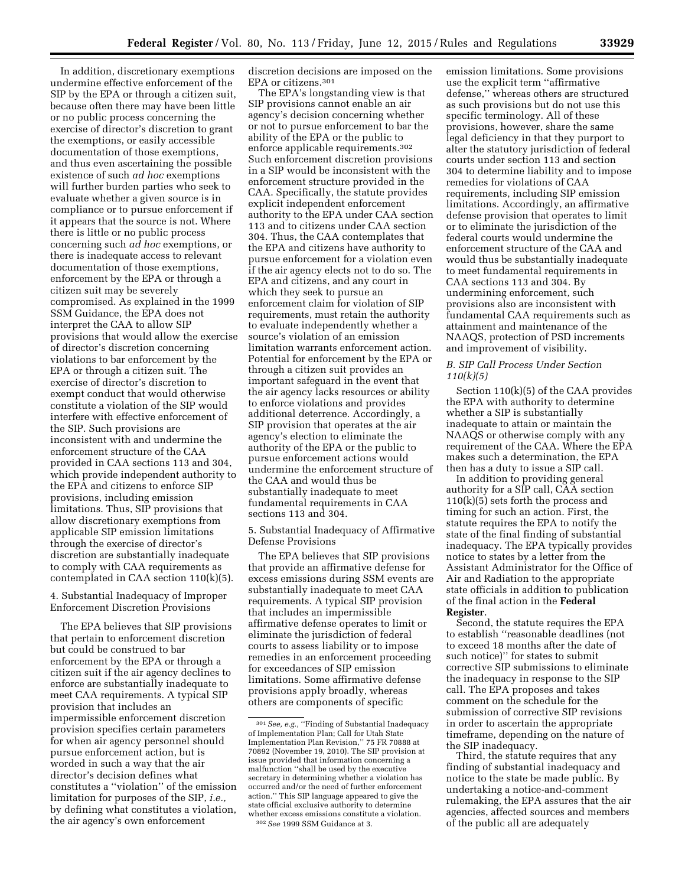In addition, discretionary exemptions undermine effective enforcement of the SIP by the EPA or through a citizen suit, because often there may have been little or no public process concerning the exercise of director's discretion to grant the exemptions, or easily accessible documentation of those exemptions, and thus even ascertaining the possible existence of such *ad hoc* exemptions will further burden parties who seek to evaluate whether a given source is in compliance or to pursue enforcement if it appears that the source is not. Where there is little or no public process concerning such *ad hoc* exemptions, or there is inadequate access to relevant documentation of those exemptions, enforcement by the EPA or through a citizen suit may be severely compromised. As explained in the 1999 SSM Guidance, the EPA does not interpret the CAA to allow SIP provisions that would allow the exercise of director's discretion concerning violations to bar enforcement by the EPA or through a citizen suit. The exercise of director's discretion to exempt conduct that would otherwise constitute a violation of the SIP would interfere with effective enforcement of the SIP. Such provisions are inconsistent with and undermine the enforcement structure of the CAA provided in CAA sections 113 and 304, which provide independent authority to the EPA and citizens to enforce SIP provisions, including emission limitations. Thus, SIP provisions that allow discretionary exemptions from applicable SIP emission limitations through the exercise of director's discretion are substantially inadequate to comply with CAA requirements as contemplated in CAA section 110(k)(5).

4. Substantial Inadequacy of Improper Enforcement Discretion Provisions

The EPA believes that SIP provisions that pertain to enforcement discretion but could be construed to bar enforcement by the EPA or through a citizen suit if the air agency declines to enforce are substantially inadequate to meet CAA requirements. A typical SIP provision that includes an impermissible enforcement discretion provision specifies certain parameters for when air agency personnel should pursue enforcement action, but is worded in such a way that the air director's decision defines what constitutes a "violation" of the emission limitation for purposes of the SIP, *i.e.,* by defining what constitutes a violation, the air agency's own enforcement discretion decisions are imposed on the EPA or citizens.[301]

The EPA's longstanding view is that SIP provisions cannot enable an air agency's decision concerning whether or not to pursue enforcement to bar the ability of the EPA or the public to enforce applicable requirements.[302] Such enforcement discretion provisions in a SIP would be inconsistent with the enforcement structure provided in the CAA. Specifically, the statute provides explicit independent enforcement authority to the EPA under CAA section 113 and to citizens under CAA section 304. Thus, the CAA contemplates that the EPA and citizens have authority to pursue enforcement for a violation even if the air agency elects not to do so. The EPA and citizens, and any court in which they seek to pursue an enforcement claim for violation of SIP requirements, must retain the authority to evaluate independently whether a source's violation of an emission limitation warrants enforcement action. Potential for enforcement by the EPA or through a citizen suit provides an important safeguard in the event that the air agency lacks resources or ability to enforce violations and provides additional deterrence. Accordingly, a SIP provision that operates at the air agency's election to eliminate the authority of the EPA or the public to pursue enforcement actions would undermine the enforcement structure of the CAA and would thus be substantially inadequate to meet fundamental requirements in CAA sections 113 and 304.

5. Substantial Inadequacy of Affirmative Defense Provisions

The EPA believes that SIP provisions that provide an affirmative defense for excess emissions during SSM events are substantially inadequate to meet CAA requirements. A typical SIP provision that includes an impermissible affirmative defense operates to limit or eliminate the jurisdiction of federal courts to assess liability or to impose remedies in an enforcement proceeding for exceedances of SIP emission limitations. Some affirmative defense provisions apply broadly, whereas others are components of specific emission limitations. Some provisions use the explicit term "affirmative defense," whereas others are structured as such provisions but do not use this specific terminology. All of these provisions, however, share the same legal deficiency in that they purport to alter the statutory jurisdiction of federal courts under section 113 and section 304 to determine liability and to impose remedies for violations of CAA requirements, including SIP emission limitations. Accordingly, an affirmative defense provision that operates to limit or to eliminate the jurisdiction of the federal courts would undermine the enforcement structure of the CAA and would thus be substantially inadequate to meet fundamental requirements in CAA sections 113 and 304. By undermining enforcement, such provisions also are inconsistent with fundamental CAA requirements such as attainment and maintenance of the NAAQS, protection of PSD increments and improvement of visibility.

*B. SIP Call Process Under Section 110(k)(5)*

Section 110(k)(5) of the CAA provides the EPA with authority to determine whether a SIP is substantially inadequate to attain or maintain the NAAQS or otherwise comply with any requirement of the CAA. Where the EPA makes such a determination, the EPA then has a duty to issue a SIP call.

In addition to providing general authority for a SIP call, CAA section 110(k)(5) sets forth the process and timing for such an action. First, the statute requires the EPA to notify the state of the final finding of substantial inadequacy. The EPA typically provides notice to states by a letter from the Assistant Administrator for the Office of Air and Radiation to the appropriate state officials in addition to publication of the final action in the **Federal Register**.

Second, the statute requires the EPA to establish "reasonable deadlines (not to exceed 18 months after the date of such notice)" for states to submit corrective SIP submissions to eliminate the inadequacy in response to the SIP call. The EPA proposes and takes comment on the schedule for the submission of corrective SIP revisions in order to ascertain the appropriate timeframe, depending on the nature of the SIP inadequacy.

Third, the statute requires that any finding of substantial inadequacy and notice to the state be made public. By undertaking a notice-and-comment rulemaking, the EPA assures that the air agencies, affected sources and members of the public all are adequately

---

[301] *See, e.g.,* "Finding of Substantial Inadequacy of Implementation Plan; Call for Utah State Implementation Plan Revision," 75 FR 70888 at 70892 (November 19, 2010). The SIP provision at issue provided that information concerning a malfunction "shall be used by the executive secretary in determining whether a violation has occurred and/or the need of further enforcement action." This SIP language appeared to give the state official exclusive authority to determine whether excess emissions constitute a violation.

[302] *See* 1999 SSM Guidance at 3.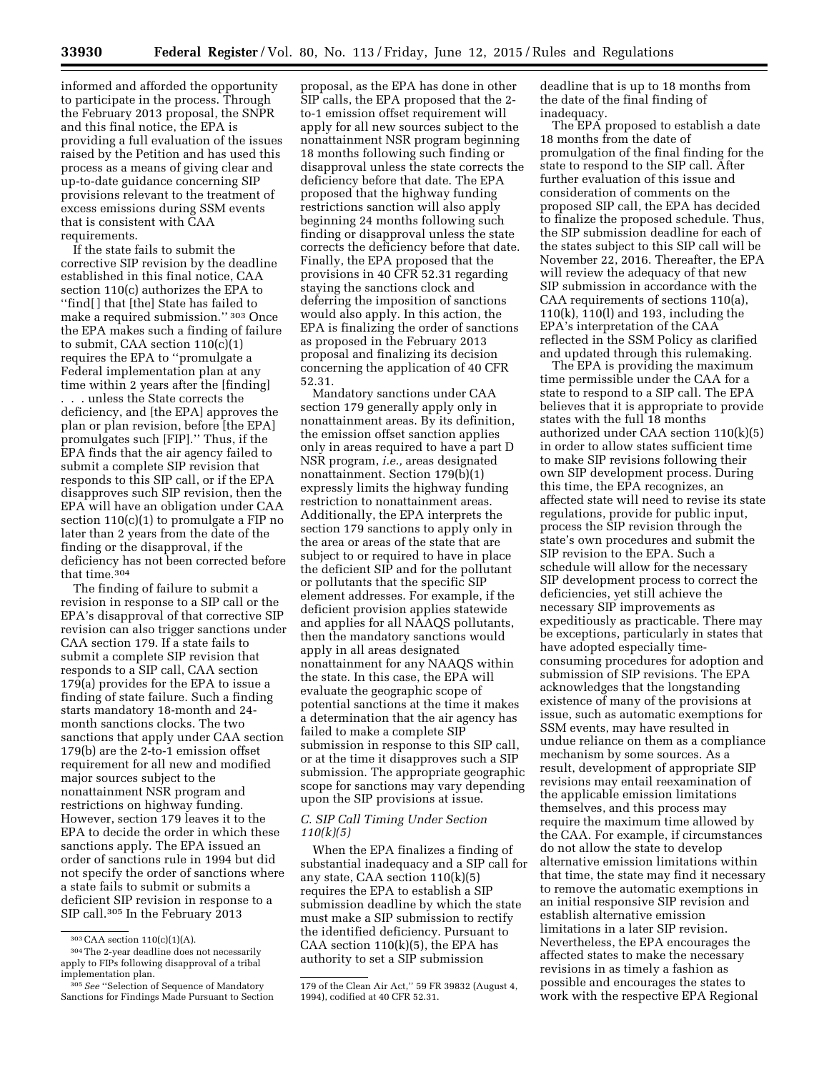informed and afforded the opportunity to participate in the process. Through the February 2013 proposal, the SNPR and this final notice, the EPA is providing a full evaluation of the issues raised by the Petition and has used this process as a means of giving clear and up-to-date guidance concerning SIP provisions relevant to the treatment of excess emissions during SSM events that is consistent with CAA requirements.

If the state fails to submit the corrective SIP revision by the deadline established in this final notice, CAA section 110(c) authorizes the EPA to ''find[ ] that [the] State has failed to make a required submission.'' [303] Once the EPA makes such a finding of failure to submit, CAA section 110(c)(1) requires the EPA to ''promulgate a Federal implementation plan at any time within 2 years after the [finding] . . . unless the State corrects the deficiency, and [the EPA] approves the plan or plan revision, before [the EPA] promulgates such [FIP].'' Thus, if the EPA finds that the air agency failed to submit a complete SIP revision that responds to this SIP call, or if the EPA disapproves such SIP revision, then the EPA will have an obligation under CAA section 110(c)(1) to promulgate a FIP no later than 2 years from the date of the finding or the disapproval, if the deficiency has not been corrected before that time.[304]

The finding of failure to submit a revision in response to a SIP call or the EPA's disapproval of that corrective SIP revision can also trigger sanctions under CAA section 179. If a state fails to submit a complete SIP revision that responds to a SIP call, CAA section 179(a) provides for the EPA to issue a finding of state failure. Such a finding starts mandatory 18-month and 24-month sanctions clocks. The two sanctions that apply under CAA section 179(b) are the 2-to-1 emission offset requirement for all new and modified major sources subject to the nonattainment NSR program and restrictions on highway funding. However, section 179 leaves it to the EPA to decide the order in which these sanctions apply. The EPA issued an order of sanctions rule in 1994 but did not specify the order of sanctions where a state fails to submit or submits a deficient SIP revision in response to a SIP call.[305] In the February 2013 proposal, as the EPA has done in other SIP calls, the EPA proposed that the 2-to-1 emission offset requirement will apply for all new sources subject to the nonattainment NSR program beginning 18 months following such finding or disapproval unless the state corrects the deficiency before that date. The EPA proposed that the highway funding restrictions sanction will also apply beginning 24 months following such finding or disapproval unless the state corrects the deficiency before that date. Finally, the EPA proposed that the provisions in 40 CFR 52.31 regarding staying the sanctions clock and deferring the imposition of sanctions would also apply. In this action, the EPA is finalizing the order of sanctions as proposed in the February 2013 proposal and finalizing its decision concerning the application of 40 CFR 52.31.

Mandatory sanctions under CAA section 179 generally apply only in nonattainment areas. By its definition, the emission offset sanction applies only in areas required to have a part D NSR program, *i.e.,* areas designated nonattainment. Section 179(b)(1) expressly limits the highway funding restriction to nonattainment areas. Additionally, the EPA interprets the section 179 sanctions to apply only in the area or areas of the state that are subject to or required to have in place the deficient SIP and for the pollutant or pollutants that the specific SIP element addresses. For example, if the deficient provision applies statewide and applies for all NAAQS pollutants, then the mandatory sanctions would apply in all areas designated nonattainment for any NAAQS within the state. In this case, the EPA will evaluate the geographic scope of potential sanctions at the time it makes a determination that the air agency has failed to make a complete SIP submission in response to this SIP call, or at the time it disapproves such a SIP submission. The appropriate geographic scope for sanctions may vary depending upon the SIP provisions at issue.

### *C. SIP Call Timing Under Section 110(k)(5)*

When the EPA finalizes a finding of substantial inadequacy and a SIP call for any state, CAA section 110(k)(5) requires the EPA to establish a SIP submission deadline by which the state must make a SIP submission to rectify the identified deficiency. Pursuant to CAA section 110(k)(5), the EPA has authority to set a SIP submission deadline that is up to 18 months from the date of the final finding of inadequacy.

The EPA proposed to establish a date 18 months from the date of promulgation of the final finding for the state to respond to the SIP call. After further evaluation of this issue and consideration of comments on the proposed SIP call, the EPA has decided to finalize the proposed schedule. Thus, the SIP submission deadline for each of the states subject to this SIP call will be November 22, 2016. Thereafter, the EPA will review the adequacy of that new SIP submission in accordance with the CAA requirements of sections 110(a), 110(k), 110(l) and 193, including the EPA's interpretation of the CAA reflected in the SSM Policy as clarified and updated through this rulemaking.

The EPA is providing the maximum time permissible under the CAA for a state to respond to a SIP call. The EPA believes that it is appropriate to provide states with the full 18 months authorized under CAA section 110(k)(5) in order to allow states sufficient time to make SIP revisions following their own SIP development process. During this time, the EPA recognizes, an affected state will need to revise its state regulations, provide for public input, process the SIP revision through the state's own procedures and submit the SIP revision to the EPA. Such a schedule will allow for the necessary SIP development process to correct the deficiencies, yet still achieve the necessary SIP improvements as expeditiously as practicable. There may be exceptions, particularly in states that have adopted especially time-consuming procedures for adoption and submission of SIP revisions. The EPA acknowledges that the longstanding existence of many of the provisions at issue, such as automatic exemptions for SSM events, may have resulted in undue reliance on them as a compliance mechanism by some sources. As a result, development of appropriate SIP revisions may entail reexamination of the applicable emission limitations themselves, and this process may require the maximum time allowed by the CAA. For example, if circumstances do not allow the state to develop alternative emission limitations within that time, the state may find it necessary to remove the automatic exemptions in an initial responsive SIP revision and establish alternative emission limitations in a later SIP revision. Nevertheless, the EPA encourages the affected states to make the necessary revisions in as timely a fashion as possible and encourages the states to work with the respective EPA Regional

---

[303] CAA section 110(c)(1)(A).

[304] The 2-year deadline does not necessarily apply to FIPs following disapproval of a tribal implementation plan.

[305] *See* ''Selection of Sequence of Mandatory Sanctions for Findings Made Pursuant to Section 179 of the Clean Air Act,'' 59 FR 39832 (August 4, 1994), codified at 40 CFR 52.31.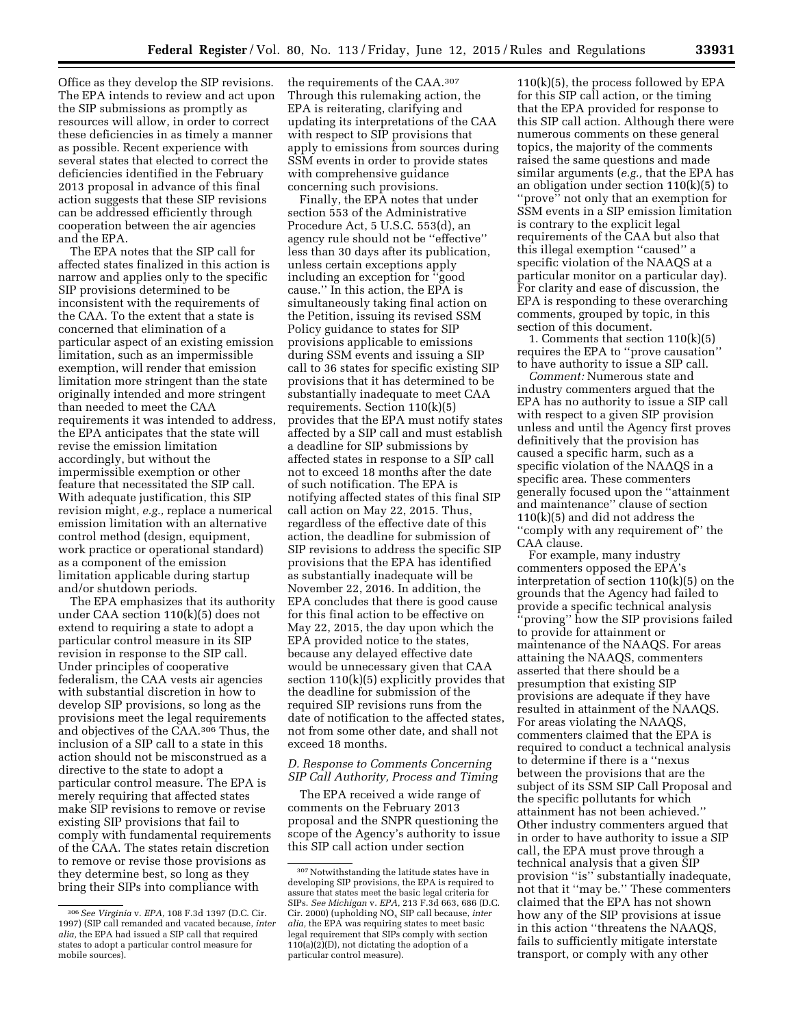Office as they develop the SIP revisions. The EPA intends to review and act upon the SIP submissions as promptly as resources will allow, in order to correct these deficiencies in as timely a manner as possible. Recent experience with several states that elected to correct the deficiencies identified in the February 2013 proposal in advance of this final action suggests that these SIP revisions can be addressed efficiently through cooperation between the air agencies and the EPA.

The EPA notes that the SIP call for affected states finalized in this action is narrow and applies only to the specific SIP provisions determined to be inconsistent with the requirements of the CAA. To the extent that a state is concerned that elimination of a particular aspect of an existing emission limitation, such as an impermissible exemption, will render that emission limitation more stringent than the state originally intended and more stringent than needed to meet the CAA requirements it was intended to address, the EPA anticipates that the state will revise the emission limitation accordingly, but without the impermissible exemption or other feature that necessitated the SIP call. With adequate justification, this SIP revision might, *e.g.,* replace a numerical emission limitation with an alternative control method (design, equipment, work practice or operational standard) as a component of the emission limitation applicable during startup and/or shutdown periods.

The EPA emphasizes that its authority under CAA section 110(k)(5) does not extend to requiring a state to adopt a particular control measure in its SIP revision in response to the SIP call. Under principles of cooperative federalism, the CAA vests air agencies with substantial discretion in how to develop SIP provisions, so long as the provisions meet the legal requirements and objectives of the CAA.[306] Thus, the inclusion of a SIP call to a state in this action should not be misconstrued as a directive to the state to adopt a particular control measure. The EPA is merely requiring that affected states make SIP revisions to remove or revise existing SIP provisions that fail to comply with fundamental requirements of the CAA. The states retain discretion to remove or revise those provisions as they determine best, so long as they bring their SIPs into compliance with the requirements of the CAA.[307] Through this rulemaking action, the EPA is reiterating, clarifying and updating its interpretations of the CAA with respect to SIP provisions that apply to emissions from sources during SSM events in order to provide states with comprehensive guidance concerning such provisions.

Finally, the EPA notes that under section 553 of the Administrative Procedure Act, 5 U.S.C. 553(d), an agency rule should not be "effective" less than 30 days after its publication, unless certain exceptions apply including an exception for "good cause." In this action, the EPA is simultaneously taking final action on the Petition, issuing its revised SSM Policy guidance to states for SIP provisions applicable to emissions during SSM events and issuing a SIP call to 36 states for specific existing SIP provisions that it has determined to be substantially inadequate to meet CAA requirements. Section 110(k)(5) provides that the EPA must notify states affected by a SIP call and must establish a deadline for SIP submissions by affected states in response to a SIP call not to exceed 18 months after the date of such notification. The EPA is notifying affected states of this final SIP call action on May 22, 2015. Thus, regardless of the effective date of this action, the deadline for submission of SIP revisions to address the specific SIP provisions that the EPA has identified as substantially inadequate will be November 22, 2016. In addition, the EPA concludes that there is good cause for this final action to be effective on May 22, 2015, the day upon which the EPA provided notice to the states, because any delayed effective date would be unnecessary given that CAA section 110(k)(5) explicitly provides that the deadline for submission of the required SIP revisions runs from the date of notification to the affected states, not from some other date, and shall not exceed 18 months.

### *D. Response to Comments Concerning SIP Call Authority, Process and Timing*

The EPA received a wide range of comments on the February 2013 proposal and the SNPR questioning the scope of the Agency's authority to issue this SIP call action under section 110(k)(5), the process followed by EPA for this SIP call action, or the timing that the EPA provided for response to this SIP call action. Although there were numerous comments on these general topics, the majority of the comments raised the same questions and made similar arguments (*e.g.,* that the EPA has an obligation under section 110(k)(5) to "prove" not only that an exemption for SSM events in a SIP emission limitation is contrary to the explicit legal requirements of the CAA but also that this illegal exemption "caused" a specific violation of the NAAQS at a particular monitor on a particular day). For clarity and ease of discussion, the EPA is responding to these overarching comments, grouped by topic, in this section of this document.

1. Comments that section 110(k)(5) requires the EPA to "prove causation" to have authority to issue a SIP call.

*Comment:* Numerous state and industry commenters argued that the EPA has no authority to issue a SIP call with respect to a given SIP provision unless and until the Agency first proves definitively that the provision has caused a specific harm, such as a specific violation of the NAAQS in a specific area. These commenters generally focused upon the "attainment and maintenance" clause of section 110(k)(5) and did not address the "comply with any requirement of" the CAA clause.

For example, many industry commenters opposed the EPA's interpretation of section 110(k)(5) on the grounds that the Agency had failed to provide a specific technical analysis "proving" how the SIP provisions failed to provide for attainment or maintenance of the NAAQS. For areas attaining the NAAQS, commenters asserted that there should be a presumption that existing SIP provisions are adequate if they have resulted in attainment of the NAAQS. For areas violating the NAAQS, commenters claimed that the EPA is required to conduct a technical analysis to determine if there is a "nexus between the provisions that are the subject of its SSM SIP Call Proposal and the specific pollutants for which attainment has not been achieved." Other industry commenters argued that in order to have authority to issue a SIP call, the EPA must prove through a technical analysis that a given SIP provision "is" substantially inadequate, not that it "may be." These commenters claimed that the EPA has not shown how any of the SIP provisions at issue in this action "threatens the NAAQS, fails to sufficiently mitigate interstate transport, or comply with any other

---

[306] *See Virginia* v. *EPA,* 108 F.3d 1397 (D.C. Cir. 1997) (SIP call remanded and vacated because, *inter alia,* the EPA had issued a SIP call that required states to adopt a particular control measure for mobile sources).

[307] Notwithstanding the latitude states have in developing SIP provisions, the EPA is required to assure that states meet the basic legal criteria for SIPs. *See Michigan* v. *EPA,* 213 F.3d 663, 686 (D.C. Cir. 2000) (upholding $NO_x$ SIP call because, *inter alia,* the EPA was requiring states to meet basic legal requirement that SIPs comply with section 110(a)(2)(D), not dictating the adoption of a particular control measure).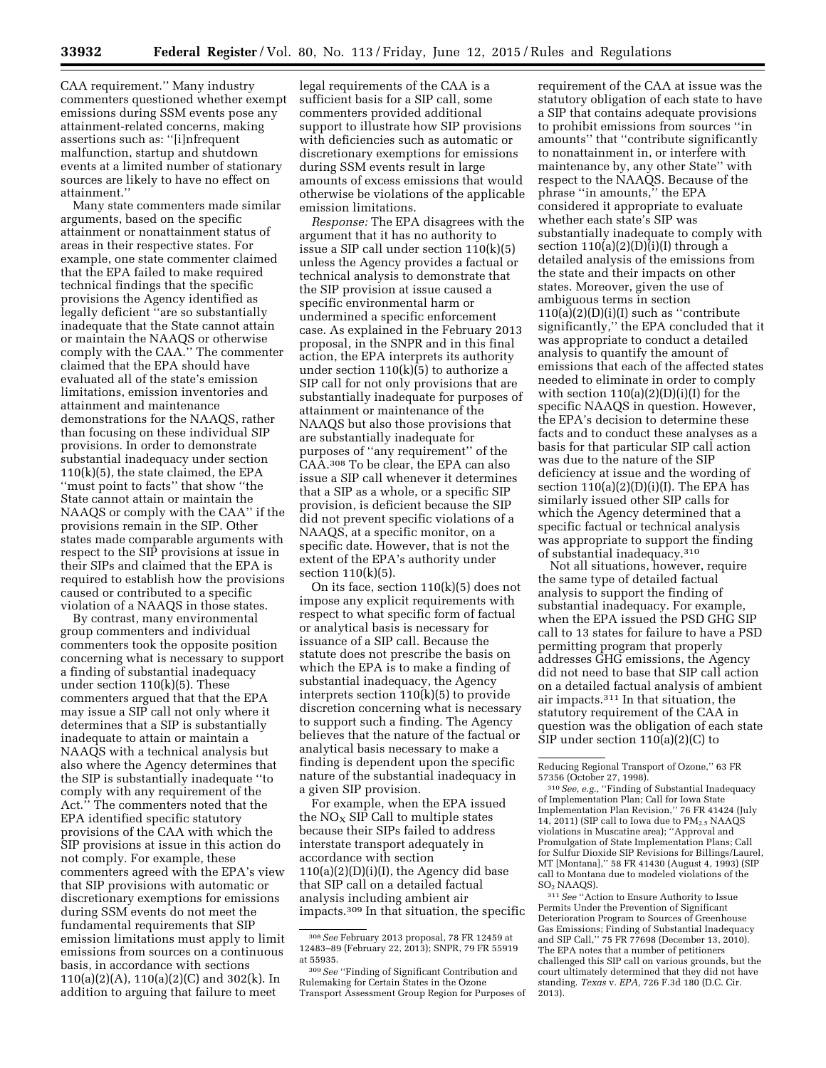CAA requirement.'' Many industry commenters questioned whether exempt emissions during SSM events pose any attainment-related concerns, making assertions such as: ''[i]nfrequent malfunction, startup and shutdown events at a limited number of stationary sources are likely to have no effect on attainment.''

Many state commenters made similar arguments, based on the specific attainment or nonattainment status of areas in their respective states. For example, one state commenter claimed that the EPA failed to make required technical findings that the specific provisions the Agency identified as legally deficient ''are so substantially inadequate that the State cannot attain or maintain the NAAQS or otherwise comply with the CAA.'' The commenter claimed that the EPA should have evaluated all of the state's emission limitations, emission inventories and attainment and maintenance demonstrations for the NAAQS, rather than focusing on these individual SIP provisions. In order to demonstrate substantial inadequacy under section 110(k)(5), the state claimed, the EPA ''must point to facts'' that show ''the State cannot attain or maintain the NAAQS or comply with the CAA'' if the provisions remain in the SIP. Other states made comparable arguments with respect to the SIP provisions at issue in their SIPs and claimed that the EPA is required to establish how the provisions caused or contributed to a specific violation of a NAAQS in those states.

By contrast, many environmental group commenters and individual commenters took the opposite position concerning what is necessary to support a finding of substantial inadequacy under section 110(k)(5). These commenters argued that that the EPA may issue a SIP call not only where it determines that a SIP is substantially inadequate to attain or maintain a NAAQS with a technical analysis but also where the Agency determines that the SIP is substantially inadequate ''to comply with any requirement of the Act.'' The commenters noted that the EPA identified specific statutory provisions of the CAA with which the SIP provisions at issue in this action do not comply. For example, these commenters agreed with the EPA's view that SIP provisions with automatic or discretionary exemptions for emissions during SSM events do not meet the fundamental requirements that SIP emission limitations must apply to limit emissions from sources on a continuous basis, in accordance with sections 110(a)(2)(A), 110(a)(2)(C) and 302(k). In addition to arguing that failure to meet legal requirements of the CAA is a sufficient basis for a SIP call, some commenters provided additional support to illustrate how SIP provisions with deficiencies such as automatic or discretionary exemptions for emissions during SSM events result in large amounts of excess emissions that would otherwise be violations of the applicable emission limitations.

*Response:* The EPA disagrees with the argument that it has no authority to issue a SIP call under section 110(k)(5) unless the Agency provides a factual or technical analysis to demonstrate that the SIP provision at issue caused a specific environmental harm or undermined a specific enforcement case. As explained in the February 2013 proposal, in the SNPR and in this final action, the EPA interprets its authority under section 110(k)(5) to authorize a SIP call for not only provisions that are substantially inadequate for purposes of attainment or maintenance of the NAAQS but also those provisions that are substantially inadequate for purposes of ''any requirement'' of the CAA.[308] To be clear, the EPA can also issue a SIP call whenever it determines that a SIP as a whole, or a specific SIP provision, is deficient because the SIP did not prevent specific violations of a NAAQS, at a specific monitor, on a specific date. However, that is not the extent of the EPA's authority under section 110(k)(5).

On its face, section 110(k)(5) does not impose any explicit requirements with respect to what specific form of factual or analytical basis is necessary for issuance of a SIP call. Because the statute does not prescribe the basis on which the EPA is to make a finding of substantial inadequacy, the Agency interprets section 110(k)(5) to provide discretion concerning what is necessary to support such a finding. The Agency believes that the nature of the factual or analytical basis necessary to make a finding is dependent upon the specific nature of the substantial inadequacy in a given SIP provision.

For example, when the EPA issued the $NO_X$ SIP Call to multiple states because their SIPs failed to address interstate transport adequately in accordance with section 110(a)(2)(D)(i)(I), the Agency did base that SIP call on a detailed factual analysis including ambient air impacts.[309] In that situation, the specific requirement of the CAA at issue was the statutory obligation of each state to have a SIP that contains adequate provisions to prohibit emissions from sources ''in amounts'' that ''contribute significantly to nonattainment in, or interfere with maintenance by, any other State'' with respect to the NAAQS. Because of the phrase ''in amounts,'' the EPA considered it appropriate to evaluate whether each state's SIP was substantially inadequate to comply with section 110(a)(2)(D)(i)(I) through a detailed analysis of the emissions from the state and their impacts on other states. Moreover, given the use of ambiguous terms in section 110(a)(2)(D)(i)(I) such as ''contribute significantly,'' the EPA concluded that it was appropriate to conduct a detailed analysis to quantify the amount of emissions that each of the affected states needed to eliminate in order to comply with section 110(a)(2)(D)(i)(I) for the specific NAAQS in question. However, the EPA's decision to determine these facts and to conduct these analyses as a basis for that particular SIP call action was due to the nature of the SIP deficiency at issue and the wording of section 110(a)(2)(D)(i)(I). The EPA has similarly issued other SIP calls for which the Agency determined that a specific factual or technical analysis was appropriate to support the finding of substantial inadequacy.[310]

Not all situations, however, require the same type of detailed factual analysis to support the finding of substantial inadequacy. For example, when the EPA issued the PSD GHG SIP call to 13 states for failure to have a PSD permitting program that properly addresses GHG emissions, the Agency did not need to base that SIP call action on a detailed factual analysis of ambient air impacts.[311] In that situation, the statutory requirement of the CAA in question was the obligation of each state SIP under section 110(a)(2)(C) to

---

[308] *See* February 2013 proposal, 78 FR 12459 at 12483–89 (February 22, 2013); SNPR, 79 FR 55919 at 55935.

[309] *See* ''Finding of Significant Contribution and Rulemaking for Certain States in the Ozone Transport Assessment Group Region for Purposes of Reducing Regional Transport of Ozone,'' 63 FR 57356 (October 27, 1998).

[310] *See, e.g.,* ''Finding of Substantial Inadequacy of Implementation Plan; Call for Iowa State Implementation Plan Revision,'' 76 FR 41424 (July 14, 2011) (SIP call to Iowa due to $PM_{2.5}$ NAAQS violations in Muscatine area); ''Approval and Promulgation of State Implementation Plans; Call for Sulfur Dioxide SIP Revisions for Billings/Laurel, MT [Montana],'' 58 FR 41430 (August 4, 1993) (SIP call to Montana due to modeled violations of the $SO_2$ NAAQS).

[311] *See* ''Action to Ensure Authority to Issue Permits Under the Prevention of Significant Deterioration Program to Sources of Greenhouse Gas Emissions; Finding of Substantial Inadequacy and SIP Call,'' 75 FR 77698 (December 13, 2010). The EPA notes that a number of petitioners challenged this SIP call on various grounds, but the court ultimately determined that they did not have standing. *Texas* v. *EPA,* 726 F.3d 180 (D.C. Cir. 2013).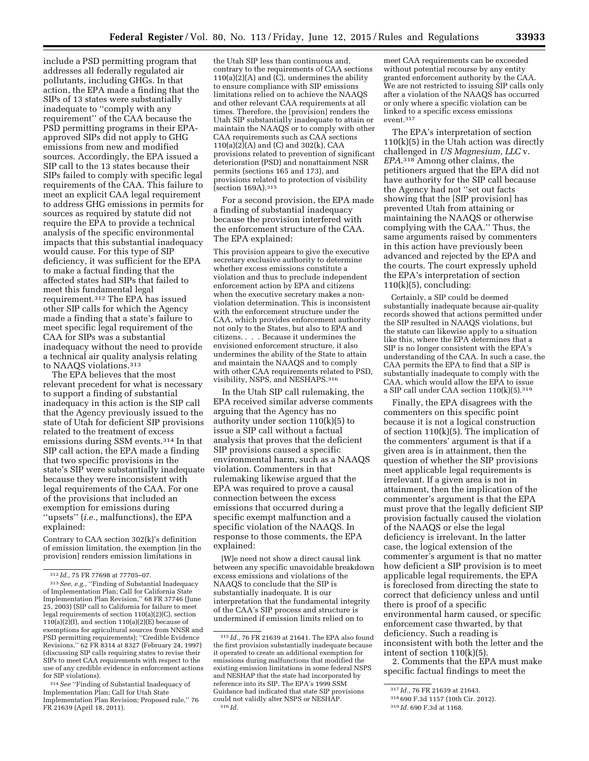include a PSD permitting program that addresses all federally regulated air pollutants, including GHGs. In that action, the EPA made a finding that the SIPs of 13 states were substantially inadequate to ''comply with any requirement'' of the CAA because the PSD permitting programs in their EPA-approved SIPs did not apply to GHG emissions from new and modified sources. Accordingly, the EPA issued a SIP call to the 13 states because their SIPs failed to comply with specific legal requirements of the CAA. This failure to meet an explicit CAA legal requirement to address GHG emissions in permits for sources as required by statute did not require the EPA to provide a technical analysis of the specific environmental impacts that this substantial inadequacy would cause. For this type of SIP deficiency, it was sufficient for the EPA to make a factual finding that the affected states had SIPs that failed to meet this fundamental legal requirement.[312] The EPA has issued other SIP calls for which the Agency made a finding that a state's failure to meet specific legal requirement of the CAA for SIPs was a substantial inadequacy without the need to provide a technical air quality analysis relating to NAAQS violations.[313]

The EPA believes that the most relevant precedent for what is necessary to support a finding of substantial inadequacy in this action is the SIP call that the Agency previously issued to the state of Utah for deficient SIP provisions related to the treatment of excess emissions during SSM events.[314] In that SIP call action, the EPA made a finding that two specific provisions in the state's SIP were substantially inadequate because they were inconsistent with legal requirements of the CAA. For one of the provisions that included an exemption for emissions during ''upsets'' (*i.e.,* malfunctions), the EPA explained:

> Contrary to CAA section 302(k)'s definition of emission limitation, the exemption [in the provision] renders emission limitations in the Utah SIP less than continuous and, contrary to the requirements of CAA sections 110(a)(2)(A) and (C), undermines the ability to ensure compliance with SIP emissions limitations relied on to achieve the NAAQS and other relevant CAA requirements at all times. Therefore, the [provision] renders the Utah SIP substantially inadequate to attain or maintain the NAAQS or to comply with other CAA requirements such as CAA sections 110(a)(2)(A) and (C) and 302(k), CAA provisions related to prevention of significant deterioration (PSD) and nonattainment NSR permits (sections 165 and 173), and provisions related to protection of visibility (section 169A).[315]

For a second provision, the EPA made a finding of substantial inadequacy because the provision interfered with the enforcement structure of the CAA. The EPA explained:

> This provision appears to give the executive secretary exclusive authority to determine whether excess emissions constitute a violation and thus to preclude independent enforcement action by EPA and citizens when the executive secretary makes a non-violation determination. This is inconsistent with the enforcement structure under the CAA, which provides enforcement authority not only to the States, but also to EPA and citizens. . . . Because it undermines the envisioned enforcement structure, it also undermines the ability of the State to attain and maintain the NAAQS and to comply with other CAA requirements related to PSD, visibility, NSPS, and NESHAPS.[316]

In the Utah SIP call rulemaking, the EPA received similar adverse comments arguing that the Agency has no authority under section 110(k)(5) to issue a SIP call without a factual analysis that proves that the deficient SIP provisions caused a specific environmental harm, such as a NAAQS violation. Commenters in that rulemaking likewise argued that the EPA was required to prove a causal connection between the excess emissions that occurred during a specific exempt malfunction and a specific violation of the NAAQS. In response to those comments, the EPA explained:

> [W]e need not show a direct causal link between any specific unavoidable breakdown excess emissions and violations of the NAAQS to conclude that the SIP is substantially inadequate. It is our interpretation that the fundamental integrity of the CAA's SIP process and structure is undermined if emission limits relied on to meet CAA requirements can be exceeded without potential recourse by any entity granted enforcement authority by the CAA. We are not restricted to issuing SIP calls only after a violation of the NAAQS has occurred or only where a specific violation can be linked to a specific excess emissions event.[317]

The EPA's interpretation of section 110(k)(5) in the Utah action was directly challenged in *US Magnesium, LLC* v. *EPA*.[318] Among other claims, the petitioners argued that the EPA did not have authority for the SIP call because the Agency had not ''set out facts showing that the [SIP provision] has prevented Utah from attaining or maintaining the NAAQS or otherwise complying with the CAA.'' Thus, the same arguments raised by commenters in this action have previously been advanced and rejected by the EPA and the courts. The court expressly upheld the EPA's interpretation of section 110(k)(5), concluding:

> Certainly, a SIP could be deemed substantially inadequate because air-quality records showed that actions permitted under the SIP resulted in NAAQS violations, but the statute can likewise apply to a situation like this, where the EPA determines that a SIP is no longer consistent with the EPA's understanding of the CAA. In such a case, the CAA permits the EPA to find that a SIP is substantially inadequate to comply with the CAA, which would allow the EPA to issue a SIP call under CAA section 110(k)(5).[319]

Finally, the EPA disagrees with the commenters on this specific point because it is not a logical construction of section 110(k)(5). The implication of the commenters' argument is that if a given area is in attainment, then the question of whether the SIP provisions meet applicable legal requirements is irrelevant. If a given area is not in attainment, then the implication of the commenter's argument is that the EPA must prove that the legally deficient SIP provision factually caused the violation of the NAAQS or else the legal deficiency is irrelevant. In the latter case, the logical extension of the commenter's argument is that no matter how deficient a SIP provision is to meet applicable legal requirements, the EPA is foreclosed from directing the state to correct that deficiency unless and until there is proof of a specific environmental harm caused, or specific enforcement case thwarted, by that deficiency. Such a reading is inconsistent with both the letter and the intent of section 110(k)(5).

2. Comments that the EPA must make specific factual findings to meet the

---

[312] *Id.,* 75 FR 77698 at 77705–07.

[313] *See, e.g.,* ''Finding of Substantial Inadequacy of Implementation Plan; Call for California State Implementation Plan Revision,'' 68 FR 37746 (June 25, 2003) (SIP call to California for failure to meet legal requirements of section 110(a)(2)(C), section 110(a)(2)(I), and section 110(a)(2)(E) because of exemptions for agricultural sources from NNSR and PSD permitting requirements); ''Credible Evidence Revisions,'' 62 FR 8314 at 8327 (February 24, 1997) (discussing SIP calls requiring states to revise their SIPs to meet CAA requirements with respect to the use of any credible evidence in enforcement actions for SIP violations).

[314] *See* ''Finding of Substantial Inadequacy of Implementation Plan; Call for Utah State Implementation Plan Revision; Proposed rule,'' 76 FR 21639 (April 18, 2011).

[315] *Id.,* 76 FR 21639 at 21641. The EPA also found the first provision substantially inadequate because it operated to create an additional exemption for emissions during malfunctions that modified the existing emission limitations in some federal NSPS and NESHAP that the state had incorporated by reference into its SIP. The EPA's 1999 SSM Guidance had indicated that state SIP provisions could not validly alter NSPS or NESHAP.

[316] *Id.*

[317] *Id.,* 76 FR 21639 at 21643.

[318] 690 F.3d 1157 (10th Cir. 2012).

[319] *Id.* 690 F.3d at 1168.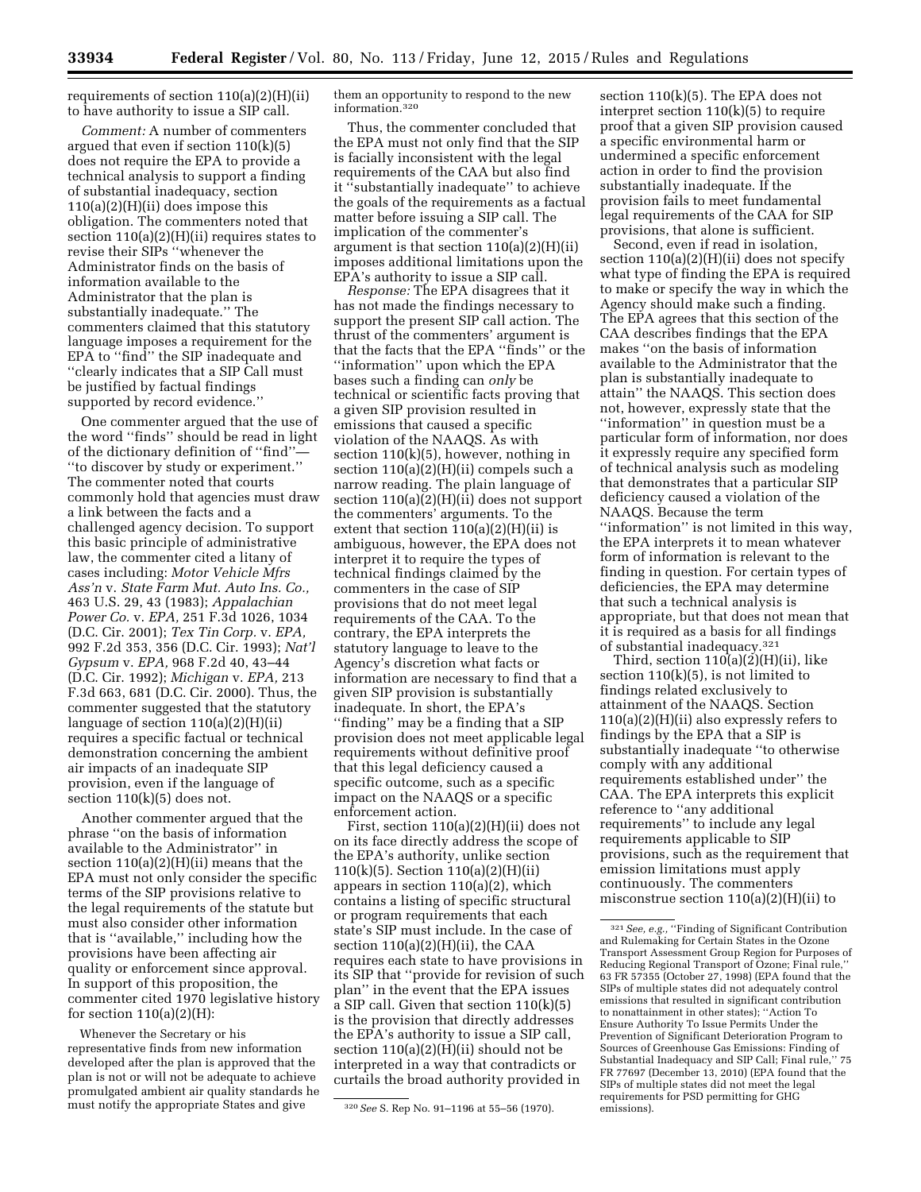requirements of section 110(a)(2)(H)(ii) to have authority to issue a SIP call.

*Comment:* A number of commenters argued that even if section 110(k)(5) does not require the EPA to provide a technical analysis to support a finding of substantial inadequacy, section 110(a)(2)(H)(ii) does impose this obligation. The commenters noted that section 110(a)(2)(H)(ii) requires states to revise their SIPs ''whenever the Administrator finds on the basis of information available to the Administrator that the plan is substantially inadequate.'' The commenters claimed that this statutory language imposes a requirement for the EPA to ''find'' the SIP inadequate and ''clearly indicates that a SIP Call must be justified by factual findings supported by record evidence.''

One commenter argued that the use of the word ''finds'' should be read in light of the dictionary definition of ''find''—''to discover by study or experiment.'' The commenter noted that courts commonly hold that agencies must draw a link between the facts and a challenged agency decision. To support this basic principle of administrative law, the commenter cited a litany of cases including: *Motor Vehicle Mfrs Ass'n* v. *State Farm Mut. Auto Ins. Co.,* 463 U.S. 29, 43 (1983); *Appalachian Power Co.* v. *EPA,* 251 F.3d 1026, 1034 (D.C. Cir. 2001); *Tex Tin Corp.* v. *EPA,* 992 F.2d 353, 356 (D.C. Cir. 1993); *Nat'l Gypsum* v. *EPA,* 968 F.2d 40, 43–44 (D.C. Cir. 1992); *Michigan* v. *EPA,* 213 F.3d 663, 681 (D.C. Cir. 2000). Thus, the commenter suggested that the statutory language of section 110(a)(2)(H)(ii) requires a specific factual or technical demonstration concerning the ambient air impacts of an inadequate SIP provision, even if the language of section 110(k)(5) does not.

Another commenter argued that the phrase ''on the basis of information available to the Administrator'' in section 110(a)(2)(H)(ii) means that the EPA must not only consider the specific terms of the SIP provisions relative to the legal requirements of the statute but must also consider other information that is ''available,'' including how the provisions have been affecting air quality or enforcement since approval. In support of this proposition, the commenter cited 1970 legislative history for section 110(a)(2)(H):

> Whenever the Secretary or his representative finds from new information developed after the plan is approved that the plan is not or will not be adequate to achieve promulgated ambient air quality standards he must notify the appropriate States and give them an opportunity to respond to the new information.[320]

Thus, the commenter concluded that the EPA must not only find that the SIP is facially inconsistent with the legal requirements of the CAA but also find it ''substantially inadequate'' to achieve the goals of the requirements as a factual matter before issuing a SIP call. The implication of the commenter's argument is that section 110(a)(2)(H)(ii) imposes additional limitations upon the EPA's authority to issue a SIP call.

*Response:* The EPA disagrees that it has not made the findings necessary to support the present SIP call action. The thrust of the commenters' argument is that the facts that the EPA ''finds'' or the ''information'' upon which the EPA bases such a finding can *only* be technical or scientific facts proving that a given SIP provision resulted in emissions that caused a specific violation of the NAAQS. As with section 110(k)(5), however, nothing in section 110(a)(2)(H)(ii) compels such a narrow reading. The plain language of section 110(a)(2)(H)(ii) does not support the commenters' arguments. To the extent that section 110(a)(2)(H)(ii) is ambiguous, however, the EPA does not interpret it to require the types of technical findings claimed by the commenters in the case of SIP provisions that do not meet legal requirements of the CAA. To the contrary, the EPA interprets the statutory language to leave to the Agency's discretion what facts or information are necessary to find that a given SIP provision is substantially inadequate. In short, the EPA's ''finding'' may be a finding that a SIP provision does not meet applicable legal requirements without definitive proof that this legal deficiency caused a specific outcome, such as a specific impact on the NAAQS or a specific enforcement action.

First, section 110(a)(2)(H)(ii) does not on its face directly address the scope of the EPA's authority, unlike section 110(k)(5). Section 110(a)(2)(H)(ii) appears in section 110(a)(2), which contains a listing of specific structural or program requirements that each state's SIP must include. In the case of section 110(a)(2)(H)(ii), the CAA requires each state to have provisions in its SIP that ''provide for revision of such plan'' in the event that the EPA issues a SIP call. Given that section 110(k)(5) is the provision that directly addresses the EPA's authority to issue a SIP call, section 110(a)(2)(H)(ii) should not be interpreted in a way that contradicts or curtails the broad authority provided in section 110(k)(5). The EPA does not interpret section 110(k)(5) to require proof that a given SIP provision caused a specific environmental harm or undermined a specific enforcement action in order to find the provision substantially inadequate. If the provision fails to meet fundamental legal requirements of the CAA for SIP provisions, that alone is sufficient.

Second, even if read in isolation, section 110(a)(2)(H)(ii) does not specify what type of finding the EPA is required to make or specify the way in which the Agency should make such a finding. The EPA agrees that this section of the CAA describes findings that the EPA makes ''on the basis of information available to the Administrator that the plan is substantially inadequate to attain'' the NAAQS. This section does not, however, expressly state that the ''information'' in question must be a particular form of information, nor does it expressly require any specified form of technical analysis such as modeling that demonstrates that a particular SIP deficiency caused a violation of the NAAQS. Because the term ''information'' is not limited in this way, the EPA interprets it to mean whatever form of information is relevant to the finding in question. For certain types of deficiencies, the EPA may determine that such a technical analysis is appropriate, but that does not mean that it is required as a basis for all findings of substantial inadequacy.[321]

Third, section 110(a)(2)(H)(ii), like section 110(k)(5), is not limited to findings related exclusively to attainment of the NAAQS. Section 110(a)(2)(H)(ii) also expressly refers to findings by the EPA that a SIP is substantially inadequate ''to otherwise comply with any additional requirements established under'' the CAA. The EPA interprets this explicit reference to ''any additional requirements'' to include any legal requirements applicable to SIP provisions, such as the requirement that emission limitations must apply continuously. The commenters misconstrue section 110(a)(2)(H)(ii) to

---

[320] *See* S. Rep No. 91–1196 at 55–56 (1970).

[321] *See, e.g.,* ''Finding of Significant Contribution and Rulemaking for Certain States in the Ozone Transport Assessment Group Region for Purposes of Reducing Regional Transport of Ozone; Final rule,'' 63 FR 57355 (October 27, 1998) (EPA found that the SIPs of multiple states did not adequately control emissions that resulted in significant contribution to nonattainment in other states); ''Action To Ensure Authority To Issue Permits Under the Prevention of Significant Deterioration Program to Sources of Greenhouse Gas Emissions: Finding of Substantial Inadequacy and SIP Call; Final rule,'' 75 FR 77697 (December 13, 2010) (EPA found that the SIPs of multiple states did not meet the legal requirements for PSD permitting for GHG emissions).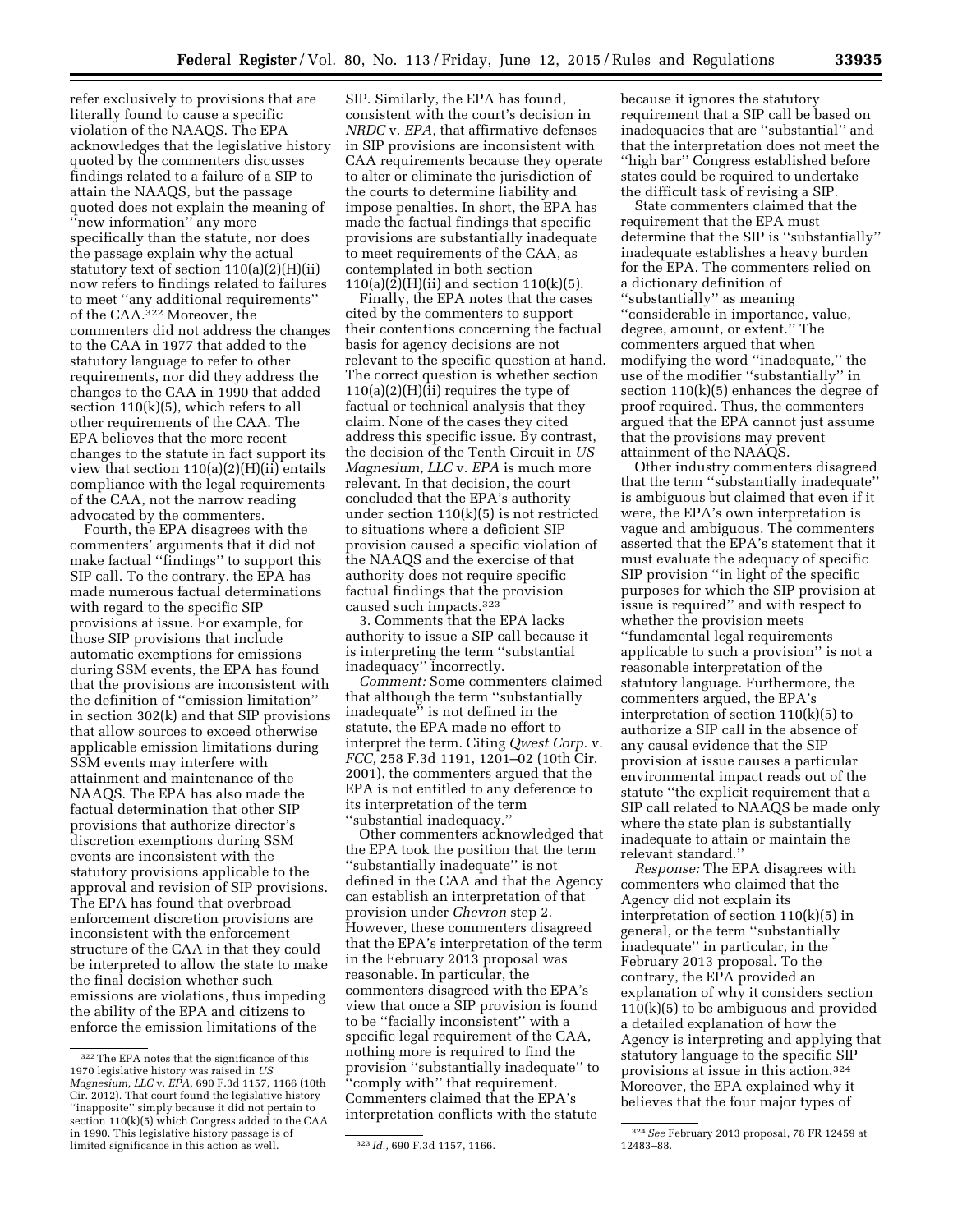refer exclusively to provisions that are literally found to cause a specific violation of the NAAQS. The EPA acknowledges that the legislative history quoted by the commenters discusses findings related to a failure of a SIP to attain the NAAQS, but the passage quoted does not explain the meaning of "new information" any more specifically than the statute, nor does the passage explain why the actual statutory text of section 110(a)(2)(H)(ii) now refers to findings related to failures to meet "any additional requirements" of the CAA.[322] Moreover, the commenters did not address the changes to the CAA in 1977 that added to the statutory language to refer to other requirements, nor did they address the changes to the CAA in 1990 that added section 110(k)(5), which refers to all other requirements of the CAA. The EPA believes that the more recent changes to the statute in fact support its view that section 110(a)(2)(H)(ii) entails compliance with the legal requirements of the CAA, not the narrow reading advocated by the commenters.

Fourth, the EPA disagrees with the commenters' arguments that it did not make factual "findings" to support this SIP call. To the contrary, the EPA has made numerous factual determinations with regard to the specific SIP provisions at issue. For example, for those SIP provisions that include automatic exemptions for emissions during SSM events, the EPA has found that the provisions are inconsistent with the definition of "emission limitation" in section 302(k) and that SIP provisions that allow sources to exceed otherwise applicable emission limitations during SSM events may interfere with attainment and maintenance of the NAAQS. The EPA has also made the factual determination that other SIP provisions that authorize director's discretion exemptions during SSM events are inconsistent with the statutory provisions applicable to the approval and revision of SIP provisions. The EPA has found that overbroad enforcement discretion provisions are inconsistent with the enforcement structure of the CAA in that they could be interpreted to allow the state to make the final decision whether such emissions are violations, thus impeding the ability of the EPA and citizens to enforce the emission limitations of the SIP. Similarly, the EPA has found, consistent with the court's decision in *NRDC* v. *EPA,* that affirmative defenses in SIP provisions are inconsistent with CAA requirements because they operate to alter or eliminate the jurisdiction of the courts to determine liability and impose penalties. In short, the EPA has made the factual findings that specific provisions are substantially inadequate to meet requirements of the CAA, as contemplated in both section 110(a)(2)(H)(ii) and section 110(k)(5).

Finally, the EPA notes that the cases cited by the commenters to support their contentions concerning the factual basis for agency decisions are not relevant to the specific question at hand. The correct question is whether section 110(a)(2)(H)(ii) requires the type of factual or technical analysis that they claim. None of the cases they cited address this specific issue. By contrast, the decision of the Tenth Circuit in *US Magnesium, LLC* v. *EPA* is much more relevant. In that decision, the court concluded that the EPA's authority under section 110(k)(5) is not restricted to situations where a deficient SIP provision caused a specific violation of the NAAQS and the exercise of that authority does not require specific factual findings that the provision caused such impacts.[323]

3. Comments that the EPA lacks authority to issue a SIP call because it is interpreting the term "substantial inadequacy" incorrectly.

*Comment:* Some commenters claimed that although the term "substantially inadequate" is not defined in the statute, the EPA made no effort to interpret the term. Citing *Qwest Corp.* v. *FCC,* 258 F.3d 1191, 1201–02 (10th Cir. 2001), the commenters argued that the EPA is not entitled to any deference to its interpretation of the term "substantial inadequacy."

Other commenters acknowledged that the EPA took the position that the term "substantially inadequate" is not defined in the CAA and that the Agency can establish an interpretation of that provision under *Chevron* step 2. However, these commenters disagreed that the EPA's interpretation of the term in the February 2013 proposal was reasonable. In particular, the commenters disagreed with the EPA's view that once a SIP provision is found to be "facially inconsistent" with a specific legal requirement of the CAA, nothing more is required to find the provision "substantially inadequate" to "comply with" that requirement. Commenters claimed that the EPA's interpretation conflicts with the statute because it ignores the statutory requirement that a SIP call be based on inadequacies that are "substantial" and that the interpretation does not meet the "high bar" Congress established before states could be required to undertake the difficult task of revising a SIP.

State commenters claimed that the requirement that the EPA must determine that the SIP is "substantially" inadequate establishes a heavy burden for the EPA. The commenters relied on a dictionary definition of "substantially" as meaning "considerable in importance, value, degree, amount, or extent." The commenters argued that when modifying the word "inadequate," the use of the modifier "substantially" in section 110(k)(5) enhances the degree of proof required. Thus, the commenters argued that the EPA cannot just assume that the provisions may prevent attainment of the NAAQS.

Other industry commenters disagreed that the term "substantially inadequate" is ambiguous but claimed that even if it were, the EPA's own interpretation is vague and ambiguous. The commenters asserted that the EPA's statement that it must evaluate the adequacy of specific SIP provision "in light of the specific purposes for which the SIP provision at issue is required" and with respect to whether the provision meets "fundamental legal requirements applicable to such a provision" is not a reasonable interpretation of the statutory language. Furthermore, the commenters argued, the EPA's interpretation of section 110(k)(5) to authorize a SIP call in the absence of any causal evidence that the SIP provision at issue causes a particular environmental impact reads out of the statute "the explicit requirement that a SIP call related to NAAQS be made only where the state plan is substantially inadequate to attain or maintain the relevant standard."

*Response:* The EPA disagrees with commenters who claimed that the Agency did not explain its interpretation of section 110(k)(5) in general, or the term "substantially inadequate" in particular, in the February 2013 proposal. To the contrary, the EPA provided an explanation of why it considers section 110(k)(5) to be ambiguous and provided a detailed explanation of how the Agency is interpreting and applying that statutory language to the specific SIP provisions at issue in this action.[324] Moreover, the EPA explained why it believes that the four major types of

---

[322] The EPA notes that the significance of this 1970 legislative history was raised in *US Magnesium, LLC* v. *EPA,* 690 F.3d 1157, 1166 (10th Cir. 2012). That court found the legislative history "inapposite" simply because it did not pertain to section 110(k)(5) which Congress added to the CAA in 1990. This legislative history passage is of limited significance in this action as well.

[323] *Id.,* 690 F.3d 1157, 1166.

[324] *See* February 2013 proposal, 78 FR 12459 at 12483–88.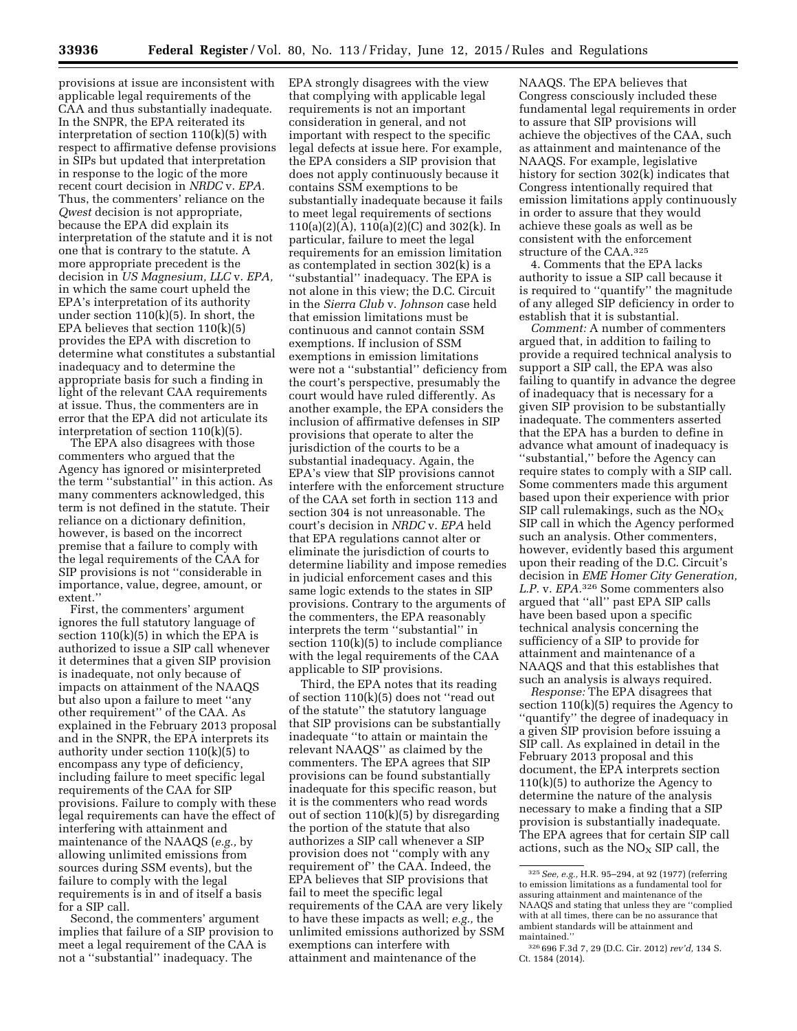provisions at issue are inconsistent with applicable legal requirements of the CAA and thus substantially inadequate. In the SNPR, the EPA reiterated its interpretation of section 110(k)(5) with respect to affirmative defense provisions in SIPs but updated that interpretation in response to the logic of the more recent court decision in *NRDC* v. *EPA.* Thus, the commenters' reliance on the *Qwest* decision is not appropriate, because the EPA did explain its interpretation of the statute and it is not one that is contrary to the statute. A more appropriate precedent is the decision in *US Magnesium, LLC* v. *EPA,* in which the same court upheld the EPA's interpretation of its authority under section 110(k)(5). In short, the EPA believes that section 110(k)(5) provides the EPA with discretion to determine what constitutes a substantial inadequacy and to determine the appropriate basis for such a finding in light of the relevant CAA requirements at issue. Thus, the commenters are in error that the EPA did not articulate its interpretation of section 110(k)(5).

The EPA also disagrees with those commenters who argued that the Agency has ignored or misinterpreted the term "substantial" in this action. As many commenters acknowledged, this term is not defined in the statute. Their reliance on a dictionary definition, however, is based on the incorrect premise that a failure to comply with the legal requirements of the CAA for SIP provisions is not "considerable in importance, value, degree, amount, or extent."

First, the commenters' argument ignores the full statutory language of section 110(k)(5) in which the EPA is authorized to issue a SIP call whenever it determines that a given SIP provision is inadequate, not only because of impacts on attainment of the NAAQS but also upon a failure to meet "any other requirement" of the CAA. As explained in the February 2013 proposal and in the SNPR, the EPA interprets its authority under section 110(k)(5) to encompass any type of deficiency, including failure to meet specific legal requirements of the CAA for SIP provisions. Failure to comply with these legal requirements can have the effect of interfering with attainment and maintenance of the NAAQS (*e.g.,* by allowing unlimited emissions from sources during SSM events), but the failure to comply with the legal requirements is in and of itself a basis for a SIP call.

Second, the commenters' argument implies that failure of a SIP provision to meet a legal requirement of the CAA is not a "substantial" inadequacy. The EPA strongly disagrees with the view that complying with applicable legal requirements is not an important consideration in general, and not important with respect to the specific legal defects at issue here. For example, the EPA considers a SIP provision that does not apply continuously because it contains SSM exemptions to be substantially inadequate because it fails to meet legal requirements of sections 110(a)(2)(A), 110(a)(2)(C) and 302(k). In particular, failure to meet the legal requirements for an emission limitation as contemplated in section 302(k) is a "substantial" inadequacy. The EPA is not alone in this view; the D.C. Circuit in the *Sierra Club* v. *Johnson* case held that emission limitations must be continuous and cannot contain SSM exemptions. If inclusion of SSM exemptions in emission limitations were not a "substantial" deficiency from the court's perspective, presumably the court would have ruled differently. As another example, the EPA considers the inclusion of affirmative defenses in SIP provisions that operate to alter the jurisdiction of the courts to be a substantial inadequacy. Again, the EPA's view that SIP provisions cannot interfere with the enforcement structure of the CAA set forth in section 113 and section 304 is not unreasonable. The court's decision in *NRDC* v. *EPA* held that EPA regulations cannot alter or eliminate the jurisdiction of courts to determine liability and impose remedies in judicial enforcement cases and this same logic extends to the states in SIP provisions. Contrary to the arguments of the commenters, the EPA reasonably interprets the term "substantial" in section 110(k)(5) to include compliance with the legal requirements of the CAA applicable to SIP provisions.

Third, the EPA notes that its reading of section 110(k)(5) does not "read out of the statute" the statutory language that SIP provisions can be substantially inadequate "to attain or maintain the relevant NAAQS" as claimed by the commenters. The EPA agrees that SIP provisions can be found substantially inadequate for this specific reason, but it is the commenters who read words out of section 110(k)(5) by disregarding the portion of the statute that also authorizes a SIP call whenever a SIP provision does not "comply with any requirement of" the CAA. Indeed, the EPA believes that SIP provisions that fail to meet the specific legal requirements of the CAA are very likely to have these impacts as well; *e.g.,* the unlimited emissions authorized by SSM exemptions can interfere with attainment and maintenance of the NAAQS. The EPA believes that Congress consciously included these fundamental legal requirements in order to assure that SIP provisions will achieve the objectives of the CAA, such as attainment and maintenance of the NAAQS. For example, legislative history for section 302(k) indicates that Congress intentionally required that emission limitations apply continuously in order to assure that they would achieve these goals as well as be consistent with the enforcement structure of the CAA.[325]

4. Comments that the EPA lacks authority to issue a SIP call because it is required to "quantify" the magnitude of any alleged SIP deficiency in order to establish that it is substantial.

*Comment:* A number of commenters argued that, in addition to failing to provide a required technical analysis to support a SIP call, the EPA was also failing to quantify in advance the degree of inadequacy that is necessary for a given SIP provision to be substantially inadequate. The commenters asserted that the EPA has a burden to define in advance what amount of inadequacy is "substantial," before the Agency can require states to comply with a SIP call. Some commenters made this argument based upon their experience with prior SIP call rulemakings, such as the $NO_X$ SIP call in which the Agency performed such an analysis. Other commenters, however, evidently based this argument upon their reading of the D.C. Circuit's decision in *EME Homer City Generation, L.P.* v. *EPA.*[326] Some commenters also argued that "all" past EPA SIP calls have been based upon a specific technical analysis concerning the sufficiency of a SIP to provide for attainment and maintenance of a NAAQS and that this establishes that such an analysis is always required.

*Response:* The EPA disagrees that section 110(k)(5) requires the Agency to "quantify" the degree of inadequacy in a given SIP provision before issuing a SIP call. As explained in detail in the February 2013 proposal and this document, the EPA interprets section 110(k)(5) to authorize the Agency to determine the nature of the analysis necessary to make a finding that a SIP provision is substantially inadequate. The EPA agrees that for certain SIP call actions, such as the $NO_X$ SIP call, the

[325] *See, e.g.,* H.R. 95–294, at 92 (1977) (referring to emission limitations as a fundamental tool for assuring attainment and maintenance of the NAAQS and stating that unless they are "complied with at all times, there can be no assurance that ambient standards will be attainment and maintained."

[326] 696 F.3d 7, 29 (D.C. Cir. 2012) *rev'd,* 134 S. Ct. 1584 (2014).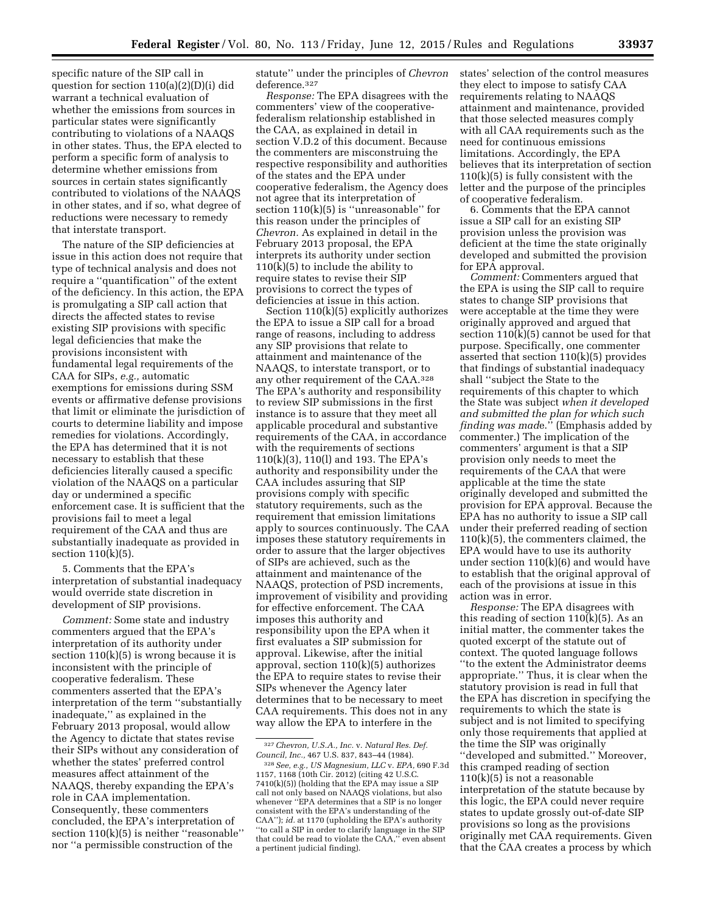specific nature of the SIP call in question for section 110(a)(2)(D)(i) did warrant a technical evaluation of whether the emissions from sources in particular states were significantly contributing to violations of a NAAQS in other states. Thus, the EPA elected to perform a specific form of analysis to determine whether emissions from sources in certain states significantly contributed to violations of the NAAQS in other states, and if so, what degree of reductions were necessary to remedy that interstate transport.

The nature of the SIP deficiencies at issue in this action does not require that type of technical analysis and does not require a ''quantification'' of the extent of the deficiency. In this action, the EPA is promulgating a SIP call action that directs the affected states to revise existing SIP provisions with specific legal deficiencies that make the provisions inconsistent with fundamental legal requirements of the CAA for SIPs, *e.g.,* automatic exemptions for emissions during SSM events or affirmative defense provisions that limit or eliminate the jurisdiction of courts to determine liability and impose remedies for violations. Accordingly, the EPA has determined that it is not necessary to establish that these deficiencies literally caused a specific violation of the NAAQS on a particular day or undermined a specific enforcement case. It is sufficient that the provisions fail to meet a legal requirement of the CAA and thus are substantially inadequate as provided in section 110(k)(5).

5. Comments that the EPA's interpretation of substantial inadequacy would override state discretion in development of SIP provisions.

*Comment:* Some state and industry commenters argued that the EPA's interpretation of its authority under section 110(k)(5) is wrong because it is inconsistent with the principle of cooperative federalism. These commenters asserted that the EPA's interpretation of the term ''substantially inadequate,'' as explained in the February 2013 proposal, would allow the Agency to dictate that states revise their SIPs without any consideration of whether the states' preferred control measures affect attainment of the NAAQS, thereby expanding the EPA's role in CAA implementation. Consequently, these commenters concluded, the EPA's interpretation of section 110(k)(5) is neither ''reasonable'' nor ''a permissible construction of the statute'' under the principles of *Chevron* deference.[327]

*Response:* The EPA disagrees with the commenters' view of the cooperative-federalism relationship established in the CAA, as explained in detail in section V.D.2 of this document. Because the commenters are misconstruing the respective responsibility and authorities of the states and the EPA under cooperative federalism, the Agency does not agree that its interpretation of section 110(k)(5) is ''unreasonable'' for this reason under the principles of *Chevron.* As explained in detail in the February 2013 proposal, the EPA interprets its authority under section 110(k)(5) to include the ability to require states to revise their SIP provisions to correct the types of deficiencies at issue in this action.

Section 110(k)(5) explicitly authorizes the EPA to issue a SIP call for a broad range of reasons, including to address any SIP provisions that relate to attainment and maintenance of the NAAQS, to interstate transport, or to any other requirement of the CAA.[328] The EPA's authority and responsibility to review SIP submissions in the first instance is to assure that they meet all applicable procedural and substantive requirements of the CAA, in accordance with the requirements of sections 110(k)(3), 110(l) and 193. The EPA's authority and responsibility under the CAA includes assuring that SIP provisions comply with specific statutory requirements, such as the requirement that emission limitations apply to sources continuously. The CAA imposes these statutory requirements in order to assure that the larger objectives of SIPs are achieved, such as the attainment and maintenance of the NAAQS, protection of PSD increments, improvement of visibility and providing for effective enforcement. The CAA imposes this authority and responsibility upon the EPA when it first evaluates a SIP submission for approval. Likewise, after the initial approval, section 110(k)(5) authorizes the EPA to require states to revise their SIPs whenever the Agency later determines that to be necessary to meet CAA requirements. This does not in any way allow the EPA to interfere in the states' selection of the control measures they elect to impose to satisfy CAA requirements relating to NAAQS attainment and maintenance, provided that those selected measures comply with all CAA requirements such as the need for continuous emissions limitations. Accordingly, the EPA believes that its interpretation of section 110(k)(5) is fully consistent with the letter and the purpose of the principles of cooperative federalism.

6. Comments that the EPA cannot issue a SIP call for an existing SIP provision unless the provision was deficient at the time the state originally developed and submitted the provision for EPA approval.

*Comment:* Commenters argued that the EPA is using the SIP call to require states to change SIP provisions that were acceptable at the time they were originally approved and argued that section 110(k)(5) cannot be used for that purpose. Specifically, one commenter asserted that section 110(k)(5) provides that findings of substantial inadequacy shall ''subject the State to the requirements of this chapter to which the State was subject *when it developed and submitted the plan for which such finding was made.*'' (Emphasis added by commenter.) The implication of the commenters' argument is that a SIP provision only needs to meet the requirements of the CAA that were applicable at the time the state originally developed and submitted the provision for EPA approval. Because the EPA has no authority to issue a SIP call under their preferred reading of section 110(k)(5), the commenters claimed, the EPA would have to use its authority under section 110(k)(6) and would have to establish that the original approval of each of the provisions at issue in this action was in error.

*Response:* The EPA disagrees with this reading of section 110(k)(5). As an initial matter, the commenter takes the quoted excerpt of the statute out of context. The quoted language follows ''to the extent the Administrator deems appropriate.'' Thus, it is clear when the statutory provision is read in full that the EPA has discretion in specifying the requirements to which the state is subject and is not limited to specifying only those requirements that applied at the time the SIP was originally ''developed and submitted.'' Moreover, this cramped reading of section 110(k)(5) is not a reasonable interpretation of the statute because by this logic, the EPA could never require states to update grossly out-of-date SIP provisions so long as the provisions originally met CAA requirements. Given that the CAA creates a process by which

---

[327] *Chevron, U.S.A., Inc.* v. *Natural Res. Def. Council, Inc.,* 467 U.S. 837, 843–44 (1984).

[328] *See, e.g., US Magnesium, LLC* v. *EPA,* 690 F.3d 1157, 1168 (10th Cir. 2012) (citing 42 U.S.C. 7410(k)(5)) (holding that the EPA may issue a SIP call not only based on NAAQS violations, but also whenever ''EPA determines that a SIP is no longer consistent with the EPA's understanding of the CAA''); *id.* at 1170 (upholding the EPA's authority ''to call a SIP in order to clarify language in the SIP that could be read to violate the CAA,'' even absent a pertinent judicial finding).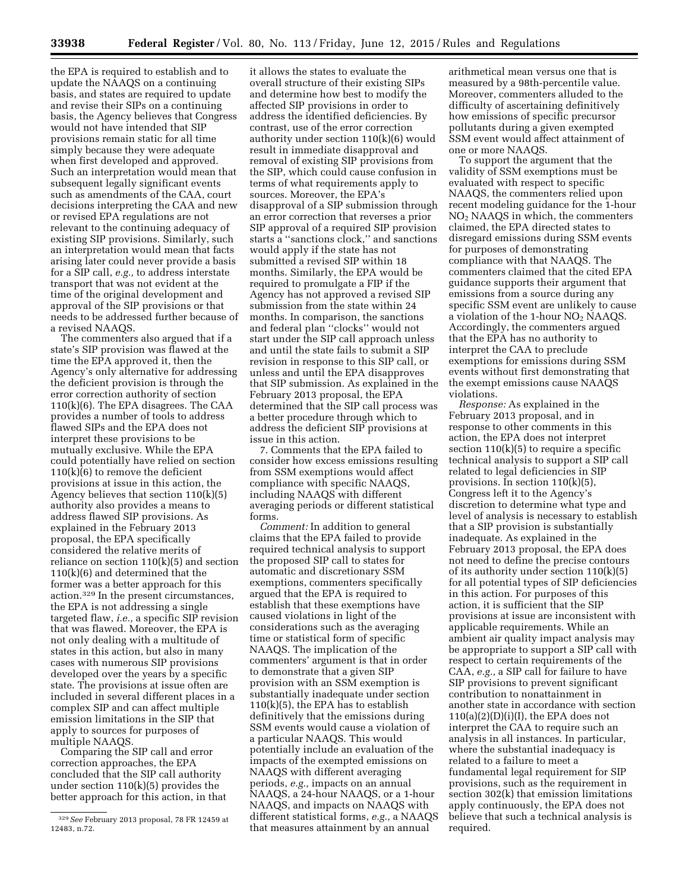the EPA is required to establish and to update the NAAQS on a continuing basis, and states are required to update and revise their SIPs on a continuing basis, the Agency believes that Congress would not have intended that SIP provisions remain static for all time simply because they were adequate when first developed and approved. Such an interpretation would mean that subsequent legally significant events such as amendments of the CAA, court decisions interpreting the CAA and new or revised EPA regulations are not relevant to the continuing adequacy of existing SIP provisions. Similarly, such an interpretation would mean that facts arising later could never provide a basis for a SIP call, *e.g.,* to address interstate transport that was not evident at the time of the original development and approval of the SIP provisions or that needs to be addressed further because of a revised NAAQS.

The commenters also argued that if a state's SIP provision was flawed at the time the EPA approved it, then the Agency's only alternative for addressing the deficient provision is through the error correction authority of section 110(k)(6). The EPA disagrees. The CAA provides a number of tools to address flawed SIPs and the EPA does not interpret these provisions to be mutually exclusive. While the EPA could potentially have relied on section 110(k)(6) to remove the deficient provisions at issue in this action, the Agency believes that section 110(k)(5) authority also provides a means to address flawed SIP provisions. As explained in the February 2013 proposal, the EPA specifically considered the relative merits of reliance on section 110(k)(5) and section 110(k)(6) and determined that the former was a better approach for this action.[329] In the present circumstances, the EPA is not addressing a single targeted flaw, *i.e.,* a specific SIP revision that was flawed. Moreover, the EPA is not only dealing with a multitude of states in this action, but also in many cases with numerous SIP provisions developed over the years by a specific state. The provisions at issue often are included in several different places in a complex SIP and can affect multiple emission limitations in the SIP that apply to sources for purposes of multiple NAAQS.

Comparing the SIP call and error correction approaches, the EPA concluded that the SIP call authority under section 110(k)(5) provides the better approach for this action, in that it allows the states to evaluate the overall structure of their existing SIPs and determine how best to modify the affected SIP provisions in order to address the identified deficiencies. By contrast, use of the error correction authority under section 110(k)(6) would result in immediate disapproval and removal of existing SIP provisions from the SIP, which could cause confusion in terms of what requirements apply to sources. Moreover, the EPA's disapproval of a SIP submission through an error correction that reverses a prior SIP approval of a required SIP provision starts a "sanctions clock," and sanctions would apply if the state has not submitted a revised SIP within 18 months. Similarly, the EPA would be required to promulgate a FIP if the Agency has not approved a revised SIP submission from the state within 24 months. In comparison, the sanctions and federal plan "clocks" would not start under the SIP call approach unless and until the state fails to submit a SIP revision in response to this SIP call, or unless and until the EPA disapproves that SIP submission. As explained in the February 2013 proposal, the EPA determined that the SIP call process was a better procedure through which to address the deficient SIP provisions at issue in this action.

7. Comments that the EPA failed to consider how excess emissions resulting from SSM exemptions would affect compliance with specific NAAQS, including NAAQS with different averaging periods or different statistical forms.

*Comment:* In addition to general claims that the EPA failed to provide required technical analysis to support the proposed SIP call to states for automatic and discretionary SSM exemptions, commenters specifically argued that the EPA is required to establish that these exemptions have caused violations in light of the considerations such as the averaging time or statistical form of specific NAAQS. The implication of the commenters' argument is that in order to demonstrate that a given SIP provision with an SSM exemption is substantially inadequate under section 110(k)(5), the EPA has to establish definitively that the emissions during SSM events would cause a violation of a particular NAAQS. This would potentially include an evaluation of the impacts of the exempted emissions on NAAQS with different averaging periods, *e.g.,* impacts on an annual NAAQS, a 24-hour NAAQS, or a 1-hour NAAQS, and impacts on NAAQS with different statistical forms, *e.g.,* a NAAQS that measures attainment by an annual arithmetical mean versus one that is measured by a 98th-percentile value. Moreover, commenters alluded to the difficulty of ascertaining definitively how emissions of specific precursor pollutants during a given exempted SSM event would affect attainment of one or more NAAQS.

To support the argument that the validity of SSM exemptions must be evaluated with respect to specific NAAQS, the commenters relied upon recent modeling guidance for the 1-hour $NO_2$ NAAQS in which, the commenters claimed, the EPA directed states to disregard emissions during SSM events for purposes of demonstrating compliance with that NAAQS. The commenters claimed that the cited EPA guidance supports their argument that emissions from a source during any specific SSM event are unlikely to cause a violation of the 1-hour $NO_2$ NAAQS. Accordingly, the commenters argued that the EPA has no authority to interpret the CAA to preclude exemptions for emissions during SSM events without first demonstrating that the exempt emissions cause NAAQS violations.

*Response:* As explained in the February 2013 proposal, and in response to other comments in this action, the EPA does not interpret section 110(k)(5) to require a specific technical analysis to support a SIP call related to legal deficiencies in SIP provisions. In section 110(k)(5), Congress left it to the Agency's discretion to determine what type and level of analysis is necessary to establish that a SIP provision is substantially inadequate. As explained in the February 2013 proposal, the EPA does not need to define the precise contours of its authority under section 110(k)(5) for all potential types of SIP deficiencies in this action. For purposes of this action, it is sufficient that the SIP provisions at issue are inconsistent with applicable requirements. While an ambient air quality impact analysis may be appropriate to support a SIP call with respect to certain requirements of the CAA, *e.g.,* a SIP call for failure to have SIP provisions to prevent significant contribution to nonattainment in another state in accordance with section 110(a)(2)(D)(i)(I), the EPA does not interpret the CAA to require such an analysis in all instances. In particular, where the substantial inadequacy is related to a failure to meet a fundamental legal requirement for SIP provisions, such as the requirement in section 302(k) that emission limitations apply continuously, the EPA does not believe that such a technical analysis is required.

[329] *See* February 2013 proposal, 78 FR 12459 at 12483, n.72.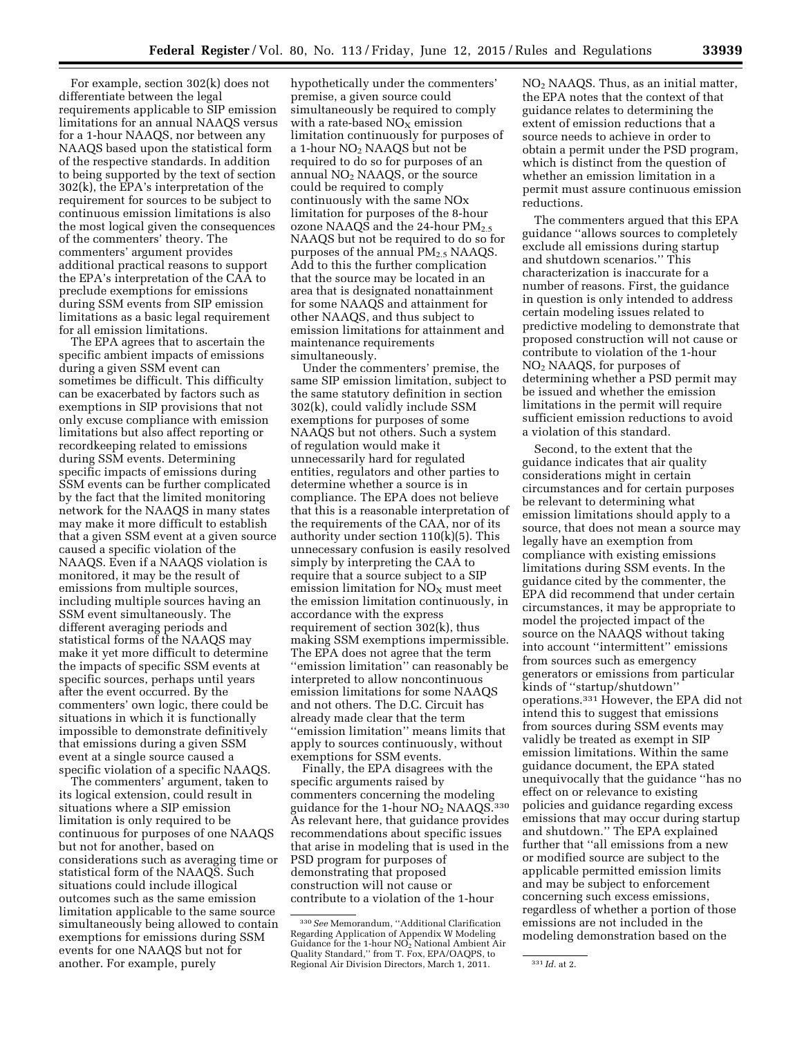For example, section 302(k) does not differentiate between the legal requirements applicable to SIP emission limitations for an annual NAAQS versus for a 1-hour NAAQS, nor between any NAAQS based upon the statistical form of the respective standards. In addition to being supported by the text of section 302(k), the EPA's interpretation of the requirement for sources to be subject to continuous emission limitations is also the most logical given the consequences of the commenters' theory. The commenters' argument provides additional practical reasons to support the EPA's interpretation of the CAA to preclude exemptions for emissions during SSM events from SIP emission limitations as a basic legal requirement for all emission limitations.

The EPA agrees that to ascertain the specific ambient impacts of emissions during a given SSM event can sometimes be difficult. This difficulty can be exacerbated by factors such as exemptions in SIP provisions that not only excuse compliance with emission limitations but also affect reporting or recordkeeping related to emissions during SSM events. Determining specific impacts of emissions during SSM events can be further complicated by the fact that the limited monitoring network for the NAAQS in many states may make it more difficult to establish that a given SSM event at a given source caused a specific violation of the NAAQS. Even if a NAAQS violation is monitored, it may be the result of emissions from multiple sources, including multiple sources having an SSM event simultaneously. The different averaging periods and statistical forms of the NAAQS may make it yet more difficult to determine the impacts of specific SSM events at specific sources, perhaps until years after the event occurred. By the commenters' own logic, there could be situations in which it is functionally impossible to demonstrate definitively that emissions during a given SSM event at a single source caused a specific violation of a specific NAAQS.

The commenters' argument, taken to its logical extension, could result in situations where a SIP emission limitation is only required to be continuous for purposes of one NAAQS but not for another, based on considerations such as averaging time or statistical form of the NAAQS. Such situations could include illogical outcomes such as the same emission limitation applicable to the same source simultaneously being allowed to contain exemptions for emissions during SSM events for one NAAQS but not for another. For example, purely hypothetically under the commenters' premise, a given source could simultaneously be required to comply with a rate-based $NO_X$ emission limitation continuously for purposes of a 1-hour $NO_2$ NAAQS but not be required to do so for purposes of an annual $NO_2$ NAAQS, or the source could be required to comply continuously with the same NOx limitation for purposes of the 8-hour ozone NAAQS and the 24-hour $PM_{2.5}$ NAAQS but not be required to do so for purposes of the annual $PM_{2.5}$ NAAQS. Add to this the further complication that the source may be located in an area that is designated nonattainment for some NAAQS and attainment for other NAAQS, and thus subject to emission limitations for attainment and maintenance requirements simultaneously.

Under the commenters' premise, the same SIP emission limitation, subject to the same statutory definition in section 302(k), could validly include SSM exemptions for purposes of some NAAQS but not others. Such a system of regulation would make it unnecessarily hard for regulated entities, regulators and other parties to determine whether a source is in compliance. The EPA does not believe that this is a reasonable interpretation of the requirements of the CAA, nor of its authority under section 110(k)(5). This unnecessary confusion is easily resolved simply by interpreting the CAA to require that a source subject to a SIP emission limitation for $NO_X$ must meet the emission limitation continuously, in accordance with the express requirement of section 302(k), thus making SSM exemptions impermissible. The EPA does not agree that the term "emission limitation" can reasonably be interpreted to allow noncontinuous emission limitations for some NAAQS and not others. The D.C. Circuit has already made clear that the term "emission limitation" means limits that apply to sources continuously, without exemptions for SSM events.

Finally, the EPA disagrees with the specific arguments raised by commenters concerning the modeling guidance for the 1-hour $NO_2$ NAAQS.[330] As relevant here, that guidance provides recommendations about specific issues that arise in modeling that is used in the PSD program for purposes of demonstrating that proposed construction will not cause or contribute to a violation of the 1-hour $NO_2$ NAAQS. Thus, as an initial matter, the EPA notes that the context of that guidance relates to determining the extent of emission reductions that a source needs to achieve in order to obtain a permit under the PSD program, which is distinct from the question of whether an emission limitation in a permit must assure continuous emission reductions.

The commenters argued that this EPA guidance "allows sources to completely exclude all emissions during startup and shutdown scenarios." This characterization is inaccurate for a number of reasons. First, the guidance in question is only intended to address certain modeling issues related to predictive modeling to demonstrate that proposed construction will not cause or contribute to violation of the 1-hour $NO_2$ NAAQS, for purposes of determining whether a PSD permit may be issued and whether the emission limitations in the permit will require sufficient emission reductions to avoid a violation of this standard.

Second, to the extent that the guidance indicates that air quality considerations might in certain circumstances and for certain purposes be relevant to determining what emission limitations should apply to a source, that does not mean a source may legally have an exemption from compliance with existing emissions limitations during SSM events. In the guidance cited by the commenter, the EPA did recommend that under certain circumstances, it may be appropriate to model the projected impact of the source on the NAAQS without taking into account "intermittent" emissions from sources such as emergency generators or emissions from particular kinds of "startup/shutdown" operations.[331] However, the EPA did not intend this to suggest that emissions from sources during SSM events may validly be treated as exempt in SIP emission limitations. Within the same guidance document, the EPA stated unequivocally that the guidance "has no effect on or relevance to existing policies and guidance regarding excess emissions that may occur during startup and shutdown." The EPA explained further that "all emissions from a new or modified source are subject to the applicable permitted emission limits and may be subject to enforcement concerning such excess emissions, regardless of whether a portion of those emissions are not included in the modeling demonstration based on the

[330] *See* Memorandum, "Additional Clarification Regarding Application of Appendix W Modeling Guidance for the 1-hour $NO_2$ National Ambient Air Quality Standard," from T. Fox, EPA/OAQPS, to Regional Air Division Directors, March 1, 2011.

[331] *Id.* at 2.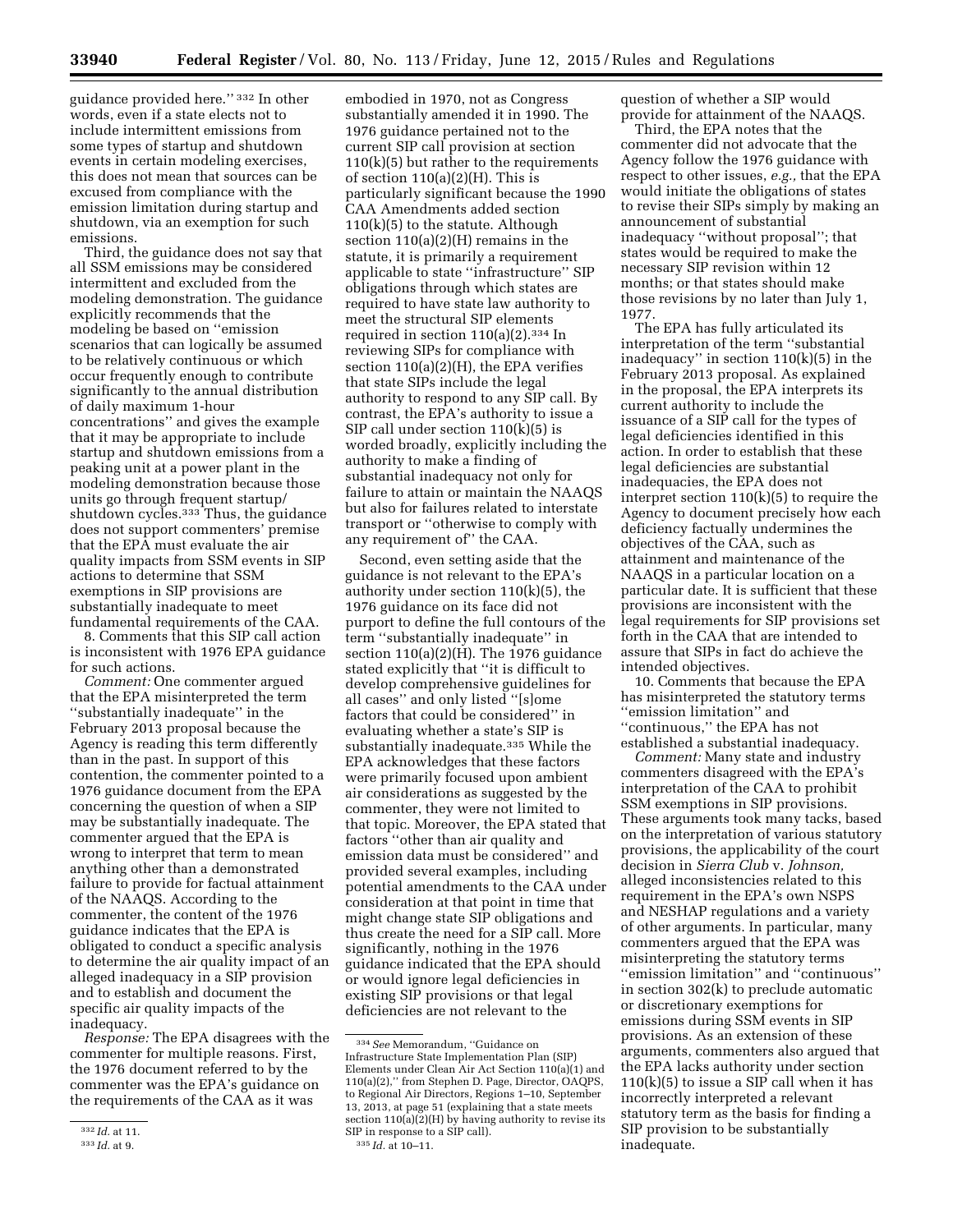guidance provided here." [332] In other words, even if a state elects not to include intermittent emissions from some types of startup and shutdown events in certain modeling exercises, this does not mean that sources can be excused from compliance with the emission limitation during startup and shutdown, via an exemption for such emissions.

Third, the guidance does not say that all SSM emissions may be considered intermittent and excluded from the modeling demonstration. The guidance explicitly recommends that the modeling be based on "emission scenarios that can logically be assumed to be relatively continuous or which occur frequently enough to contribute significantly to the annual distribution of daily maximum 1-hour concentrations" and gives the example that it may be appropriate to include startup and shutdown emissions from a peaking unit at a power plant in the modeling demonstration because those units go through frequent startup/shutdown cycles.[333] Thus, the guidance does not support commenters' premise that the EPA must evaluate the air quality impacts from SSM events in SIP actions to determine that SSM exemptions in SIP provisions are substantially inadequate to meet fundamental requirements of the CAA.

8. Comments that this SIP call action is inconsistent with 1976 EPA guidance for such actions.

*Comment:* One commenter argued that the EPA misinterpreted the term "substantially inadequate" in the February 2013 proposal because the Agency is reading this term differently than in the past. In support of this contention, the commenter pointed to a 1976 guidance document from the EPA concerning the question of when a SIP may be substantially inadequate. The commenter argued that the EPA is wrong to interpret that term to mean anything other than a demonstrated failure to provide for factual attainment of the NAAQS. According to the commenter, the content of the 1976 guidance indicates that the EPA is obligated to conduct a specific analysis to determine the air quality impact of an alleged inadequacy in a SIP provision and to establish and document the specific air quality impacts of the inadequacy.

*Response:* The EPA disagrees with the commenter for multiple reasons. First, the 1976 document referred to by the commenter was the EPA's guidance on the requirements of the CAA as it was embodied in 1970, not as Congress substantially amended it in 1990. The 1976 guidance pertained not to the current SIP call provision at section 110(k)(5) but rather to the requirements of section 110(a)(2)(H). This is particularly significant because the 1990 CAA Amendments added section 110(k)(5) to the statute. Although section 110(a)(2)(H) remains in the statute, it is primarily a requirement applicable to state "infrastructure" SIP obligations through which states are required to have state law authority to meet the structural SIP elements required in section 110(a)(2).[334] In reviewing SIPs for compliance with section 110(a)(2)(H), the EPA verifies that state SIPs include the legal authority to respond to any SIP call. By contrast, the EPA's authority to issue a SIP call under section 110(k)(5) is worded broadly, explicitly including the authority to make a finding of substantial inadequacy not only for failure to attain or maintain the NAAQS but also for failures related to interstate transport or "otherwise to comply with any requirement of" the CAA.

Second, even setting aside that the guidance is not relevant to the EPA's authority under section 110(k)(5), the 1976 guidance on its face did not purport to define the full contours of the term "substantially inadequate" in section 110(a)(2)(H). The 1976 guidance stated explicitly that "it is difficult to develop comprehensive guidelines for all cases" and only listed "[s]ome factors that could be considered" in evaluating whether a state's SIP is substantially inadequate.[335] While the EPA acknowledges that these factors were primarily focused upon ambient air considerations as suggested by the commenter, they were not limited to that topic. Moreover, the EPA stated that factors "other than air quality and emission data must be considered" and provided several examples, including potential amendments to the CAA under consideration at that point in time that might change state SIP obligations and thus create the need for a SIP call. More significantly, nothing in the 1976 guidance indicated that the EPA should or would ignore legal deficiencies in existing SIP provisions or that legal deficiencies are not relevant to the question of whether a SIP would provide for attainment of the NAAQS.

Third, the EPA notes that the commenter did not advocate that the Agency follow the 1976 guidance with respect to other issues, *e.g.,* that the EPA would initiate the obligations of states to revise their SIPs simply by making an announcement of substantial inadequacy "without proposal"; that states would be required to make the necessary SIP revision within 12 months; or that states should make those revisions by no later than July 1, 1977.

The EPA has fully articulated its interpretation of the term "substantial inadequacy" in section 110(k)(5) in the February 2013 proposal. As explained in the proposal, the EPA interprets its current authority to include the issuance of a SIP call for the types of legal deficiencies identified in this action. In order to establish that these legal deficiencies are substantial inadequacies, the EPA does not interpret section 110(k)(5) to require the Agency to document precisely how each deficiency factually undermines the objectives of the CAA, such as attainment and maintenance of the NAAQS in a particular location on a particular date. It is sufficient that these provisions are inconsistent with the legal requirements for SIP provisions set forth in the CAA that are intended to assure that SIPs in fact do achieve the intended objectives.

10. Comments that because the EPA has misinterpreted the statutory terms "emission limitation" and "continuous," the EPA has not established a substantial inadequacy.

*Comment:* Many state and industry commenters disagreed with the EPA's interpretation of the CAA to prohibit SSM exemptions in SIP provisions. These arguments took many tacks, based on the interpretation of various statutory provisions, the applicability of the court decision in *Sierra Club* v. *Johnson,* alleged inconsistencies related to this requirement in the EPA's own NSPS and NESHAP regulations and a variety of other arguments. In particular, many commenters argued that the EPA was misinterpreting the statutory terms "emission limitation" and "continuous" in section 302(k) to preclude automatic or discretionary exemptions for emissions during SSM events in SIP provisions. As an extension of these arguments, commenters also argued that the EPA lacks authority under section 110(k)(5) to issue a SIP call when it has incorrectly interpreted a relevant statutory term as the basis for finding a SIP provision to be substantially inadequate.

---

[332] *Id.* at 11.

[333] *Id.* at 9.

[334] *See* Memorandum, "Guidance on Infrastructure State Implementation Plan (SIP) Elements under Clean Air Act Section 110(a)(1) and 110(a)(2)," from Stephen D. Page, Director, OAQPS, to Regional Air Directors, Regions 1–10, September 13, 2013, at page 51 (explaining that a state meets section 110(a)(2)(H) by having authority to revise its SIP in response to a SIP call).

[335] *Id.* at 10–11.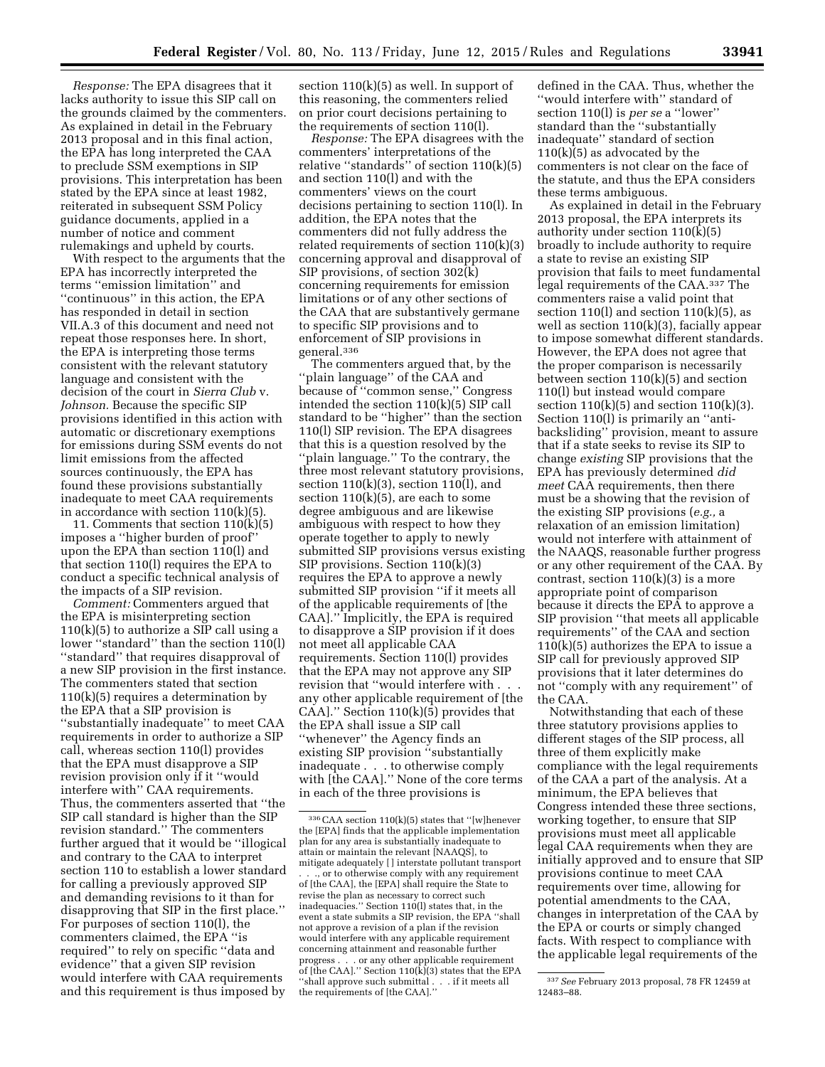*Response:* The EPA disagrees that it lacks authority to issue this SIP call on the grounds claimed by the commenters. As explained in detail in the February 2013 proposal and in this final action, the EPA has long interpreted the CAA to preclude SSM exemptions in SIP provisions. This interpretation has been stated by the EPA since at least 1982, reiterated in subsequent SSM Policy guidance documents, applied in a number of notice and comment rulemakings and upheld by courts.

With respect to the arguments that the EPA has incorrectly interpreted the terms ''emission limitation'' and ''continuous'' in this action, the EPA has responded in detail in section VII.A.3 of this document and need not repeat those responses here. In short, the EPA is interpreting those terms consistent with the relevant statutory language and consistent with the decision of the court in *Sierra Club* v. *Johnson.* Because the specific SIP provisions identified in this action with automatic or discretionary exemptions for emissions during SSM events do not limit emissions from the affected sources continuously, the EPA has found these provisions substantially inadequate to meet CAA requirements in accordance with section 110(k)(5).

11. Comments that section 110(k)(5) imposes a ''higher burden of proof'' upon the EPA than section 110(l) and that section 110(l) requires the EPA to conduct a specific technical analysis of the impacts of a SIP revision.

*Comment:* Commenters argued that the EPA is misinterpreting section 110(k)(5) to authorize a SIP call using a lower ''standard'' than the section 110(l) ''standard'' that requires disapproval of a new SIP provision in the first instance. The commenters stated that section 110(k)(5) requires a determination by the EPA that a SIP provision is ''substantially inadequate'' to meet CAA requirements in order to authorize a SIP call, whereas section 110(l) provides that the EPA must disapprove a SIP revision provision only if it ''would interfere with'' CAA requirements. Thus, the commenters asserted that ''the SIP call standard is higher than the SIP revision standard.'' The commenters further argued that it would be ''illogical and contrary to the CAA to interpret section 110 to establish a lower standard for calling a previously approved SIP and demanding revisions to it than for disapproving that SIP in the first place.'' For purposes of section 110(l), the commenters claimed, the EPA ''is required'' to rely on specific ''data and evidence'' that a given SIP revision would interfere with CAA requirements and this requirement is thus imposed by section 110(k)(5) as well. In support of this reasoning, the commenters relied on prior court decisions pertaining to the requirements of section 110(l).

*Response:* The EPA disagrees with the commenters' interpretations of the relative ''standards'' of section 110(k)(5) and section 110(l) and with the commenters' views on the court decisions pertaining to section 110(l). In addition, the EPA notes that the commenters did not fully address the related requirements of section 110(k)(3) concerning approval and disapproval of SIP provisions, of section 302(k) concerning requirements for emission limitations or of any other sections of the CAA that are substantively germane to specific SIP provisions and to enforcement of SIP provisions in general.[336]

The commenters argued that, by the ''plain language'' of the CAA and because of ''common sense,'' Congress intended the section 110(k)(5) SIP call standard to be ''higher'' than the section 110(l) SIP revision. The EPA disagrees that this is a question resolved by the ''plain language.'' To the contrary, the three most relevant statutory provisions, section 110(k)(3), section 110(l), and section 110(k)(5), are each to some degree ambiguous and are likewise ambiguous with respect to how they operate together to apply to newly submitted SIP provisions versus existing SIP provisions. Section 110(k)(3) requires the EPA to approve a newly submitted SIP provision ''if it meets all of the applicable requirements of [the CAA].'' Implicitly, the EPA is required to disapprove a SIP provision if it does not meet all applicable CAA requirements. Section 110(l) provides that the EPA may not approve any SIP revision that ''would interfere with . . . any other applicable requirement of [the CAA].'' Section 110(k)(5) provides that the EPA shall issue a SIP call ''whenever'' the Agency finds an existing SIP provision ''substantially inadequate . . . to otherwise comply with [the CAA].'' None of the core terms in each of the three provisions is defined in the CAA. Thus, whether the ''would interfere with'' standard of section 110(l) is *per se* a ''lower'' standard than the ''substantially inadequate'' standard of section 110(k)(5) as advocated by the commenters is not clear on the face of the statute, and thus the EPA considers these terms ambiguous.

As explained in detail in the February 2013 proposal, the EPA interprets its authority under section 110(k)(5) broadly to include authority to require a state to revise an existing SIP provision that fails to meet fundamental legal requirements of the CAA.[337] The commenters raise a valid point that section 110(l) and section 110(k)(5), as well as section 110(k)(3), facially appear to impose somewhat different standards. However, the EPA does not agree that the proper comparison is necessarily between section 110(k)(5) and section 110(l) but instead would compare section 110(k)(5) and section 110(k)(3). Section 110(l) is primarily an ''anti-backsliding'' provision, meant to assure that if a state seeks to revise its SIP to change *existing* SIP provisions that the EPA has previously determined *did meet* CAA requirements, then there must be a showing that the revision of the existing SIP provisions (*e.g.,* a relaxation of an emission limitation) would not interfere with attainment of the NAAQS, reasonable further progress or any other requirement of the CAA. By contrast, section 110(k)(3) is a more appropriate point of comparison because it directs the EPA to approve a SIP provision ''that meets all applicable requirements'' of the CAA and section 110(k)(5) authorizes the EPA to issue a SIP call for previously approved SIP provisions that it later determines do not ''comply with any requirement'' of the CAA.

Notwithstanding that each of these three statutory provisions applies to different stages of the SIP process, all three of them explicitly make compliance with the legal requirements of the CAA a part of the analysis. At a minimum, the EPA believes that Congress intended these three sections, working together, to ensure that SIP provisions must meet all applicable legal CAA requirements when they are initially approved and to ensure that SIP provisions continue to meet CAA requirements over time, allowing for potential amendments to the CAA, changes in interpretation of the CAA by the EPA or courts or simply changed facts. With respect to compliance with the applicable legal requirements of the

---

[336] CAA section 110(k)(5) states that ''[w]henever the [EPA] finds that the applicable implementation plan for any area is substantially inadequate to attain or maintain the relevant [NAAQS], to mitigate adequately [ ] interstate pollutant transport . . ., or to otherwise comply with any requirement of [the CAA], the [EPA] shall require the State to revise the plan as necessary to correct such inadequacies.'' Section 110(l) states that, in the event a state submits a SIP revision, the EPA ''shall not approve a revision of a plan if the revision would interfere with any applicable requirement concerning attainment and reasonable further progress . . . or any other applicable requirement of [the CAA].'' Section 110(k)(3) states that the EPA ''shall approve such submittal . . . if it meets all the requirements of [the CAA].''

[337] *See* February 2013 proposal, 78 FR 12459 at 12483–88.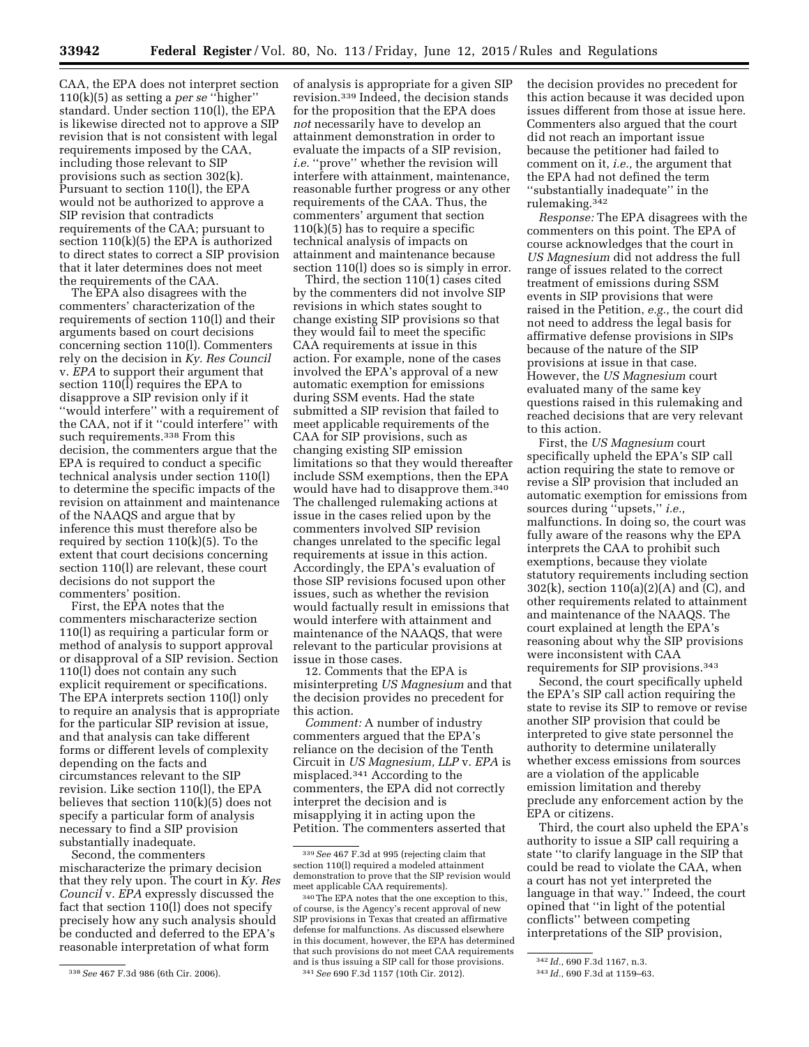CAA, the EPA does not interpret section 110(k)(5) as setting a *per se* ''higher'' standard. Under section 110(l), the EPA is likewise directed not to approve a SIP revision that is not consistent with legal requirements imposed by the CAA, including those relevant to SIP provisions such as section 302(k). Pursuant to section 110(l), the EPA would not be authorized to approve a SIP revision that contradicts requirements of the CAA; pursuant to section 110(k)(5) the EPA is authorized to direct states to correct a SIP provision that it later determines does not meet the requirements of the CAA.

The EPA also disagrees with the commenters' characterization of the requirements of section 110(l) and their arguments based on court decisions concerning section 110(l). Commenters rely on the decision in *Ky. Res Council* v. *EPA* to support their argument that section 110(l) requires the EPA to disapprove a SIP revision only if it ''would interfere'' with a requirement of the CAA, not if it ''could interfere'' with such requirements.[338] From this decision, the commenters argue that the EPA is required to conduct a specific technical analysis under section 110(l) to determine the specific impacts of the revision on attainment and maintenance of the NAAQS and argue that by inference this must therefore also be required by section 110(k)(5). To the extent that court decisions concerning section 110(l) are relevant, these court decisions do not support the commenters' position.

First, the EPA notes that the commenters mischaracterize section 110(l) as requiring a particular form or method of analysis to support approval or disapproval of a SIP revision. Section 110(l) does not contain any such explicit requirement or specifications. The EPA interprets section 110(l) only to require an analysis that is appropriate for the particular SIP revision at issue, and that analysis can take different forms or different levels of complexity depending on the facts and circumstances relevant to the SIP revision. Like section 110(l), the EPA believes that section 110(k)(5) does not specify a particular form of analysis necessary to find a SIP provision substantially inadequate.

Second, the commenters mischaracterize the primary decision that they rely upon. The court in *Ky. Res Council* v. *EPA* expressly discussed the fact that section 110(l) does not specify precisely how any such analysis should be conducted and deferred to the EPA's reasonable interpretation of what form of analysis is appropriate for a given SIP revision.[339] Indeed, the decision stands for the proposition that the EPA does *not* necessarily have to develop an attainment demonstration in order to evaluate the impacts of a SIP revision, *i.e.* ''prove'' whether the revision will interfere with attainment, maintenance, reasonable further progress or any other requirements of the CAA. Thus, the commenters' argument that section 110(k)(5) has to require a specific technical analysis of impacts on attainment and maintenance because section 110(l) does so is simply in error.

Third, the section 110(1) cases cited by the commenters did not involve SIP revisions in which states sought to change existing SIP provisions so that they would fail to meet the specific CAA requirements at issue in this action. For example, none of the cases involved the EPA's approval of a new automatic exemption for emissions during SSM events. Had the state submitted a SIP revision that failed to meet applicable requirements of the CAA for SIP provisions, such as changing existing SIP emission limitations so that they would thereafter include SSM exemptions, then the EPA would have had to disapprove them.[340] The challenged rulemaking actions at issue in the cases relied upon by the commenters involved SIP revision changes unrelated to the specific legal requirements at issue in this action. Accordingly, the EPA's evaluation of those SIP revisions focused upon other issues, such as whether the revision would factually result in emissions that would interfere with attainment and maintenance of the NAAQS, that were relevant to the particular provisions at issue in those cases.

12. Comments that the EPA is misinterpreting *US Magnesium* and that the decision provides no precedent for this action.

*Comment:* A number of industry commenters argued that the EPA's reliance on the decision of the Tenth Circuit in *US Magnesium, LLP* v. *EPA* is misplaced.[341] According to the commenters, the EPA did not correctly interpret the decision and is misapplying it in acting upon the Petition. The commenters asserted that the decision provides no precedent for this action because it was decided upon issues different from those at issue here. Commenters also argued that the court did not reach an important issue because the petitioner had failed to comment on it, *i.e.,* the argument that the EPA had not defined the term ''substantially inadequate'' in the rulemaking.[342]

*Response:* The EPA disagrees with the commenters on this point. The EPA of course acknowledges that the court in *US Magnesium* did not address the full range of issues related to the correct treatment of emissions during SSM events in SIP provisions that were raised in the Petition, *e.g.,* the court did not need to address the legal basis for affirmative defense provisions in SIPs because of the nature of the SIP provisions at issue in that case. However, the *US Magnesium* court evaluated many of the same key questions raised in this rulemaking and reached decisions that are very relevant to this action.

First, the *US Magnesium* court specifically upheld the EPA's SIP call action requiring the state to remove or revise a SIP provision that included an automatic exemption for emissions from sources during ''upsets,'' *i.e.,* malfunctions. In doing so, the court was fully aware of the reasons why the EPA interprets the CAA to prohibit such exemptions, because they violate statutory requirements including section 302(k), section 110(a)(2)(A) and (C), and other requirements related to attainment and maintenance of the NAAQS. The court explained at length the EPA's reasoning about why the SIP provisions were inconsistent with CAA requirements for SIP provisions.[343]

Second, the court specifically upheld the EPA's SIP call action requiring the state to revise its SIP to remove or revise another SIP provision that could be interpreted to give state personnel the authority to determine unilaterally whether excess emissions from sources are a violation of the applicable emission limitation and thereby preclude any enforcement action by the EPA or citizens.

Third, the court also upheld the EPA's authority to issue a SIP call requiring a state ''to clarify language in the SIP that could be read to violate the CAA, when a court has not yet interpreted the language in that way.'' Indeed, the court opined that ''in light of the potential conflicts'' between competing interpretations of the SIP provision,

---

[338] *See* 467 F.3d 986 (6th Cir. 2006).

[339] *See* 467 F.3d at 995 (rejecting claim that section 110(l) required a modeled attainment demonstration to prove that the SIP revision would meet applicable CAA requirements).

[340] The EPA notes that the one exception to this, of course, is the Agency's recent approval of new SIP provisions in Texas that created an affirmative defense for malfunctions. As discussed elsewhere in this document, however, the EPA has determined that such provisions do not meet CAA requirements and is thus issuing a SIP call for those provisions.

[341] *See* 690 F.3d 1157 (10th Cir. 2012).

[342] *Id.,* 690 F.3d 1167, n.3.

[343] *Id.,* 690 F.3d at 1159–63.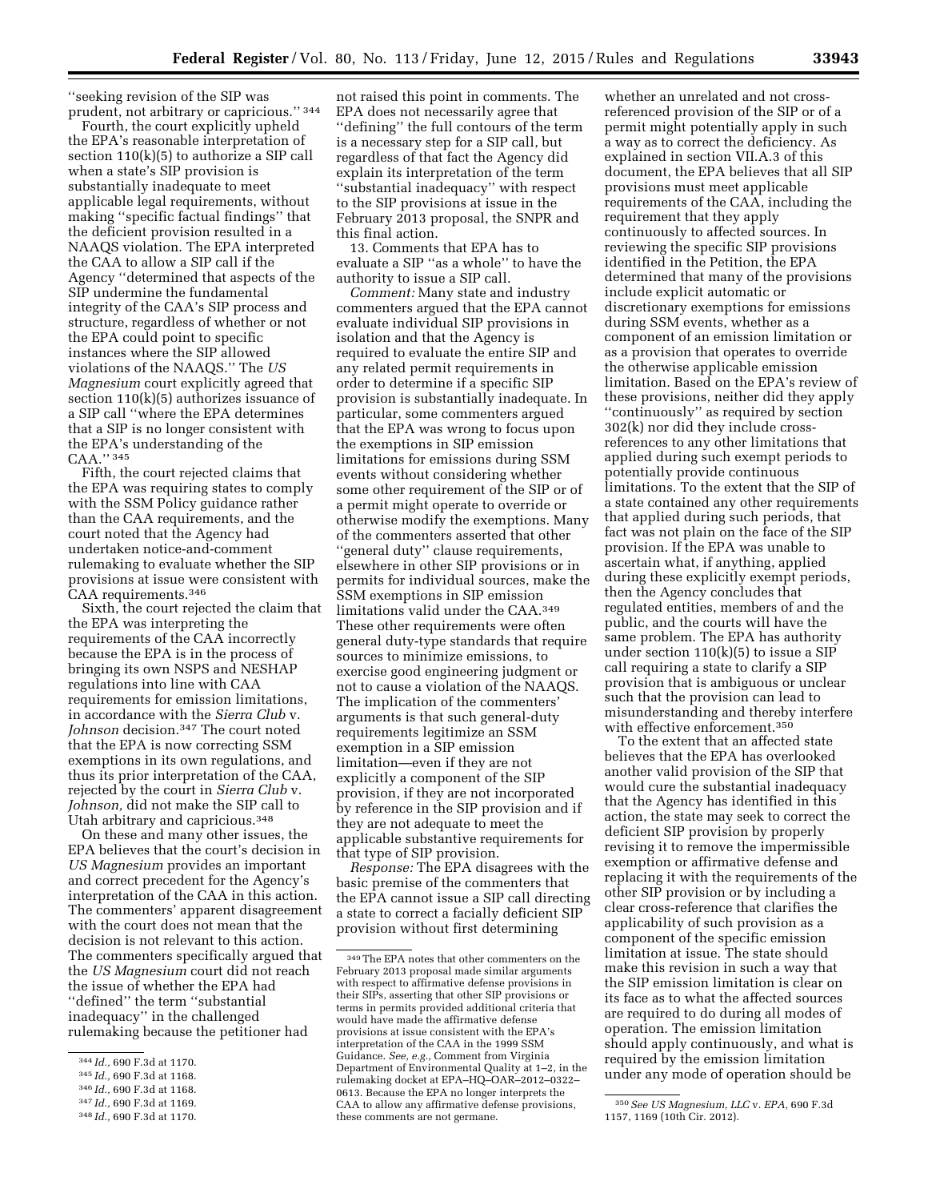''seeking revision of the SIP was prudent, not arbitrary or capricious.'' [344]

Fourth, the court explicitly upheld the EPA's reasonable interpretation of section 110(k)(5) to authorize a SIP call when a state's SIP provision is substantially inadequate to meet applicable legal requirements, without making ''specific factual findings'' that the deficient provision resulted in a NAAQS violation. The EPA interpreted the CAA to allow a SIP call if the Agency ''determined that aspects of the SIP undermine the fundamental integrity of the CAA's SIP process and structure, regardless of whether or not the EPA could point to specific instances where the SIP allowed violations of the NAAQS.'' The *US Magnesium* court explicitly agreed that section 110(k)(5) authorizes issuance of a SIP call ''where the EPA determines that a SIP is no longer consistent with the EPA's understanding of the CAA.'' [345]

Fifth, the court rejected claims that the EPA was requiring states to comply with the SSM Policy guidance rather than the CAA requirements, and the court noted that the Agency had undertaken notice-and-comment rulemaking to evaluate whether the SIP provisions at issue were consistent with CAA requirements.[346]

Sixth, the court rejected the claim that the EPA was interpreting the requirements of the CAA incorrectly because the EPA is in the process of bringing its own NSPS and NESHAP regulations into line with CAA requirements for emission limitations, in accordance with the *Sierra Club* v. *Johnson* decision.[347] The court noted that the EPA is now correcting SSM exemptions in its own regulations, and thus its prior interpretation of the CAA, rejected by the court in *Sierra Club* v. *Johnson,* did not make the SIP call to Utah arbitrary and capricious.[348]

On these and many other issues, the EPA believes that the court's decision in *US Magnesium* provides an important and correct precedent for the Agency's interpretation of the CAA in this action. The commenters' apparent disagreement with the court does not mean that the decision is not relevant to this action. The commenters specifically argued that the *US Magnesium* court did not reach the issue of whether the EPA had ''defined'' the term ''substantial inadequacy'' in the challenged rulemaking because the petitioner had not raised this point in comments. The EPA does not necessarily agree that ''defining'' the full contours of the term is a necessary step for a SIP call, but regardless of that fact the Agency did explain its interpretation of the term ''substantial inadequacy'' with respect to the SIP provisions at issue in the February 2013 proposal, the SNPR and this final action.

13. Comments that EPA has to evaluate a SIP ''as a whole'' to have the authority to issue a SIP call.

*Comment:* Many state and industry commenters argued that the EPA cannot evaluate individual SIP provisions in isolation and that the Agency is required to evaluate the entire SIP and any related permit requirements in order to determine if a specific SIP provision is substantially inadequate. In particular, some commenters argued that the EPA was wrong to focus upon the exemptions in SIP emission limitations for emissions during SSM events without considering whether some other requirement of the SIP or of a permit might operate to override or otherwise modify the exemptions. Many of the commenters asserted that other ''general duty'' clause requirements, elsewhere in other SIP provisions or in permits for individual sources, make the SSM exemptions in SIP emission limitations valid under the CAA.[349] These other requirements were often general duty-type standards that require sources to minimize emissions, to exercise good engineering judgment or not to cause a violation of the NAAQS. The implication of the commenters' arguments is that such general-duty requirements legitimize an SSM exemption in a SIP emission limitation—even if they are not explicitly a component of the SIP provision, if they are not incorporated by reference in the SIP provision and if they are not adequate to meet the applicable substantive requirements for that type of SIP provision.

*Response:* The EPA disagrees with the basic premise of the commenters that the EPA cannot issue a SIP call directing a state to correct a facially deficient SIP provision without first determining whether an unrelated and not cross-referenced provision of the SIP or of a permit might potentially apply in such a way as to correct the deficiency. As explained in section VII.A.3 of this document, the EPA believes that all SIP provisions must meet applicable requirements of the CAA, including the requirement that they apply continuously to affected sources. In reviewing the specific SIP provisions identified in the Petition, the EPA determined that many of the provisions include explicit automatic or discretionary exemptions for emissions during SSM events, whether as a component of an emission limitation or as a provision that operates to override the otherwise applicable emission limitation. Based on the EPA's review of these provisions, neither did they apply ''continuously'' as required by section 302(k) nor did they include cross-references to any other limitations that applied during such exempt periods to potentially provide continuous limitations. To the extent that the SIP of a state contained any other requirements that applied during such periods, that fact was not plain on the face of the SIP provision. If the EPA was unable to ascertain what, if anything, applied during these explicitly exempt periods, then the Agency concludes that regulated entities, members of and the public, and the courts will have the same problem. The EPA has authority under section 110(k)(5) to issue a SIP call requiring a state to clarify a SIP provision that is ambiguous or unclear such that the provision can lead to misunderstanding and thereby interfere with effective enforcement.[350]

To the extent that an affected state believes that the EPA has overlooked another valid provision of the SIP that would cure the substantial inadequacy that the Agency has identified in this action, the state may seek to correct the deficient SIP provision by properly revising it to remove the impermissible exemption or affirmative defense and replacing it with the requirements of the other SIP provision or by including a clear cross-reference that clarifies the applicability of such provision as a component of the specific emission limitation at issue. The state should make this revision in such a way that the SIP emission limitation is clear on its face as to what the affected sources are required to do during all modes of operation. The emission limitation should apply continuously, and what is required by the emission limitation under any mode of operation should be

---

[344] *Id.,* 690 F.3d at 1170.

[345] *Id.,* 690 F.3d at 1168.

[346] *Id.,* 690 F.3d at 1168.

[347] *Id.,* 690 F.3d at 1169.

[348] *Id.,* 690 F.3d at 1170.

[349] The EPA notes that other commenters on the February 2013 proposal made similar arguments with respect to affirmative defense provisions in their SIPs, asserting that other SIP provisions or terms in permits provided additional criteria that would have made the affirmative defense provisions at issue consistent with the EPA's interpretation of the CAA in the 1999 SSM Guidance. *See, e.g.,* Comment from Virginia Department of Environmental Quality at 1–2, in the rulemaking docket at EPA–HQ–OAR–2012–0322–0613. Because the EPA no longer interprets the CAA to allow any affirmative defense provisions, these comments are not germane.

[350] *See US Magnesium, LLC* v. *EPA,* 690 F.3d 1157, 1169 (10th Cir. 2012).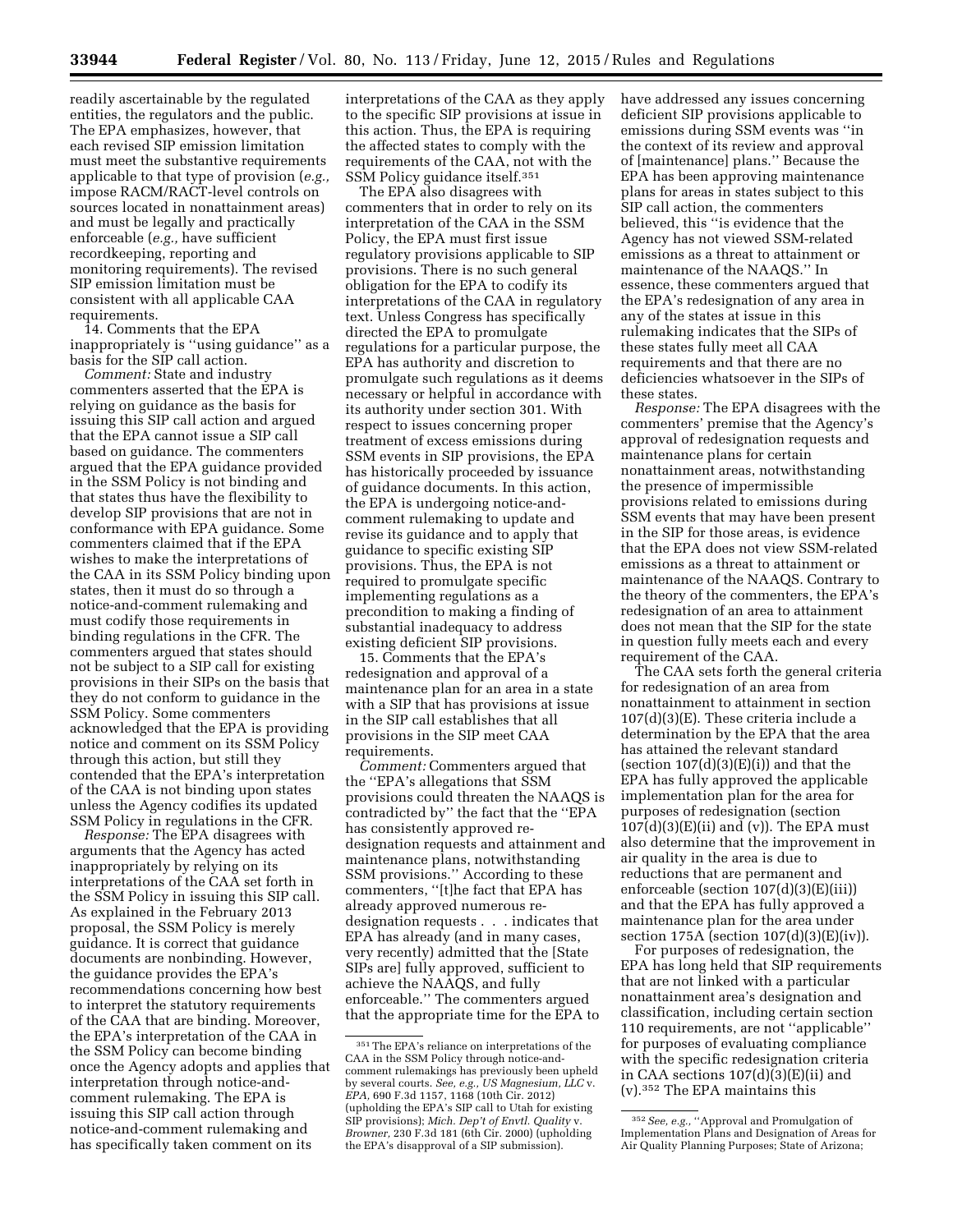readily ascertainable by the regulated entities, the regulators and the public. The EPA emphasizes, however, that each revised SIP emission limitation must meet the substantive requirements applicable to that type of provision (*e.g.,* impose RACM/RACT-level controls on sources located in nonattainment areas) and must be legally and practically enforceable (*e.g.,* have sufficient recordkeeping, reporting and monitoring requirements). The revised SIP emission limitation must be consistent with all applicable CAA requirements.

14. Comments that the EPA inappropriately is ''using guidance'' as a basis for the SIP call action.

*Comment:* State and industry commenters asserted that the EPA is relying on guidance as the basis for issuing this SIP call action and argued that the EPA cannot issue a SIP call based on guidance. The commenters argued that the EPA guidance provided in the SSM Policy is not binding and that states thus have the flexibility to develop SIP provisions that are not in conformance with EPA guidance. Some commenters claimed that if the EPA wishes to make the interpretations of the CAA in its SSM Policy binding upon states, then it must do so through a notice-and-comment rulemaking and must codify those requirements in binding regulations in the CFR. The commenters argued that states should not be subject to a SIP call for existing provisions in their SIPs on the basis that they do not conform to guidance in the SSM Policy. Some commenters acknowledged that the EPA is providing notice and comment on its SSM Policy through this action, but still they contended that the EPA's interpretation of the CAA is not binding upon states unless the Agency codifies its updated SSM Policy in regulations in the CFR.

*Response:* The EPA disagrees with arguments that the Agency has acted inappropriately by relying on its interpretations of the CAA set forth in the SSM Policy in issuing this SIP call. As explained in the February 2013 proposal, the SSM Policy is merely guidance. It is correct that guidance documents are nonbinding. However, the guidance provides the EPA's recommendations concerning how best to interpret the statutory requirements of the CAA that are binding. Moreover, the EPA's interpretation of the CAA in the SSM Policy can become binding once the Agency adopts and applies that interpretation through notice-and-comment rulemaking. The EPA is issuing this SIP call action through notice-and-comment rulemaking and has specifically taken comment on its interpretations of the CAA as they apply to the specific SIP provisions at issue in this action. Thus, the EPA is requiring the affected states to comply with the requirements of the CAA, not with the SSM Policy guidance itself.[351]

The EPA also disagrees with commenters that in order to rely on its interpretation of the CAA in the SSM Policy, the EPA must first issue regulatory provisions applicable to SIP provisions. There is no such general obligation for the EPA to codify its interpretations of the CAA in regulatory text. Unless Congress has specifically directed the EPA to promulgate regulations for a particular purpose, the EPA has authority and discretion to promulgate such regulations as it deems necessary or helpful in accordance with its authority under section 301. With respect to issues concerning proper treatment of excess emissions during SSM events in SIP provisions, the EPA has historically proceeded by issuance of guidance documents. In this action, the EPA is undergoing notice-and-comment rulemaking to update and revise its guidance and to apply that guidance to specific existing SIP provisions. Thus, the EPA is not required to promulgate specific implementing regulations as a precondition to making a finding of substantial inadequacy to address existing deficient SIP provisions.

15. Comments that the EPA's redesignation and approval of a maintenance plan for an area in a state with a SIP that has provisions at issue in the SIP call establishes that all provisions in the SIP meet CAA requirements.

*Comment:* Commenters argued that the ''EPA's allegations that SSM provisions could threaten the NAAQS is contradicted by'' the fact that the ''EPA has consistently approved re-designation requests and attainment and maintenance plans, notwithstanding SSM provisions.'' According to these commenters, ''[t]he fact that EPA has already approved numerous re-designation requests . . . indicates that EPA has already (and in many cases, very recently) admitted that the [State SIPs are] fully approved, sufficient to achieve the NAAQS, and fully enforceable.'' The commenters argued that the appropriate time for the EPA to have addressed any issues concerning deficient SIP provisions applicable to emissions during SSM events was ''in the context of its review and approval of [maintenance] plans.'' Because the EPA has been approving maintenance plans for areas in states subject to this SIP call action, the commenters believed, this ''is evidence that the Agency has not viewed SSM-related emissions as a threat to attainment or maintenance of the NAAQS.'' In essence, these commenters argued that the EPA's redesignation of any area in any of the states at issue in this rulemaking indicates that the SIPs of these states fully meet all CAA requirements and that there are no deficiencies whatsoever in the SIPs of these states.

*Response:* The EPA disagrees with the commenters' premise that the Agency's approval of redesignation requests and maintenance plans for certain nonattainment areas, notwithstanding the presence of impermissible provisions related to emissions during SSM events that may have been present in the SIP for those areas, is evidence that the EPA does not view SSM-related emissions as a threat to attainment or maintenance of the NAAQS. Contrary to the theory of the commenters, the EPA's redesignation of an area to attainment does not mean that the SIP for the state in question fully meets each and every requirement of the CAA.

The CAA sets forth the general criteria for redesignation of an area from nonattainment to attainment in section 107(d)(3)(E). These criteria include a determination by the EPA that the area has attained the relevant standard (section 107(d)(3)(E)(i)) and that the EPA has fully approved the applicable implementation plan for the area for purposes of redesignation (section 107(d)(3)(E)(ii) and (v)). The EPA must also determine that the improvement in air quality in the area is due to reductions that are permanent and enforceable (section 107(d)(3)(E)(iii)) and that the EPA has fully approved a maintenance plan for the area under section 175A (section 107(d)(3)(E)(iv)).

For purposes of redesignation, the EPA has long held that SIP requirements that are not linked with a particular nonattainment area's designation and classification, including certain section 110 requirements, are not ''applicable'' for purposes of evaluating compliance with the specific redesignation criteria in CAA sections 107(d)(3)(E)(ii) and (v).[352] The EPA maintains this

[351] The EPA's reliance on interpretations of the CAA in the SSM Policy through notice-and-comment rulemakings has previously been upheld by several courts. *See, e.g., US Magnesium, LLC* v. *EPA,* 690 F.3d 1157, 1168 (10th Cir. 2012) (upholding the EPA's SIP call to Utah for existing SIP provisions); *Mich. Dep't of Envtl. Quality* v. *Browner,* 230 F.3d 181 (6th Cir. 2000) (upholding the EPA's disapproval of a SIP submission).

[352] *See, e.g.,* ''Approval and Promulgation of Implementation Plans and Designation of Areas for Air Quality Planning Purposes; State of Arizona;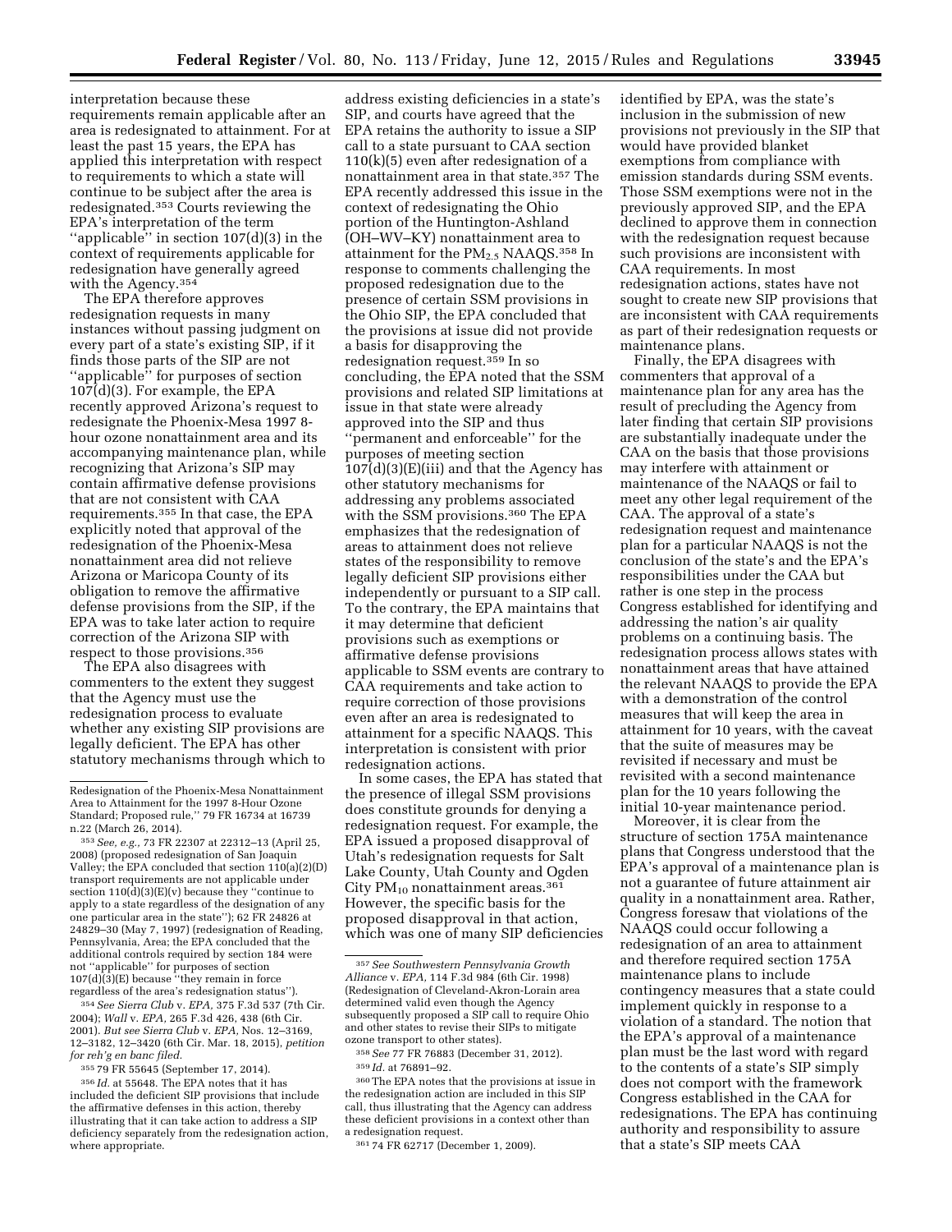interpretation because these requirements remain applicable after an area is redesignated to attainment. For at least the past 15 years, the EPA has applied this interpretation with respect to requirements to which a state will continue to be subject after the area is redesignated.[353] Courts reviewing the EPA's interpretation of the term ''applicable'' in section 107(d)(3) in the context of requirements applicable for redesignation have generally agreed with the Agency.[354]

The EPA therefore approves redesignation requests in many instances without passing judgment on every part of a state's existing SIP, if it finds those parts of the SIP are not ''applicable'' for purposes of section 107(d)(3). For example, the EPA recently approved Arizona's request to redesignate the Phoenix-Mesa 1997 8-hour ozone nonattainment area and its accompanying maintenance plan, while recognizing that Arizona's SIP may contain affirmative defense provisions that are not consistent with CAA requirements.[355] In that case, the EPA explicitly noted that approval of the redesignation of the Phoenix-Mesa nonattainment area did not relieve Arizona or Maricopa County of its obligation to remove the affirmative defense provisions from the SIP, if the EPA was to take later action to require correction of the Arizona SIP with respect to those provisions.[356]

The EPA also disagrees with commenters to the extent they suggest that the Agency must use the redesignation process to evaluate whether any existing SIP provisions are legally deficient. The EPA has other statutory mechanisms through which to address existing deficiencies in a state's SIP, and courts have agreed that the EPA retains the authority to issue a SIP call to a state pursuant to CAA section 110(k)(5) even after redesignation of a nonattainment area in that state.[357] The EPA recently addressed this issue in the context of redesignating the Ohio portion of the Huntington-Ashland (OH–WV–KY) nonattainment area to attainment for the $PM_{2.5}$ NAAQS.[358] In response to comments challenging the proposed redesignation due to the presence of certain SSM provisions in the Ohio SIP, the EPA concluded that the provisions at issue did not provide a basis for disapproving the redesignation request.[359] In so concluding, the EPA noted that the SSM provisions and related SIP limitations at issue in that state were already approved into the SIP and thus ''permanent and enforceable'' for the purposes of meeting section 107(d)(3)(E)(iii) and that the Agency has other statutory mechanisms for addressing any problems associated with the SSM provisions.[360] The EPA emphasizes that the redesignation of areas to attainment does not relieve states of the responsibility to remove legally deficient SIP provisions either independently or pursuant to a SIP call. To the contrary, the EPA maintains that it may determine that deficient provisions such as exemptions or affirmative defense provisions applicable to SSM events are contrary to CAA requirements and take action to require correction of those provisions even after an area is redesignated to attainment for a specific NAAQS. This interpretation is consistent with prior redesignation actions.

In some cases, the EPA has stated that the presence of illegal SSM provisions does constitute grounds for denying a redesignation request. For example, the EPA issued a proposed disapproval of Utah's redesignation requests for Salt Lake County, Utah County and Ogden City $PM_{10}$ nonattainment areas.[361] However, the specific basis for the proposed disapproval in that action, which was one of many SIP deficiencies identified by EPA, was the state's inclusion in the submission of new provisions not previously in the SIP that would have provided blanket exemptions from compliance with emission standards during SSM events. Those SSM exemptions were not in the previously approved SIP, and the EPA declined to approve them in connection with the redesignation request because such provisions are inconsistent with CAA requirements. In most redesignation actions, states have not sought to create new SIP provisions that are inconsistent with CAA requirements as part of their redesignation requests or maintenance plans.

Finally, the EPA disagrees with commenters that approval of a maintenance plan for any area has the result of precluding the Agency from later finding that certain SIP provisions are substantially inadequate under the CAA on the basis that those provisions may interfere with attainment or maintenance of the NAAQS or fail to meet any other legal requirement of the CAA. The approval of a state's redesignation request and maintenance plan for a particular NAAQS is not the conclusion of the state's and the EPA's responsibilities under the CAA but rather is one step in the process Congress established for identifying and addressing the nation's air quality problems on a continuing basis. The redesignation process allows states with nonattainment areas that have attained the relevant NAAQS to provide the EPA with a demonstration of the control measures that will keep the area in attainment for 10 years, with the caveat that the suite of measures may be revisited if necessary and must be revisited with a second maintenance plan for the 10 years following the initial 10-year maintenance period.

Moreover, it is clear from the structure of section 175A maintenance plans that Congress understood that the EPA's approval of a maintenance plan is not a guarantee of future attainment air quality in a nonattainment area. Rather, Congress foresaw that violations of the NAAQS could occur following a redesignation of an area to attainment and therefore required section 175A maintenance plans to include contingency measures that a state could implement quickly in response to a violation of a standard. The notion that the EPA's approval of a maintenance plan must be the last word with regard to the contents of a state's SIP simply does not comport with the framework Congress established in the CAA for redesignations. The EPA has continuing authority and responsibility to assure that a state's SIP meets CAA

---

Redesignation of the Phoenix-Mesa Nonattainment Area to Attainment for the 1997 8-Hour Ozone Standard; Proposed rule,'' 79 FR 16734 at 16739 n.22 (March 26, 2014).

[353] *See, e.g.,* 73 FR 22307 at 22312–13 (April 25, 2008) (proposed redesignation of San Joaquin Valley; the EPA concluded that section 110(a)(2)(D) transport requirements are not applicable under section 110(d)(3)(E)(v) because they ''continue to apply to a state regardless of the designation of any one particular area in the state''); 62 FR 24826 at 24829–30 (May 7, 1997) (redesignation of Reading, Pennsylvania, Area; the EPA concluded that the additional controls required by section 184 were not ''applicable'' for purposes of section 107(d)(3)(E) because ''they remain in force regardless of the area's redesignation status'').

[354] *See Sierra Club* v. *EPA,* 375 F.3d 537 (7th Cir. 2004); *Wall* v. *EPA,* 265 F.3d 426, 438 (6th Cir. 2001). *But see Sierra Club* v. *EPA,* Nos. 12–3169, 12–3182, 12–3420 (6th Cir. Mar. 18, 2015), *petition for reh'g en banc filed.*

[355] 79 FR 55645 (September 17, 2014).

[356] *Id.* at 55648. The EPA notes that it has included the deficient SIP provisions that include the affirmative defenses in this action, thereby illustrating that it can take action to address a SIP deficiency separately from the redesignation action, where appropriate.

[357] *See Southwestern Pennsylvania Growth Alliance* v. *EPA,* 114 F.3d 984 (6th Cir. 1998) (Redesignation of Cleveland-Akron-Lorain area determined valid even though the Agency subsequently proposed a SIP call to require Ohio and other states to revise their SIPs to mitigate ozone transport to other states).

[358] *See* 77 FR 76883 (December 31, 2012).

[359] *Id.* at 76891–92.

[360] The EPA notes that the provisions at issue in the redesignation action are included in this SIP call, thus illustrating that the Agency can address these deficient provisions in a context other than a redesignation request.

[361] 74 FR 62717 (December 1, 2009).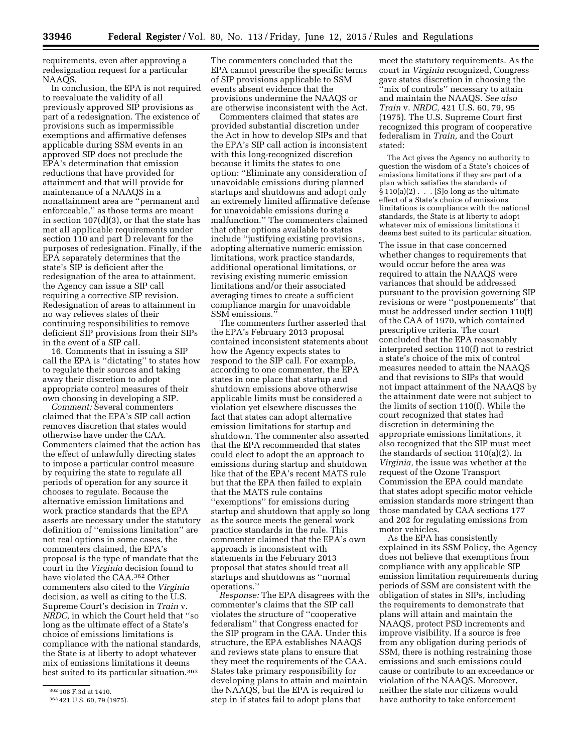requirements, even after approving a redesignation request for a particular NAAQS.

In conclusion, the EPA is not required to reevaluate the validity of all previously approved SIP provisions as part of a redesignation. The existence of provisions such as impermissible exemptions and affirmative defenses applicable during SSM events in an approved SIP does not preclude the EPA's determination that emission reductions that have provided for attainment and that will provide for maintenance of a NAAQS in a nonattainment area are "permanent and enforceable," as those terms are meant in section 107(d)(3), or that the state has met all applicable requirements under section 110 and part D relevant for the purposes of redesignation. Finally, if the EPA separately determines that the state's SIP is deficient after the redesignation of the area to attainment, the Agency can issue a SIP call requiring a corrective SIP revision. Redesignation of areas to attainment in no way relieves states of their continuing responsibilities to remove deficient SIP provisions from their SIPs in the event of a SIP call.

16. Comments that in issuing a SIP call the EPA is "dictating" to states how to regulate their sources and taking away their discretion to adopt appropriate control measures of their own choosing in developing a SIP.

*Comment:* Several commenters claimed that the EPA's SIP call action removes discretion that states would otherwise have under the CAA. Commenters claimed that the action has the effect of unlawfully directing states to impose a particular control measure by requiring the state to regulate all periods of operation for any source it chooses to regulate. Because the alternative emission limitations and work practice standards that the EPA asserts are necessary under the statutory definition of "emissions limitation" are not real options in some cases, the commenters claimed, the EPA's proposal is the type of mandate that the court in the *Virginia* decision found to have violated the CAA.[362] Other commenters also cited to the *Virginia* decision, as well as citing to the U.S. Supreme Court's decision in *Train* v. *NRDC,* in which the Court held that "so long as the ultimate effect of a State's choice of emissions limitations is compliance with the national standards, the State is at liberty to adopt whatever mix of emissions limitations it deems best suited to its particular situation.[363] The commenters concluded that the EPA cannot prescribe the specific terms of SIP provisions applicable to SSM events absent evidence that the provisions undermine the NAAQS or are otherwise inconsistent with the Act.

Commenters claimed that states are provided substantial discretion under the Act in how to develop SIPs and that the EPA's SIP call action is inconsistent with this long-recognized discretion because it limits the states to one option: "Eliminate any consideration of unavoidable emissions during planned startups and shutdowns and adopt only an extremely limited affirmative defense for unavoidable emissions during a malfunction." The commenters claimed that other options available to states include "justifying existing provisions, adopting alternative numeric emission limitations, work practice standards, additional operational limitations, or revising existing numeric emission limitations and/or their associated averaging times to create a sufficient compliance margin for unavoidable SSM emissions."

The commenters further asserted that the EPA's February 2013 proposal contained inconsistent statements about how the Agency expects states to respond to the SIP call. For example, according to one commenter, the EPA states in one place that startup and shutdown emissions above otherwise applicable limits must be considered a violation yet elsewhere discusses the fact that states can adopt alternative emission limitations for startup and shutdown. The commenter also asserted that the EPA recommended that states could elect to adopt the an approach to emissions during startup and shutdown like that of the EPA's recent MATS rule but that the EPA then failed to explain that the MATS rule contains "exemptions" for emissions during startup and shutdown that apply so long as the source meets the general work practice standards in the rule. This commenter claimed that the EPA's own approach is inconsistent with statements in the February 2013 proposal that states should treat all startups and shutdowns as "normal operations."

*Response:* The EPA disagrees with the commenter's claims that the SIP call violates the structure of "cooperative federalism" that Congress enacted for the SIP program in the CAA. Under this structure, the EPA establishes NAAQS and reviews state plans to ensure that they meet the requirements of the CAA. States take primary responsibility for developing plans to attain and maintain the NAAQS, but the EPA is required to step in if states fail to adopt plans that meet the statutory requirements. As the court in *Virginia* recognized, Congress gave states discretion in choosing the "mix of controls" necessary to attain and maintain the NAAQS. *See also Train* v. *NRDC,* 421 U.S. 60, 79, 95 (1975). The U.S. Supreme Court first recognized this program of cooperative federalism in *Train,* and the Court stated:

> The Act gives the Agency no authority to question the wisdom of a State's choices of emissions limitations if they are part of a plan which satisfies the standards of § 110(a)(2) . . . [S]o long as the ultimate effect of a State's choice of emissions limitations is compliance with the national standards, the State is at liberty to adopt whatever mix of emissions limitations it deems best suited to its particular situation.

The issue in that case concerned whether changes to requirements that would occur before the area was required to attain the NAAQS were variances that should be addressed pursuant to the provision governing SIP revisions or were "postponements" that must be addressed under section 110(f) of the CAA of 1970, which contained prescriptive criteria. The court concluded that the EPA reasonably interpreted section 110(f) not to restrict a state's choice of the mix of control measures needed to attain the NAAQS and that revisions to SIPs that would not impact attainment of the NAAQS by the attainment date were not subject to the limits of section 110(f). While the court recognized that states had discretion in determining the appropriate emissions limitations, it also recognized that the SIP must meet the standards of section 110(a)(2). In *Virginia,* the issue was whether at the request of the Ozone Transport Commission the EPA could mandate that states adopt specific motor vehicle emission standards more stringent than those mandated by CAA sections 177 and 202 for regulating emissions from motor vehicles.

As the EPA has consistently explained in its SSM Policy, the Agency does not believe that exemptions from compliance with any applicable SIP emission limitation requirements during periods of SSM are consistent with the obligation of states in SIPs, including the requirements to demonstrate that plans will attain and maintain the NAAQS, protect PSD increments and improve visibility. If a source is free from any obligation during periods of SSM, there is nothing restraining those emissions and such emissions could cause or contribute to an exceedance or violation of the NAAQS. Moreover, neither the state nor citizens would have authority to take enforcement

[362] 108 F.3d at 1410.

[363] 421 U.S. 60, 79 (1975).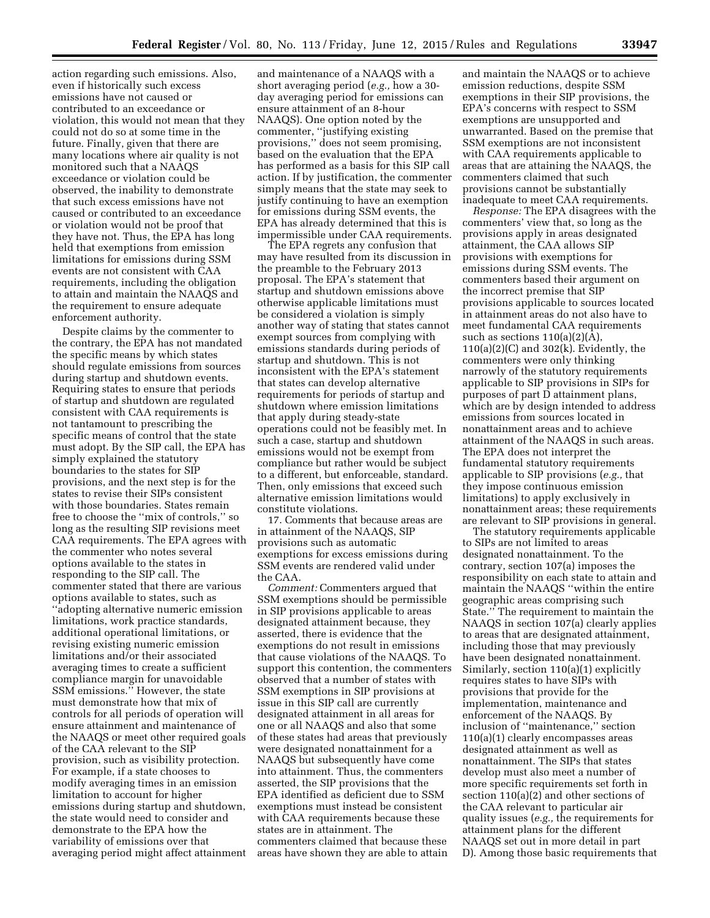action regarding such emissions. Also, even if historically such excess emissions have not caused or contributed to an exceedance or violation, this would not mean that they could not do so at some time in the future. Finally, given that there are many locations where air quality is not monitored such that a NAAQS exceedance or violation could be observed, the inability to demonstrate that such excess emissions have not caused or contributed to an exceedance or violation would not be proof that they have not. Thus, the EPA has long held that exemptions from emission limitations for emissions during SSM events are not consistent with CAA requirements, including the obligation to attain and maintain the NAAQS and the requirement to ensure adequate enforcement authority.

Despite claims by the commenter to the contrary, the EPA has not mandated the specific means by which states should regulate emissions from sources during startup and shutdown events. Requiring states to ensure that periods of startup and shutdown are regulated consistent with CAA requirements is not tantamount to prescribing the specific means of control that the state must adopt. By the SIP call, the EPA has simply explained the statutory boundaries to the states for SIP provisions, and the next step is for the states to revise their SIPs consistent with those boundaries. States remain free to choose the "mix of controls," so long as the resulting SIP revisions meet CAA requirements. The EPA agrees with the commenter who notes several options available to the states in responding to the SIP call. The commenter stated that there are various options available to states, such as "adopting alternative numeric emission limitations, work practice standards, additional operational limitations, or revising existing numeric emission limitations and/or their associated averaging times to create a sufficient compliance margin for unavoidable SSM emissions." However, the state must demonstrate how that mix of controls for all periods of operation will ensure attainment and maintenance of the NAAQS or meet other required goals of the CAA relevant to the SIP provision, such as visibility protection. For example, if a state chooses to modify averaging times in an emission limitation to account for higher emissions during startup and shutdown, the state would need to consider and demonstrate to the EPA how the variability of emissions over that averaging period might affect attainment and maintenance of a NAAQS with a short averaging period (*e.g.,* how a 30-day averaging period for emissions can ensure attainment of an 8-hour NAAQS). One option noted by the commenter, "justifying existing provisions," does not seem promising, based on the evaluation that the EPA has performed as a basis for this SIP call action. If by justification, the commenter simply means that the state may seek to justify continuing to have an exemption for emissions during SSM events, the EPA has already determined that this is impermissible under CAA requirements.

The EPA regrets any confusion that may have resulted from its discussion in the preamble to the February 2013 proposal. The EPA's statement that startup and shutdown emissions above otherwise applicable limitations must be considered a violation is simply another way of stating that states cannot exempt sources from complying with emissions standards during periods of startup and shutdown. This is not inconsistent with the EPA's statement that states can develop alternative requirements for periods of startup and shutdown where emission limitations that apply during steady-state operations could not be feasibly met. In such a case, startup and shutdown emissions would not be exempt from compliance but rather would be subject to a different, but enforceable, standard. Then, only emissions that exceed such alternative emission limitations would constitute violations.

17. Comments that because areas are in attainment of the NAAQS, SIP provisions such as automatic exemptions for excess emissions during SSM events are rendered valid under the CAA.

*Comment:* Commenters argued that SSM exemptions should be permissible in SIP provisions applicable to areas designated attainment because, they asserted, there is evidence that the exemptions do not result in emissions that cause violations of the NAAQS. To support this contention, the commenters observed that a number of states with SSM exemptions in SIP provisions at issue in this SIP call are currently designated attainment in all areas for one or all NAAQS and also that some of these states had areas that previously were designated nonattainment for a NAAQS but subsequently have come into attainment. Thus, the commenters asserted, the SIP provisions that the EPA identified as deficient due to SSM exemptions must instead be consistent with CAA requirements because these states are in attainment. The commenters claimed that because these areas have shown they are able to attain and maintain the NAAQS or to achieve emission reductions, despite SSM exemptions in their SIP provisions, the EPA's concerns with respect to SSM exemptions are unsupported and unwarranted. Based on the premise that SSM exemptions are not inconsistent with CAA requirements applicable to areas that are attaining the NAAQS, the commenters claimed that such provisions cannot be substantially inadequate to meet CAA requirements.

*Response:* The EPA disagrees with the commenters' view that, so long as the provisions apply in areas designated attainment, the CAA allows SIP provisions with exemptions for emissions during SSM events. The commenters based their argument on the incorrect premise that SIP provisions applicable to sources located in attainment areas do not also have to meet fundamental CAA requirements such as sections 110(a)(2)(A), 110(a)(2)(C) and 302(k). Evidently, the commenters were only thinking narrowly of the statutory requirements applicable to SIP provisions in SIPs for purposes of part D attainment plans, which are by design intended to address emissions from sources located in nonattainment areas and to achieve attainment of the NAAQS in such areas. The EPA does not interpret the fundamental statutory requirements applicable to SIP provisions (*e.g.,* that they impose continuous emission limitations) to apply exclusively in nonattainment areas; these requirements are relevant to SIP provisions in general.

The statutory requirements applicable to SIPs are not limited to areas designated nonattainment. To the contrary, section 107(a) imposes the responsibility on each state to attain and maintain the NAAQS "within the entire geographic areas comprising such State." The requirement to maintain the NAAQS in section 107(a) clearly applies to areas that are designated attainment, including those that may previously have been designated nonattainment. Similarly, section 110(a)(1) explicitly requires states to have SIPs with provisions that provide for the implementation, maintenance and enforcement of the NAAQS. By inclusion of "maintenance," section 110(a)(1) clearly encompasses areas designated attainment as well as nonattainment. The SIPs that states develop must also meet a number of more specific requirements set forth in section 110(a)(2) and other sections of the CAA relevant to particular air quality issues (*e.g.,* the requirements for attainment plans for the different NAAQS set out in more detail in part D). Among those basic requirements that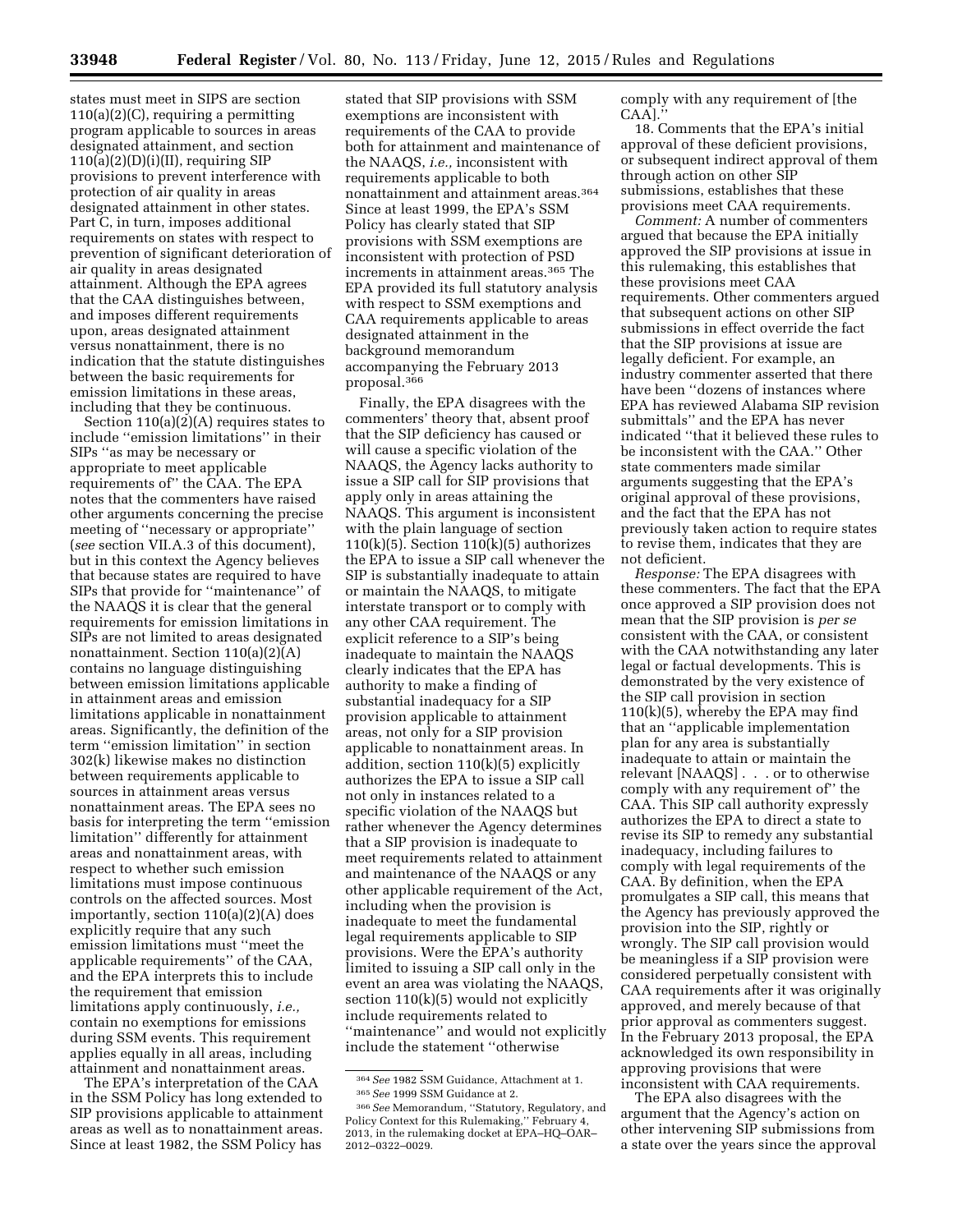states must meet in SIPS are section 110(a)(2)(C), requiring a permitting program applicable to sources in areas designated attainment, and section 110(a)(2)(D)(i)(II), requiring SIP provisions to prevent interference with protection of air quality in areas designated attainment in other states. Part C, in turn, imposes additional requirements on states with respect to prevention of significant deterioration of air quality in areas designated attainment. Although the EPA agrees that the CAA distinguishes between, and imposes different requirements upon, areas designated attainment versus nonattainment, there is no indication that the statute distinguishes between the basic requirements for emission limitations in these areas, including that they be continuous.

Section 110(a)(2)(A) requires states to include ''emission limitations'' in their SIPs ''as may be necessary or appropriate to meet applicable requirements of'' the CAA. The EPA notes that the commenters have raised other arguments concerning the precise meeting of ''necessary or appropriate'' (*see* section VII.A.3 of this document), but in this context the Agency believes that because states are required to have SIPs that provide for ''maintenance'' of the NAAQS it is clear that the general requirements for emission limitations in SIPs are not limited to areas designated nonattainment. Section 110(a)(2)(A) contains no language distinguishing between emission limitations applicable in attainment areas and emission limitations applicable in nonattainment areas. Significantly, the definition of the term ''emission limitation'' in section 302(k) likewise makes no distinction between requirements applicable to sources in attainment areas versus nonattainment areas. The EPA sees no basis for interpreting the term ''emission limitation'' differently for attainment areas and nonattainment areas, with respect to whether such emission limitations must impose continuous controls on the affected sources. Most importantly, section 110(a)(2)(A) does explicitly require that any such emission limitations must ''meet the applicable requirements'' of the CAA, and the EPA interprets this to include the requirement that emission limitations apply continuously, *i.e.,* contain no exemptions for emissions during SSM events. This requirement applies equally in all areas, including attainment and nonattainment areas.

The EPA's interpretation of the CAA in the SSM Policy has long extended to SIP provisions applicable to attainment areas as well as to nonattainment areas. Since at least 1982, the SSM Policy has stated that SIP provisions with SSM exemptions are inconsistent with requirements of the CAA to provide both for attainment and maintenance of the NAAQS, *i.e.,* inconsistent with requirements applicable to both nonattainment and attainment areas.[364] Since at least 1999, the EPA's SSM Policy has clearly stated that SIP provisions with SSM exemptions are inconsistent with protection of PSD increments in attainment areas.[365] The EPA provided its full statutory analysis with respect to SSM exemptions and CAA requirements applicable to areas designated attainment in the background memorandum accompanying the February 2013 proposal.[366]

Finally, the EPA disagrees with the commenters' theory that, absent proof that the SIP deficiency has caused or will cause a specific violation of the NAAQS, the Agency lacks authority to issue a SIP call for SIP provisions that apply only in areas attaining the NAAQS. This argument is inconsistent with the plain language of section 110(k)(5). Section 110(k)(5) authorizes the EPA to issue a SIP call whenever the SIP is substantially inadequate to attain or maintain the NAAQS, to mitigate interstate transport or to comply with any other CAA requirement. The explicit reference to a SIP's being inadequate to maintain the NAAQS clearly indicates that the EPA has authority to make a finding of substantial inadequacy for a SIP provision applicable to attainment areas, not only for a SIP provision applicable to nonattainment areas. In addition, section 110(k)(5) explicitly authorizes the EPA to issue a SIP call not only in instances related to a specific violation of the NAAQS but rather whenever the Agency determines that a SIP provision is inadequate to meet requirements related to attainment and maintenance of the NAAQS or any other applicable requirement of the Act, including when the provision is inadequate to meet the fundamental legal requirements applicable to SIP provisions. Were the EPA's authority limited to issuing a SIP call only in the event an area was violating the NAAQS, section 110(k)(5) would not explicitly include requirements related to ''maintenance'' and would not explicitly include the statement ''otherwise comply with any requirement of [the CAA].''

18. Comments that the EPA's initial approval of these deficient provisions, or subsequent indirect approval of them through action on other SIP submissions, establishes that these provisions meet CAA requirements.

*Comment:* A number of commenters argued that because the EPA initially approved the SIP provisions at issue in this rulemaking, this establishes that these provisions meet CAA requirements. Other commenters argued that subsequent actions on other SIP submissions in effect override the fact that the SIP provisions at issue are legally deficient. For example, an industry commenter asserted that there have been ''dozens of instances where EPA has reviewed Alabama SIP revision submittals'' and the EPA has never indicated ''that it believed these rules to be inconsistent with the CAA.'' Other state commenters made similar arguments suggesting that the EPA's original approval of these provisions, and the fact that the EPA has not previously taken action to require states to revise them, indicates that they are not deficient.

*Response:* The EPA disagrees with these commenters. The fact that the EPA once approved a SIP provision does not mean that the SIP provision is *per se* consistent with the CAA, or consistent with the CAA notwithstanding any later legal or factual developments. This is demonstrated by the very existence of the SIP call provision in section 110(k)(5), whereby the EPA may find that an ''applicable implementation plan for any area is substantially inadequate to attain or maintain the relevant [NAAQS] . . . or to otherwise comply with any requirement of'' the CAA. This SIP call authority expressly authorizes the EPA to direct a state to revise its SIP to remedy any substantial inadequacy, including failures to comply with legal requirements of the CAA. By definition, when the EPA promulgates a SIP call, this means that the Agency has previously approved the provision into the SIP, rightly or wrongly. The SIP call provision would be meaningless if a SIP provision were considered perpetually consistent with CAA requirements after it was originally approved, and merely because of that prior approval as commenters suggest. In the February 2013 proposal, the EPA acknowledged its own responsibility in approving provisions that were inconsistent with CAA requirements.

The EPA also disagrees with the argument that the Agency's action on other intervening SIP submissions from a state over the years since the approval

[364] *See* 1982 SSM Guidance, Attachment at 1.

[365] *See* 1999 SSM Guidance at 2.

[366] *See* Memorandum, ''Statutory, Regulatory, and Policy Context for this Rulemaking,'' February 4, 2013, in the rulemaking docket at EPA–HQ–OAR–2012–0322–0029.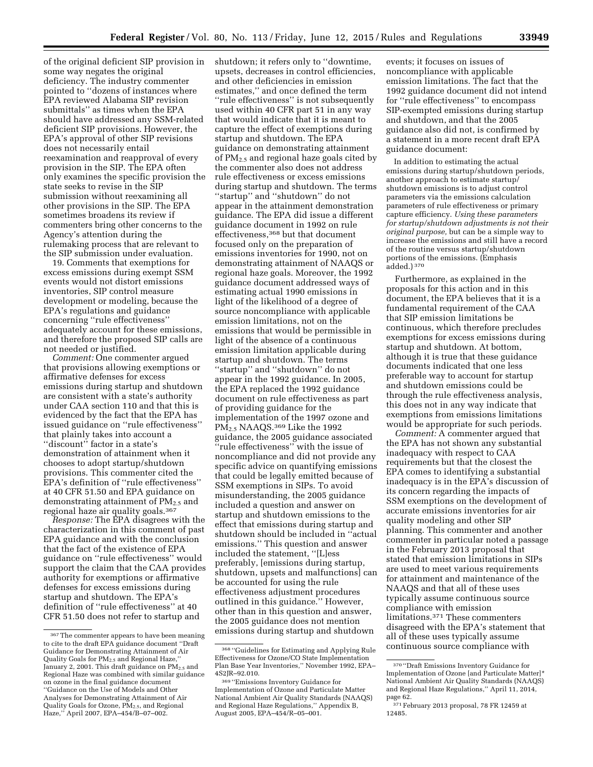of the original deficient SIP provision in some way negates the original deficiency. The industry commenter pointed to ''dozens of instances where EPA reviewed Alabama SIP revision submittals'' as times when the EPA should have addressed any SSM-related deficient SIP provisions. However, the EPA's approval of other SIP revisions does not necessarily entail reexamination and reapproval of every provision in the SIP. The EPA often only examines the specific provision the state seeks to revise in the SIP submission without reexamining all other provisions in the SIP. The EPA sometimes broadens its review if commenters bring other concerns to the Agency's attention during the rulemaking process that are relevant to the SIP submission under evaluation.

19. Comments that exemptions for excess emissions during exempt SSM events would not distort emissions inventories, SIP control measure development or modeling, because the EPA's regulations and guidance concerning ''rule effectiveness'' adequately account for these emissions, and therefore the proposed SIP calls are not needed or justified.

*Comment:* One commenter argued that provisions allowing exemptions or affirmative defenses for excess emissions during startup and shutdown are consistent with a state's authority under CAA section 110 and that this is evidenced by the fact that the EPA has issued guidance on ''rule effectiveness'' that plainly takes into account a ''discount'' factor in a state's demonstration of attainment when it chooses to adopt startup/shutdown provisions. This commenter cited the EPA's definition of ''rule effectiveness'' at 40 CFR 51.50 and EPA guidance on demonstrating attainment of $PM_{2.5}$ and regional haze air quality goals.[367]

*Response:* The EPA disagrees with the characterization in this comment of past EPA guidance and with the conclusion that the fact of the existence of EPA guidance on ''rule effectiveness'' would support the claim that the CAA provides authority for exemptions or affirmative defenses for excess emissions during startup and shutdown. The EPA's definition of ''rule effectiveness'' at 40 CFR 51.50 does not refer to startup and shutdown; it refers only to ''downtime, upsets, decreases in control efficiencies, and other deficiencies in emission estimates,'' and once defined the term ''rule effectiveness'' is not subsequently used within 40 CFR part 51 in any way that would indicate that it is meant to capture the effect of exemptions during startup and shutdown. The EPA guidance on demonstrating attainment of $PM_{2.5}$ and regional haze goals cited by the commenter also does not address rule effectiveness or excess emissions during startup and shutdown. The terms ''startup'' and ''shutdown'' do not appear in the attainment demonstration guidance. The EPA did issue a different guidance document in 1992 on rule effectiveness,[368] but that document focused only on the preparation of emissions inventories for 1990, not on demonstrating attainment of NAAQS or regional haze goals. Moreover, the 1992 guidance document addressed ways of estimating actual 1990 emissions in light of the likelihood of a degree of source noncompliance with applicable emission limitations, not on the emissions that would be permissible in light of the absence of a continuous emission limitation applicable during startup and shutdown. The terms ''startup'' and ''shutdown'' do not appear in the 1992 guidance. In 2005, the EPA replaced the 1992 guidance document on rule effectiveness as part of providing guidance for the implementation of the 1997 ozone and $PM_{2.5}$ NAAQS.[369] Like the 1992 guidance, the 2005 guidance associated ''rule effectiveness'' with the issue of noncompliance and did not provide any specific advice on quantifying emissions that could be legally emitted because of SSM exemptions in SIPs. To avoid misunderstanding, the 2005 guidance included a question and answer on startup and shutdown emissions to the effect that emissions during startup and shutdown should be included in ''actual emissions.'' This question and answer included the statement, ''[L]ess preferably, [emissions during startup, shutdown, upsets and malfunctions] can be accounted for using the rule effectiveness adjustment procedures outlined in this guidance.'' However, other than in this question and answer, the 2005 guidance does not mention emissions during startup and shutdown events; it focuses on issues of noncompliance with applicable emission limitations. The fact that the 1992 guidance document did not intend for ''rule effectiveness'' to encompass SIP-exempted emissions during startup and shutdown, and that the 2005 guidance also did not, is confirmed by a statement in a more recent draft EPA guidance document:

> In addition to estimating the actual emissions during startup/shutdown periods, another approach to estimate startup/shutdown emissions is to adjust control parameters via the emissions calculation parameters of rule effectiveness or primary capture efficiency. *Using these parameters for startup/shutdown adjustments is not their original purpose,* but can be a simple way to increase the emissions and still have a record of the routine versus startup/shutdown portions of the emissions. (Emphasis added.)[370]

Furthermore, as explained in the proposals for this action and in this document, the EPA believes that it is a fundamental requirement of the CAA that SIP emission limitations be continuous, which therefore precludes exemptions for excess emissions during startup and shutdown. At bottom, although it is true that these guidance documents indicated that one less preferable way to account for startup and shutdown emissions could be through the rule effectiveness analysis, this does not in any way indicate that exemptions from emissions limitations would be appropriate for such periods.

*Comment:* A commenter argued that the EPA has not shown any substantial inadequacy with respect to CAA requirements but that the closest the EPA comes to identifying a substantial inadequacy is in the EPA's discussion of its concern regarding the impacts of SSM exemptions on the development of accurate emissions inventories for air quality modeling and other SIP planning. This commenter and another commenter in particular noted a passage in the February 2013 proposal that stated that emission limitations in SIPs are used to meet various requirements for attainment and maintenance of the NAAQS and that all of these uses typically assume continuous source compliance with emission limitations.[371] These commenters disagreed with the EPA's statement that all of these uses typically assume continuous source compliance with

---

[367] The commenter appears to have been meaning to cite to the draft EPA guidance document ''Draft Guidance for Demonstrating Attainment of Air Quality Goals for $PM_{2.5}$ and Regional Haze,'' January 2, 2001. This draft guidance on $PM_{2.5}$ and Regional Haze was combined with similar guidance on ozone in the final guidance document ''Guidance on the Use of Models and Other Analyses for Demonstrating Attainment of Air Quality Goals for Ozone, $PM_{2.5}$, and Regional Haze,'' April 2007, EPA–454/B–07–002.

[368] ''Guidelines for Estimating and Applying Rule Effectiveness for Ozone/CO State Implementation Plan Base Year Inventories,'' November 1992, EPA–452R–92.010.

[369] ''Emissions Inventory Guidance for Implementation of Ozone and Particulate Matter National Ambient Air Quality Standards (NAAQS) and Regional Haze Regulations,'' Appendix B, August 2005, EPA–454/R–05–001.

[370] ''Draft Emissions Inventory Guidance for Implementation of Ozone [and Particulate Matter]* National Ambient Air Quality Standards (NAAQS) and Regional Haze Regulations,'' April 11, 2014, page 62.

[371] February 2013 proposal, 78 FR 12459 at 12485.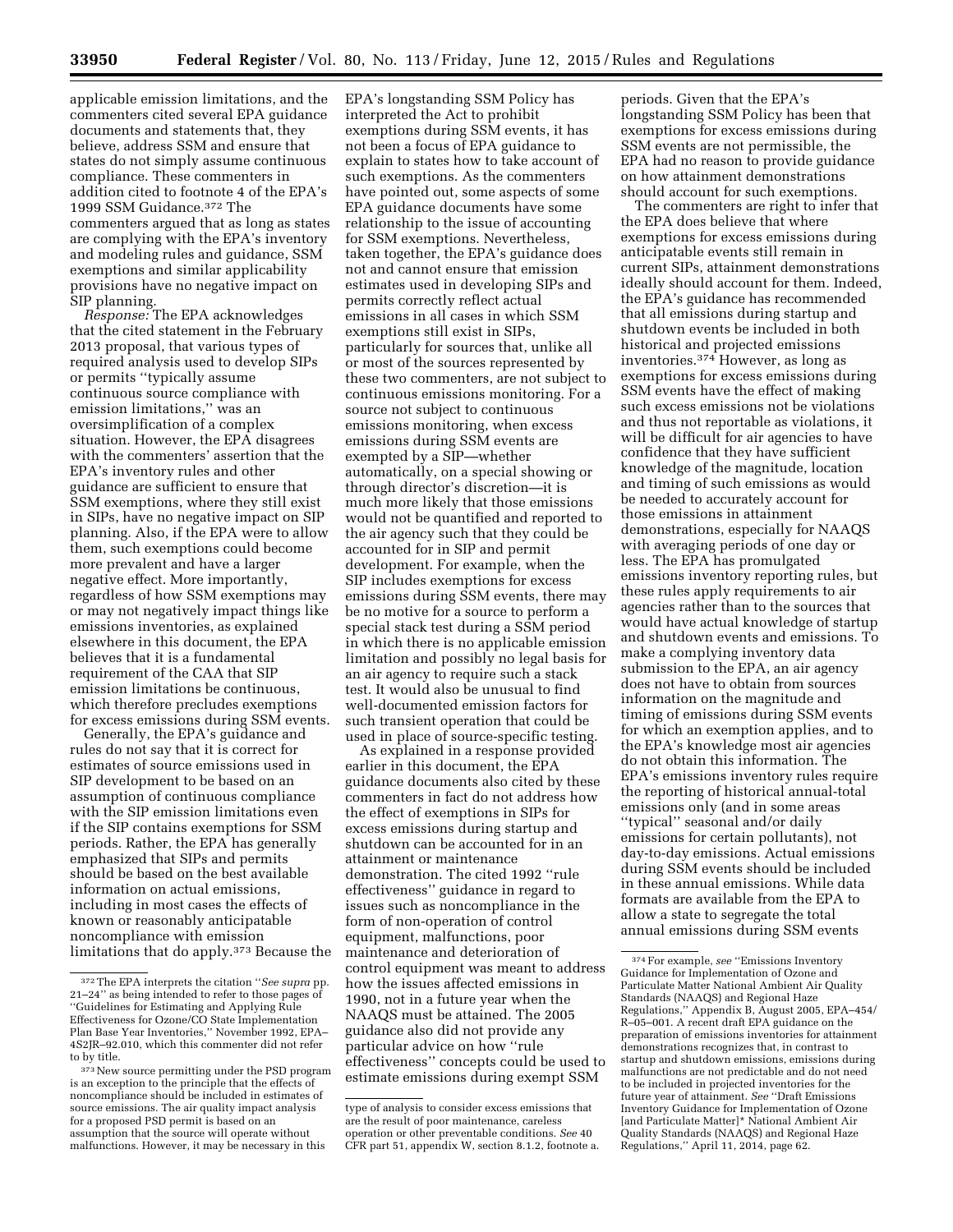applicable emission limitations, and the commenters cited several EPA guidance documents and statements that, they believe, address SSM and ensure that states do not simply assume continuous compliance. These commenters in addition cited to footnote 4 of the EPA's 1999 SSM Guidance.[372] The commenters argued that as long as states are complying with the EPA's inventory and modeling rules and guidance, SSM exemptions and similar applicability provisions have no negative impact on SIP planning.

*Response:* The EPA acknowledges that the cited statement in the February 2013 proposal, that various types of required analysis used to develop SIPs or permits "typically assume continuous source compliance with emission limitations," was an oversimplification of a complex situation. However, the EPA disagrees with the commenters' assertion that the EPA's inventory rules and other guidance are sufficient to ensure that SSM exemptions, where they still exist in SIPs, have no negative impact on SIP planning. Also, if the EPA were to allow them, such exemptions could become more prevalent and have a larger negative effect. More importantly, regardless of how SSM exemptions may or may not negatively impact things like emissions inventories, as explained elsewhere in this document, the EPA believes that it is a fundamental requirement of the CAA that SIP emission limitations be continuous, which therefore precludes exemptions for excess emissions during SSM events.

Generally, the EPA's guidance and rules do not say that it is correct for estimates of source emissions used in SIP development to be based on an assumption of continuous compliance with the SIP emission limitations even if the SIP contains exemptions for SSM periods. Rather, the EPA has generally emphasized that SIPs and permits should be based on the best available information on actual emissions, including in most cases the effects of known or reasonably anticipatable noncompliance with emission limitations that do apply.[373] Because the EPA's longstanding SSM Policy has interpreted the Act to prohibit exemptions during SSM events, it has not been a focus of EPA guidance to explain to states how to take account of such exemptions. As the commenters have pointed out, some aspects of some EPA guidance documents have some relationship to the issue of accounting for SSM exemptions. Nevertheless, taken together, the EPA's guidance does not and cannot ensure that emission estimates used in developing SIPs and permits correctly reflect actual emissions in all cases in which SSM exemptions still exist in SIPs, particularly for sources that, unlike all or most of the sources represented by these two commenters, are not subject to continuous emissions monitoring. For a source not subject to continuous emissions monitoring, when excess emissions during SSM events are exempted by a SIP—whether automatically, on a special showing or through director's discretion—it is much more likely that those emissions would not be quantified and reported to the air agency such that they could be accounted for in SIP and permit development. For example, when the SIP includes exemptions for excess emissions during SSM events, there may be no motive for a source to perform a special stack test during a SSM period in which there is no applicable emission limitation and possibly no legal basis for an air agency to require such a stack test. It would also be unusual to find well-documented emission factors for such transient operation that could be used in place of source-specific testing.

As explained in a response provided earlier in this document, the EPA guidance documents also cited by these commenters in fact do not address how the effect of exemptions in SIPs for excess emissions during startup and shutdown can be accounted for in an attainment or maintenance demonstration. The cited 1992 "rule effectiveness" guidance in regard to issues such as noncompliance in the form of non-operation of control equipment, malfunctions, poor maintenance and deterioration of control equipment was meant to address how the issues affected emissions in 1990, not in a future year when the NAAQS must be attained. The 2005 guidance also did not provide any particular advice on how "rule effectiveness" concepts could be used to estimate emissions during exempt SSM periods. Given that the EPA's longstanding SSM Policy has been that exemptions for excess emissions during SSM events are not permissible, the EPA had no reason to provide guidance on how attainment demonstrations should account for such exemptions.

The commenters are right to infer that the EPA does believe that where exemptions for excess emissions during anticipatable events still remain in current SIPs, attainment demonstrations ideally should account for them. Indeed, the EPA's guidance has recommended that all emissions during startup and shutdown events be included in both historical and projected emissions inventories.[374] However, as long as exemptions for excess emissions during SSM events have the effect of making such excess emissions not be violations and thus not reportable as violations, it will be difficult for air agencies to have confidence that they have sufficient knowledge of the magnitude, location and timing of such emissions as would be needed to accurately account for those emissions in attainment demonstrations, especially for NAAQS with averaging periods of one day or less. The EPA has promulgated emissions inventory reporting rules, but these rules apply requirements to air agencies rather than to the sources that would have actual knowledge of startup and shutdown events and emissions. To make a complying inventory data submission to the EPA, an air agency does not have to obtain from sources information on the magnitude and timing of emissions during SSM events for which an exemption applies, and to the EPA's knowledge most air agencies do not obtain this information. The EPA's emissions inventory rules require the reporting of historical annual-total emissions only (and in some areas "typical" seasonal and/or daily emissions for certain pollutants), not day-to-day emissions. Actual emissions during SSM events should be included in these annual emissions. While data formats are available from the EPA to allow a state to segregate the total annual emissions during SSM events

---

[372] The EPA interprets the citation "*See supra* pp. 21–24" as being intended to refer to those pages of "Guidelines for Estimating and Applying Rule Effectiveness for Ozone/CO State Implementation Plan Base Year Inventories," November 1992, EPA–4S2JR–92.010, which this commenter did not refer to by title.

[373] New source permitting under the PSD program is an exception to the principle that the effects of noncompliance should be included in estimates of source emissions. The air quality impact analysis for a proposed PSD permit is based on an assumption that the source will operate without malfunctions. However, it may be necessary in this type of analysis to consider excess emissions that are the result of poor maintenance, careless operation or other preventable conditions. *See* 40 CFR part 51, appendix W, section 8.1.2, footnote a.

[374] For example, *see* "Emissions Inventory Guidance for Implementation of Ozone and Particulate Matter National Ambient Air Quality Standards (NAAQS) and Regional Haze Regulations," Appendix B, August 2005, EPA–454/R–05–001. A recent draft EPA guidance on the preparation of emissions inventories for attainment demonstrations recognizes that, in contrast to startup and shutdown emissions, emissions during malfunctions are not predictable and do not need to be included in projected inventories for the future year of attainment. *See* "Draft Emissions Inventory Guidance for Implementation of Ozone [and Particulate Matter]* National Ambient Air Quality Standards (NAAQS) and Regional Haze Regulations," April 11, 2014, page 62.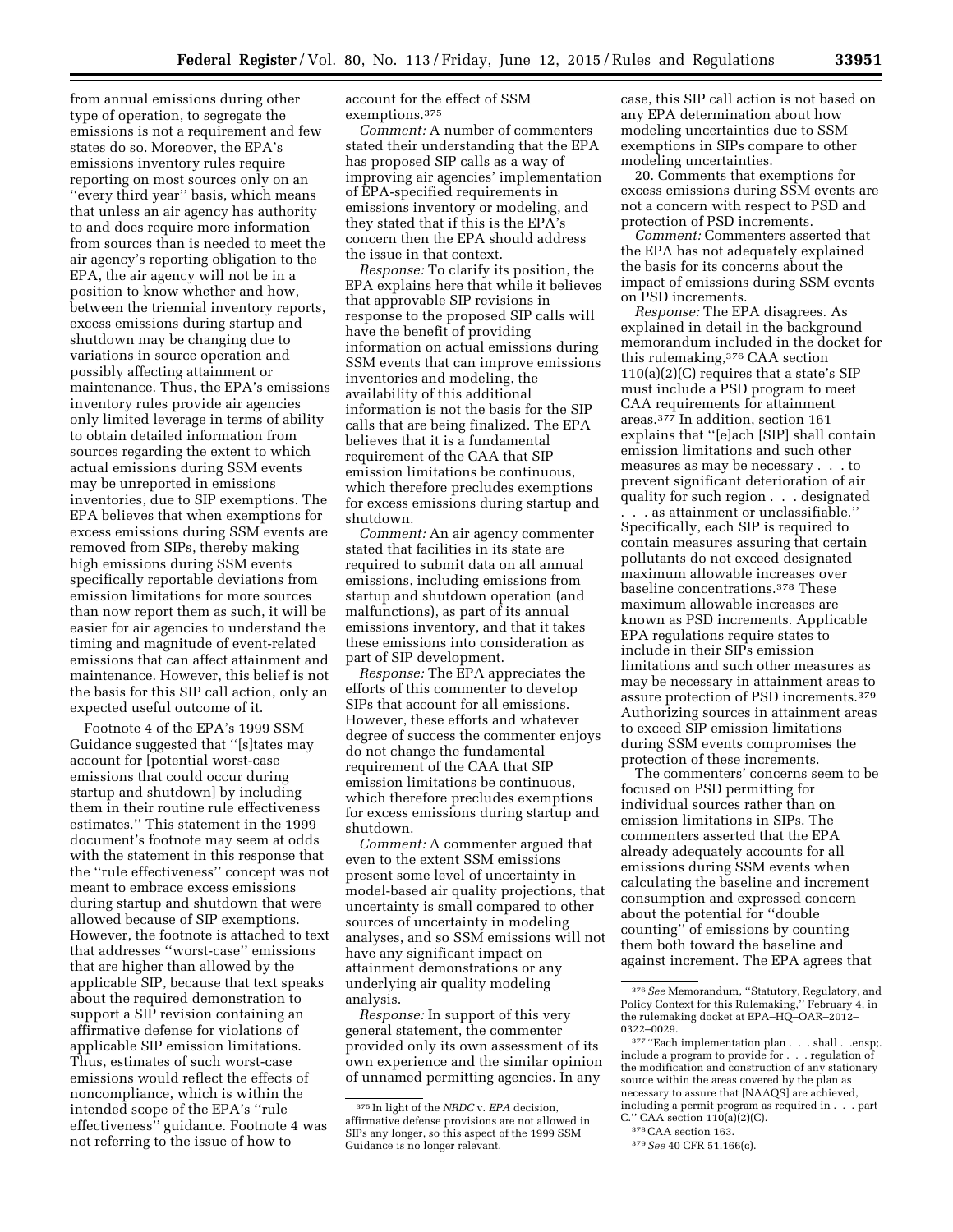from annual emissions during other type of operation, to segregate the emissions is not a requirement and few states do so. Moreover, the EPA's emissions inventory rules require reporting on most sources only on an ''every third year'' basis, which means that unless an air agency has authority to and does require more information from sources than is needed to meet the air agency's reporting obligation to the EPA, the air agency will not be in a position to know whether and how, between the triennial inventory reports, excess emissions during startup and shutdown may be changing due to variations in source operation and possibly affecting attainment or maintenance. Thus, the EPA's emissions inventory rules provide air agencies only limited leverage in terms of ability to obtain detailed information from sources regarding the extent to which actual emissions during SSM events may be unreported in emissions inventories, due to SIP exemptions. The EPA believes that when exemptions for excess emissions during SSM events are removed from SIPs, thereby making high emissions during SSM events specifically reportable deviations from emission limitations for more sources than now report them as such, it will be easier for air agencies to understand the timing and magnitude of event-related emissions that can affect attainment and maintenance. However, this belief is not the basis for this SIP call action, only an expected useful outcome of it.

Footnote 4 of the EPA's 1999 SSM Guidance suggested that ''[s]tates may account for [potential worst-case emissions that could occur during startup and shutdown] by including them in their routine rule effectiveness estimates.'' This statement in the 1999 document's footnote may seem at odds with the statement in this response that the ''rule effectiveness'' concept was not meant to embrace excess emissions during startup and shutdown that were allowed because of SIP exemptions. However, the footnote is attached to text that addresses ''worst-case'' emissions that are higher than allowed by the applicable SIP, because that text speaks about the required demonstration to support a SIP revision containing an affirmative defense for violations of applicable SIP emission limitations. Thus, estimates of such worst-case emissions would reflect the effects of noncompliance, which is within the intended scope of the EPA's ''rule effectiveness'' guidance. Footnote 4 was not referring to the issue of how to account for the effect of SSM exemptions.[375]

*Comment:* A number of commenters stated their understanding that the EPA has proposed SIP calls as a way of improving air agencies' implementation of EPA-specified requirements in emissions inventory or modeling, and they stated that if this is the EPA's concern then the EPA should address the issue in that context.

*Response:* To clarify its position, the EPA explains here that while it believes that approvable SIP revisions in response to the proposed SIP calls will have the benefit of providing information on actual emissions during SSM events that can improve emissions inventories and modeling, the availability of this additional information is not the basis for the SIP calls that are being finalized. The EPA believes that it is a fundamental requirement of the CAA that SIP emission limitations be continuous, which therefore precludes exemptions for excess emissions during startup and shutdown.

*Comment:* An air agency commenter stated that facilities in its state are required to submit data on all annual emissions, including emissions from startup and shutdown operation (and malfunctions), as part of its annual emissions inventory, and that it takes these emissions into consideration as part of SIP development.

*Response:* The EPA appreciates the efforts of this commenter to develop SIPs that account for all emissions. However, these efforts and whatever degree of success the commenter enjoys do not change the fundamental requirement of the CAA that SIP emission limitations be continuous, which therefore precludes exemptions for excess emissions during startup and shutdown.

*Comment:* A commenter argued that even to the extent SSM emissions present some level of uncertainty in model-based air quality projections, that uncertainty is small compared to other sources of uncertainty in modeling analyses, and so SSM emissions will not have any significant impact on attainment demonstrations or any underlying air quality modeling analysis.

*Response:* In support of this very general statement, the commenter provided only its own assessment of its own experience and the similar opinion of unnamed permitting agencies. In any case, this SIP call action is not based on any EPA determination about how modeling uncertainties due to SSM exemptions in SIPs compare to other modeling uncertainties.

20. Comments that exemptions for excess emissions during SSM events are not a concern with respect to PSD and protection of PSD increments.

*Comment:* Commenters asserted that the EPA has not adequately explained the basis for its concerns about the impact of emissions during SSM events on PSD increments.

*Response:* The EPA disagrees. As explained in detail in the background memorandum included in the docket for this rulemaking,[376] CAA section 110(a)(2)(C) requires that a state's SIP must include a PSD program to meet CAA requirements for attainment areas.[377] In addition, section 161 explains that ''[e]ach [SIP] shall contain emission limitations and such other measures as may be necessary . . . to prevent significant deterioration of air quality for such region . . . designated . . . as attainment or unclassifiable.'' Specifically, each SIP is required to contain measures assuring that certain pollutants do not exceed designated maximum allowable increases over baseline concentrations.[378] These maximum allowable increases are known as PSD increments. Applicable EPA regulations require states to include in their SIPs emission limitations and such other measures as may be necessary in attainment areas to assure protection of PSD increments.[379] Authorizing sources in attainment areas to exceed SIP emission limitations during SSM events compromises the protection of these increments.

The commenters' concerns seem to be focused on PSD permitting for individual sources rather than on emission limitations in SIPs. The commenters asserted that the EPA already adequately accounts for all emissions during SSM events when calculating the baseline and increment consumption and expressed concern about the potential for ''double counting'' of emissions by counting them both toward the baseline and against increment. The EPA agrees that

[375] In light of the *NRDC* v. *EPA* decision, affirmative defense provisions are not allowed in SIPs any longer, so this aspect of the 1999 SSM Guidance is no longer relevant.

[376] *See* Memorandum, ''Statutory, Regulatory, and Policy Context for this Rulemaking,'' February 4, in the rulemaking docket at EPA–HQ–OAR–2012–0322–0029.

[377] ''Each implementation plan . . . shall . .ensp;. include a program to provide for . . . regulation of the modification and construction of any stationary source within the areas covered by the plan as necessary to assure that [NAAQS] are achieved, including a permit program as required in . . . part C.'' CAA section 110(a)(2)(C).

[378] CAA section 163.

[379] *See* 40 CFR 51.166(c).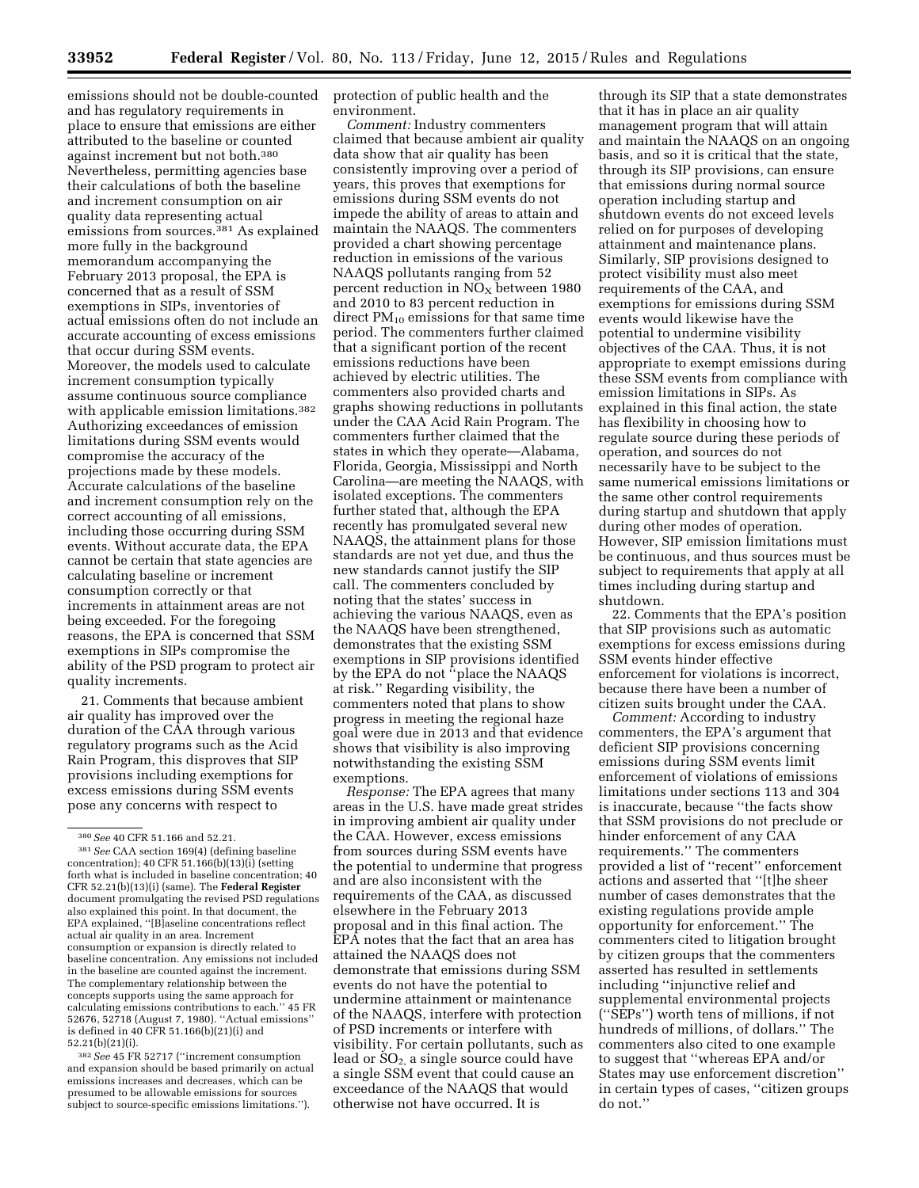emissions should not be double-counted and has regulatory requirements in place to ensure that emissions are either attributed to the baseline or counted against increment but not both.[380] Nevertheless, permitting agencies base their calculations of both the baseline and increment consumption on air quality data representing actual emissions from sources.[381] As explained more fully in the background memorandum accompanying the February 2013 proposal, the EPA is concerned that as a result of SSM exemptions in SIPs, inventories of actual emissions often do not include an accurate accounting of excess emissions that occur during SSM events. Moreover, the models used to calculate increment consumption typically assume continuous source compliance with applicable emission limitations.[382] Authorizing exceedances of emission limitations during SSM events would compromise the accuracy of the projections made by these models. Accurate calculations of the baseline and increment consumption rely on the correct accounting of all emissions, including those occurring during SSM events. Without accurate data, the EPA cannot be certain that state agencies are calculating baseline or increment consumption correctly or that increments in attainment areas are not being exceeded. For the foregoing reasons, the EPA is concerned that SSM exemptions in SIPs compromise the ability of the PSD program to protect air quality increments.

21. Comments that because ambient air quality has improved over the duration of the CAA through various regulatory programs such as the Acid Rain Program, this disproves that SIP provisions including exemptions for excess emissions during SSM events pose any concerns with respect to protection of public health and the environment.

*Comment:* Industry commenters claimed that because ambient air quality data show that air quality has been consistently improving over a period of years, this proves that exemptions for emissions during SSM events do not impede the ability of areas to attain and maintain the NAAQS. The commenters provided a chart showing percentage reduction in emissions of the various NAAQS pollutants ranging from 52 percent reduction in $NO_X$ between 1980 and 2010 to 83 percent reduction in direct $PM_{10}$ emissions for that same time period. The commenters further claimed that a significant portion of the recent emissions reductions have been achieved by electric utilities. The commenters also provided charts and graphs showing reductions in pollutants under the CAA Acid Rain Program. The commenters further claimed that the states in which they operate—Alabama, Florida, Georgia, Mississippi and North Carolina—are meeting the NAAQS, with isolated exceptions. The commenters further stated that, although the EPA recently has promulgated several new NAAQS, the attainment plans for those standards are not yet due, and thus the new standards cannot justify the SIP call. The commenters concluded by noting that the states' success in achieving the various NAAQS, even as the NAAQS have been strengthened, demonstrates that the existing SSM exemptions in SIP provisions identified by the EPA do not "place the NAAQS at risk." Regarding visibility, the commenters noted that plans to show progress in meeting the regional haze goal were due in 2013 and that evidence shows that visibility is also improving notwithstanding the existing SSM exemptions.

*Response:* The EPA agrees that many areas in the U.S. have made great strides in improving ambient air quality under the CAA. However, excess emissions from sources during SSM events have the potential to undermine that progress and are also inconsistent with the requirements of the CAA, as discussed elsewhere in the February 2013 proposal and in this final action. The EPA notes that the fact that an area has attained the NAAQS does not demonstrate that emissions during SSM events do not have the potential to undermine attainment or maintenance of the NAAQS, interfere with protection of PSD increments or interfere with visibility. For certain pollutants, such as lead or $SO_2$, a single source could have a single SSM event that could cause an exceedance of the NAAQS that would otherwise not have occurred. It is through its SIP that a state demonstrates that it has in place an air quality management program that will attain and maintain the NAAQS on an ongoing basis, and so it is critical that the state, through its SIP provisions, can ensure that emissions during normal source operation including startup and shutdown events do not exceed levels relied on for purposes of developing attainment and maintenance plans. Similarly, SIP provisions designed to protect visibility must also meet requirements of the CAA, and exemptions for emissions during SSM events would likewise have the potential to undermine visibility objectives of the CAA. Thus, it is not appropriate to exempt emissions during these SSM events from compliance with emission limitations in SIPs. As explained in this final action, the state has flexibility in choosing how to regulate source during these periods of operation, and sources do not necessarily have to be subject to the same numerical emissions limitations or the same other control requirements during startup and shutdown that apply during other modes of operation. However, SIP emission limitations must be continuous, and thus sources must be subject to requirements that apply at all times including during startup and shutdown.

22. Comments that the EPA's position that SIP provisions such as automatic exemptions for excess emissions during SSM events hinder effective enforcement for violations is incorrect, because there have been a number of citizen suits brought under the CAA.

*Comment:* According to industry commenters, the EPA's argument that deficient SIP provisions concerning emissions during SSM events limit enforcement of violations of emissions limitations under sections 113 and 304 is inaccurate, because "the facts show that SSM provisions do not preclude or hinder enforcement of any CAA requirements." The commenters provided a list of "recent" enforcement actions and asserted that "[t]he sheer number of cases demonstrates that the existing regulations provide ample opportunity for enforcement." The commenters cited to litigation brought by citizen groups that the commenters asserted has resulted in settlements including "injunctive relief and supplemental environmental projects ("SEPs") worth tens of millions, if not hundreds of millions, of dollars." The commenters also cited to one example to suggest that "whereas EPA and/or States may use enforcement discretion" in certain types of cases, "citizen groups do not."

[380] *See* 40 CFR 51.166 and 52.21.

[381] *See* CAA section 169(4) (defining baseline concentration); 40 CFR 51.166(b)(13)(i) (setting forth what is included in baseline concentration; 40 CFR 52.21(b)(13)(i) (same). The **Federal Register** document promulgating the revised PSD regulations also explained this point. In that document, the EPA explained, "[B]aseline concentrations reflect actual air quality in an area. Increment consumption or expansion is directly related to baseline concentration. Any emissions not included in the baseline are counted against the increment. The complementary relationship between the concepts supports using the same approach for calculating emissions contributions to each." 45 FR 52676, 52718 (August 7, 1980). "Actual emissions" is defined in 40 CFR 51.166(b)(21)(i) and 52.21(b)(21)(i).

[382] *See* 45 FR 52717 ("increment consumption and expansion should be based primarily on actual emissions increases and decreases, which can be presumed to be allowable emissions for sources subject to source-specific emissions limitations.").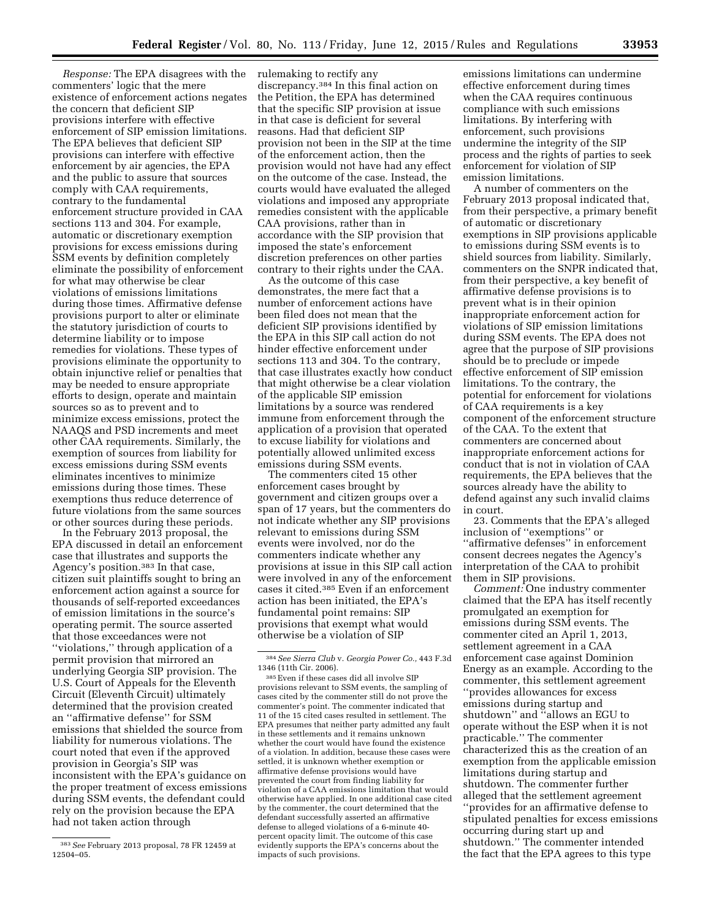*Response:* The EPA disagrees with the commenters' logic that the mere existence of enforcement actions negates the concern that deficient SIP provisions interfere with effective enforcement of SIP emission limitations. The EPA believes that deficient SIP provisions can interfere with effective enforcement by air agencies, the EPA and the public to assure that sources comply with CAA requirements, contrary to the fundamental enforcement structure provided in CAA sections 113 and 304. For example, automatic or discretionary exemption provisions for excess emissions during SSM events by definition completely eliminate the possibility of enforcement for what may otherwise be clear violations of emissions limitations during those times. Affirmative defense provisions purport to alter or eliminate the statutory jurisdiction of courts to determine liability or to impose remedies for violations. These types of provisions eliminate the opportunity to obtain injunctive relief or penalties that may be needed to ensure appropriate efforts to design, operate and maintain sources so as to prevent and to minimize excess emissions, protect the NAAQS and PSD increments and meet other CAA requirements. Similarly, the exemption of sources from liability for excess emissions during SSM events eliminates incentives to minimize emissions during those times. These exemptions thus reduce deterrence of future violations from the same sources or other sources during these periods.

In the February 2013 proposal, the EPA discussed in detail an enforcement case that illustrates and supports the Agency's position.[383] In that case, citizen suit plaintiffs sought to bring an enforcement action against a source for thousands of self-reported exceedances of emission limitations in the source's operating permit. The source asserted that those exceedances were not ''violations,'' through application of a permit provision that mirrored an underlying Georgia SIP provision. The U.S. Court of Appeals for the Eleventh Circuit (Eleventh Circuit) ultimately determined that the provision created an ''affirmative defense'' for SSM emissions that shielded the source from liability for numerous violations. The court noted that even if the approved provision in Georgia's SIP was inconsistent with the EPA's guidance on the proper treatment of excess emissions during SSM events, the defendant could rely on the provision because the EPA had not taken action through rulemaking to rectify any discrepancy.[384] In this final action on the Petition, the EPA has determined that the specific SIP provision at issue in that case is deficient for several reasons. Had that deficient SIP provision not been in the SIP at the time of the enforcement action, then the provision would not have had any effect on the outcome of the case. Instead, the courts would have evaluated the alleged violations and imposed any appropriate remedies consistent with the applicable CAA provisions, rather than in accordance with the SIP provision that imposed the state's enforcement discretion preferences on other parties contrary to their rights under the CAA.

As the outcome of this case demonstrates, the mere fact that a number of enforcement actions have been filed does not mean that the deficient SIP provisions identified by the EPA in this SIP call action do not hinder effective enforcement under sections 113 and 304. To the contrary, that case illustrates exactly how conduct that might otherwise be a clear violation of the applicable SIP emission limitations by a source was rendered immune from enforcement through the application of a provision that operated to excuse liability for violations and potentially allowed unlimited excess emissions during SSM events.

The commenters cited 15 other enforcement cases brought by government and citizen groups over a span of 17 years, but the commenters do not indicate whether any SIP provisions relevant to emissions during SSM events were involved, nor do the commenters indicate whether any provisions at issue in this SIP call action were involved in any of the enforcement cases it cited.[385] Even if an enforcement action has been initiated, the EPA's fundamental point remains: SIP provisions that exempt what would otherwise be a violation of SIP emissions limitations can undermine effective enforcement during times when the CAA requires continuous compliance with such emissions limitations. By interfering with enforcement, such provisions undermine the integrity of the SIP process and the rights of parties to seek enforcement for violation of SIP emission limitations.

A number of commenters on the February 2013 proposal indicated that, from their perspective, a primary benefit of automatic or discretionary exemptions in SIP provisions applicable to emissions during SSM events is to shield sources from liability. Similarly, commenters on the SNPR indicated that, from their perspective, a key benefit of affirmative defense provisions is to prevent what is in their opinion inappropriate enforcement action for violations of SIP emission limitations during SSM events. The EPA does not agree that the purpose of SIP provisions should be to preclude or impede effective enforcement of SIP emission limitations. To the contrary, the potential for enforcement for violations of CAA requirements is a key component of the enforcement structure of the CAA. To the extent that commenters are concerned about inappropriate enforcement actions for conduct that is not in violation of CAA requirements, the EPA believes that the sources already have the ability to defend against any such invalid claims in court.

23. Comments that the EPA's alleged inclusion of ''exemptions'' or ''affirmative defenses'' in enforcement consent decrees negates the Agency's interpretation of the CAA to prohibit them in SIP provisions.

*Comment:* One industry commenter claimed that the EPA has itself recently promulgated an exemption for emissions during SSM events. The commenter cited an April 1, 2013, settlement agreement in a CAA enforcement case against Dominion Energy as an example. According to the commenter, this settlement agreement ''provides allowances for excess emissions during startup and shutdown'' and ''allows an EGU to operate without the ESP when it is not practicable.'' The commenter characterized this as the creation of an exemption from the applicable emission limitations during startup and shutdown. The commenter further alleged that the settlement agreement ''provides for an affirmative defense to stipulated penalties for excess emissions occurring during start up and shutdown.'' The commenter intended the fact that the EPA agrees to this type

---

[383] *See* February 2013 proposal, 78 FR 12459 at 12504–05.

[384] *See Sierra Club* v. *Georgia Power Co.*, 443 F.3d 1346 (11th Cir. 2006).

[385] Even if these cases did all involve SIP provisions relevant to SSM events, the sampling of cases cited by the commenter still do not prove the commenter's point. The commenter indicated that 11 of the 15 cited cases resulted in settlement. The EPA presumes that neither party admitted any fault in these settlements and it remains unknown whether the court would have found the existence of a violation. In addition, because these cases were settled, it is unknown whether exemption or affirmative defense provisions would have prevented the court from finding liability for violation of a CAA emissions limitation that would otherwise have applied. In one additional case cited by the commenter, the court determined that the defendant successfully asserted an affirmative defense to alleged violations of a 6-minute 40-percent opacity limit. The outcome of this case evidently supports the EPA's concerns about the impacts of such provisions.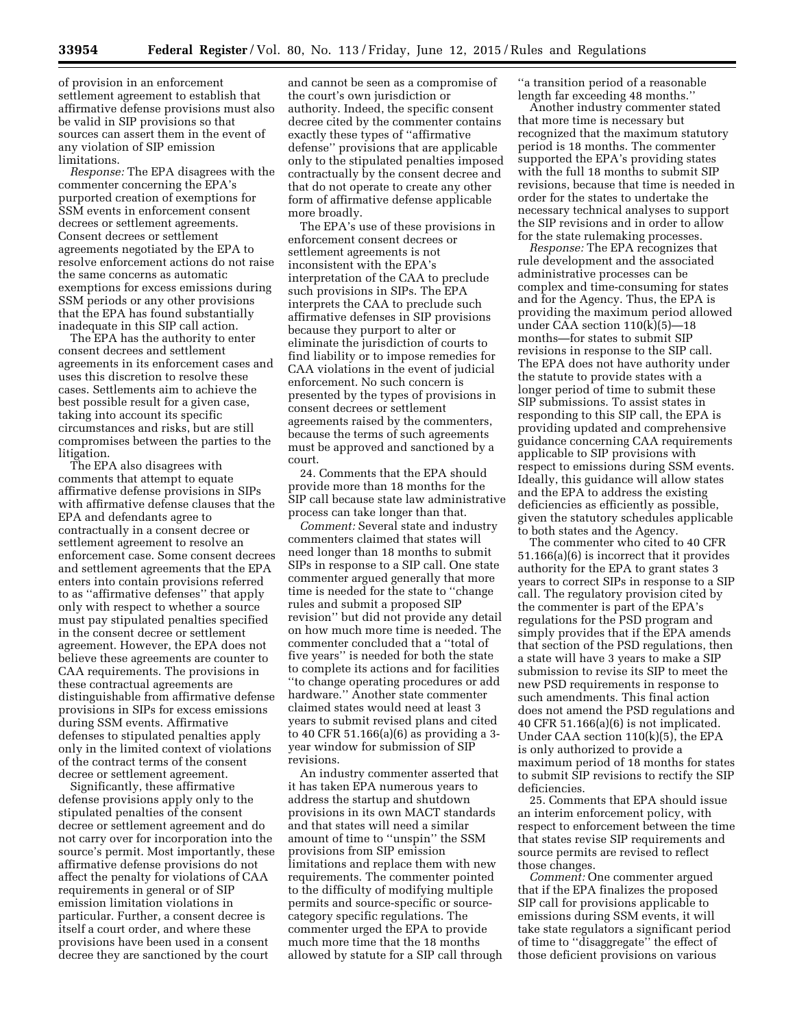of provision in an enforcement settlement agreement to establish that affirmative defense provisions must also be valid in SIP provisions so that sources can assert them in the event of any violation of SIP emission limitations.

*Response:* The EPA disagrees with the commenter concerning the EPA's purported creation of exemptions for SSM events in enforcement consent decrees or settlement agreements. Consent decrees or settlement agreements negotiated by the EPA to resolve enforcement actions do not raise the same concerns as automatic exemptions for excess emissions during SSM periods or any other provisions that the EPA has found substantially inadequate in this SIP call action.

The EPA has the authority to enter consent decrees and settlement agreements in its enforcement cases and uses this discretion to resolve these cases. Settlements aim to achieve the best possible result for a given case, taking into account its specific circumstances and risks, but are still compromises between the parties to the litigation.

The EPA also disagrees with comments that attempt to equate affirmative defense provisions in SIPs with affirmative defense clauses that the EPA and defendants agree to contractually in a consent decree or settlement agreement to resolve an enforcement case. Some consent decrees and settlement agreements that the EPA enters into contain provisions referred to as ''affirmative defenses'' that apply only with respect to whether a source must pay stipulated penalties specified in the consent decree or settlement agreement. However, the EPA does not believe these agreements are counter to CAA requirements. The provisions in these contractual agreements are distinguishable from affirmative defense provisions in SIPs for excess emissions during SSM events. Affirmative defenses to stipulated penalties apply only in the limited context of violations of the contract terms of the consent decree or settlement agreement.

Significantly, these affirmative defense provisions apply only to the stipulated penalties of the consent decree or settlement agreement and do not carry over for incorporation into the source's permit. Most importantly, these affirmative defense provisions do not affect the penalty for violations of CAA requirements in general or of SIP emission limitation violations in particular. Further, a consent decree is itself a court order, and where these provisions have been used in a consent decree they are sanctioned by the court and cannot be seen as a compromise of the court's own jurisdiction or authority. Indeed, the specific consent decree cited by the commenter contains exactly these types of ''affirmative defense'' provisions that are applicable only to the stipulated penalties imposed contractually by the consent decree and that do not operate to create any other form of affirmative defense applicable more broadly.

The EPA's use of these provisions in enforcement consent decrees or settlement agreements is not inconsistent with the EPA's interpretation of the CAA to preclude such provisions in SIPs. The EPA interprets the CAA to preclude such affirmative defenses in SIP provisions because they purport to alter or eliminate the jurisdiction of courts to find liability or to impose remedies for CAA violations in the event of judicial enforcement. No such concern is presented by the types of provisions in consent decrees or settlement agreements raised by the commenters, because the terms of such agreements must be approved and sanctioned by a court.

24. Comments that the EPA should provide more than 18 months for the SIP call because state law administrative process can take longer than that.

*Comment:* Several state and industry commenters claimed that states will need longer than 18 months to submit SIPs in response to a SIP call. One state commenter argued generally that more time is needed for the state to ''change rules and submit a proposed SIP revision'' but did not provide any detail on how much more time is needed. The commenter concluded that a ''total of five years'' is needed for both the state to complete its actions and for facilities ''to change operating procedures or add hardware.'' Another state commenter claimed states would need at least 3 years to submit revised plans and cited to 40 CFR 51.166(a)(6) as providing a 3-year window for submission of SIP revisions.

An industry commenter asserted that it has taken EPA numerous years to address the startup and shutdown provisions in its own MACT standards and that states will need a similar amount of time to ''unspin'' the SSM provisions from SIP emission limitations and replace them with new requirements. The commenter pointed to the difficulty of modifying multiple permits and source-specific or source-category specific regulations. The commenter urged the EPA to provide much more time that the 18 months allowed by statute for a SIP call through ''a transition period of a reasonable length far exceeding 48 months.''

Another industry commenter stated that more time is necessary but recognized that the maximum statutory period is 18 months. The commenter supported the EPA's providing states with the full 18 months to submit SIP revisions, because that time is needed in order for the states to undertake the necessary technical analyses to support the SIP revisions and in order to allow for the state rulemaking processes.

*Response:* The EPA recognizes that rule development and the associated administrative processes can be complex and time-consuming for states and for the Agency. Thus, the EPA is providing the maximum period allowed under CAA section 110(k)(5)—18 months—for states to submit SIP revisions in response to the SIP call. The EPA does not have authority under the statute to provide states with a longer period of time to submit these SIP submissions. To assist states in responding to this SIP call, the EPA is providing updated and comprehensive guidance concerning CAA requirements applicable to SIP provisions with respect to emissions during SSM events. Ideally, this guidance will allow states and the EPA to address the existing deficiencies as efficiently as possible, given the statutory schedules applicable to both states and the Agency.

The commenter who cited to 40 CFR 51.166(a)(6) is incorrect that it provides authority for the EPA to grant states 3 years to correct SIPs in response to a SIP call. The regulatory provision cited by the commenter is part of the EPA's regulations for the PSD program and simply provides that if the EPA amends that section of the PSD regulations, then a state will have 3 years to make a SIP submission to revise its SIP to meet the new PSD requirements in response to such amendments. This final action does not amend the PSD regulations and 40 CFR 51.166(a)(6) is not implicated. Under CAA section 110(k)(5), the EPA is only authorized to provide a maximum period of 18 months for states to submit SIP revisions to rectify the SIP deficiencies.

25. Comments that EPA should issue an interim enforcement policy, with respect to enforcement between the time that states revise SIP requirements and source permits are revised to reflect those changes.

*Comment:* One commenter argued that if the EPA finalizes the proposed SIP call for provisions applicable to emissions during SSM events, it will take state regulators a significant period of time to ''disaggregate'' the effect of those deficient provisions on various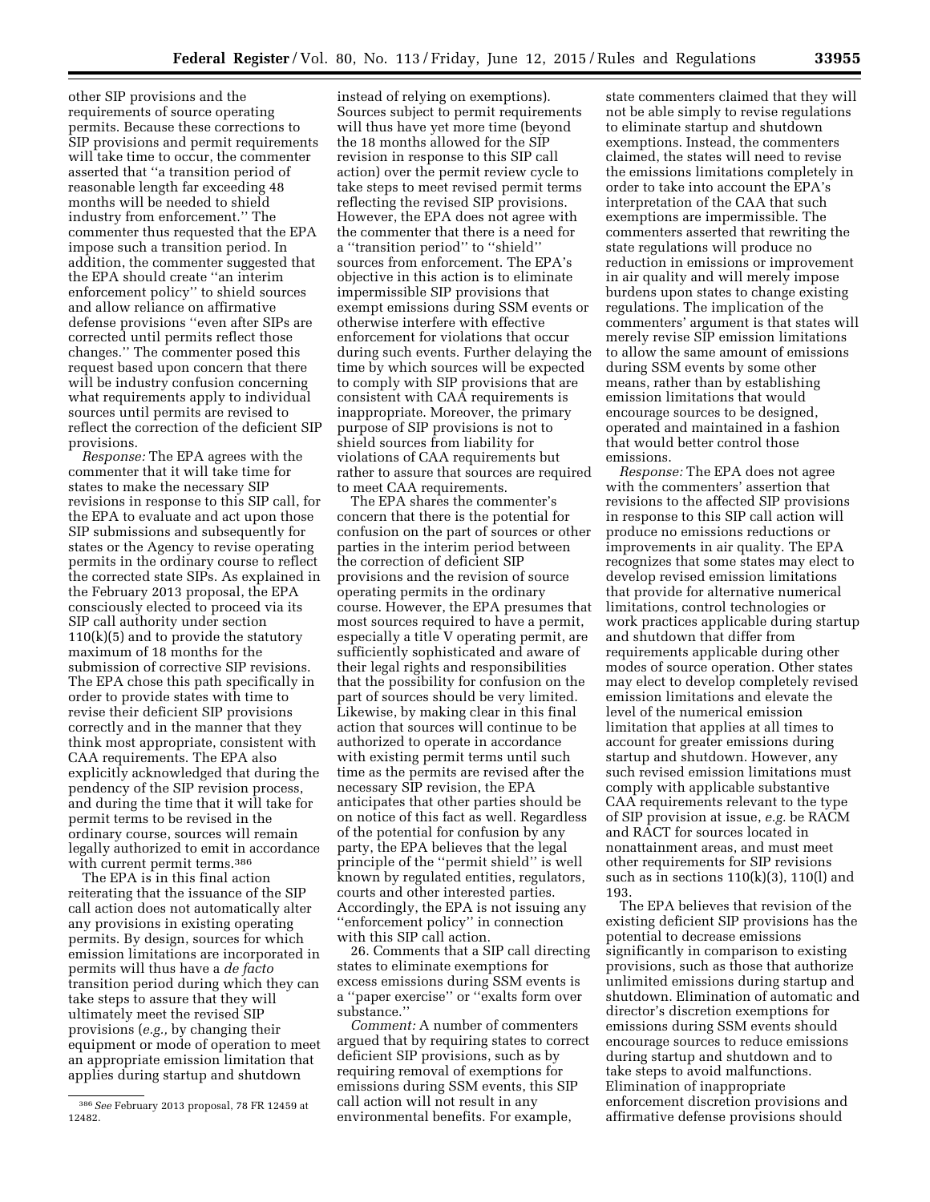other SIP provisions and the requirements of source operating permits. Because these corrections to SIP provisions and permit requirements will take time to occur, the commenter asserted that ''a transition period of reasonable length far exceeding 48 months will be needed to shield industry from enforcement.'' The commenter thus requested that the EPA impose such a transition period. In addition, the commenter suggested that the EPA should create ''an interim enforcement policy'' to shield sources and allow reliance on affirmative defense provisions ''even after SIPs are corrected until permits reflect those changes.'' The commenter posed this request based upon concern that there will be industry confusion concerning what requirements apply to individual sources until permits are revised to reflect the correction of the deficient SIP provisions.

*Response:* The EPA agrees with the commenter that it will take time for states to make the necessary SIP revisions in response to this SIP call, for the EPA to evaluate and act upon those SIP submissions and subsequently for states or the Agency to revise operating permits in the ordinary course to reflect the corrected state SIPs. As explained in the February 2013 proposal, the EPA consciously elected to proceed via its SIP call authority under section 110(k)(5) and to provide the statutory maximum of 18 months for the submission of corrective SIP revisions. The EPA chose this path specifically in order to provide states with time to revise their deficient SIP provisions correctly and in the manner that they think most appropriate, consistent with CAA requirements. The EPA also explicitly acknowledged that during the pendency of the SIP revision process, and during the time that it will take for permit terms to be revised in the ordinary course, sources will remain legally authorized to emit in accordance with current permit terms.[386]

The EPA is in this final action reiterating that the issuance of the SIP call action does not automatically alter any provisions in existing operating permits. By design, sources for which emission limitations are incorporated in permits will thus have a *de facto* transition period during which they can take steps to assure that they will ultimately meet the revised SIP provisions (*e.g.,* by changing their equipment or mode of operation to meet an appropriate emission limitation that applies during startup and shutdown instead of relying on exemptions). Sources subject to permit requirements will thus have yet more time (beyond the 18 months allowed for the SIP revision in response to this SIP call action) over the permit review cycle to take steps to meet revised permit terms reflecting the revised SIP provisions. However, the EPA does not agree with the commenter that there is a need for a ''transition period'' to ''shield'' sources from enforcement. The EPA's objective in this action is to eliminate impermissible SIP provisions that exempt emissions during SSM events or otherwise interfere with effective enforcement for violations that occur during such events. Further delaying the time by which sources will be expected to comply with SIP provisions that are consistent with CAA requirements is inappropriate. Moreover, the primary purpose of SIP provisions is not to shield sources from liability for violations of CAA requirements but rather to assure that sources are required to meet CAA requirements.

The EPA shares the commenter's concern that there is the potential for confusion on the part of sources or other parties in the interim period between the correction of deficient SIP provisions and the revision of source operating permits in the ordinary course. However, the EPA presumes that most sources required to have a permit, especially a title V operating permit, are sufficiently sophisticated and aware of their legal rights and responsibilities that the possibility for confusion on the part of sources should be very limited. Likewise, by making clear in this final action that sources will continue to be authorized to operate in accordance with existing permit terms until such time as the permits are revised after the necessary SIP revision, the EPA anticipates that other parties should be on notice of this fact as well. Regardless of the potential for confusion by any party, the EPA believes that the legal principle of the ''permit shield'' is well known by regulated entities, regulators, courts and other interested parties. Accordingly, the EPA is not issuing any ''enforcement policy'' in connection with this SIP call action.

26. Comments that a SIP call directing states to eliminate exemptions for excess emissions during SSM events is a ''paper exercise'' or ''exalts form over substance.''

*Comment:* A number of commenters argued that by requiring states to correct deficient SIP provisions, such as by requiring removal of exemptions for emissions during SSM events, this SIP call action will not result in any environmental benefits. For example, state commenters claimed that they will not be able simply to revise regulations to eliminate startup and shutdown exemptions. Instead, the commenters claimed, the states will need to revise the emissions limitations completely in order to take into account the EPA's interpretation of the CAA that such exemptions are impermissible. The commenters asserted that rewriting the state regulations will produce no reduction in emissions or improvement in air quality and will merely impose burdens upon states to change existing regulations. The implication of the commenters' argument is that states will merely revise SIP emission limitations to allow the same amount of emissions during SSM events by some other means, rather than by establishing emission limitations that would encourage sources to be designed, operated and maintained in a fashion that would better control those emissions.

*Response:* The EPA does not agree with the commenters' assertion that revisions to the affected SIP provisions in response to this SIP call action will produce no emissions reductions or improvements in air quality. The EPA recognizes that some states may elect to develop revised emission limitations that provide for alternative numerical limitations, control technologies or work practices applicable during startup and shutdown that differ from requirements applicable during other modes of source operation. Other states may elect to develop completely revised emission limitations and elevate the level of the numerical emission limitation that applies at all times to account for greater emissions during startup and shutdown. However, any such revised emission limitations must comply with applicable substantive CAA requirements relevant to the type of SIP provision at issue, *e.g.* be RACM and RACT for sources located in nonattainment areas, and must meet other requirements for SIP revisions such as in sections 110(k)(3), 110(l) and 193.

The EPA believes that revision of the existing deficient SIP provisions has the potential to decrease emissions significantly in comparison to existing provisions, such as those that authorize unlimited emissions during startup and shutdown. Elimination of automatic and director's discretion exemptions for emissions during SSM events should encourage sources to reduce emissions during startup and shutdown and to take steps to avoid malfunctions. Elimination of inappropriate enforcement discretion provisions and affirmative defense provisions should

[386] *See* February 2013 proposal, 78 FR 12459 at 12482.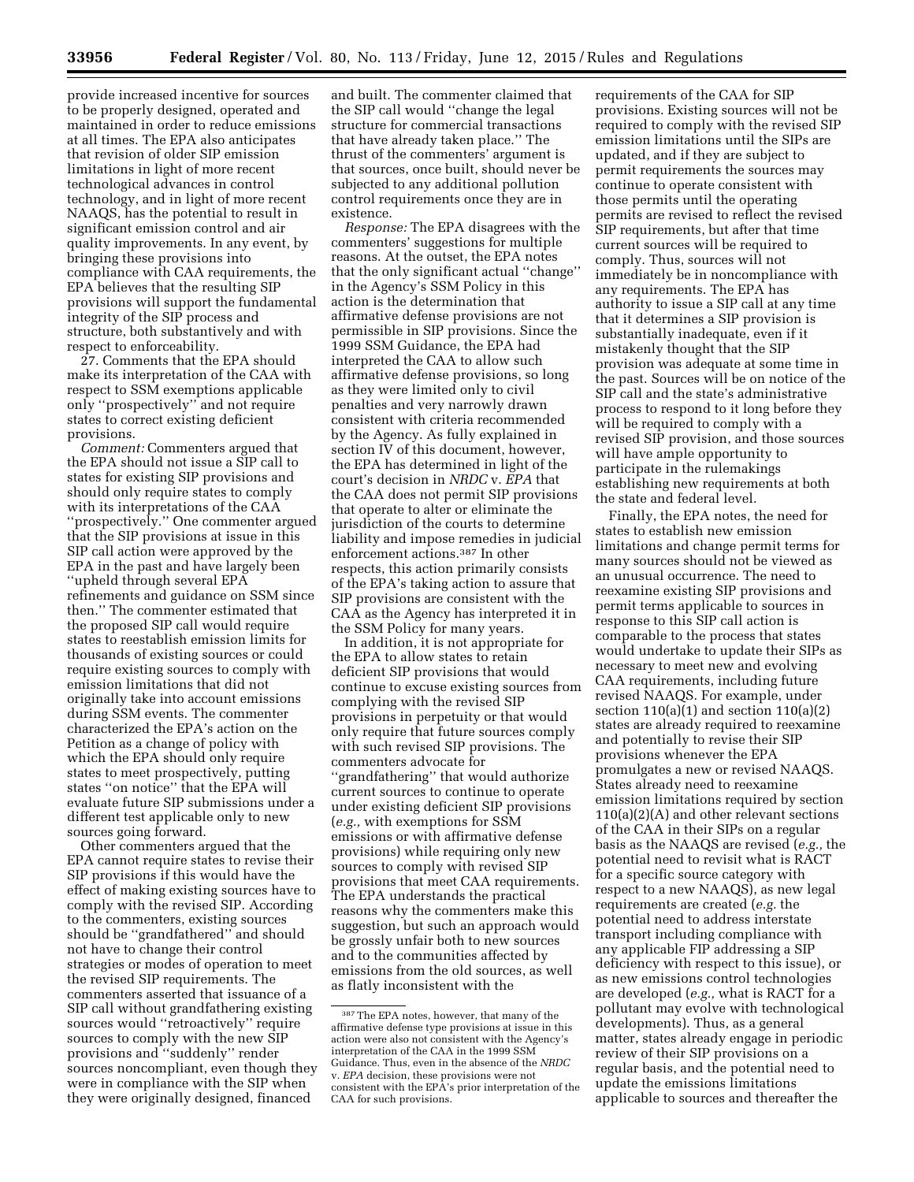provide increased incentive for sources to be properly designed, operated and maintained in order to reduce emissions at all times. The EPA also anticipates that revision of older SIP emission limitations in light of more recent technological advances in control technology, and in light of more recent NAAQS, has the potential to result in significant emission control and air quality improvements. In any event, by bringing these provisions into compliance with CAA requirements, the EPA believes that the resulting SIP provisions will support the fundamental integrity of the SIP process and structure, both substantively and with respect to enforceability.

27. Comments that the EPA should make its interpretation of the CAA with respect to SSM exemptions applicable only ''prospectively'' and not require states to correct existing deficient provisions.

*Comment:* Commenters argued that the EPA should not issue a SIP call to states for existing SIP provisions and should only require states to comply with its interpretations of the CAA ''prospectively.'' One commenter argued that the SIP provisions at issue in this SIP call action were approved by the EPA in the past and have largely been ''upheld through several EPA refinements and guidance on SSM since then.'' The commenter estimated that the proposed SIP call would require states to reestablish emission limits for thousands of existing sources or could require existing sources to comply with emission limitations that did not originally take into account emissions during SSM events. The commenter characterized the EPA's action on the Petition as a change of policy with which the EPA should only require states to meet prospectively, putting states ''on notice'' that the EPA will evaluate future SIP submissions under a different test applicable only to new sources going forward.

Other commenters argued that the EPA cannot require states to revise their SIP provisions if this would have the effect of making existing sources have to comply with the revised SIP. According to the commenters, existing sources should be ''grandfathered'' and should not have to change their control strategies or modes of operation to meet the revised SIP requirements. The commenters asserted that issuance of a SIP call without grandfathering existing sources would ''retroactively'' require sources to comply with the new SIP provisions and ''suddenly'' render sources noncompliant, even though they were in compliance with the SIP when they were originally designed, financed and built. The commenter claimed that the SIP call would ''change the legal structure for commercial transactions that have already taken place.'' The thrust of the commenters' argument is that sources, once built, should never be subjected to any additional pollution control requirements once they are in existence.

*Response:* The EPA disagrees with the commenters' suggestions for multiple reasons. At the outset, the EPA notes that the only significant actual ''change'' in the Agency's SSM Policy in this action is the determination that affirmative defense provisions are not permissible in SIP provisions. Since the 1999 SSM Guidance, the EPA had interpreted the CAA to allow such affirmative defense provisions, so long as they were limited only to civil penalties and very narrowly drawn consistent with criteria recommended by the Agency. As fully explained in section IV of this document, however, the EPA has determined in light of the court's decision in *NRDC* v. *EPA* that the CAA does not permit SIP provisions that operate to alter or eliminate the jurisdiction of the courts to determine liability and impose remedies in judicial enforcement actions.[387] In other respects, this action primarily consists of the EPA's taking action to assure that SIP provisions are consistent with the CAA as the Agency has interpreted it in the SSM Policy for many years.

In addition, it is not appropriate for the EPA to allow states to retain deficient SIP provisions that would continue to excuse existing sources from complying with the revised SIP provisions in perpetuity or that would only require that future sources comply with such revised SIP provisions. The commenters advocate for ''grandfathering'' that would authorize current sources to continue to operate under existing deficient SIP provisions (*e.g.,* with exemptions for SSM emissions or with affirmative defense provisions) while requiring only new sources to comply with revised SIP provisions that meet CAA requirements. The EPA understands the practical reasons why the commenters make this suggestion, but such an approach would be grossly unfair both to new sources and to the communities affected by emissions from the old sources, as well as flatly inconsistent with the requirements of the CAA for SIP provisions. Existing sources will not be required to comply with the revised SIP emission limitations until the SIPs are updated, and if they are subject to permit requirements the sources may continue to operate consistent with those permits until the operating permits are revised to reflect the revised SIP requirements, but after that time current sources will be required to comply. Thus, sources will not immediately be in noncompliance with any requirements. The EPA has authority to issue a SIP call at any time that it determines a SIP provision is substantially inadequate, even if it mistakenly thought that the SIP provision was adequate at some time in the past. Sources will be on notice of the SIP call and the state's administrative process to respond to it long before they will be required to comply with a revised SIP provision, and those sources will have ample opportunity to participate in the rulemakings establishing new requirements at both the state and federal level.

Finally, the EPA notes, the need for states to establish new emission limitations and change permit terms for many sources should not be viewed as an unusual occurrence. The need to reexamine existing SIP provisions and permit terms applicable to sources in response to this SIP call action is comparable to the process that states would undertake to update their SIPs as necessary to meet new and evolving CAA requirements, including future revised NAAQS. For example, under section 110(a)(1) and section 110(a)(2) states are already required to reexamine and potentially to revise their SIP provisions whenever the EPA promulgates a new or revised NAAQS. States already need to reexamine emission limitations required by section 110(a)(2)(A) and other relevant sections of the CAA in their SIPs on a regular basis as the NAAQS are revised (*e.g.,* the potential need to revisit what is RACT for a specific source category with respect to a new NAAQS), as new legal requirements are created (*e.g.* the potential need to address interstate transport including compliance with any applicable FIP addressing a SIP deficiency with respect to this issue), or as new emissions control technologies are developed (*e.g.,* what is RACT for a pollutant may evolve with technological developments). Thus, as a general matter, states already engage in periodic review of their SIP provisions on a regular basis, and the potential need to update the emissions limitations applicable to sources and thereafter the

---

[387] The EPA notes, however, that many of the affirmative defense type provisions at issue in this action were also not consistent with the Agency's interpretation of the CAA in the 1999 SSM Guidance. Thus, even in the absence of the *NRDC* v. *EPA* decision, these provisions were not consistent with the EPA's prior interpretation of the CAA for such provisions.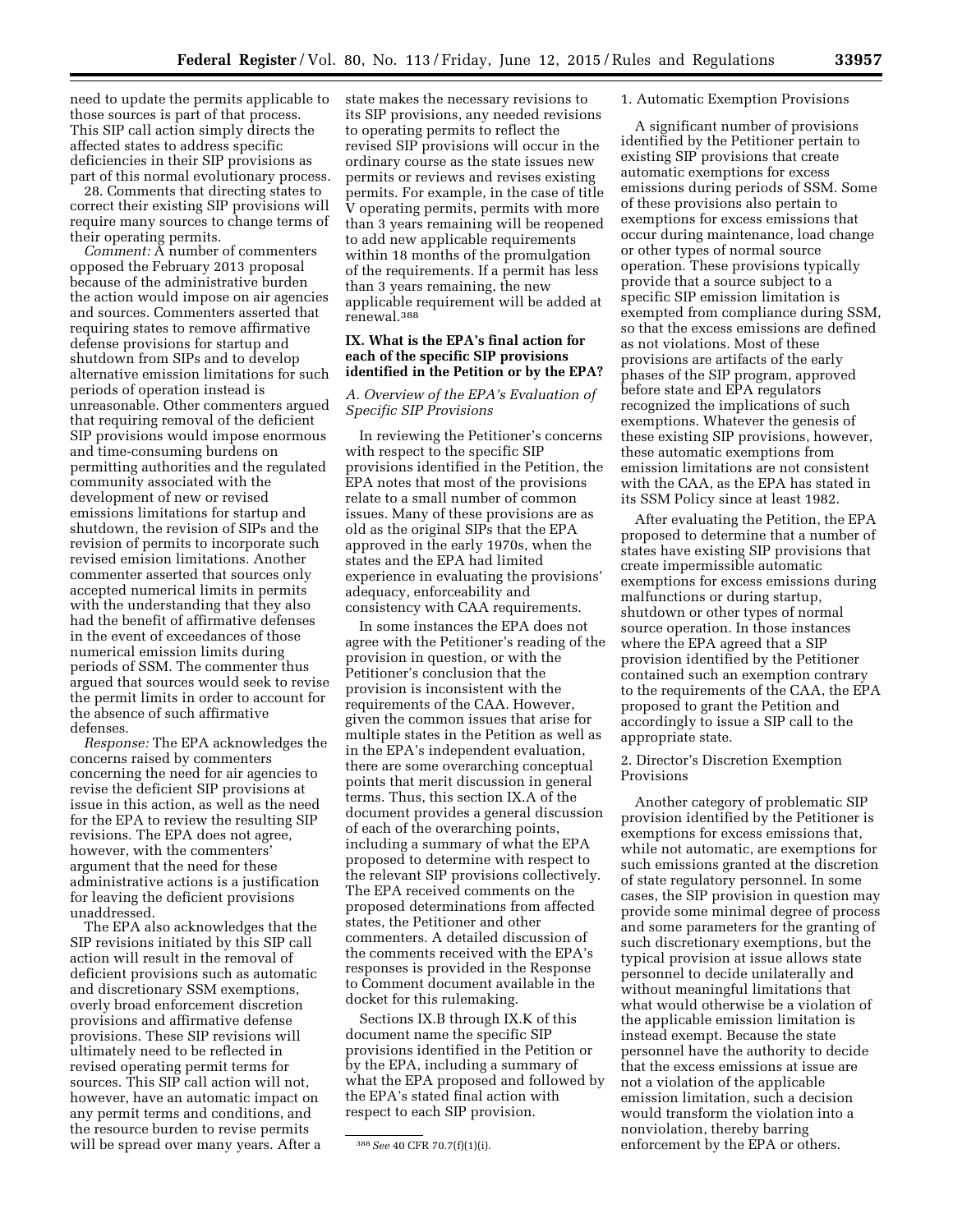need to update the permits applicable to those sources is part of that process. This SIP call action simply directs the affected states to address specific deficiencies in their SIP provisions as part of this normal evolutionary process.

28. Comments that directing states to correct their existing SIP provisions will require many sources to change terms of their operating permits.

*Comment:* A number of commenters opposed the February 2013 proposal because of the administrative burden the action would impose on air agencies and sources. Commenters asserted that requiring states to remove affirmative defense provisions for startup and shutdown from SIPs and to develop alternative emission limitations for such periods of operation instead is unreasonable. Other commenters argued that requiring removal of the deficient SIP provisions would impose enormous and time-consuming burdens on permitting authorities and the regulated community associated with the development of new or revised emissions limitations for startup and shutdown, the revision of SIPs and the revision of permits to incorporate such revised emision limitations. Another commenter asserted that sources only accepted numerical limits in permits with the understanding that they also had the benefit of affirmative defenses in the event of exceedances of those numerical emission limits during periods of SSM. The commenter thus argued that sources would seek to revise the permit limits in order to account for the absence of such affirmative defenses.

*Response:* The EPA acknowledges the concerns raised by commenters concerning the need for air agencies to revise the deficient SIP provisions at issue in this action, as well as the need for the EPA to review the resulting SIP revisions. The EPA does not agree, however, with the commenters' argument that the need for these administrative actions is a justification for leaving the deficient provisions unaddressed.

The EPA also acknowledges that the SIP revisions initiated by this SIP call action will result in the removal of deficient provisions such as automatic and discretionary SSM exemptions, overly broad enforcement discretion provisions and affirmative defense provisions. These SIP revisions will ultimately need to be reflected in revised operating permit terms for sources. This SIP call action will not, however, have an automatic impact on any permit terms and conditions, and the resource burden to revise permits will be spread over many years. After a state makes the necessary revisions to its SIP provisions, any needed revisions to operating permits to reflect the revised SIP provisions will occur in the ordinary course as the state issues new permits or reviews and revises existing permits. For example, in the case of title V operating permits, permits with more than 3 years remaining will be reopened to add new applicable requirements within 18 months of the promulgation of the requirements. If a permit has less than 3 years remaining, the new applicable requirement will be added at renewal.[388]

[388] *See* 40 CFR 70.7(f)(1)(i).

## IX. What is the EPA's final action for each of the specific SIP provisions identified in the Petition or by the EPA?

### *A. Overview of the EPA's Evaluation of Specific SIP Provisions*

In reviewing the Petitioner's concerns with respect to the specific SIP provisions identified in the Petition, the EPA notes that most of the provisions relate to a small number of common issues. Many of these provisions are as old as the original SIPs that the EPA approved in the early 1970s, when the states and the EPA had limited experience in evaluating the provisions' adequacy, enforceability and consistency with CAA requirements.

In some instances the EPA does not agree with the Petitioner's reading of the provision in question, or with the Petitioner's conclusion that the provision is inconsistent with the requirements of the CAA. However, given the common issues that arise for multiple states in the Petition as well as in the EPA's independent evaluation, there are some overarching conceptual points that merit discussion in general terms. Thus, this section IX.A of the document provides a general discussion of each of the overarching points, including a summary of what the EPA proposed to determine with respect to the relevant SIP provisions collectively. The EPA received comments on the proposed determinations from affected states, the Petitioner and other commenters. A detailed discussion of the comments received with the EPA's responses is provided in the Response to Comment document available in the docket for this rulemaking.

Sections IX.B through IX.K of this document name the specific SIP provisions identified in the Petition or by the EPA, including a summary of what the EPA proposed and followed by the EPA's stated final action with respect to each SIP provision.

#### 1. Automatic Exemption Provisions

A significant number of provisions identified by the Petitioner pertain to existing SIP provisions that create automatic exemptions for excess emissions during periods of SSM. Some of these provisions also pertain to exemptions for excess emissions that occur during maintenance, load change or other types of normal source operation. These provisions typically provide that a source subject to a specific SIP emission limitation is exempted from compliance during SSM, so that the excess emissions are defined as not violations. Most of these provisions are artifacts of the early phases of the SIP program, approved before state and EPA regulators recognized the implications of such exemptions. Whatever the genesis of these existing SIP provisions, however, these automatic exemptions from emission limitations are not consistent with the CAA, as the EPA has stated in its SSM Policy since at least 1982.

After evaluating the Petition, the EPA proposed to determine that a number of states have existing SIP provisions that create impermissible automatic exemptions for excess emissions during malfunctions or during startup, shutdown or other types of normal source operation. In those instances where the EPA agreed that a SIP provision identified by the Petitioner contained such an exemption contrary to the requirements of the CAA, the EPA proposed to grant the Petition and accordingly to issue a SIP call to the appropriate state.

#### 2. Director's Discretion Exemption Provisions

Another category of problematic SIP provision identified by the Petitioner is exemptions for excess emissions that, while not automatic, are exemptions for such emissions granted at the discretion of state regulatory personnel. In some cases, the SIP provision in question may provide some minimal degree of process and some parameters for the granting of such discretionary exemptions, but the typical provision at issue allows state personnel to decide unilaterally and without meaningful limitations that what would otherwise be a violation of the applicable emission limitation is instead exempt. Because the state personnel have the authority to decide that the excess emissions at issue are not a violation of the applicable emission limitation, such a decision would transform the violation into a nonviolation, thereby barring enforcement by the EPA or others.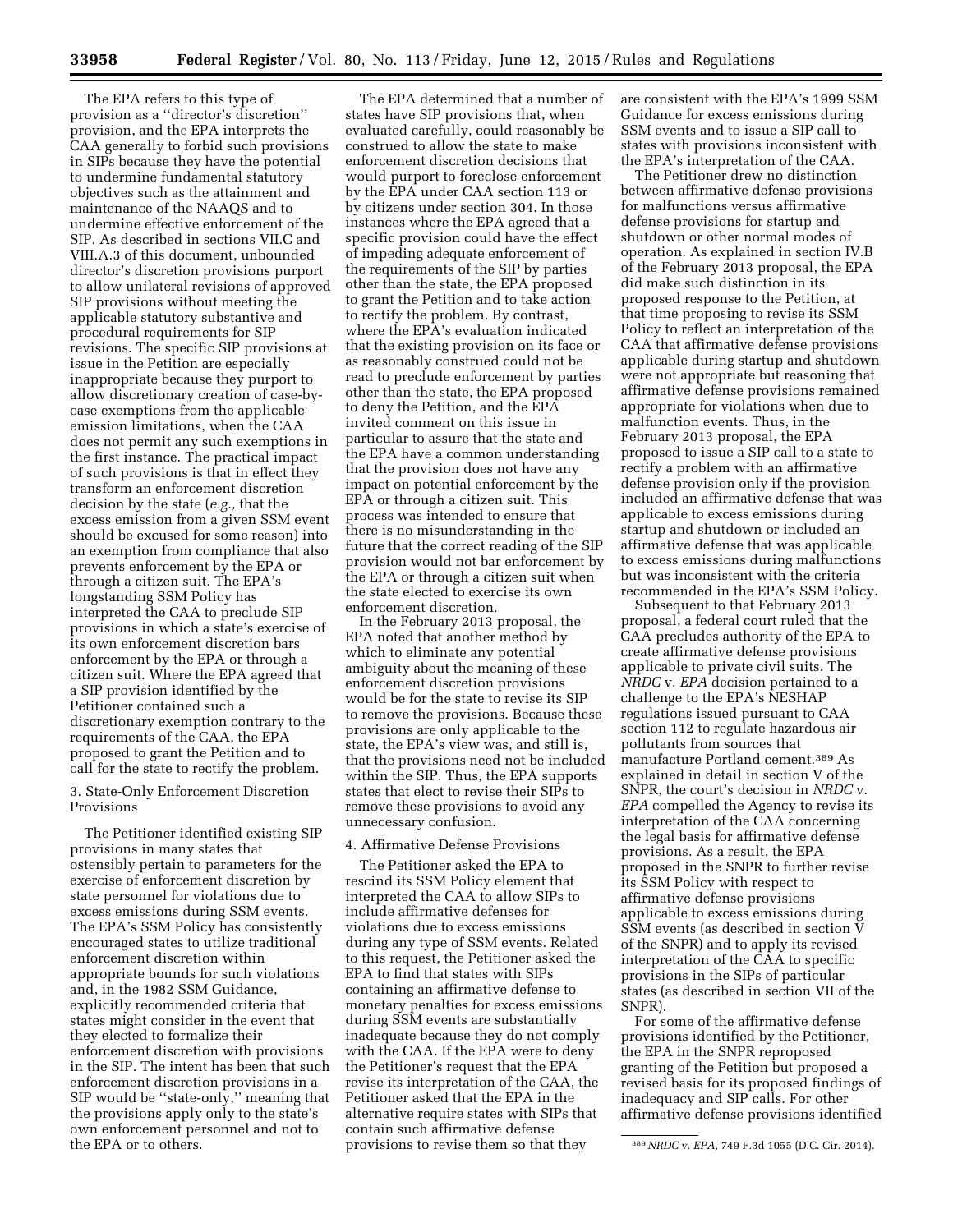The EPA refers to this type of provision as a ''director's discretion'' provision, and the EPA interprets the CAA generally to forbid such provisions in SIPs because they have the potential to undermine fundamental statutory objectives such as the attainment and maintenance of the NAAQS and to undermine effective enforcement of the SIP. As described in sections VII.C and VIII.A.3 of this document, unbounded director's discretion provisions purport to allow unilateral revisions of approved SIP provisions without meeting the applicable statutory substantive and procedural requirements for SIP revisions. The specific SIP provisions at issue in the Petition are especially inappropriate because they purport to allow discretionary creation of case-by-case exemptions from the applicable emission limitations, when the CAA does not permit any such exemptions in the first instance. The practical impact of such provisions is that in effect they transform an enforcement discretion decision by the state (*e.g.,* that the excess emission from a given SSM event should be excused for some reason) into an exemption from compliance that also prevents enforcement by the EPA or through a citizen suit. The EPA's longstanding SSM Policy has interpreted the CAA to preclude SIP provisions in which a state's exercise of its own enforcement discretion bars enforcement by the EPA or through a citizen suit. Where the EPA agreed that a SIP provision identified by the Petitioner contained such a discretionary exemption contrary to the requirements of the CAA, the EPA proposed to grant the Petition and to call for the state to rectify the problem.

3. State-Only Enforcement Discretion Provisions

The Petitioner identified existing SIP provisions in many states that ostensibly pertain to parameters for the exercise of enforcement discretion by state personnel for violations due to excess emissions during SSM events. The EPA's SSM Policy has consistently encouraged states to utilize traditional enforcement discretion within appropriate bounds for such violations and, in the 1982 SSM Guidance, explicitly recommended criteria that states might consider in the event that they elected to formalize their enforcement discretion with provisions in the SIP. The intent has been that such enforcement discretion provisions in a SIP would be ''state-only,'' meaning that the provisions apply only to the state's own enforcement personnel and not to the EPA or to others.

The EPA determined that a number of states have SIP provisions that, when evaluated carefully, could reasonably be construed to allow the state to make enforcement discretion decisions that would purport to foreclose enforcement by the EPA under CAA section 113 or by citizens under section 304. In those instances where the EPA agreed that a specific provision could have the effect of impeding adequate enforcement of the requirements of the SIP by parties other than the state, the EPA proposed to grant the Petition and to take action to rectify the problem. By contrast, where the EPA's evaluation indicated that the existing provision on its face or as reasonably construed could not be read to preclude enforcement by parties other than the state, the EPA proposed to deny the Petition, and the EPA invited comment on this issue in particular to assure that the state and the EPA have a common understanding that the provision does not have any impact on potential enforcement by the EPA or through a citizen suit. This process was intended to ensure that there is no misunderstanding in the future that the correct reading of the SIP provision would not bar enforcement by the EPA or through a citizen suit when the state elected to exercise its own enforcement discretion.

In the February 2013 proposal, the EPA noted that another method by which to eliminate any potential ambiguity about the meaning of these enforcement discretion provisions would be for the state to revise its SIP to remove the provisions. Because these provisions are only applicable to the state, the EPA's view was, and still is, that the provisions need not be included within the SIP. Thus, the EPA supports states that elect to revise their SIPs to remove these provisions to avoid any unnecessary confusion.

4. Affirmative Defense Provisions

The Petitioner asked the EPA to rescind its SSM Policy element that interpreted the CAA to allow SIPs to include affirmative defenses for violations due to excess emissions during any type of SSM events. Related to this request, the Petitioner asked the EPA to find that states with SIPs containing an affirmative defense to monetary penalties for excess emissions during SSM events are substantially inadequate because they do not comply with the CAA. If the EPA were to deny the Petitioner's request that the EPA revise its interpretation of the CAA, the Petitioner asked that the EPA in the alternative require states with SIPs that contain such affirmative defense provisions to revise them so that they are consistent with the EPA's 1999 SSM Guidance for excess emissions during SSM events and to issue a SIP call to states with provisions inconsistent with the EPA's interpretation of the CAA.

The Petitioner drew no distinction between affirmative defense provisions for malfunctions versus affirmative defense provisions for startup and shutdown or other normal modes of operation. As explained in section IV.B of the February 2013 proposal, the EPA did make such distinction in its proposed response to the Petition, at that time proposing to revise its SSM Policy to reflect an interpretation of the CAA that affirmative defense provisions applicable during startup and shutdown were not appropriate but reasoning that affirmative defense provisions remained appropriate for violations when due to malfunction events. Thus, in the February 2013 proposal, the EPA proposed to issue a SIP call to a state to rectify a problem with an affirmative defense provision only if the provision included an affirmative defense that was applicable to excess emissions during startup and shutdown or included an affirmative defense that was applicable to excess emissions during malfunctions but was inconsistent with the criteria recommended in the EPA's SSM Policy.

Subsequent to that February 2013 proposal, a federal court ruled that the CAA precludes authority of the EPA to create affirmative defense provisions applicable to private civil suits. The *NRDC* v. *EPA* decision pertained to a challenge to the EPA's NESHAP regulations issued pursuant to CAA section 112 to regulate hazardous air pollutants from sources that manufacture Portland cement.[389] As explained in detail in section V of the SNPR, the court's decision in *NRDC* v. *EPA* compelled the Agency to revise its interpretation of the CAA concerning the legal basis for affirmative defense provisions. As a result, the EPA proposed in the SNPR to further revise its SSM Policy with respect to affirmative defense provisions applicable to excess emissions during SSM events (as described in section V of the SNPR) and to apply its revised interpretation of the CAA to specific provisions in the SIPs of particular states (as described in section VII of the SNPR).

For some of the affirmative defense provisions identified by the Petitioner, the EPA in the SNPR reproposed granting of the Petition but proposed a revised basis for its proposed findings of inadequacy and SIP calls. For other affirmative defense provisions identified

[389] *NRDC* v. *EPA,* 749 F.3d 1055 (D.C. Cir. 2014).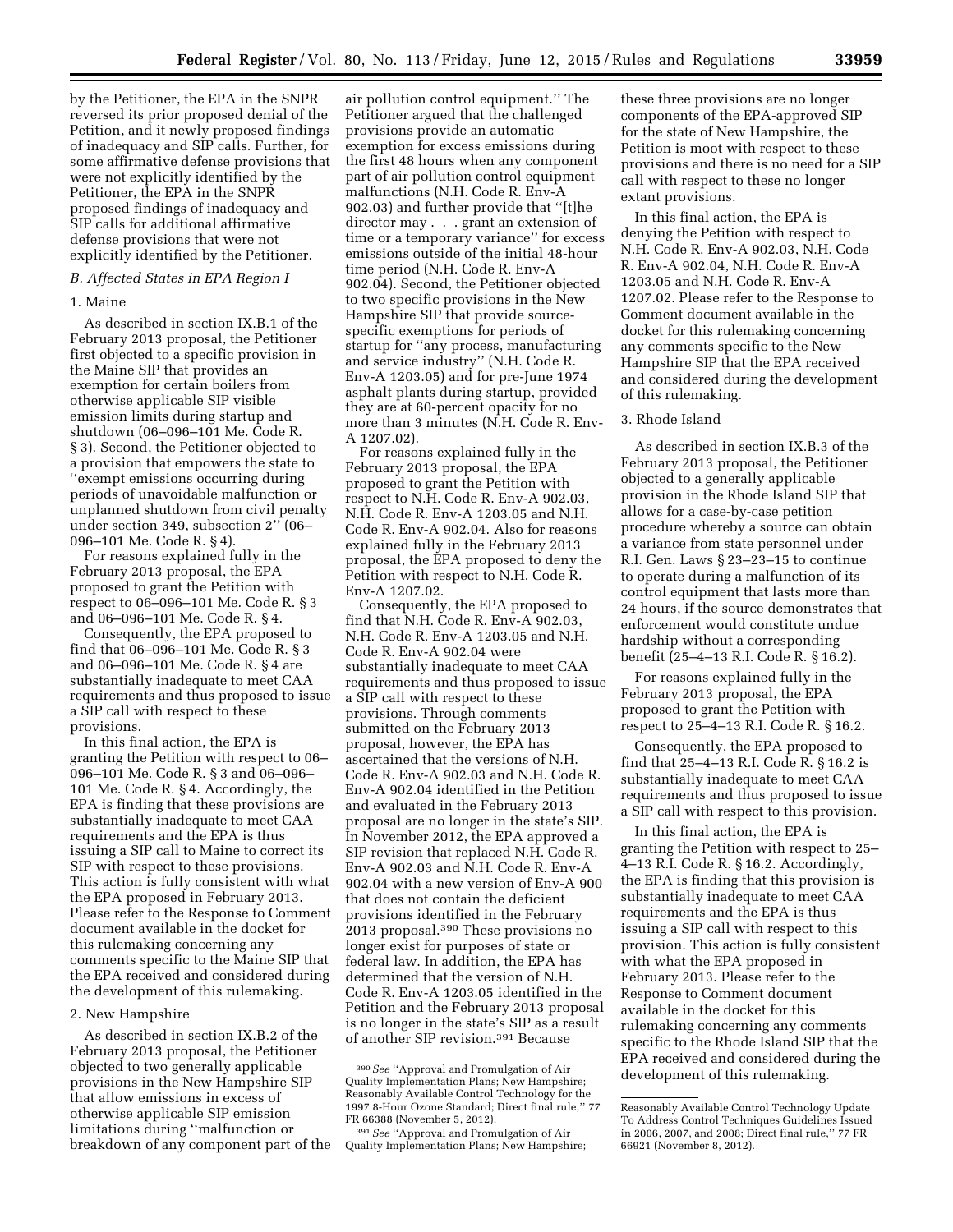by the Petitioner, the EPA in the SNPR reversed its prior proposed denial of the Petition, and it newly proposed findings of inadequacy and SIP calls. Further, for some affirmative defense provisions that were not explicitly identified by the Petitioner, the EPA in the SNPR proposed findings of inadequacy and SIP calls for additional affirmative defense provisions that were not explicitly identified by the Petitioner.

### *B. Affected States in EPA Region I*

#### 1. Maine

As described in section IX.B.1 of the February 2013 proposal, the Petitioner first objected to a specific provision in the Maine SIP that provides an exemption for certain boilers from otherwise applicable SIP visible emission limits during startup and shutdown (06–096–101 Me. Code R. § 3). Second, the Petitioner objected to a provision that empowers the state to ''exempt emissions occurring during periods of unavoidable malfunction or unplanned shutdown from civil penalty under section 349, subsection 2'' (06–096–101 Me. Code R. § 4).

For reasons explained fully in the February 2013 proposal, the EPA proposed to grant the Petition with respect to 06–096–101 Me. Code R. § 3 and 06–096–101 Me. Code R. § 4.

Consequently, the EPA proposed to find that 06–096–101 Me. Code R. § 3 and 06–096–101 Me. Code R. § 4 are substantially inadequate to meet CAA requirements and thus proposed to issue a SIP call with respect to these provisions.

In this final action, the EPA is granting the Petition with respect to 06–096–101 Me. Code R. § 3 and 06–096–101 Me. Code R. § 4. Accordingly, the EPA is finding that these provisions are substantially inadequate to meet CAA requirements and the EPA is thus issuing a SIP call to Maine to correct its SIP with respect to these provisions. This action is fully consistent with what the EPA proposed in February 2013. Please refer to the Response to Comment document available in the docket for this rulemaking concerning any comments specific to the Maine SIP that the EPA received and considered during the development of this rulemaking.

#### 2. New Hampshire

As described in section IX.B.2 of the February 2013 proposal, the Petitioner objected to two generally applicable provisions in the New Hampshire SIP that allow emissions in excess of otherwise applicable SIP emission limitations during ''malfunction or breakdown of any component part of the air pollution control equipment.'' The Petitioner argued that the challenged provisions provide an automatic exemption for excess emissions during the first 48 hours when any component part of air pollution control equipment malfunctions (N.H. Code R. Env-A 902.03) and further provide that ''[t]he director may . . . grant an extension of time or a temporary variance'' for excess emissions outside of the initial 48-hour time period (N.H. Code R. Env-A 902.04). Second, the Petitioner objected to two specific provisions in the New Hampshire SIP that provide source-specific exemptions for periods of startup for ''any process, manufacturing and service industry'' (N.H. Code R. Env-A 1203.05) and for pre-June 1974 asphalt plants during startup, provided they are at 60-percent opacity for no more than 3 minutes (N.H. Code R. Env-A 1207.02).

For reasons explained fully in the February 2013 proposal, the EPA proposed to grant the Petition with respect to N.H. Code R. Env-A 902.03, N.H. Code R. Env-A 1203.05 and N.H. Code R. Env-A 902.04. Also for reasons explained fully in the February 2013 proposal, the EPA proposed to deny the Petition with respect to N.H. Code R. Env-A 1207.02.

Consequently, the EPA proposed to find that N.H. Code R. Env-A 902.03, N.H. Code R. Env-A 1203.05 and N.H. Code R. Env-A 902.04 were substantially inadequate to meet CAA requirements and thus proposed to issue a SIP call with respect to these provisions. Through comments submitted on the February 2013 proposal, however, the EPA has ascertained that the versions of N.H. Code R. Env-A 902.03 and N.H. Code R. Env-A 902.04 identified in the Petition and evaluated in the February 2013 proposal are no longer in the state's SIP. In November 2012, the EPA approved a SIP revision that replaced N.H. Code R. Env-A 902.03 and N.H. Code R. Env-A 902.04 with a new version of Env-A 900 that does not contain the deficient provisions identified in the February 2013 proposal.[390] These provisions no longer exist for purposes of state or federal law. In addition, the EPA has determined that the version of N.H. Code R. Env-A 1203.05 identified in the Petition and the February 2013 proposal is no longer in the state's SIP as a result of another SIP revision.[391] Because these three provisions are no longer components of the EPA-approved SIP for the state of New Hampshire, the Petition is moot with respect to these provisions and there is no need for a SIP call with respect to these no longer extant provisions.

In this final action, the EPA is denying the Petition with respect to N.H. Code R. Env-A 902.03, N.H. Code R. Env-A 902.04, N.H. Code R. Env-A 1203.05 and N.H. Code R. Env-A 1207.02. Please refer to the Response to Comment document available in the docket for this rulemaking concerning any comments specific to the New Hampshire SIP that the EPA received and considered during the development of this rulemaking.

#### 3. Rhode Island

As described in section IX.B.3 of the February 2013 proposal, the Petitioner objected to a generally applicable provision in the Rhode Island SIP that allows for a case-by-case petition procedure whereby a source can obtain a variance from state personnel under R.I. Gen. Laws § 23–23–15 to continue to operate during a malfunction of its control equipment that lasts more than 24 hours, if the source demonstrates that enforcement would constitute undue hardship without a corresponding benefit (25–4–13 R.I. Code R. § 16.2).

For reasons explained fully in the February 2013 proposal, the EPA proposed to grant the Petition with respect to 25–4–13 R.I. Code R. § 16.2.

Consequently, the EPA proposed to find that 25–4–13 R.I. Code R. § 16.2 is substantially inadequate to meet CAA requirements and thus proposed to issue a SIP call with respect to this provision.

In this final action, the EPA is granting the Petition with respect to 25–4–13 R.I. Code R. § 16.2. Accordingly, the EPA is finding that this provision is substantially inadequate to meet CAA requirements and the EPA is thus issuing a SIP call with respect to this provision. This action is fully consistent with what the EPA proposed in February 2013. Please refer to the Response to Comment document available in the docket for this rulemaking concerning any comments specific to the Rhode Island SIP that the EPA received and considered during the development of this rulemaking.

---

[390] *See* ''Approval and Promulgation of Air Quality Implementation Plans; New Hampshire; Reasonably Available Control Technology for the 1997 8-Hour Ozone Standard; Direct final rule,'' 77 FR 66388 (November 5, 2012).

[391] *See* ''Approval and Promulgation of Air Quality Implementation Plans; New Hampshire; Reasonably Available Control Technology Update To Address Control Techniques Guidelines Issued in 2006, 2007, and 2008; Direct final rule,'' 77 FR 66921 (November 8, 2012).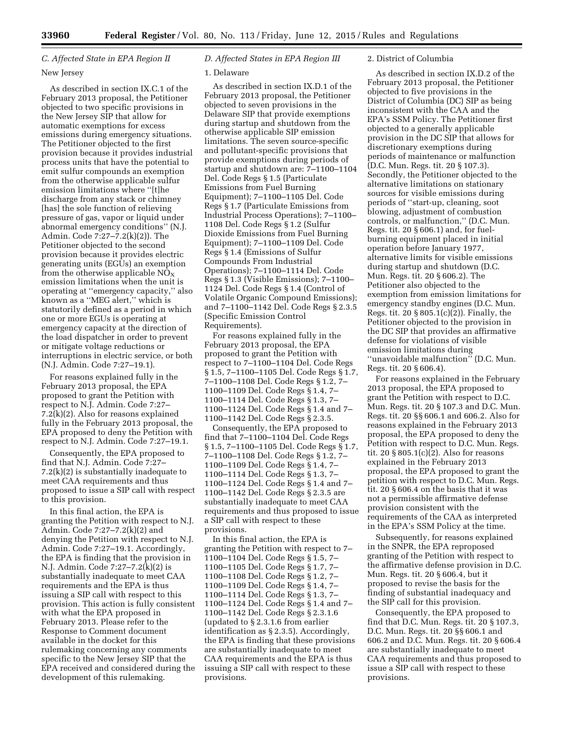### C. Affected State in EPA Region II

New Jersey

As described in section IX.C.1 of the February 2013 proposal, the Petitioner objected to two specific provisions in the New Jersey SIP that allow for automatic exemptions for excess emissions during emergency situations. The Petitioner objected to the first provision because it provides industrial process units that have the potential to emit sulfur compounds an exemption from the otherwise applicable sulfur emission limitations where ''[t]he discharge from any stack or chimney [has] the sole function of relieving pressure of gas, vapor or liquid under abnormal emergency conditions'' (N.J. Admin. Code 7:27–7.2(k)(2)). The Petitioner objected to the second provision because it provides electric generating units (EGUs) an exemption from the otherwise applicable $NO_X$ emission limitations when the unit is operating at ''emergency capacity,'' also known as a ''MEG alert,'' which is statutorily defined as a period in which one or more EGUs is operating at emergency capacity at the direction of the load dispatcher in order to prevent or mitigate voltage reductions or interruptions in electric service, or both (N.J. Admin. Code 7:27–19.1).

For reasons explained fully in the February 2013 proposal, the EPA proposed to grant the Petition with respect to N.J. Admin. Code 7:27–7.2(k)(2). Also for reasons explained fully in the February 2013 proposal, the EPA proposed to deny the Petition with respect to N.J. Admin. Code 7:27–19.1.

Consequently, the EPA proposed to find that N.J. Admin. Code 7:27–7.2(k)(2) is substantially inadequate to meet CAA requirements and thus proposed to issue a SIP call with respect to this provision.

In this final action, the EPA is granting the Petition with respect to N.J. Admin. Code 7:27–7.2(k)(2) and denying the Petition with respect to N.J. Admin. Code 7:27–19.1. Accordingly, the EPA is finding that the provision in N.J. Admin. Code 7:27–7.2(k)(2) is substantially inadequate to meet CAA requirements and the EPA is thus issuing a SIP call with respect to this provision. This action is fully consistent with what the EPA proposed in February 2013. Please refer to the Response to Comment document available in the docket for this rulemaking concerning any comments specific to the New Jersey SIP that the EPA received and considered during the development of this rulemaking.

### D. Affected States in EPA Region III

1. Delaware

As described in section IX.D.1 of the February 2013 proposal, the Petitioner objected to seven provisions in the Delaware SIP that provide exemptions during startup and shutdown from the otherwise applicable SIP emission limitations. The seven source-specific and pollutant-specific provisions that provide exemptions during periods of startup and shutdown are: 7–1100–1104 Del. Code Regs § 1.5 (Particulate Emissions from Fuel Burning Equipment); 7–1100–1105 Del. Code Regs § 1.7 (Particulate Emissions from Industrial Process Operations); 7–1100–1108 Del. Code Regs § 1.2 (Sulfur Dioxide Emissions from Fuel Burning Equipment); 7–1100–1109 Del. Code Regs § 1.4 (Emissions of Sulfur Compounds From Industrial Operations); 7–1100–1114 Del. Code Regs § 1.3 (Visible Emissions); 7–1100–1124 Del. Code Regs § 1.4 (Control of Volatile Organic Compound Emissions); and 7–1100–1142 Del. Code Regs § 2.3.5 (Specific Emission Control Requirements).

For reasons explained fully in the February 2013 proposal, the EPA proposed to grant the Petition with respect to 7–1100–1104 Del. Code Regs § 1.5, 7–1100–1105 Del. Code Regs § 1.7, 7–1100–1108 Del. Code Regs § 1.2, 7–1100–1109 Del. Code Regs § 1.4, 7–1100–1114 Del. Code Regs § 1.3, 7–1100–1124 Del. Code Regs § 1.4 and 7–1100–1142 Del. Code Regs § 2.3.5.

Consequently, the EPA proposed to find that 7–1100–1104 Del. Code Regs § 1.5, 7–1100–1105 Del. Code Regs § 1.7, 7–1100–1108 Del. Code Regs § 1.2, 7–1100–1109 Del. Code Regs § 1.4, 7–1100–1114 Del. Code Regs § 1.3, 7–1100–1124 Del. Code Regs § 1.4 and 7–1100–1142 Del. Code Regs § 2.3.5 are substantially inadequate to meet CAA requirements and thus proposed to issue a SIP call with respect to these provisions.

In this final action, the EPA is granting the Petition with respect to 7–1100–1104 Del. Code Regs § 1.5, 7–1100–1105 Del. Code Regs § 1.7, 7–1100–1108 Del. Code Regs § 1.2, 7–1100–1109 Del. Code Regs § 1.4, 7–1100–1114 Del. Code Regs § 1.3, 7–1100–1124 Del. Code Regs § 1.4 and 7–1100–1142 Del. Code Regs § 2.3.1.6 (updated to § 2.3.1.6 from earlier identification as § 2.3.5). Accordingly, the EPA is finding that these provisions are substantially inadequate to meet CAA requirements and the EPA is thus issuing a SIP call with respect to these provisions.

2. District of Columbia

As described in section IX.D.2 of the February 2013 proposal, the Petitioner objected to five provisions in the District of Columbia (DC) SIP as being inconsistent with the CAA and the EPA's SSM Policy. The Petitioner first objected to a generally applicable provision in the DC SIP that allows for discretionary exemptions during periods of maintenance or malfunction (D.C. Mun. Regs. tit. 20 § 107.3). Secondly, the Petitioner objected to the alternative limitations on stationary sources for visible emissions during periods of ''start-up, cleaning, soot blowing, adjustment of combustion controls, or malfunction,'' (D.C. Mun. Regs. tit. 20 § 606.1) and, for fuel-burning equipment placed in initial operation before January 1977, alternative limits for visible emissions during startup and shutdown (D.C. Mun. Regs. tit. 20 § 606.2). The Petitioner also objected to the exemption from emission limitations for emergency standby engines (D.C. Mun. Regs. tit. 20 § 805.1(c)(2)). Finally, the Petitioner objected to the provision in the DC SIP that provides an affirmative defense for violations of visible emission limitations during ''unavoidable malfunction'' (D.C. Mun. Regs. tit. 20 § 606.4).

For reasons explained in the February 2013 proposal, the EPA proposed to grant the Petition with respect to D.C. Mun. Regs. tit. 20 § 107.3 and D.C. Mun. Regs. tit. 20 §§ 606.1 and 606.2. Also for reasons explained in the February 2013 proposal, the EPA proposed to deny the Petition with respect to D.C. Mun. Regs. tit. 20 § 805.1(c)(2). Also for reasons explained in the February 2013 proposal, the EPA proposed to grant the petition with respect to D.C. Mun. Regs. tit. 20 § 606.4 on the basis that it was not a permissible affirmative defense provision consistent with the requirements of the CAA as interpreted in the EPA's SSM Policy at the time.

Subsequently, for reasons explained in the SNPR, the EPA reproposed granting of the Petition with respect to the affirmative defense provision in D.C. Mun. Regs. tit. 20 § 606.4, but it proposed to revise the basis for the finding of substantial inadequacy and the SIP call for this provision.

Consequently, the EPA proposed to find that D.C. Mun. Regs. tit. 20 § 107.3, D.C. Mun. Regs. tit. 20 §§ 606.1 and 606.2 and D.C. Mun. Regs. tit. 20 § 606.4 are substantially inadequate to meet CAA requirements and thus proposed to issue a SIP call with respect to these provisions.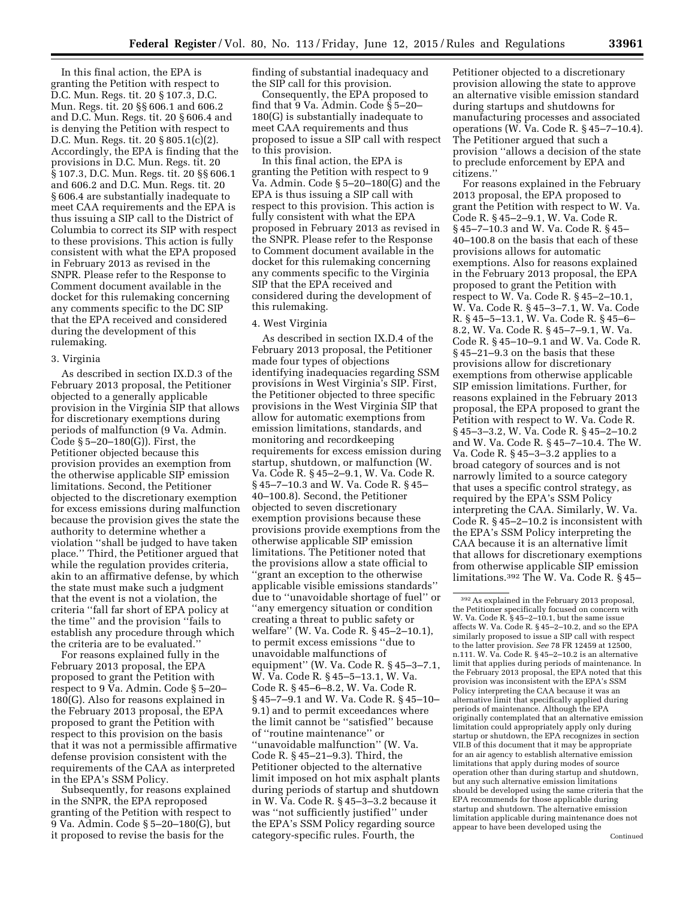In this final action, the EPA is granting the Petition with respect to D.C. Mun. Regs. tit. 20 § 107.3, D.C. Mun. Regs. tit. 20 §§ 606.1 and 606.2 and D.C. Mun. Regs. tit. 20 § 606.4 and is denying the Petition with respect to D.C. Mun. Regs. tit. 20 § 805.1(c)(2). Accordingly, the EPA is finding that the provisions in D.C. Mun. Regs. tit. 20 § 107.3, D.C. Mun. Regs. tit. 20 §§ 606.1 and 606.2 and D.C. Mun. Regs. tit. 20 § 606.4 are substantially inadequate to meet CAA requirements and the EPA is thus issuing a SIP call to the District of Columbia to correct its SIP with respect to these provisions. This action is fully consistent with what the EPA proposed in February 2013 as revised in the SNPR. Please refer to the Response to Comment document available in the docket for this rulemaking concerning any comments specific to the DC SIP that the EPA received and considered during the development of this rulemaking.

3. Virginia

As described in section IX.D.3 of the February 2013 proposal, the Petitioner objected to a generally applicable provision in the Virginia SIP that allows for discretionary exemptions during periods of malfunction (9 Va. Admin. Code § 5–20–180(G)). First, the Petitioner objected because this provision provides an exemption from the otherwise applicable SIP emission limitations. Second, the Petitioner objected to the discretionary exemption for excess emissions during malfunction because the provision gives the state the authority to determine whether a violation ''shall be judged to have taken place.'' Third, the Petitioner argued that while the regulation provides criteria, akin to an affirmative defense, by which the state must make such a judgment that the event is not a violation, the criteria ''fall far short of EPA policy at the time'' and the provision ''fails to establish any procedure through which the criteria are to be evaluated.''

For reasons explained fully in the February 2013 proposal, the EPA proposed to grant the Petition with respect to 9 Va. Admin. Code § 5–20–180(G). Also for reasons explained in the February 2013 proposal, the EPA proposed to grant the Petition with respect to this provision on the basis that it was not a permissible affirmative defense provision consistent with the requirements of the CAA as interpreted in the EPA's SSM Policy.

Subsequently, for reasons explained in the SNPR, the EPA reproposed granting of the Petition with respect to 9 Va. Admin. Code § 5–20–180(G), but it proposed to revise the basis for the finding of substantial inadequacy and the SIP call for this provision.

Consequently, the EPA proposed to find that 9 Va. Admin. Code § 5–20–180(G) is substantially inadequate to meet CAA requirements and thus proposed to issue a SIP call with respect to this provision.

In this final action, the EPA is granting the Petition with respect to 9 Va. Admin. Code § 5–20–180(G) and the EPA is thus issuing a SIP call with respect to this provision. This action is fully consistent with what the EPA proposed in February 2013 as revised in the SNPR. Please refer to the Response to Comment document available in the docket for this rulemaking concerning any comments specific to the Virginia SIP that the EPA received and considered during the development of this rulemaking.

4. West Virginia

As described in section IX.D.4 of the February 2013 proposal, the Petitioner made four types of objections identifying inadequacies regarding SSM provisions in West Virginia's SIP. First, the Petitioner objected to three specific provisions in the West Virginia SIP that allow for automatic exemptions from emission limitations, standards, and monitoring and recordkeeping requirements for excess emission during startup, shutdown, or malfunction (W. Va. Code R. § 45–2–9.1, W. Va. Code R. § 45–7–10.3 and W. Va. Code R. § 45–40–100.8). Second, the Petitioner objected to seven discretionary exemption provisions because these provisions provide exemptions from the otherwise applicable SIP emission limitations. The Petitioner noted that the provisions allow a state official to ''grant an exception to the otherwise applicable visible emissions standards'' due to ''unavoidable shortage of fuel'' or ''any emergency situation or condition creating a threat to public safety or welfare'' (W. Va. Code R. § 45–2–10.1), to permit excess emissions ''due to unavoidable malfunctions of equipment'' (W. Va. Code R. § 45–3–7.1, W. Va. Code R. § 45–5–13.1, W. Va. Code R. § 45–6–8.2, W. Va. Code R. § 45–7–9.1 and W. Va. Code R. § 45–10–9.1) and to permit exceedances where the limit cannot be ''satisfied'' because of ''routine maintenance'' or ''unavoidable malfunction'' (W. Va. Code R. § 45–21–9.3). Third, the Petitioner objected to the alternative limit imposed on hot mix asphalt plants during periods of startup and shutdown in W. Va. Code R. § 45–3–3.2 because it was ''not sufficiently justified'' under the EPA's SSM Policy regarding source category-specific rules. Fourth, the Petitioner objected to a discretionary provision allowing the state to approve an alternative visible emission standard during startups and shutdowns for manufacturing processes and associated operations (W. Va. Code R. § 45–7–10.4). The Petitioner argued that such a provision ''allows a decision of the state to preclude enforcement by EPA and citizens.''

For reasons explained in the February 2013 proposal, the EPA proposed to grant the Petition with respect to W. Va. Code R. § 45–2–9.1, W. Va. Code R. § 45–7–10.3 and W. Va. Code R. § 45–40–100.8 on the basis that each of these provisions allows for automatic exemptions. Also for reasons explained in the February 2013 proposal, the EPA proposed to grant the Petition with respect to W. Va. Code R. § 45–2–10.1, W. Va. Code R. § 45–3–7.1, W. Va. Code R. § 45–5–13.1, W. Va. Code R. § 45–6–8.2, W. Va. Code R. § 45–7–9.1, W. Va. Code R. § 45–10–9.1 and W. Va. Code R. § 45–21–9.3 on the basis that these provisions allow for discretionary exemptions from otherwise applicable SIP emission limitations. Further, for reasons explained in the February 2013 proposal, the EPA proposed to grant the Petition with respect to W. Va. Code R. § 45–3–3.2, W. Va. Code R. § 45–2–10.2 and W. Va. Code R. § 45–7–10.4. The W. Va. Code R. § 45–3–3.2 applies to a broad category of sources and is not narrowly limited to a source category that uses a specific control strategy, as required by the EPA's SSM Policy interpreting the CAA. Similarly, W. Va. Code R. § 45–2–10.2 is inconsistent with the EPA's SSM Policy interpreting the CAA because it is an alternative limit that allows for discretionary exemptions from otherwise applicable SIP emission limitations.[392] The W. Va. Code R. § 45–

[392] As explained in the February 2013 proposal, the Petitioner specifically focused on concern with W. Va. Code R. § 45–2–10.1, but the same issue affects W. Va. Code R. § 45–2–10.2, and so the EPA similarly proposed to issue a SIP call with respect to the latter provision. *See* 78 FR 12459 at 12500, n.111. W. Va. Code R. § 45–2–10.2 is an alternative limit that applies during periods of maintenance. In the February 2013 proposal, the EPA noted that this provision was inconsistent with the EPA's SSM Policy interpreting the CAA because it was an alternative limit that specifically applied during periods of maintenance. Although the EPA originally contemplated that an alternative emission limitation could appropriately apply only during startup or shutdown, the EPA recognizes in section VII.B of this document that it may be appropriate for an air agency to establish alternative emission limitations that apply during modes of source operation other than during startup and shutdown, but any such alternative emission limitations should be developed using the same criteria that the EPA recommends for those applicable during startup and shutdown. The alternative emission limitation applicable during maintenance does not appear to have been developed using the

Continued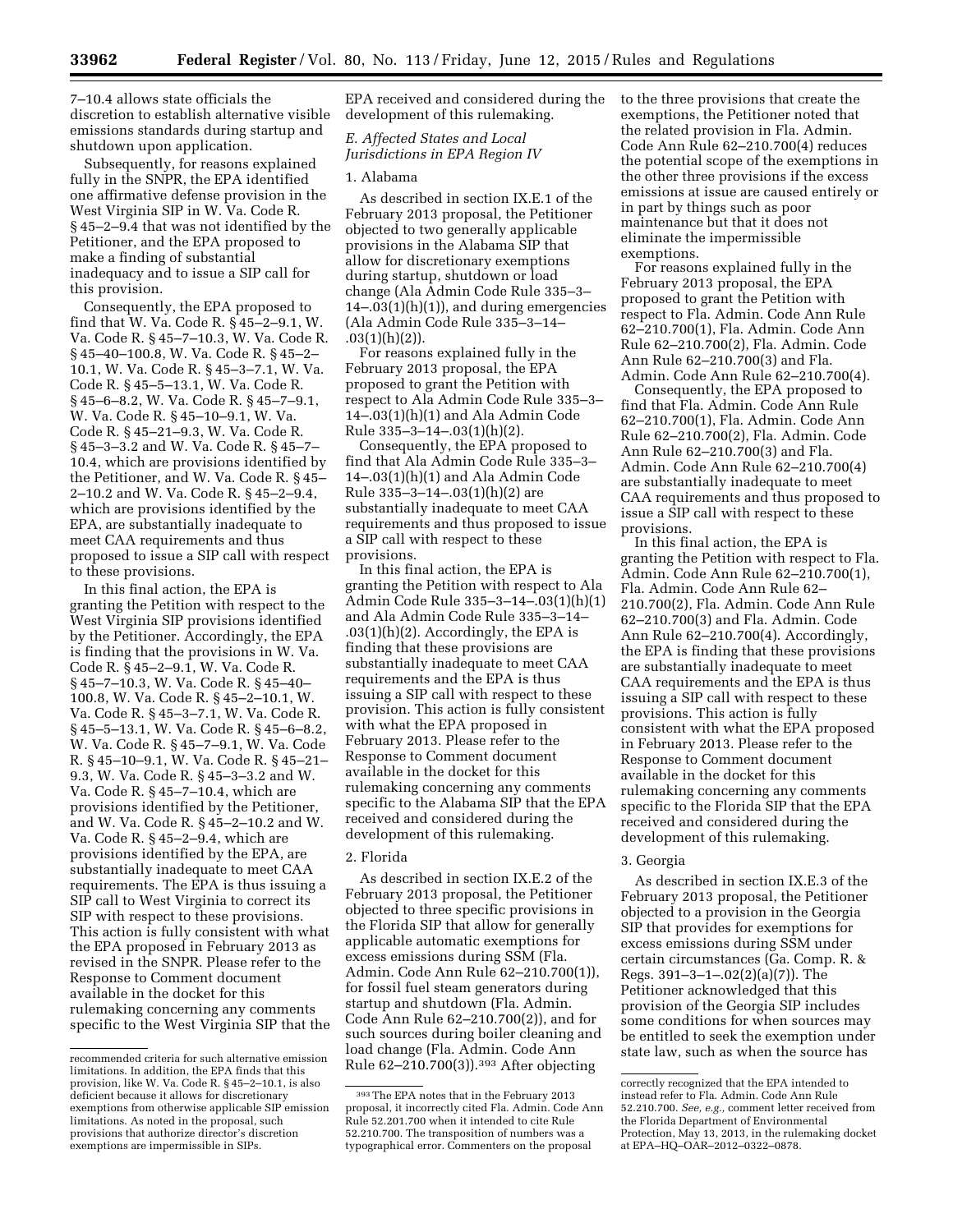7–10.4 allows state officials the discretion to establish alternative visible emissions standards during startup and shutdown upon application.

Subsequently, for reasons explained fully in the SNPR, the EPA identified one affirmative defense provision in the West Virginia SIP in W. Va. Code R. § 45–2–9.4 that was not identified by the Petitioner, and the EPA proposed to make a finding of substantial inadequacy and to issue a SIP call for this provision.

Consequently, the EPA proposed to find that W. Va. Code R. § 45–2–9.1, W. Va. Code R. § 45–7–10.3, W. Va. Code R. § 45–40–100.8, W. Va. Code R. § 45–2–10.1, W. Va. Code R. § 45–3–7.1, W. Va. Code R. § 45–5–13.1, W. Va. Code R. § 45–6–8.2, W. Va. Code R. § 45–7–9.1, W. Va. Code R. § 45–10–9.1, W. Va. Code R. § 45–21–9.3, W. Va. Code R. § 45–3–3.2 and W. Va. Code R. § 45–7–10.4, which are provisions identified by the Petitioner, and W. Va. Code R. § 45–2–10.2 and W. Va. Code R. § 45–2–9.4, which are provisions identified by the EPA, are substantially inadequate to meet CAA requirements and thus proposed to issue a SIP call with respect to these provisions.

In this final action, the EPA is granting the Petition with respect to the West Virginia SIP provisions identified by the Petitioner. Accordingly, the EPA is finding that the provisions in W. Va. Code R. § 45–2–9.1, W. Va. Code R. § 45–7–10.3, W. Va. Code R. § 45–40–100.8, W. Va. Code R. § 45–2–10.1, W. Va. Code R. § 45–3–7.1, W. Va. Code R. § 45–5–13.1, W. Va. Code R. § 45–6–8.2, W. Va. Code R. § 45–7–9.1, W. Va. Code R. § 45–10–9.1, W. Va. Code R. § 45–21–9.3, W. Va. Code R. § 45–3–3.2 and W. Va. Code R. § 45–7–10.4, which are provisions identified by the Petitioner, and W. Va. Code R. § 45–2–10.2 and W. Va. Code R. § 45–2–9.4, which are provisions identified by the EPA, are substantially inadequate to meet CAA requirements. The EPA is thus issuing a SIP call to West Virginia to correct its SIP with respect to these provisions. This action is fully consistent with what the EPA proposed in February 2013 as revised in the SNPR. Please refer to the Response to Comment document available in the docket for this rulemaking concerning any comments specific to the West Virginia SIP that the EPA received and considered during the development of this rulemaking.

### E. Affected States and Local Jurisdictions in EPA Region IV

#### 1. Alabama

As described in section IX.E.1 of the February 2013 proposal, the Petitioner objected to two generally applicable provisions in the Alabama SIP that allow for discretionary exemptions during startup, shutdown or load change (Ala Admin Code Rule 335–3–14–.03(1)(h)(1)), and during emergencies (Ala Admin Code Rule 335–3–14–.03(1)(h)(2)).

For reasons explained fully in the February 2013 proposal, the EPA proposed to grant the Petition with respect to Ala Admin Code Rule 335–3–14–.03(1)(h)(1) and Ala Admin Code Rule 335–3–14–.03(1)(h)(2).

Consequently, the EPA proposed to find that Ala Admin Code Rule 335–3–14–.03(1)(h)(1) and Ala Admin Code Rule 335–3–14–.03(1)(h)(2) are substantially inadequate to meet CAA requirements and thus proposed to issue a SIP call with respect to these provisions.

In this final action, the EPA is granting the Petition with respect to Ala Admin Code Rule 335–3–14–.03(1)(h)(1) and Ala Admin Code Rule 335–3–14–.03(1)(h)(2). Accordingly, the EPA is finding that these provisions are substantially inadequate to meet CAA requirements and the EPA is thus issuing a SIP call with respect to these provision. This action is fully consistent with what the EPA proposed in February 2013. Please refer to the Response to Comment document available in the docket for this rulemaking concerning any comments specific to the Alabama SIP that the EPA received and considered during the development of this rulemaking.

#### 2. Florida

As described in section IX.E.2 of the February 2013 proposal, the Petitioner objected to three specific provisions in the Florida SIP that allow for generally applicable automatic exemptions for excess emissions during SSM (Fla. Admin. Code Ann Rule 62–210.700(1)), for fossil fuel steam generators during startup and shutdown (Fla. Admin. Code Ann Rule 62–210.700(2)), and for such sources during boiler cleaning and load change (Fla. Admin. Code Ann Rule 62–210.700(3)).[393] After objecting to the three provisions that create the exemptions, the Petitioner noted that the related provision in Fla. Admin. Code Ann Rule 62–210.700(4) reduces the potential scope of the exemptions in the other three provisions if the excess emissions at issue are caused entirely or in part by things such as poor maintenance but that it does not eliminate the impermissible exemptions.

For reasons explained fully in the February 2013 proposal, the EPA proposed to grant the Petition with respect to Fla. Admin. Code Ann Rule 62–210.700(1), Fla. Admin. Code Ann Rule 62–210.700(2), Fla. Admin. Code Ann Rule 62–210.700(3) and Fla. Admin. Code Ann Rule 62–210.700(4).

Consequently, the EPA proposed to find that Fla. Admin. Code Ann Rule 62–210.700(1), Fla. Admin. Code Ann Rule 62–210.700(2), Fla. Admin. Code Ann Rule 62–210.700(3) and Fla. Admin. Code Ann Rule 62–210.700(4) are substantially inadequate to meet CAA requirements and thus proposed to issue a SIP call with respect to these provisions.

In this final action, the EPA is granting the Petition with respect to Fla. Admin. Code Ann Rule 62–210.700(1), Fla. Admin. Code Ann Rule 62–210.700(2), Fla. Admin. Code Ann Rule 62–210.700(3) and Fla. Admin. Code Ann Rule 62–210.700(4). Accordingly, the EPA is finding that these provisions are substantially inadequate to meet CAA requirements and the EPA is thus issuing a SIP call with respect to these provisions. This action is fully consistent with what the EPA proposed in February 2013. Please refer to the Response to Comment document available in the docket for this rulemaking concerning any comments specific to the Florida SIP that the EPA received and considered during the development of this rulemaking.

#### 3. Georgia

As described in section IX.E.3 of the February 2013 proposal, the Petitioner objected to a provision in the Georgia SIP that provides for exemptions for excess emissions during SSM under certain circumstances (Ga. Comp. R. & Regs. 391–3–1–.02(2)(a)(7)). The Petitioner acknowledged that this provision of the Georgia SIP includes some conditions for when sources may be entitled to seek the exemption under state law, such as when the source has

---

recommended criteria for such alternative emission limitations. In addition, the EPA finds that this provision, like W. Va. Code R. § 45–2–10.1, is also deficient because it allows for discretionary exemptions from otherwise applicable SIP emission limitations. As noted in the proposal, such provisions that authorize director's discretion exemptions are impermissible in SIPs.

[393] The EPA notes that in the February 2013 proposal, it incorrectly cited Fla. Admin. Code Ann Rule 52.201.700 when it intended to cite Rule 52.210.700. The transposition of numbers was a typographical error. Commenters on the proposal correctly recognized that the EPA intended to instead refer to Fla. Admin. Code Ann Rule 52.210.700. *See, e.g.,* comment letter received from the Florida Department of Environmental Protection, May 13, 2013, in the rulemaking docket at EPA–HQ–OAR–2012–0322–0878.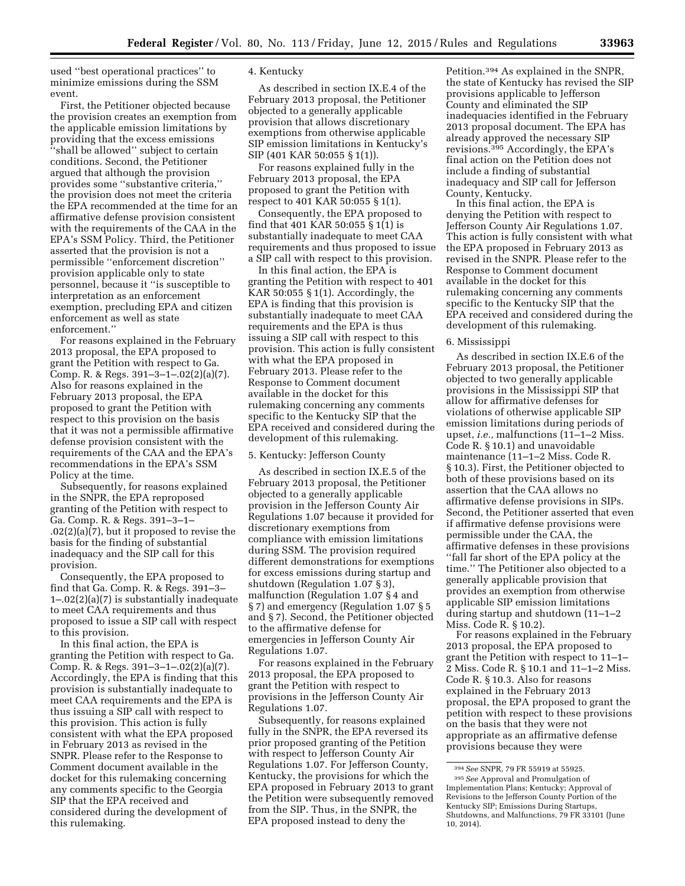used ''best operational practices'' to minimize emissions during the SSM event.

First, the Petitioner objected because the provision creates an exemption from the applicable emission limitations by providing that the excess emissions ''shall be allowed'' subject to certain conditions. Second, the Petitioner argued that although the provision provides some ''substantive criteria,'' the provision does not meet the criteria the EPA recommended at the time for an affirmative defense provision consistent with the requirements of the CAA in the EPA's SSM Policy. Third, the Petitioner asserted that the provision is not a permissible ''enforcement discretion'' provision applicable only to state personnel, because it ''is susceptible to interpretation as an enforcement exemption, precluding EPA and citizen enforcement as well as state enforcement.''

For reasons explained in the February 2013 proposal, the EPA proposed to grant the Petition with respect to Ga. Comp. R. & Regs. 391–3–1–.02(2)(a)(7). Also for reasons explained in the February 2013 proposal, the EPA proposed to grant the Petition with respect to this provision on the basis that it was not a permissible affirmative defense provision consistent with the requirements of the CAA and the EPA's recommendations in the EPA's SSM Policy at the time.

Subsequently, for reasons explained in the SNPR, the EPA reproposed granting of the Petition with respect to Ga. Comp. R. & Regs. 391–3–1–.02(2)(a)(7), but it proposed to revise the basis for the finding of substantial inadequacy and the SIP call for this provision.

Consequently, the EPA proposed to find that Ga. Comp. R. & Regs. 391–3–1–.02(2)(a)(7) is substantially inadequate to meet CAA requirements and thus proposed to issue a SIP call with respect to this provision.

In this final action, the EPA is granting the Petition with respect to Ga. Comp. R. & Regs. 391–3–1–.02(2)(a)(7). Accordingly, the EPA is finding that this provision is substantially inadequate to meet CAA requirements and the EPA is thus issuing a SIP call with respect to this provision. This action is fully consistent with what the EPA proposed in February 2013 as revised in the SNPR. Please refer to the Response to Comment document available in the docket for this rulemaking concerning any comments specific to the Georgia SIP that the EPA received and considered during the development of this rulemaking.

4. Kentucky

As described in section IX.E.4 of the February 2013 proposal, the Petitioner objected to a generally applicable provision that allows discretionary exemptions from otherwise applicable SIP emission limitations in Kentucky's SIP (401 KAR 50:055 § 1(1)).

For reasons explained fully in the February 2013 proposal, the EPA proposed to grant the Petition with respect to 401 KAR 50:055 § 1(1).

Consequently, the EPA proposed to find that 401 KAR 50:055 § 1(1) is substantially inadequate to meet CAA requirements and thus proposed to issue a SIP call with respect to this provision.

In this final action, the EPA is granting the Petition with respect to 401 KAR 50:055 § 1(1). Accordingly, the EPA is finding that this provision is substantially inadequate to meet CAA requirements and the EPA is thus issuing a SIP call with respect to this provision. This action is fully consistent with what the EPA proposed in February 2013. Please refer to the Response to Comment document available in the docket for this rulemaking concerning any comments specific to the Kentucky SIP that the EPA received and considered during the development of this rulemaking.

5. Kentucky: Jefferson County

As described in section IX.E.5 of the February 2013 proposal, the Petitioner objected to a generally applicable provision in the Jefferson County Air Regulations 1.07 because it provided for discretionary exemptions from compliance with emission limitations during SSM. The provision required different demonstrations for exemptions for excess emissions during startup and shutdown (Regulation 1.07 § 3), malfunction (Regulation 1.07 § 4 and § 7) and emergency (Regulation 1.07 § 5 and § 7). Second, the Petitioner objected to the affirmative defense for emergencies in Jefferson County Air Regulations 1.07.

For reasons explained in the February 2013 proposal, the EPA proposed to grant the Petition with respect to provisions in the Jefferson County Air Regulations 1.07.

Subsequently, for reasons explained fully in the SNPR, the EPA reversed its prior proposed granting of the Petition with respect to Jefferson County Air Regulations 1.07. For Jefferson County, Kentucky, the provisions for which the EPA proposed in February 2013 to grant the Petition were subsequently removed from the SIP. Thus, in the SNPR, the EPA proposed instead to deny the Petition.[394] As explained in the SNPR, the state of Kentucky has revised the SIP provisions applicable to Jefferson County and eliminated the SIP inadequacies identified in the February 2013 proposal document. The EPA has already approved the necessary SIP revisions.[395] Accordingly, the EPA's final action on the Petition does not include a finding of substantial inadequacy and SIP call for Jefferson County, Kentucky.

In this final action, the EPA is denying the Petition with respect to Jefferson County Air Regulations 1.07. This action is fully consistent with what the EPA proposed in February 2013 as revised in the SNPR. Please refer to the Response to Comment document available in the docket for this rulemaking concerning any comments specific to the Kentucky SIP that the EPA received and considered during the development of this rulemaking.

6. Mississippi

As described in section IX.E.6 of the February 2013 proposal, the Petitioner objected to two generally applicable provisions in the Mississippi SIP that allow for affirmative defenses for violations of otherwise applicable SIP emission limitations during periods of upset, *i.e.,* malfunctions (11–1–2 Miss. Code R. § 10.1) and unavoidable maintenance (11–1–2 Miss. Code R. § 10.3). First, the Petitioner objected to both of these provisions based on its assertion that the CAA allows no affirmative defense provisions in SIPs. Second, the Petitioner asserted that even if affirmative defense provisions were permissible under the CAA, the affirmative defenses in these provisions ''fall far short of the EPA policy at the time.'' The Petitioner also objected to a generally applicable provision that provides an exemption from otherwise applicable SIP emission limitations during startup and shutdown (11–1–2 Miss. Code R. § 10.2).

For reasons explained in the February 2013 proposal, the EPA proposed to grant the Petition with respect to 11–1–2 Miss. Code R. § 10.1 and 11–1–2 Miss. Code R. § 10.3. Also for reasons explained in the February 2013 proposal, the EPA proposed to grant the petition with respect to these provisions on the basis that they were not appropriate as an affirmative defense provisions because they were

[394] *See* SNPR, 79 FR 55919 at 55925.

[395] *See* Approval and Promulgation of Implementation Plans; Kentucky; Approval of Revisions to the Jefferson County Portion of the Kentucky SIP; Emissions During Startups, Shutdowns, and Malfunctions, 79 FR 33101 (June 10, 2014).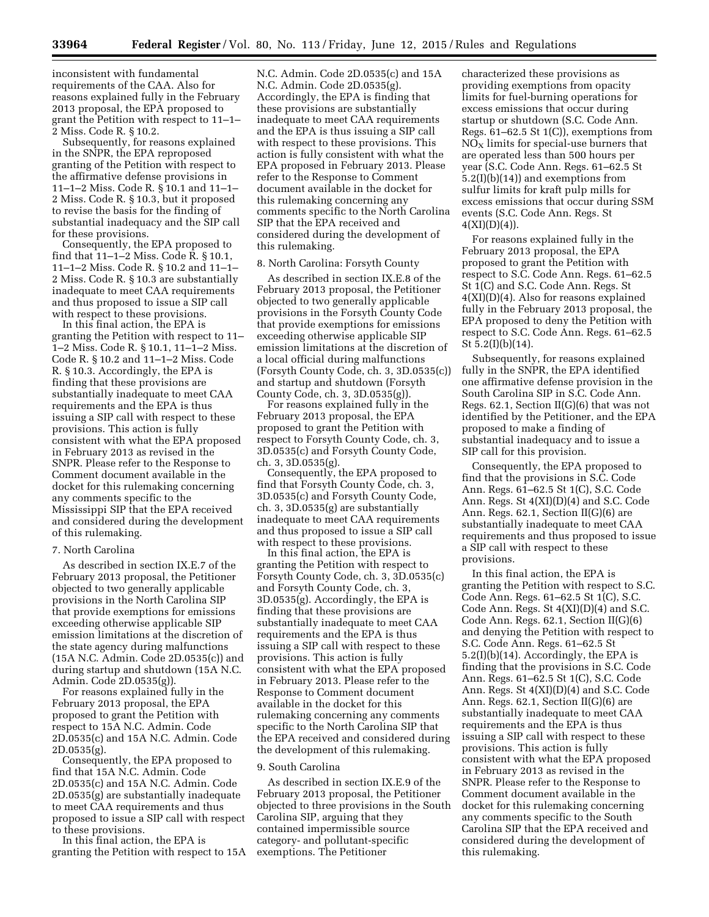inconsistent with fundamental requirements of the CAA. Also for reasons explained fully in the February 2013 proposal, the EPA proposed to grant the Petition with respect to 11–1–2 Miss. Code R. § 10.2.

Subsequently, for reasons explained in the SNPR, the EPA reproposed granting of the Petition with respect to the affirmative defense provisions in 11–1–2 Miss. Code R. § 10.1 and 11–1–2 Miss. Code R. § 10.3, but it proposed to revise the basis for the finding of substantial inadequacy and the SIP call for these provisions.

Consequently, the EPA proposed to find that 11–1–2 Miss. Code R. § 10.1, 11–1–2 Miss. Code R. § 10.2 and 11–1–2 Miss. Code R. § 10.3 are substantially inadequate to meet CAA requirements and thus proposed to issue a SIP call with respect to these provisions.

In this final action, the EPA is granting the Petition with respect to 11–1–2 Miss. Code R. § 10.1, 11–1–2 Miss. Code R. § 10.2 and 11–1–2 Miss. Code R. § 10.3. Accordingly, the EPA is finding that these provisions are substantially inadequate to meet CAA requirements and the EPA is thus issuing a SIP call with respect to these provisions. This action is fully consistent with what the EPA proposed in February 2013 as revised in the SNPR. Please refer to the Response to Comment document available in the docket for this rulemaking concerning any comments specific to the Mississippi SIP that the EPA received and considered during the development of this rulemaking.

#### 7. North Carolina

As described in section IX.E.7 of the February 2013 proposal, the Petitioner objected to two generally applicable provisions in the North Carolina SIP that provide exemptions for emissions exceeding otherwise applicable SIP emission limitations at the discretion of the state agency during malfunctions (15A N.C. Admin. Code 2D.0535(c)) and during startup and shutdown (15A N.C. Admin. Code 2D.0535(g)).

For reasons explained fully in the February 2013 proposal, the EPA proposed to grant the Petition with respect to 15A N.C. Admin. Code 2D.0535(c) and 15A N.C. Admin. Code 2D.0535(g).

Consequently, the EPA proposed to find that 15A N.C. Admin. Code 2D.0535(c) and 15A N.C. Admin. Code 2D.0535(g) are substantially inadequate to meet CAA requirements and thus proposed to issue a SIP call with respect to these provisions.

In this final action, the EPA is granting the Petition with respect to 15A N.C. Admin. Code 2D.0535(c) and 15A N.C. Admin. Code 2D.0535(g). Accordingly, the EPA is finding that these provisions are substantially inadequate to meet CAA requirements and the EPA is thus issuing a SIP call with respect to these provisions. This action is fully consistent with what the EPA proposed in February 2013. Please refer to the Response to Comment document available in the docket for this rulemaking concerning any comments specific to the North Carolina SIP that the EPA received and considered during the development of this rulemaking.

#### 8. North Carolina: Forsyth County

As described in section IX.E.8 of the February 2013 proposal, the Petitioner objected to two generally applicable provisions in the Forsyth County Code that provide exemptions for emissions exceeding otherwise applicable SIP emission limitations at the discretion of a local official during malfunctions (Forsyth County Code, ch. 3, 3D.0535(c)) and startup and shutdown (Forsyth County Code, ch. 3, 3D.0535(g)).

For reasons explained fully in the February 2013 proposal, the EPA proposed to grant the Petition with respect to Forsyth County Code, ch. 3, 3D.0535(c) and Forsyth County Code, ch. 3, 3D.0535(g).

Consequently, the EPA proposed to find that Forsyth County Code, ch. 3, 3D.0535(c) and Forsyth County Code, ch. 3, 3D.0535(g) are substantially inadequate to meet CAA requirements and thus proposed to issue a SIP call with respect to these provisions.

In this final action, the EPA is granting the Petition with respect to Forsyth County Code, ch. 3, 3D.0535(c) and Forsyth County Code, ch. 3, 3D.0535(g). Accordingly, the EPA is finding that these provisions are substantially inadequate to meet CAA requirements and the EPA is thus issuing a SIP call with respect to these provisions. This action is fully consistent with what the EPA proposed in February 2013. Please refer to the Response to Comment document available in the docket for this rulemaking concerning any comments specific to the North Carolina SIP that the EPA received and considered during the development of this rulemaking.

#### 9. South Carolina

As described in section IX.E.9 of the February 2013 proposal, the Petitioner objected to three provisions in the South Carolina SIP, arguing that they contained impermissible source category- and pollutant-specific exemptions. The Petitioner characterized these provisions as providing exemptions from opacity limits for fuel-burning operations for excess emissions that occur during startup or shutdown (S.C. Code Ann. Regs. 61–62.5 St 1(C)), exemptions from $NO_X$ limits for special-use burners that are operated less than 500 hours per year (S.C. Code Ann. Regs. 61–62.5 St 5.2(I)(b)(14)) and exemptions from sulfur limits for kraft pulp mills for excess emissions that occur during SSM events (S.C. Code Ann. Regs. St 4(XI)(D)(4)).

For reasons explained fully in the February 2013 proposal, the EPA proposed to grant the Petition with respect to S.C. Code Ann. Regs. 61–62.5 St 1(C) and S.C. Code Ann. Regs. St 4(XI)(D)(4). Also for reasons explained fully in the February 2013 proposal, the EPA proposed to deny the Petition with respect to S.C. Code Ann. Regs. 61–62.5 St 5.2(I)(b)(14).

Subsequently, for reasons explained fully in the SNPR, the EPA identified one affirmative defense provision in the South Carolina SIP in S.C. Code Ann. Regs. 62.1, Section II(G)(6) that was not identified by the Petitioner, and the EPA proposed to make a finding of substantial inadequacy and to issue a SIP call for this provision.

Consequently, the EPA proposed to find that the provisions in S.C. Code Ann. Regs. 61–62.5 St 1(C), S.C. Code Ann. Regs. St 4(XI)(D)(4) and S.C. Code Ann. Regs. 62.1, Section II(G)(6) are substantially inadequate to meet CAA requirements and thus proposed to issue a SIP call with respect to these provisions.

In this final action, the EPA is granting the Petition with respect to S.C. Code Ann. Regs. 61–62.5 St 1(C), S.C. Code Ann. Regs. St 4(XI)(D)(4) and S.C. Code Ann. Regs. 62.1, Section II(G)(6) and denying the Petition with respect to S.C. Code Ann. Regs. 61–62.5 St 5.2(I)(b)(14). Accordingly, the EPA is finding that the provisions in S.C. Code Ann. Regs. 61–62.5 St 1(C), S.C. Code Ann. Regs. St 4(XI)(D)(4) and S.C. Code Ann. Regs. 62.1, Section II(G)(6) are substantially inadequate to meet CAA requirements and the EPA is thus issuing a SIP call with respect to these provisions. This action is fully consistent with what the EPA proposed in February 2013 as revised in the SNPR. Please refer to the Response to Comment document available in the docket for this rulemaking concerning any comments specific to the South Carolina SIP that the EPA received and considered during the development of this rulemaking.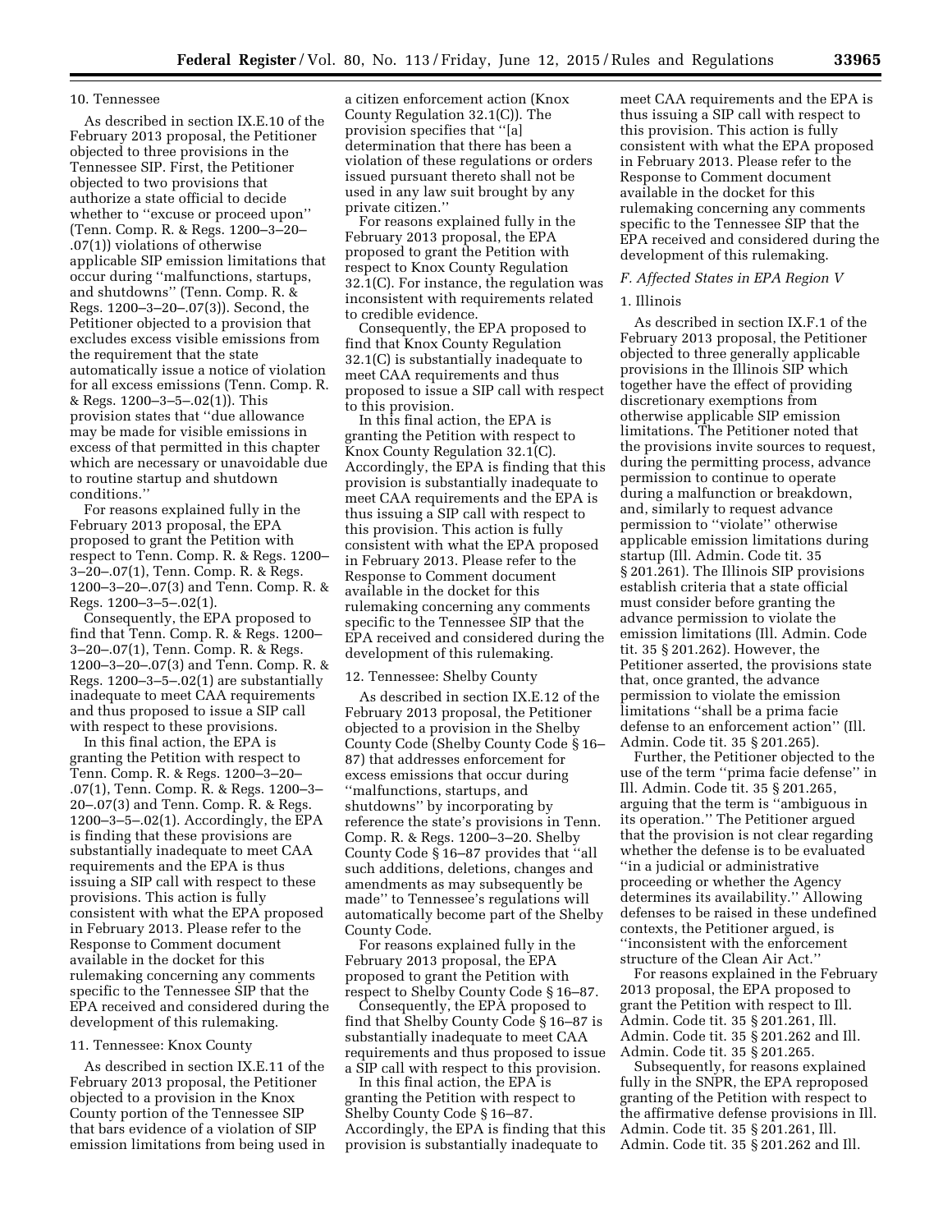10. Tennessee

As described in section IX.E.10 of the February 2013 proposal, the Petitioner objected to three provisions in the Tennessee SIP. First, the Petitioner objected to two provisions that authorize a state official to decide whether to ''excuse or proceed upon'' (Tenn. Comp. R. & Regs. 1200–3–20–.07(1)) violations of otherwise applicable SIP emission limitations that occur during ''malfunctions, startups, and shutdowns'' (Tenn. Comp. R. & Regs. 1200–3–20–.07(3)). Second, the Petitioner objected to a provision that excludes excess visible emissions from the requirement that the state automatically issue a notice of violation for all excess emissions (Tenn. Comp. R. & Regs. 1200–3–5–.02(1)). This provision states that ''due allowance may be made for visible emissions in excess of that permitted in this chapter which are necessary or unavoidable due to routine startup and shutdown conditions.''

For reasons explained fully in the February 2013 proposal, the EPA proposed to grant the Petition with respect to Tenn. Comp. R. & Regs. 1200–3–20–.07(1), Tenn. Comp. R. & Regs. 1200–3–20–.07(3) and Tenn. Comp. R. & Regs. 1200–3–5–.02(1).

Consequently, the EPA proposed to find that Tenn. Comp. R. & Regs. 1200–3–20–.07(1), Tenn. Comp. R. & Regs. 1200–3–20–.07(3) and Tenn. Comp. R. & Regs. 1200–3–5–.02(1) are substantially inadequate to meet CAA requirements and thus proposed to issue a SIP call with respect to these provisions.

In this final action, the EPA is granting the Petition with respect to Tenn. Comp. R. & Regs. 1200–3–20–.07(1), Tenn. Comp. R. & Regs. 1200–3–20–.07(3) and Tenn. Comp. R. & Regs. 1200–3–5–.02(1). Accordingly, the EPA is finding that these provisions are substantially inadequate to meet CAA requirements and the EPA is thus issuing a SIP call with respect to these provisions. This action is fully consistent with what the EPA proposed in February 2013. Please refer to the Response to Comment document available in the docket for this rulemaking concerning any comments specific to the Tennessee SIP that the EPA received and considered during the development of this rulemaking.

11. Tennessee: Knox County

As described in section IX.E.11 of the February 2013 proposal, the Petitioner objected to a provision in the Knox County portion of the Tennessee SIP that bars evidence of a violation of SIP emission limitations from being used in a citizen enforcement action (Knox County Regulation 32.1(C)). The provision specifies that ''[a] determination that there has been a violation of these regulations or orders issued pursuant thereto shall not be used in any law suit brought by any private citizen.''

For reasons explained fully in the February 2013 proposal, the EPA proposed to grant the Petition with respect to Knox County Regulation 32.1(C). For instance, the regulation was inconsistent with requirements related to credible evidence.

Consequently, the EPA proposed to find that Knox County Regulation 32.1(C) is substantially inadequate to meet CAA requirements and thus proposed to issue a SIP call with respect to this provision.

In this final action, the EPA is granting the Petition with respect to Knox County Regulation 32.1(C). Accordingly, the EPA is finding that this provision is substantially inadequate to meet CAA requirements and the EPA is thus issuing a SIP call with respect to this provision. This action is fully consistent with what the EPA proposed in February 2013. Please refer to the Response to Comment document available in the docket for this rulemaking concerning any comments specific to the Tennessee SIP that the EPA received and considered during the development of this rulemaking.

12. Tennessee: Shelby County

As described in section IX.E.12 of the February 2013 proposal, the Petitioner objected to a provision in the Shelby County Code (Shelby County Code § 16–87) that addresses enforcement for excess emissions that occur during ''malfunctions, startups, and shutdowns'' by incorporating by reference the state's provisions in Tenn. Comp. R. & Regs. 1200–3–20. Shelby County Code § 16–87 provides that ''all such additions, deletions, changes and amendments as may subsequently be made'' to Tennessee's regulations will automatically become part of the Shelby County Code.

For reasons explained fully in the February 2013 proposal, the EPA proposed to grant the Petition with respect to Shelby County Code § 16–87.

Consequently, the EPA proposed to find that Shelby County Code § 16–87 is substantially inadequate to meet CAA requirements and thus proposed to issue a SIP call with respect to this provision.

In this final action, the EPA is granting the Petition with respect to Shelby County Code § 16–87. Accordingly, the EPA is finding that this provision is substantially inadequate to meet CAA requirements and the EPA is thus issuing a SIP call with respect to this provision. This action is fully consistent with what the EPA proposed in February 2013. Please refer to the Response to Comment document available in the docket for this rulemaking concerning any comments specific to the Tennessee SIP that the EPA received and considered during the development of this rulemaking.

### *F. Affected States in EPA Region V*

1. Illinois

As described in section IX.F.1 of the February 2013 proposal, the Petitioner objected to three generally applicable provisions in the Illinois SIP which together have the effect of providing discretionary exemptions from otherwise applicable SIP emission limitations. The Petitioner noted that the provisions invite sources to request, during the permitting process, advance permission to continue to operate during a malfunction or breakdown, and, similarly to request advance permission to ''violate'' otherwise applicable emission limitations during startup (Ill. Admin. Code tit. 35 § 201.261). The Illinois SIP provisions establish criteria that a state official must consider before granting the advance permission to violate the emission limitations (Ill. Admin. Code tit. 35 § 201.262). However, the Petitioner asserted, the provisions state that, once granted, the advance permission to violate the emission limitations ''shall be a prima facie defense to an enforcement action'' (Ill. Admin. Code tit. 35 § 201.265).

Further, the Petitioner objected to the use of the term ''prima facie defense'' in Ill. Admin. Code tit. 35 § 201.265, arguing that the term is ''ambiguous in its operation.'' The Petitioner argued that the provision is not clear regarding whether the defense is to be evaluated ''in a judicial or administrative proceeding or whether the Agency determines its availability.'' Allowing defenses to be raised in these undefined contexts, the Petitioner argued, is ''inconsistent with the enforcement structure of the Clean Air Act.''

For reasons explained in the February 2013 proposal, the EPA proposed to grant the Petition with respect to Ill. Admin. Code tit. 35 § 201.261, Ill. Admin. Code tit. 35 § 201.262 and Ill. Admin. Code tit. 35 § 201.265.

Subsequently, for reasons explained fully in the SNPR, the EPA reproposed granting of the Petition with respect to the affirmative defense provisions in Ill. Admin. Code tit. 35 § 201.261, Ill. Admin. Code tit. 35 § 201.262 and Ill.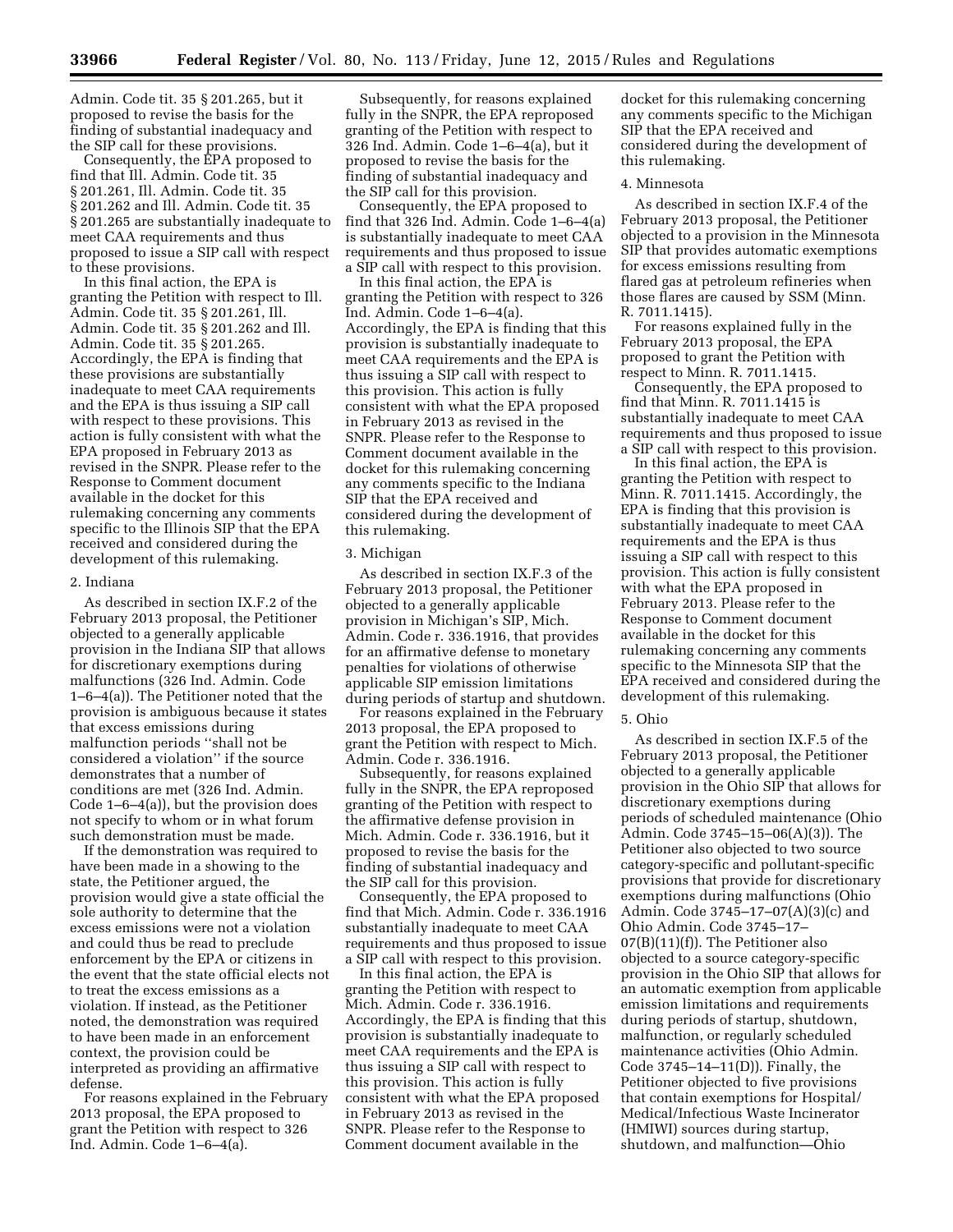Admin. Code tit. 35 § 201.265, but it proposed to revise the basis for the finding of substantial inadequacy and the SIP call for these provisions.

Consequently, the EPA proposed to find that Ill. Admin. Code tit. 35 § 201.261, Ill. Admin. Code tit. 35 § 201.262 and Ill. Admin. Code tit. 35 § 201.265 are substantially inadequate to meet CAA requirements and thus proposed to issue a SIP call with respect to these provisions.

In this final action, the EPA is granting the Petition with respect to Ill. Admin. Code tit. 35 § 201.261, Ill. Admin. Code tit. 35 § 201.262 and Ill. Admin. Code tit. 35 § 201.265. Accordingly, the EPA is finding that these provisions are substantially inadequate to meet CAA requirements and the EPA is thus issuing a SIP call with respect to these provisions. This action is fully consistent with what the EPA proposed in February 2013 as revised in the SNPR. Please refer to the Response to Comment document available in the docket for this rulemaking concerning any comments specific to the Illinois SIP that the EPA received and considered during the development of this rulemaking.

2. Indiana

As described in section IX.F.2 of the February 2013 proposal, the Petitioner objected to a generally applicable provision in the Indiana SIP that allows for discretionary exemptions during malfunctions (326 Ind. Admin. Code 1–6–4(a)). The Petitioner noted that the provision is ambiguous because it states that excess emissions during malfunction periods "shall not be considered a violation" if the source demonstrates that a number of conditions are met (326 Ind. Admin. Code 1–6–4(a)), but the provision does not specify to whom or in what forum such demonstration must be made.

If the demonstration was required to have been made in a showing to the state, the Petitioner argued, the provision would give a state official the sole authority to determine that the excess emissions were not a violation and could thus be read to preclude enforcement by the EPA or citizens in the event that the state official elects not to treat the excess emissions as a violation. If instead, as the Petitioner noted, the demonstration was required to have been made in an enforcement context, the provision could be interpreted as providing an affirmative defense.

For reasons explained in the February 2013 proposal, the EPA proposed to grant the Petition with respect to 326 Ind. Admin. Code 1–6–4(a).

Subsequently, for reasons explained fully in the SNPR, the EPA reproposed granting of the Petition with respect to 326 Ind. Admin. Code 1–6–4(a), but it proposed to revise the basis for the finding of substantial inadequacy and the SIP call for this provision.

Consequently, the EPA proposed to find that 326 Ind. Admin. Code 1–6–4(a) is substantially inadequate to meet CAA requirements and thus proposed to issue a SIP call with respect to this provision.

In this final action, the EPA is granting the Petition with respect to 326 Ind. Admin. Code 1–6–4(a). Accordingly, the EPA is finding that this provision is substantially inadequate to meet CAA requirements and the EPA is thus issuing a SIP call with respect to this provision. This action is fully consistent with what the EPA proposed in February 2013 as revised in the SNPR. Please refer to the Response to Comment document available in the docket for this rulemaking concerning any comments specific to the Indiana SIP that the EPA received and considered during the development of this rulemaking.

3. Michigan

As described in section IX.F.3 of the February 2013 proposal, the Petitioner objected to a generally applicable provision in Michigan's SIP, Mich. Admin. Code r. 336.1916, that provides for an affirmative defense to monetary penalties for violations of otherwise applicable SIP emission limitations during periods of startup and shutdown.

For reasons explained in the February 2013 proposal, the EPA proposed to grant the Petition with respect to Mich. Admin. Code r. 336.1916.

Subsequently, for reasons explained fully in the SNPR, the EPA reproposed granting of the Petition with respect to the affirmative defense provision in Mich. Admin. Code r. 336.1916, but it proposed to revise the basis for the finding of substantial inadequacy and the SIP call for this provision.

Consequently, the EPA proposed to find that Mich. Admin. Code r. 336.1916 substantially inadequate to meet CAA requirements and thus proposed to issue a SIP call with respect to this provision.

In this final action, the EPA is granting the Petition with respect to Mich. Admin. Code r. 336.1916. Accordingly, the EPA is finding that this provision is substantially inadequate to meet CAA requirements and the EPA is thus issuing a SIP call with respect to this provision. This action is fully consistent with what the EPA proposed in February 2013 as revised in the SNPR. Please refer to the Response to Comment document available in the docket for this rulemaking concerning any comments specific to the Michigan SIP that the EPA received and considered during the development of this rulemaking.

4. Minnesota

As described in section IX.F.4 of the February 2013 proposal, the Petitioner objected to a provision in the Minnesota SIP that provides automatic exemptions for excess emissions resulting from flared gas at petroleum refineries when those flares are caused by SSM (Minn. R. 7011.1415).

For reasons explained fully in the February 2013 proposal, the EPA proposed to grant the Petition with respect to Minn. R. 7011.1415.

Consequently, the EPA proposed to find that Minn. R. 7011.1415 is substantially inadequate to meet CAA requirements and thus proposed to issue a SIP call with respect to this provision.

In this final action, the EPA is granting the Petition with respect to Minn. R. 7011.1415. Accordingly, the EPA is finding that this provision is substantially inadequate to meet CAA requirements and the EPA is thus issuing a SIP call with respect to this provision. This action is fully consistent with what the EPA proposed in February 2013. Please refer to the Response to Comment document available in the docket for this rulemaking concerning any comments specific to the Minnesota SIP that the EPA received and considered during the development of this rulemaking.

5. Ohio

As described in section IX.F.5 of the February 2013 proposal, the Petitioner objected to a generally applicable provision in the Ohio SIP that allows for discretionary exemptions during periods of scheduled maintenance (Ohio Admin. Code 3745–15–06(A)(3)). The Petitioner also objected to two source category-specific and pollutant-specific provisions that provide for discretionary exemptions during malfunctions (Ohio Admin. Code 3745–17–07(A)(3)(c) and Ohio Admin. Code 3745–17–07(B)(11)(f)). The Petitioner also objected to a source category-specific provision in the Ohio SIP that allows for an automatic exemption from applicable emission limitations and requirements during periods of startup, shutdown, malfunction, or regularly scheduled maintenance activities (Ohio Admin. Code 3745–14–11(D)). Finally, the Petitioner objected to five provisions that contain exemptions for Hospital/Medical/Infectious Waste Incinerator (HMIWI) sources during startup, shutdown, and malfunction—Ohio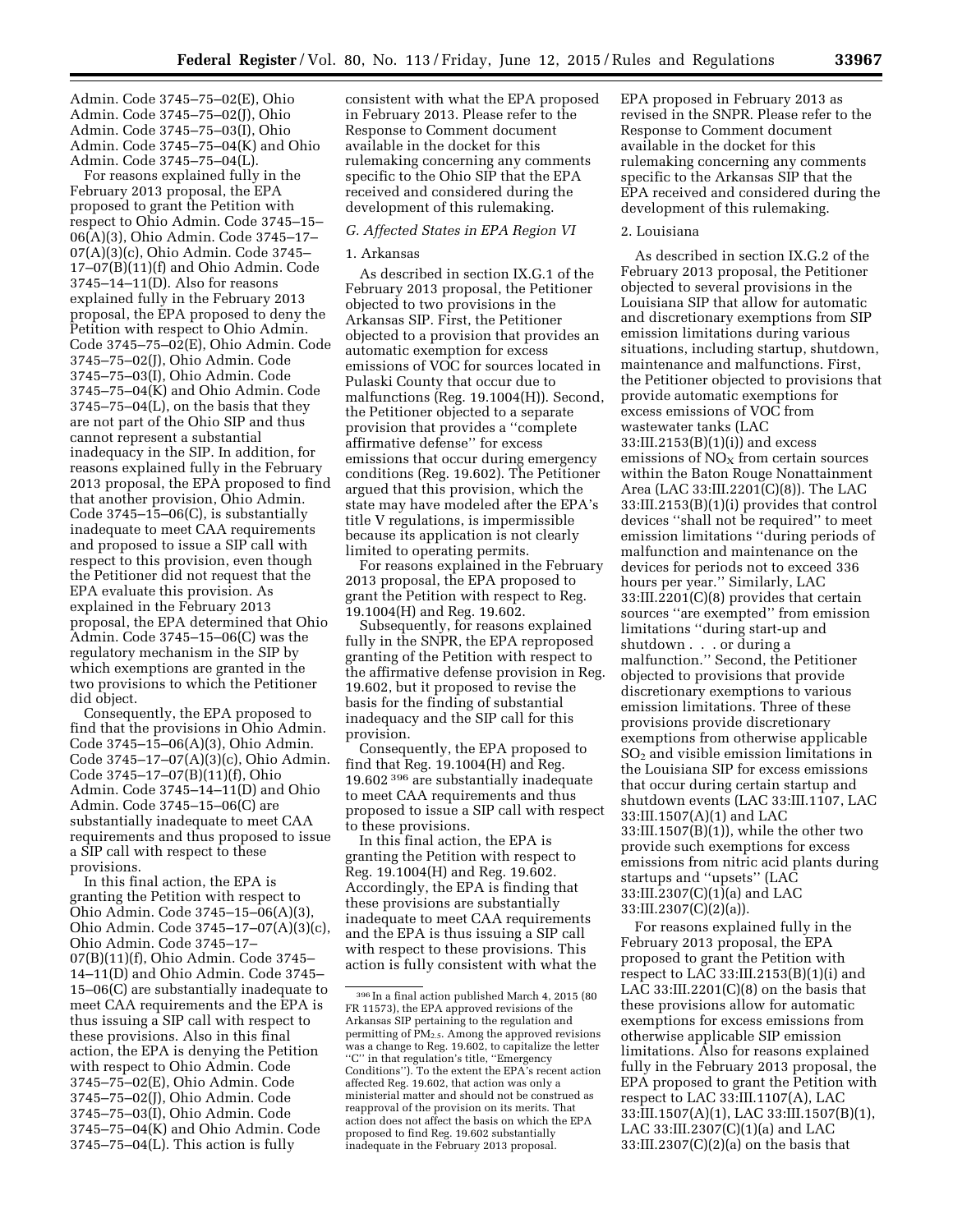Admin. Code 3745–75–02(E), Ohio Admin. Code 3745–75–02(J), Ohio Admin. Code 3745–75–03(I), Ohio Admin. Code 3745–75–04(K) and Ohio Admin. Code 3745–75–04(L).

For reasons explained fully in the February 2013 proposal, the EPA proposed to grant the Petition with respect to Ohio Admin. Code 3745–15–06(A)(3), Ohio Admin. Code 3745–17–07(A)(3)(c), Ohio Admin. Code 3745–17–07(B)(11)(f) and Ohio Admin. Code 3745–14–11(D). Also for reasons explained fully in the February 2013 proposal, the EPA proposed to deny the Petition with respect to Ohio Admin. Code 3745–75–02(E), Ohio Admin. Code 3745–75–02(J), Ohio Admin. Code 3745–75–03(I), Ohio Admin. Code 3745–75–04(K) and Ohio Admin. Code 3745–75–04(L), on the basis that they are not part of the Ohio SIP and thus cannot represent a substantial inadequacy in the SIP. In addition, for reasons explained fully in the February 2013 proposal, the EPA proposed to find that another provision, Ohio Admin. Code 3745–15–06(C), is substantially inadequate to meet CAA requirements and proposed to issue a SIP call with respect to this provision, even though the Petitioner did not request that the EPA evaluate this provision. As explained in the February 2013 proposal, the EPA determined that Ohio Admin. Code 3745–15–06(C) was the regulatory mechanism in the SIP by which exemptions are granted in the two provisions to which the Petitioner did object.

Consequently, the EPA proposed to find that the provisions in Ohio Admin. Code 3745–15–06(A)(3), Ohio Admin. Code 3745–17–07(A)(3)(c), Ohio Admin. Code 3745–17–07(B)(11)(f), Ohio Admin. Code 3745–14–11(D) and Ohio Admin. Code 3745–15–06(C) are substantially inadequate to meet CAA requirements and thus proposed to issue a SIP call with respect to these provisions.

In this final action, the EPA is granting the Petition with respect to Ohio Admin. Code 3745–15–06(A)(3), Ohio Admin. Code 3745–17–07(A)(3)(c), Ohio Admin. Code 3745–17–07(B)(11)(f), Ohio Admin. Code 3745–14–11(D) and Ohio Admin. Code 3745–15–06(C) are substantially inadequate to meet CAA requirements and the EPA is thus issuing a SIP call with respect to these provisions. Also in this final action, the EPA is denying the Petition with respect to Ohio Admin. Code 3745–75–02(E), Ohio Admin. Code 3745–75–02(J), Ohio Admin. Code 3745–75–03(I), Ohio Admin. Code 3745–75–04(K) and Ohio Admin. Code 3745–75–04(L). This action is fully consistent with what the EPA proposed in February 2013. Please refer to the Response to Comment document available in the docket for this rulemaking concerning any comments specific to the Ohio SIP that the EPA received and considered during the development of this rulemaking.

### *G. Affected States in EPA Region VI*

#### 1. Arkansas

As described in section IX.G.1 of the February 2013 proposal, the Petitioner objected to two provisions in the Arkansas SIP. First, the Petitioner objected to a provision that provides an automatic exemption for excess emissions of VOC for sources located in Pulaski County that occur due to malfunctions (Reg. 19.1004(H)). Second, the Petitioner objected to a separate provision that provides a ''complete affirmative defense'' for excess emissions that occur during emergency conditions (Reg. 19.602). The Petitioner argued that this provision, which the state may have modeled after the EPA's title V regulations, is impermissible because its application is not clearly limited to operating permits.

For reasons explained in the February 2013 proposal, the EPA proposed to grant the Petition with respect to Reg. 19.1004(H) and Reg. 19.602.

Subsequently, for reasons explained fully in the SNPR, the EPA reproposed granting of the Petition with respect to the affirmative defense provision in Reg. 19.602, but it proposed to revise the basis for the finding of substantial inadequacy and the SIP call for this provision.

Consequently, the EPA proposed to find that Reg. 19.1004(H) and Reg. 19.602 [396] are substantially inadequate to meet CAA requirements and thus proposed to issue a SIP call with respect to these provisions.

In this final action, the EPA is granting the Petition with respect to Reg. 19.1004(H) and Reg. 19.602. Accordingly, the EPA is finding that these provisions are substantially inadequate to meet CAA requirements and the EPA is thus issuing a SIP call with respect to these provisions. This action is fully consistent with what the EPA proposed in February 2013 as revised in the SNPR. Please refer to the Response to Comment document available in the docket for this rulemaking concerning any comments specific to the Arkansas SIP that the EPA received and considered during the development of this rulemaking.

#### 2. Louisiana

As described in section IX.G.2 of the February 2013 proposal, the Petitioner objected to several provisions in the Louisiana SIP that allow for automatic and discretionary exemptions from SIP emission limitations during various situations, including startup, shutdown, maintenance and malfunctions. First, the Petitioner objected to provisions that provide automatic exemptions for excess emissions of VOC from wastewater tanks (LAC 33:III.2153(B)(1)(i)) and excess emissions of $NO_X$ from certain sources within the Baton Rouge Nonattainment Area (LAC 33:III.2201(C)(8)). The LAC 33:III.2153(B)(1)(i) provides that control devices ''shall not be required'' to meet emission limitations ''during periods of malfunction and maintenance on the devices for periods not to exceed 336 hours per year.'' Similarly, LAC 33:III.2201(C)(8) provides that certain sources ''are exempted'' from emission limitations ''during start-up and shutdown . . . or during a malfunction.'' Second, the Petitioner objected to provisions that provide discretionary exemptions to various emission limitations. Three of these provisions provide discretionary exemptions from otherwise applicable $SO_2$ and visible emission limitations in the Louisiana SIP for excess emissions that occur during certain startup and shutdown events (LAC 33:III.1107, LAC 33:III.1507(A)(1) and LAC 33:III.1507(B)(1)), while the other two provide such exemptions for excess emissions from nitric acid plants during startups and ''upsets'' (LAC 33:III.2307(C)(1)(a) and LAC 33:III.2307(C)(2)(a)).

For reasons explained fully in the February 2013 proposal, the EPA proposed to grant the Petition with respect to LAC 33:III.2153(B)(1)(i) and LAC 33:III.2201(C)(8) on the basis that these provisions allow for automatic exemptions for excess emissions from otherwise applicable SIP emission limitations. Also for reasons explained fully in the February 2013 proposal, the EPA proposed to grant the Petition with respect to LAC 33:III.1107(A), LAC 33:III.1507(A)(1), LAC 33:III.1507(B)(1), LAC 33:III.2307(C)(1)(a) and LAC 33:III.2307(C)(2)(a) on the basis that

[396] In a final action published March 4, 2015 (80 FR 11573), the EPA approved revisions of the Arkansas SIP pertaining to the regulation and permitting of $PM_{2.5}$. Among the approved revisions was a change to Reg. 19.602, to capitalize the letter ''C'' in that regulation's title, ''Emergency Conditions''). To the extent the EPA's recent action affected Reg. 19.602, that action was only a ministerial matter and should not be construed as reapproval of the provision on its merits. That action does not affect the basis on which the EPA proposed to find Reg. 19.602 substantially inadequate in the February 2013 proposal.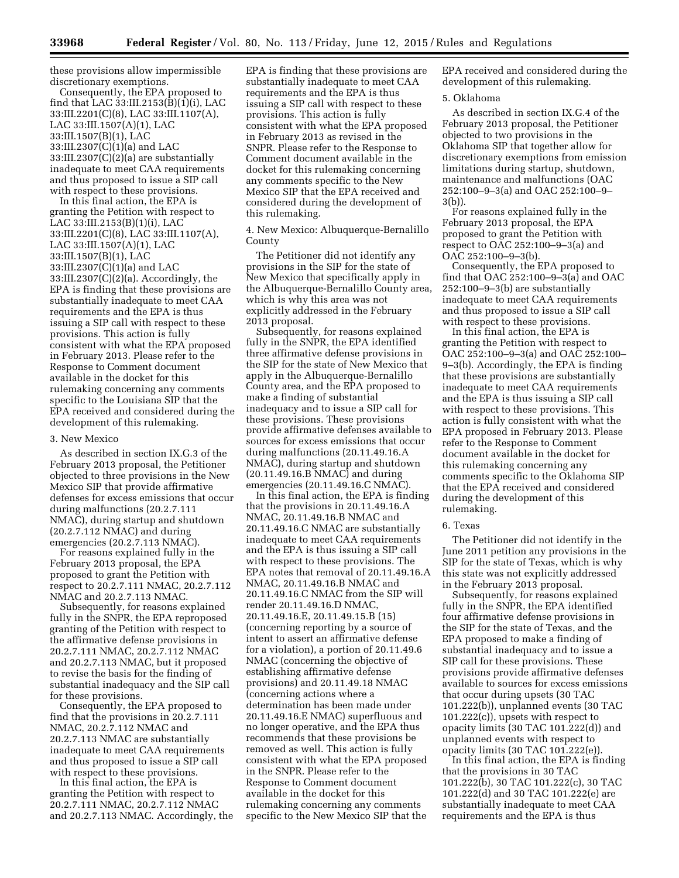these provisions allow impermissible discretionary exemptions.

Consequently, the EPA proposed to find that LAC 33:III.2153(B)(1)(i), LAC 33:III.2201(C)(8), LAC 33:III.1107(A), LAC 33:III.1507(A)(1), LAC 33:III.1507(B)(1), LAC 33:III.2307(C)(1)(a) and LAC 33:III.2307(C)(2)(a) are substantially inadequate to meet CAA requirements and thus proposed to issue a SIP call with respect to these provisions.

In this final action, the EPA is granting the Petition with respect to LAC 33:III.2153(B)(1)(i), LAC 33:III.2201(C)(8), LAC 33:III.1107(A), LAC 33:III.1507(A)(1), LAC 33:III.1507(B)(1), LAC 33:III.2307(C)(1)(a) and LAC 33:III.2307(C)(2)(a). Accordingly, the EPA is finding that these provisions are substantially inadequate to meet CAA requirements and the EPA is thus issuing a SIP call with respect to these provisions. This action is fully consistent with what the EPA proposed in February 2013. Please refer to the Response to Comment document available in the docket for this rulemaking concerning any comments specific to the Louisiana SIP that the EPA received and considered during the development of this rulemaking.

3. New Mexico

As described in section IX.G.3 of the February 2013 proposal, the Petitioner objected to three provisions in the New Mexico SIP that provide affirmative defenses for excess emissions that occur during malfunctions (20.2.7.111 NMAC), during startup and shutdown (20.2.7.112 NMAC) and during emergencies (20.2.7.113 NMAC).

For reasons explained fully in the February 2013 proposal, the EPA proposed to grant the Petition with respect to 20.2.7.111 NMAC, 20.2.7.112 NMAC and 20.2.7.113 NMAC.

Subsequently, for reasons explained fully in the SNPR, the EPA reproposed granting of the Petition with respect to the affirmative defense provisions in 20.2.7.111 NMAC, 20.2.7.112 NMAC and 20.2.7.113 NMAC, but it proposed to revise the basis for the finding of substantial inadequacy and the SIP call for these provisions.

Consequently, the EPA proposed to find that the provisions in 20.2.7.111 NMAC, 20.2.7.112 NMAC and 20.2.7.113 NMAC are substantially inadequate to meet CAA requirements and thus proposed to issue a SIP call with respect to these provisions.

In this final action, the EPA is granting the Petition with respect to 20.2.7.111 NMAC, 20.2.7.112 NMAC and 20.2.7.113 NMAC. Accordingly, the EPA is finding that these provisions are substantially inadequate to meet CAA requirements and the EPA is thus issuing a SIP call with respect to these provisions. This action is fully consistent with what the EPA proposed in February 2013 as revised in the SNPR. Please refer to the Response to Comment document available in the docket for this rulemaking concerning any comments specific to the New Mexico SIP that the EPA received and considered during the development of this rulemaking.

4. New Mexico: Albuquerque-Bernalillo County

The Petitioner did not identify any provisions in the SIP for the state of New Mexico that specifically apply in the Albuquerque-Bernalillo County area, which is why this area was not explicitly addressed in the February 2013 proposal.

Subsequently, for reasons explained fully in the SNPR, the EPA identified three affirmative defense provisions in the SIP for the state of New Mexico that apply in the Albuquerque-Bernalillo County area, and the EPA proposed to make a finding of substantial inadequacy and to issue a SIP call for these provisions. These provisions provide affirmative defenses available to sources for excess emissions that occur during malfunctions (20.11.49.16.A NMAC), during startup and shutdown (20.11.49.16.B NMAC) and during emergencies (20.11.49.16.C NMAC).

In this final action, the EPA is finding that the provisions in 20.11.49.16.A NMAC, 20.11.49.16.B NMAC and 20.11.49.16.C NMAC are substantially inadequate to meet CAA requirements and the EPA is thus issuing a SIP call with respect to these provisions. The EPA notes that removal of 20.11.49.16.A NMAC, 20.11.49.16.B NMAC and 20.11.49.16.C NMAC from the SIP will render 20.11.49.16.D NMAC, 20.11.49.16.E, 20.11.49.15.B (15) (concerning reporting by a source of intent to assert an affirmative defense for a violation), a portion of 20.11.49.6 NMAC (concerning the objective of establishing affirmative defense provisions) and 20.11.49.18 NMAC (concerning actions where a determination has been made under 20.11.49.16.E NMAC) superfluous and no longer operative, and the EPA thus recommends that these provisions be removed as well. This action is fully consistent with what the EPA proposed in the SNPR. Please refer to the Response to Comment document available in the docket for this rulemaking concerning any comments specific to the New Mexico SIP that the EPA received and considered during the development of this rulemaking.

5. Oklahoma

As described in section IX.G.4 of the February 2013 proposal, the Petitioner objected to two provisions in the Oklahoma SIP that together allow for discretionary exemptions from emission limitations during startup, shutdown, maintenance and malfunctions (OAC 252:100–9–3(a) and OAC 252:100–9–3(b)).

For reasons explained fully in the February 2013 proposal, the EPA proposed to grant the Petition with respect to OAC 252:100–9–3(a) and OAC 252:100–9–3(b).

Consequently, the EPA proposed to find that OAC 252:100–9–3(a) and OAC 252:100–9–3(b) are substantially inadequate to meet CAA requirements and thus proposed to issue a SIP call with respect to these provisions.

In this final action, the EPA is granting the Petition with respect to OAC 252:100–9–3(a) and OAC 252:100–9–3(b). Accordingly, the EPA is finding that these provisions are substantially inadequate to meet CAA requirements and the EPA is thus issuing a SIP call with respect to these provisions. This action is fully consistent with what the EPA proposed in February 2013. Please refer to the Response to Comment document available in the docket for this rulemaking concerning any comments specific to the Oklahoma SIP that the EPA received and considered during the development of this rulemaking.

6. Texas

The Petitioner did not identify in the June 2011 petition any provisions in the SIP for the state of Texas, which is why this state was not explicitly addressed in the February 2013 proposal.

Subsequently, for reasons explained fully in the SNPR, the EPA identified four affirmative defense provisions in the SIP for the state of Texas, and the EPA proposed to make a finding of substantial inadequacy and to issue a SIP call for these provisions. These provisions provide affirmative defenses available to sources for excess emissions that occur during upsets (30 TAC 101.222(b)), unplanned events (30 TAC 101.222(c)), upsets with respect to opacity limits (30 TAC 101.222(d)) and unplanned events with respect to opacity limits (30 TAC 101.222(e)).

In this final action, the EPA is finding that the provisions in 30 TAC 101.222(b), 30 TAC 101.222(c), 30 TAC 101.222(d) and 30 TAC 101.222(e) are substantially inadequate to meet CAA requirements and the EPA is thus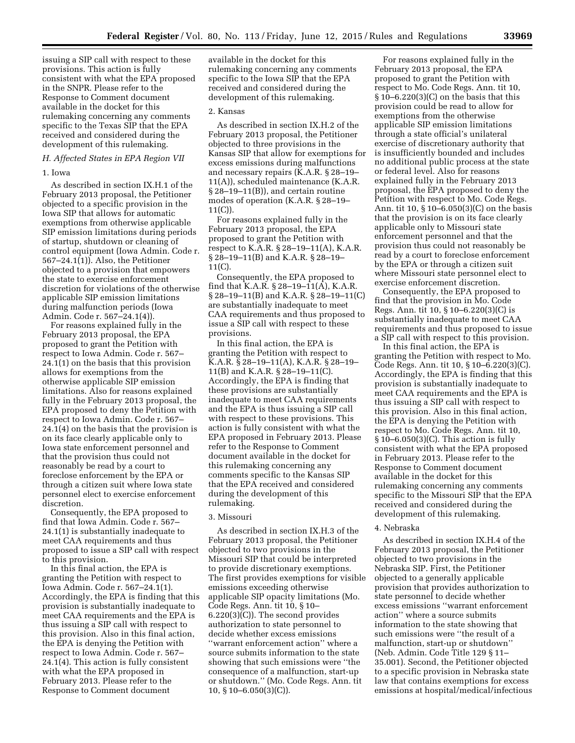issuing a SIP call with respect to these provisions. This action is fully consistent with what the EPA proposed in the SNPR. Please refer to the Response to Comment document available in the docket for this rulemaking concerning any comments specific to the Texas SIP that the EPA received and considered during the development of this rulemaking.

### H. Affected States in EPA Region VII

#### 1. Iowa

As described in section IX.H.1 of the February 2013 proposal, the Petitioner objected to a specific provision in the Iowa SIP that allows for automatic exemptions from otherwise applicable SIP emission limitations during periods of startup, shutdown or cleaning of control equipment (Iowa Admin. Code r. 567–24.1(1)). Also, the Petitioner objected to a provision that empowers the state to exercise enforcement discretion for violations of the otherwise applicable SIP emission limitations during malfunction periods (Iowa Admin. Code r. 567–24.1(4)).

For reasons explained fully in the February 2013 proposal, the EPA proposed to grant the Petition with respect to Iowa Admin. Code r. 567–24.1(1) on the basis that this provision allows for exemptions from the otherwise applicable SIP emission limitations. Also for reasons explained fully in the February 2013 proposal, the EPA proposed to deny the Petition with respect to Iowa Admin. Code r. 567–24.1(4) on the basis that the provision is on its face clearly applicable only to Iowa state enforcement personnel and that the provision thus could not reasonably be read by a court to foreclose enforcement by the EPA or through a citizen suit where Iowa state personnel elect to exercise enforcement discretion.

Consequently, the EPA proposed to find that Iowa Admin. Code r. 567–24.1(1) is substantially inadequate to meet CAA requirements and thus proposed to issue a SIP call with respect to this provision.

In this final action, the EPA is granting the Petition with respect to Iowa Admin. Code r. 567–24.1(1). Accordingly, the EPA is finding that this provision is substantially inadequate to meet CAA requirements and the EPA is thus issuing a SIP call with respect to this provision. Also in this final action, the EPA is denying the Petition with respect to Iowa Admin. Code r. 567–24.1(4). This action is fully consistent with what the EPA proposed in February 2013. Please refer to the Response to Comment document available in the docket for this rulemaking concerning any comments specific to the Iowa SIP that the EPA received and considered during the development of this rulemaking.

#### 2. Kansas

As described in section IX.H.2 of the February 2013 proposal, the Petitioner objected to three provisions in the Kansas SIP that allow for exemptions for excess emissions during malfunctions and necessary repairs (K.A.R. § 28–19–11(A)), scheduled maintenance (K.A.R. § 28–19–11(B)), and certain routine modes of operation (K.A.R. § 28–19–11(C)).

For reasons explained fully in the February 2013 proposal, the EPA proposed to grant the Petition with respect to K.A.R. § 28–19–11(A), K.A.R. § 28–19–11(B) and K.A.R. § 28–19–11(C).

Consequently, the EPA proposed to find that K.A.R. § 28–19–11(A), K.A.R. § 28–19–11(B) and K.A.R. § 28–19–11(C) are substantially inadequate to meet CAA requirements and thus proposed to issue a SIP call with respect to these provisions.

In this final action, the EPA is granting the Petition with respect to K.A.R. § 28–19–11(A), K.A.R. § 28–19–11(B) and K.A.R. § 28–19–11(C). Accordingly, the EPA is finding that these provisions are substantially inadequate to meet CAA requirements and the EPA is thus issuing a SIP call with respect to these provisions. This action is fully consistent with what the EPA proposed in February 2013. Please refer to the Response to Comment document available in the docket for this rulemaking concerning any comments specific to the Kansas SIP that the EPA received and considered during the development of this rulemaking.

#### 3. Missouri

As described in section IX.H.3 of the February 2013 proposal, the Petitioner objected to two provisions in the Missouri SIP that could be interpreted to provide discretionary exemptions. The first provides exemptions for visible emissions exceeding otherwise applicable SIP opacity limitations (Mo. Code Regs. Ann. tit 10, § 10–6.220(3)(C)). The second provides authorization to state personnel to decide whether excess emissions ''warrant enforcement action'' where a source submits information to the state showing that such emissions were ''the consequence of a malfunction, start-up or shutdown.'' (Mo. Code Regs. Ann. tit 10, § 10–6.050(3)(C)).

For reasons explained fully in the February 2013 proposal, the EPA proposed to grant the Petition with respect to Mo. Code Regs. Ann. tit 10, § 10–6.220(3)(C) on the basis that this provision could be read to allow for exemptions from the otherwise applicable SIP emission limitations through a state official's unilateral exercise of discretionary authority that is insufficiently bounded and includes no additional public process at the state or federal level. Also for reasons explained fully in the February 2013 proposal, the EPA proposed to deny the Petition with respect to Mo. Code Regs. Ann. tit 10, § 10–6.050(3)(C) on the basis that the provision is on its face clearly applicable only to Missouri state enforcement personnel and that the provision thus could not reasonably be read by a court to foreclose enforcement by the EPA or through a citizen suit where Missouri state personnel elect to exercise enforcement discretion.

Consequently, the EPA proposed to find that the provision in Mo. Code Regs. Ann. tit 10, § 10–6.220(3)(C) is substantially inadequate to meet CAA requirements and thus proposed to issue a SIP call with respect to this provision.

In this final action, the EPA is granting the Petition with respect to Mo. Code Regs. Ann. tit 10, § 10–6.220(3)(C). Accordingly, the EPA is finding that this provision is substantially inadequate to meet CAA requirements and the EPA is thus issuing a SIP call with respect to this provision. Also in this final action, the EPA is denying the Petition with respect to Mo. Code Regs. Ann. tit 10, § 10–6.050(3)(C). This action is fully consistent with what the EPA proposed in February 2013. Please refer to the Response to Comment document available in the docket for this rulemaking concerning any comments specific to the Missouri SIP that the EPA received and considered during the development of this rulemaking.

#### 4. Nebraska

As described in section IX.H.4 of the February 2013 proposal, the Petitioner objected to two provisions in the Nebraska SIP. First, the Petitioner objected to a generally applicable provision that provides authorization to state personnel to decide whether excess emissions ''warrant enforcement action'' where a source submits information to the state showing that such emissions were ''the result of a malfunction, start-up or shutdown'' (Neb. Admin. Code Title 129 § 11–35.001). Second, the Petitioner objected to a specific provision in Nebraska state law that contains exemptions for excess emissions at hospital/medical/infectious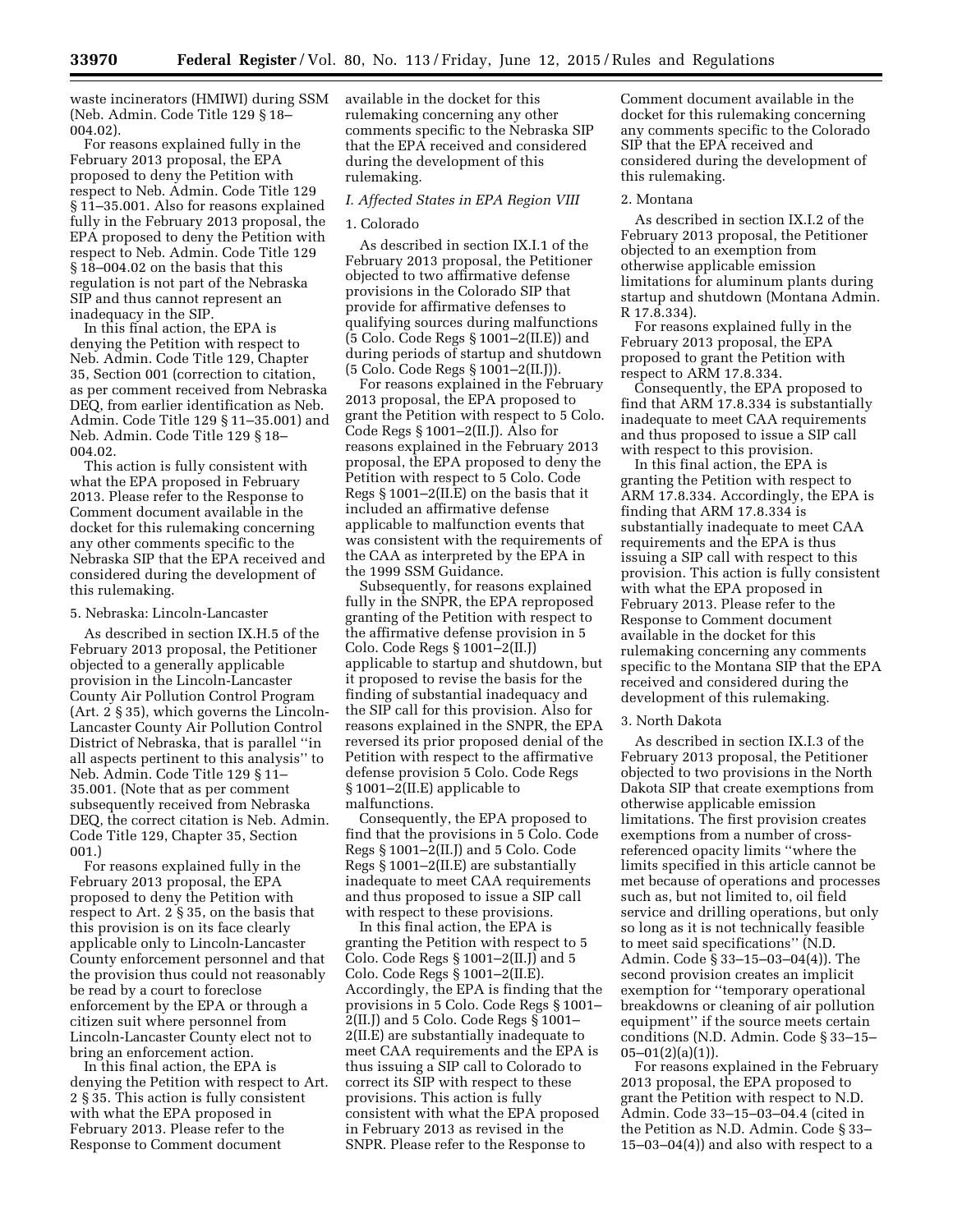waste incinerators (HMIWI) during SSM (Neb. Admin. Code Title 129 § 18–004.02).

For reasons explained fully in the February 2013 proposal, the EPA proposed to deny the Petition with respect to Neb. Admin. Code Title 129 § 11–35.001. Also for reasons explained fully in the February 2013 proposal, the EPA proposed to deny the Petition with respect to Neb. Admin. Code Title 129 § 18–004.02 on the basis that this regulation is not part of the Nebraska SIP and thus cannot represent an inadequacy in the SIP.

In this final action, the EPA is denying the Petition with respect to Neb. Admin. Code Title 129, Chapter 35, Section 001 (correction to citation, as per comment received from Nebraska DEQ, from earlier identification as Neb. Admin. Code Title 129 § 11–35.001) and Neb. Admin. Code Title 129 § 18–004.02.

This action is fully consistent with what the EPA proposed in February 2013. Please refer to the Response to Comment document available in the docket for this rulemaking concerning any other comments specific to the Nebraska SIP that the EPA received and considered during the development of this rulemaking.

5. Nebraska: Lincoln-Lancaster

As described in section IX.H.5 of the February 2013 proposal, the Petitioner objected to a generally applicable provision in the Lincoln-Lancaster County Air Pollution Control Program (Art. 2 § 35), which governs the Lincoln-Lancaster County Air Pollution Control District of Nebraska, that is parallel ''in all aspects pertinent to this analysis'' to Neb. Admin. Code Title 129 § 11–35.001. (Note that as per comment subsequently received from Nebraska DEQ, the correct citation is Neb. Admin. Code Title 129, Chapter 35, Section 001.)

For reasons explained fully in the February 2013 proposal, the EPA proposed to deny the Petition with respect to Art. 2 § 35, on the basis that this provision is on its face clearly applicable only to Lincoln-Lancaster County enforcement personnel and that the provision thus could not reasonably be read by a court to foreclose enforcement by the EPA or through a citizen suit where personnel from Lincoln-Lancaster County elect not to bring an enforcement action.

In this final action, the EPA is denying the Petition with respect to Art. 2 § 35. This action is fully consistent with what the EPA proposed in February 2013. Please refer to the Response to Comment document available in the docket for this rulemaking concerning any other comments specific to the Nebraska SIP that the EPA received and considered during the development of this rulemaking.

*I. Affected States in EPA Region VIII*

1. Colorado

As described in section IX.I.1 of the February 2013 proposal, the Petitioner objected to two affirmative defense provisions in the Colorado SIP that provide for affirmative defenses to qualifying sources during malfunctions (5 Colo. Code Regs § 1001–2(II.E)) and during periods of startup and shutdown (5 Colo. Code Regs § 1001–2(II.J)).

For reasons explained in the February 2013 proposal, the EPA proposed to grant the Petition with respect to 5 Colo. Code Regs § 1001–2(II.J). Also for reasons explained in the February 2013 proposal, the EPA proposed to deny the Petition with respect to 5 Colo. Code Regs § 1001–2(II.E) on the basis that it included an affirmative defense applicable to malfunction events that was consistent with the requirements of the CAA as interpreted by the EPA in the 1999 SSM Guidance.

Subsequently, for reasons explained fully in the SNPR, the EPA reproposed granting of the Petition with respect to the affirmative defense provision in 5 Colo. Code Regs § 1001–2(II.J) applicable to startup and shutdown, but it proposed to revise the basis for the finding of substantial inadequacy and the SIP call for this provision. Also for reasons explained in the SNPR, the EPA reversed its prior proposed denial of the Petition with respect to the affirmative defense provision 5 Colo. Code Regs § 1001–2(II.E) applicable to malfunctions.

Consequently, the EPA proposed to find that the provisions in 5 Colo. Code Regs § 1001–2(II.J) and 5 Colo. Code Regs § 1001–2(II.E) are substantially inadequate to meet CAA requirements and thus proposed to issue a SIP call with respect to these provisions.

In this final action, the EPA is granting the Petition with respect to 5 Colo. Code Regs § 1001–2(II.J) and 5 Colo. Code Regs § 1001–2(II.E). Accordingly, the EPA is finding that the provisions in 5 Colo. Code Regs § 1001–2(II.J) and 5 Colo. Code Regs § 1001–2(II.E) are substantially inadequate to meet CAA requirements and the EPA is thus issuing a SIP call to Colorado to correct its SIP with respect to these provisions. This action is fully consistent with what the EPA proposed in February 2013 as revised in the SNPR. Please refer to the Response to Comment document available in the docket for this rulemaking concerning any comments specific to the Colorado SIP that the EPA received and considered during the development of this rulemaking.

2. Montana

As described in section IX.I.2 of the February 2013 proposal, the Petitioner objected to an exemption from otherwise applicable emission limitations for aluminum plants during startup and shutdown (Montana Admin. R 17.8.334).

For reasons explained fully in the February 2013 proposal, the EPA proposed to grant the Petition with respect to ARM 17.8.334.

Consequently, the EPA proposed to find that ARM 17.8.334 is substantially inadequate to meet CAA requirements and thus proposed to issue a SIP call with respect to this provision.

In this final action, the EPA is granting the Petition with respect to ARM 17.8.334. Accordingly, the EPA is finding that ARM 17.8.334 is substantially inadequate to meet CAA requirements and the EPA is thus issuing a SIP call with respect to this provision. This action is fully consistent with what the EPA proposed in February 2013. Please refer to the Response to Comment document available in the docket for this rulemaking concerning any comments specific to the Montana SIP that the EPA received and considered during the development of this rulemaking.

3. North Dakota

As described in section IX.I.3 of the February 2013 proposal, the Petitioner objected to two provisions in the North Dakota SIP that create exemptions from otherwise applicable emission limitations. The first provision creates exemptions from a number of cross-referenced opacity limits ''where the limits specified in this article cannot be met because of operations and processes such as, but not limited to, oil field service and drilling operations, but only so long as it is not technically feasible to meet said specifications'' (N.D. Admin. Code § 33–15–03–04(4)). The second provision creates an implicit exemption for ''temporary operational breakdowns or cleaning of air pollution equipment'' if the source meets certain conditions (N.D. Admin. Code § 33–15–05–01(2)(a)(1)).

For reasons explained in the February 2013 proposal, the EPA proposed to grant the Petition with respect to N.D. Admin. Code 33–15–03–04.4 (cited in the Petition as N.D. Admin. Code § 33–15–03–04(4)) and also with respect to a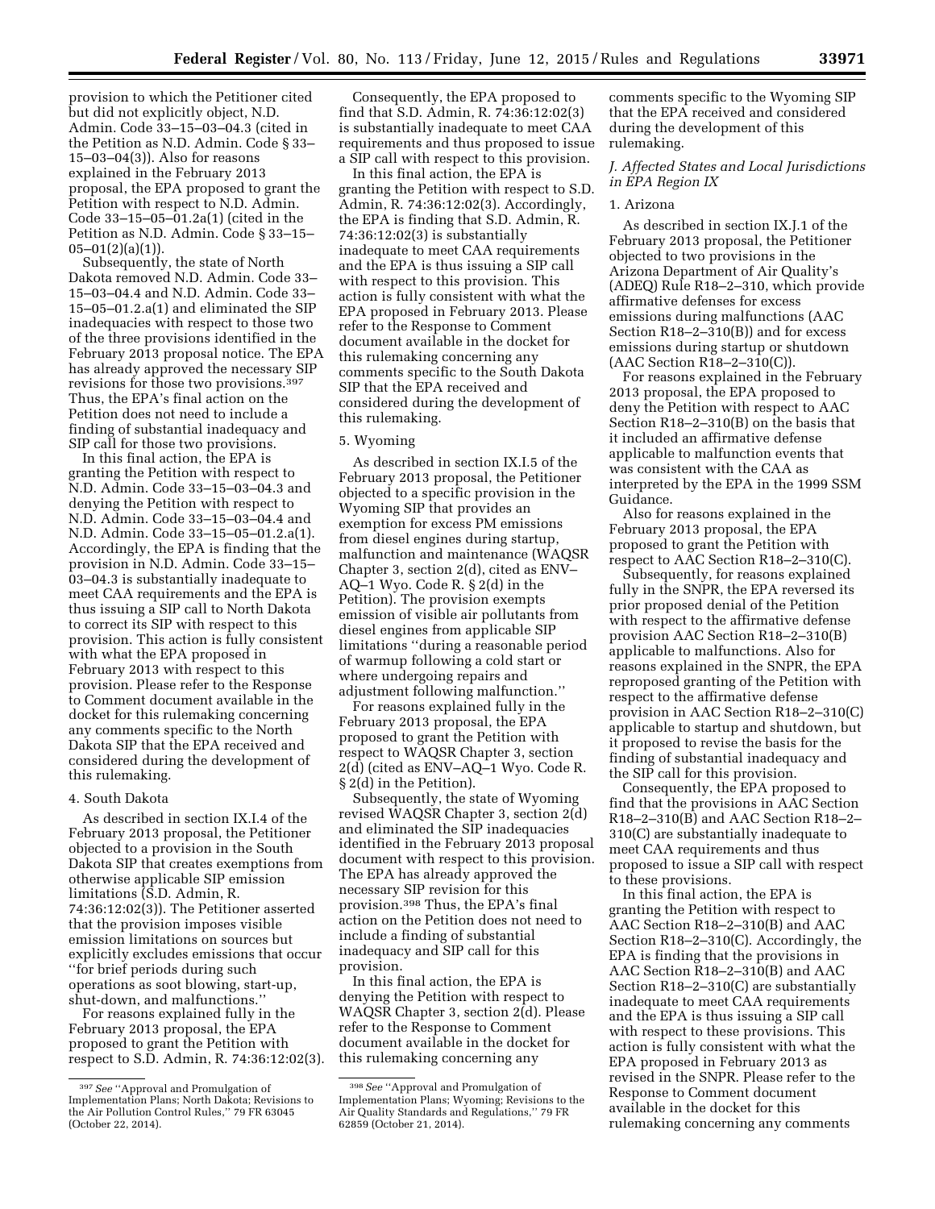provision to which the Petitioner cited but did not explicitly object, N.D. Admin. Code 33–15–03–04.3 (cited in the Petition as N.D. Admin. Code § 33–15–03–04(3)). Also for reasons explained in the February 2013 proposal, the EPA proposed to grant the Petition with respect to N.D. Admin. Code 33–15–05–01.2a(1) (cited in the Petition as N.D. Admin. Code § 33–15–05–01(2)(a)(1)).

Subsequently, the state of North Dakota removed N.D. Admin. Code 33–15–03–04.4 and N.D. Admin. Code 33–15–05–01.2.a(1) and eliminated the SIP inadequacies with respect to those two of the three provisions identified in the February 2013 proposal notice. The EPA has already approved the necessary SIP revisions for those two provisions.[397] Thus, the EPA's final action on the Petition does not need to include a finding of substantial inadequacy and SIP call for those two provisions.

In this final action, the EPA is granting the Petition with respect to N.D. Admin. Code 33–15–03–04.3 and denying the Petition with respect to N.D. Admin. Code 33–15–03–04.4 and N.D. Admin. Code 33–15–05–01.2.a(1). Accordingly, the EPA is finding that the provision in N.D. Admin. Code 33–15–03–04.3 is substantially inadequate to meet CAA requirements and the EPA is thus issuing a SIP call to North Dakota to correct its SIP with respect to this provision. This action is fully consistent with what the EPA proposed in February 2013 with respect to this provision. Please refer to the Response to Comment document available in the docket for this rulemaking concerning any comments specific to the North Dakota SIP that the EPA received and considered during the development of this rulemaking.

#### 4. South Dakota

As described in section IX.I.4 of the February 2013 proposal, the Petitioner objected to a provision in the South Dakota SIP that creates exemptions from otherwise applicable SIP emission limitations (S.D. Admin, R. 74:36:12:02(3)). The Petitioner asserted that the provision imposes visible emission limitations on sources but explicitly excludes emissions that occur ''for brief periods during such operations as soot blowing, start-up, shut-down, and malfunctions.''

For reasons explained fully in the February 2013 proposal, the EPA proposed to grant the Petition with respect to S.D. Admin, R. 74:36:12:02(3). Consequently, the EPA proposed to find that S.D. Admin, R. 74:36:12:02(3) is substantially inadequate to meet CAA requirements and thus proposed to issue a SIP call with respect to this provision.

In this final action, the EPA is granting the Petition with respect to S.D. Admin, R. 74:36:12:02(3). Accordingly, the EPA is finding that S.D. Admin, R. 74:36:12:02(3) is substantially inadequate to meet CAA requirements and the EPA is thus issuing a SIP call with respect to this provision. This action is fully consistent with what the EPA proposed in February 2013. Please refer to the Response to Comment document available in the docket for this rulemaking concerning any comments specific to the South Dakota SIP that the EPA received and considered during the development of this rulemaking.

#### 5. Wyoming

As described in section IX.I.5 of the February 2013 proposal, the Petitioner objected to a specific provision in the Wyoming SIP that provides an exemption for excess PM emissions from diesel engines during startup, malfunction and maintenance (WAQSR Chapter 3, section 2(d), cited as ENV–AQ–1 Wyo. Code R. § 2(d) in the Petition). The provision exempts emission of visible air pollutants from diesel engines from applicable SIP limitations ''during a reasonable period of warmup following a cold start or where undergoing repairs and adjustment following malfunction.''

For reasons explained fully in the February 2013 proposal, the EPA proposed to grant the Petition with respect to WAQSR Chapter 3, section 2(d) (cited as ENV–AQ–1 Wyo. Code R. § 2(d) in the Petition).

Subsequently, the state of Wyoming revised WAQSR Chapter 3, section 2(d) and eliminated the SIP inadequacies identified in the February 2013 proposal document with respect to this provision. The EPA has already approved the necessary SIP revision for this provision.[398] Thus, the EPA's final action on the Petition does not need to include a finding of substantial inadequacy and SIP call for this provision.

In this final action, the EPA is denying the Petition with respect to WAQSR Chapter 3, section 2(d). Please refer to the Response to Comment document available in the docket for this rulemaking concerning any comments specific to the Wyoming SIP that the EPA received and considered during the development of this rulemaking.

### *J. Affected States and Local Jurisdictions in EPA Region IX*

#### 1. Arizona

As described in section IX.J.1 of the February 2013 proposal, the Petitioner objected to two provisions in the Arizona Department of Air Quality's (ADEQ) Rule R18–2–310, which provide affirmative defenses for excess emissions during malfunctions (AAC Section R18–2–310(B)) and for excess emissions during startup or shutdown (AAC Section R18–2–310(C)).

For reasons explained in the February 2013 proposal, the EPA proposed to deny the Petition with respect to AAC Section R18–2–310(B) on the basis that it included an affirmative defense applicable to malfunction events that was consistent with the CAA as interpreted by the EPA in the 1999 SSM Guidance.

Also for reasons explained in the February 2013 proposal, the EPA proposed to grant the Petition with respect to AAC Section R18–2–310(C).

Subsequently, for reasons explained fully in the SNPR, the EPA reversed its prior proposed denial of the Petition with respect to the affirmative defense provision AAC Section R18–2–310(B) applicable to malfunctions. Also for reasons explained in the SNPR, the EPA reproposed granting of the Petition with respect to the affirmative defense provision in AAC Section R18–2–310(C) applicable to startup and shutdown, but it proposed to revise the basis for the finding of substantial inadequacy and the SIP call for this provision.

Consequently, the EPA proposed to find that the provisions in AAC Section R18–2–310(B) and AAC Section R18–2–310(C) are substantially inadequate to meet CAA requirements and thus proposed to issue a SIP call with respect to these provisions.

In this final action, the EPA is granting the Petition with respect to AAC Section R18–2–310(B) and AAC Section R18–2–310(C). Accordingly, the EPA is finding that the provisions in AAC Section R18–2–310(B) and AAC Section R18–2–310(C) are substantially inadequate to meet CAA requirements and the EPA is thus issuing a SIP call with respect to these provisions. This action is fully consistent with what the EPA proposed in February 2013 as revised in the SNPR. Please refer to the Response to Comment document available in the docket for this rulemaking concerning any comments

---

[397] *See* ''Approval and Promulgation of Implementation Plans; North Dakota; Revisions to the Air Pollution Control Rules,'' 79 FR 63045 (October 22, 2014).

[398] *See* ''Approval and Promulgation of Implementation Plans; Wyoming; Revisions to the Air Quality Standards and Regulations,'' 79 FR 62859 (October 21, 2014).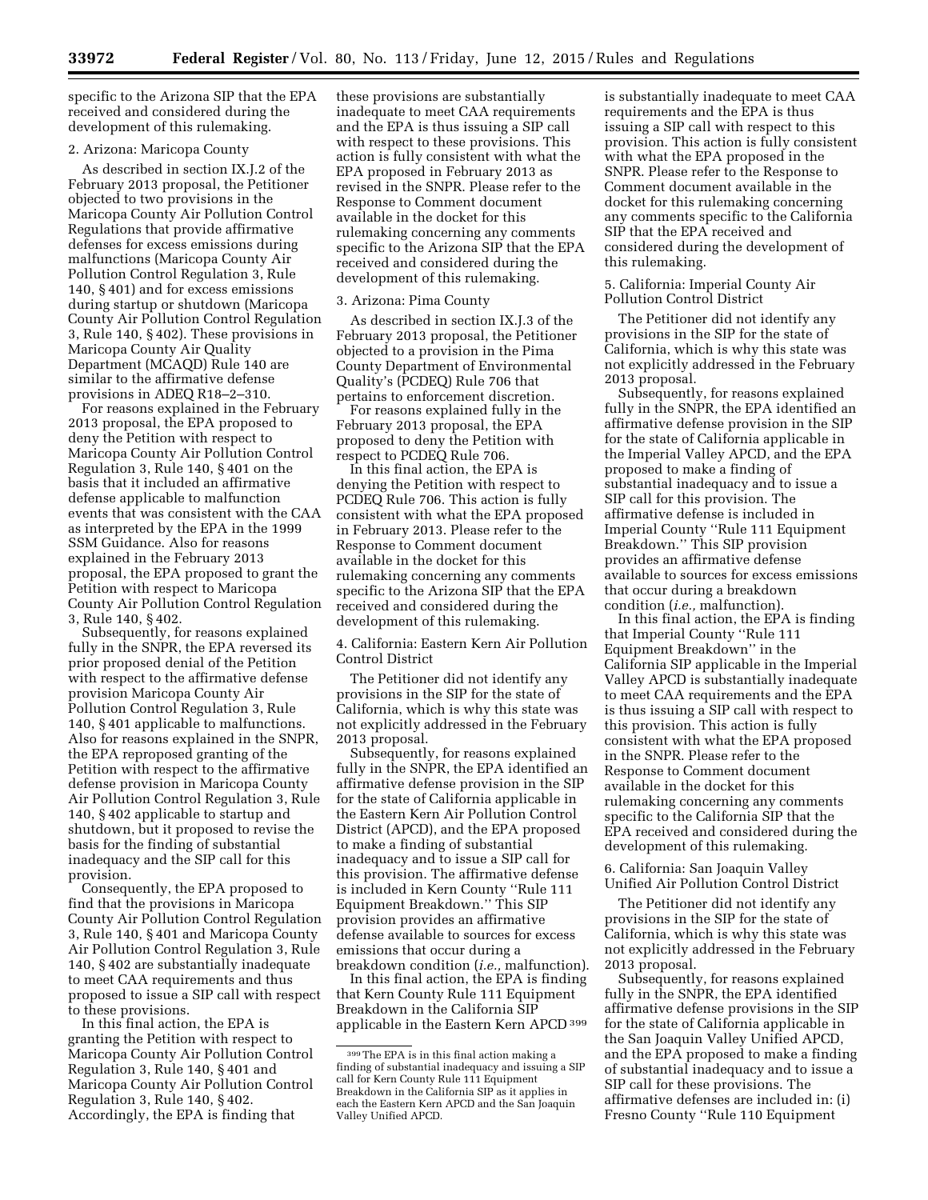specific to the Arizona SIP that the EPA received and considered during the development of this rulemaking.

2. Arizona: Maricopa County

As described in section IX.J.2 of the February 2013 proposal, the Petitioner objected to two provisions in the Maricopa County Air Pollution Control Regulations that provide affirmative defenses for excess emissions during malfunctions (Maricopa County Air Pollution Control Regulation 3, Rule 140, § 401) and for excess emissions during startup or shutdown (Maricopa County Air Pollution Control Regulation 3, Rule 140, § 402). These provisions in Maricopa County Air Quality Department (MCAQD) Rule 140 are similar to the affirmative defense provisions in ADEQ R18–2–310.

For reasons explained in the February 2013 proposal, the EPA proposed to deny the Petition with respect to Maricopa County Air Pollution Control Regulation 3, Rule 140, § 401 on the basis that it included an affirmative defense applicable to malfunction events that was consistent with the CAA as interpreted by the EPA in the 1999 SSM Guidance. Also for reasons explained in the February 2013 proposal, the EPA proposed to grant the Petition with respect to Maricopa County Air Pollution Control Regulation 3, Rule 140, § 402.

Subsequently, for reasons explained fully in the SNPR, the EPA reversed its prior proposed denial of the Petition with respect to the affirmative defense provision Maricopa County Air Pollution Control Regulation 3, Rule 140, § 401 applicable to malfunctions. Also for reasons explained in the SNPR, the EPA reproposed granting of the Petition with respect to the affirmative defense provision in Maricopa County Air Pollution Control Regulation 3, Rule 140, § 402 applicable to startup and shutdown, but it proposed to revise the basis for the finding of substantial inadequacy and the SIP call for this provision.

Consequently, the EPA proposed to find that the provisions in Maricopa County Air Pollution Control Regulation 3, Rule 140, § 401 and Maricopa County Air Pollution Control Regulation 3, Rule 140, § 402 are substantially inadequate to meet CAA requirements and thus proposed to issue a SIP call with respect to these provisions.

In this final action, the EPA is granting the Petition with respect to Maricopa County Air Pollution Control Regulation 3, Rule 140, § 401 and Maricopa County Air Pollution Control Regulation 3, Rule 140, § 402. Accordingly, the EPA is finding that these provisions are substantially inadequate to meet CAA requirements and the EPA is thus issuing a SIP call with respect to these provisions. This action is fully consistent with what the EPA proposed in February 2013 as revised in the SNPR. Please refer to the Response to Comment document available in the docket for this rulemaking concerning any comments specific to the Arizona SIP that the EPA received and considered during the development of this rulemaking.

3. Arizona: Pima County

As described in section IX.J.3 of the February 2013 proposal, the Petitioner objected to a provision in the Pima County Department of Environmental Quality's (PCDEQ) Rule 706 that pertains to enforcement discretion.

For reasons explained fully in the February 2013 proposal, the EPA proposed to deny the Petition with respect to PCDEQ Rule 706.

In this final action, the EPA is denying the Petition with respect to PCDEQ Rule 706. This action is fully consistent with what the EPA proposed in February 2013. Please refer to the Response to Comment document available in the docket for this rulemaking concerning any comments specific to the Arizona SIP that the EPA received and considered during the development of this rulemaking.

4. California: Eastern Kern Air Pollution Control District

The Petitioner did not identify any provisions in the SIP for the state of California, which is why this state was not explicitly addressed in the February 2013 proposal.

Subsequently, for reasons explained fully in the SNPR, the EPA identified an affirmative defense provision in the SIP for the state of California applicable in the Eastern Kern Air Pollution Control District (APCD), and the EPA proposed to make a finding of substantial inadequacy and to issue a SIP call for this provision. The affirmative defense is included in Kern County "Rule 111 Equipment Breakdown." This SIP provision provides an affirmative defense available to sources for excess emissions that occur during a breakdown condition (*i.e.,* malfunction).

In this final action, the EPA is finding that Kern County Rule 111 Equipment Breakdown in the California SIP applicable in the Eastern Kern APCD[399] is substantially inadequate to meet CAA requirements and the EPA is thus issuing a SIP call with respect to this provision. This action is fully consistent with what the EPA proposed in the SNPR. Please refer to the Response to Comment document available in the docket for this rulemaking concerning any comments specific to the California SIP that the EPA received and considered during the development of this rulemaking.

5. California: Imperial County Air Pollution Control District

The Petitioner did not identify any provisions in the SIP for the state of California, which is why this state was not explicitly addressed in the February 2013 proposal.

Subsequently, for reasons explained fully in the SNPR, the EPA identified an affirmative defense provision in the SIP for the state of California applicable in the Imperial Valley APCD, and the EPA proposed to make a finding of substantial inadequacy and to issue a SIP call for this provision. The affirmative defense is included in Imperial County "Rule 111 Equipment Breakdown." This SIP provision provides an affirmative defense available to sources for excess emissions that occur during a breakdown condition (*i.e.,* malfunction).

In this final action, the EPA is finding that Imperial County "Rule 111 Equipment Breakdown" in the California SIP applicable in the Imperial Valley APCD is substantially inadequate to meet CAA requirements and the EPA is thus issuing a SIP call with respect to this provision. This action is fully consistent with what the EPA proposed in the SNPR. Please refer to the Response to Comment document available in the docket for this rulemaking concerning any comments specific to the California SIP that the EPA received and considered during the development of this rulemaking.

6. California: San Joaquin Valley Unified Air Pollution Control District

The Petitioner did not identify any provisions in the SIP for the state of California, which is why this state was not explicitly addressed in the February 2013 proposal.

Subsequently, for reasons explained fully in the SNPR, the EPA identified affirmative defense provisions in the SIP for the state of California applicable in the San Joaquin Valley Unified APCD, and the EPA proposed to make a finding of substantial inadequacy and to issue a SIP call for these provisions. The affirmative defenses are included in: (i) Fresno County "Rule 110 Equipment

[399] The EPA is in this final action making a finding of substantial inadequacy and issuing a SIP call for Kern County Rule 111 Equipment Breakdown in the California SIP as it applies in each the Eastern Kern APCD and the San Joaquin Valley Unified APCD.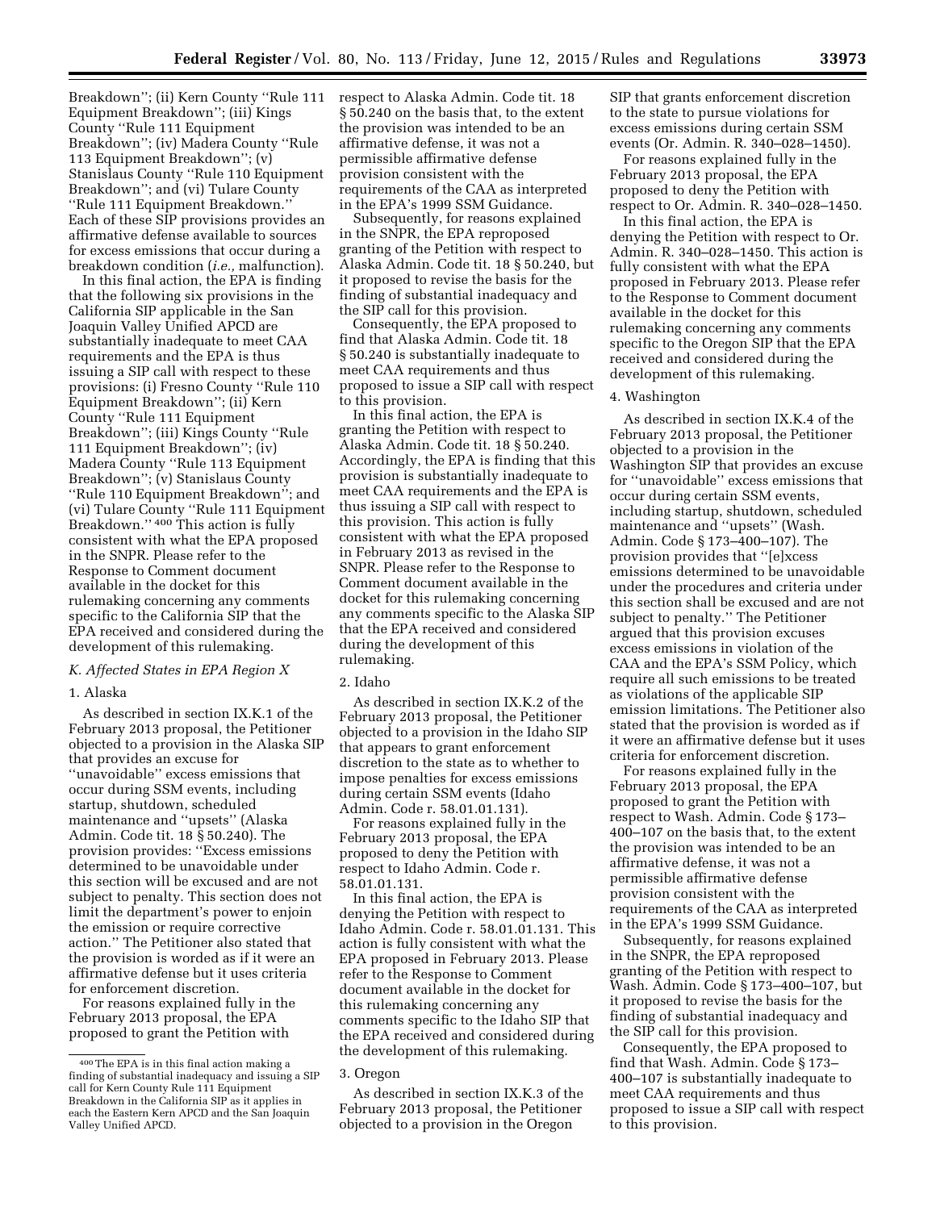Breakdown''; (ii) Kern County ''Rule 111 Equipment Breakdown''; (iii) Kings County ''Rule 111 Equipment Breakdown''; (iv) Madera County ''Rule 113 Equipment Breakdown''; (v) Stanislaus County ''Rule 110 Equipment Breakdown''; and (vi) Tulare County ''Rule 111 Equipment Breakdown.'' Each of these SIP provisions provides an affirmative defense available to sources for excess emissions that occur during a breakdown condition (*i.e.,* malfunction).

In this final action, the EPA is finding that the following six provisions in the California SIP applicable in the San Joaquin Valley Unified APCD are substantially inadequate to meet CAA requirements and the EPA is thus issuing a SIP call with respect to these provisions: (i) Fresno County ''Rule 110 Equipment Breakdown''; (ii) Kern County ''Rule 111 Equipment Breakdown''; (iii) Kings County ''Rule 111 Equipment Breakdown''; (iv) Madera County ''Rule 113 Equipment Breakdown''; (v) Stanislaus County ''Rule 110 Equipment Breakdown''; and (vi) Tulare County ''Rule 111 Equipment Breakdown.'' [400] This action is fully consistent with what the EPA proposed in the SNPR. Please refer to the Response to Comment document available in the docket for this rulemaking concerning any comments specific to the California SIP that the EPA received and considered during the development of this rulemaking.

### *K. Affected States in EPA Region X*

#### 1. Alaska

As described in section IX.K.1 of the February 2013 proposal, the Petitioner objected to a provision in the Alaska SIP that provides an excuse for ''unavoidable'' excess emissions that occur during SSM events, including startup, shutdown, scheduled maintenance and ''upsets'' (Alaska Admin. Code tit. 18 § 50.240). The provision provides: ''Excess emissions determined to be unavoidable under this section will be excused and are not subject to penalty. This section does not limit the department's power to enjoin the emission or require corrective action.'' The Petitioner also stated that the provision is worded as if it were an affirmative defense but it uses criteria for enforcement discretion.

For reasons explained fully in the February 2013 proposal, the EPA proposed to grant the Petition with respect to Alaska Admin. Code tit. 18 § 50.240 on the basis that, to the extent the provision was intended to be an affirmative defense, it was not a permissible affirmative defense provision consistent with the requirements of the CAA as interpreted in the EPA's 1999 SSM Guidance.

Subsequently, for reasons explained in the SNPR, the EPA reproposed granting of the Petition with respect to Alaska Admin. Code tit. 18 § 50.240, but it proposed to revise the basis for the finding of substantial inadequacy and the SIP call for this provision.

Consequently, the EPA proposed to find that Alaska Admin. Code tit. 18 § 50.240 is substantially inadequate to meet CAA requirements and thus proposed to issue a SIP call with respect to this provision.

In this final action, the EPA is granting the Petition with respect to Alaska Admin. Code tit. 18 § 50.240. Accordingly, the EPA is finding that this provision is substantially inadequate to meet CAA requirements and the EPA is thus issuing a SIP call with respect to this provision. This action is fully consistent with what the EPA proposed in February 2013 as revised in the SNPR. Please refer to the Response to Comment document available in the docket for this rulemaking concerning any comments specific to the Alaska SIP that the EPA received and considered during the development of this rulemaking.

#### 2. Idaho

As described in section IX.K.2 of the February 2013 proposal, the Petitioner objected to a provision in the Idaho SIP that appears to grant enforcement discretion to the state as to whether to impose penalties for excess emissions during certain SSM events (Idaho Admin. Code r. 58.01.01.131).

For reasons explained fully in the February 2013 proposal, the EPA proposed to deny the Petition with respect to Idaho Admin. Code r. 58.01.01.131.

In this final action, the EPA is denying the Petition with respect to Idaho Admin. Code r. 58.01.01.131. This action is fully consistent with what the EPA proposed in February 2013. Please refer to the Response to Comment document available in the docket for this rulemaking concerning any comments specific to the Idaho SIP that the EPA received and considered during the development of this rulemaking.

#### 3. Oregon

As described in section IX.K.3 of the February 2013 proposal, the Petitioner objected to a provision in the Oregon SIP that grants enforcement discretion to the state to pursue violations for excess emissions during certain SSM events (Or. Admin. R. 340–028–1450).

For reasons explained fully in the February 2013 proposal, the EPA proposed to deny the Petition with respect to Or. Admin. R. 340–028–1450.

In this final action, the EPA is denying the Petition with respect to Or. Admin. R. 340–028–1450. This action is fully consistent with what the EPA proposed in February 2013. Please refer to the Response to Comment document available in the docket for this rulemaking concerning any comments specific to the Oregon SIP that the EPA received and considered during the development of this rulemaking.

#### 4. Washington

As described in section IX.K.4 of the February 2013 proposal, the Petitioner objected to a provision in the Washington SIP that provides an excuse for ''unavoidable'' excess emissions that occur during certain SSM events, including startup, shutdown, scheduled maintenance and ''upsets'' (Wash. Admin. Code § 173–400–107). The provision provides that ''[e]xcess emissions determined to be unavoidable under the procedures and criteria under this section shall be excused and are not subject to penalty.'' The Petitioner argued that this provision excuses excess emissions in violation of the CAA and the EPA's SSM Policy, which require all such emissions to be treated as violations of the applicable SIP emission limitations. The Petitioner also stated that the provision is worded as if it were an affirmative defense but it uses criteria for enforcement discretion.

For reasons explained fully in the February 2013 proposal, the EPA proposed to grant the Petition with respect to Wash. Admin. Code § 173–400–107 on the basis that, to the extent the provision was intended to be an affirmative defense, it was not a permissible affirmative defense provision consistent with the requirements of the CAA as interpreted in the EPA's 1999 SSM Guidance.

Subsequently, for reasons explained in the SNPR, the EPA reproposed granting of the Petition with respect to Wash. Admin. Code § 173–400–107, but it proposed to revise the basis for the finding of substantial inadequacy and the SIP call for this provision.

Consequently, the EPA proposed to find that Wash. Admin. Code § 173–400–107 is substantially inadequate to meet CAA requirements and thus proposed to issue a SIP call with respect to this provision.

---

[400] The EPA is in this final action making a finding of substantial inadequacy and issuing a SIP call for Kern County Rule 111 Equipment Breakdown in the California SIP as it applies in each the Eastern Kern APCD and the San Joaquin Valley Unified APCD.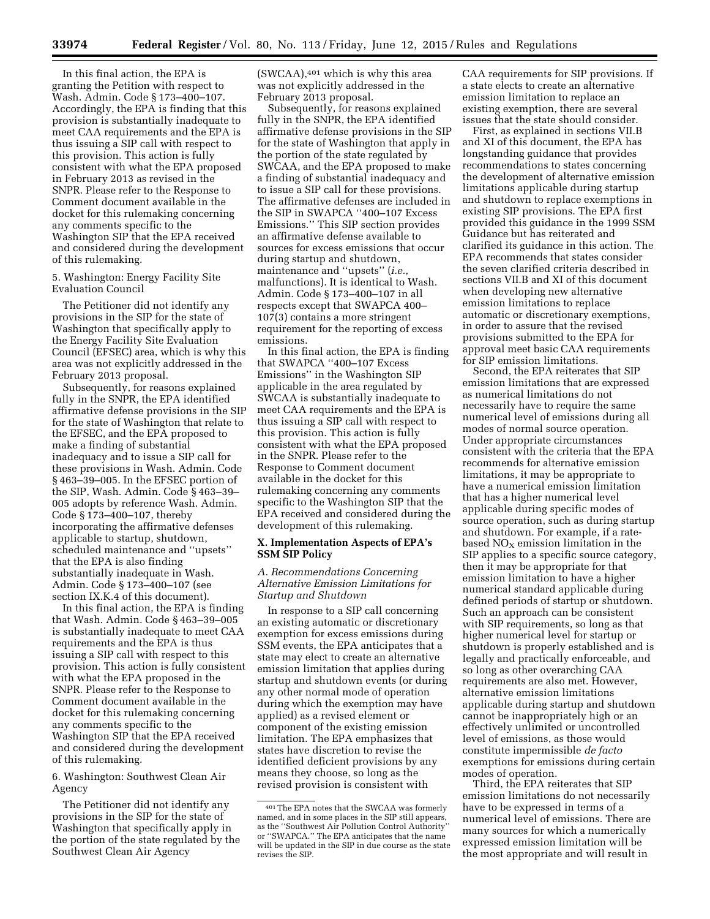In this final action, the EPA is granting the Petition with respect to Wash. Admin. Code § 173–400–107. Accordingly, the EPA is finding that this provision is substantially inadequate to meet CAA requirements and the EPA is thus issuing a SIP call with respect to this provision. This action is fully consistent with what the EPA proposed in February 2013 as revised in the SNPR. Please refer to the Response to Comment document available in the docket for this rulemaking concerning any comments specific to the Washington SIP that the EPA received and considered during the development of this rulemaking.

5. Washington: Energy Facility Site Evaluation Council

The Petitioner did not identify any provisions in the SIP for the state of Washington that specifically apply to the Energy Facility Site Evaluation Council (EFSEC) area, which is why this area was not explicitly addressed in the February 2013 proposal.

Subsequently, for reasons explained fully in the SNPR, the EPA identified affirmative defense provisions in the SIP for the state of Washington that relate to the EFSEC, and the EPA proposed to make a finding of substantial inadequacy and to issue a SIP call for these provisions in Wash. Admin. Code § 463–39–005. In the EFSEC portion of the SIP, Wash. Admin. Code § 463–39–005 adopts by reference Wash. Admin. Code § 173–400–107, thereby incorporating the affirmative defenses applicable to startup, shutdown, scheduled maintenance and "upsets" that the EPA is also finding substantially inadequate in Wash. Admin. Code § 173–400–107 (see section IX.K.4 of this document).

In this final action, the EPA is finding that Wash. Admin. Code § 463–39–005 is substantially inadequate to meet CAA requirements and the EPA is thus issuing a SIP call with respect to this provision. This action is fully consistent with what the EPA proposed in the SNPR. Please refer to the Response to Comment document available in the docket for this rulemaking concerning any comments specific to the Washington SIP that the EPA received and considered during the development of this rulemaking.

6. Washington: Southwest Clean Air Agency

The Petitioner did not identify any provisions in the SIP for the state of Washington that specifically apply in the portion of the state regulated by the Southwest Clean Air Agency (SWCAA),[401] which is why this area was not explicitly addressed in the February 2013 proposal.

Subsequently, for reasons explained fully in the SNPR, the EPA identified affirmative defense provisions in the SIP for the state of Washington that apply in the portion of the state regulated by SWCAA, and the EPA proposed to make a finding of substantial inadequacy and to issue a SIP call for these provisions. The affirmative defenses are included in the SIP in SWAPCA "400–107 Excess Emissions." This SIP section provides an affirmative defense available to sources for excess emissions that occur during startup and shutdown, maintenance and "upsets" (*i.e.,* malfunctions). It is identical to Wash. Admin. Code § 173–400–107 in all respects except that SWAPCA 400–107(3) contains a more stringent requirement for the reporting of excess emissions.

In this final action, the EPA is finding that SWAPCA "400–107 Excess Emissions" in the Washington SIP applicable in the area regulated by SWCAA is substantially inadequate to meet CAA requirements and the EPA is thus issuing a SIP call with respect to this provision. This action is fully consistent with what the EPA proposed in the SNPR. Please refer to the Response to Comment document available in the docket for this rulemaking concerning any comments specific to the Washington SIP that the EPA received and considered during the development of this rulemaking.

## X. Implementation Aspects of EPA's SSM SIP Policy

### A. Recommendations Concerning Alternative Emission Limitations for Startup and Shutdown

In response to a SIP call concerning an existing automatic or discretionary exemption for excess emissions during SSM events, the EPA anticipates that a state may elect to create an alternative emission limitation that applies during startup and shutdown events (or during any other normal mode of operation during which the exemption may have applied) as a revised element or component of the existing emission limitation. The EPA emphasizes that states have discretion to revise the identified deficient provisions by any means they choose, so long as the revised provision is consistent with CAA requirements for SIP provisions. If a state elects to create an alternative emission limitation to replace an existing exemption, there are several issues that the state should consider.

First, as explained in sections VII.B and XI of this document, the EPA has longstanding guidance that provides recommendations to states concerning the development of alternative emission limitations applicable during startup and shutdown to replace exemptions in existing SIP provisions. The EPA first provided this guidance in the 1999 SSM Guidance but has reiterated and clarified its guidance in this action. The EPA recommends that states consider the seven clarified criteria described in sections VII.B and XI of this document when developing new alternative emission limitations to replace automatic or discretionary exemptions, in order to assure that the revised provisions submitted to the EPA for approval meet basic CAA requirements for SIP emission limitations.

Second, the EPA reiterates that SIP emission limitations that are expressed as numerical limitations do not necessarily have to require the same numerical level of emissions during all modes of normal source operation. Under appropriate circumstances consistent with the criteria that the EPA recommends for alternative emission limitations, it may be appropriate to have a numerical emission limitation that has a higher numerical level applicable during specific modes of source operation, such as during startup and shutdown. For example, if a rate-based $NO_X$ emission limitation in the SIP applies to a specific source category, then it may be appropriate for that emission limitation to have a higher numerical standard applicable during defined periods of startup or shutdown. Such an approach can be consistent with SIP requirements, so long as that higher numerical level for startup or shutdown is properly established and is legally and practically enforceable, and so long as other overarching CAA requirements are also met. However, alternative emission limitations applicable during startup and shutdown cannot be inappropriately high or an effectively unlimited or uncontrolled level of emissions, as those would constitute impermissible *de facto* exemptions for emissions during certain modes of operation.

Third, the EPA reiterates that SIP emission limitations do not necessarily have to be expressed in terms of a numerical level of emissions. There are many sources for which a numerically expressed emission limitation will be the most appropriate and will result in

[401] The EPA notes that the SWCAA was formerly named, and in some places in the SIP still appears, as the "Southwest Air Pollution Control Authority" or "SWAPCA." The EPA anticipates that the name will be updated in the SIP in due course as the state revises the SIP.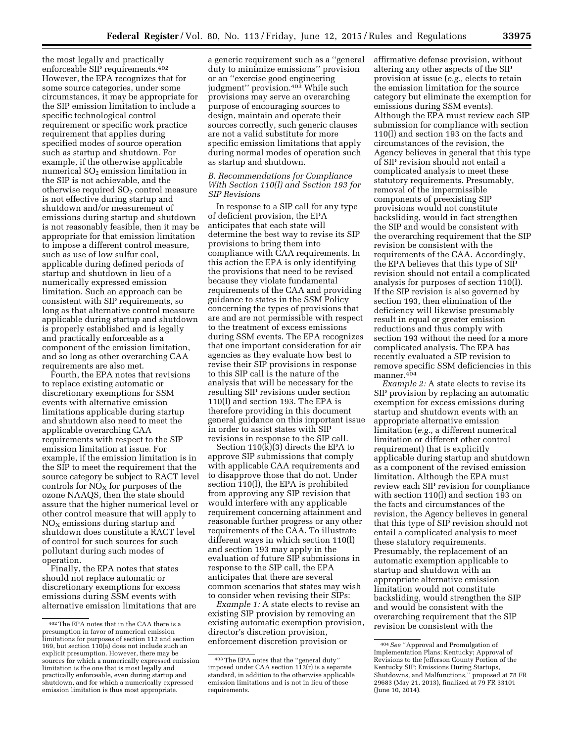the most legally and practically enforceable SIP requirements.[402] However, the EPA recognizes that for some source categories, under some circumstances, it may be appropriate for the SIP emission limitation to include a specific technological control requirement or specific work practice requirement that applies during specified modes of source operation such as startup and shutdown. For example, if the otherwise applicable numerical $SO_2$ emission limitation in the SIP is not achievable, and the otherwise required $SO_2$ control measure is not effective during startup and shutdown and/or measurement of emissions during startup and shutdown is not reasonably feasible, then it may be appropriate for that emission limitation to impose a different control measure, such as use of low sulfur coal, applicable during defined periods of startup and shutdown in lieu of a numerically expressed emission limitation. Such an approach can be consistent with SIP requirements, so long as that alternative control measure applicable during startup and shutdown is properly established and is legally and practically enforceable as a component of the emission limitation, and so long as other overarching CAA requirements are also met.

Fourth, the EPA notes that revisions to replace existing automatic or discretionary exemptions for SSM events with alternative emission limitations applicable during startup and shutdown also need to meet the applicable overarching CAA requirements with respect to the SIP emission limitation at issue. For example, if the emission limitation is in the SIP to meet the requirement that the source category be subject to RACT level controls for $NO_X$ for purposes of the ozone NAAQS, then the state should assure that the higher numerical level or other control measure that will apply to $NO_X$ emissions during startup and shutdown does constitute a RACT level of control for such sources for such pollutant during such modes of operation.

Finally, the EPA notes that states should not replace automatic or discretionary exemptions for excess emissions during SSM events with alternative emission limitations that are a generic requirement such as a ''general duty to minimize emissions'' provision or an ''exercise good engineering judgment'' provision.[403] While such provisions may serve an overarching purpose of encouraging sources to design, maintain and operate their sources correctly, such generic clauses are not a valid substitute for more specific emission limitations that apply during normal modes of operation such as startup and shutdown.

### *B. Recommendations for Compliance With Section 110(l) and Section 193 for SIP Revisions*

In response to a SIP call for any type of deficient provision, the EPA anticipates that each state will determine the best way to revise its SIP provisions to bring them into compliance with CAA requirements. In this action the EPA is only identifying the provisions that need to be revised because they violate fundamental requirements of the CAA and providing guidance to states in the SSM Policy concerning the types of provisions that are and are not permissible with respect to the treatment of excess emissions during SSM events. The EPA recognizes that one important consideration for air agencies as they evaluate how best to revise their SIP provisions in response to this SIP call is the nature of the analysis that will be necessary for the resulting SIP revisions under section 110(l) and section 193. The EPA is therefore providing in this document general guidance on this important issue in order to assist states with SIP revisions in response to the SIP call.

Section 110(k)(3) directs the EPA to approve SIP submissions that comply with applicable CAA requirements and to disapprove those that do not. Under section 110(l), the EPA is prohibited from approving any SIP revision that would interfere with any applicable requirement concerning attainment and reasonable further progress or any other requirements of the CAA. To illustrate different ways in which section 110(l) and section 193 may apply in the evaluation of future SIP submissions in response to the SIP call, the EPA anticipates that there are several common scenarios that states may wish to consider when revising their SIPs:

*Example 1:* A state elects to revise an existing SIP provision by removing an existing automatic exemption provision, director's discretion provision, enforcement discretion provision or affirmative defense provision, without altering any other aspects of the SIP provision at issue (*e.g.,* elects to retain the emission limitation for the source category but eliminate the exemption for emissions during SSM events). Although the EPA must review each SIP submission for compliance with section 110(l) and section 193 on the facts and circumstances of the revision, the Agency believes in general that this type of SIP revision should not entail a complicated analysis to meet these statutory requirements. Presumably, removal of the impermissible components of preexisting SIP provisions would not constitute backsliding, would in fact strengthen the SIP and would be consistent with the overarching requirement that the SIP revision be consistent with the requirements of the CAA. Accordingly, the EPA believes that this type of SIP revision should not entail a complicated analysis for purposes of section 110(l). If the SIP revision is also governed by section 193, then elimination of the deficiency will likewise presumably result in equal or greater emission reductions and thus comply with section 193 without the need for a more complicated analysis. The EPA has recently evaluated a SIP revision to remove specific SSM deficiencies in this manner.[404]

*Example 2:* A state elects to revise its SIP provision by replacing an automatic exemption for excess emissions during startup and shutdown events with an appropriate alternative emission limitation (*e.g.,* a different numerical limitation or different other control requirement) that is explicitly applicable during startup and shutdown as a component of the revised emission limitation. Although the EPA must review each SIP revision for compliance with section 110(l) and section 193 on the facts and circumstances of the revision, the Agency believes in general that this type of SIP revision should not entail a complicated analysis to meet these statutory requirements. Presumably, the replacement of an automatic exemption applicable to startup and shutdown with an appropriate alternative emission limitation would not constitute backsliding, would strengthen the SIP and would be consistent with the overarching requirement that the SIP revision be consistent with the

---

[402] The EPA notes that in the CAA there is a presumption in favor of numerical emission limitations for purposes of section 112 and section 169, but section 110(a) does not include such an explicit presumption. However, there may be sources for which a numerically expressed emission limitation is the one that is most legally and practically enforceable, even during startup and shutdown, and for which a numerically expressed emission limitation is thus most appropriate.

[403] The EPA notes that the ''general duty'' imposed under CAA section 112(r) is a separate standard, in addition to the otherwise applicable emission limitations and is not in lieu of those requirements.

[404] *See* ''Approval and Promulgation of Implementation Plans; Kentucky; Approval of Revisions to the Jefferson County Portion of the Kentucky SIP; Emissions During Startups, Shutdowns, and Malfunctions,'' proposed at 78 FR 29683 (May 21, 2013), finalized at 79 FR 33101 (June 10, 2014).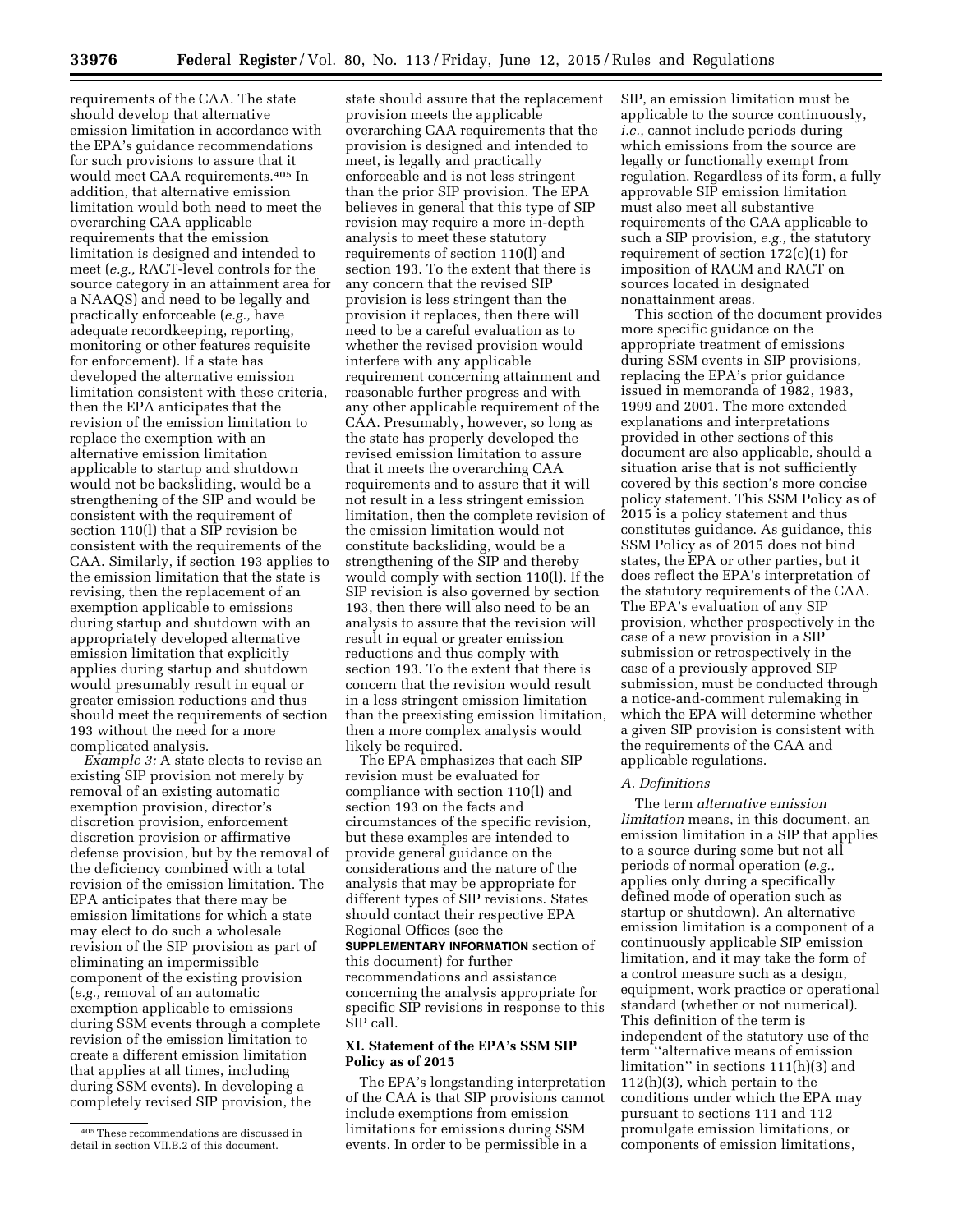requirements of the CAA. The state should develop that alternative emission limitation in accordance with the EPA's guidance recommendations for such provisions to assure that it would meet CAA requirements.[405] In addition, that alternative emission limitation would both need to meet the overarching CAA applicable requirements that the emission limitation is designed and intended to meet (*e.g.,* RACT-level controls for the source category in an attainment area for a NAAQS) and need to be legally and practically enforceable (*e.g.,* have adequate recordkeeping, reporting, monitoring or other features requisite for enforcement). If a state has developed the alternative emission limitation consistent with these criteria, then the EPA anticipates that the revision of the emission limitation to replace the exemption with an alternative emission limitation applicable to startup and shutdown would not be backsliding, would be a strengthening of the SIP and would be consistent with the requirement of section 110(l) that a SIP revision be consistent with the requirements of the CAA. Similarly, if section 193 applies to the emission limitation that the state is revising, then the replacement of an exemption applicable to emissions during startup and shutdown with an appropriately developed alternative emission limitation that explicitly applies during startup and shutdown would presumably result in equal or greater emission reductions and thus should meet the requirements of section 193 without the need for a more complicated analysis.

*Example 3:* A state elects to revise an existing SIP provision not merely by removal of an existing automatic exemption provision, director's discretion provision, enforcement discretion provision or affirmative defense provision, but by the removal of the deficiency combined with a total revision of the emission limitation. The EPA anticipates that there may be emission limitations for which a state may elect to do such a wholesale revision of the SIP provision as part of eliminating an impermissible component of the existing provision (*e.g.,* removal of an automatic exemption applicable to emissions during SSM events through a complete revision of the emission limitation to create a different emission limitation that applies at all times, including during SSM events). In developing a completely revised SIP provision, the state should assure that the replacement provision meets the applicable overarching CAA requirements that the provision is designed and intended to meet, is legally and practically enforceable and is not less stringent than the prior SIP provision. The EPA believes in general that this type of SIP revision may require a more in-depth analysis to meet these statutory requirements of section 110(l) and section 193. To the extent that there is any concern that the revised SIP provision is less stringent than the provision it replaces, then there will need to be a careful evaluation as to whether the revised provision would interfere with any applicable requirement concerning attainment and reasonable further progress and with any other applicable requirement of the CAA. Presumably, however, so long as the state has properly developed the revised emission limitation to assure that it meets the overarching CAA requirements and to assure that it will not result in a less stringent emission limitation, then the complete revision of the emission limitation would not constitute backsliding, would be a strengthening of the SIP and thereby would comply with section 110(l). If the SIP revision is also governed by section 193, then there will also need to be an analysis to assure that the revision will result in equal or greater emission reductions and thus comply with section 193. To the extent that there is concern that the revision would result in a less stringent emission limitation than the preexisting emission limitation, then a more complex analysis would likely be required.

The EPA emphasizes that each SIP revision must be evaluated for compliance with section 110(l) and section 193 on the facts and circumstances of the specific revision, but these examples are intended to provide general guidance on the considerations and the nature of the analysis that may be appropriate for different types of SIP revisions. States should contact their respective EPA Regional Offices (see the **SUPPLEMENTARY INFORMATION** section of this document) for further recommendations and assistance concerning the analysis appropriate for specific SIP revisions in response to this SIP call.

## XI. Statement of the EPA's SSM SIP Policy as of 2015

The EPA's longstanding interpretation of the CAA is that SIP provisions cannot include exemptions from emission limitations for emissions during SSM events. In order to be permissible in a SIP, an emission limitation must be applicable to the source continuously, *i.e.,* cannot include periods during which emissions from the source are legally or functionally exempt from regulation. Regardless of its form, a fully approvable SIP emission limitation must also meet all substantive requirements of the CAA applicable to such a SIP provision, *e.g.,* the statutory requirement of section 172(c)(1) for imposition of RACM and RACT on sources located in designated nonattainment areas.

This section of the document provides more specific guidance on the appropriate treatment of emissions during SSM events in SIP provisions, replacing the EPA's prior guidance issued in memoranda of 1982, 1983, 1999 and 2001. The more extended explanations and interpretations provided in other sections of this document are also applicable, should a situation arise that is not sufficiently covered by this section's more concise policy statement. This SSM Policy as of 2015 is a policy statement and thus constitutes guidance. As guidance, this SSM Policy as of 2015 does not bind states, the EPA or other parties, but it does reflect the EPA's interpretation of the statutory requirements of the CAA. The EPA's evaluation of any SIP provision, whether prospectively in the case of a new provision in a SIP submission or retrospectively in the case of a previously approved SIP submission, must be conducted through a notice-and-comment rulemaking in which the EPA will determine whether a given SIP provision is consistent with the requirements of the CAA and applicable regulations.

### A. Definitions

The term *alternative emission limitation* means, in this document, an emission limitation in a SIP that applies to a source during some but not all periods of normal operation (*e.g.,* applies only during a specifically defined mode of operation such as startup or shutdown). An alternative emission limitation is a component of a continuously applicable SIP emission limitation, and it may take the form of a control measure such as a design, equipment, work practice or operational standard (whether or not numerical). This definition of the term is independent of the statutory use of the term ''alternative means of emission limitation'' in sections 111(h)(3) and 112(h)(3), which pertain to the conditions under which the EPA may pursuant to sections 111 and 112 promulgate emission limitations, or components of emission limitations,

---

[405] These recommendations are discussed in detail in section VII.B.2 of this document.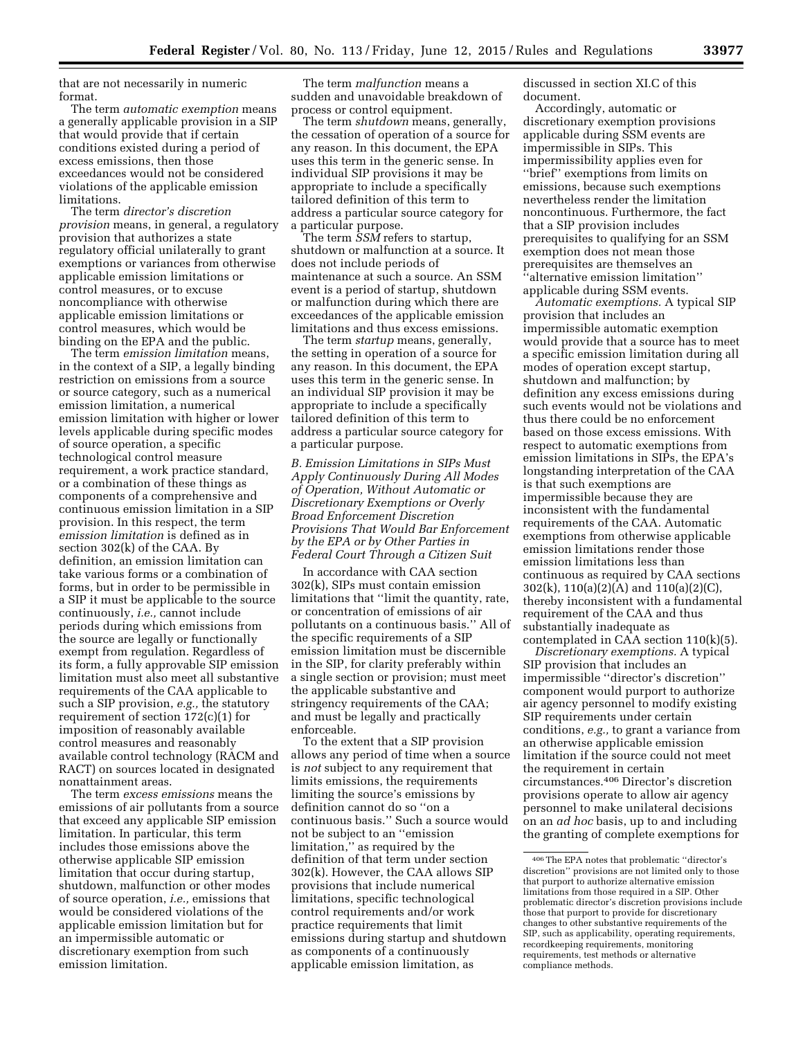that are not necessarily in numeric format.

The term *automatic exemption* means a generally applicable provision in a SIP that would provide that if certain conditions existed during a period of excess emissions, then those exceedances would not be considered violations of the applicable emission limitations.

The term *director's discretion provision* means, in general, a regulatory provision that authorizes a state regulatory official unilaterally to grant exemptions or variances from otherwise applicable emission limitations or control measures, or to excuse noncompliance with otherwise applicable emission limitations or control measures, which would be binding on the EPA and the public.

The term *emission limitation* means, in the context of a SIP, a legally binding restriction on emissions from a source or source category, such as a numerical emission limitation, a numerical emission limitation with higher or lower levels applicable during specific modes of source operation, a specific technological control measure requirement, a work practice standard, or a combination of these things as components of a comprehensive and continuous emission limitation in a SIP provision. In this respect, the term *emission limitation* is defined as in section 302(k) of the CAA. By definition, an emission limitation can take various forms or a combination of forms, but in order to be permissible in a SIP it must be applicable to the source continuously, *i.e.,* cannot include periods during which emissions from the source are legally or functionally exempt from regulation. Regardless of its form, a fully approvable SIP emission limitation must also meet all substantive requirements of the CAA applicable to such a SIP provision, *e.g.,* the statutory requirement of section 172(c)(1) for imposition of reasonably available control measures and reasonably available control technology (RACM and RACT) on sources located in designated nonattainment areas.

The term *excess emissions* means the emissions of air pollutants from a source that exceed any applicable SIP emission limitation. In particular, this term includes those emissions above the otherwise applicable SIP emission limitation that occur during startup, shutdown, malfunction or other modes of source operation, *i.e.,* emissions that would be considered violations of the applicable emission limitation but for an impermissible automatic or discretionary exemption from such emission limitation.

The term *malfunction* means a sudden and unavoidable breakdown of process or control equipment.

The term *shutdown* means, generally, the cessation of operation of a source for any reason. In this document, the EPA uses this term in the generic sense. In individual SIP provisions it may be appropriate to include a specifically tailored definition of this term to address a particular source category for a particular purpose.

The term *SSM* refers to startup, shutdown or malfunction at a source. It does not include periods of maintenance at such a source. An SSM event is a period of startup, shutdown or malfunction during which there are exceedances of the applicable emission limitations and thus excess emissions.

The term *startup* means, generally, the setting in operation of a source for any reason. In this document, the EPA uses this term in the generic sense. In an individual SIP provision it may be appropriate to include a specifically tailored definition of this term to address a particular source category for a particular purpose.

## *B. Emission Limitations in SIPs Must Apply Continuously During All Modes of Operation, Without Automatic or Discretionary Exemptions or Overly Broad Enforcement Discretion Provisions That Would Bar Enforcement by the EPA or by Other Parties in Federal Court Through a Citizen Suit*

In accordance with CAA section 302(k), SIPs must contain emission limitations that "limit the quantity, rate, or concentration of emissions of air pollutants on a continuous basis." All of the specific requirements of a SIP emission limitation must be discernible in the SIP, for clarity preferably within a single section or provision; must meet the applicable substantive and stringency requirements of the CAA; and must be legally and practically enforceable.

To the extent that a SIP provision allows any period of time when a source is *not* subject to any requirement that limits emissions, the requirements limiting the source's emissions by definition cannot do so "on a continuous basis." Such a source would not be subject to an "emission limitation," as required by the definition of that term under section 302(k). However, the CAA allows SIP provisions that include numerical limitations, specific technological control requirements and/or work practice requirements that limit emissions during startup and shutdown as components of a continuously applicable emission limitation, as discussed in section XI.C of this document.

Accordingly, automatic or discretionary exemption provisions applicable during SSM events are impermissible in SIPs. This impermissibility applies even for "brief" exemptions from limits on emissions, because such exemptions nevertheless render the limitation noncontinuous. Furthermore, the fact that a SIP provision includes prerequisites to qualifying for an SSM exemption does not mean those prerequisites are themselves an "alternative emission limitation" applicable during SSM events.

*Automatic exemptions.* A typical SIP provision that includes an impermissible automatic exemption would provide that a source has to meet a specific emission limitation during all modes of operation except startup, shutdown and malfunction; by definition any excess emissions during such events would not be violations and thus there could be no enforcement based on those excess emissions. With respect to automatic exemptions from emission limitations in SIPs, the EPA's longstanding interpretation of the CAA is that such exemptions are impermissible because they are inconsistent with the fundamental requirements of the CAA. Automatic exemptions from otherwise applicable emission limitations render those emission limitations less than continuous as required by CAA sections 302(k), 110(a)(2)(A) and 110(a)(2)(C), thereby inconsistent with a fundamental requirement of the CAA and thus substantially inadequate as contemplated in CAA section 110(k)(5).

*Discretionary exemptions.* A typical SIP provision that includes an impermissible "director's discretion" component would purport to authorize air agency personnel to modify existing SIP requirements under certain conditions, *e.g.,* to grant a variance from an otherwise applicable emission limitation if the source could not meet the requirement in certain circumstances.[406] Director's discretion provisions operate to allow air agency personnel to make unilateral decisions on an *ad hoc* basis, up to and including the granting of complete exemptions for

[406] The EPA notes that problematic "director's discretion" provisions are not limited only to those that purport to authorize alternative emission limitations from those required in a SIP. Other problematic director's discretion provisions include those that purport to provide for discretionary changes to other substantive requirements of the SIP, such as applicability, operating requirements, recordkeeping requirements, monitoring requirements, test methods or alternative compliance methods.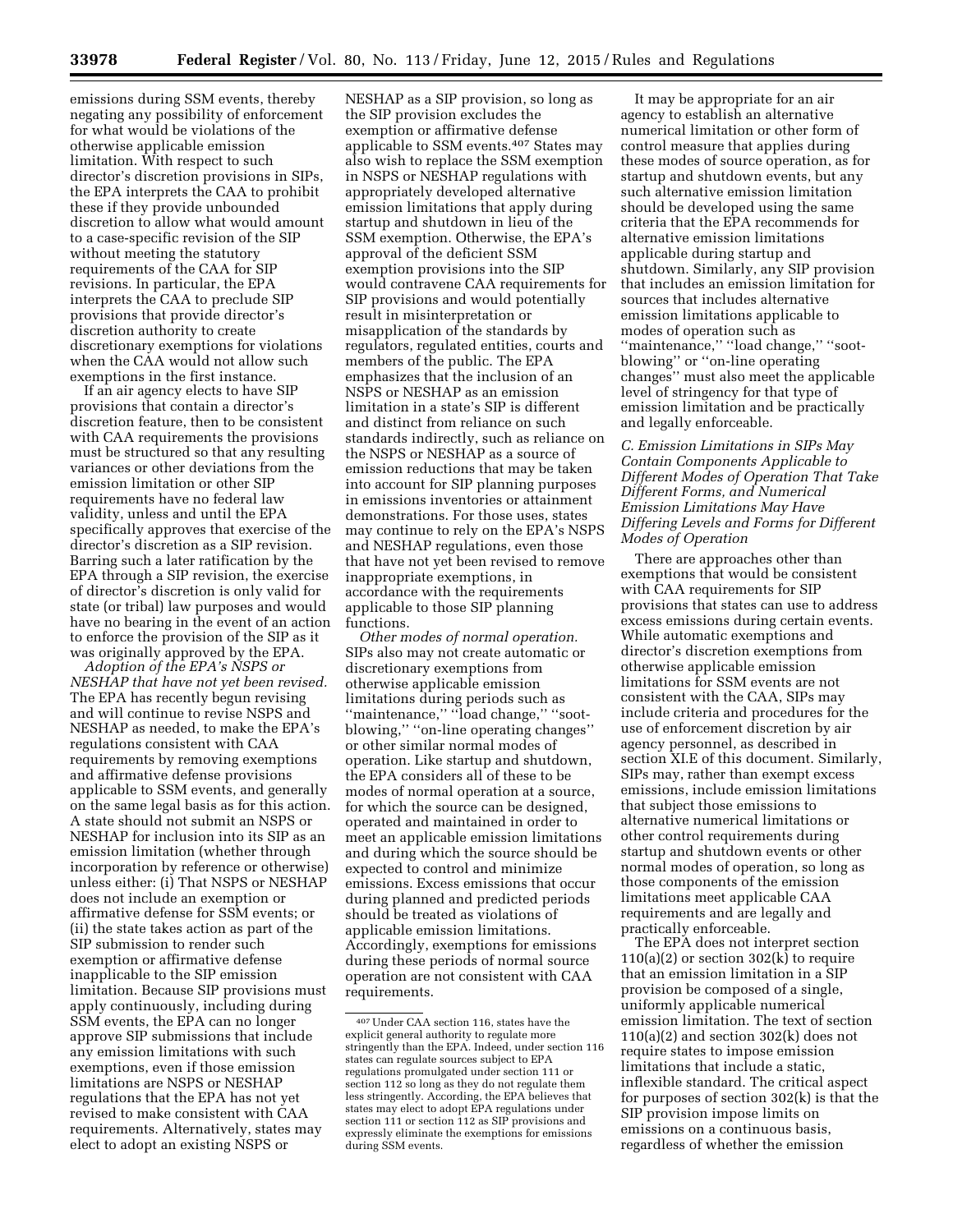emissions during SSM events, thereby negating any possibility of enforcement for what would be violations of the otherwise applicable emission limitation. With respect to such director's discretion provisions in SIPs, the EPA interprets the CAA to prohibit these if they provide unbounded discretion to allow what would amount to a case-specific revision of the SIP without meeting the statutory requirements of the CAA for SIP revisions. In particular, the EPA interprets the CAA to preclude SIP provisions that provide director's discretion authority to create discretionary exemptions for violations when the CAA would not allow such exemptions in the first instance.

If an air agency elects to have SIP provisions that contain a director's discretion feature, then to be consistent with CAA requirements the provisions must be structured so that any resulting variances or other deviations from the emission limitation or other SIP requirements have no federal law validity, unless and until the EPA specifically approves that exercise of the director's discretion as a SIP revision. Barring such a later ratification by the EPA through a SIP revision, the exercise of director's discretion is only valid for state (or tribal) law purposes and would have no bearing in the event of an action to enforce the provision of the SIP as it was originally approved by the EPA.

*Adoption of the EPA's NSPS or NESHAP that have not yet been revised.* The EPA has recently begun revising and will continue to revise NSPS and NESHAP as needed, to make the EPA's regulations consistent with CAA requirements by removing exemptions and affirmative defense provisions applicable to SSM events, and generally on the same legal basis as for this action. A state should not submit an NSPS or NESHAP for inclusion into its SIP as an emission limitation (whether through incorporation by reference or otherwise) unless either: (i) That NSPS or NESHAP does not include an exemption or affirmative defense for SSM events; or (ii) the state takes action as part of the SIP submission to render such exemption or affirmative defense inapplicable to the SIP emission limitation. Because SIP provisions must apply continuously, including during SSM events, the EPA can no longer approve SIP submissions that include any emission limitations with such exemptions, even if those emission limitations are NSPS or NESHAP regulations that the EPA has not yet revised to make consistent with CAA requirements. Alternatively, states may elect to adopt an existing NSPS or NESHAP as a SIP provision, so long as the SIP provision excludes the exemption or affirmative defense applicable to SSM events.[407] States may also wish to replace the SSM exemption in NSPS or NESHAP regulations with appropriately developed alternative emission limitations that apply during startup and shutdown in lieu of the SSM exemption. Otherwise, the EPA's approval of the deficient SSM exemption provisions into the SIP would contravene CAA requirements for SIP provisions and would potentially result in misinterpretation or misapplication of the standards by regulators, regulated entities, courts and members of the public. The EPA emphasizes that the inclusion of an NSPS or NESHAP as an emission limitation in a state's SIP is different and distinct from reliance on such standards indirectly, such as reliance on the NSPS or NESHAP as a source of emission reductions that may be taken into account for SIP planning purposes in emissions inventories or attainment demonstrations. For those uses, states may continue to rely on the EPA's NSPS and NESHAP regulations, even those that have not yet been revised to remove inappropriate exemptions, in accordance with the requirements applicable to those SIP planning functions.

*Other modes of normal operation.* SIPs also may not create automatic or discretionary exemptions from otherwise applicable emission limitations during periods such as "maintenance," "load change," "soot-blowing," "on-line operating changes" or other similar normal modes of operation. Like startup and shutdown, the EPA considers all of these to be modes of normal operation at a source, for which the source can be designed, operated and maintained in order to meet an applicable emission limitations and during which the source should be expected to control and minimize emissions. Excess emissions that occur during planned and predicted periods should be treated as violations of applicable emission limitations. Accordingly, exemptions for emissions during these periods of normal source operation are not consistent with CAA requirements.

[407] Under CAA section 116, states have the explicit general authority to regulate more stringently than the EPA. Indeed, under section 116 states can regulate sources subject to EPA regulations promulgated under section 111 or section 112 so long as they do not regulate them less stringently. According, the EPA believes that states may elect to adopt EPA regulations under section 111 or section 112 as SIP provisions and expressly eliminate the exemptions for emissions during SSM events.

It may be appropriate for an air agency to establish an alternative numerical limitation or other form of control measure that applies during these modes of source operation, as for startup and shutdown events, but any such alternative emission limitation should be developed using the same criteria that the EPA recommends for alternative emission limitations applicable during startup and shutdown. Similarly, any SIP provision that includes an emission limitation for sources that includes alternative emission limitations applicable to modes of operation such as "maintenance," "load change," "soot-blowing" or "on-line operating changes" must also meet the applicable level of stringency for that type of emission limitation and be practically and legally enforceable.

### *C. Emission Limitations in SIPs May Contain Components Applicable to Different Modes of Operation That Take Different Forms, and Numerical Emission Limitations May Have Differing Levels and Forms for Different Modes of Operation*

There are approaches other than exemptions that would be consistent with CAA requirements for SIP provisions that states can use to address excess emissions during certain events. While automatic exemptions and director's discretion exemptions from otherwise applicable emission limitations for SSM events are not consistent with the CAA, SIPs may include criteria and procedures for the use of enforcement discretion by air agency personnel, as described in section XI.E of this document. Similarly, SIPs may, rather than exempt excess emissions, include emission limitations that subject those emissions to alternative numerical limitations or other control requirements during startup and shutdown events or other normal modes of operation, so long as those components of the emission limitations meet applicable CAA requirements and are legally and practically enforceable.

The EPA does not interpret section 110(a)(2) or section 302(k) to require that an emission limitation in a SIP provision be composed of a single, uniformly applicable numerical emission limitation. The text of section 110(a)(2) and section 302(k) does not require states to impose emission limitations that include a static, inflexible standard. The critical aspect for purposes of section 302(k) is that the SIP provision impose limits on emissions on a continuous basis, regardless of whether the emission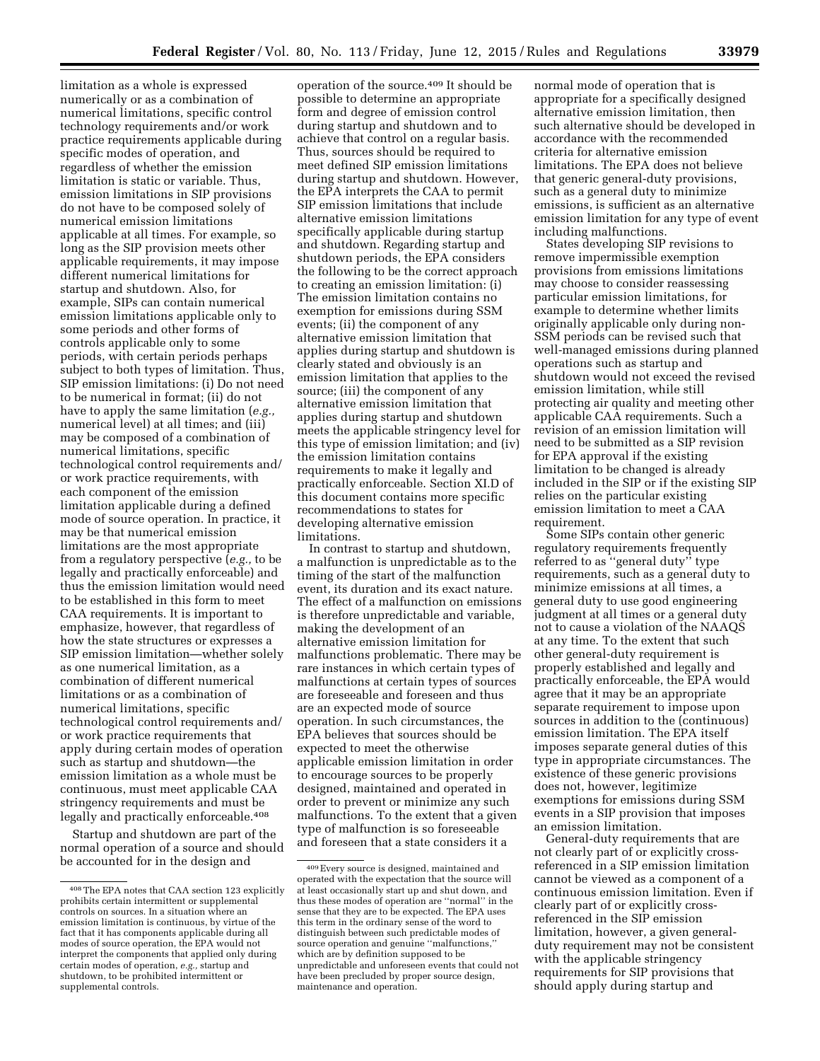limitation as a whole is expressed numerically or as a combination of numerical limitations, specific control technology requirements and/or work practice requirements applicable during specific modes of operation, and regardless of whether the emission limitation is static or variable. Thus, emission limitations in SIP provisions do not have to be composed solely of numerical emission limitations applicable at all times. For example, so long as the SIP provision meets other applicable requirements, it may impose different numerical limitations for startup and shutdown. Also, for example, SIPs can contain numerical emission limitations applicable only to some periods and other forms of controls applicable only to some periods, with certain periods perhaps subject to both types of limitation. Thus, SIP emission limitations: (i) Do not need to be numerical in format; (ii) do not have to apply the same limitation (*e.g.,* numerical level) at all times; and (iii) may be composed of a combination of numerical limitations, specific technological control requirements and/or work practice requirements, with each component of the emission limitation applicable during a defined mode of source operation. In practice, it may be that numerical emission limitations are the most appropriate from a regulatory perspective (*e.g.,* to be legally and practically enforceable) and thus the emission limitation would need to be established in this form to meet CAA requirements. It is important to emphasize, however, that regardless of how the state structures or expresses a SIP emission limitation—whether solely as one numerical limitation, as a combination of different numerical limitations or as a combination of numerical limitations, specific technological control requirements and/or work practice requirements that apply during certain modes of operation such as startup and shutdown—the emission limitation as a whole must be continuous, must meet applicable CAA stringency requirements and must be legally and practically enforceable.[408]

Startup and shutdown are part of the normal operation of a source and should be accounted for in the design and operation of the source.[409] It should be possible to determine an appropriate form and degree of emission control during startup and shutdown and to achieve that control on a regular basis. Thus, sources should be required to meet defined SIP emission limitations during startup and shutdown. However, the EPA interprets the CAA to permit SIP emission limitations that include alternative emission limitations specifically applicable during startup and shutdown. Regarding startup and shutdown periods, the EPA considers the following to be the correct approach to creating an emission limitation: (i) The emission limitation contains no exemption for emissions during SSM events; (ii) the component of any alternative emission limitation that applies during startup and shutdown is clearly stated and obviously is an emission limitation that applies to the source; (iii) the component of any alternative emission limitation that applies during startup and shutdown meets the applicable stringency level for this type of emission limitation; and (iv) the emission limitation contains requirements to make it legally and practically enforceable. Section XI.D of this document contains more specific recommendations to states for developing alternative emission limitations.

In contrast to startup and shutdown, a malfunction is unpredictable as to the timing of the start of the malfunction event, its duration and its exact nature. The effect of a malfunction on emissions is therefore unpredictable and variable, making the development of an alternative emission limitation for malfunctions problematic. There may be rare instances in which certain types of malfunctions at certain types of sources are foreseeable and foreseen and thus are an expected mode of source operation. In such circumstances, the EPA believes that sources should be expected to meet the otherwise applicable emission limitation in order to encourage sources to be properly designed, maintained and operated in order to prevent or minimize any such malfunctions. To the extent that a given type of malfunction is so foreseeable and foreseen that a state considers it a normal mode of operation that is appropriate for a specifically designed alternative emission limitation, then such alternative should be developed in accordance with the recommended criteria for alternative emission limitations. The EPA does not believe that generic general-duty provisions, such as a general duty to minimize emissions, is sufficient as an alternative emission limitation for any type of event including malfunctions.

States developing SIP revisions to remove impermissible exemption provisions from emissions limitations may choose to consider reassessing particular emission limitations, for example to determine whether limits originally applicable only during non-SSM periods can be revised such that well-managed emissions during planned operations such as startup and shutdown would not exceed the revised emission limitation, while still protecting air quality and meeting other applicable CAA requirements. Such a revision of an emission limitation will need to be submitted as a SIP revision for EPA approval if the existing limitation to be changed is already included in the SIP or if the existing SIP relies on the particular existing emission limitation to meet a CAA requirement.

Some SIPs contain other generic regulatory requirements frequently referred to as "general duty" type requirements, such as a general duty to minimize emissions at all times, a general duty to use good engineering judgment at all times or a general duty not to cause a violation of the NAAQS at any time. To the extent that such other general-duty requirement is properly established and legally and practically enforceable, the EPA would agree that it may be an appropriate separate requirement to impose upon sources in addition to the (continuous) emission limitation. The EPA itself imposes separate general duties of this type in appropriate circumstances. The existence of these generic provisions does not, however, legitimize exemptions for emissions during SSM events in a SIP provision that imposes an emission limitation.

General-duty requirements that are not clearly part of or explicitly cross-referenced in a SIP emission limitation cannot be viewed as a component of a continuous emission limitation. Even if clearly part of or explicitly cross-referenced in the SIP emission limitation, however, a given general-duty requirement may not be consistent with the applicable stringency requirements for SIP provisions that should apply during startup and

---

[408] The EPA notes that CAA section 123 explicitly prohibits certain intermittent or supplemental controls on sources. In a situation where an emission limitation is continuous, by virtue of the fact that it has components applicable during all modes of source operation, the EPA would not interpret the components that applied only during certain modes of operation, *e.g.,* startup and shutdown, to be prohibited intermittent or supplemental controls.

[409] Every source is designed, maintained and operated with the expectation that the source will at least occasionally start up and shut down, and thus these modes of operation are "normal" in the sense that they are to be expected. The EPA uses this term in the ordinary sense of the word to distinguish between such predictable modes of source operation and genuine "malfunctions," which are by definition supposed to be unpredictable and unforeseen events that could not have been precluded by proper source design, maintenance and operation.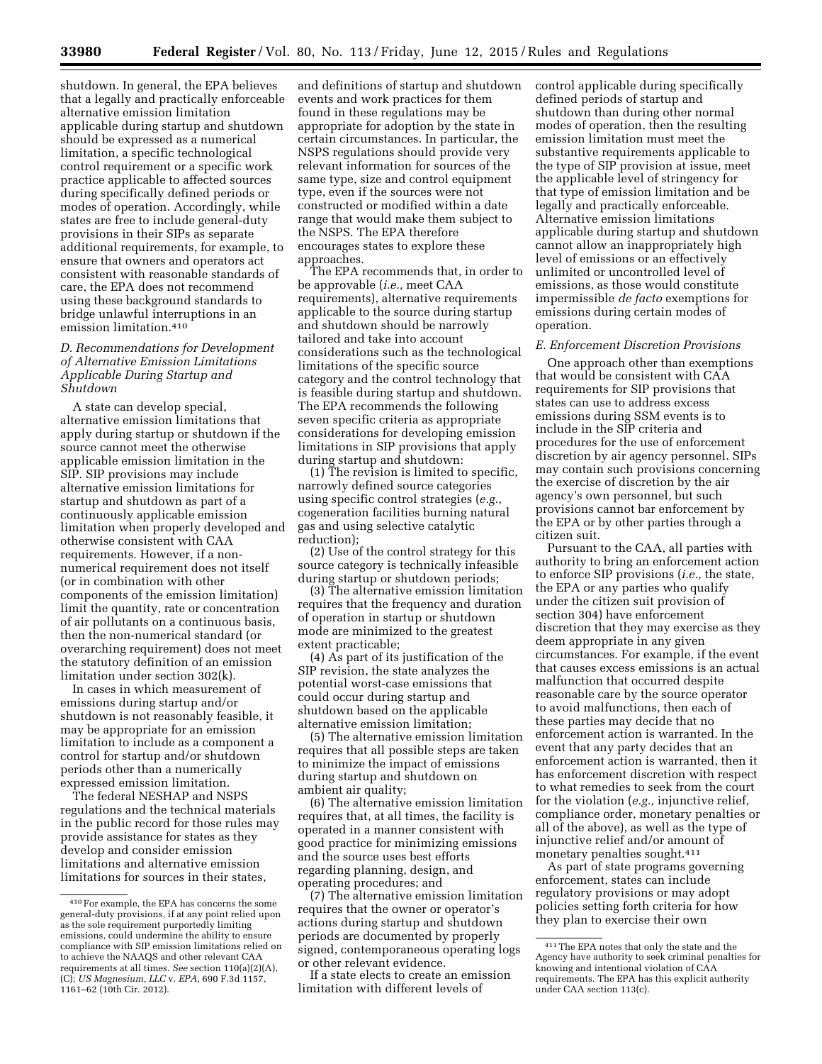shutdown. In general, the EPA believes that a legally and practically enforceable alternative emission limitation applicable during startup and shutdown should be expressed as a numerical limitation, a specific technological control requirement or a specific work practice applicable to affected sources during specifically defined periods or modes of operation. Accordingly, while states are free to include general-duty provisions in their SIPs as separate additional requirements, for example, to ensure that owners and operators act consistent with reasonable standards of care, the EPA does not recommend using these background standards to bridge unlawful interruptions in an emission limitation.[410]

### D. Recommendations for Development of Alternative Emission Limitations Applicable During Startup and Shutdown

A state can develop special, alternative emission limitations that apply during startup or shutdown if the source cannot meet the otherwise applicable emission limitation in the SIP. SIP provisions may include alternative emission limitations for startup and shutdown as part of a continuously applicable emission limitation when properly developed and otherwise consistent with CAA requirements. However, if a non-numerical requirement does not itself (or in combination with other components of the emission limitation) limit the quantity, rate or concentration of air pollutants on a continuous basis, then the non-numerical standard (or overarching requirement) does not meet the statutory definition of an emission limitation under section 302(k).

In cases in which measurement of emissions during startup and/or shutdown is not reasonably feasible, it may be appropriate for an emission limitation to include as a component a control for startup and/or shutdown periods other than a numerically expressed emission limitation.

The federal NESHAP and NSPS regulations and the technical materials in the public record for those rules may provide assistance for states as they develop and consider emission limitations and alternative emission limitations for sources in their states, and definitions of startup and shutdown events and work practices for them found in these regulations may be appropriate for adoption by the state in certain circumstances. In particular, the NSPS regulations should provide very relevant information for sources of the same type, size and control equipment type, even if the sources were not constructed or modified within a date range that would make them subject to the NSPS. The EPA therefore encourages states to explore these approaches.

The EPA recommends that, in order to be approvable (*i.e.,* meet CAA requirements), alternative requirements applicable to the source during startup and shutdown should be narrowly tailored and take into account considerations such as the technological limitations of the specific source category and the control technology that is feasible during startup and shutdown. The EPA recommends the following seven specific criteria as appropriate considerations for developing emission limitations in SIP provisions that apply during startup and shutdown:

(1) The revision is limited to specific, narrowly defined source categories using specific control strategies (*e.g.,* cogeneration facilities burning natural gas and using selective catalytic reduction);

(2) Use of the control strategy for this source category is technically infeasible during startup or shutdown periods;

(3) The alternative emission limitation requires that the frequency and duration of operation in startup or shutdown mode are minimized to the greatest extent practicable;

(4) As part of its justification of the SIP revision, the state analyzes the potential worst-case emissions that could occur during startup and shutdown based on the applicable alternative emission limitation;

(5) The alternative emission limitation requires that all possible steps are taken to minimize the impact of emissions during startup and shutdown on ambient air quality;

(6) The alternative emission limitation requires that, at all times, the facility is operated in a manner consistent with good practice for minimizing emissions and the source uses best efforts regarding planning, design, and operating procedures; and

(7) The alternative emission limitation requires that the owner or operator's actions during startup and shutdown periods are documented by properly signed, contemporaneous operating logs or other relevant evidence.

If a state elects to create an emission limitation with different levels of control applicable during specifically defined periods of startup and shutdown than during other normal modes of operation, then the resulting emission limitation must meet the substantive requirements applicable to the type of SIP provision at issue, meet the applicable level of stringency for that type of emission limitation and be legally and practically enforceable. Alternative emission limitations applicable during startup and shutdown cannot allow an inappropriately high level of emissions or an effectively unlimited or uncontrolled level of emissions, as those would constitute impermissible *de facto* exemptions for emissions during certain modes of operation.

### E. Enforcement Discretion Provisions

One approach other than exemptions that would be consistent with CAA requirements for SIP provisions that states can use to address excess emissions during SSM events is to include in the SIP criteria and procedures for the use of enforcement discretion by air agency personnel. SIPs may contain such provisions concerning the exercise of discretion by the air agency's own personnel, but such provisions cannot bar enforcement by the EPA or by other parties through a citizen suit.

Pursuant to the CAA, all parties with authority to bring an enforcement action to enforce SIP provisions (*i.e.,* the state, the EPA or any parties who qualify under the citizen suit provision of section 304) have enforcement discretion that they may exercise as they deem appropriate in any given circumstances. For example, if the event that causes excess emissions is an actual malfunction that occurred despite reasonable care by the source operator to avoid malfunctions, then each of these parties may decide that no enforcement action is warranted. In the event that any party decides that an enforcement action is warranted, then it has enforcement discretion with respect to what remedies to seek from the court for the violation (*e.g.,* injunctive relief, compliance order, monetary penalties or all of the above), as well as the type of injunctive relief and/or amount of monetary penalties sought.[411]

As part of state programs governing enforcement, states can include regulatory provisions or may adopt policies setting forth criteria for how they plan to exercise their own

---

[410] For example, the EPA has concerns the some general-duty provisions, if at any point relied upon as the sole requirement purportedly limiting emissions, could undermine the ability to ensure compliance with SIP emission limitations relied on to achieve the NAAQS and other relevant CAA requirements at all times. *See* section 110(a)(2)(A), (C); *US Magnesium, LLC* v. *EPA*, 690 F.3d 1157, 1161–62 (10th Cir. 2012).

[411] The EPA notes that only the state and the Agency have authority to seek criminal penalties for knowing and intentional violation of CAA requirements. The EPA has this explicit authority under CAA section 113(c).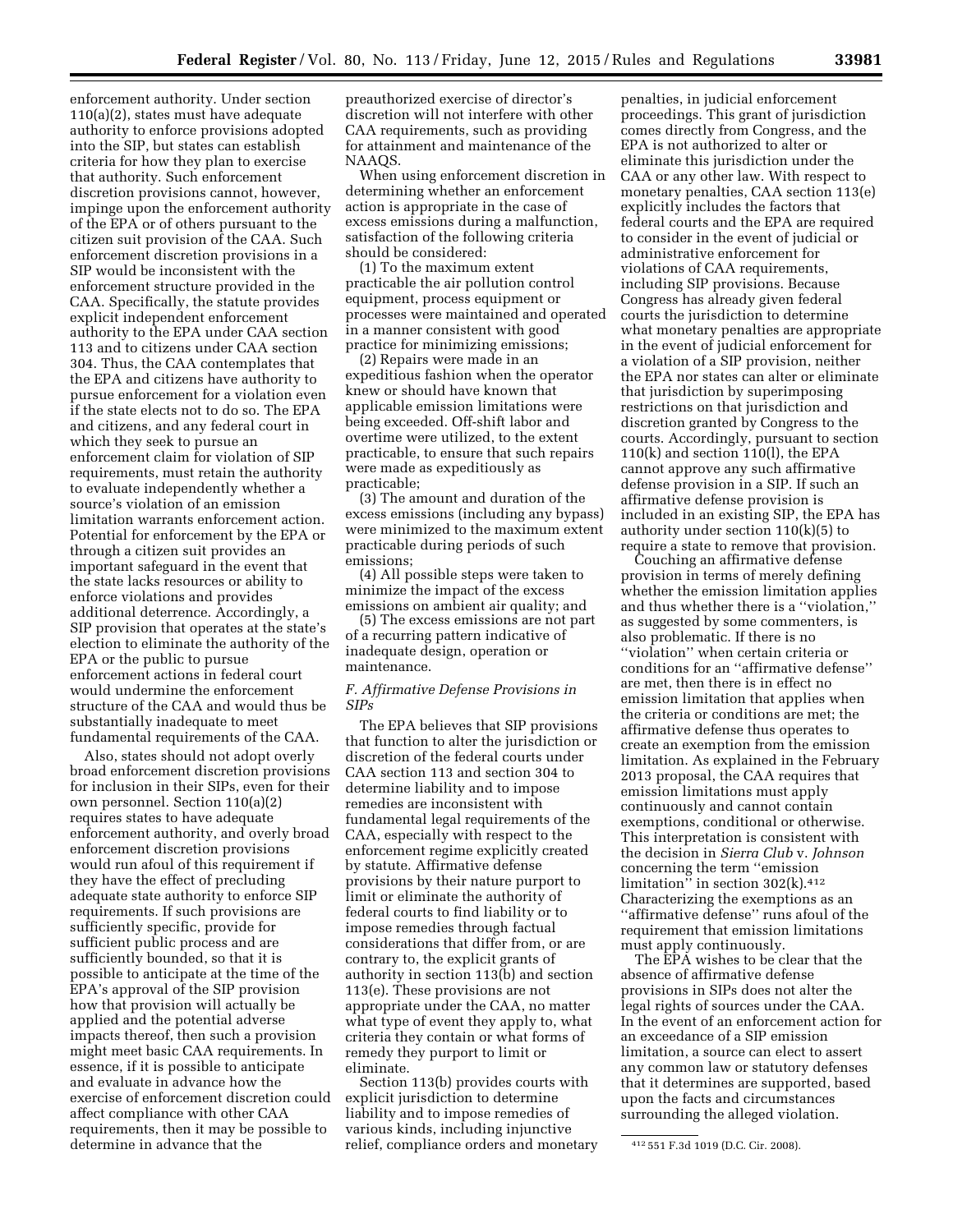enforcement authority. Under section 110(a)(2), states must have adequate authority to enforce provisions adopted into the SIP, but states can establish criteria for how they plan to exercise that authority. Such enforcement discretion provisions cannot, however, impinge upon the enforcement authority of the EPA or of others pursuant to the citizen suit provision of the CAA. Such enforcement discretion provisions in a SIP would be inconsistent with the enforcement structure provided in the CAA. Specifically, the statute provides explicit independent enforcement authority to the EPA under CAA section 113 and to citizens under CAA section 304. Thus, the CAA contemplates that the EPA and citizens have authority to pursue enforcement for a violation even if the state elects not to do so. The EPA and citizens, and any federal court in which they seek to pursue an enforcement claim for violation of SIP requirements, must retain the authority to evaluate independently whether a source's violation of an emission limitation warrants enforcement action. Potential for enforcement by the EPA or through a citizen suit provides an important safeguard in the event that the state lacks resources or ability to enforce violations and provides additional deterrence. Accordingly, a SIP provision that operates at the state's election to eliminate the authority of the EPA or the public to pursue enforcement actions in federal court would undermine the enforcement structure of the CAA and would thus be substantially inadequate to meet fundamental requirements of the CAA.

Also, states should not adopt overly broad enforcement discretion provisions for inclusion in their SIPs, even for their own personnel. Section 110(a)(2) requires states to have adequate enforcement authority, and overly broad enforcement discretion provisions would run afoul of this requirement if they have the effect of precluding adequate state authority to enforce SIP requirements. If such provisions are sufficiently specific, provide for sufficient public process and are sufficiently bounded, so that it is possible to anticipate at the time of the EPA's approval of the SIP provision how that provision will actually be applied and the potential adverse impacts thereof, then such a provision might meet basic CAA requirements. In essence, if it is possible to anticipate and evaluate in advance how the exercise of enforcement discretion could affect compliance with other CAA requirements, then it may be possible to determine in advance that the preauthorized exercise of director's discretion will not interfere with other CAA requirements, such as providing for attainment and maintenance of the NAAQS.

When using enforcement discretion in determining whether an enforcement action is appropriate in the case of excess emissions during a malfunction, satisfaction of the following criteria should be considered:

(1) To the maximum extent practicable the air pollution control equipment, process equipment or processes were maintained and operated in a manner consistent with good practice for minimizing emissions;

(2) Repairs were made in an expeditious fashion when the operator knew or should have known that applicable emission limitations were being exceeded. Off-shift labor and overtime were utilized, to the extent practicable, to ensure that such repairs were made as expeditiously as practicable;

(3) The amount and duration of the excess emissions (including any bypass) were minimized to the maximum extent practicable during periods of such emissions;

(4) All possible steps were taken to minimize the impact of the excess emissions on ambient air quality; and

(5) The excess emissions are not part of a recurring pattern indicative of inadequate design, operation or maintenance.

### *F. Affirmative Defense Provisions in SIPs*

The EPA believes that SIP provisions that function to alter the jurisdiction or discretion of the federal courts under CAA section 113 and section 304 to determine liability and to impose remedies are inconsistent with fundamental legal requirements of the CAA, especially with respect to the enforcement regime explicitly created by statute. Affirmative defense provisions by their nature purport to limit or eliminate the authority of federal courts to find liability or to impose remedies through factual considerations that differ from, or are contrary to, the explicit grants of authority in section 113(b) and section 113(e). These provisions are not appropriate under the CAA, no matter what type of event they apply to, what criteria they contain or what forms of remedy they purport to limit or eliminate.

Section 113(b) provides courts with explicit jurisdiction to determine liability and to impose remedies of various kinds, including injunctive relief, compliance orders and monetary penalties, in judicial enforcement proceedings. This grant of jurisdiction comes directly from Congress, and the EPA is not authorized to alter or eliminate this jurisdiction under the CAA or any other law. With respect to monetary penalties, CAA section 113(e) explicitly includes the factors that federal courts and the EPA are required to consider in the event of judicial or administrative enforcement for violations of CAA requirements, including SIP provisions. Because Congress has already given federal courts the jurisdiction to determine what monetary penalties are appropriate in the event of judicial enforcement for a violation of a SIP provision, neither the EPA nor states can alter or eliminate that jurisdiction by superimposing restrictions on that jurisdiction and discretion granted by Congress to the courts. Accordingly, pursuant to section 110(k) and section 110(l), the EPA cannot approve any such affirmative defense provision in a SIP. If such an affirmative defense provision is included in an existing SIP, the EPA has authority under section 110(k)(5) to require a state to remove that provision.

Couching an affirmative defense provision in terms of merely defining whether the emission limitation applies and thus whether there is a "violation," as suggested by some commenters, is also problematic. If there is no "violation" when certain criteria or conditions for an "affirmative defense" are met, then there is in effect no emission limitation that applies when the criteria or conditions are met; the affirmative defense thus operates to create an exemption from the emission limitation. As explained in the February 2013 proposal, the CAA requires that emission limitations must apply continuously and cannot contain exemptions, conditional or otherwise. This interpretation is consistent with the decision in *Sierra Club* v. *Johnson* concerning the term "emission limitation" in section 302(k).[412] Characterizing the exemptions as an "affirmative defense" runs afoul of the requirement that emission limitations must apply continuously.

The EPA wishes to be clear that the absence of affirmative defense provisions in SIPs does not alter the legal rights of sources under the CAA. In the event of an enforcement action for an exceedance of a SIP emission limitation, a source can elect to assert any common law or statutory defenses that it determines are supported, based upon the facts and circumstances surrounding the alleged violation.

[412] 551 F.3d 1019 (D.C. Cir. 2008).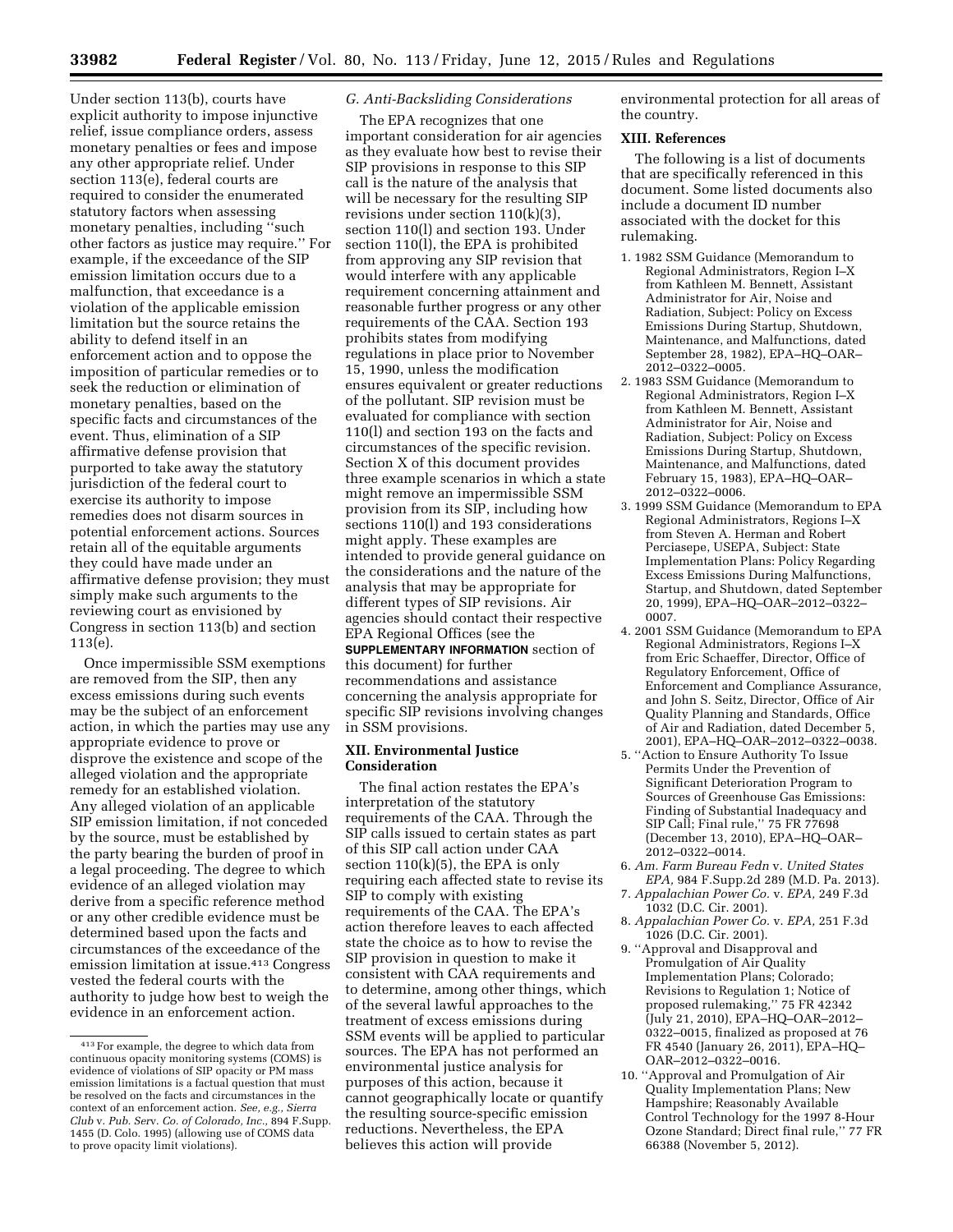Under section 113(b), courts have explicit authority to impose injunctive relief, issue compliance orders, assess monetary penalties or fees and impose any other appropriate relief. Under section 113(e), federal courts are required to consider the enumerated statutory factors when assessing monetary penalties, including "such other factors as justice may require." For example, if the exceedance of the SIP emission limitation occurs due to a malfunction, that exceedance is a violation of the applicable emission limitation but the source retains the ability to defend itself in an enforcement action and to oppose the imposition of particular remedies or to seek the reduction or elimination of monetary penalties, based on the specific facts and circumstances of the event. Thus, elimination of a SIP affirmative defense provision that purported to take away the statutory jurisdiction of the federal court to exercise its authority to impose remedies does not disarm sources in potential enforcement actions. Sources retain all of the equitable arguments they could have made under an affirmative defense provision; they must simply make such arguments to the reviewing court as envisioned by Congress in section 113(b) and section 113(e).

Once impermissible SSM exemptions are removed from the SIP, then any excess emissions during such events may be the subject of an enforcement action, in which the parties may use any appropriate evidence to prove or disprove the existence and scope of the alleged violation and the appropriate remedy for an established violation. Any alleged violation of an applicable SIP emission limitation, if not conceded by the source, must be established by the party bearing the burden of proof in a legal proceeding. The degree to which evidence of an alleged violation may derive from a specific reference method or any other credible evidence must be determined based upon the facts and circumstances of the exceedance of the emission limitation at issue.[413] Congress vested the federal courts with the authority to judge how best to weigh the evidence in an enforcement action.

[413] For example, the degree to which data from continuous opacity monitoring systems (COMS) is evidence of violations of SIP opacity or PM mass emission limitations is a factual question that must be resolved on the facts and circumstances in the context of an enforcement action. *See, e.g., Sierra Club* v. *Pub. Serv. Co. of Colorado, Inc.,* 894 F.Supp. 1455 (D. Colo. 1995) (allowing use of COMS data to prove opacity limit violations).

### *G. Anti-Backsliding Considerations*

The EPA recognizes that one important consideration for air agencies as they evaluate how best to revise their SIP provisions in response to this SIP call is the nature of the analysis that will be necessary for the resulting SIP revisions under section 110(k)(3), section 110(l) and section 193. Under section 110(l), the EPA is prohibited from approving any SIP revision that would interfere with any applicable requirement concerning attainment and reasonable further progress or any other requirements of the CAA. Section 193 prohibits states from modifying regulations in place prior to November 15, 1990, unless the modification ensures equivalent or greater reductions of the pollutant. SIP revision must be evaluated for compliance with section 110(l) and section 193 on the facts and circumstances of the specific revision. Section X of this document provides three example scenarios in which a state might remove an impermissible SSM provision from its SIP, including how sections 110(l) and 193 considerations might apply. These examples are intended to provide general guidance on the considerations and the nature of the analysis that may be appropriate for different types of SIP revisions. Air agencies should contact their respective EPA Regional Offices (see the **SUPPLEMENTARY INFORMATION** section of this document) for further recommendations and assistance concerning the analysis appropriate for specific SIP revisions involving changes in SSM provisions.

## XII. Environmental Justice Consideration

The final action restates the EPA's interpretation of the statutory requirements of the CAA. Through the SIP calls issued to certain states as part of this SIP call action under CAA section 110(k)(5), the EPA is only requiring each affected state to revise its SIP to comply with existing requirements of the CAA. The EPA's action therefore leaves to each affected state the choice as to how to revise the SIP provision in question to make it consistent with CAA requirements and to determine, among other things, which of the several lawful approaches to the treatment of excess emissions during SSM events will be applied to particular sources. The EPA has not performed an environmental justice analysis for purposes of this action, because it cannot geographically locate or quantify the resulting source-specific emission reductions. Nevertheless, the EPA believes this action will provide environmental protection for all areas of the country.

## XIII. References

The following is a list of documents that are specifically referenced in this document. Some listed documents also include a document ID number associated with the docket for this rulemaking.

1. 1982 SSM Guidance (Memorandum to Regional Administrators, Region I–X from Kathleen M. Bennett, Assistant Administrator for Air, Noise and Radiation, Subject: Policy on Excess Emissions During Startup, Shutdown, Maintenance, and Malfunctions, dated September 28, 1982), EPA–HQ–OAR–2012–0322–0005.
2. 1983 SSM Guidance (Memorandum to Regional Administrators, Region I–X from Kathleen M. Bennett, Assistant Administrator for Air, Noise and Radiation, Subject: Policy on Excess Emissions During Startup, Shutdown, Maintenance, and Malfunctions, dated February 15, 1983), EPA–HQ–OAR–2012–0322–0006.
3. 1999 SSM Guidance (Memorandum to EPA Regional Administrators, Regions I–X from Steven A. Herman and Robert Perciasepe, USEPA, Subject: State Implementation Plans: Policy Regarding Excess Emissions During Malfunctions, Startup, and Shutdown, dated September 20, 1999), EPA–HQ–OAR–2012–0322–0007.
4. 2001 SSM Guidance (Memorandum to EPA Regional Administrators, Regions I–X from Eric Schaeffer, Director, Office of Regulatory Enforcement, Office of Enforcement and Compliance Assurance, and John S. Seitz, Director, Office of Air Quality Planning and Standards, Office of Air and Radiation, dated December 5, 2001), EPA–HQ–OAR–2012–0322–0038.
5. "Action to Ensure Authority To Issue Permits Under the Prevention of Significant Deterioration Program to Sources of Greenhouse Gas Emissions: Finding of Substantial Inadequacy and SIP Call; Final rule," 75 FR 77698 (December 13, 2010), EPA–HQ–OAR–2012–0322–0014.
6. *Am. Farm Bureau Fedn* v. *United States EPA,* 984 F.Supp.2d 289 (M.D. Pa. 2013).
7. *Appalachian Power Co.* v. *EPA,* 249 F.3d 1032 (D.C. Cir. 2001).
8. *Appalachian Power Co.* v. *EPA,* 251 F.3d 1026 (D.C. Cir. 2001).
9. "Approval and Disapproval and Promulgation of Air Quality Implementation Plans; Colorado; Revisions to Regulation 1; Notice of proposed rulemaking," 75 FR 42342 (July 21, 2010), EPA–HQ–OAR–2012–0322–0015, finalized as proposed at 76 FR 4540 (January 26, 2011), EPA–HQ–OAR–2012–0322–0016.
10. "Approval and Promulgation of Air Quality Implementation Plans; New Hampshire; Reasonably Available Control Technology for the 1997 8-Hour Ozone Standard; Direct final rule," 77 FR 66388 (November 5, 2012).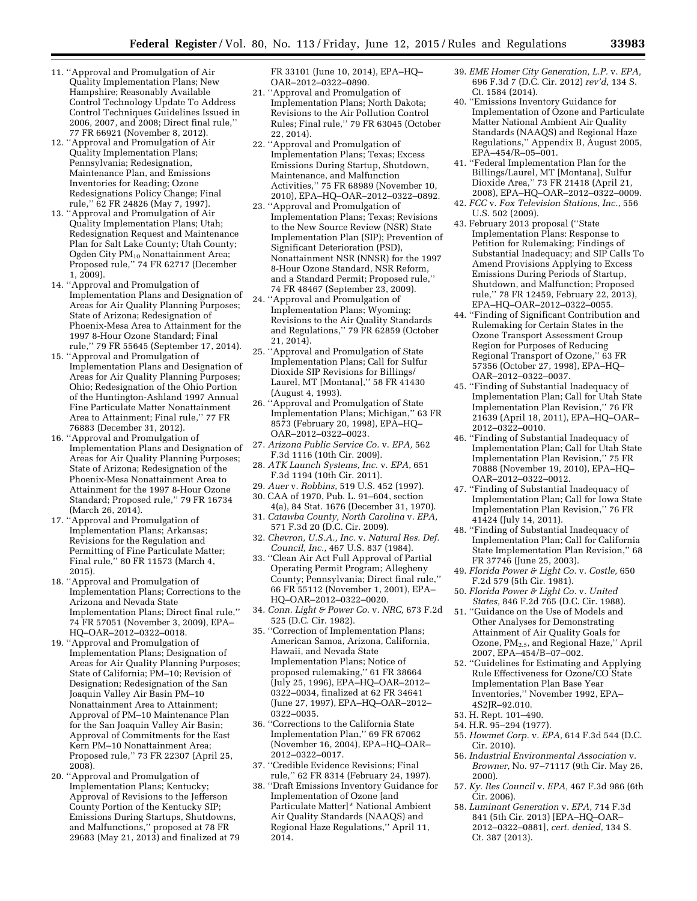11. ''Approval and Promulgation of Air Quality Implementation Plans; New Hampshire; Reasonably Available Control Technology Update To Address Control Techniques Guidelines Issued in 2006, 2007, and 2008; Direct final rule,'' 77 FR 66921 (November 8, 2012).
12. ''Approval and Promulgation of Air Quality Implementation Plans; Pennsylvania; Redesignation, Maintenance Plan, and Emissions Inventories for Reading; Ozone Redesignations Policy Change; Final rule,'' 62 FR 24826 (May 7, 1997).
13. ''Approval and Promulgation of Air Quality Implementation Plans; Utah; Redesignation Request and Maintenance Plan for Salt Lake County; Utah County; Ogden City $PM_{10}$ Nonattainment Area; Proposed rule,'' 74 FR 62717 (December 1, 2009).
14. ''Approval and Promulgation of Implementation Plans and Designation of Areas for Air Quality Planning Purposes; State of Arizona; Redesignation of Phoenix-Mesa Area to Attainment for the 1997 8-Hour Ozone Standard; Final rule,'' 79 FR 55645 (September 17, 2014).
15. ''Approval and Promulgation of Implementation Plans and Designation of Areas for Air Quality Planning Purposes; Ohio; Redesignation of the Ohio Portion of the Huntington-Ashland 1997 Annual Fine Particulate Matter Nonattainment Area to Attainment; Final rule,'' 77 FR 76883 (December 31, 2012).
16. ''Approval and Promulgation of Implementation Plans and Designation of Areas for Air Quality Planning Purposes; State of Arizona; Redesignation of the Phoenix-Mesa Nonattainment Area to Attainment for the 1997 8-Hour Ozone Standard; Proposed rule,'' 79 FR 16734 (March 26, 2014).
17. ''Approval and Promulgation of Implementation Plans; Arkansas; Revisions for the Regulation and Permitting of Fine Particulate Matter; Final rule,'' 80 FR 11573 (March 4, 2015).
18. ''Approval and Promulgation of Implementation Plans; Corrections to the Arizona and Nevada State Implementation Plans; Direct final rule,'' 74 FR 57051 (November 3, 2009), EPA–HQ–OAR–2012–0322–0018.
19. ''Approval and Promulgation of Implementation Plans; Designation of Areas for Air Quality Planning Purposes; State of California; PM–10; Revision of Designation; Redesignation of the San Joaquin Valley Air Basin PM–10 Nonattainment Area to Attainment; Approval of PM–10 Maintenance Plan for the San Joaquin Valley Air Basin; Approval of Commitments for the East Kern PM–10 Nonattainment Area; Proposed rule,'' 73 FR 22307 (April 25, 2008).
20. ''Approval and Promulgation of Implementation Plans; Kentucky; Approval of Revisions to the Jefferson County Portion of the Kentucky SIP; Emissions During Startups, Shutdowns, and Malfunctions,'' proposed at 78 FR 29683 (May 21, 2013) and finalized at 79 FR 33101 (June 10, 2014), EPA–HQ–OAR–2012–0322–0890.
21. ''Approval and Promulgation of Implementation Plans; North Dakota; Revisions to the Air Pollution Control Rules; Final rule,'' 79 FR 63045 (October 22, 2014).
22. ''Approval and Promulgation of Implementation Plans; Texas; Excess Emissions During Startup, Shutdown, Maintenance, and Malfunction Activities,'' 75 FR 68989 (November 10, 2010), EPA–HQ–OAR–2012–0322–0892.
23. ''Approval and Promulgation of Implementation Plans; Texas; Revisions to the New Source Review (NSR) State Implementation Plan (SIP); Prevention of Significant Deterioration (PSD), Nonattainment NSR (NNSR) for the 1997 8-Hour Ozone Standard, NSR Reform, and a Standard Permit; Proposed rule,'' 74 FR 48467 (September 23, 2009).
24. ''Approval and Promulgation of Implementation Plans; Wyoming; Revisions to the Air Quality Standards and Regulations,'' 79 FR 62859 (October 21, 2014).
25. ''Approval and Promulgation of State Implementation Plans; Call for Sulfur Dioxide SIP Revisions for Billings/Laurel, MT [Montana],'' 58 FR 41430 (August 4, 1993).
26. ''Approval and Promulgation of State Implementation Plans; Michigan,'' 63 FR 8573 (February 20, 1998), EPA–HQ–OAR–2012–0322–0023.
27. *Arizona Public Service Co.* v. *EPA,* 562 F.3d 1116 (10th Cir. 2009).
28. *ATK Launch Systems, Inc.* v. *EPA,* 651 F.3d 1194 (10th Cir. 2011).
29. *Auer* v. *Robbins,* 519 U.S. 452 (1997).
30. CAA of 1970, Pub. L. 91–604, section 4(a), 84 Stat. 1676 (December 31, 1970).
31. *Catawba County, North Carolina* v. *EPA,* 571 F.3d 20 (D.C. Cir. 2009).
32. *Chevron, U.S.A., Inc.* v. *Natural Res. Def. Council, Inc.,* 467 U.S. 837 (1984).
33. ''Clean Air Act Full Approval of Partial Operating Permit Program; Allegheny County; Pennsylvania; Direct final rule,'' 66 FR 55112 (November 1, 2001), EPA–HQ–OAR–2012–0322–0020.
34. *Conn. Light & Power Co.* v. *NRC,* 673 F.2d 525 (D.C. Cir. 1982).
35. ''Correction of Implementation Plans; American Samoa, Arizona, California, Hawaii, and Nevada State Implementation Plans; Notice of proposed rulemaking,'' 61 FR 38664 (July 25, 1996), EPA–HQ–OAR–2012–0322–0034, finalized at 62 FR 34641 (June 27, 1997), EPA–HQ–OAR–2012–0322–0035.
36. ''Corrections to the California State Implementation Plan,'' 69 FR 67062 (November 16, 2004), EPA–HQ–OAR–2012–0322–0017.
37. ''Credible Evidence Revisions; Final rule,'' 62 FR 8314 (February 24, 1997).
38. ''Draft Emissions Inventory Guidance for Implementation of Ozone [and Particulate Matter]* National Ambient Air Quality Standards (NAAQS) and Regional Haze Regulations,'' April 11, 2014.
39. *EME Homer City Generation, L.P.* v. *EPA,* 696 F.3d 7 (D.C. Cir. 2012) *rev'd,* 134 S. Ct. 1584 (2014).
40. ''Emissions Inventory Guidance for Implementation of Ozone and Particulate Matter National Ambient Air Quality Standards (NAAQS) and Regional Haze Regulations,'' Appendix B, August 2005, EPA–454/R–05–001.
41. ''Federal Implementation Plan for the Billings/Laurel, MT [Montana], Sulfur Dioxide Area,'' 73 FR 21418 (April 21, 2008), EPA–HQ–OAR–2012–0322–0009.
42. *FCC* v. *Fox Television Stations, Inc.,* 556 U.S. 502 (2009).
43. February 2013 proposal (''State Implementation Plans: Response to Petition for Rulemaking; Findings of Substantial Inadequacy; and SIP Calls To Amend Provisions Applying to Excess Emissions During Periods of Startup, Shutdown, and Malfunction; Proposed rule,'' 78 FR 12459, February 22, 2013), EPA–HQ–OAR–2012–0322–0055.
44. ''Finding of Significant Contribution and Rulemaking for Certain States in the Ozone Transport Assessment Group Region for Purposes of Reducing Regional Transport of Ozone,'' 63 FR 57356 (October 27, 1998), EPA–HQ–OAR–2012–0322–0037.
45. ''Finding of Substantial Inadequacy of Implementation Plan; Call for Utah State Implementation Plan Revision,'' 76 FR 21639 (April 18, 2011), EPA–HQ–OAR–2012–0322–0010.
46. ''Finding of Substantial Inadequacy of Implementation Plan; Call for Utah State Implementation Plan Revision,'' 75 FR 70888 (November 19, 2010), EPA–HQ–OAR–2012–0322–0012.
47. ''Finding of Substantial Inadequacy of Implementation Plan; Call for Iowa State Implementation Plan Revision,'' 76 FR 41424 (July 14, 2011).
48. ''Finding of Substantial Inadequacy of Implementation Plan; Call for California State Implementation Plan Revision,'' 68 FR 37746 (June 25, 2003).
49. *Florida Power & Light Co.* v. *Costle,* 650 F.2d 579 (5th Cir. 1981).
50. *Florida Power & Light Co.* v. *United States,* 846 F.2d 765 (D.C. Cir. 1988).
51. ''Guidance on the Use of Models and Other Analyses for Demonstrating Attainment of Air Quality Goals for Ozone, $PM_{2.5}$, and Regional Haze,'' April 2007, EPA–454/B–07–002.
52. ''Guidelines for Estimating and Applying Rule Effectiveness for Ozone/CO State Implementation Plan Base Year Inventories,'' November 1992, EPA–4S2JR–92.010.
53. H. Rept. 101–490.
54. H.R. 95–294 (1977).
55. *Howmet Corp.* v. *EPA,* 614 F.3d 544 (D.C. Cir. 2010).
56. *Industrial Environmental Association* v. *Browner,* No. 97–71117 (9th Cir. May 26, 2000).
57. *Ky. Res Council* v. *EPA,* 467 F.3d 986 (6th Cir. 2006).
58. *Luminant Generation* v. *EPA,* 714 F.3d 841 (5th Cir. 2013) [EPA–HQ–OAR–2012–0322–0881], *cert. denied,* 134 S. Ct. 387 (2013).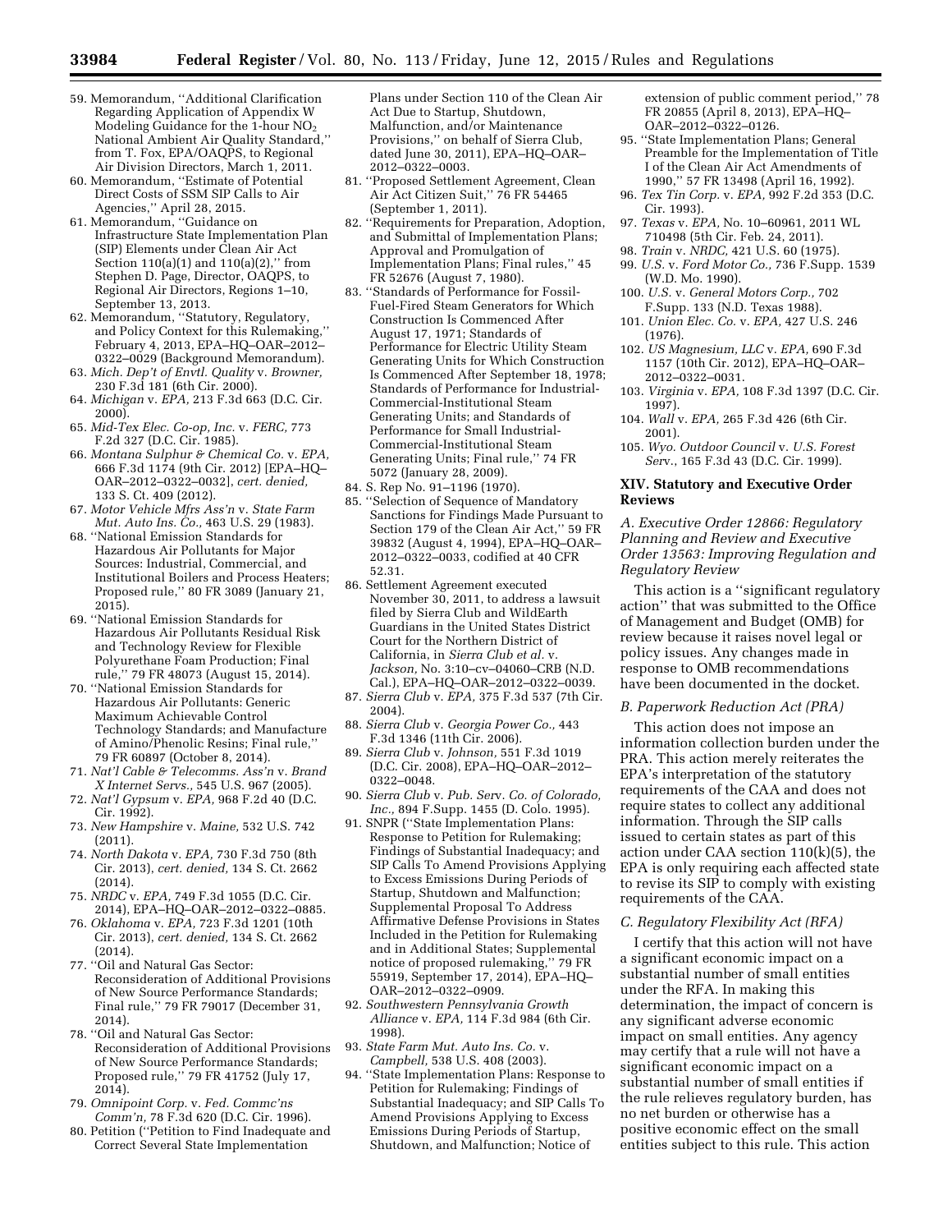59. Memorandum, ''Additional Clarification Regarding Application of Appendix W Modeling Guidance for the 1-hour $NO_2$ National Ambient Air Quality Standard,'' from T. Fox, EPA/OAQPS, to Regional Air Division Directors, March 1, 2011.
60. Memorandum, ''Estimate of Potential Direct Costs of SSM SIP Calls to Air Agencies,'' April 28, 2015.
61. Memorandum, ''Guidance on Infrastructure State Implementation Plan (SIP) Elements under Clean Air Act Section 110(a)(1) and 110(a)(2),'' from Stephen D. Page, Director, OAQPS, to Regional Air Directors, Regions 1–10, September 13, 2013.
62. Memorandum, ''Statutory, Regulatory, and Policy Context for this Rulemaking,'' February 4, 2013, EPA–HQ–OAR–2012–0322–0029 (Background Memorandum).
63. *Mich. Dep't of Envtl. Quality* v. *Browner,* 230 F.3d 181 (6th Cir. 2000).
64. *Michigan* v. *EPA,* 213 F.3d 663 (D.C. Cir. 2000).
65. *Mid-Tex Elec. Co-op, Inc.* v. *FERC,* 773 F.2d 327 (D.C. Cir. 1985).
66. *Montana Sulphur & Chemical Co.* v. *EPA,* 666 F.3d 1174 (9th Cir. 2012) [EPA–HQ–OAR–2012–0322–0032], *cert. denied,* 133 S. Ct. 409 (2012).
67. *Motor Vehicle Mfrs Ass'n* v. *State Farm Mut. Auto Ins. Co.,* 463 U.S. 29 (1983).
68. ''National Emission Standards for Hazardous Air Pollutants for Major Sources: Industrial, Commercial, and Institutional Boilers and Process Heaters; Proposed rule,'' 80 FR 3089 (January 21, 2015).
69. ''National Emission Standards for Hazardous Air Pollutants Residual Risk and Technology Review for Flexible Polyurethane Foam Production; Final rule,'' 79 FR 48073 (August 15, 2014).
70. ''National Emission Standards for Hazardous Air Pollutants: Generic Maximum Achievable Control Technology Standards; and Manufacture of Amino/Phenolic Resins; Final rule,'' 79 FR 60897 (October 8, 2014).
71. *Nat'l Cable & Telecomms. Ass'n* v. *Brand X Internet Servs.,* 545 U.S. 967 (2005).
72. *Nat'l Gypsum* v. *EPA,* 968 F.2d 40 (D.C. Cir. 1992).
73. *New Hampshire* v. *Maine,* 532 U.S. 742 (2011).
74. *North Dakota* v. *EPA,* 730 F.3d 750 (8th Cir. 2013), *cert. denied,* 134 S. Ct. 2662 (2014).
75. *NRDC* v. *EPA,* 749 F.3d 1055 (D.C. Cir. 2014), EPA–HQ–OAR–2012–0322–0885.
76. *Oklahoma* v. *EPA,* 723 F.3d 1201 (10th Cir. 2013), *cert. denied,* 134 S. Ct. 2662 (2014).
77. ''Oil and Natural Gas Sector: Reconsideration of Additional Provisions of New Source Performance Standards; Final rule,'' 79 FR 79017 (December 31, 2014).
78. ''Oil and Natural Gas Sector: Reconsideration of Additional Provisions of New Source Performance Standards; Proposed rule,'' 79 FR 41752 (July 17, 2014).
79. *Omnipoint Corp.* v. *Fed. Commc'ns Comm'n,* 78 F.3d 620 (D.C. Cir. 1996).
80. Petition (''Petition to Find Inadequate and Correct Several State Implementation Plans under Section 110 of the Clean Air Act Due to Startup, Shutdown, Malfunction, and/or Maintenance Provisions,'' on behalf of Sierra Club, dated June 30, 2011), EPA–HQ–OAR–2012–0322–0003.
81. ''Proposed Settlement Agreement, Clean Air Act Citizen Suit,'' 76 FR 54465 (September 1, 2011).
82. ''Requirements for Preparation, Adoption, and Submittal of Implementation Plans; Approval and Promulgation of Implementation Plans; Final rules,'' 45 FR 52676 (August 7, 1980).
83. ''Standards of Performance for Fossil-Fuel-Fired Steam Generators for Which Construction Is Commenced After August 17, 1971; Standards of Performance for Electric Utility Steam Generating Units for Which Construction Is Commenced After September 18, 1978; Standards of Performance for Industrial-Commercial-Institutional Steam Generating Units; and Standards of Performance for Small Industrial-Commercial-Institutional Steam Generating Units; Final rule,'' 74 FR 5072 (January 28, 2009).
84. S. Rep No. 91–1196 (1970).
85. ''Selection of Sequence of Mandatory Sanctions for Findings Made Pursuant to Section 179 of the Clean Air Act,'' 59 FR 39832 (August 4, 1994), EPA–HQ–OAR–2012–0322–0033, codified at 40 CFR 52.31.
86. Settlement Agreement executed November 30, 2011, to address a lawsuit filed by Sierra Club and WildEarth Guardians in the United States District Court for the Northern District of California, in *Sierra Club et al.* v. *Jackson,* No. 3:10–cv–04060–CRB (N.D. Cal.), EPA–HQ–OAR–2012–0322–0039.
87. *Sierra Club* v. *EPA,* 375 F.3d 537 (7th Cir. 2004).
88. *Sierra Club* v. *Georgia Power Co.,* 443 F.3d 1346 (11th Cir. 2006).
89. *Sierra Club* v. *Johnson,* 551 F.3d 1019 (D.C. Cir. 2008), EPA–HQ–OAR–2012–0322–0048.
90. *Sierra Club* v. *Pub. Serv. Co. of Colorado, Inc.,* 894 F.Supp. 1455 (D. Colo. 1995).
91. SNPR (''State Implementation Plans: Response to Petition for Rulemaking; Findings of Substantial Inadequacy; and SIP Calls To Amend Provisions Applying to Excess Emissions During Periods of Startup, Shutdown and Malfunction; Supplemental Proposal To Address Affirmative Defense Provisions in States Included in the Petition for Rulemaking and in Additional States; Supplemental notice of proposed rulemaking,'' 79 FR 55919, September 17, 2014), EPA–HQ–OAR–2012–0322–0909.
92. *Southwestern Pennsylvania Growth Alliance* v. *EPA,* 114 F.3d 984 (6th Cir. 1998).
93. *State Farm Mut. Auto Ins. Co.* v. *Campbell,* 538 U.S. 408 (2003).
94. ''State Implementation Plans: Response to Petition for Rulemaking; Findings of Substantial Inadequacy; and SIP Calls To Amend Provisions Applying to Excess Emissions During Periods of Startup, Shutdown, and Malfunction; Notice of extension of public comment period,'' 78 FR 20855 (April 8, 2013), EPA–HQ–OAR–2012–0322–0126.
95. ''State Implementation Plans; General Preamble for the Implementation of Title I of the Clean Air Act Amendments of 1990,'' 57 FR 13498 (April 16, 1992).
96. *Tex Tin Corp.* v. *EPA,* 992 F.2d 353 (D.C. Cir. 1993).
97. *Texas* v. *EPA,* No. 10–60961, 2011 WL 710498 (5th Cir. Feb. 24, 2011).
98. *Train* v. *NRDC,* 421 U.S. 60 (1975).
99. *U.S.* v. *Ford Motor Co.,* 736 F.Supp. 1539 (W.D. Mo. 1990).
100. *U.S.* v. *General Motors Corp.,* 702 F.Supp. 133 (N.D. Texas 1988).
101. *Union Elec. Co.* v. *EPA,* 427 U.S. 246 (1976).
102. *US Magnesium, LLC* v. *EPA,* 690 F.3d 1157 (10th Cir. 2012), EPA–HQ–OAR–2012–0322–0031.
103. *Virginia* v. *EPA,* 108 F.3d 1397 (D.C. Cir. 1997).
104. *Wall* v. *EPA,* 265 F.3d 426 (6th Cir. 2001).
105. *Wyo. Outdoor Council* v. *U.S. Forest Serv.,* 165 F.3d 43 (D.C. Cir. 1999).

## XIV. Statutory and Executive Order Reviews

### *A. Executive Order 12866: Regulatory Planning and Review and Executive Order 13563: Improving Regulation and Regulatory Review*

This action is a ''significant regulatory action'' that was submitted to the Office of Management and Budget (OMB) for review because it raises novel legal or policy issues. Any changes made in response to OMB recommendations have been documented in the docket.

### *B. Paperwork Reduction Act (PRA)*

This action does not impose an information collection burden under the PRA. This action merely reiterates the EPA's interpretation of the statutory requirements of the CAA and does not require states to collect any additional information. Through the SIP calls issued to certain states as part of this action under CAA section 110(k)(5), the EPA is only requiring each affected state to revise its SIP to comply with existing requirements of the CAA.

### *C. Regulatory Flexibility Act (RFA)*

I certify that this action will not have a significant economic impact on a substantial number of small entities under the RFA. In making this determination, the impact of concern is any significant adverse economic impact on small entities. Any agency may certify that a rule will not have a significant economic impact on a substantial number of small entities if the rule relieves regulatory burden, has no net burden or otherwise has a positive economic effect on the small entities subject to this rule. This action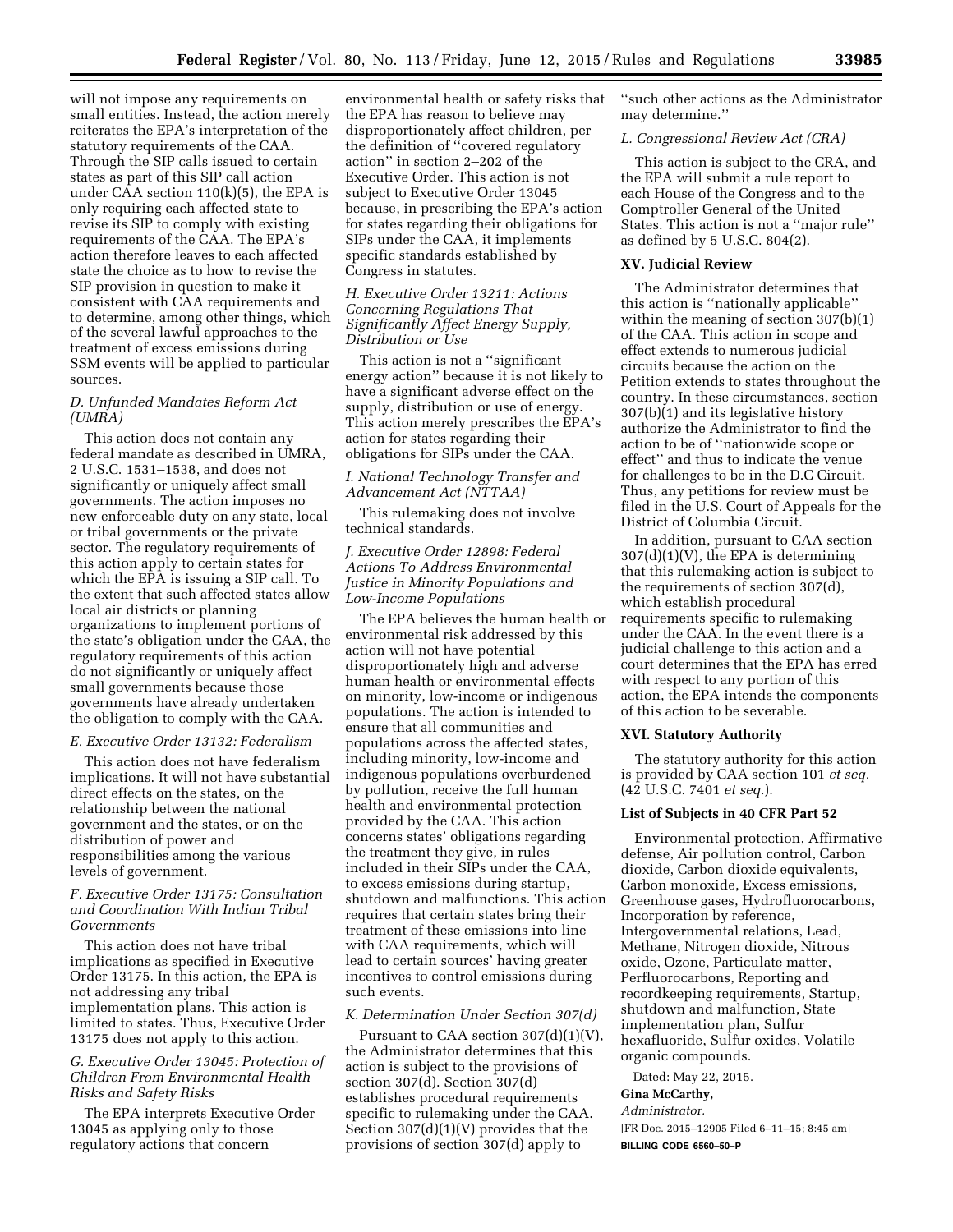will not impose any requirements on small entities. Instead, the action merely reiterates the EPA's interpretation of the statutory requirements of the CAA. Through the SIP calls issued to certain states as part of this SIP call action under CAA section 110(k)(5), the EPA is only requiring each affected state to revise its SIP to comply with existing requirements of the CAA. The EPA's action therefore leaves to each affected state the choice as to how to revise the SIP provision in question to make it consistent with CAA requirements and to determine, among other things, which of the several lawful approaches to the treatment of excess emissions during SSM events will be applied to particular sources.

### D. Unfunded Mandates Reform Act (UMRA)

This action does not contain any federal mandate as described in UMRA, 2 U.S.C. 1531–1538, and does not significantly or uniquely affect small governments. The action imposes no new enforceable duty on any state, local or tribal governments or the private sector. The regulatory requirements of this action apply to certain states for which the EPA is issuing a SIP call. To the extent that such affected states allow local air districts or planning organizations to implement portions of the state's obligation under the CAA, the regulatory requirements of this action do not significantly or uniquely affect small governments because those governments have already undertaken the obligation to comply with the CAA.

### E. Executive Order 13132: Federalism

This action does not have federalism implications. It will not have substantial direct effects on the states, on the relationship between the national government and the states, or on the distribution of power and responsibilities among the various levels of government.

### F. Executive Order 13175: Consultation and Coordination With Indian Tribal Governments

This action does not have tribal implications as specified in Executive Order 13175. In this action, the EPA is not addressing any tribal implementation plans. This action is limited to states. Thus, Executive Order 13175 does not apply to this action.

### G. Executive Order 13045: Protection of Children From Environmental Health Risks and Safety Risks

The EPA interprets Executive Order 13045 as applying only to those regulatory actions that concern environmental health or safety risks that the EPA has reason to believe may disproportionately affect children, per the definition of "covered regulatory action" in section 2–202 of the Executive Order. This action is not subject to Executive Order 13045 because, in prescribing the EPA's action for states regarding their obligations for SIPs under the CAA, it implements specific standards established by Congress in statutes.

### H. Executive Order 13211: Actions Concerning Regulations That Significantly Affect Energy Supply, Distribution or Use

This action is not a "significant energy action" because it is not likely to have a significant adverse effect on the supply, distribution or use of energy. This action merely prescribes the EPA's action for states regarding their obligations for SIPs under the CAA.

### I. National Technology Transfer and Advancement Act (NTTAA)

This rulemaking does not involve technical standards.

### J. Executive Order 12898: Federal Actions To Address Environmental Justice in Minority Populations and Low-Income Populations

The EPA believes the human health or environmental risk addressed by this action will not have potential disproportionately high and adverse human health or environmental effects on minority, low-income or indigenous populations. The action is intended to ensure that all communities and populations across the affected states, including minority, low-income and indigenous populations overburdened by pollution, receive the full human health and environmental protection provided by the CAA. This action concerns states' obligations regarding the treatment they give, in rules included in their SIPs under the CAA, to excess emissions during startup, shutdown and malfunctions. This action requires that certain states bring their treatment of these emissions into line with CAA requirements, which will lead to certain sources' having greater incentives to control emissions during such events.

### K. Determination Under Section 307(d)

Pursuant to CAA section 307(d)(1)(V), the Administrator determines that this action is subject to the provisions of section 307(d). Section 307(d) establishes procedural requirements specific to rulemaking under the CAA. Section 307(d)(1)(V) provides that the provisions of section 307(d) apply to "such other actions as the Administrator may determine."

### L. Congressional Review Act (CRA)

This action is subject to the CRA, and the EPA will submit a rule report to each House of the Congress and to the Comptroller General of the United States. This action is not a "major rule" as defined by 5 U.S.C. 804(2).

## XV. Judicial Review

The Administrator determines that this action is "nationally applicable" within the meaning of section 307(b)(1) of the CAA. This action in scope and effect extends to numerous judicial circuits because the action on the Petition extends to states throughout the country. In these circumstances, section 307(b)(1) and its legislative history authorize the Administrator to find the action to be of "nationwide scope or effect" and thus to indicate the venue for challenges to be in the D.C Circuit. Thus, any petitions for review must be filed in the U.S. Court of Appeals for the District of Columbia Circuit.

In addition, pursuant to CAA section 307(d)(1)(V), the EPA is determining that this rulemaking action is subject to the requirements of section 307(d), which establish procedural requirements specific to rulemaking under the CAA. In the event there is a judicial challenge to this action and a court determines that the EPA has erred with respect to any portion of this action, the EPA intends the components of this action to be severable.

## XVI. Statutory Authority

The statutory authority for this action is provided by CAA section 101 *et seq.* (42 U.S.C. 7401 *et seq.*).

## List of Subjects in 40 CFR Part 52

Environmental protection, Affirmative defense, Air pollution control, Carbon dioxide, Carbon dioxide equivalents, Carbon monoxide, Excess emissions, Greenhouse gases, Hydrofluorocarbons, Incorporation by reference, Intergovernmental relations, Lead, Methane, Nitrogen dioxide, Nitrous oxide, Ozone, Particulate matter, Perfluorocarbons, Reporting and recordkeeping requirements, Startup, shutdown and malfunction, State implementation plan, Sulfur hexafluoride, Sulfur oxides, Volatile organic compounds.

Dated: May 22, 2015.

**Gina McCarthy,**

*Administrator.*

[FR Doc. 2015–12905 Filed 6–11–15; 8:45 am]

**BILLING CODE 6560–50–P**